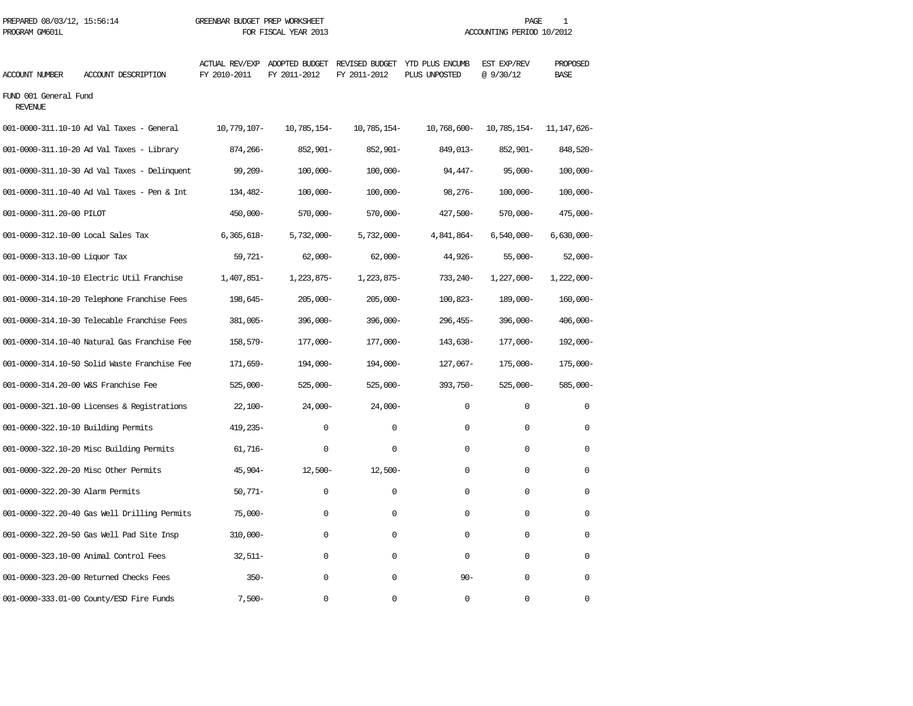PREPARED 08/03/12, 15:56:14 GREENBAR BUDGET PREP WORKSHEET
PROGRAM GM601L FOR FISCAL YEAR 2013 ACCOUNTING PERIOD 10/2012

| ACCOUNT NUMBER | ACCOUNT DESCRIPTION | ACTUAL REV/EXP FY 2010-2011 | ADOPTED BUDGET FY 2011-2012 | REVISED BUDGET FY 2011-2012 | YTD PLUS ENCUMB PLUS UNPOSTED | EST EXP/REV @ 9/30/12 | PROPOSED BASE |
|---|---|---|---|---|---|---|---|
| FUND 001 General Fund | | | | | | | |
| REVENUE | | | | | | | |
| 001-0000-311.10-10 | Ad Val Taxes - General | 10,779,107- | 10,785,154- | 10,785,154- | 10,768,600- | 10,785,154- | 11,147,626- |
| 001-0000-311.10-20 | Ad Val Taxes - Library | 874,266- | 852,901- | 852,901- | 849,013- | 852,901- | 848,520- |
| 001-0000-311.10-30 | Ad Val Taxes - Delinquent | 99,209- | 100,000- | 100,000- | 94,447- | 95,000- | 100,000- |
| 001-0000-311.10-40 | Ad Val Taxes - Pen & Int | 134,482- | 100,000- | 100,000- | 98,276- | 100,000- | 100,000- |
| 001-0000-311.20-00 | PILOT | 450,000- | 570,000- | 570,000- | 427,500- | 570,000- | 475,000- |
| 001-0000-312.10-00 | Local Sales Tax | 6,365,618- | 5,732,000- | 5,732,000- | 4,841,864- | 6,540,000- | 6,630,000- |
| 001-0000-313.10-00 | Liquor Tax | 59,721- | 62,000- | 62,000- | 44,926- | 55,000- | 52,000- |
| 001-0000-314.10-10 | Electric Util Franchise | 1,407,851- | 1,223,875- | 1,223,875- | 733,240- | 1,227,000- | 1,222,000- |
| 001-0000-314.10-20 | Telephone Franchise Fees | 198,645- | 205,000- | 205,000- | 100,823- | 189,000- | 160,000- |
| 001-0000-314.10-30 | Telecable Franchise Fees | 381,005- | 396,000- | 396,000- | 296,455- | 396,000- | 406,000- |
| 001-0000-314.10-40 | Natural Gas Franchise Fee | 158,579- | 177,000- | 177,000- | 143,638- | 177,000- | 192,000- |
| 001-0000-314.10-50 | Solid Waste Franchise Fee | 171,659- | 194,000- | 194,000- | 127,067- | 175,000- | 175,000- |
| 001-0000-314.20-00 | W&S Franchise Fee | 525,000- | 525,000- | 525,000- | 393,750- | 525,000- | 585,000- |
| 001-0000-321.10-00 | Licenses & Registrations | 22,100- | 24,000- | 24,000- | 0 | 0 | 0 |
| 001-0000-322.10-10 | Building Permits | 419,235- | 0 | 0 | 0 | 0 | 0 |
| 001-0000-322.10-20 | Misc Building Permits | 61,716- | 0 | 0 | 0 | 0 | 0 |
| 001-0000-322.20-20 | Misc Other Permits | 45,904- | 12,500- | 12,500- | 0 | 0 | 0 |
| 001-0000-322.20-30 | Alarm Permits | 50,771- | 0 | 0 | 0 | 0 | 0 |
| 001-0000-322.20-40 | Gas Well Drilling Permits | 75,000- | 0 | 0 | 0 | 0 | 0 |
| 001-0000-322.20-50 | Gas Well Pad Site Insp | 310,000- | 0 | 0 | 0 | 0 | 0 |
| 001-0000-323.10-00 | Animal Control Fees | 32,511- | 0 | 0 | 0 | 0 | 0 |
| 001-0000-323.20-00 | Returned Checks Fees | 350- | 0 | 0 | 90- | 0 | 0 |
| 001-0000-333.01-00 | County/ESD Fire Funds | 7,500- | 0 | 0 | 0 | 0 | 0 |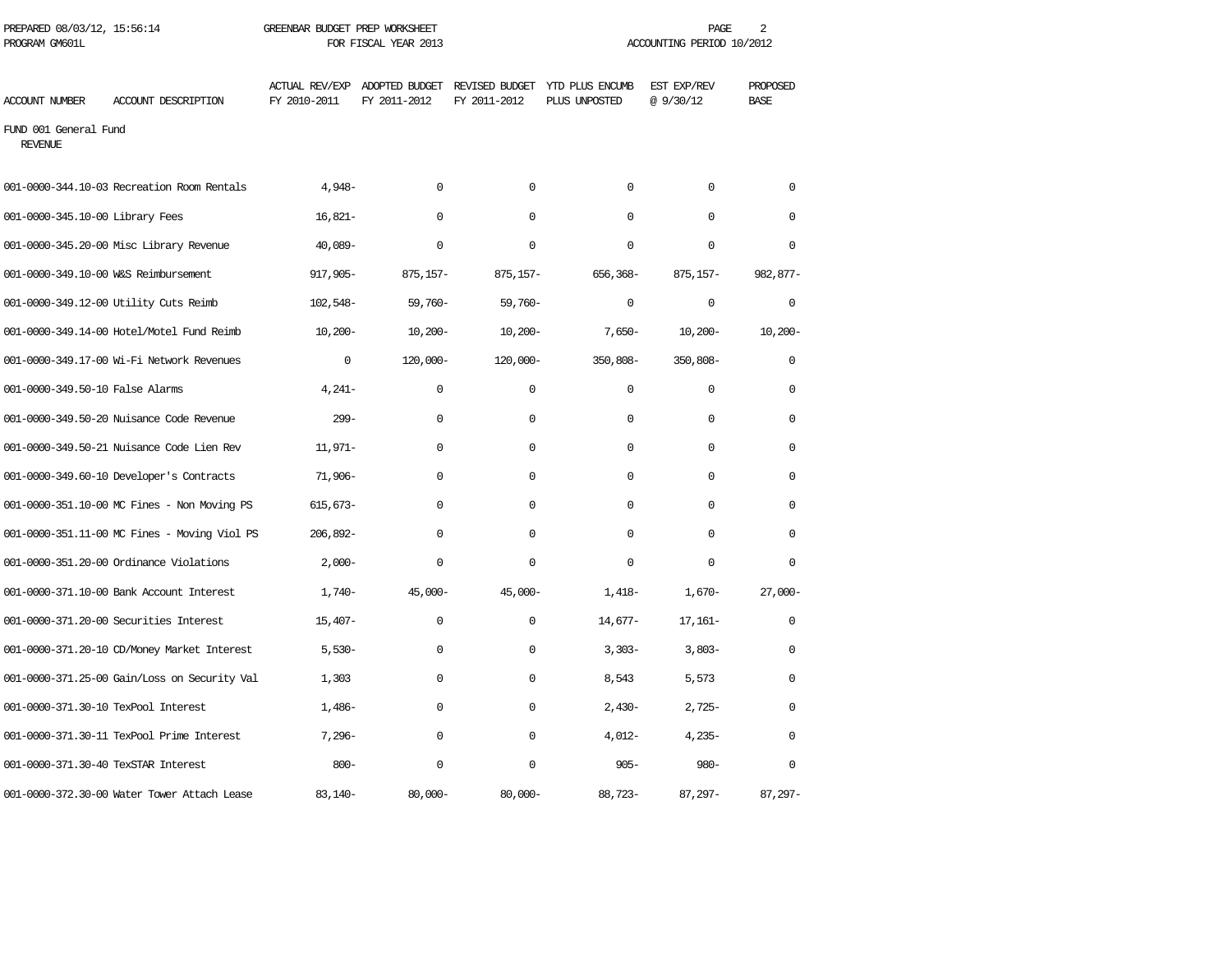PREPARED 08/03/12, 15:56:14 GREENBAR BUDGET PREP WORKSHEET
PROGRAM GM601L FOR FISCAL YEAR 2013 ACCOUNTING PERIOD 10/2012

| ACCOUNT NUMBER | ACCOUNT DESCRIPTION | ACTUAL REV/EXP FY 2010-2011 | ADOPTED BUDGET FY 2011-2012 | REVISED BUDGET FY 2011-2012 | YTD PLUS ENCUMB PLUS UNPOSTED | EST EXP/REV @ 9/30/12 | PROPOSED BASE |
|---|---|---|---|---|---|---|---|
| FUND 001 General Fund | | | | | | | |
| REVENUE | | | | | | | |
| 001-0000-344.10-03 | Recreation Room Rentals | 4,948- | 0 | 0 | 0 | 0 | 0 |
| 001-0000-345.10-00 | Library Fees | 16,821- | 0 | 0 | 0 | 0 | 0 |
| 001-0000-345.20-00 | Misc Library Revenue | 40,089- | 0 | 0 | 0 | 0 | 0 |
| 001-0000-349.10-00 | W&S Reimbursement | 917,905- | 875,157- | 875,157- | 656,368- | 875,157- | 982,877- |
| 001-0000-349.12-00 | Utility Cuts Reimb | 102,548- | 59,760- | 59,760- | 0 | 0 | 0 |
| 001-0000-349.14-00 | Hotel/Motel Fund Reimb | 10,200- | 10,200- | 10,200- | 7,650- | 10,200- | 10,200- |
| 001-0000-349.17-00 | Wi-Fi Network Revenues | 0 | 120,000- | 120,000- | 350,808- | 350,808- | 0 |
| 001-0000-349.50-10 | False Alarms | 4,241- | 0 | 0 | 0 | 0 | 0 |
| 001-0000-349.50-20 | Nuisance Code Revenue | 299- | 0 | 0 | 0 | 0 | 0 |
| 001-0000-349.50-21 | Nuisance Code Lien Rev | 11,971- | 0 | 0 | 0 | 0 | 0 |
| 001-0000-349.60-10 | Developer's Contracts | 71,906- | 0 | 0 | 0 | 0 | 0 |
| 001-0000-351.10-00 | MC Fines - Non Moving PS | 615,673- | 0 | 0 | 0 | 0 | 0 |
| 001-0000-351.11-00 | MC Fines - Moving Viol PS | 206,892- | 0 | 0 | 0 | 0 | 0 |
| 001-0000-351.20-00 | Ordinance Violations | 2,000- | 0 | 0 | 0 | 0 | 0 |
| 001-0000-371.10-00 | Bank Account Interest | 1,740- | 45,000- | 45,000- | 1,418- | 1,670- | 27,000- |
| 001-0000-371.20-00 | Securities Interest | 15,407- | 0 | 0 | 14,677- | 17,161- | 0 |
| 001-0000-371.20-10 | CD/Money Market Interest | 5,530- | 0 | 0 | 3,303- | 3,803- | 0 |
| 001-0000-371.25-00 | Gain/Loss on Security Val | 1,303 | 0 | 0 | 8,543 | 5,573 | 0 |
| 001-0000-371.30-10 | TexPool Interest | 1,486- | 0 | 0 | 2,430- | 2,725- | 0 |
| 001-0000-371.30-11 | TexPool Prime Interest | 7,296- | 0 | 0 | 4,012- | 4,235- | 0 |
| 001-0000-371.30-40 | TexSTAR Interest | 800- | 0 | 0 | 905- | 980- | 0 |
| 001-0000-372.30-00 | Water Tower Attach Lease | 83,140- | 80,000- | 80,000- | 88,723- | 87,297- | 87,297- |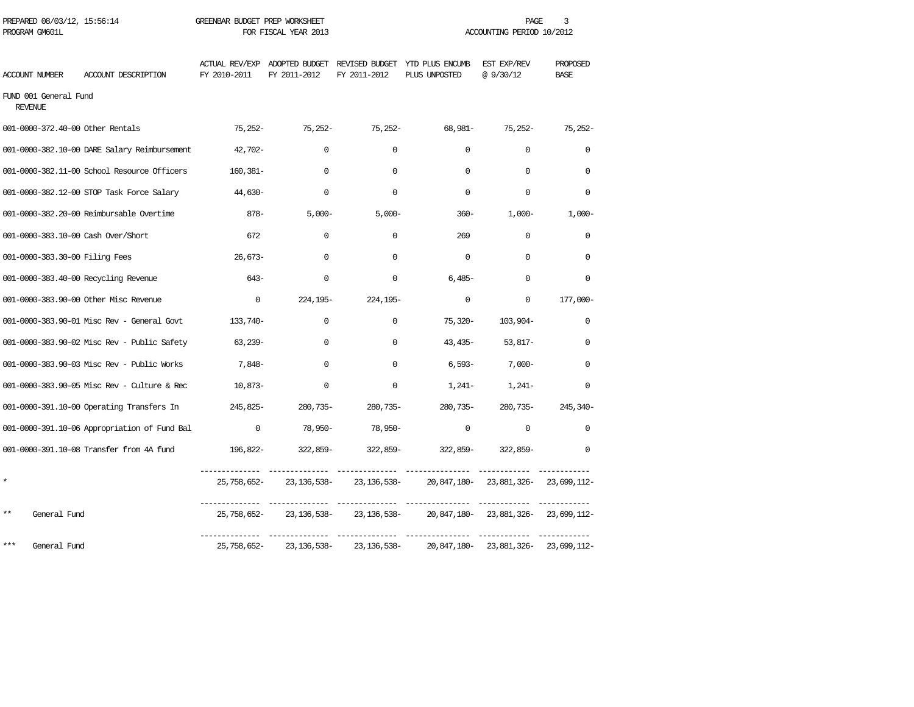PREPARED 08/03/12, 15:56:14 GREENBAR BUDGET PREP WORKSHEET
PROGRAM GM601L FOR FISCAL YEAR 2013 ACCOUNTING PERIOD 10/2012

| ACCOUNT NUMBER | ACCOUNT DESCRIPTION | ACTUAL REV/EXP FY 2010-2011 | ADOPTED BUDGET FY 2011-2012 | REVISED BUDGET FY 2011-2012 | YTD PLUS ENCUMB PLUS UNPOSTED | EST EXP/REV @ 9/30/12 | PROPOSED BASE |
|---|---|---|---|---|---|---|---|
| FUND 001 General Fund | | | | | | | |
| REVENUE | | | | | | | |
| 001-0000-372.40-00 | Other Rentals | 75,252- | 75,252- | 75,252- | 68,981- | 75,252- | 75,252- |
| 001-0000-382.10-00 | DARE Salary Reimbursement | 42,702- | 0 | 0 | 0 | 0 | 0 |
| 001-0000-382.11-00 | School Resource Officers | 160,381- | 0 | 0 | 0 | 0 | 0 |
| 001-0000-382.12-00 | STOP Task Force Salary | 44,630- | 0 | 0 | 0 | 0 | 0 |
| 001-0000-382.20-00 | Reimbursable Overtime | 878- | 5,000- | 5,000- | 360- | 1,000- | 1,000- |
| 001-0000-383.10-00 | Cash Over/Short | 672 | 0 | 0 | 269 | 0 | 0 |
| 001-0000-383.30-00 | Filing Fees | 26,673- | 0 | 0 | 0 | 0 | 0 |
| 001-0000-383.40-00 | Recycling Revenue | 643- | 0 | 0 | 6,485- | 0 | 0 |
| 001-0000-383.90-00 | Other Misc Revenue | 0 | 224,195- | 224,195- | 0 | 0 | 177,000- |
| 001-0000-383.90-01 | Misc Rev - General Govt | 133,740- | 0 | 0 | 75,320- | 103,904- | 0 |
| 001-0000-383.90-02 | Misc Rev - Public Safety | 63,239- | 0 | 0 | 43,435- | 53,817- | 0 |
| 001-0000-383.90-03 | Misc Rev - Public Works | 7,848- | 0 | 0 | 6,593- | 7,000- | 0 |
| 001-0000-383.90-05 | Misc Rev - Culture & Rec | 10,873- | 0 | 0 | 1,241- | 1,241- | 0 |
| 001-0000-391.10-00 | Operating Transfers In | 245,825- | 280,735- | 280,735- | 280,735- | 280,735- | 245,340- |
| 001-0000-391.10-06 | Appropriation of Fund Bal | 0 | 78,950- | 78,950- | 0 | 0 | 0 |
| 001-0000-391.10-08 | Transfer from 4A fund | 196,822- | 322,859- | 322,859- | 322,859- | 322,859- | 0 |
| * | | 25,758,652- | 23,136,538- | 23,136,538- | 20,847,180- | 23,881,326- | 23,699,112- |
| ** | General Fund | 25,758,652- | 23,136,538- | 23,136,538- | 20,847,180- | 23,881,326- | 23,699,112- |
| *** | General Fund | 25,758,652- | 23,136,538- | 23,136,538- | 20,847,180- | 23,881,326- | 23,699,112- |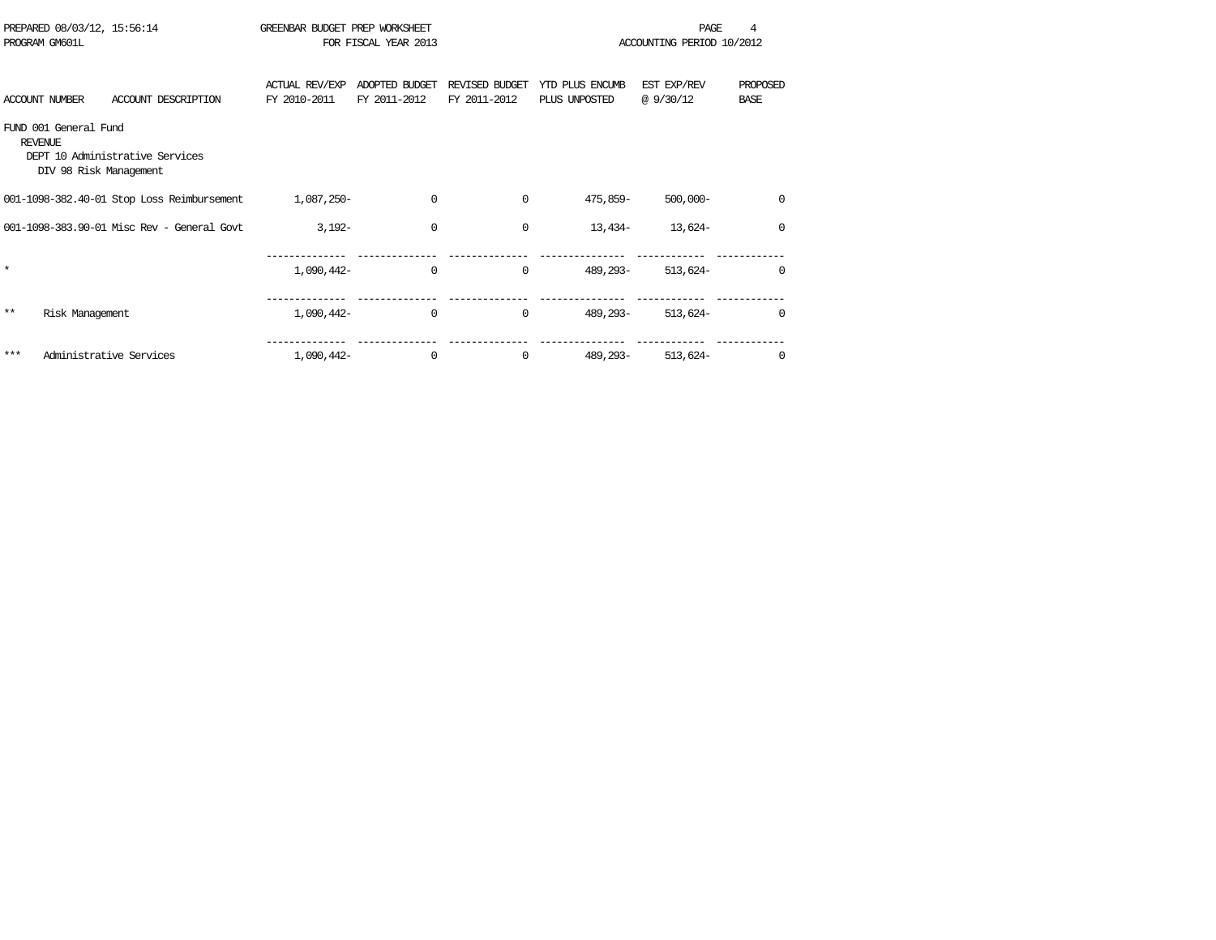PREPARED 08/03/12, 15:56:14 GREENBAR BUDGET PREP WORKSHEET
PROGRAM GM601L FOR FISCAL YEAR 2013 ACCOUNTING PERIOD 10/2012

| ACCOUNT NUMBER | ACCOUNT DESCRIPTION | ACTUAL REV/EXP FY 2010-2011 | ADOPTED BUDGET FY 2011-2012 | REVISED BUDGET FY 2011-2012 | YTD PLUS ENCUMB PLUS UNPOSTED | EST EXP/REV @ 9/30/12 | PROPOSED BASE |
|---|---|---|---|---|---|---|---|
| FUND 001 General Fund | | | | | | | |
| REVENUE | | | | | | | |
| DEPT 10 Administrative Services | | | | | | | |
| DIV 98 Risk Management | | | | | | | |
| 001-1098-382.40-01 | Stop Loss Reimbursement | 1,087,250- | 0 | 0 | 475,859- | 500,000- | 0 |
| 001-1098-383.90-01 | Misc Rev - General Govt | 3,192- | 0 | 0 | 13,434- | 13,624- | 0 |
| * | | 1,090,442- | 0 | 0 | 489,293- | 513,624- | 0 |
| ** | Risk Management | 1,090,442- | 0 | 0 | 489,293- | 513,624- | 0 |
| *** | Administrative Services | 1,090,442- | 0 | 0 | 489,293- | 513,624- | 0 |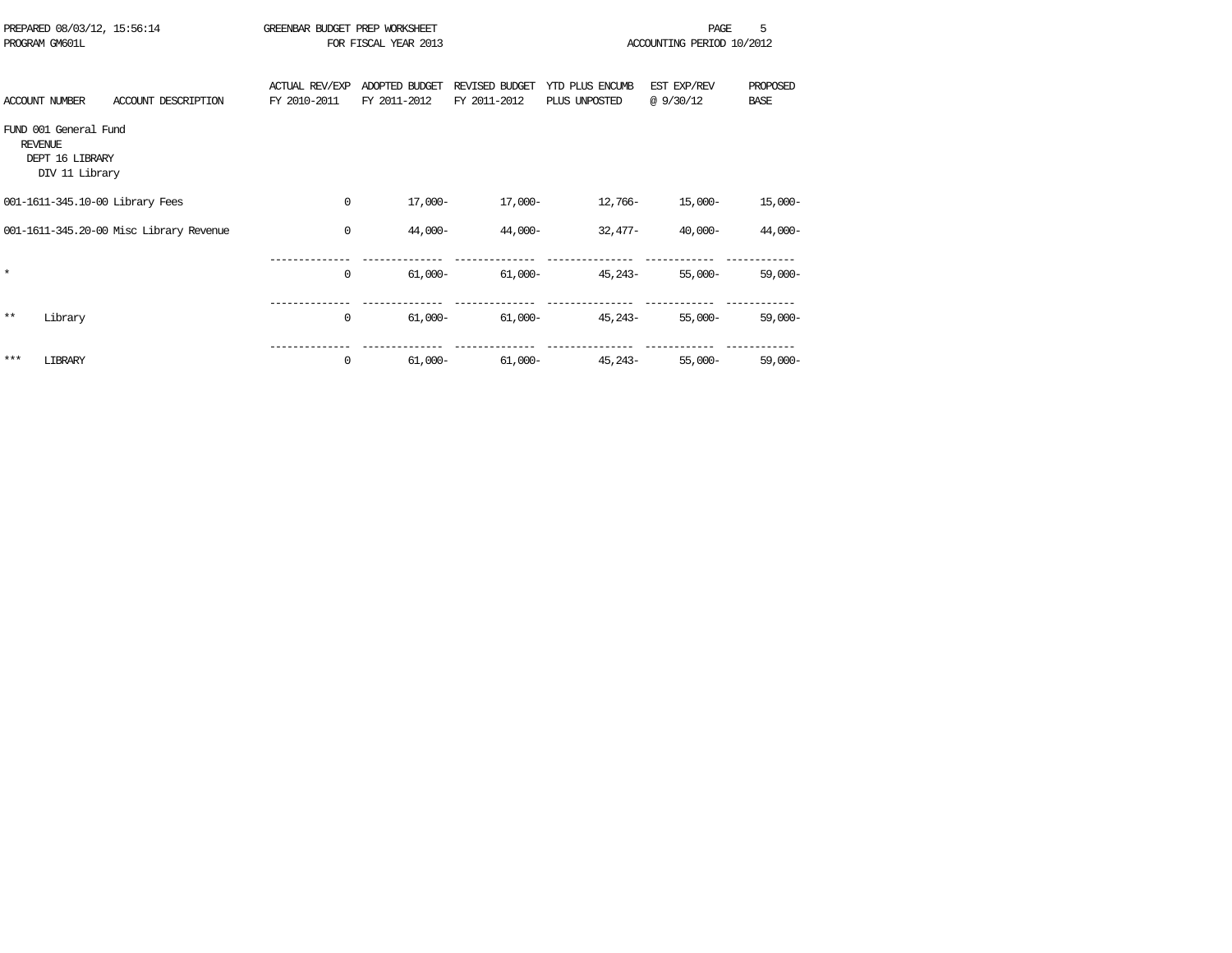PREPARED 08/03/12, 15:56:14 GREENBAR BUDGET PREP WORKSHEET
PROGRAM GM601L FOR FISCAL YEAR 2013 ACCOUNTING PERIOD 10/2012

FUND 001 General Fund
REVENUE
DEPT 16 LIBRARY
DIV 11 Library

| ACCOUNT NUMBER | ACCOUNT DESCRIPTION | ACTUAL REV/EXP FY 2010-2011 | ADOPTED BUDGET FY 2011-2012 | REVISED BUDGET FY 2011-2012 | YTD PLUS ENCUMB PLUS UNPOSTED | EST EXP/REV @ 9/30/12 | PROPOSED BASE |
|---|---|---|---|---|---|---|---|
| 001-1611-345.10-00 | Library Fees | 0 | 17,000- | 17,000- | 12,766- | 15,000- | 15,000- |
| 001-1611-345.20-00 | Misc Library Revenue | 0 | 44,000- | 44,000- | 32,477- | 40,000- | 44,000- |
| * | | 0 | 61,000- | 61,000- | 45,243- | 55,000- | 59,000- |
| ** | Library | 0 | 61,000- | 61,000- | 45,243- | 55,000- | 59,000- |
| *** | LIBRARY | 0 | 61,000- | 61,000- | 45,243- | 55,000- | 59,000- |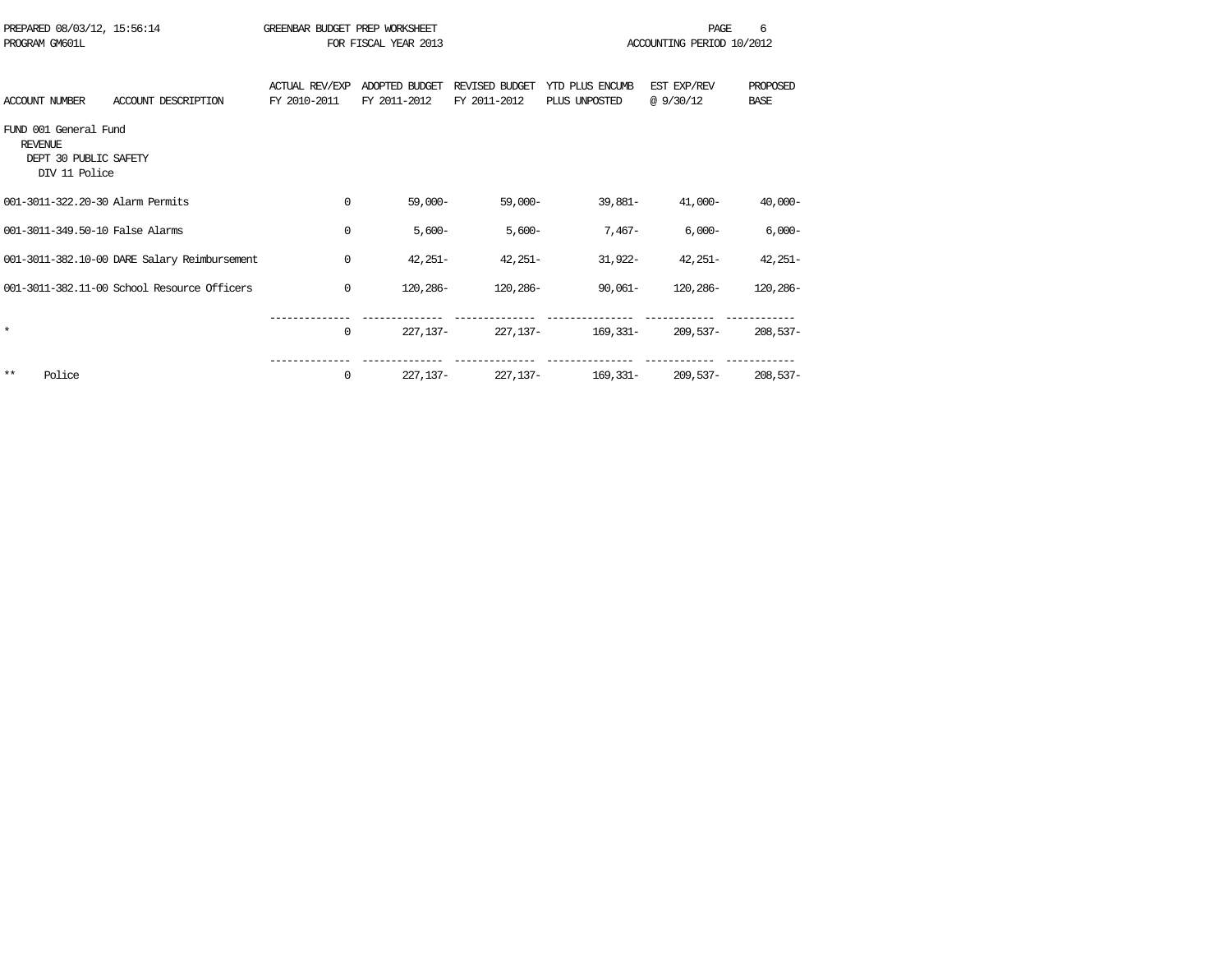PREPARED 08/03/12, 15:56:14 GREENBAR BUDGET PREP WORKSHEET
PROGRAM GM601L FOR FISCAL YEAR 2013 ACCOUNTING PERIOD 10/2012

| ACCOUNT NUMBER | ACCOUNT DESCRIPTION | ACTUAL REV/EXP FY 2010-2011 | ADOPTED BUDGET FY 2011-2012 | REVISED BUDGET FY 2011-2012 | YTD PLUS ENCUMB PLUS UNPOSTED | EST EXP/REV @ 9/30/12 | PROPOSED BASE |
|---|---|---|---|---|---|---|---|
| FUND 001 General Fund | | | | | | | |
| REVENUE | | | | | | | |
| DEPT 30 PUBLIC SAFETY | | | | | | | |
| DIV 11 Police | | | | | | | |
| 001-3011-322.20-30 | Alarm Permits | 0 | 59,000- | 59,000- | 39,881- | 41,000- | 40,000- |
| 001-3011-349.50-10 | False Alarms | 0 | 5,600- | 5,600- | 7,467- | 6,000- | 6,000- |
| 001-3011-382.10-00 | DARE Salary Reimbursement | 0 | 42,251- | 42,251- | 31,922- | 42,251- | 42,251- |
| 001-3011-382.11-00 | School Resource Officers | 0 | 120,286- | 120,286- | 90,061- | 120,286- | 120,286- |
| * | | 0 | 227,137- | 227,137- | 169,331- | 209,537- | 208,537- |
| ** | Police | 0 | 227,137- | 227,137- | 169,331- | 209,537- | 208,537- |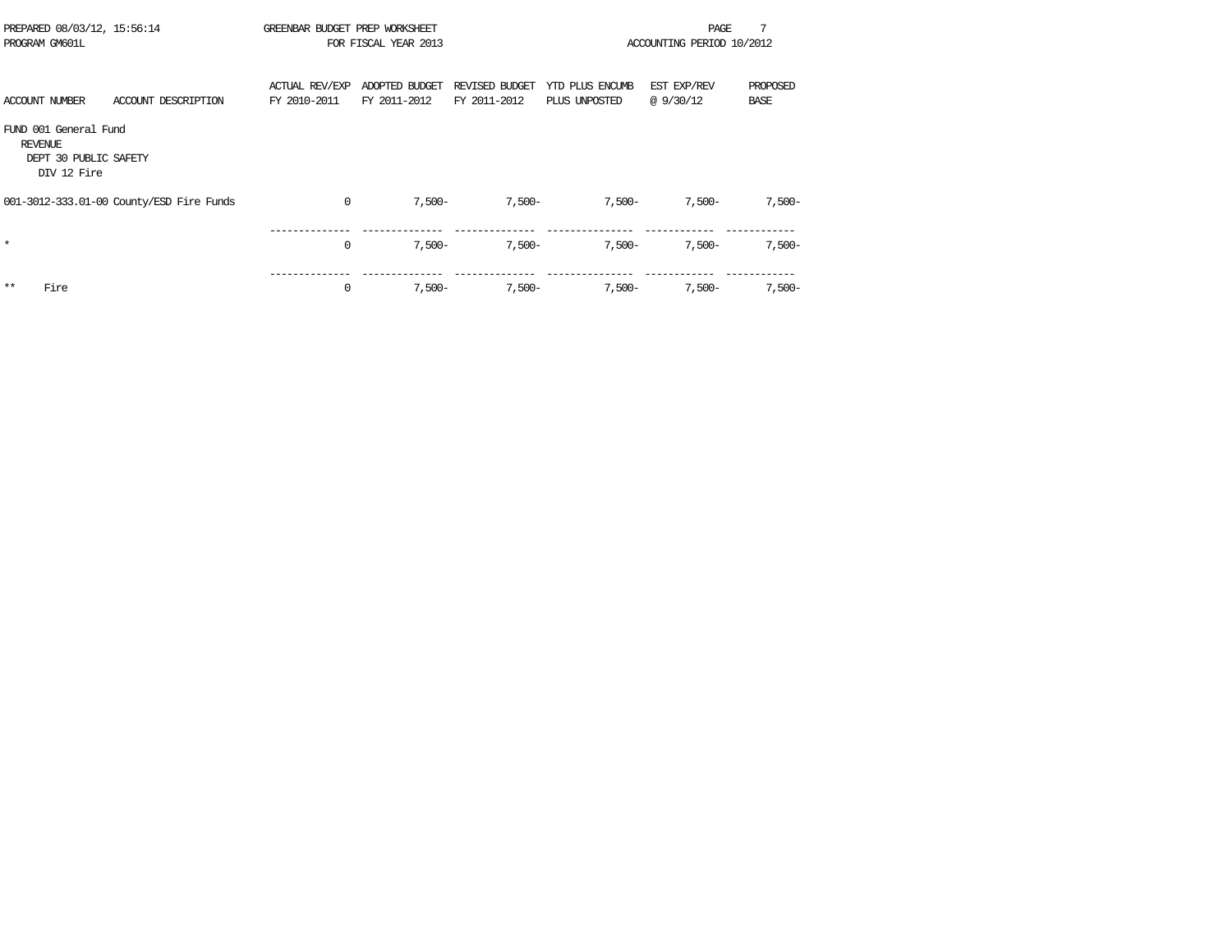PREPARED 08/03/12, 15:56:14 GREENBAR BUDGET PREP WORKSHEET
PROGRAM GM601L FOR FISCAL YEAR 2013 ACCOUNTING PERIOD 10/2012

| ACCOUNT NUMBER | ACCOUNT DESCRIPTION | ACTUAL REV/EXP FY 2010-2011 | ADOPTED BUDGET FY 2011-2012 | REVISED BUDGET FY 2011-2012 | YTD PLUS ENCUMB PLUS UNPOSTED | EST EXP/REV @ 9/30/12 | PROPOSED BASE |
|---|---|---|---|---|---|---|---|
| FUND 001 General Fund | | | | | | | |
| REVENUE | | | | | | | |
| DEPT 30 PUBLIC SAFETY | | | | | | | |
| DIV 12 Fire | | | | | | | |
| 001-3012-333.01-00 | County/ESD Fire Funds | 0 | 7,500- | 7,500- | 7,500- | 7,500- | 7,500- |
| * | | 0 | 7,500- | 7,500- | 7,500- | 7,500- | 7,500- |
| ** | Fire | 0 | 7,500- | 7,500- | 7,500- | 7,500- | 7,500- |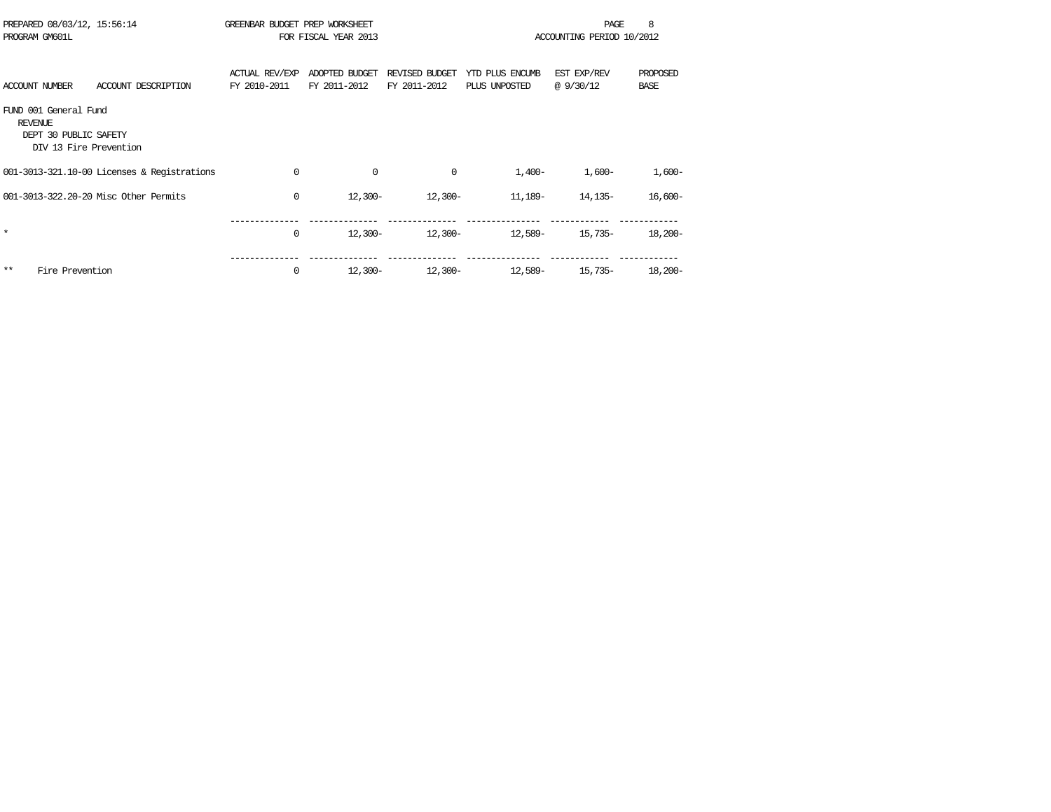PREPARED 08/03/12, 15:56:14 GREENBAR BUDGET PREP WORKSHEET
PROGRAM GM601L FOR FISCAL YEAR 2013 ACCOUNTING PERIOD 10/2012

| ACCOUNT NUMBER ACCOUNT DESCRIPTION | ACTUAL REV/EXP FY 2010-2011 | ADOPTED BUDGET FY 2011-2012 | REVISED BUDGET FY 2011-2012 | YTD PLUS ENCUMB PLUS UNPOSTED | EST EXP/REV @ 9/30/12 | PROPOSED BASE |
|---|---|---|---|---|---|---|
| FUND 001 General Fund | | | | | | |
| REVENUE | | | | | | |
| DEPT 30 PUBLIC SAFETY | | | | | | |
| DIV 13 Fire Prevention | | | | | | |
| 001-3013-321.10-00 Licenses & Registrations | 0 | 0 | 0 | 1,400- | 1,600- | 1,600- |
| 001-3013-322.20-20 Misc Other Permits | 0 | 12,300- | 12,300- | 11,189- | 14,135- | 16,600- |
| * | 0 | 12,300- | 12,300- | 12,589- | 15,735- | 18,200- |
| ** Fire Prevention | 0 | 12,300- | 12,300- | 12,589- | 15,735- | 18,200- |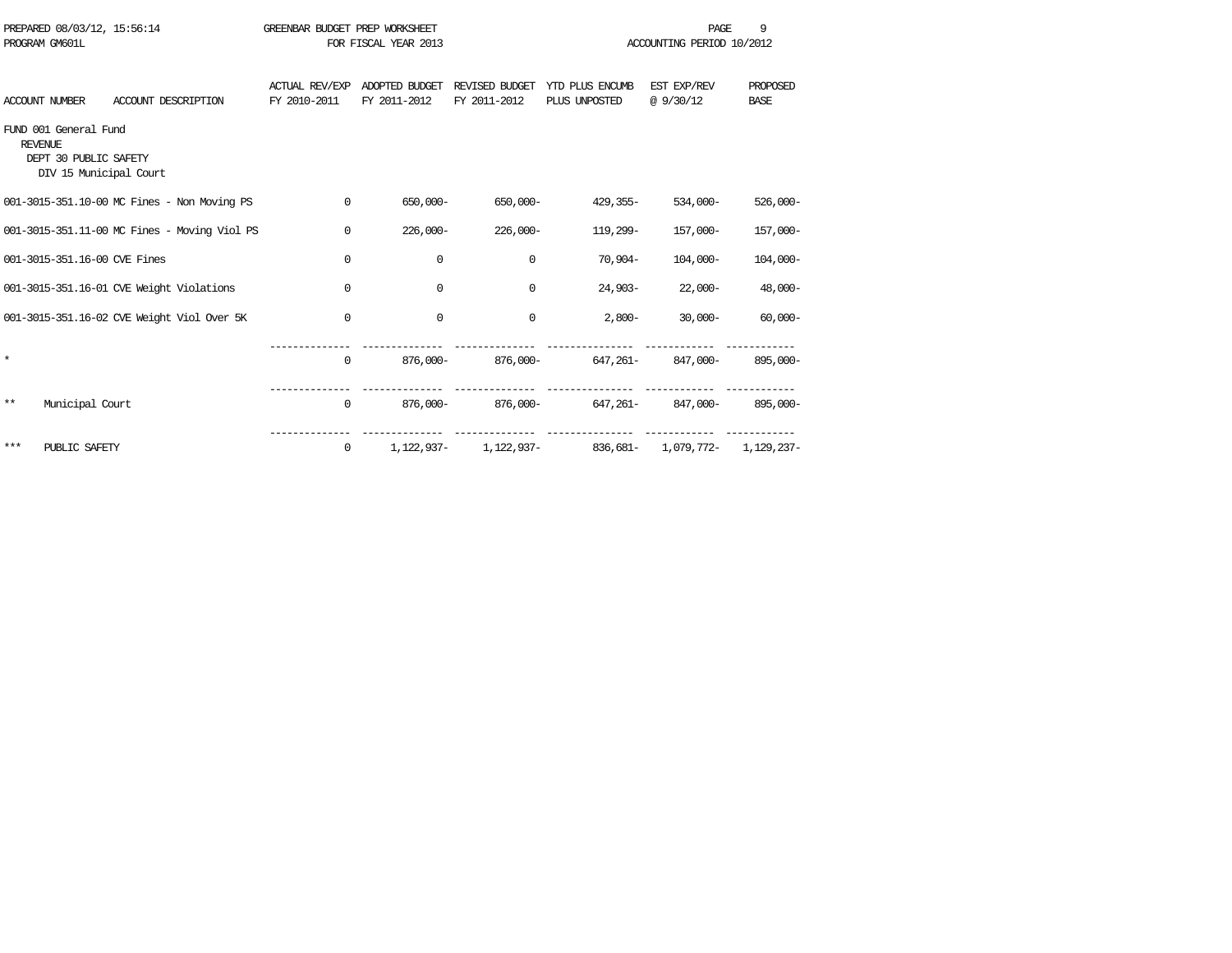PREPARED 08/03/12, 15:56:14 GREENBAR BUDGET PREP WORKSHEET
PROGRAM GM601L FOR FISCAL YEAR 2013 ACCOUNTING PERIOD 10/2012

| ACCOUNT NUMBER | ACCOUNT DESCRIPTION | ACTUAL REV/EXP FY 2010-2011 | ADOPTED BUDGET FY 2011-2012 | REVISED BUDGET FY 2011-2012 | YTD PLUS ENCUMB PLUS UNPOSTED | EST EXP/REV @ 9/30/12 | PROPOSED BASE |
|---|---|---|---|---|---|---|---|
| FUND 001 General Fund | | | | | | | |
| REVENUE | | | | | | | |
| DEPT 30 PUBLIC SAFETY | | | | | | | |
| DIV 15 Municipal Court | | | | | | | |
| 001-3015-351.10-00 | MC Fines - Non Moving PS | 0 | 650,000- | 650,000- | 429,355- | 534,000- | 526,000- |
| 001-3015-351.11-00 | MC Fines - Moving Viol PS | 0 | 226,000- | 226,000- | 119,299- | 157,000- | 157,000- |
| 001-3015-351.16-00 | CVE Fines | 0 | 0 | 0 | 70,904- | 104,000- | 104,000- |
| 001-3015-351.16-01 | CVE Weight Violations | 0 | 0 | 0 | 24,903- | 22,000- | 48,000- |
| 001-3015-351.16-02 | CVE Weight Viol Over 5K | 0 | 0 | 0 | 2,800- | 30,000- | 60,000- |
| * | | 0 | 876,000- | 876,000- | 647,261- | 847,000- | 895,000- |
| ** | Municipal Court | 0 | 876,000- | 876,000- | 647,261- | 847,000- | 895,000- |
| *** | PUBLIC SAFETY | 0 | 1,122,937- | 1,122,937- | 836,681- | 1,079,772- | 1,129,237- |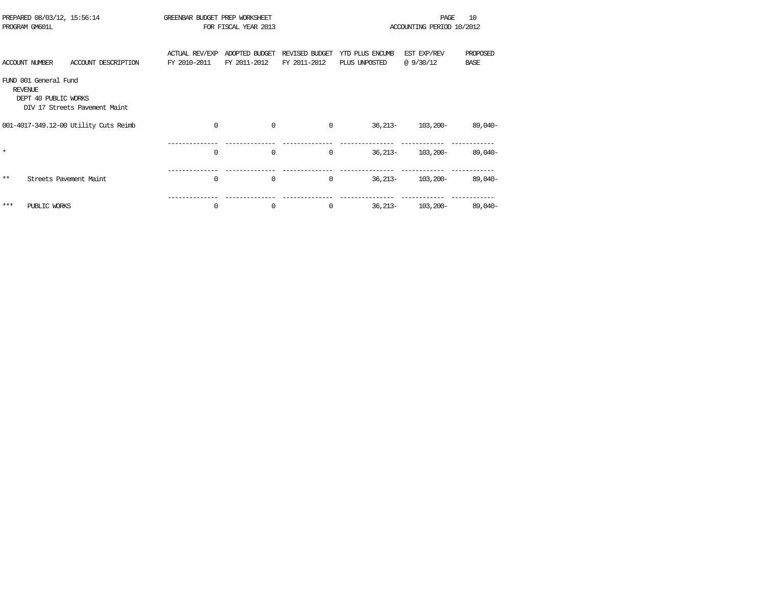GREENBAR BUDGET PREP WORKSHEET
FOR FISCAL YEAR 2013

PREPARED 08/03/12, 15:56:14
PROGRAM GM601L

ACCOUNTING PERIOD 10/2012

| ACCOUNT NUMBER | ACCOUNT DESCRIPTION | ACTUAL REV/EXP FY 2010-2011 | ADOPTED BUDGET FY 2011-2012 | REVISED BUDGET FY 2011-2012 | YTD PLUS ENCUMB PLUS UNPOSTED | EST EXP/REV @ 9/30/12 | PROPOSED BASE |
|---|---|---|---|---|---|---|---|
| FUND 001 General Fund | | | | | | | |
| REVENUE | | | | | | | |
| DEPT 40 PUBLIC WORKS | | | | | | | |
| DIV 17 Streets Pavement Maint | | | | | | | |
| 001-4017-349.12-00 | Utility Cuts Reimb | 0 | 0 | 0 | 36,213- | 103,200- | 89,040- |
| * | | 0 | 0 | 0 | 36,213- | 103,200- | 89,040- |
| ** | Streets Pavement Maint | 0 | 0 | 0 | 36,213- | 103,200- | 89,040- |
| *** | PUBLIC WORKS | 0 | 0 | 0 | 36,213- | 103,200- | 89,040- |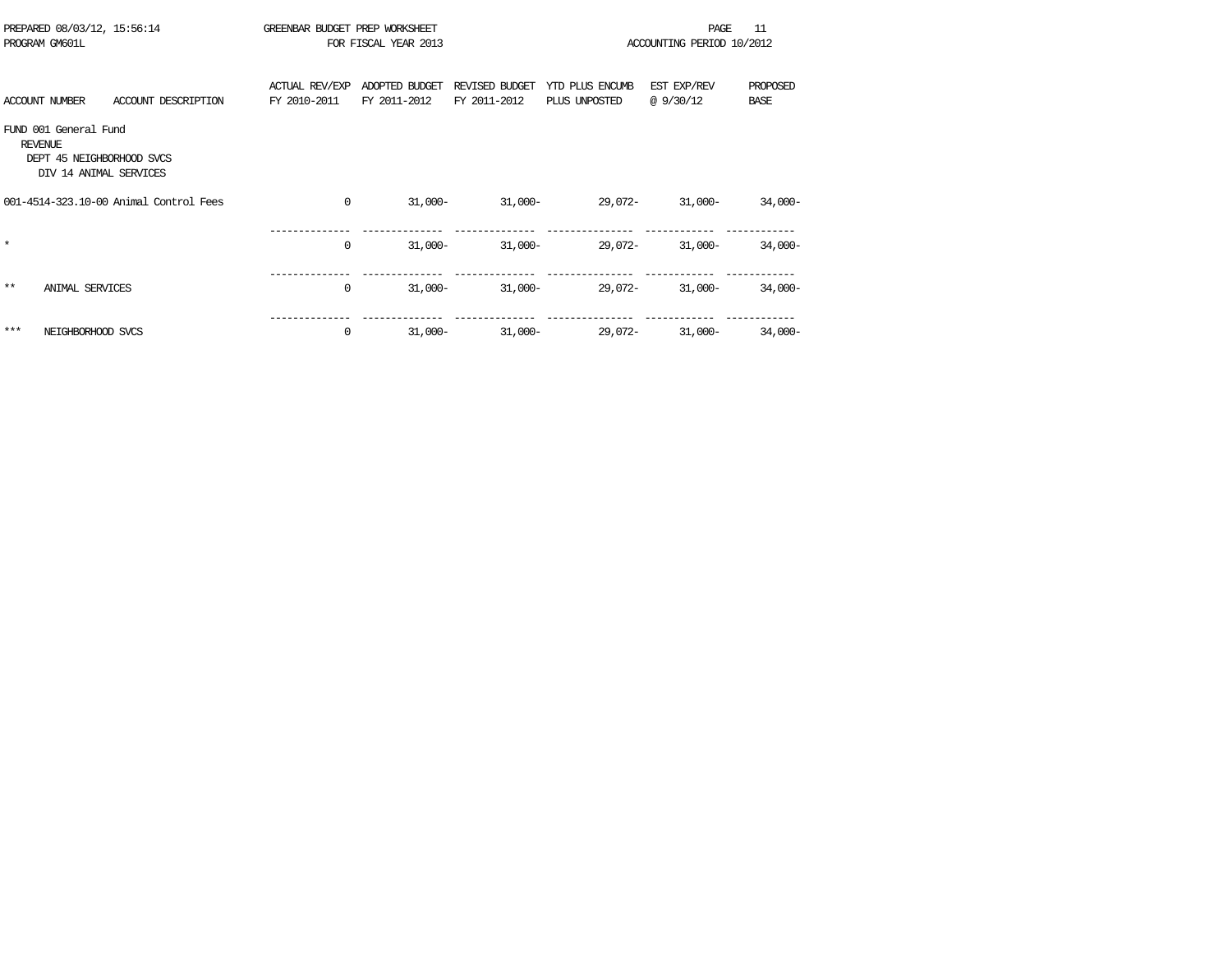PREPARED 08/03/12, 15:56:14 GREENBAR BUDGET PREP WORKSHEET
PROGRAM GM601L FOR FISCAL YEAR 2013 ACCOUNTING PERIOD 10/2012

| ACCOUNT NUMBER | ACCOUNT DESCRIPTION | ACTUAL REV/EXP FY 2010-2011 | ADOPTED BUDGET FY 2011-2012 | REVISED BUDGET FY 2011-2012 | YTD PLUS ENCUMB PLUS UNPOSTED | EST EXP/REV @ 9/30/12 | PROPOSED BASE |
|---|---|---|---|---|---|---|---|
| FUND 001 General Fund | | | | | | | |
| REVENUE | | | | | | | |
| DEPT 45 NEIGHBORHOOD SVCS | | | | | | | |
| DIV 14 ANIMAL SERVICES | | | | | | | |
| 001-4514-323.10-00 | Animal Control Fees | 0 | 31,000- | 31,000- | 29,072- | 31,000- | 34,000- |
| * | | 0 | 31,000- | 31,000- | 29,072- | 31,000- | 34,000- |
| ** | ANIMAL SERVICES | 0 | 31,000- | 31,000- | 29,072- | 31,000- | 34,000- |
| *** | NEIGHBORHOOD SVCS | 0 | 31,000- | 31,000- | 29,072- | 31,000- | 34,000- |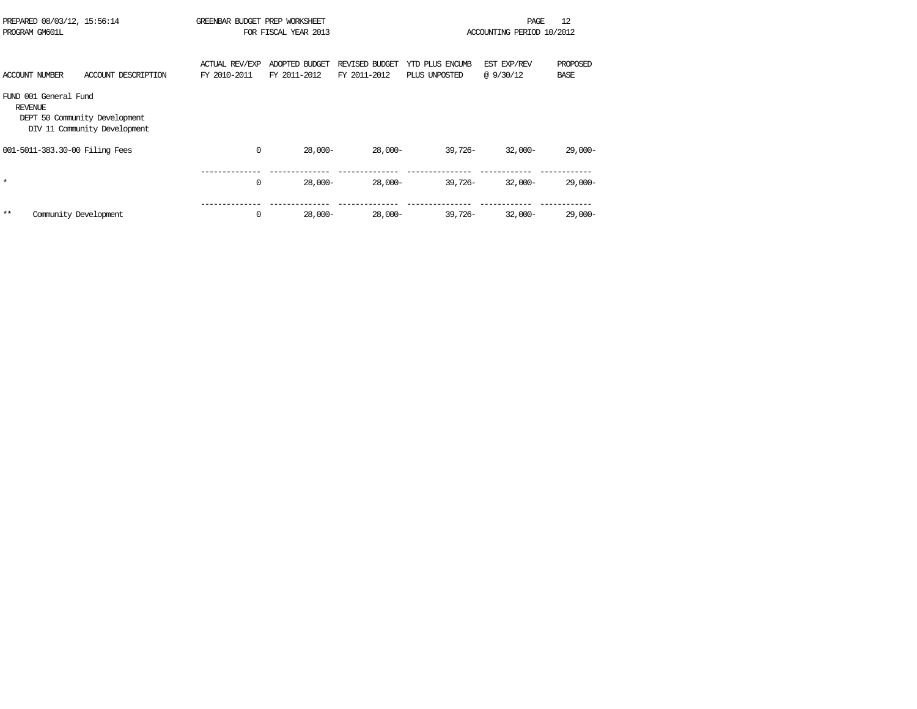PREPARED 08/03/12, 15:56:14 GREENBAR BUDGET PREP WORKSHEET
PROGRAM GM601L FOR FISCAL YEAR 2013 ACCOUNTING PERIOD 10/2012

FUND 001 General Fund
REVENUE
DEPT 50 Community Development
DIV 11 Community Development

| ACCOUNT NUMBER | ACCOUNT DESCRIPTION | ACTUAL REV/EXP FY 2010-2011 | ADOPTED BUDGET FY 2011-2012 | REVISED BUDGET FY 2011-2012 | YTD PLUS ENCUMB PLUS UNPOSTED | EST EXP/REV @ 9/30/12 | PROPOSED BASE |
|---|---|---|---|---|---|---|---|
| 001-5011-383.30-00 | Filing Fees | 0 | 28,000- | 28,000- | 39,726- | 32,000- | 29,000- |
| * | | 0 | 28,000- | 28,000- | 39,726- | 32,000- | 29,000- |
| ** | Community Development | 0 | 28,000- | 28,000- | 39,726- | 32,000- | 29,000- |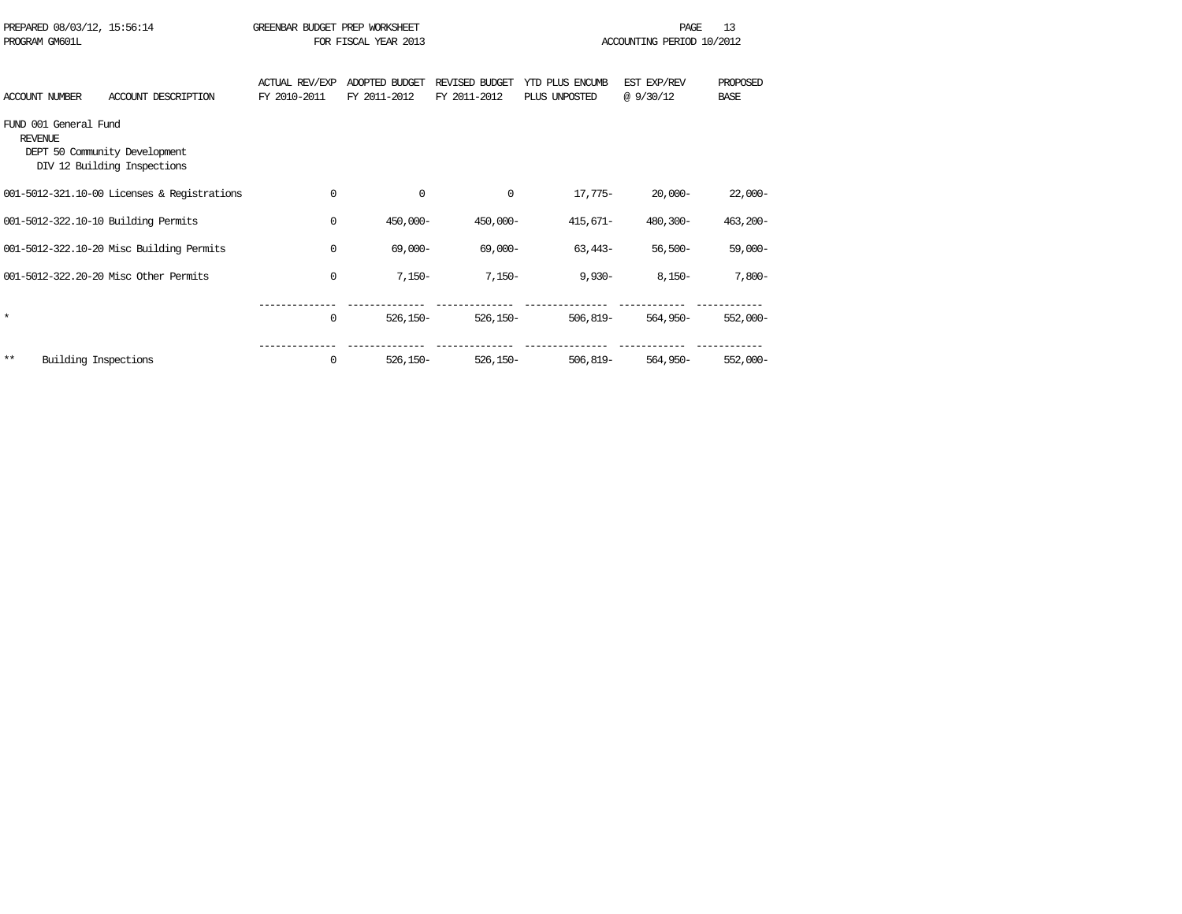PREPARED 08/03/12, 15:56:14 GREENBAR BUDGET PREP WORKSHEET
PROGRAM GM601L FOR FISCAL YEAR 2013 ACCOUNTING PERIOD 10/2012

FUND 001 General Fund
REVENUE
DEPT 50 Community Development
DIV 12 Building Inspections

| ACCOUNT NUMBER | ACCOUNT DESCRIPTION | ACTUAL REV/EXP FY 2010-2011 | ADOPTED BUDGET FY 2011-2012 | REVISED BUDGET FY 2011-2012 | YTD PLUS ENCUMB PLUS UNPOSTED | EST EXP/REV @ 9/30/12 | PROPOSED BASE |
|---|---|---|---|---|---|---|---|
| 001-5012-321.10-00 | Licenses & Registrations | 0 | 0 | 0 | 17,775- | 20,000- | 22,000- |
| 001-5012-322.10-10 | Building Permits | 0 | 450,000- | 450,000- | 415,671- | 480,300- | 463,200- |
| 001-5012-322.10-20 | Misc Building Permits | 0 | 69,000- | 69,000- | 63,443- | 56,500- | 59,000- |
| 001-5012-322.20-20 | Misc Other Permits | 0 | 7,150- | 7,150- | 9,930- | 8,150- | 7,800- |
| * | | 0 | 526,150- | 526,150- | 506,819- | 564,950- | 552,000- |
| ** | Building Inspections | 0 | 526,150- | 526,150- | 506,819- | 564,950- | 552,000- |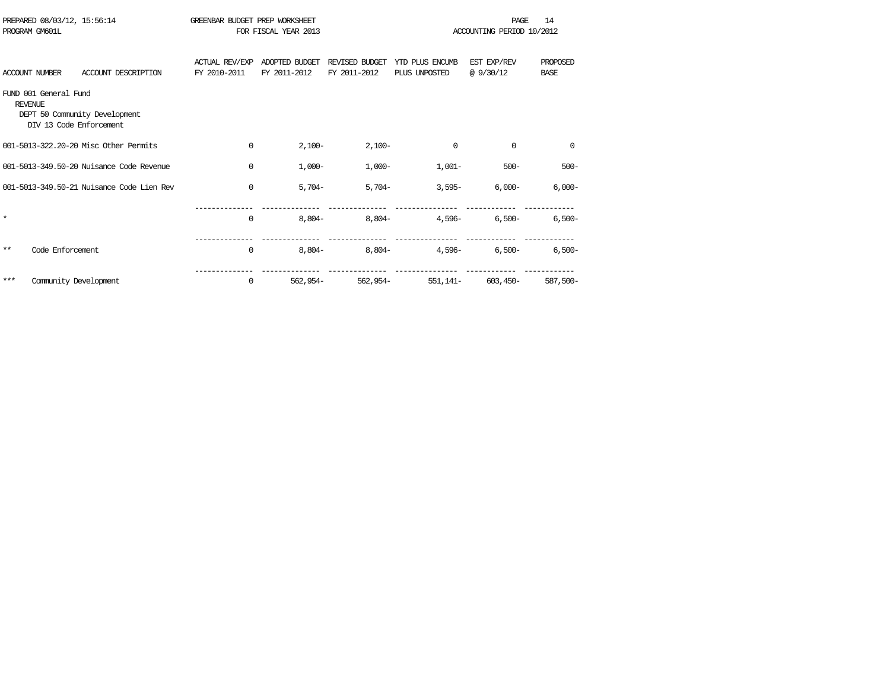PREPARED 08/03/12, 15:56:14 GREENBAR BUDGET PREP WORKSHEET
PROGRAM GM601L FOR FISCAL YEAR 2013 ACCOUNTING PERIOD 10/2012

| ACCOUNT NUMBER ACCOUNT DESCRIPTION | ACTUAL REV/EXP FY 2010-2011 | ADOPTED BUDGET FY 2011-2012 | REVISED BUDGET FY 2011-2012 | YTD PLUS ENCUMB PLUS UNPOSTED | EST EXP/REV @ 9/30/12 | PROPOSED BASE |
|---|---|---|---|---|---|---|
| FUND 001 General Fund | | | | | | |
| REVENUE | | | | | | |
| DEPT 50 Community Development | | | | | | |
| DIV 13 Code Enforcement | | | | | | |
| 001-5013-322.20-20 Misc Other Permits | 0 | 2,100- | 2,100- | 0 | 0 | 0 |
| 001-5013-349.50-20 Nuisance Code Revenue | 0 | 1,000- | 1,000- | 1,001- | 500- | 500- |
| 001-5013-349.50-21 Nuisance Code Lien Rev | 0 | 5,704- | 5,704- | 3,595- | 6,000- | 6,000- |
| * | 0 | 8,804- | 8,804- | 4,596- | 6,500- | 6,500- |
| ** Code Enforcement | 0 | 8,804- | 8,804- | 4,596- | 6,500- | 6,500- |
| *** Community Development | 0 | 562,954- | 562,954- | 551,141- | 603,450- | 587,500- |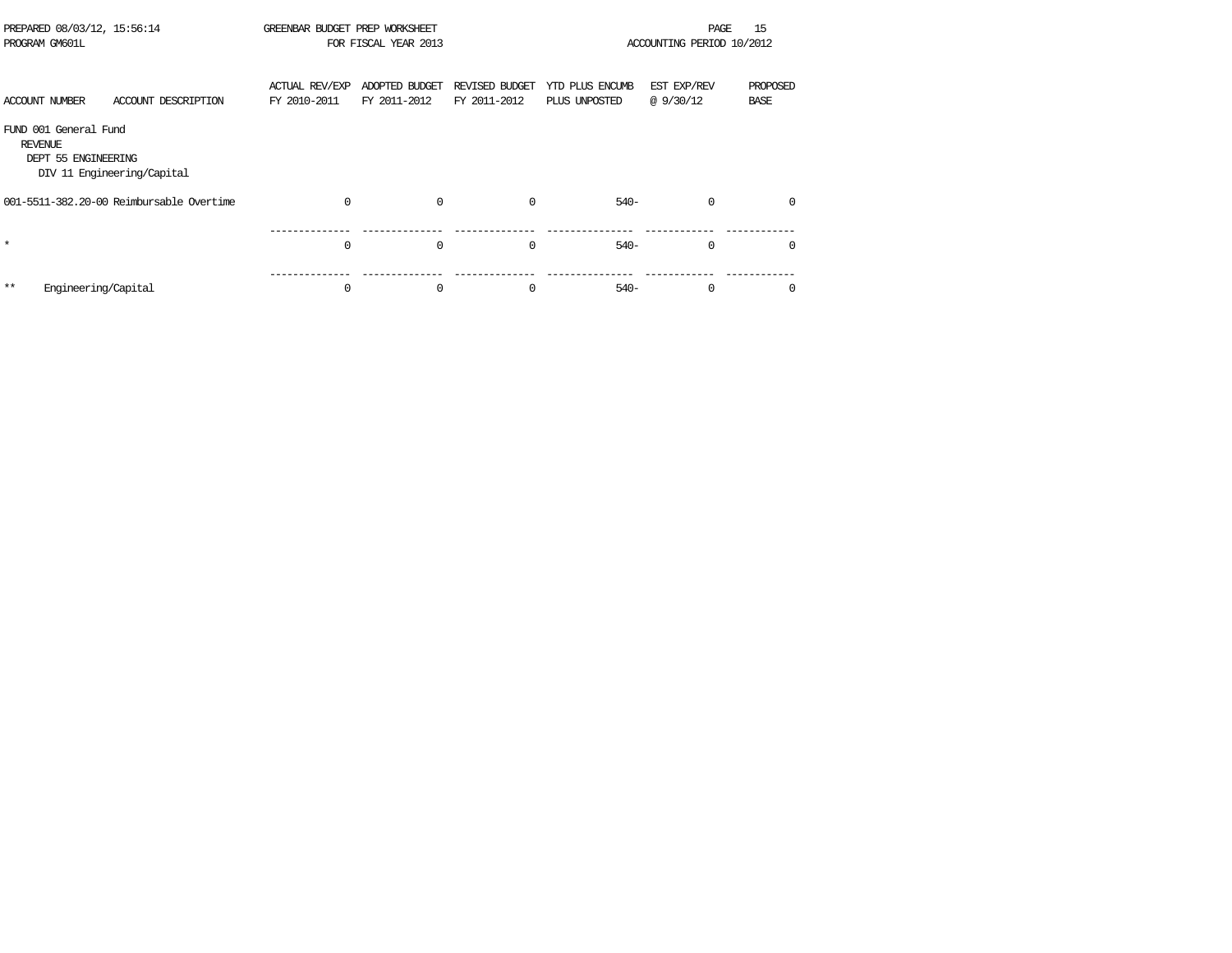PREPARED 08/03/12, 15:56:14 GREENBAR BUDGET PREP WORKSHEET
PROGRAM GM601L FOR FISCAL YEAR 2013 ACCOUNTING PERIOD 10/2012

| ACCOUNT NUMBER | ACCOUNT DESCRIPTION | ACTUAL REV/EXP FY 2010-2011 | ADOPTED BUDGET FY 2011-2012 | REVISED BUDGET FY 2011-2012 | YTD PLUS ENCUMB PLUS UNPOSTED | EST EXP/REV @ 9/30/12 | PROPOSED BASE |
|---|---|---|---|---|---|---|---|
| FUND 001 General Fund | | | | | | | |
| REVENUE | | | | | | | |
| DEPT 55 ENGINEERING | | | | | | | |
| DIV 11 Engineering/Capital | | | | | | | |
| 001-5511-382.20-00 | Reimbursable Overtime | 0 | 0 | 0 | 540- | 0 | 0 |
| * | | 0 | 0 | 0 | 540- | 0 | 0 |
| ** | Engineering/Capital | 0 | 0 | 0 | 540- | 0 | 0 |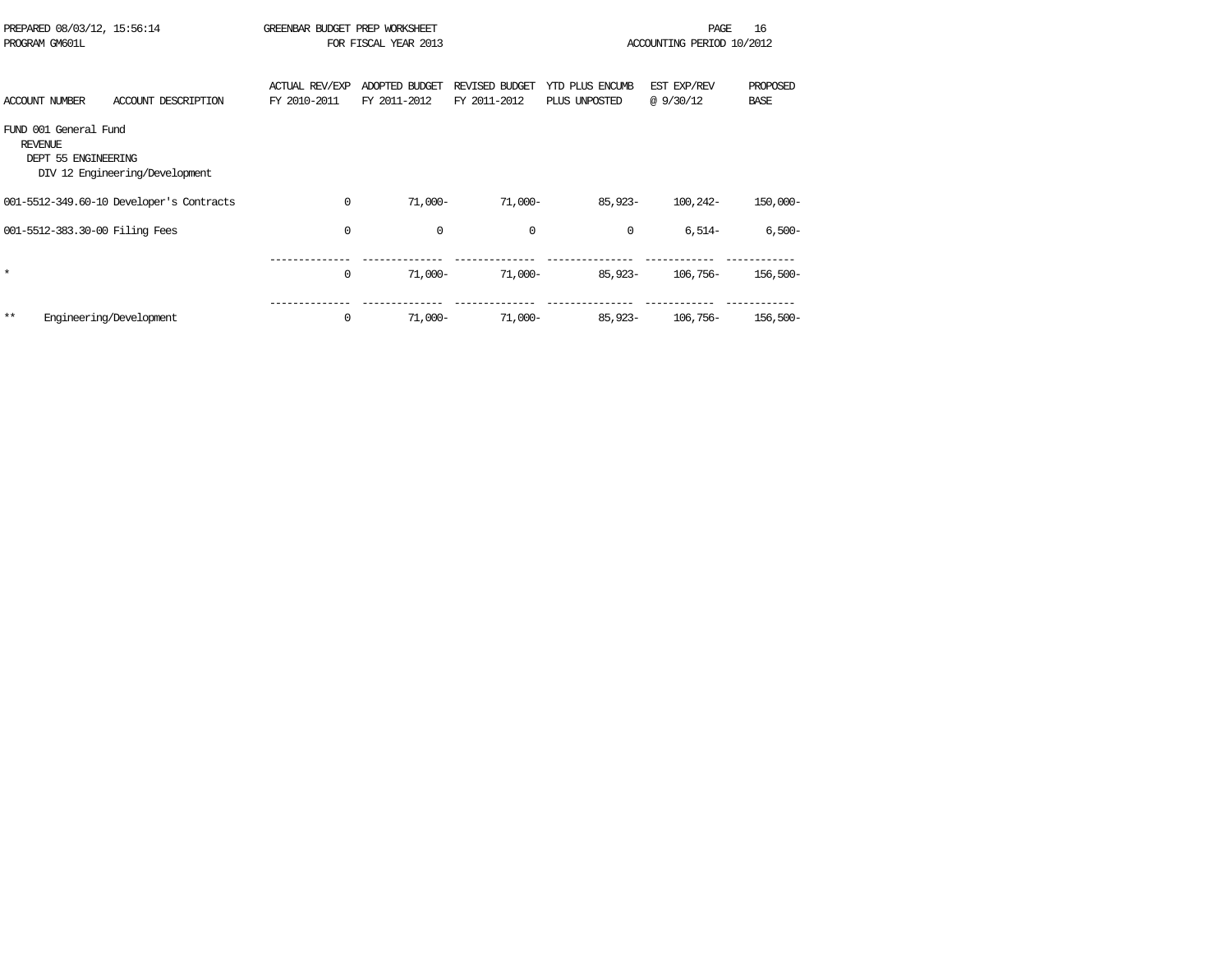PREPARED 08/03/12, 15:56:14 GREENBAR BUDGET PREP WORKSHEET
PROGRAM GM601L FOR FISCAL YEAR 2013 ACCOUNTING PERIOD 10/2012

FUND 001 General Fund
REVENUE
DEPT 55 ENGINEERING
DIV 12 Engineering/Development

| ACCOUNT NUMBER | ACCOUNT DESCRIPTION | ACTUAL REV/EXP FY 2010-2011 | ADOPTED BUDGET FY 2011-2012 | REVISED BUDGET FY 2011-2012 | YTD PLUS ENCUMB PLUS UNPOSTED | EST EXP/REV @ 9/30/12 | PROPOSED BASE |
|---|---|---|---|---|---|---|---|
| 001-5512-349.60-10 | Developer's Contracts | 0 | 71,000- | 71,000- | 85,923- | 100,242- | 150,000- |
| 001-5512-383.30-00 | Filing Fees | 0 | 0 | 0 | 0 | 6,514- | 6,500- |
| * | | 0 | 71,000- | 71,000- | 85,923- | 106,756- | 156,500- |
| ** | Engineering/Development | 0 | 71,000- | 71,000- | 85,923- | 106,756- | 156,500- |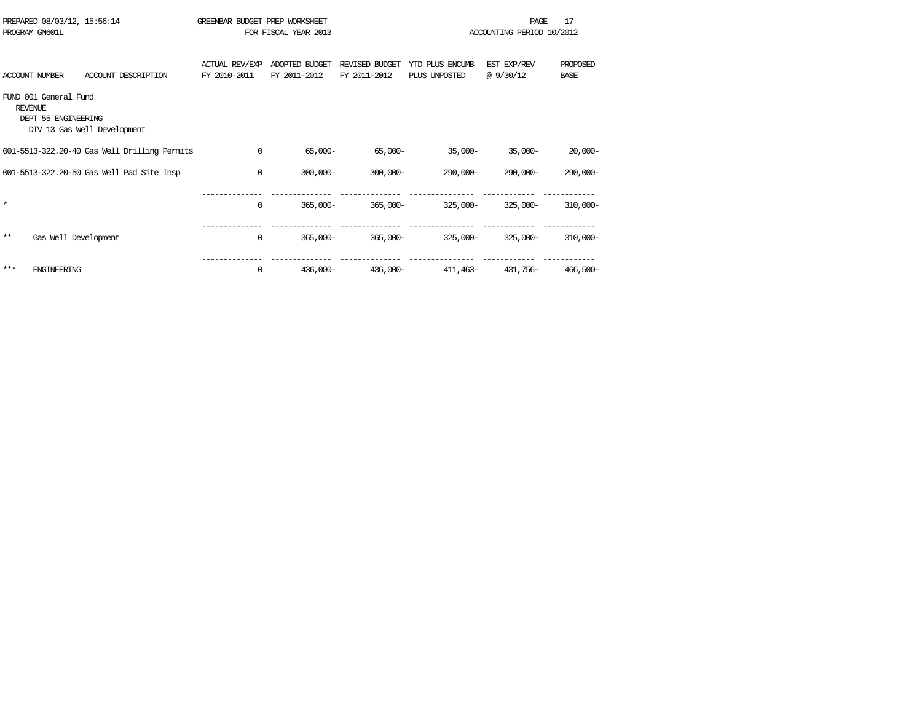PREPARED 08/03/12, 15:56:14 GREENBAR BUDGET PREP WORKSHEET
PROGRAM GM601L FOR FISCAL YEAR 2013 ACCOUNTING PERIOD 10/2012

| ACCOUNT NUMBER | ACCOUNT DESCRIPTION | ACTUAL REV/EXP FY 2010-2011 | ADOPTED BUDGET FY 2011-2012 | REVISED BUDGET FY 2011-2012 | YTD PLUS ENCUMB PLUS UNPOSTED | EST EXP/REV @ 9/30/12 | PROPOSED BASE |
|---|---|---|---|---|---|---|---|
| FUND 001 General Fund | | | | | | | |
| REVENUE | | | | | | | |
| DEPT 55 ENGINEERING | | | | | | | |
| DIV 13 Gas Well Development | | | | | | | |
| 001-5513-322.20-40 | Gas Well Drilling Permits | 0 | 65,000- | 65,000- | 35,000- | 35,000- | 20,000- |
| 001-5513-322.20-50 | Gas Well Pad Site Insp | 0 | 300,000- | 300,000- | 290,000- | 290,000- | 290,000- |
| * | | 0 | 365,000- | 365,000- | 325,000- | 325,000- | 310,000- |
| ** | Gas Well Development | 0 | 365,000- | 365,000- | 325,000- | 325,000- | 310,000- |
| *** | ENGINEERING | 0 | 436,000- | 436,000- | 411,463- | 431,756- | 466,500- |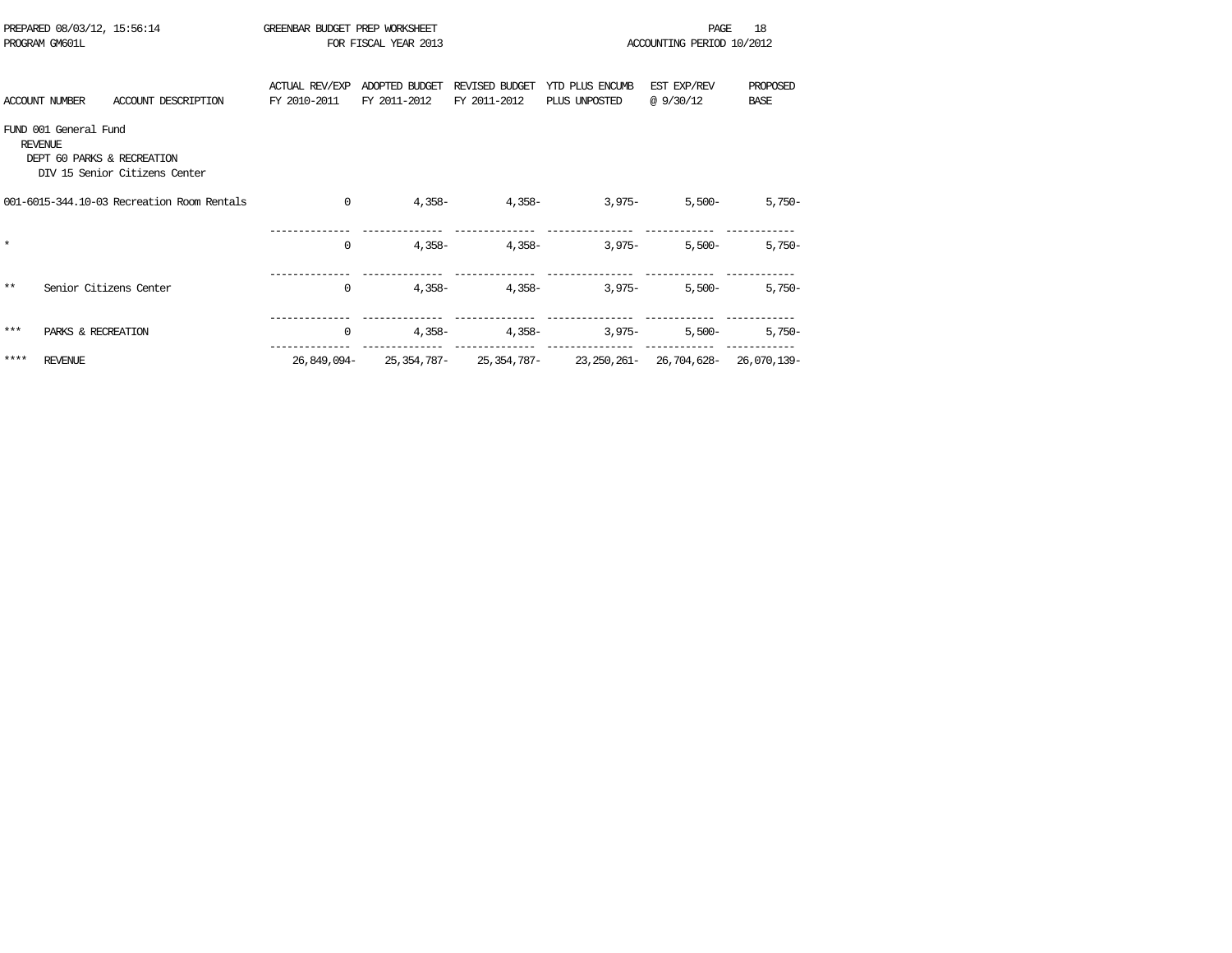PREPARED 08/03/12, 15:56:14 GREENBAR BUDGET PREP WORKSHEET
PROGRAM GM601L FOR FISCAL YEAR 2013 ACCOUNTING PERIOD 10/2012

| ACCOUNT NUMBER | ACCOUNT DESCRIPTION | ACTUAL REV/EXP FY 2010-2011 | ADOPTED BUDGET FY 2011-2012 | REVISED BUDGET FY 2011-2012 | YTD PLUS ENCUMB PLUS UNPOSTED | EST EXP/REV @ 9/30/12 | PROPOSED BASE |
|---|---|---|---|---|---|---|---|
| FUND 001 General Fund | | | | | | | |
| REVENUE | | | | | | | |
| DEPT 60 PARKS & RECREATION | | | | | | | |
| DIV 15 Senior Citizens Center | | | | | | | |
| 001-6015-344.10-03 | Recreation Room Rentals | 0 | 4,358- | 4,358- | 3,975- | 5,500- | 5,750- |
| * | | 0 | 4,358- | 4,358- | 3,975- | 5,500- | 5,750- |
| ** | Senior Citizens Center | 0 | 4,358- | 4,358- | 3,975- | 5,500- | 5,750- |
| *** | PARKS & RECREATION | 0 | 4,358- | 4,358- | 3,975- | 5,500- | 5,750- |
| **** | REVENUE | 26,849,094- | 25,354,787- | 25,354,787- | 23,250,261- | 26,704,628- | 26,070,139- |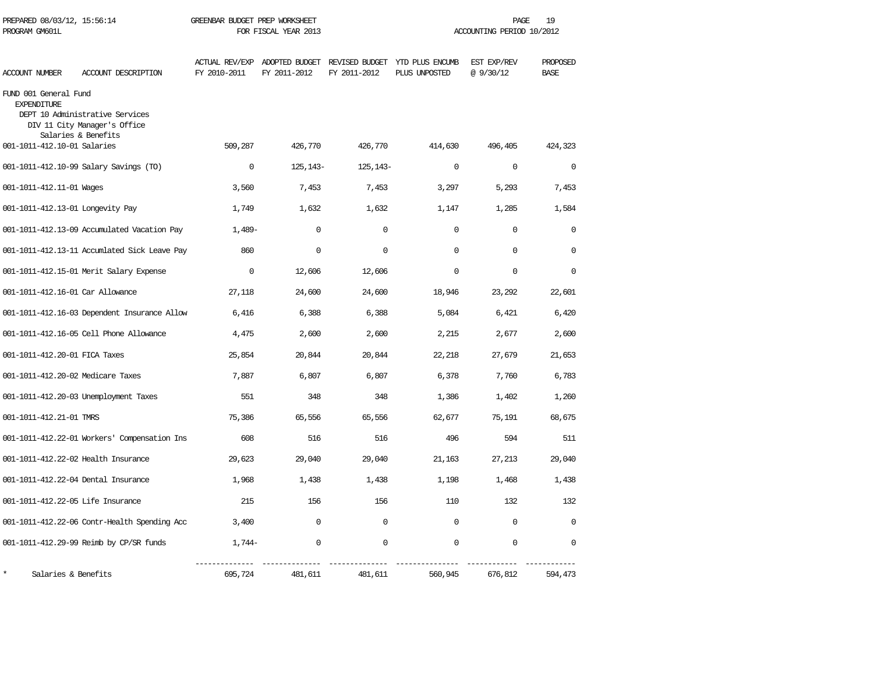PREPARED 08/03/12, 15:56:14 GREENBAR BUDGET PREP WORKSHEET
PROGRAM GM601L FOR FISCAL YEAR 2013 ACCOUNTING PERIOD 10/2012

| ACCOUNT NUMBER | ACCOUNT DESCRIPTION | ACTUAL REV/EXP FY 2010-2011 | ADOPTED BUDGET FY 2011-2012 | REVISED BUDGET FY 2011-2012 | YTD PLUS ENCUMB PLUS UNPOSTED | EST EXP/REV @ 9/30/12 | PROPOSED BASE |
|---|---|---|---|---|---|---|---|
| FUND 001 General Fund | | | | | | | |
| EXPENDITURE | | | | | | | |
| DEPT 10 Administrative Services | | | | | | | |
| DIV 11 City Manager's Office | | | | | | | |
| Salaries & Benefits | | | | | | | |
| 001-1011-412.10-01 | Salaries | 509,287 | 426,770 | 426,770 | 414,630 | 496,405 | 424,323 |
| 001-1011-412.10-99 | Salary Savings (TO) | 0 | 125,143- | 125,143- | 0 | 0 | 0 |
| 001-1011-412.11-01 | Wages | 3,560 | 7,453 | 7,453 | 3,297 | 5,293 | 7,453 |
| 001-1011-412.13-01 | Longevity Pay | 1,749 | 1,632 | 1,632 | 1,147 | 1,285 | 1,584 |
| 001-1011-412.13-09 | Accumulated Vacation Pay | 1,489- | 0 | 0 | 0 | 0 | 0 |
| 001-1011-412.13-11 | Accumlated Sick Leave Pay | 860 | 0 | 0 | 0 | 0 | 0 |
| 001-1011-412.15-01 | Merit Salary Expense | 0 | 12,606 | 12,606 | 0 | 0 | 0 |
| 001-1011-412.16-01 | Car Allowance | 27,118 | 24,600 | 24,600 | 18,946 | 23,292 | 22,601 |
| 001-1011-412.16-03 | Dependent Insurance Allow | 6,416 | 6,388 | 6,388 | 5,084 | 6,421 | 6,420 |
| 001-1011-412.16-05 | Cell Phone Allowance | 4,475 | 2,600 | 2,600 | 2,215 | 2,677 | 2,600 |
| 001-1011-412.20-01 | FICA Taxes | 25,854 | 20,844 | 20,844 | 22,218 | 27,679 | 21,653 |
| 001-1011-412.20-02 | Medicare Taxes | 7,887 | 6,807 | 6,807 | 6,378 | 7,760 | 6,783 |
| 001-1011-412.20-03 | Unemployment Taxes | 551 | 348 | 348 | 1,386 | 1,402 | 1,260 |
| 001-1011-412.21-01 | TMRS | 75,386 | 65,556 | 65,556 | 62,677 | 75,191 | 68,675 |
| 001-1011-412.22-01 | Workers' Compensation Ins | 608 | 516 | 516 | 496 | 594 | 511 |
| 001-1011-412.22-02 | Health Insurance | 29,623 | 29,040 | 29,040 | 21,163 | 27,213 | 29,040 |
| 001-1011-412.22-04 | Dental Insurance | 1,968 | 1,438 | 1,438 | 1,198 | 1,468 | 1,438 |
| 001-1011-412.22-05 | Life Insurance | 215 | 156 | 156 | 110 | 132 | 132 |
| 001-1011-412.22-06 | Contr-Health Spending Acc | 3,400 | 0 | 0 | 0 | 0 | 0 |
| 001-1011-412.29-99 | Reimb by CP/SR funds | 1,744- | 0 | 0 | 0 | 0 | 0 |
| * | Salaries & Benefits | 695,724 | 481,611 | 481,611 | 560,945 | 676,812 | 594,473 |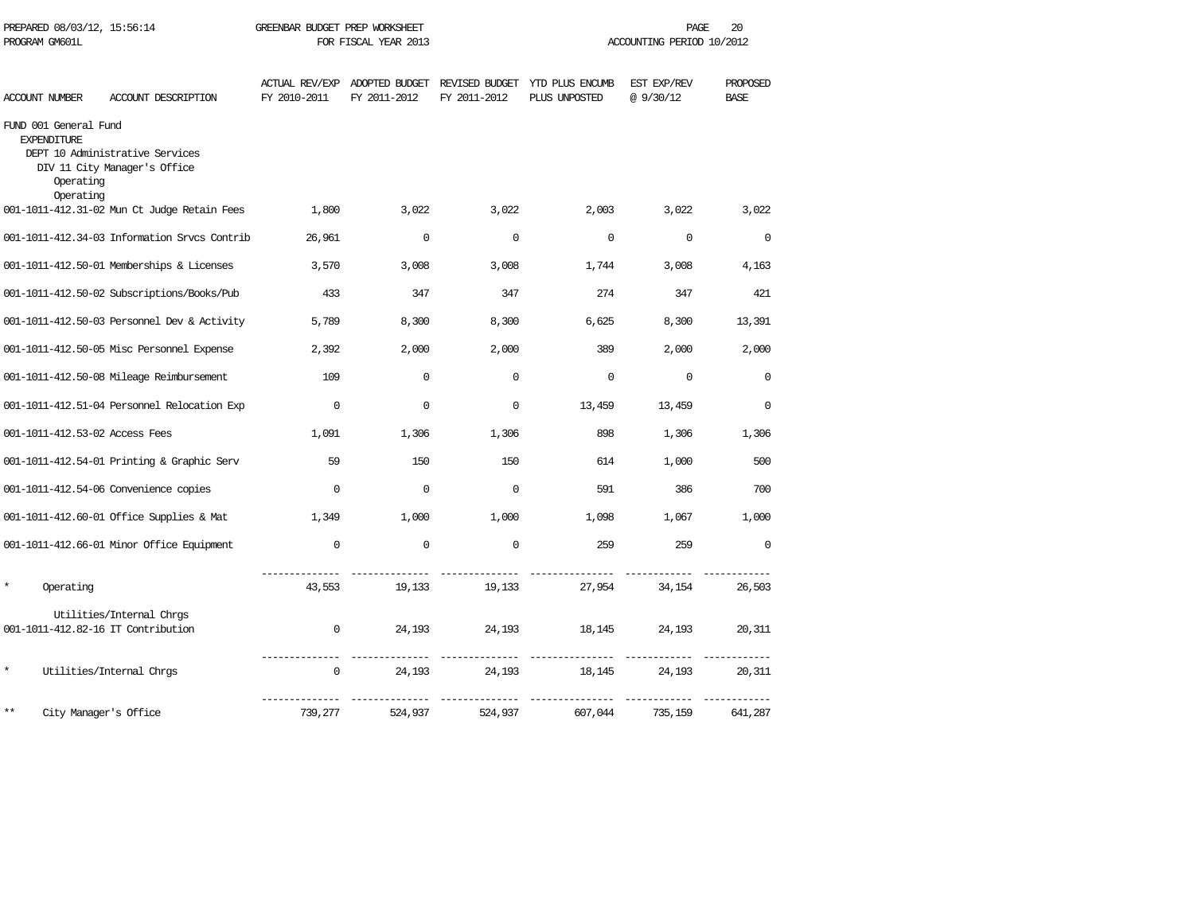PREPARED 08/03/12, 15:56:14 GREENBAR BUDGET PREP WORKSHEET
PROGRAM GM601L FOR FISCAL YEAR 2013 ACCOUNTING PERIOD 10/2012

| ACCOUNT NUMBER | ACCOUNT DESCRIPTION | ACTUAL REV/EXP FY 2010-2011 | ADOPTED BUDGET FY 2011-2012 | REVISED BUDGET FY 2011-2012 | YTD PLUS ENCUMB PLUS UNPOSTED | EST EXP/REV @ 9/30/12 | PROPOSED BASE |
|---|---|---|---|---|---|---|---|
| FUND 001 General Fund | | | | | | | |
| EXPENDITURE | | | | | | | |
| DEPT 10 Administrative Services | | | | | | | |
| DIV 11 City Manager's Office | | | | | | | |
| Operating | | | | | | | |
| Operating | | | | | | | |
| 001-1011-412.31-02 | Mun Ct Judge Retain Fees | 1,800 | 3,022 | 3,022 | 2,003 | 3,022 | 3,022 |
| 001-1011-412.34-03 | Information Srvcs Contrib | 26,961 | 0 | 0 | 0 | 0 | 0 |
| 001-1011-412.50-01 | Memberships & Licenses | 3,570 | 3,008 | 3,008 | 1,744 | 3,008 | 4,163 |
| 001-1011-412.50-02 | Subscriptions/Books/Pub | 433 | 347 | 347 | 274 | 347 | 421 |
| 001-1011-412.50-03 | Personnel Dev & Activity | 5,789 | 8,300 | 8,300 | 6,625 | 8,300 | 13,391 |
| 001-1011-412.50-05 | Misc Personnel Expense | 2,392 | 2,000 | 2,000 | 389 | 2,000 | 2,000 |
| 001-1011-412.50-08 | Mileage Reimbursement | 109 | 0 | 0 | 0 | 0 | 0 |
| 001-1011-412.51-04 | Personnel Relocation Exp | 0 | 0 | 0 | 13,459 | 13,459 | 0 |
| 001-1011-412.53-02 | Access Fees | 1,091 | 1,306 | 1,306 | 898 | 1,306 | 1,306 |
| 001-1011-412.54-01 | Printing & Graphic Serv | 59 | 150 | 150 | 614 | 1,000 | 500 |
| 001-1011-412.54-06 | Convenience copies | 0 | 0 | 0 | 591 | 386 | 700 |
| 001-1011-412.60-01 | Office Supplies & Mat | 1,349 | 1,000 | 1,000 | 1,098 | 1,067 | 1,000 |
| 001-1011-412.66-01 | Minor Office Equipment | 0 | 0 | 0 | 259 | 259 | 0 |
| * | Operating | 43,553 | 19,133 | 19,133 | 27,954 | 34,154 | 26,503 |
| | Utilities/Internal Chrgs | | | | | | |
| 001-1011-412.82-16 | IT Contribution | 0 | 24,193 | 24,193 | 18,145 | 24,193 | 20,311 |
| * | Utilities/Internal Chrgs | 0 | 24,193 | 24,193 | 18,145 | 24,193 | 20,311 |
| ** | City Manager's Office | 739,277 | 524,937 | 524,937 | 607,044 | 735,159 | 641,287 |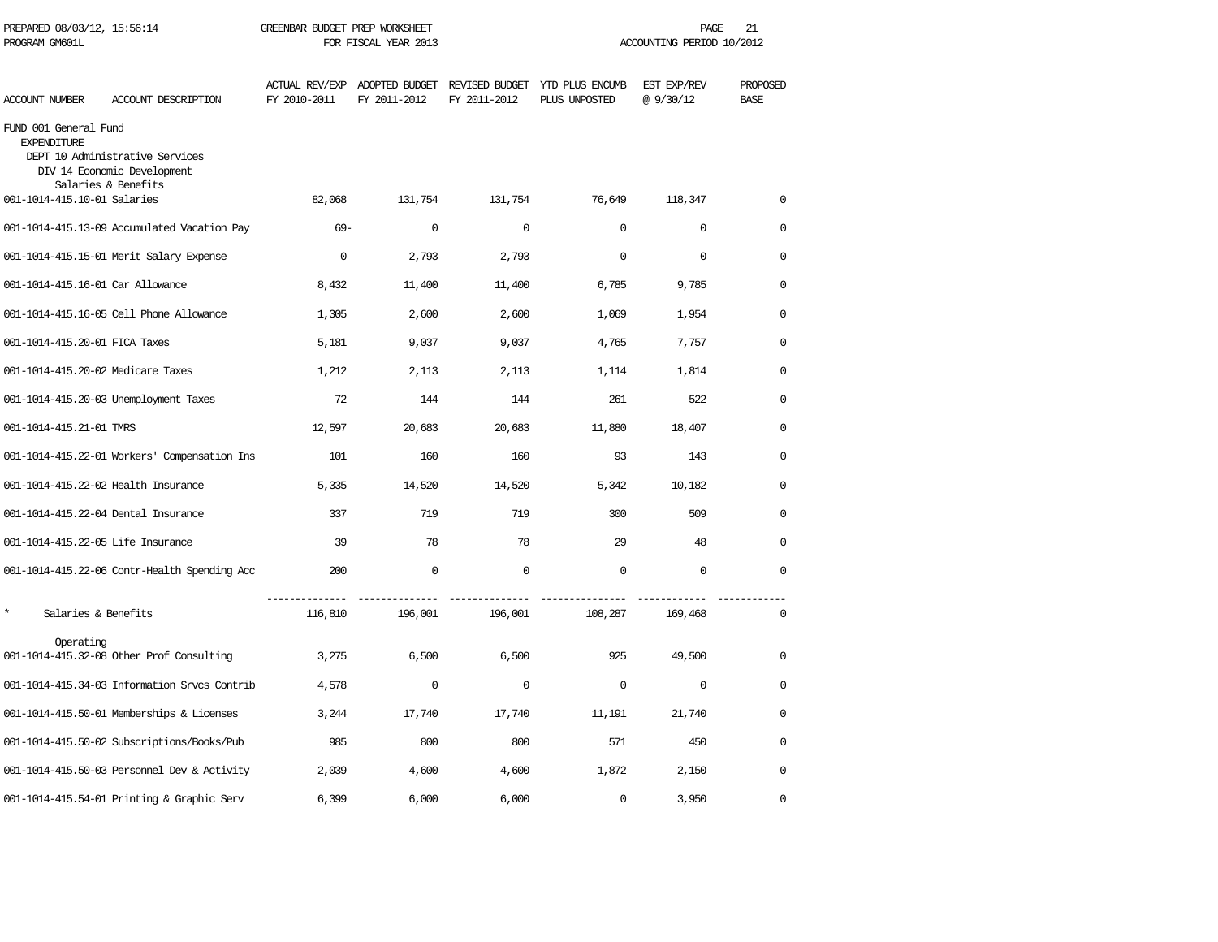GREENBAR BUDGET PREP WORKSHEET
FOR FISCAL YEAR 2013

PREPARED 08/03/12, 15:56:14
PROGRAM GM601L

ACCOUNTING PERIOD 10/2012

| ACCOUNT NUMBER | ACCOUNT DESCRIPTION | ACTUAL REV/EXP FY 2010-2011 | ADOPTED BUDGET FY 2011-2012 | REVISED BUDGET FY 2011-2012 | YTD PLUS ENCUMB PLUS UNPOSTED | EST EXP/REV @ 9/30/12 | PROPOSED BASE |
|---|---|---|---|---|---|---|---|
| FUND 001 General Fund | | | | | | | |
| EXPENDITURE | | | | | | | |
| DEPT 10 Administrative Services | | | | | | | |
| DIV 14 Economic Development | | | | | | | |
| Salaries & Benefits | | | | | | | |
| 001-1014-415.10-01 | Salaries | 82,068 | 131,754 | 131,754 | 76,649 | 118,347 | 0 |
| 001-1014-415.13-09 | Accumulated Vacation Pay | 69- | 0 | 0 | 0 | 0 | 0 |
| 001-1014-415.15-01 | Merit Salary Expense | 0 | 2,793 | 2,793 | 0 | 0 | 0 |
| 001-1014-415.16-01 | Car Allowance | 8,432 | 11,400 | 11,400 | 6,785 | 9,785 | 0 |
| 001-1014-415.16-05 | Cell Phone Allowance | 1,305 | 2,600 | 2,600 | 1,069 | 1,954 | 0 |
| 001-1014-415.20-01 | FICA Taxes | 5,181 | 9,037 | 9,037 | 4,765 | 7,757 | 0 |
| 001-1014-415.20-02 | Medicare Taxes | 1,212 | 2,113 | 2,113 | 1,114 | 1,814 | 0 |
| 001-1014-415.20-03 | Unemployment Taxes | 72 | 144 | 144 | 261 | 522 | 0 |
| 001-1014-415.21-01 | TMRS | 12,597 | 20,683 | 20,683 | 11,880 | 18,407 | 0 |
| 001-1014-415.22-01 | Workers' Compensation Ins | 101 | 160 | 160 | 93 | 143 | 0 |
| 001-1014-415.22-02 | Health Insurance | 5,335 | 14,520 | 14,520 | 5,342 | 10,182 | 0 |
| 001-1014-415.22-04 | Dental Insurance | 337 | 719 | 719 | 300 | 509 | 0 |
| 001-1014-415.22-05 | Life Insurance | 39 | 78 | 78 | 29 | 48 | 0 |
| 001-1014-415.22-06 | Contr-Health Spending Acc | 200 | 0 | 0 | 0 | 0 | 0 |
| * | Salaries & Benefits | 116,810 | 196,001 | 196,001 | 108,287 | 169,468 | 0 |
| Operating | | | | | | | |
| 001-1014-415.32-08 | Other Prof Consulting | 3,275 | 6,500 | 6,500 | 925 | 49,500 | 0 |
| 001-1014-415.34-03 | Information Srvcs Contrib | 4,578 | 0 | 0 | 0 | 0 | 0 |
| 001-1014-415.50-01 | Memberships & Licenses | 3,244 | 17,740 | 17,740 | 11,191 | 21,740 | 0 |
| 001-1014-415.50-02 | Subscriptions/Books/Pub | 985 | 800 | 800 | 571 | 450 | 0 |
| 001-1014-415.50-03 | Personnel Dev & Activity | 2,039 | 4,600 | 4,600 | 1,872 | 2,150 | 0 |
| 001-1014-415.54-01 | Printing & Graphic Serv | 6,399 | 6,000 | 6,000 | 0 | 3,950 | 0 |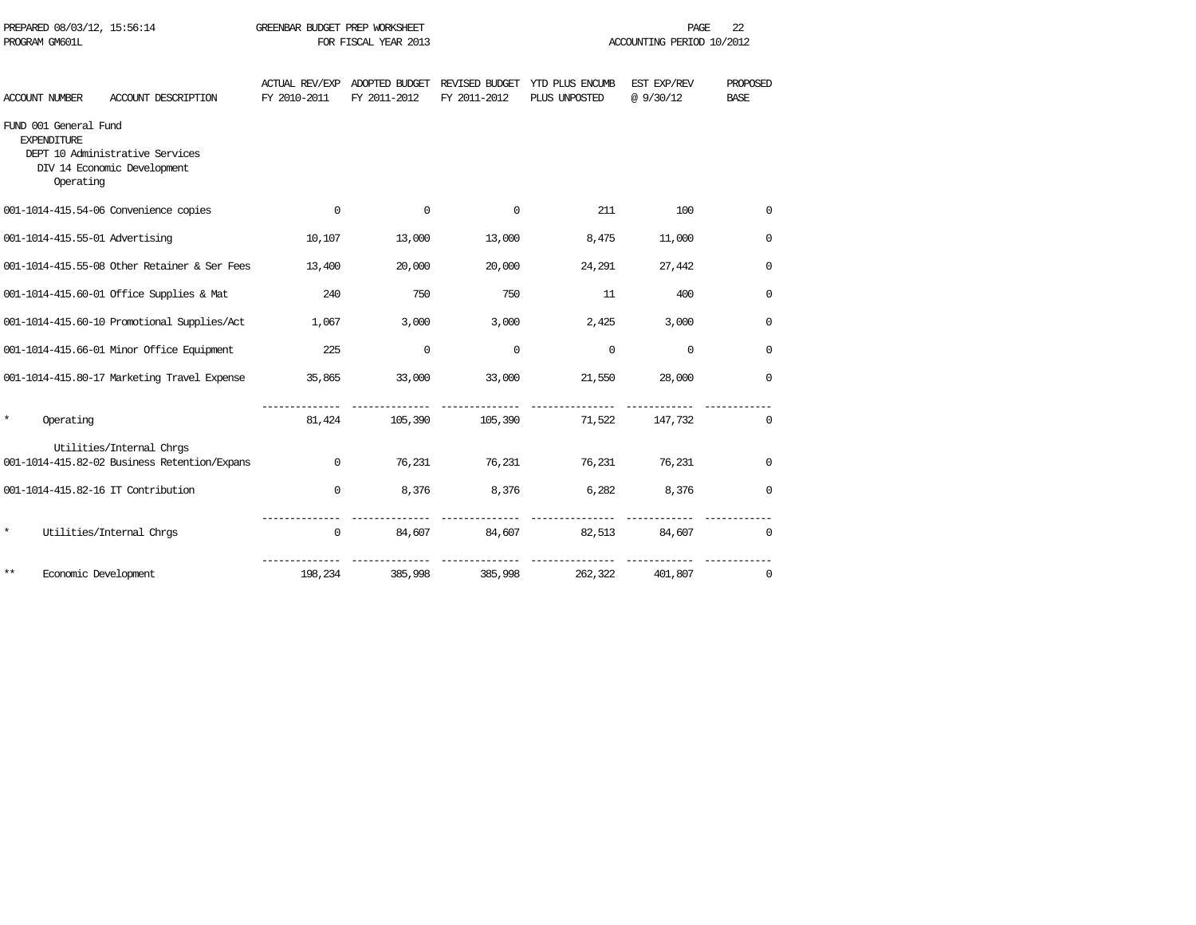PREPARED 08/03/12, 15:56:14 GREENBAR BUDGET PREP WORKSHEET
PROGRAM GM601L FOR FISCAL YEAR 2013 ACCOUNTING PERIOD 10/2012

FUND 001 General Fund
EXPENDITURE
DEPT 10 Administrative Services
DIV 14 Economic Development

| ACCOUNT NUMBER | ACCOUNT DESCRIPTION | ACTUAL REV/EXP FY 2010-2011 | ADOPTED BUDGET FY 2011-2012 | REVISED BUDGET FY 2011-2012 | YTD PLUS ENCUMB PLUS UNPOSTED | EST EXP/REV @ 9/30/12 | PROPOSED BASE |
|---|---|---|---|---|---|---|---|
| | Operating | | | | | | |
| 001-1014-415.54-06 | Convenience copies | 0 | 0 | 0 | 211 | 100 | 0 |
| 001-1014-415.55-01 | Advertising | 10,107 | 13,000 | 13,000 | 8,475 | 11,000 | 0 |
| 001-1014-415.55-08 | Other Retainer & Ser Fees | 13,400 | 20,000 | 20,000 | 24,291 | 27,442 | 0 |
| 001-1014-415.60-01 | Office Supplies & Mat | 240 | 750 | 750 | 11 | 400 | 0 |
| 001-1014-415.60-10 | Promotional Supplies/Act | 1,067 | 3,000 | 3,000 | 2,425 | 3,000 | 0 |
| 001-1014-415.66-01 | Minor Office Equipment | 225 | 0 | 0 | 0 | 0 | 0 |
| 001-1014-415.80-17 | Marketing Travel Expense | 35,865 | 33,000 | 33,000 | 21,550 | 28,000 | 0 |
| * | Operating | 81,424 | 105,390 | 105,390 | 71,522 | 147,732 | 0 |
| | Utilities/Internal Chrgs | | | | | | |
| 001-1014-415.82-02 | Business Retention/Expans | 0 | 76,231 | 76,231 | 76,231 | 76,231 | 0 |
| 001-1014-415.82-16 | IT Contribution | 0 | 8,376 | 8,376 | 6,282 | 8,376 | 0 |
| * | Utilities/Internal Chrgs | 0 | 84,607 | 84,607 | 82,513 | 84,607 | 0 |
| ** | Economic Development | 198,234 | 385,998 | 385,998 | 262,322 | 401,807 | 0 |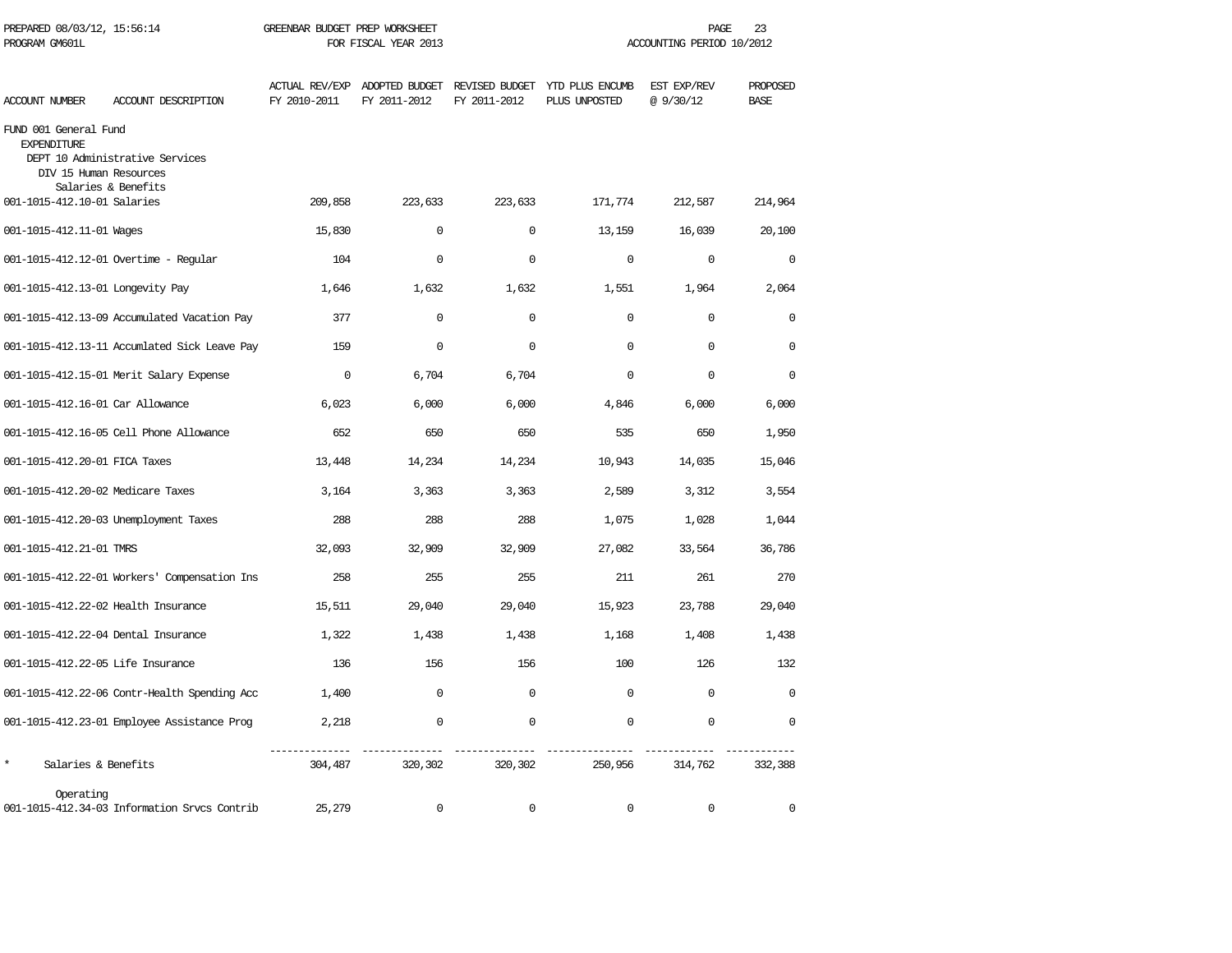PREPARED 08/03/12, 15:56:14 GREENBAR BUDGET PREP WORKSHEET
PROGRAM GM601L FOR FISCAL YEAR 2013 ACCOUNTING PERIOD 10/2012

| ACCOUNT NUMBER | ACCOUNT DESCRIPTION | ACTUAL REV/EXP FY 2010-2011 | ADOPTED BUDGET FY 2011-2012 | REVISED BUDGET FY 2011-2012 | YTD PLUS ENCUMB PLUS UNPOSTED | EST EXP/REV @ 9/30/12 | PROPOSED BASE |
|---|---|---|---|---|---|---|---|
| FUND 001 General Fund | | | | | | | |
| EXPENDITURE | | | | | | | |
| DEPT 10 Administrative Services | | | | | | | |
| DIV 15 Human Resources | | | | | | | |
| Salaries & Benefits | | | | | | | |
| 001-1015-412.10-01 | Salaries | 209,858 | 223,633 | 223,633 | 171,774 | 212,587 | 214,964 |
| 001-1015-412.11-01 | Wages | 15,830 | 0 | 0 | 13,159 | 16,039 | 20,100 |
| 001-1015-412.12-01 | Overtime - Regular | 104 | 0 | 0 | 0 | 0 | 0 |
| 001-1015-412.13-01 | Longevity Pay | 1,646 | 1,632 | 1,632 | 1,551 | 1,964 | 2,064 |
| 001-1015-412.13-09 | Accumulated Vacation Pay | 377 | 0 | 0 | 0 | 0 | 0 |
| 001-1015-412.13-11 | Accumlated Sick Leave Pay | 159 | 0 | 0 | 0 | 0 | 0 |
| 001-1015-412.15-01 | Merit Salary Expense | 0 | 6,704 | 6,704 | 0 | 0 | 0 |
| 001-1015-412.16-01 | Car Allowance | 6,023 | 6,000 | 6,000 | 4,846 | 6,000 | 6,000 |
| 001-1015-412.16-05 | Cell Phone Allowance | 652 | 650 | 650 | 535 | 650 | 1,950 |
| 001-1015-412.20-01 | FICA Taxes | 13,448 | 14,234 | 14,234 | 10,943 | 14,035 | 15,046 |
| 001-1015-412.20-02 | Medicare Taxes | 3,164 | 3,363 | 3,363 | 2,589 | 3,312 | 3,554 |
| 001-1015-412.20-03 | Unemployment Taxes | 288 | 288 | 288 | 1,075 | 1,028 | 1,044 |
| 001-1015-412.21-01 | TMRS | 32,093 | 32,909 | 32,909 | 27,082 | 33,564 | 36,786 |
| 001-1015-412.22-01 | Workers' Compensation Ins | 258 | 255 | 255 | 211 | 261 | 270 |
| 001-1015-412.22-02 | Health Insurance | 15,511 | 29,040 | 29,040 | 15,923 | 23,788 | 29,040 |
| 001-1015-412.22-04 | Dental Insurance | 1,322 | 1,438 | 1,438 | 1,168 | 1,408 | 1,438 |
| 001-1015-412.22-05 | Life Insurance | 136 | 156 | 156 | 100 | 126 | 132 |
| 001-1015-412.22-06 | Contr-Health Spending Acc | 1,400 | 0 | 0 | 0 | 0 | 0 |
| 001-1015-412.23-01 | Employee Assistance Prog | 2,218 | 0 | 0 | 0 | 0 | 0 |
| * | Salaries & Benefits | 304,487 | 320,302 | 320,302 | 250,956 | 314,762 | 332,388 |
| Operating | | | | | | | |
| 001-1015-412.34-03 | Information Srvcs Contrib | 25,279 | 0 | 0 | 0 | 0 | 0 |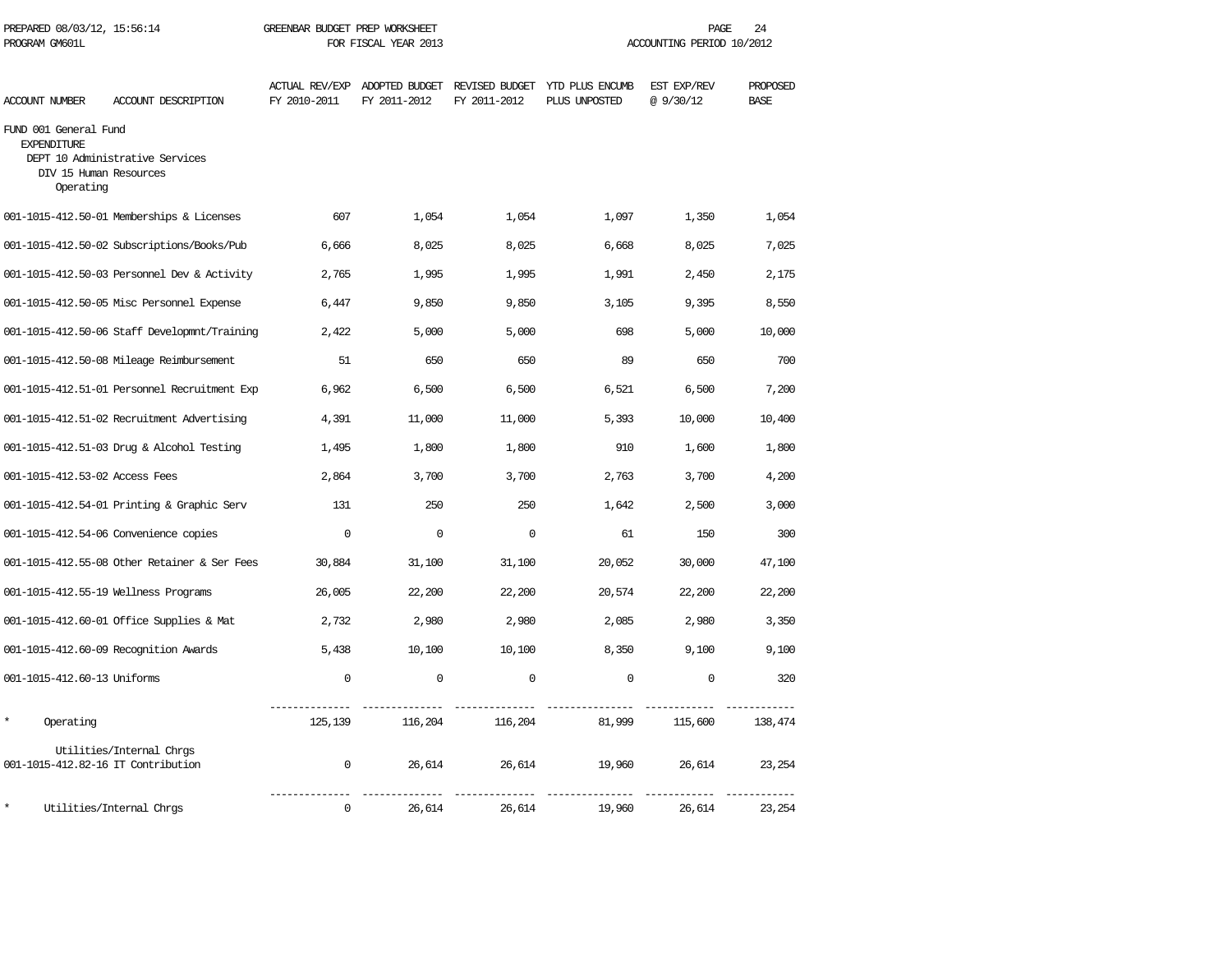PREPARED 08/03/12, 15:56:14 GREENBAR BUDGET PREP WORKSHEET
PROGRAM GM601L FOR FISCAL YEAR 2013 ACCOUNTING PERIOD 10/2012

| ACCOUNT NUMBER | ACCOUNT DESCRIPTION | ACTUAL REV/EXP FY 2010-2011 | ADOPTED BUDGET FY 2011-2012 | REVISED BUDGET FY 2011-2012 | YTD PLUS ENCUMB PLUS UNPOSTED | EST EXP/REV @ 9/30/12 | PROPOSED BASE |
|---|---|---|---|---|---|---|---|
| FUND 001 General Fund | | | | | | | |
| EXPENDITURE | | | | | | | |
| DEPT 10 Administrative Services | | | | | | | |
| DIV 15 Human Resources | | | | | | | |
| Operating | | | | | | | |
| 001-1015-412.50-01 | Memberships & Licenses | 607 | 1,054 | 1,054 | 1,097 | 1,350 | 1,054 |
| 001-1015-412.50-02 | Subscriptions/Books/Pub | 6,666 | 8,025 | 8,025 | 6,668 | 8,025 | 7,025 |
| 001-1015-412.50-03 | Personnel Dev & Activity | 2,765 | 1,995 | 1,995 | 1,991 | 2,450 | 2,175 |
| 001-1015-412.50-05 | Misc Personnel Expense | 6,447 | 9,850 | 9,850 | 3,105 | 9,395 | 8,550 |
| 001-1015-412.50-06 | Staff Developmnt/Training | 2,422 | 5,000 | 5,000 | 698 | 5,000 | 10,000 |
| 001-1015-412.50-08 | Mileage Reimbursement | 51 | 650 | 650 | 89 | 650 | 700 |
| 001-1015-412.51-01 | Personnel Recruitment Exp | 6,962 | 6,500 | 6,500 | 6,521 | 6,500 | 7,200 |
| 001-1015-412.51-02 | Recruitment Advertising | 4,391 | 11,000 | 11,000 | 5,393 | 10,000 | 10,400 |
| 001-1015-412.51-03 | Drug & Alcohol Testing | 1,495 | 1,800 | 1,800 | 910 | 1,600 | 1,800 |
| 001-1015-412.53-02 | Access Fees | 2,864 | 3,700 | 3,700 | 2,763 | 3,700 | 4,200 |
| 001-1015-412.54-01 | Printing & Graphic Serv | 131 | 250 | 250 | 1,642 | 2,500 | 3,000 |
| 001-1015-412.54-06 | Convenience copies | 0 | 0 | 0 | 61 | 150 | 300 |
| 001-1015-412.55-08 | Other Retainer & Ser Fees | 30,884 | 31,100 | 31,100 | 20,052 | 30,000 | 47,100 |
| 001-1015-412.55-19 | Wellness Programs | 26,005 | 22,200 | 22,200 | 20,574 | 22,200 | 22,200 |
| 001-1015-412.60-01 | Office Supplies & Mat | 2,732 | 2,980 | 2,980 | 2,085 | 2,980 | 3,350 |
| 001-1015-412.60-09 | Recognition Awards | 5,438 | 10,100 | 10,100 | 8,350 | 9,100 | 9,100 |
| 001-1015-412.60-13 | Uniforms | 0 | 0 | 0 | 0 | 0 | 320 |
| * | Operating | 125,139 | 116,204 | 116,204 | 81,999 | 115,600 | 138,474 |
| Utilities/Internal Chrgs | | | | | | | |
| 001-1015-412.82-16 | IT Contribution | 0 | 26,614 | 26,614 | 19,960 | 26,614 | 23,254 |
| * | Utilities/Internal Chrgs | 0 | 26,614 | 26,614 | 19,960 | 26,614 | 23,254 |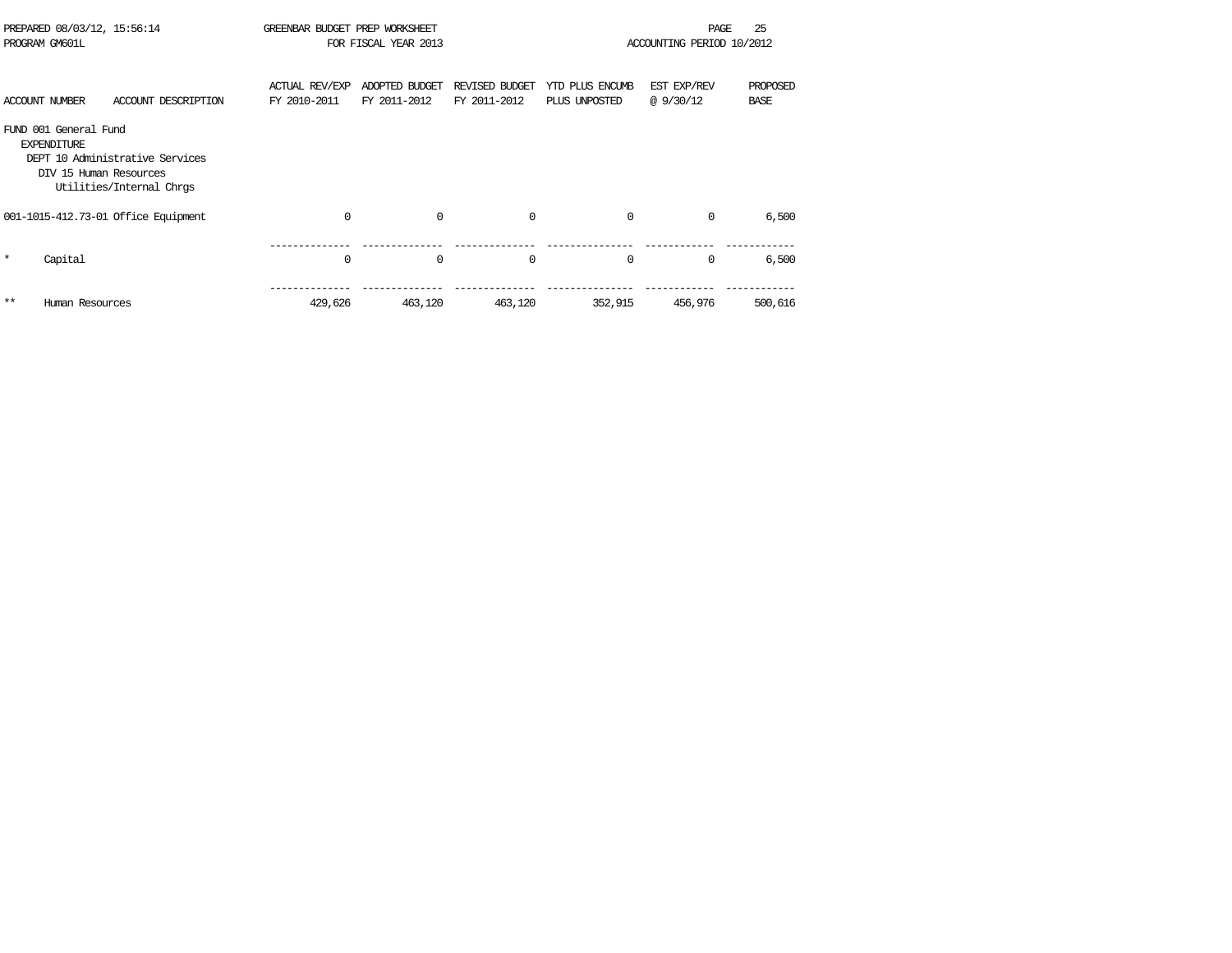PREPARED 08/03/12, 15:56:14 GREENBAR BUDGET PREP WORKSHEET
PROGRAM GM601L FOR FISCAL YEAR 2013 ACCOUNTING PERIOD 10/2012

| ACCOUNT NUMBER | ACCOUNT DESCRIPTION | ACTUAL REV/EXP FY 2010-2011 | ADOPTED BUDGET FY 2011-2012 | REVISED BUDGET FY 2011-2012 | YTD PLUS ENCUMB PLUS UNPOSTED | EST EXP/REV @ 9/30/12 | PROPOSED BASE |
|---|---|---|---|---|---|---|---|
| FUND 001 General Fund | | | | | | | |
| EXPENDITURE | | | | | | | |
| DEPT 10 Administrative Services | | | | | | | |
| DIV 15 Human Resources | | | | | | | |
| Utilities/Internal Chrgs | | | | | | | |
| 001-1015-412.73-01 | Office Equipment | 0 | 0 | 0 | 0 | 0 | 6,500 |
| * | Capital | 0 | 0 | 0 | 0 | 0 | 6,500 |
| ** | Human Resources | 429,626 | 463,120 | 463,120 | 352,915 | 456,976 | 500,616 |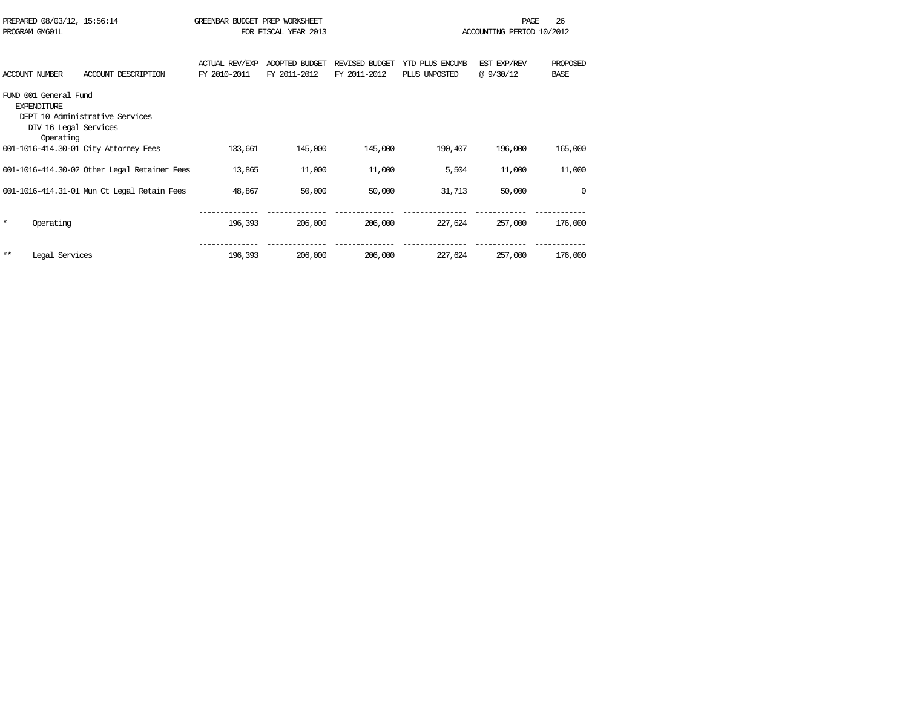GREENBAR BUDGET PREP WORKSHEET
FOR FISCAL YEAR 2013

PREPARED 08/03/12, 15:56:14
PROGRAM GM601L
ACCOUNTING PERIOD 10/2012

| ACCOUNT NUMBER | ACCOUNT DESCRIPTION | ACTUAL REV/EXP FY 2010-2011 | ADOPTED BUDGET FY 2011-2012 | REVISED BUDGET FY 2011-2012 | YTD PLUS ENCUMB PLUS UNPOSTED | EST EXP/REV @ 9/30/12 | PROPOSED BASE |
|---|---|---|---|---|---|---|---|
| FUND 001 General Fund | | | | | | | |
| EXPENDITURE | | | | | | | |
| DEPT 10 Administrative Services | | | | | | | |
| DIV 16 Legal Services | | | | | | | |
| Operating | | | | | | | |
| 001-1016-414.30-01 | City Attorney Fees | 133,661 | 145,000 | 145,000 | 190,407 | 196,000 | 165,000 |
| 001-1016-414.30-02 | Other Legal Retainer Fees | 13,865 | 11,000 | 11,000 | 5,504 | 11,000 | 11,000 |
| 001-1016-414.31-01 | Mun Ct Legal Retain Fees | 48,867 | 50,000 | 50,000 | 31,713 | 50,000 | 0 |
| * | Operating | 196,393 | 206,000 | 206,000 | 227,624 | 257,000 | 176,000 |
| ** | Legal Services | 196,393 | 206,000 | 206,000 | 227,624 | 257,000 | 176,000 |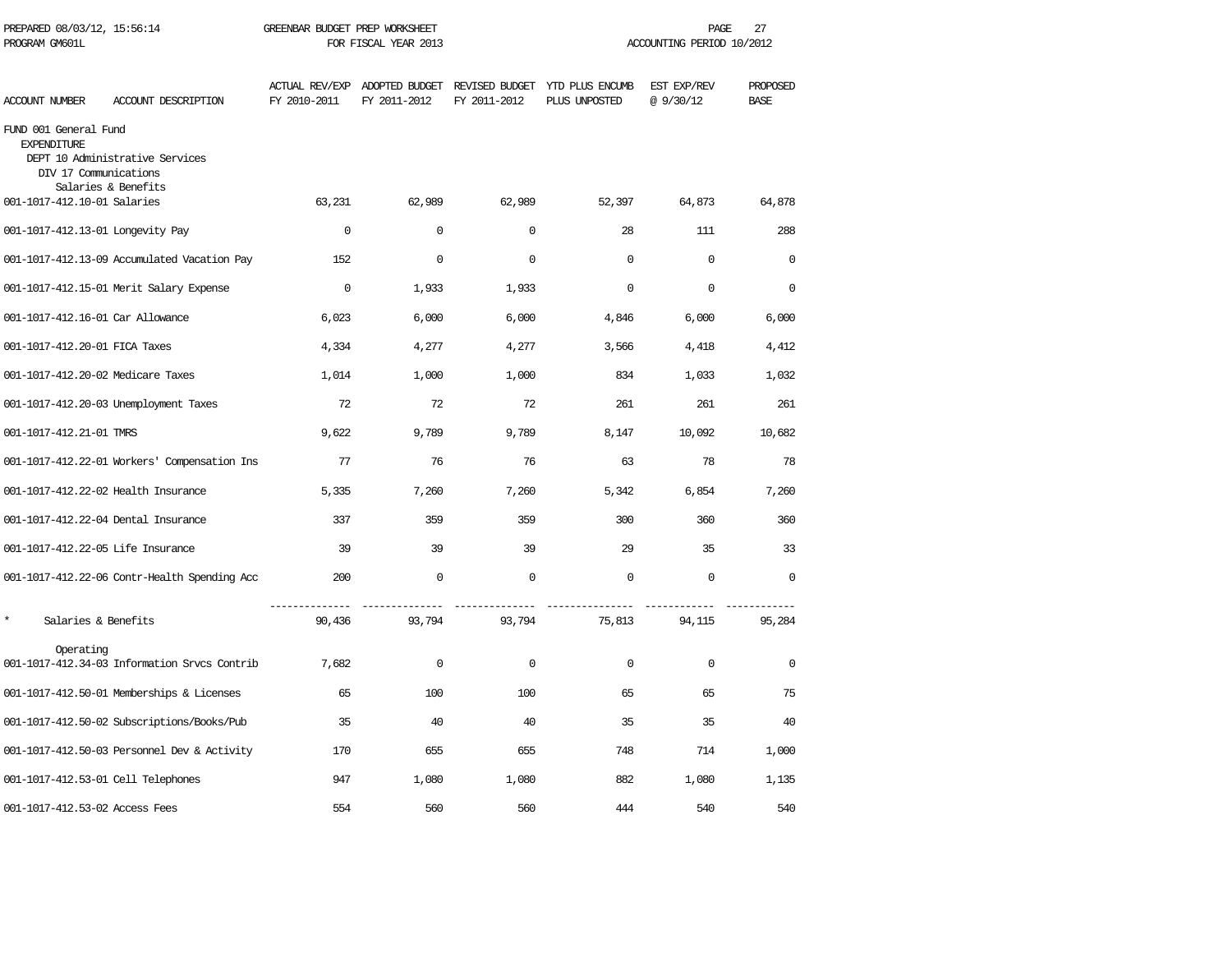PREPARED 08/03/12, 15:56:14 GREENBAR BUDGET PREP WORKSHEET
PROGRAM GM601L FOR FISCAL YEAR 2013 ACCOUNTING PERIOD 10/2012

| ACCOUNT NUMBER | ACCOUNT DESCRIPTION | ACTUAL REV/EXP FY 2010-2011 | ADOPTED BUDGET FY 2011-2012 | REVISED BUDGET FY 2011-2012 | YTD PLUS ENCUMB PLUS UNPOSTED | EST EXP/REV @ 9/30/12 | PROPOSED BASE |
|---|---|---|---|---|---|---|---|
| FUND 001 General Fund | | | | | | | |
| EXPENDITURE | | | | | | | |
| DEPT 10 Administrative Services | | | | | | | |
| DIV 17 Communications | | | | | | | |
| Salaries & Benefits | | | | | | | |
| 001-1017-412.10-01 | Salaries | 63,231 | 62,989 | 62,989 | 52,397 | 64,873 | 64,878 |
| 001-1017-412.13-01 | Longevity Pay | 0 | 0 | 0 | 28 | 111 | 288 |
| 001-1017-412.13-09 | Accumulated Vacation Pay | 152 | 0 | 0 | 0 | 0 | 0 |
| 001-1017-412.15-01 | Merit Salary Expense | 0 | 1,933 | 1,933 | 0 | 0 | 0 |
| 001-1017-412.16-01 | Car Allowance | 6,023 | 6,000 | 6,000 | 4,846 | 6,000 | 6,000 |
| 001-1017-412.20-01 | FICA Taxes | 4,334 | 4,277 | 4,277 | 3,566 | 4,418 | 4,412 |
| 001-1017-412.20-02 | Medicare Taxes | 1,014 | 1,000 | 1,000 | 834 | 1,033 | 1,032 |
| 001-1017-412.20-03 | Unemployment Taxes | 72 | 72 | 72 | 261 | 261 | 261 |
| 001-1017-412.21-01 | TMRS | 9,622 | 9,789 | 9,789 | 8,147 | 10,092 | 10,682 |
| 001-1017-412.22-01 | Workers' Compensation Ins | 77 | 76 | 76 | 63 | 78 | 78 |
| 001-1017-412.22-02 | Health Insurance | 5,335 | 7,260 | 7,260 | 5,342 | 6,854 | 7,260 |
| 001-1017-412.22-04 | Dental Insurance | 337 | 359 | 359 | 300 | 360 | 360 |
| 001-1017-412.22-05 | Life Insurance | 39 | 39 | 39 | 29 | 35 | 33 |
| 001-1017-412.22-06 | Contr-Health Spending Acc | 200 | 0 | 0 | 0 | 0 | 0 |
| * | Salaries & Benefits | 90,436 | 93,794 | 93,794 | 75,813 | 94,115 | 95,284 |
| Operating | | | | | | | |
| 001-1017-412.34-03 | Information Srvcs Contrib | 7,682 | 0 | 0 | 0 | 0 | 0 |
| 001-1017-412.50-01 | Memberships & Licenses | 65 | 100 | 100 | 65 | 65 | 75 |
| 001-1017-412.50-02 | Subscriptions/Books/Pub | 35 | 40 | 40 | 35 | 35 | 40 |
| 001-1017-412.50-03 | Personnel Dev & Activity | 170 | 655 | 655 | 748 | 714 | 1,000 |
| 001-1017-412.53-01 | Cell Telephones | 947 | 1,080 | 1,080 | 882 | 1,080 | 1,135 |
| 001-1017-412.53-02 | Access Fees | 554 | 560 | 560 | 444 | 540 | 540 |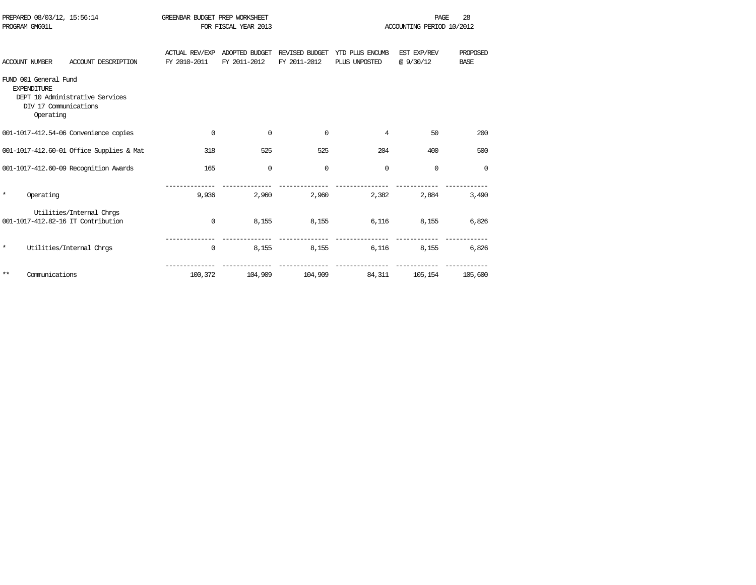GREENBAR BUDGET PREP WORKSHEET
FOR FISCAL YEAR 2013

PREPARED 08/03/12, 15:56:14
PROGRAM GM601L
ACCOUNTING PERIOD 10/2012

| ACCOUNT NUMBER | ACCOUNT DESCRIPTION | ACTUAL REV/EXP FY 2010-2011 | ADOPTED BUDGET FY 2011-2012 | REVISED BUDGET FY 2011-2012 | YTD PLUS ENCUMB PLUS UNPOSTED | EST EXP/REV @ 9/30/12 | PROPOSED BASE |
|---|---|---|---|---|---|---|---|
| FUND 001 General Fund | | | | | | | |
| EXPENDITURE | | | | | | | |
| DEPT 10 Administrative Services | | | | | | | |
| DIV 17 Communications | | | | | | | |
| Operating | | | | | | | |
| 001-1017-412.54-06 | Convenience copies | 0 | 0 | 0 | 4 | 50 | 200 |
| 001-1017-412.60-01 | Office Supplies & Mat | 318 | 525 | 525 | 204 | 400 | 500 |
| 001-1017-412.60-09 | Recognition Awards | 165 | 0 | 0 | 0 | 0 | 0 |
| * | Operating | 9,936 | 2,960 | 2,960 | 2,382 | 2,884 | 3,490 |
| | Utilities/Internal Chrgs | | | | | | |
| 001-1017-412.82-16 | IT Contribution | 0 | 8,155 | 8,155 | 6,116 | 8,155 | 6,826 |
| * | Utilities/Internal Chrgs | 0 | 8,155 | 8,155 | 6,116 | 8,155 | 6,826 |
| ** | Communications | 100,372 | 104,909 | 104,909 | 84,311 | 105,154 | 105,600 |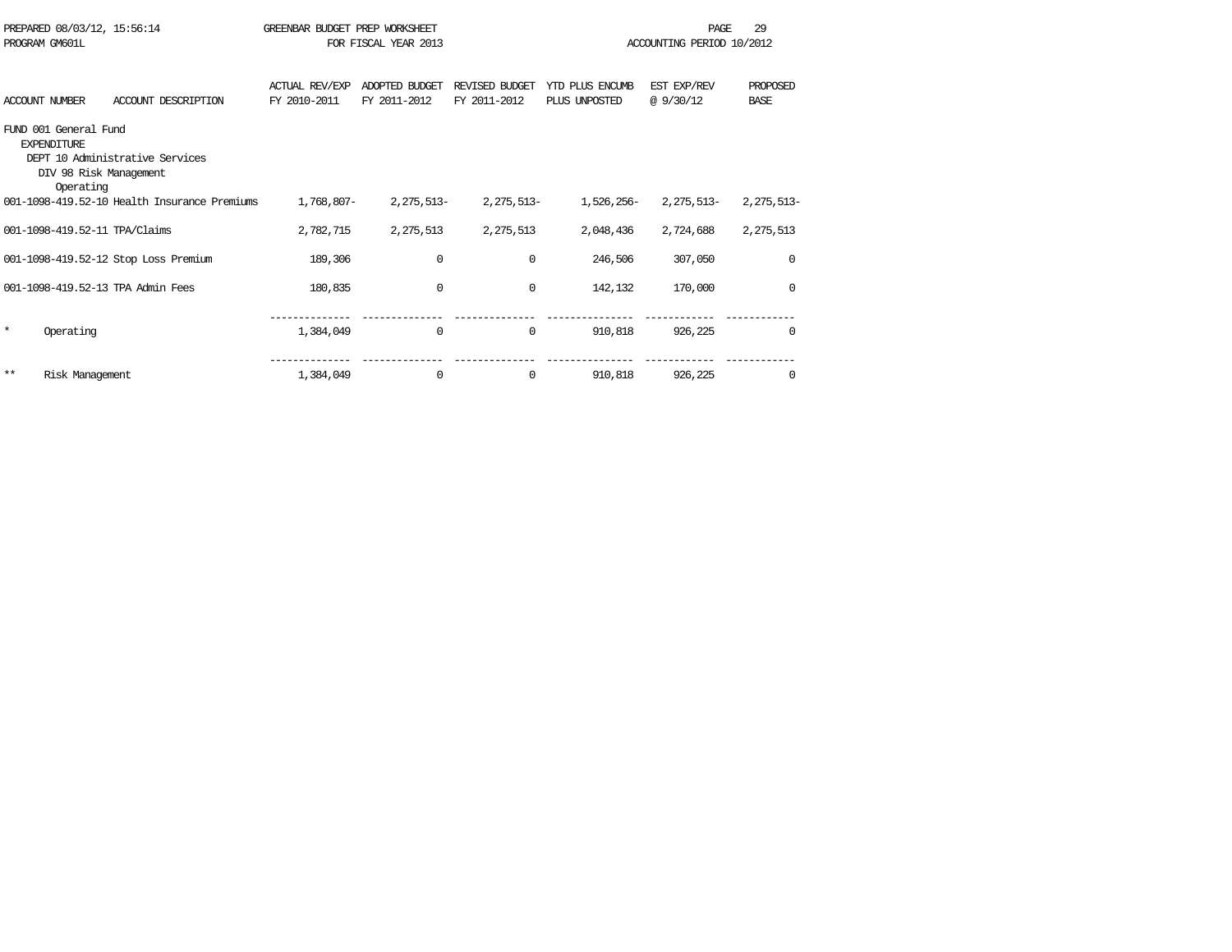PREPARED 08/03/12, 15:56:14 GREENBAR BUDGET PREP WORKSHEET
PROGRAM GM601L FOR FISCAL YEAR 2013 ACCOUNTING PERIOD 10/2012

| ACCOUNT NUMBER | ACCOUNT DESCRIPTION | ACTUAL REV/EXP FY 2010-2011 | ADOPTED BUDGET FY 2011-2012 | REVISED BUDGET FY 2011-2012 | YTD PLUS ENCUMB PLUS UNPOSTED | EST EXP/REV @ 9/30/12 | PROPOSED BASE |
|---|---|---|---|---|---|---|---|
| FUND 001 General Fund | | | | | | | |
| EXPENDITURE | | | | | | | |
| DEPT 10 Administrative Services | | | | | | | |
| DIV 98 Risk Management | | | | | | | |
| Operating | | | | | | | |
| 001-1098-419.52-10 | Health Insurance Premiums | 1,768,807- | 2,275,513- | 2,275,513- | 1,526,256- | 2,275,513- | 2,275,513- |
| 001-1098-419.52-11 | TPA/Claims | 2,782,715 | 2,275,513 | 2,275,513 | 2,048,436 | 2,724,688 | 2,275,513 |
| 001-1098-419.52-12 | Stop Loss Premium | 189,306 | 0 | 0 | 246,506 | 307,050 | 0 |
| 001-1098-419.52-13 | TPA Admin Fees | 180,835 | 0 | 0 | 142,132 | 170,000 | 0 |
| * | Operating | 1,384,049 | 0 | 0 | 910,818 | 926,225 | 0 |
| ** | Risk Management | 1,384,049 | 0 | 0 | 910,818 | 926,225 | 0 |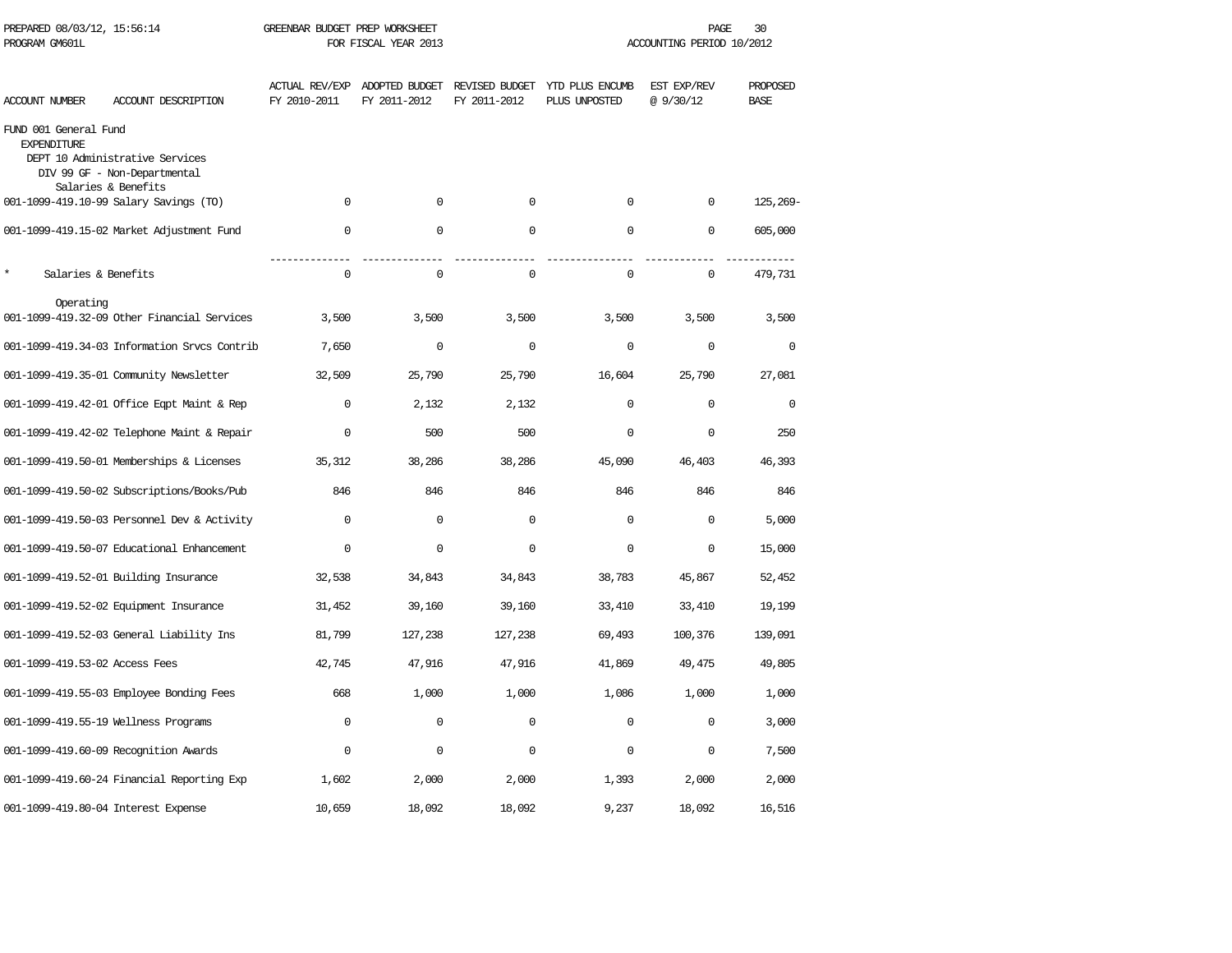PREPARED 08/03/12, 15:56:14 GREENBAR BUDGET PREP WORKSHEET
PROGRAM GM601L FOR FISCAL YEAR 2013 ACCOUNTING PERIOD 10/2012

| ACCOUNT NUMBER | ACCOUNT DESCRIPTION | ACTUAL REV/EXP FY 2010-2011 | ADOPTED BUDGET FY 2011-2012 | REVISED BUDGET FY 2011-2012 | YTD PLUS ENCUMB PLUS UNPOSTED | EST EXP/REV @ 9/30/12 | PROPOSED BASE |
|---|---|---|---|---|---|---|---|
| FUND 001 General Fund | | | | | | | |
| EXPENDITURE | | | | | | | |
| DEPT 10 Administrative Services | | | | | | | |
| DIV 99 GF - Non-Departmental | | | | | | | |
| Salaries & Benefits | | | | | | | |
| 001-1099-419.10-99 | Salary Savings (TO) | 0 | 0 | 0 | 0 | 0 | 125,269- |
| 001-1099-419.15-02 | Market Adjustment Fund | 0 | 0 | 0 | 0 | 0 | 605,000 |
| * | Salaries & Benefits | 0 | 0 | 0 | 0 | 0 | 479,731 |
| Operating | | | | | | | |
| 001-1099-419.32-09 | Other Financial Services | 3,500 | 3,500 | 3,500 | 3,500 | 3,500 | 3,500 |
| 001-1099-419.34-03 | Information Srvcs Contrib | 7,650 | 0 | 0 | 0 | 0 | 0 |
| 001-1099-419.35-01 | Community Newsletter | 32,509 | 25,790 | 25,790 | 16,604 | 25,790 | 27,081 |
| 001-1099-419.42-01 | Office Eqpt Maint & Rep | 0 | 2,132 | 2,132 | 0 | 0 | 0 |
| 001-1099-419.42-02 | Telephone Maint & Repair | 0 | 500 | 500 | 0 | 0 | 250 |
| 001-1099-419.50-01 | Memberships & Licenses | 35,312 | 38,286 | 38,286 | 45,090 | 46,403 | 46,393 |
| 001-1099-419.50-02 | Subscriptions/Books/Pub | 846 | 846 | 846 | 846 | 846 | 846 |
| 001-1099-419.50-03 | Personnel Dev & Activity | 0 | 0 | 0 | 0 | 0 | 5,000 |
| 001-1099-419.50-07 | Educational Enhancement | 0 | 0 | 0 | 0 | 0 | 15,000 |
| 001-1099-419.52-01 | Building Insurance | 32,538 | 34,843 | 34,843 | 38,783 | 45,867 | 52,452 |
| 001-1099-419.52-02 | Equipment Insurance | 31,452 | 39,160 | 39,160 | 33,410 | 33,410 | 19,199 |
| 001-1099-419.52-03 | General Liability Ins | 81,799 | 127,238 | 127,238 | 69,493 | 100,376 | 139,091 |
| 001-1099-419.53-02 | Access Fees | 42,745 | 47,916 | 47,916 | 41,869 | 49,475 | 49,805 |
| 001-1099-419.55-03 | Employee Bonding Fees | 668 | 1,000 | 1,000 | 1,086 | 1,000 | 1,000 |
| 001-1099-419.55-19 | Wellness Programs | 0 | 0 | 0 | 0 | 0 | 3,000 |
| 001-1099-419.60-09 | Recognition Awards | 0 | 0 | 0 | 0 | 0 | 7,500 |
| 001-1099-419.60-24 | Financial Reporting Exp | 1,602 | 2,000 | 2,000 | 1,393 | 2,000 | 2,000 |
| 001-1099-419.80-04 | Interest Expense | 10,659 | 18,092 | 18,092 | 9,237 | 18,092 | 16,516 |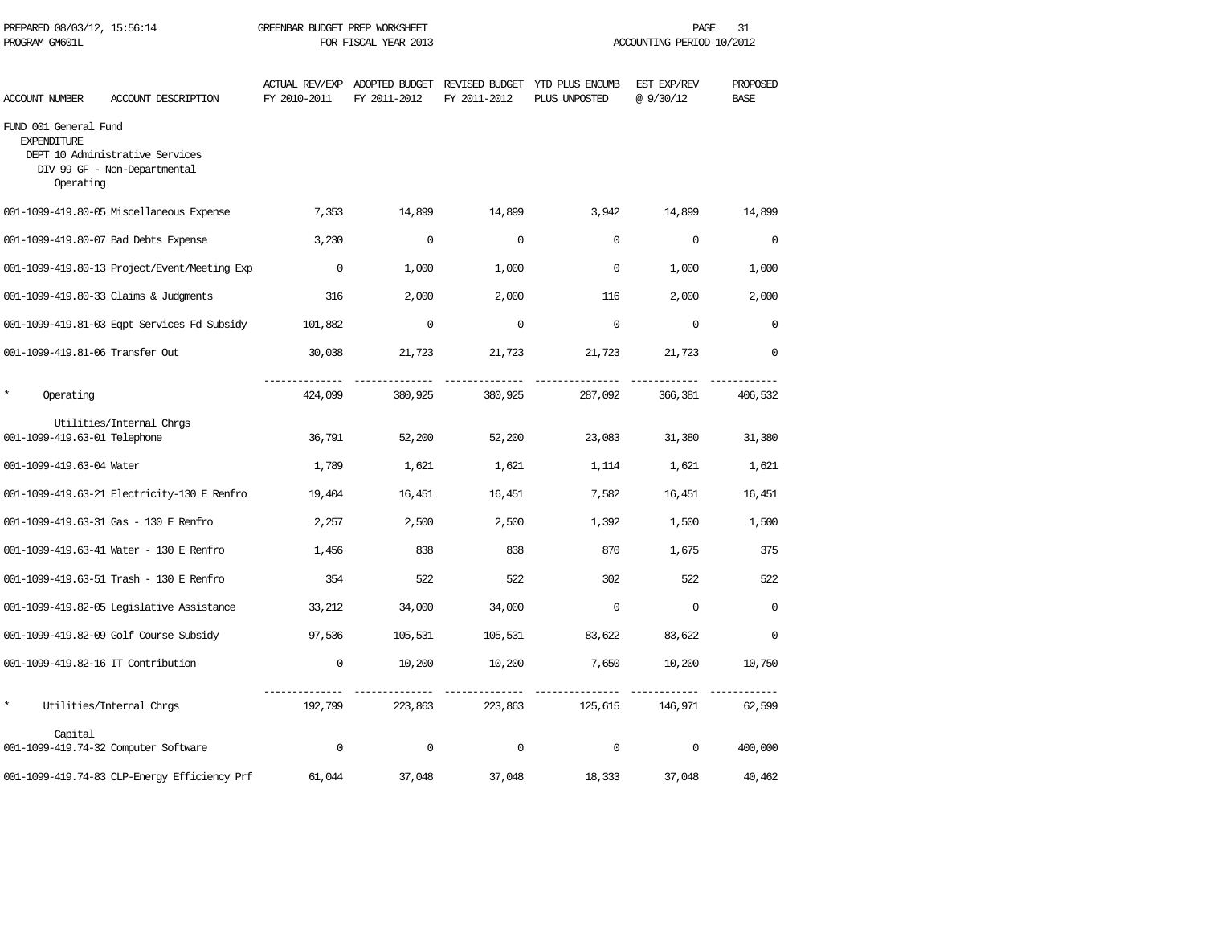PREPARED 08/03/12, 15:56:14 GREENBAR BUDGET PREP WORKSHEET
PROGRAM GM601L FOR FISCAL YEAR 2013 ACCOUNTING PERIOD 10/2012

| ACCOUNT NUMBER | ACCOUNT DESCRIPTION | ACTUAL REV/EXP FY 2010-2011 | ADOPTED BUDGET FY 2011-2012 | REVISED BUDGET FY 2011-2012 | YTD PLUS ENCUMB PLUS UNPOSTED | EST EXP/REV @ 9/30/12 | PROPOSED BASE |
|---|---|---|---|---|---|---|---|
| FUND 001 General Fund | | | | | | | |
| EXPENDITURE | | | | | | | |
| DEPT 10 Administrative Services | | | | | | | |
| DIV 99 GF - Non-Departmental | | | | | | | |
| Operating | | | | | | | |
| 001-1099-419.80-05 | Miscellaneous Expense | 7,353 | 14,899 | 14,899 | 3,942 | 14,899 | 14,899 |
| 001-1099-419.80-07 | Bad Debts Expense | 3,230 | 0 | 0 | 0 | 0 | 0 |
| 001-1099-419.80-13 | Project/Event/Meeting Exp | 0 | 1,000 | 1,000 | 0 | 1,000 | 1,000 |
| 001-1099-419.80-33 | Claims & Judgments | 316 | 2,000 | 2,000 | 116 | 2,000 | 2,000 |
| 001-1099-419.81-03 | Eqpt Services Fd Subsidy | 101,882 | 0 | 0 | 0 | 0 | 0 |
| 001-1099-419.81-06 | Transfer Out | 30,038 | 21,723 | 21,723 | 21,723 | 21,723 | 0 |
| * | Operating | 424,099 | 380,925 | 380,925 | 287,092 | 366,381 | 406,532 |
| Utilities/Internal Chrgs | | | | | | | |
| 001-1099-419.63-01 | Telephone | 36,791 | 52,200 | 52,200 | 23,083 | 31,380 | 31,380 |
| 001-1099-419.63-04 | Water | 1,789 | 1,621 | 1,621 | 1,114 | 1,621 | 1,621 |
| 001-1099-419.63-21 | Electricity-130 E Renfro | 19,404 | 16,451 | 16,451 | 7,582 | 16,451 | 16,451 |
| 001-1099-419.63-31 | Gas - 130 E Renfro | 2,257 | 2,500 | 2,500 | 1,392 | 1,500 | 1,500 |
| 001-1099-419.63-41 | Water - 130 E Renfro | 1,456 | 838 | 838 | 870 | 1,675 | 375 |
| 001-1099-419.63-51 | Trash - 130 E Renfro | 354 | 522 | 522 | 302 | 522 | 522 |
| 001-1099-419.82-05 | Legislative Assistance | 33,212 | 34,000 | 34,000 | 0 | 0 | 0 |
| 001-1099-419.82-09 | Golf Course Subsidy | 97,536 | 105,531 | 105,531 | 83,622 | 83,622 | 0 |
| 001-1099-419.82-16 | IT Contribution | 0 | 10,200 | 10,200 | 7,650 | 10,200 | 10,750 |
| * | Utilities/Internal Chrgs | 192,799 | 223,863 | 223,863 | 125,615 | 146,971 | 62,599 |
| Capital | | | | | | | |
| 001-1099-419.74-32 | Computer Software | 0 | 0 | 0 | 0 | 0 | 400,000 |
| 001-1099-419.74-83 | CLP-Energy Efficiency Prf | 61,044 | 37,048 | 37,048 | 18,333 | 37,048 | 40,462 |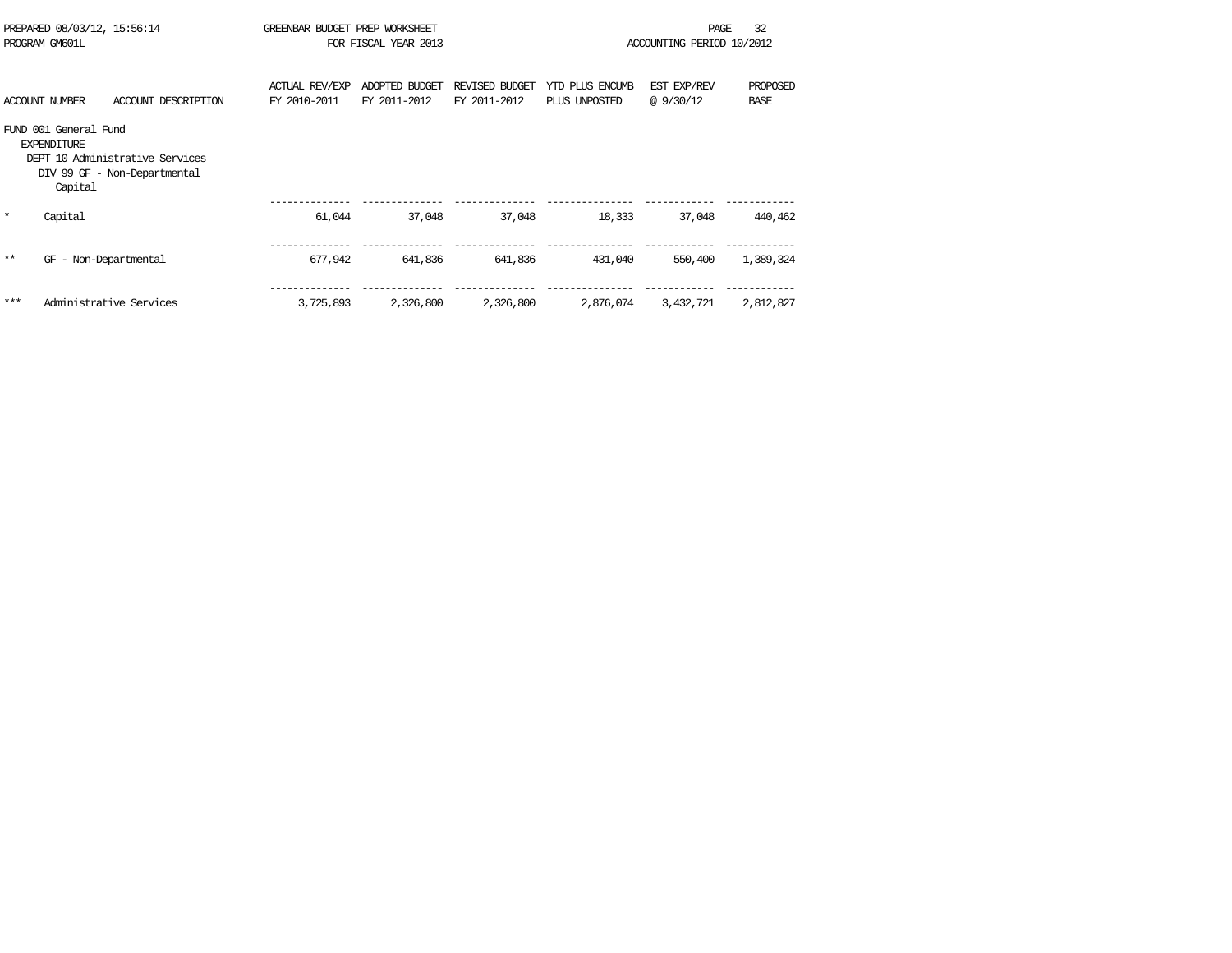PREPARED 08/03/12, 15:56:14 GREENBAR BUDGET PREP WORKSHEET
PROGRAM GM601L FOR FISCAL YEAR 2013 ACCOUNTING PERIOD 10/2012

| ACCOUNT NUMBER | ACCOUNT DESCRIPTION | ACTUAL REV/EXP FY 2010-2011 | ADOPTED BUDGET FY 2011-2012 | REVISED BUDGET FY 2011-2012 | YTD PLUS ENCUMB PLUS UNPOSTED | EST EXP/REV @ 9/30/12 | PROPOSED BASE |
|---|---|---|---|---|---|---|---|
| FUND 001 General Fund | | | | | | | |
| EXPENDITURE | | | | | | | |
| DEPT 10 Administrative Services | | | | | | | |
| DIV 99 GF - Non-Departmental | | | | | | | |
| Capital | | | | | | | |
| * | Capital | 61,044 | 37,048 | 37,048 | 18,333 | 37,048 | 440,462 |
| ** | GF - Non-Departmental | 677,942 | 641,836 | 641,836 | 431,040 | 550,400 | 1,389,324 |
| *** | Administrative Services | 3,725,893 | 2,326,800 | 2,326,800 | 2,876,074 | 3,432,721 | 2,812,827 |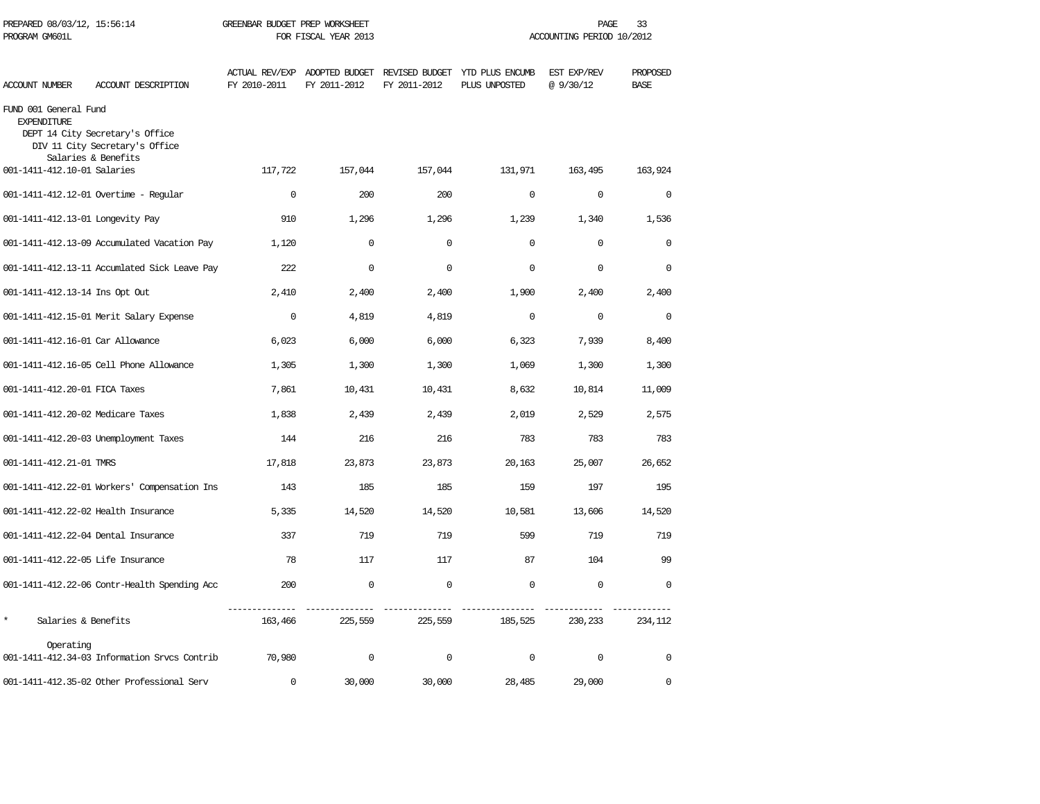PREPARED 08/03/12, 15:56:14 GREENBAR BUDGET PREP WORKSHEET
PROGRAM GM601L FOR FISCAL YEAR 2013 ACCOUNTING PERIOD 10/2012

FUND 001 General Fund
EXPENDITURE
DEPT 14 City Secretary's Office
DIV 11 City Secretary's Office

| ACCOUNT NUMBER | ACCOUNT DESCRIPTION | ACTUAL REV/EXP FY 2010-2011 | ADOPTED BUDGET FY 2011-2012 | REVISED BUDGET FY 2011-2012 | YTD PLUS ENCUMB PLUS UNPOSTED | EST EXP/REV @ 9/30/12 | PROPOSED BASE |
|---|---|---|---|---|---|---|---|
| | Salaries & Benefits | | | | | | |
| 001-1411-412.10-01 | Salaries | 117,722 | 157,044 | 157,044 | 131,971 | 163,495 | 163,924 |
| 001-1411-412.12-01 | Overtime - Regular | 0 | 200 | 200 | 0 | 0 | 0 |
| 001-1411-412.13-01 | Longevity Pay | 910 | 1,296 | 1,296 | 1,239 | 1,340 | 1,536 |
| 001-1411-412.13-09 | Accumulated Vacation Pay | 1,120 | 0 | 0 | 0 | 0 | 0 |
| 001-1411-412.13-11 | Accumlated Sick Leave Pay | 222 | 0 | 0 | 0 | 0 | 0 |
| 001-1411-412.13-14 | Ins Opt Out | 2,410 | 2,400 | 2,400 | 1,900 | 2,400 | 2,400 |
| 001-1411-412.15-01 | Merit Salary Expense | 0 | 4,819 | 4,819 | 0 | 0 | 0 |
| 001-1411-412.16-01 | Car Allowance | 6,023 | 6,000 | 6,000 | 6,323 | 7,939 | 8,400 |
| 001-1411-412.16-05 | Cell Phone Allowance | 1,305 | 1,300 | 1,300 | 1,069 | 1,300 | 1,300 |
| 001-1411-412.20-01 | FICA Taxes | 7,861 | 10,431 | 10,431 | 8,632 | 10,814 | 11,009 |
| 001-1411-412.20-02 | Medicare Taxes | 1,838 | 2,439 | 2,439 | 2,019 | 2,529 | 2,575 |
| 001-1411-412.20-03 | Unemployment Taxes | 144 | 216 | 216 | 783 | 783 | 783 |
| 001-1411-412.21-01 | TMRS | 17,818 | 23,873 | 23,873 | 20,163 | 25,007 | 26,652 |
| 001-1411-412.22-01 | Workers' Compensation Ins | 143 | 185 | 185 | 159 | 197 | 195 |
| 001-1411-412.22-02 | Health Insurance | 5,335 | 14,520 | 14,520 | 10,581 | 13,606 | 14,520 |
| 001-1411-412.22-04 | Dental Insurance | 337 | 719 | 719 | 599 | 719 | 719 |
| 001-1411-412.22-05 | Life Insurance | 78 | 117 | 117 | 87 | 104 | 99 |
| 001-1411-412.22-06 | Contr-Health Spending Acc | 200 | 0 | 0 | 0 | 0 | 0 |
| * | Salaries & Benefits | 163,466 | 225,559 | 225,559 | 185,525 | 230,233 | 234,112 |
| | Operating | | | | | | |
| 001-1411-412.34-03 | Information Srvcs Contrib | 70,980 | 0 | 0 | 0 | 0 | 0 |
| 001-1411-412.35-02 | Other Professional Serv | 0 | 30,000 | 30,000 | 28,485 | 29,000 | 0 |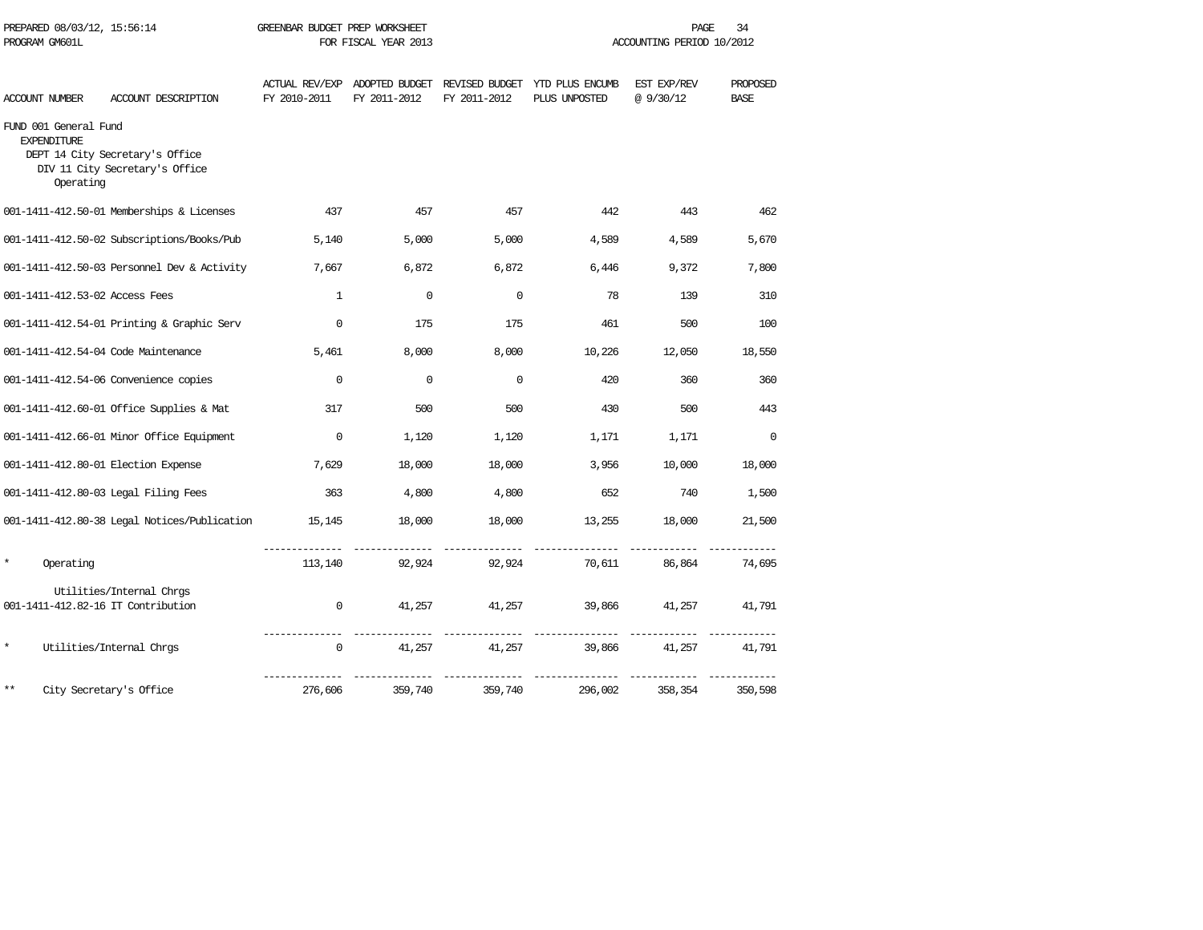PREPARED 08/03/12, 15:56:14 GREENBAR BUDGET PREP WORKSHEET
PROGRAM GM601L FOR FISCAL YEAR 2013 ACCOUNTING PERIOD 10/2012

| ACCOUNT NUMBER | ACCOUNT DESCRIPTION | ACTUAL REV/EXP FY 2010-2011 | ADOPTED BUDGET FY 2011-2012 | REVISED BUDGET FY 2011-2012 | YTD PLUS ENCUMB PLUS UNPOSTED | EST EXP/REV @ 9/30/12 | PROPOSED BASE |
|---|---|---|---|---|---|---|---|
| FUND 001 General Fund | | | | | | | |
| EXPENDITURE | | | | | | | |
| DEPT 14 City Secretary's Office | | | | | | | |
| DIV 11 City Secretary's Office | | | | | | | |
| Operating | | | | | | | |
| 001-1411-412.50-01 | Memberships & Licenses | 437 | 457 | 457 | 442 | 443 | 462 |
| 001-1411-412.50-02 | Subscriptions/Books/Pub | 5,140 | 5,000 | 5,000 | 4,589 | 4,589 | 5,670 |
| 001-1411-412.50-03 | Personnel Dev & Activity | 7,667 | 6,872 | 6,872 | 6,446 | 9,372 | 7,800 |
| 001-1411-412.53-02 | Access Fees | 1 | 0 | 0 | 78 | 139 | 310 |
| 001-1411-412.54-01 | Printing & Graphic Serv | 0 | 175 | 175 | 461 | 500 | 100 |
| 001-1411-412.54-04 | Code Maintenance | 5,461 | 8,000 | 8,000 | 10,226 | 12,050 | 18,550 |
| 001-1411-412.54-06 | Convenience copies | 0 | 0 | 0 | 420 | 360 | 360 |
| 001-1411-412.60-01 | Office Supplies & Mat | 317 | 500 | 500 | 430 | 500 | 443 |
| 001-1411-412.66-01 | Minor Office Equipment | 0 | 1,120 | 1,120 | 1,171 | 1,171 | 0 |
| 001-1411-412.80-01 | Election Expense | 7,629 | 18,000 | 18,000 | 3,956 | 10,000 | 18,000 |
| 001-1411-412.80-03 | Legal Filing Fees | 363 | 4,800 | 4,800 | 652 | 740 | 1,500 |
| 001-1411-412.80-38 | Legal Notices/Publication | 15,145 | 18,000 | 18,000 | 13,255 | 18,000 | 21,500 |
| * | Operating | 113,140 | 92,924 | 92,924 | 70,611 | 86,864 | 74,695 |
| | Utilities/Internal Chrgs | | | | | | |
| 001-1411-412.82-16 | IT Contribution | 0 | 41,257 | 41,257 | 39,866 | 41,257 | 41,791 |
| * | Utilities/Internal Chrgs | 0 | 41,257 | 41,257 | 39,866 | 41,257 | 41,791 |
| ** | City Secretary's Office | 276,606 | 359,740 | 359,740 | 296,002 | 358,354 | 350,598 |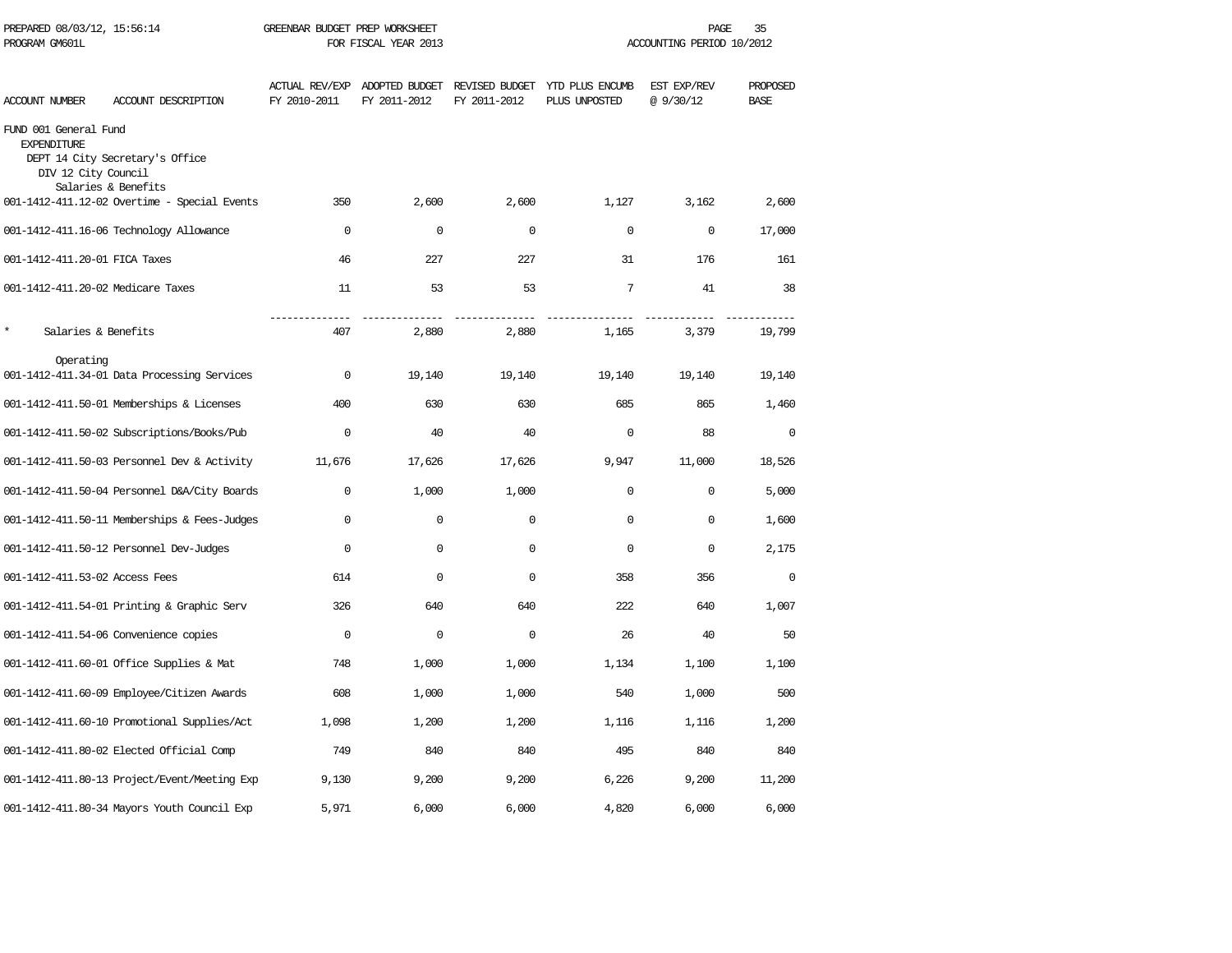PREPARED 08/03/12, 15:56:14 GREENBAR BUDGET PREP WORKSHEET
PROGRAM GM601L FOR FISCAL YEAR 2013 ACCOUNTING PERIOD 10/2012

| ACCOUNT NUMBER | ACCOUNT DESCRIPTION | ACTUAL REV/EXP FY 2010-2011 | ADOPTED BUDGET FY 2011-2012 | REVISED BUDGET FY 2011-2012 | YTD PLUS ENCUMB PLUS UNPOSTED | EST EXP/REV @ 9/30/12 | PROPOSED BASE |
|---|---|---|---|---|---|---|---|
| FUND 001 General Fund | | | | | | | |
| EXPENDITURE | | | | | | | |
| DEPT 14 City Secretary's Office | | | | | | | |
| DIV 12 City Council | | | | | | | |
| Salaries & Benefits | | | | | | | |
| 001-1412-411.12-02 | Overtime - Special Events | 350 | 2,600 | 2,600 | 1,127 | 3,162 | 2,600 |
| 001-1412-411.16-06 | Technology Allowance | 0 | 0 | 0 | 0 | 0 | 17,000 |
| 001-1412-411.20-01 | FICA Taxes | 46 | 227 | 227 | 31 | 176 | 161 |
| 001-1412-411.20-02 | Medicare Taxes | 11 | 53 | 53 | 7 | 41 | 38 |
| * Salaries & Benefits | | 407 | 2,880 | 2,880 | 1,165 | 3,379 | 19,799 |
| Operating | | | | | | | |
| 001-1412-411.34-01 | Data Processing Services | 0 | 19,140 | 19,140 | 19,140 | 19,140 | 19,140 |
| 001-1412-411.50-01 | Memberships & Licenses | 400 | 630 | 630 | 685 | 865 | 1,460 |
| 001-1412-411.50-02 | Subscriptions/Books/Pub | 0 | 40 | 40 | 0 | 88 | 0 |
| 001-1412-411.50-03 | Personnel Dev & Activity | 11,676 | 17,626 | 17,626 | 9,947 | 11,000 | 18,526 |
| 001-1412-411.50-04 | Personnel D&A/City Boards | 0 | 1,000 | 1,000 | 0 | 0 | 5,000 |
| 001-1412-411.50-11 | Memberships & Fees-Judges | 0 | 0 | 0 | 0 | 0 | 1,600 |
| 001-1412-411.50-12 | Personnel Dev-Judges | 0 | 0 | 0 | 0 | 0 | 2,175 |
| 001-1412-411.53-02 | Access Fees | 614 | 0 | 0 | 358 | 356 | 0 |
| 001-1412-411.54-01 | Printing & Graphic Serv | 326 | 640 | 640 | 222 | 640 | 1,007 |
| 001-1412-411.54-06 | Convenience copies | 0 | 0 | 0 | 26 | 40 | 50 |
| 001-1412-411.60-01 | Office Supplies & Mat | 748 | 1,000 | 1,000 | 1,134 | 1,100 | 1,100 |
| 001-1412-411.60-09 | Employee/Citizen Awards | 608 | 1,000 | 1,000 | 540 | 1,000 | 500 |
| 001-1412-411.60-10 | Promotional Supplies/Act | 1,098 | 1,200 | 1,200 | 1,116 | 1,116 | 1,200 |
| 001-1412-411.80-02 | Elected Official Comp | 749 | 840 | 840 | 495 | 840 | 840 |
| 001-1412-411.80-13 | Project/Event/Meeting Exp | 9,130 | 9,200 | 9,200 | 6,226 | 9,200 | 11,200 |
| 001-1412-411.80-34 | Mayors Youth Council Exp | 5,971 | 6,000 | 6,000 | 4,820 | 6,000 | 6,000 |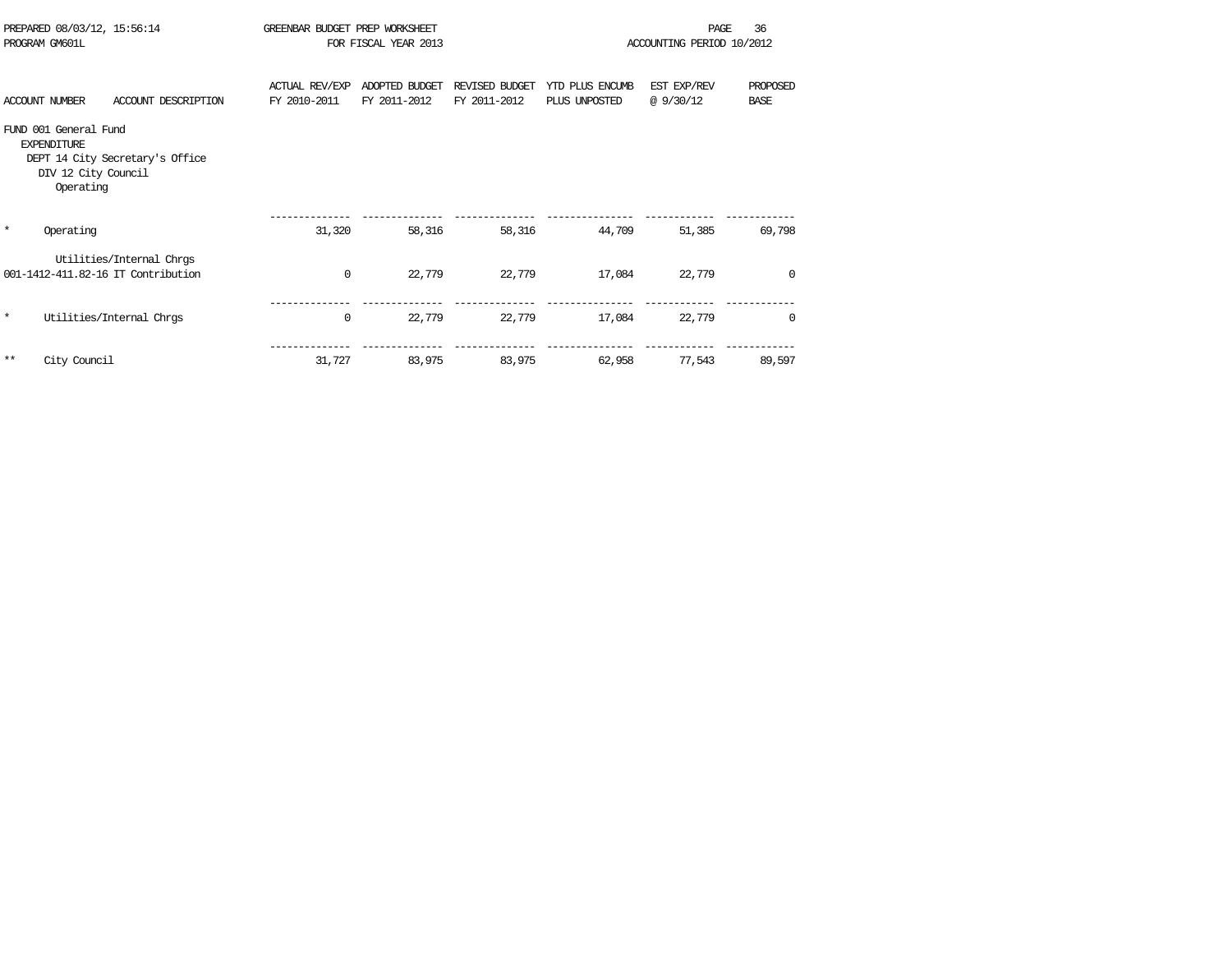PREPARED 08/03/12, 15:56:14 GREENBAR BUDGET PREP WORKSHEET
PROGRAM GM601L FOR FISCAL YEAR 2013 ACCOUNTING PERIOD 10/2012

| ACCOUNT NUMBER | ACCOUNT DESCRIPTION | ACTUAL REV/EXP FY 2010-2011 | ADOPTED BUDGET FY 2011-2012 | REVISED BUDGET FY 2011-2012 | YTD PLUS ENCUMB PLUS UNPOSTED | EST EXP/REV @ 9/30/12 | PROPOSED BASE |
|---|---|---|---|---|---|---|---|
| FUND 001 General Fund | | | | | | | |
| EXPENDITURE | | | | | | | |
| DEPT 14 City Secretary's Office | | | | | | | |
| DIV 12 City Council | | | | | | | |
| Operating | | | | | | | |
| * | Operating | 31,320 | 58,316 | 58,316 | 44,709 | 51,385 | 69,798 |
| | Utilities/Internal Chrgs | | | | | | |
| 001-1412-411.82-16 | IT Contribution | 0 | 22,779 | 22,779 | 17,084 | 22,779 | 0 |
| * | Utilities/Internal Chrgs | 0 | 22,779 | 22,779 | 17,084 | 22,779 | 0 |
| ** | City Council | 31,727 | 83,975 | 83,975 | 62,958 | 77,543 | 89,597 |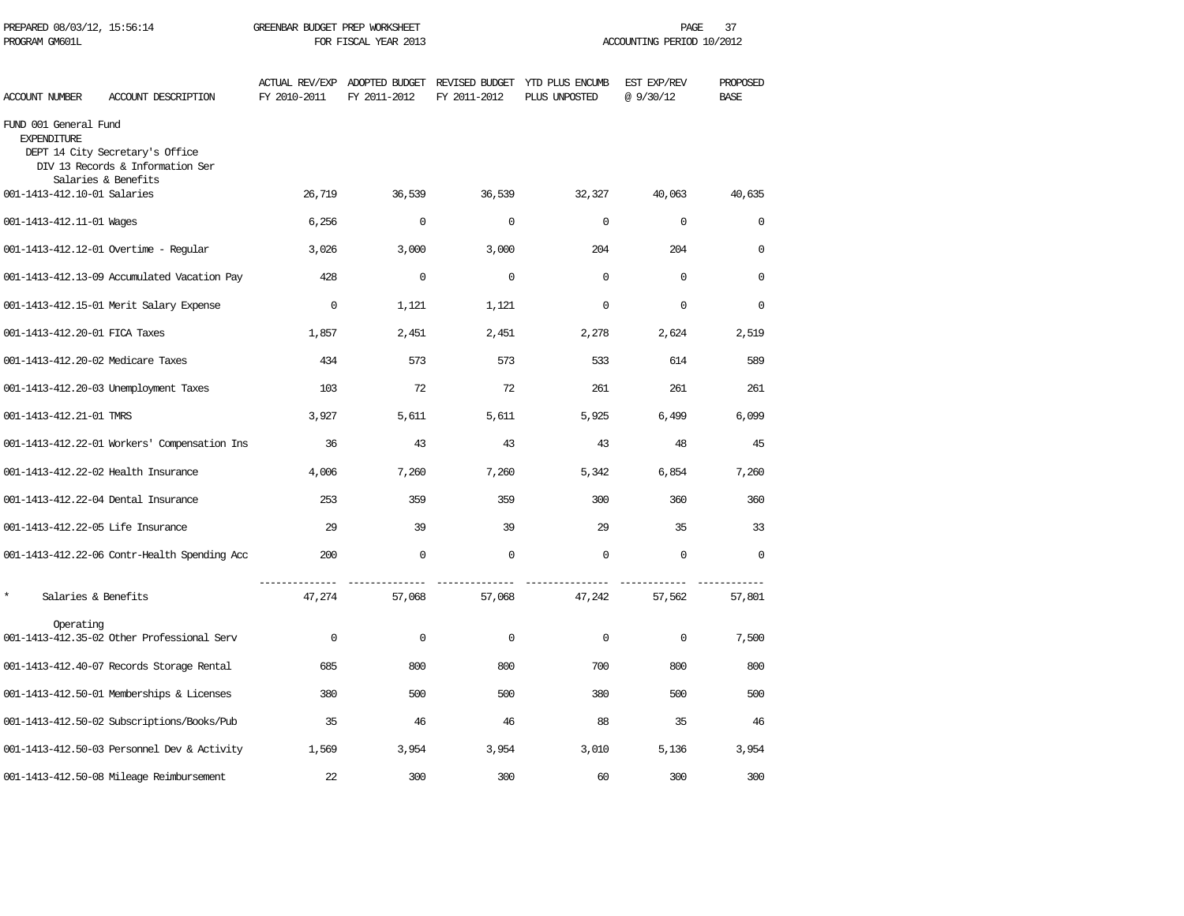PREPARED 08/03/12, 15:56:14 GREENBAR BUDGET PREP WORKSHEET
PROGRAM GM601L FOR FISCAL YEAR 2013 ACCOUNTING PERIOD 10/2012

| ACCOUNT NUMBER ACCOUNT DESCRIPTION | ACTUAL REV/EXP FY 2010-2011 | ADOPTED BUDGET FY 2011-2012 | REVISED BUDGET FY 2011-2012 | YTD PLUS ENCUMB PLUS UNPOSTED | EST EXP/REV @ 9/30/12 | PROPOSED BASE |
|---|---|---|---|---|---|---|
| FUND 001 General Fund | | | | | | |
| EXPENDITURE | | | | | | |
| DEPT 14 City Secretary's Office | | | | | | |
| DIV 13 Records & Information Ser | | | | | | |
| Salaries & Benefits | | | | | | |
| 001-1413-412.10-01 Salaries | 26,719 | 36,539 | 36,539 | 32,327 | 40,063 | 40,635 |
| 001-1413-412.11-01 Wages | 6,256 | 0 | 0 | 0 | 0 | 0 |
| 001-1413-412.12-01 Overtime - Regular | 3,026 | 3,000 | 3,000 | 204 | 204 | 0 |
| 001-1413-412.13-09 Accumulated Vacation Pay | 428 | 0 | 0 | 0 | 0 | 0 |
| 001-1413-412.15-01 Merit Salary Expense | 0 | 1,121 | 1,121 | 0 | 0 | 0 |
| 001-1413-412.20-01 FICA Taxes | 1,857 | 2,451 | 2,451 | 2,278 | 2,624 | 2,519 |
| 001-1413-412.20-02 Medicare Taxes | 434 | 573 | 573 | 533 | 614 | 589 |
| 001-1413-412.20-03 Unemployment Taxes | 103 | 72 | 72 | 261 | 261 | 261 |
| 001-1413-412.21-01 TMRS | 3,927 | 5,611 | 5,611 | 5,925 | 6,499 | 6,099 |
| 001-1413-412.22-01 Workers' Compensation Ins | 36 | 43 | 43 | 43 | 48 | 45 |
| 001-1413-412.22-02 Health Insurance | 4,006 | 7,260 | 7,260 | 5,342 | 6,854 | 7,260 |
| 001-1413-412.22-04 Dental Insurance | 253 | 359 | 359 | 300 | 360 | 360 |
| 001-1413-412.22-05 Life Insurance | 29 | 39 | 39 | 29 | 35 | 33 |
| 001-1413-412.22-06 Contr-Health Spending Acc | 200 | 0 | 0 | 0 | 0 | 0 |
| * Salaries & Benefits | 47,274 | 57,068 | 57,068 | 47,242 | 57,562 | 57,801 |
| Operating | | | | | | |
| 001-1413-412.35-02 Other Professional Serv | 0 | 0 | 0 | 0 | 0 | 7,500 |
| 001-1413-412.40-07 Records Storage Rental | 685 | 800 | 800 | 700 | 800 | 800 |
| 001-1413-412.50-01 Memberships & Licenses | 380 | 500 | 500 | 380 | 500 | 500 |
| 001-1413-412.50-02 Subscriptions/Books/Pub | 35 | 46 | 46 | 88 | 35 | 46 |
| 001-1413-412.50-03 Personnel Dev & Activity | 1,569 | 3,954 | 3,954 | 3,010 | 5,136 | 3,954 |
| 001-1413-412.50-08 Mileage Reimbursement | 22 | 300 | 300 | 60 | 300 | 300 |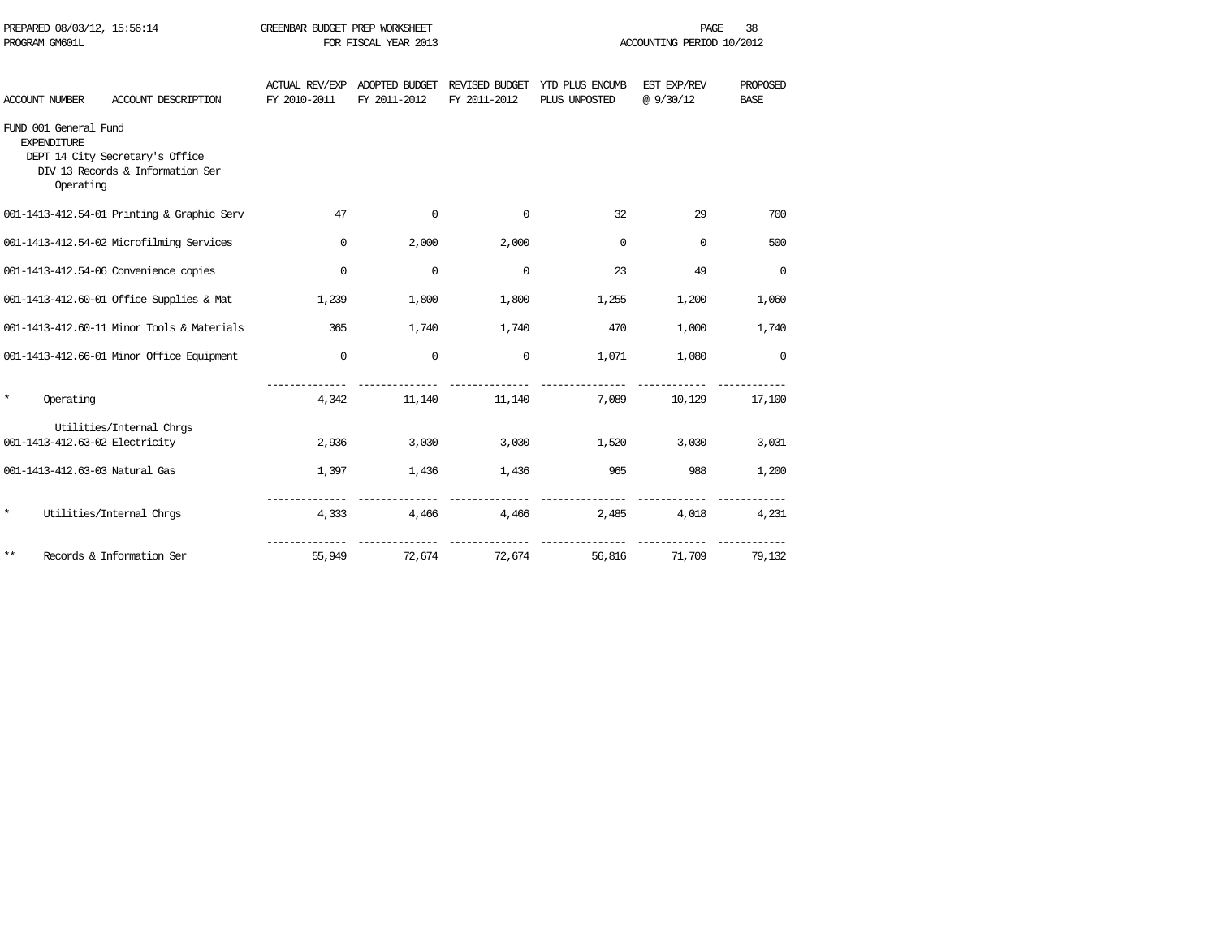PREPARED 08/03/12, 15:56:14 GREENBAR BUDGET PREP WORKSHEET
PROGRAM GM601L FOR FISCAL YEAR 2013 ACCOUNTING PERIOD 10/2012

FUND 001 General Fund
EXPENDITURE
DEPT 14 City Secretary's Office
DIV 13 Records & Information Ser
Operating

| ACCOUNT NUMBER | ACCOUNT DESCRIPTION | ACTUAL REV/EXP FY 2010-2011 | ADOPTED BUDGET FY 2011-2012 | REVISED BUDGET FY 2011-2012 | YTD PLUS ENCUMB PLUS UNPOSTED | EST EXP/REV @ 9/30/12 | PROPOSED BASE |
|---|---|---|---|---|---|---|---|
| 001-1413-412.54-01 | Printing & Graphic Serv | 47 | 0 | 0 | 32 | 29 | 700 |
| 001-1413-412.54-02 | Microfilming Services | 0 | 2,000 | 2,000 | 0 | 0 | 500 |
| 001-1413-412.54-06 | Convenience copies | 0 | 0 | 0 | 23 | 49 | 0 |
| 001-1413-412.60-01 | Office Supplies & Mat | 1,239 | 1,800 | 1,800 | 1,255 | 1,200 | 1,060 |
| 001-1413-412.60-11 | Minor Tools & Materials | 365 | 1,740 | 1,740 | 470 | 1,000 | 1,740 |
| 001-1413-412.66-01 | Minor Office Equipment | 0 | 0 | 0 | 1,071 | 1,080 | 0 |
| * | Operating | 4,342 | 11,140 | 11,140 | 7,089 | 10,129 | 17,100 |
| | Utilities/Internal Chrgs | | | | | | |
| 001-1413-412.63-02 | Electricity | 2,936 | 3,030 | 3,030 | 1,520 | 3,030 | 3,031 |
| 001-1413-412.63-03 | Natural Gas | 1,397 | 1,436 | 1,436 | 965 | 988 | 1,200 |
| * | Utilities/Internal Chrgs | 4,333 | 4,466 | 4,466 | 2,485 | 4,018 | 4,231 |
| ** | Records & Information Ser | 55,949 | 72,674 | 72,674 | 56,816 | 71,709 | 79,132 |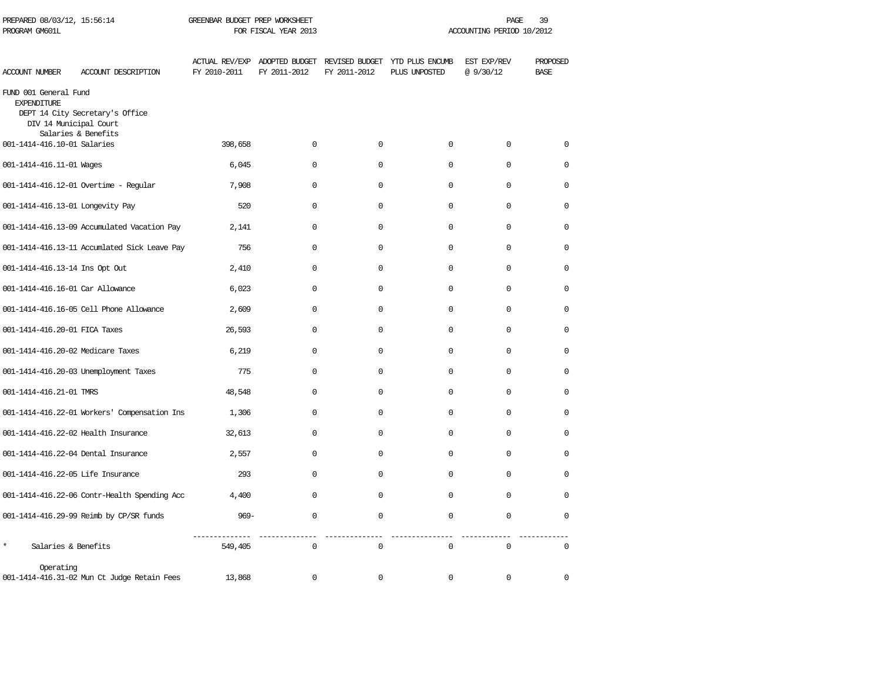PREPARED 08/03/12, 15:56:14 GREENBAR BUDGET PREP WORKSHEET
PROGRAM GM601L FOR FISCAL YEAR 2013 ACCOUNTING PERIOD 10/2012

| ACCOUNT NUMBER | ACCOUNT DESCRIPTION | ACTUAL REV/EXP FY 2010-2011 | ADOPTED BUDGET FY 2011-2012 | REVISED BUDGET FY 2011-2012 | YTD PLUS ENCUMB PLUS UNPOSTED | EST EXP/REV @ 9/30/12 | PROPOSED BASE |
|---|---|---|---|---|---|---|---|
| FUND 001 General Fund | | | | | | | |
| EXPENDITURE | | | | | | | |
| DEPT 14 City Secretary's Office | | | | | | | |
| DIV 14 Municipal Court | | | | | | | |
| Salaries & Benefits | | | | | | | |
| 001-1414-416.10-01 | Salaries | 398,658 | 0 | 0 | 0 | 0 | 0 |
| 001-1414-416.11-01 | Wages | 6,045 | 0 | 0 | 0 | 0 | 0 |
| 001-1414-416.12-01 | Overtime - Regular | 7,908 | 0 | 0 | 0 | 0 | 0 |
| 001-1414-416.13-01 | Longevity Pay | 520 | 0 | 0 | 0 | 0 | 0 |
| 001-1414-416.13-09 | Accumulated Vacation Pay | 2,141 | 0 | 0 | 0 | 0 | 0 |
| 001-1414-416.13-11 | Accumlated Sick Leave Pay | 756 | 0 | 0 | 0 | 0 | 0 |
| 001-1414-416.13-14 | Ins Opt Out | 2,410 | 0 | 0 | 0 | 0 | 0 |
| 001-1414-416.16-01 | Car Allowance | 6,023 | 0 | 0 | 0 | 0 | 0 |
| 001-1414-416.16-05 | Cell Phone Allowance | 2,609 | 0 | 0 | 0 | 0 | 0 |
| 001-1414-416.20-01 | FICA Taxes | 26,593 | 0 | 0 | 0 | 0 | 0 |
| 001-1414-416.20-02 | Medicare Taxes | 6,219 | 0 | 0 | 0 | 0 | 0 |
| 001-1414-416.20-03 | Unemployment Taxes | 775 | 0 | 0 | 0 | 0 | 0 |
| 001-1414-416.21-01 | TMRS | 48,548 | 0 | 0 | 0 | 0 | 0 |
| 001-1414-416.22-01 | Workers' Compensation Ins | 1,306 | 0 | 0 | 0 | 0 | 0 |
| 001-1414-416.22-02 | Health Insurance | 32,613 | 0 | 0 | 0 | 0 | 0 |
| 001-1414-416.22-04 | Dental Insurance | 2,557 | 0 | 0 | 0 | 0 | 0 |
| 001-1414-416.22-05 | Life Insurance | 293 | 0 | 0 | 0 | 0 | 0 |
| 001-1414-416.22-06 | Contr-Health Spending Acc | 4,400 | 0 | 0 | 0 | 0 | 0 |
| 001-1414-416.29-99 | Reimb by CP/SR funds | 969- | 0 | 0 | 0 | 0 | 0 |
| * | Salaries & Benefits | 549,405 | 0 | 0 | 0 | 0 | 0 |
| Operating | | | | | | | |
| 001-1414-416.31-02 | Mun Ct Judge Retain Fees | 13,868 | 0 | 0 | 0 | 0 | 0 |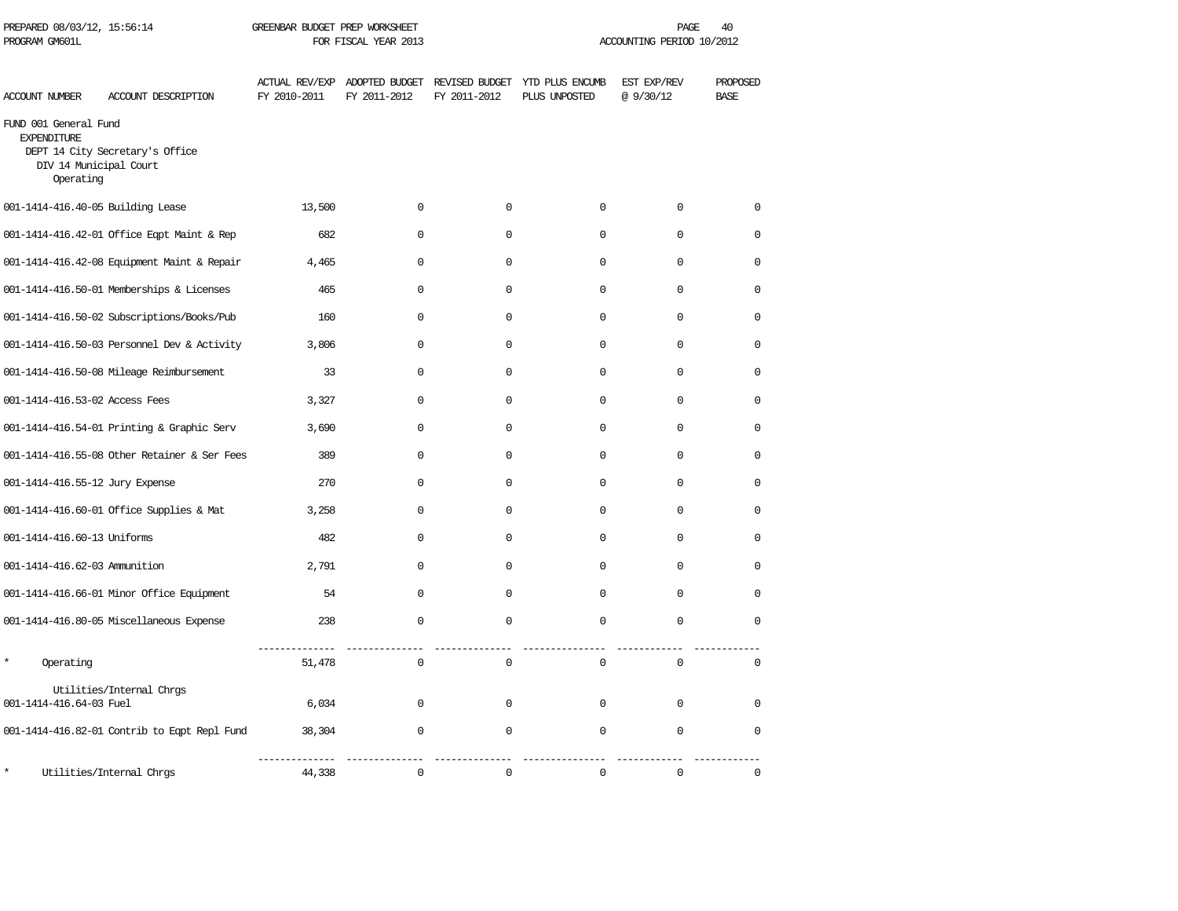PREPARED 08/03/12, 15:56:14 GREENBAR BUDGET PREP WORKSHEET
PROGRAM GM601L FOR FISCAL YEAR 2013 ACCOUNTING PERIOD 10/2012

| ACCOUNT NUMBER | ACCOUNT DESCRIPTION | ACTUAL REV/EXP FY 2010-2011 | ADOPTED BUDGET FY 2011-2012 | REVISED BUDGET FY 2011-2012 | YTD PLUS ENCUMB PLUS UNPOSTED | EST EXP/REV @ 9/30/12 | PROPOSED BASE |
|---|---|---|---|---|---|---|---|
| FUND 001 General Fund | | | | | | | |
| EXPENDITURE | | | | | | | |
| DEPT 14 City Secretary's Office | | | | | | | |
| DIV 14 Municipal Court | | | | | | | |
| Operating | | | | | | | |
| 001-1414-416.40-05 | Building Lease | 13,500 | 0 | 0 | 0 | 0 | 0 |
| 001-1414-416.42-01 | Office Eqpt Maint & Rep | 682 | 0 | 0 | 0 | 0 | 0 |
| 001-1414-416.42-08 | Equipment Maint & Repair | 4,465 | 0 | 0 | 0 | 0 | 0 |
| 001-1414-416.50-01 | Memberships & Licenses | 465 | 0 | 0 | 0 | 0 | 0 |
| 001-1414-416.50-02 | Subscriptions/Books/Pub | 160 | 0 | 0 | 0 | 0 | 0 |
| 001-1414-416.50-03 | Personnel Dev & Activity | 3,806 | 0 | 0 | 0 | 0 | 0 |
| 001-1414-416.50-08 | Mileage Reimbursement | 33 | 0 | 0 | 0 | 0 | 0 |
| 001-1414-416.53-02 | Access Fees | 3,327 | 0 | 0 | 0 | 0 | 0 |
| 001-1414-416.54-01 | Printing & Graphic Serv | 3,690 | 0 | 0 | 0 | 0 | 0 |
| 001-1414-416.55-08 | Other Retainer & Ser Fees | 389 | 0 | 0 | 0 | 0 | 0 |
| 001-1414-416.55-12 | Jury Expense | 270 | 0 | 0 | 0 | 0 | 0 |
| 001-1414-416.60-01 | Office Supplies & Mat | 3,258 | 0 | 0 | 0 | 0 | 0 |
| 001-1414-416.60-13 | Uniforms | 482 | 0 | 0 | 0 | 0 | 0 |
| 001-1414-416.62-03 | Ammunition | 2,791 | 0 | 0 | 0 | 0 | 0 |
| 001-1414-416.66-01 | Minor Office Equipment | 54 | 0 | 0 | 0 | 0 | 0 |
| 001-1414-416.80-05 | Miscellaneous Expense | 238 | 0 | 0 | 0 | 0 | 0 |
| * | Operating | 51,478 | 0 | 0 | 0 | 0 | 0 |
| Utilities/Internal Chrgs | | | | | | | |
| 001-1414-416.64-03 | Fuel | 6,034 | 0 | 0 | 0 | 0 | 0 |
| 001-1414-416.82-01 | Contrib to Eqpt Repl Fund | 38,304 | 0 | 0 | 0 | 0 | 0 |
| * | Utilities/Internal Chrgs | 44,338 | 0 | 0 | 0 | 0 | 0 |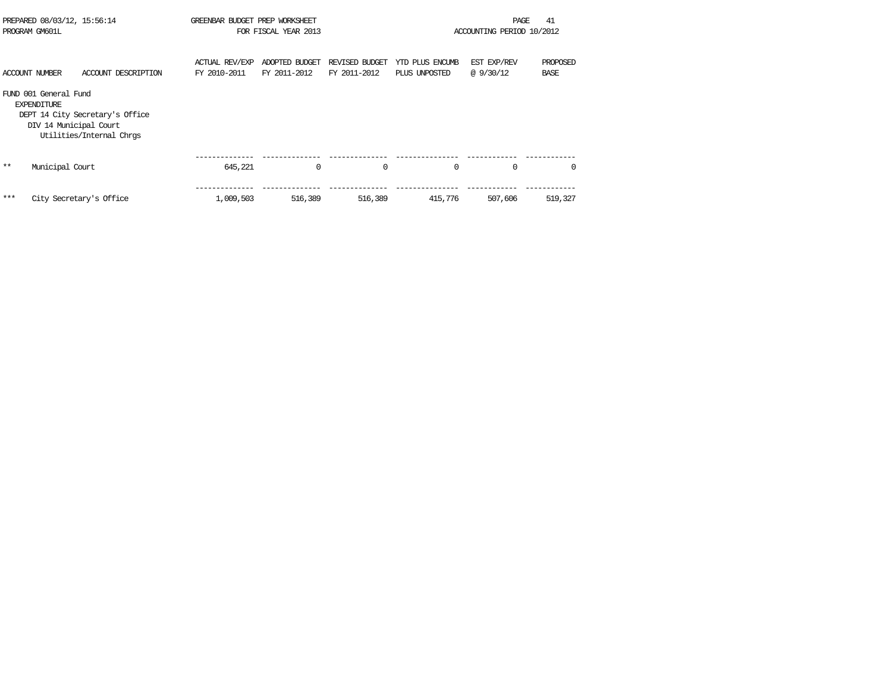PREPARED 08/03/12, 15:56:14 GREENBAR BUDGET PREP WORKSHEET
PROGRAM GM601L FOR FISCAL YEAR 2013 ACCOUNTING PERIOD 10/2012

| ACCOUNT NUMBER | ACCOUNT DESCRIPTION | ACTUAL REV/EXP FY 2010-2011 | ADOPTED BUDGET FY 2011-2012 | REVISED BUDGET FY 2011-2012 | YTD PLUS ENCUMB PLUS UNPOSTED | EST EXP/REV @ 9/30/12 | PROPOSED BASE |
|---|---|---|---|---|---|---|---|
| FUND 001 General Fund | | | | | | | |
| EXPENDITURE | | | | | | | |
| DEPT 14 City Secretary's Office | | | | | | | |
| DIV 14 Municipal Court | | | | | | | |
| | Utilities/Internal Chrgs | | | | | | |
| ** | Municipal Court | 645,221 | 0 | 0 | 0 | 0 | 0 |
| *** | City Secretary's Office | 1,009,503 | 516,389 | 516,389 | 415,776 | 507,606 | 519,327 |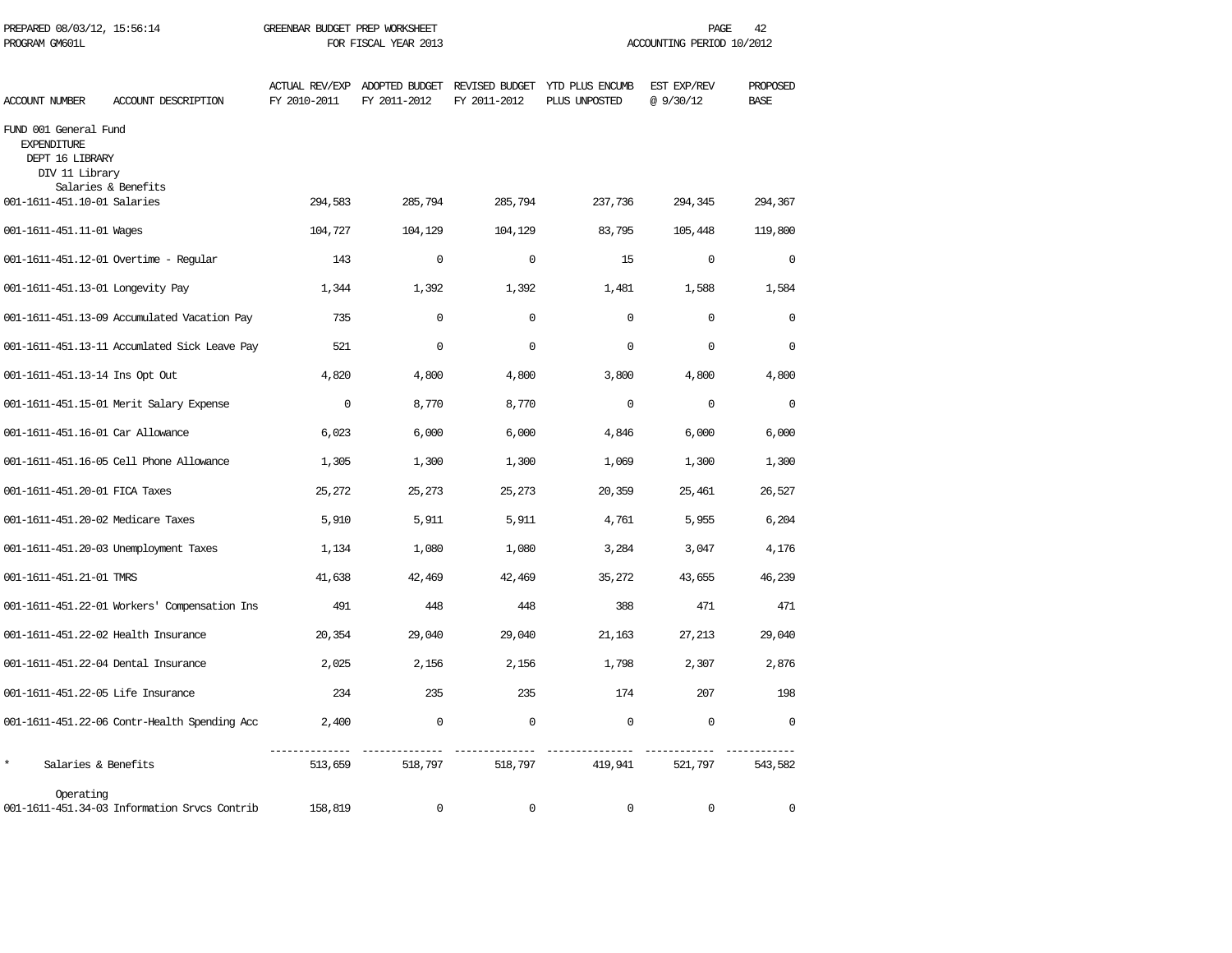PREPARED 08/03/12, 15:56:14 GREENBAR BUDGET PREP WORKSHEET
PROGRAM GM601L FOR FISCAL YEAR 2013 ACCOUNTING PERIOD 10/2012

| ACCOUNT NUMBER | ACCOUNT DESCRIPTION | ACTUAL REV/EXP FY 2010-2011 | ADOPTED BUDGET FY 2011-2012 | REVISED BUDGET FY 2011-2012 | YTD PLUS ENCUMB PLUS UNPOSTED | EST EXP/REV @ 9/30/12 | PROPOSED BASE |
|---|---|---|---|---|---|---|---|
| FUND 001 General Fund | | | | | | | |
| EXPENDITURE | | | | | | | |
| DEPT 16 LIBRARY | | | | | | | |
| DIV 11 Library | | | | | | | |
| | Salaries & Benefits | | | | | | |
| 001-1611-451.10-01 | Salaries | 294,583 | 285,794 | 285,794 | 237,736 | 294,345 | 294,367 |
| 001-1611-451.11-01 | Wages | 104,727 | 104,129 | 104,129 | 83,795 | 105,448 | 119,800 |
| 001-1611-451.12-01 | Overtime - Regular | 143 | 0 | 0 | 15 | 0 | 0 |
| 001-1611-451.13-01 | Longevity Pay | 1,344 | 1,392 | 1,392 | 1,481 | 1,588 | 1,584 |
| 001-1611-451.13-09 | Accumulated Vacation Pay | 735 | 0 | 0 | 0 | 0 | 0 |
| 001-1611-451.13-11 | Accumlated Sick Leave Pay | 521 | 0 | 0 | 0 | 0 | 0 |
| 001-1611-451.13-14 | Ins Opt Out | 4,820 | 4,800 | 4,800 | 3,800 | 4,800 | 4,800 |
| 001-1611-451.15-01 | Merit Salary Expense | 0 | 8,770 | 8,770 | 0 | 0 | 0 |
| 001-1611-451.16-01 | Car Allowance | 6,023 | 6,000 | 6,000 | 4,846 | 6,000 | 6,000 |
| 001-1611-451.16-05 | Cell Phone Allowance | 1,305 | 1,300 | 1,300 | 1,069 | 1,300 | 1,300 |
| 001-1611-451.20-01 | FICA Taxes | 25,272 | 25,273 | 25,273 | 20,359 | 25,461 | 26,527 |
| 001-1611-451.20-02 | Medicare Taxes | 5,910 | 5,911 | 5,911 | 4,761 | 5,955 | 6,204 |
| 001-1611-451.20-03 | Unemployment Taxes | 1,134 | 1,080 | 1,080 | 3,284 | 3,047 | 4,176 |
| 001-1611-451.21-01 | TMRS | 41,638 | 42,469 | 42,469 | 35,272 | 43,655 | 46,239 |
| 001-1611-451.22-01 | Workers' Compensation Ins | 491 | 448 | 448 | 388 | 471 | 471 |
| 001-1611-451.22-02 | Health Insurance | 20,354 | 29,040 | 29,040 | 21,163 | 27,213 | 29,040 |
| 001-1611-451.22-04 | Dental Insurance | 2,025 | 2,156 | 2,156 | 1,798 | 2,307 | 2,876 |
| 001-1611-451.22-05 | Life Insurance | 234 | 235 | 235 | 174 | 207 | 198 |
| 001-1611-451.22-06 | Contr-Health Spending Acc | 2,400 | 0 | 0 | 0 | 0 | 0 |
| * | Salaries & Benefits | 513,659 | 518,797 | 518,797 | 419,941 | 521,797 | 543,582 |
| | Operating | | | | | | |
| 001-1611-451.34-03 | Information Srvcs Contrib | 158,819 | 0 | 0 | 0 | 0 | 0 |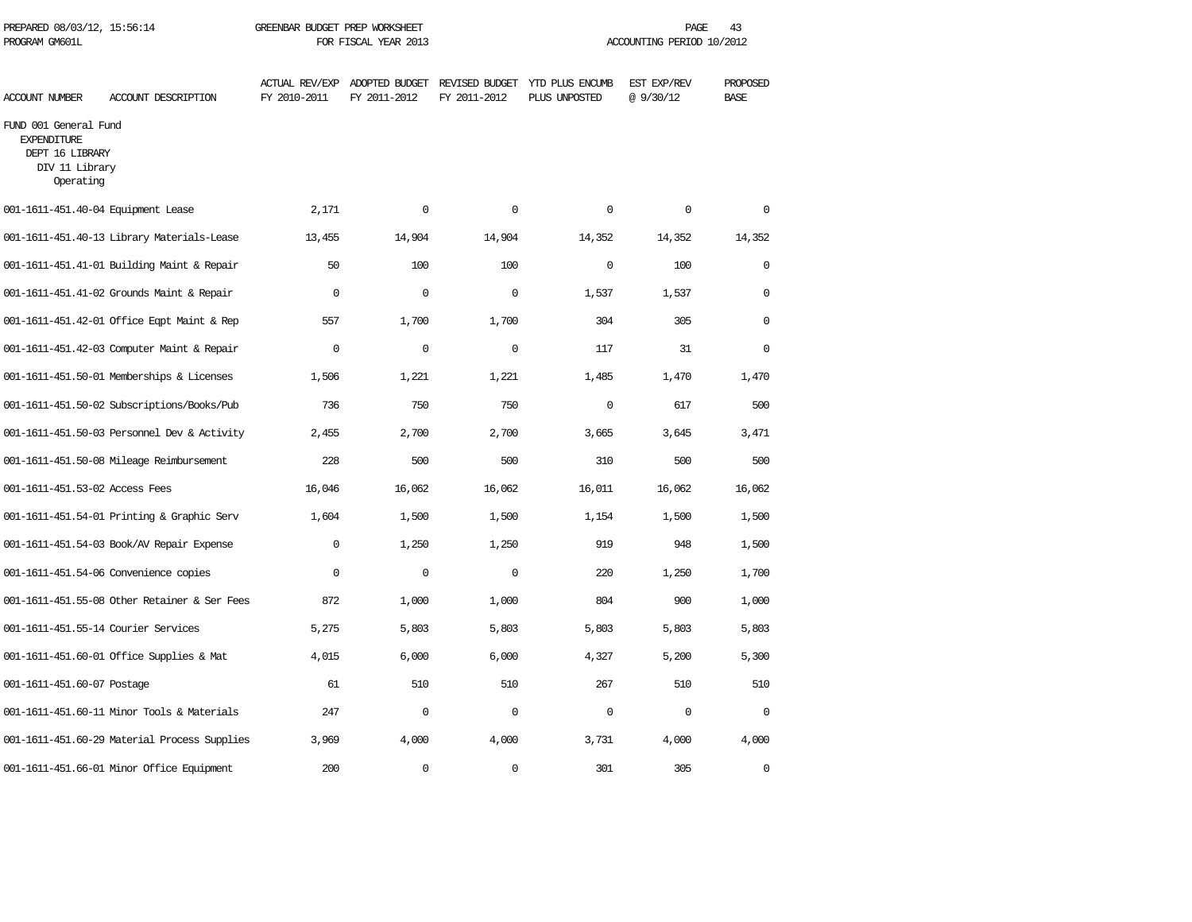PREPARED 08/03/12, 15:56:14 GREENBAR BUDGET PREP WORKSHEET
PROGRAM GM601L FOR FISCAL YEAR 2013 ACCOUNTING PERIOD 10/2012

FUND 001 General Fund
EXPENDITURE
DEPT 16 LIBRARY
DIV 11 Library
Operating

| ACCOUNT NUMBER | ACCOUNT DESCRIPTION | ACTUAL REV/EXP FY 2010-2011 | ADOPTED BUDGET FY 2011-2012 | REVISED BUDGET FY 2011-2012 | YTD PLUS ENCUMB PLUS UNPOSTED | EST EXP/REV @ 9/30/12 | PROPOSED BASE |
|---|---|---|---|---|---|---|---|
| 001-1611-451.40-04 | Equipment Lease | 2,171 | 0 | 0 | 0 | 0 | 0 |
| 001-1611-451.40-13 | Library Materials-Lease | 13,455 | 14,904 | 14,904 | 14,352 | 14,352 | 14,352 |
| 001-1611-451.41-01 | Building Maint & Repair | 50 | 100 | 100 | 0 | 100 | 0 |
| 001-1611-451.41-02 | Grounds Maint & Repair | 0 | 0 | 0 | 1,537 | 1,537 | 0 |
| 001-1611-451.42-01 | Office Eqpt Maint & Rep | 557 | 1,700 | 1,700 | 304 | 305 | 0 |
| 001-1611-451.42-03 | Computer Maint & Repair | 0 | 0 | 0 | 117 | 31 | 0 |
| 001-1611-451.50-01 | Memberships & Licenses | 1,506 | 1,221 | 1,221 | 1,485 | 1,470 | 1,470 |
| 001-1611-451.50-02 | Subscriptions/Books/Pub | 736 | 750 | 750 | 0 | 617 | 500 |
| 001-1611-451.50-03 | Personnel Dev & Activity | 2,455 | 2,700 | 2,700 | 3,665 | 3,645 | 3,471 |
| 001-1611-451.50-08 | Mileage Reimbursement | 228 | 500 | 500 | 310 | 500 | 500 |
| 001-1611-451.53-02 | Access Fees | 16,046 | 16,062 | 16,062 | 16,011 | 16,062 | 16,062 |
| 001-1611-451.54-01 | Printing & Graphic Serv | 1,604 | 1,500 | 1,500 | 1,154 | 1,500 | 1,500 |
| 001-1611-451.54-03 | Book/AV Repair Expense | 0 | 1,250 | 1,250 | 919 | 948 | 1,500 |
| 001-1611-451.54-06 | Convenience copies | 0 | 0 | 0 | 220 | 1,250 | 1,700 |
| 001-1611-451.55-08 | Other Retainer & Ser Fees | 872 | 1,000 | 1,000 | 804 | 900 | 1,000 |
| 001-1611-451.55-14 | Courier Services | 5,275 | 5,803 | 5,803 | 5,803 | 5,803 | 5,803 |
| 001-1611-451.60-01 | Office Supplies & Mat | 4,015 | 6,000 | 6,000 | 4,327 | 5,200 | 5,300 |
| 001-1611-451.60-07 | Postage | 61 | 510 | 510 | 267 | 510 | 510 |
| 001-1611-451.60-11 | Minor Tools & Materials | 247 | 0 | 0 | 0 | 0 | 0 |
| 001-1611-451.60-29 | Material Process Supplies | 3,969 | 4,000 | 4,000 | 3,731 | 4,000 | 4,000 |
| 001-1611-451.66-01 | Minor Office Equipment | 200 | 0 | 0 | 301 | 305 | 0 |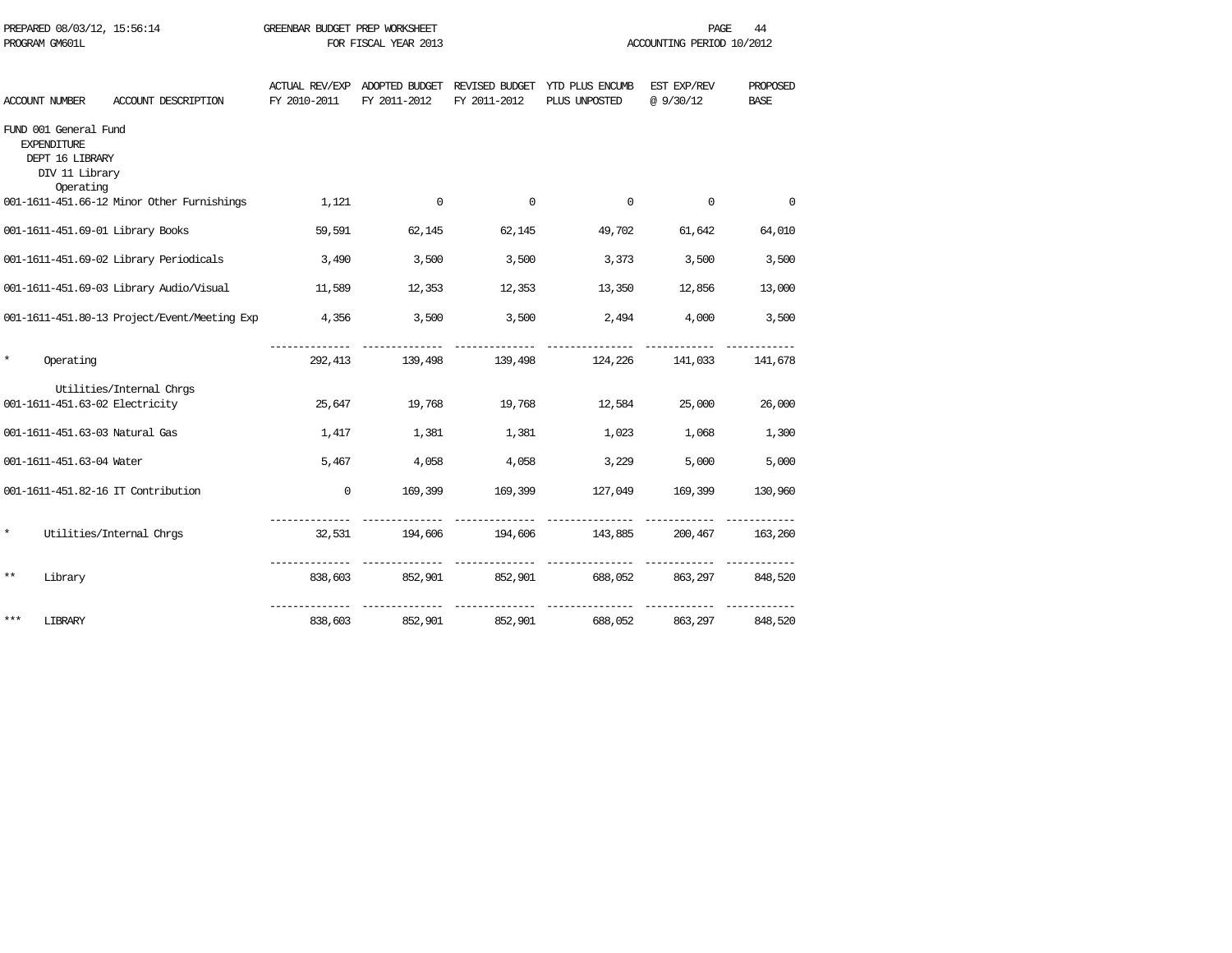PREPARED 08/03/12, 15:56:14 GREENBAR BUDGET PREP WORKSHEET
PROGRAM GM601L FOR FISCAL YEAR 2013 ACCOUNTING PERIOD 10/2012

| ACCOUNT NUMBER | ACCOUNT DESCRIPTION | ACTUAL REV/EXP FY 2010-2011 | ADOPTED BUDGET FY 2011-2012 | REVISED BUDGET FY 2011-2012 | YTD PLUS ENCUMB PLUS UNPOSTED | EST EXP/REV @ 9/30/12 | PROPOSED BASE |
|---|---|---|---|---|---|---|---|
| FUND 001 General Fund | | | | | | | |
| EXPENDITURE | | | | | | | |
| DEPT 16 LIBRARY | | | | | | | |
| DIV 11 Library | | | | | | | |
| Operating | | | | | | | |
| 001-1611-451.66-12 | Minor Other Furnishings | 1,121 | 0 | 0 | 0 | 0 | 0 |
| 001-1611-451.69-01 | Library Books | 59,591 | 62,145 | 62,145 | 49,702 | 61,642 | 64,010 |
| 001-1611-451.69-02 | Library Periodicals | 3,490 | 3,500 | 3,500 | 3,373 | 3,500 | 3,500 |
| 001-1611-451.69-03 | Library Audio/Visual | 11,589 | 12,353 | 12,353 | 13,350 | 12,856 | 13,000 |
| 001-1611-451.80-13 | Project/Event/Meeting Exp | 4,356 | 3,500 | 3,500 | 2,494 | 4,000 | 3,500 |
| * | Operating | 292,413 | 139,498 | 139,498 | 124,226 | 141,033 | 141,678 |
| Utilities/Internal Chrgs | | | | | | | |
| 001-1611-451.63-02 | Electricity | 25,647 | 19,768 | 19,768 | 12,584 | 25,000 | 26,000 |
| 001-1611-451.63-03 | Natural Gas | 1,417 | 1,381 | 1,381 | 1,023 | 1,068 | 1,300 |
| 001-1611-451.63-04 | Water | 5,467 | 4,058 | 4,058 | 3,229 | 5,000 | 5,000 |
| 001-1611-451.82-16 | IT Contribution | 0 | 169,399 | 169,399 | 127,049 | 169,399 | 130,960 |
| * | Utilities/Internal Chrgs | 32,531 | 194,606 | 194,606 | 143,885 | 200,467 | 163,260 |
| ** | Library | 838,603 | 852,901 | 852,901 | 688,052 | 863,297 | 848,520 |
| *** | LIBRARY | 838,603 | 852,901 | 852,901 | 688,052 | 863,297 | 848,520 |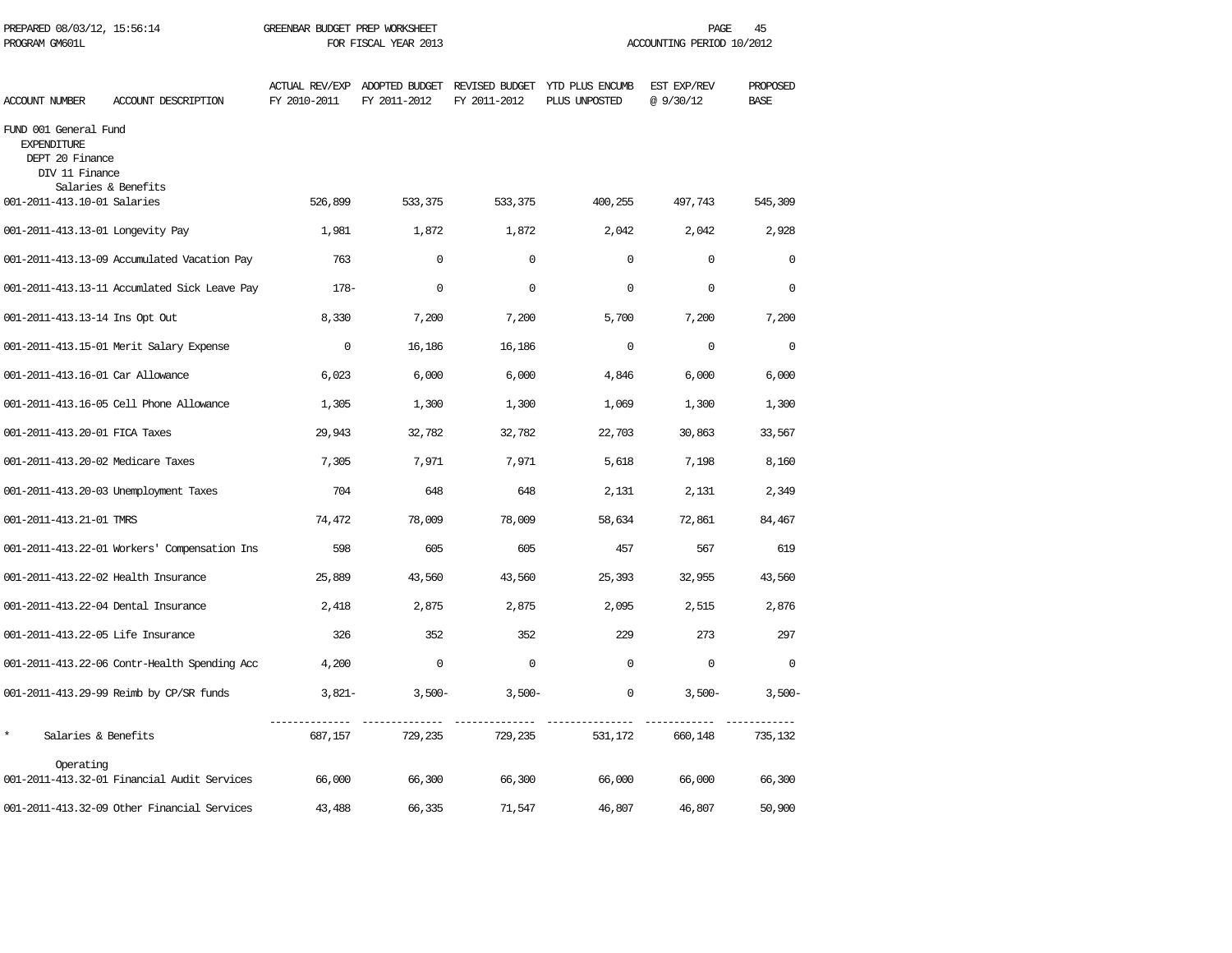FUND 001 General Fund
EXPENDITURE
DEPT 20 Finance
DIV 11 Finance

| ACCOUNT NUMBER | ACCOUNT DESCRIPTION | ACTUAL REV/EXP FY 2010-2011 | ADOPTED BUDGET FY 2011-2012 | REVISED BUDGET FY 2011-2012 | YTD PLUS ENCUMB PLUS UNPOSTED | EST EXP/REV @ 9/30/12 | PROPOSED BASE |
|---|---|---|---|---|---|---|---|
| | Salaries & Benefits | | | | | | |
| 001-2011-413.10-01 | Salaries | 526,899 | 533,375 | 533,375 | 400,255 | 497,743 | 545,309 |
| 001-2011-413.13-01 | Longevity Pay | 1,981 | 1,872 | 1,872 | 2,042 | 2,042 | 2,928 |
| 001-2011-413.13-09 | Accumulated Vacation Pay | 763 | 0 | 0 | 0 | 0 | 0 |
| 001-2011-413.13-11 | Accumlated Sick Leave Pay | 178- | 0 | 0 | 0 | 0 | 0 |
| 001-2011-413.13-14 | Ins Opt Out | 8,330 | 7,200 | 7,200 | 5,700 | 7,200 | 7,200 |
| 001-2011-413.15-01 | Merit Salary Expense | 0 | 16,186 | 16,186 | 0 | 0 | 0 |
| 001-2011-413.16-01 | Car Allowance | 6,023 | 6,000 | 6,000 | 4,846 | 6,000 | 6,000 |
| 001-2011-413.16-05 | Cell Phone Allowance | 1,305 | 1,300 | 1,300 | 1,069 | 1,300 | 1,300 |
| 001-2011-413.20-01 | FICA Taxes | 29,943 | 32,782 | 32,782 | 22,703 | 30,863 | 33,567 |
| 001-2011-413.20-02 | Medicare Taxes | 7,305 | 7,971 | 7,971 | 5,618 | 7,198 | 8,160 |
| 001-2011-413.20-03 | Unemployment Taxes | 704 | 648 | 648 | 2,131 | 2,131 | 2,349 |
| 001-2011-413.21-01 | TMRS | 74,472 | 78,009 | 78,009 | 58,634 | 72,861 | 84,467 |
| 001-2011-413.22-01 | Workers' Compensation Ins | 598 | 605 | 605 | 457 | 567 | 619 |
| 001-2011-413.22-02 | Health Insurance | 25,889 | 43,560 | 43,560 | 25,393 | 32,955 | 43,560 |
| 001-2011-413.22-04 | Dental Insurance | 2,418 | 2,875 | 2,875 | 2,095 | 2,515 | 2,876 |
| 001-2011-413.22-05 | Life Insurance | 326 | 352 | 352 | 229 | 273 | 297 |
| 001-2011-413.22-06 | Contr-Health Spending Acc | 4,200 | 0 | 0 | 0 | 0 | 0 |
| 001-2011-413.29-99 | Reimb by CP/SR funds | 3,821- | 3,500- | 3,500- | 0 | 3,500- | 3,500- |
| * | Salaries & Benefits | 687,157 | 729,235 | 729,235 | 531,172 | 660,148 | 735,132 |
| | Operating | | | | | | |
| 001-2011-413.32-01 | Financial Audit Services | 66,000 | 66,300 | 66,300 | 66,000 | 66,000 | 66,300 |
| 001-2011-413.32-09 | Other Financial Services | 43,488 | 66,335 | 71,547 | 46,807 | 46,807 | 50,900 |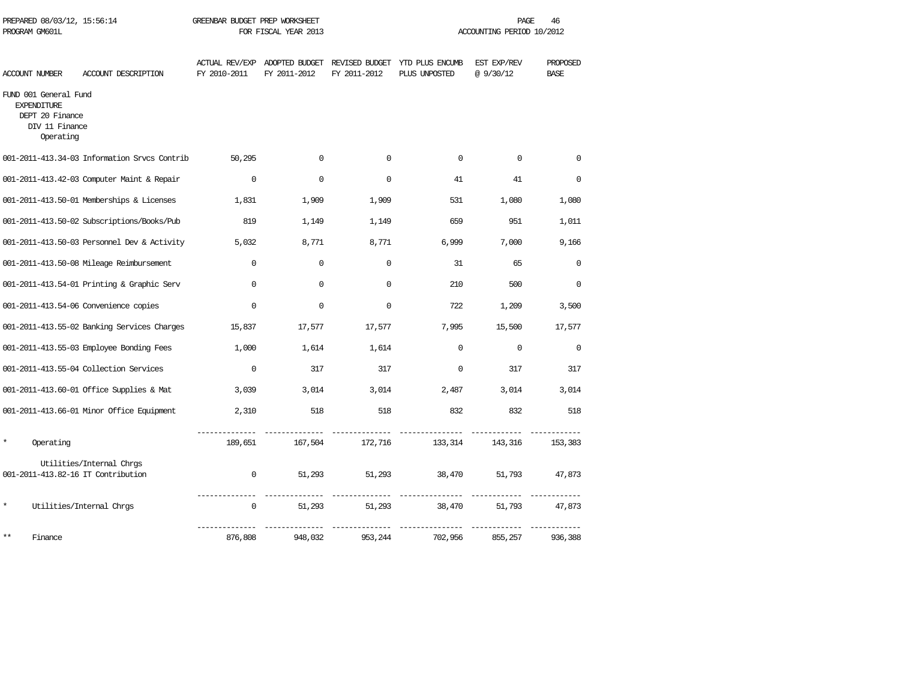PREPARED 08/03/12, 15:56:14 GREENBAR BUDGET PREP WORKSHEET
PROGRAM GM601L FOR FISCAL YEAR 2013 ACCOUNTING PERIOD 10/2012

| ACCOUNT NUMBER | ACCOUNT DESCRIPTION | ACTUAL REV/EXP FY 2010-2011 | ADOPTED BUDGET FY 2011-2012 | REVISED BUDGET FY 2011-2012 | YTD PLUS ENCUMB PLUS UNPOSTED | EST EXP/REV @ 9/30/12 | PROPOSED BASE |
|---|---|---|---|---|---|---|---|
| FUND 001 General Fund | | | | | | | |
| EXPENDITURE | | | | | | | |
| DEPT 20 Finance | | | | | | | |
| DIV 11 Finance | | | | | | | |
| Operating | | | | | | | |
| 001-2011-413.34-03 | Information Srvcs Contrib | 50,295 | 0 | 0 | 0 | 0 | 0 |
| 001-2011-413.42-03 | Computer Maint & Repair | 0 | 0 | 0 | 41 | 41 | 0 |
| 001-2011-413.50-01 | Memberships & Licenses | 1,831 | 1,909 | 1,909 | 531 | 1,080 | 1,080 |
| 001-2011-413.50-02 | Subscriptions/Books/Pub | 819 | 1,149 | 1,149 | 659 | 951 | 1,011 |
| 001-2011-413.50-03 | Personnel Dev & Activity | 5,032 | 8,771 | 8,771 | 6,999 | 7,000 | 9,166 |
| 001-2011-413.50-08 | Mileage Reimbursement | 0 | 0 | 0 | 31 | 65 | 0 |
| 001-2011-413.54-01 | Printing & Graphic Serv | 0 | 0 | 0 | 210 | 500 | 0 |
| 001-2011-413.54-06 | Convenience copies | 0 | 0 | 0 | 722 | 1,209 | 3,500 |
| 001-2011-413.55-02 | Banking Services Charges | 15,837 | 17,577 | 17,577 | 7,995 | 15,500 | 17,577 |
| 001-2011-413.55-03 | Employee Bonding Fees | 1,000 | 1,614 | 1,614 | 0 | 0 | 0 |
| 001-2011-413.55-04 | Collection Services | 0 | 317 | 317 | 0 | 317 | 317 |
| 001-2011-413.60-01 | Office Supplies & Mat | 3,039 | 3,014 | 3,014 | 2,487 | 3,014 | 3,014 |
| 001-2011-413.66-01 | Minor Office Equipment | 2,310 | 518 | 518 | 832 | 832 | 518 |
| * | Operating | 189,651 | 167,504 | 172,716 | 133,314 | 143,316 | 153,383 |
| | Utilities/Internal Chrgs | | | | | | |
| 001-2011-413.82-16 | IT Contribution | 0 | 51,293 | 51,293 | 38,470 | 51,793 | 47,873 |
| * | Utilities/Internal Chrgs | 0 | 51,293 | 51,293 | 38,470 | 51,793 | 47,873 |
| ** | Finance | 876,808 | 948,032 | 953,244 | 702,956 | 855,257 | 936,388 |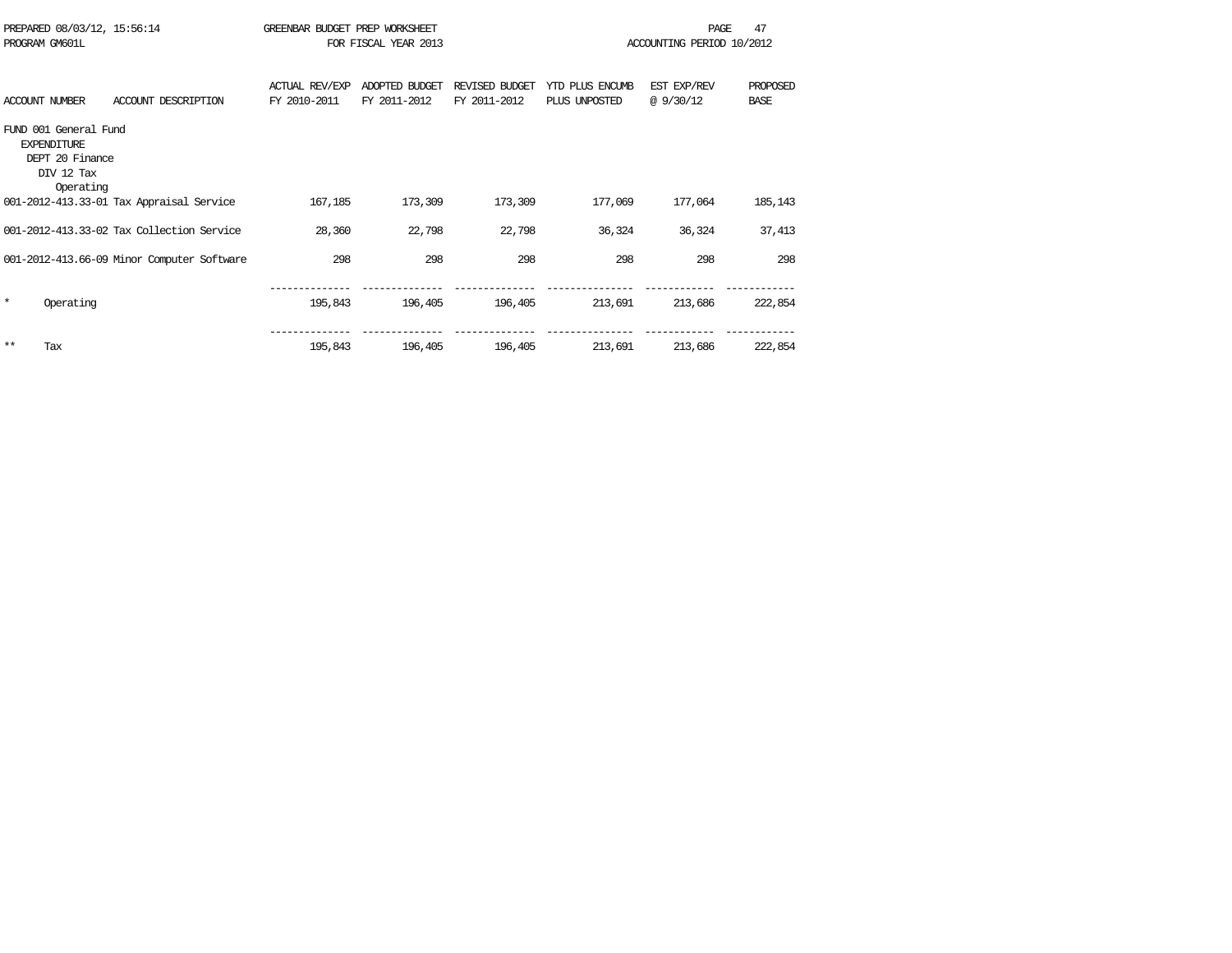PREPARED 08/03/12, 15:56:14 GREENBAR BUDGET PREP WORKSHEET
PROGRAM GM601L FOR FISCAL YEAR 2013 ACCOUNTING PERIOD 10/2012

| ACCOUNT NUMBER | ACCOUNT DESCRIPTION | ACTUAL REV/EXP FY 2010-2011 | ADOPTED BUDGET FY 2011-2012 | REVISED BUDGET FY 2011-2012 | YTD PLUS ENCUMB PLUS UNPOSTED | EST EXP/REV @ 9/30/12 | PROPOSED BASE |
|---|---|---|---|---|---|---|---|
| FUND 001 General Fund | | | | | | | |
| EXPENDITURE | | | | | | | |
| DEPT 20 Finance | | | | | | | |
| DIV 12 Tax | | | | | | | |
| Operating | | | | | | | |
| 001-2012-413.33-01 | Tax Appraisal Service | 167,185 | 173,309 | 173,309 | 177,069 | 177,064 | 185,143 |
| 001-2012-413.33-02 | Tax Collection Service | 28,360 | 22,798 | 22,798 | 36,324 | 36,324 | 37,413 |
| 001-2012-413.66-09 | Minor Computer Software | 298 | 298 | 298 | 298 | 298 | 298 |
| * | Operating | 195,843 | 196,405 | 196,405 | 213,691 | 213,686 | 222,854 |
| ** | Tax | 195,843 | 196,405 | 196,405 | 213,691 | 213,686 | 222,854 |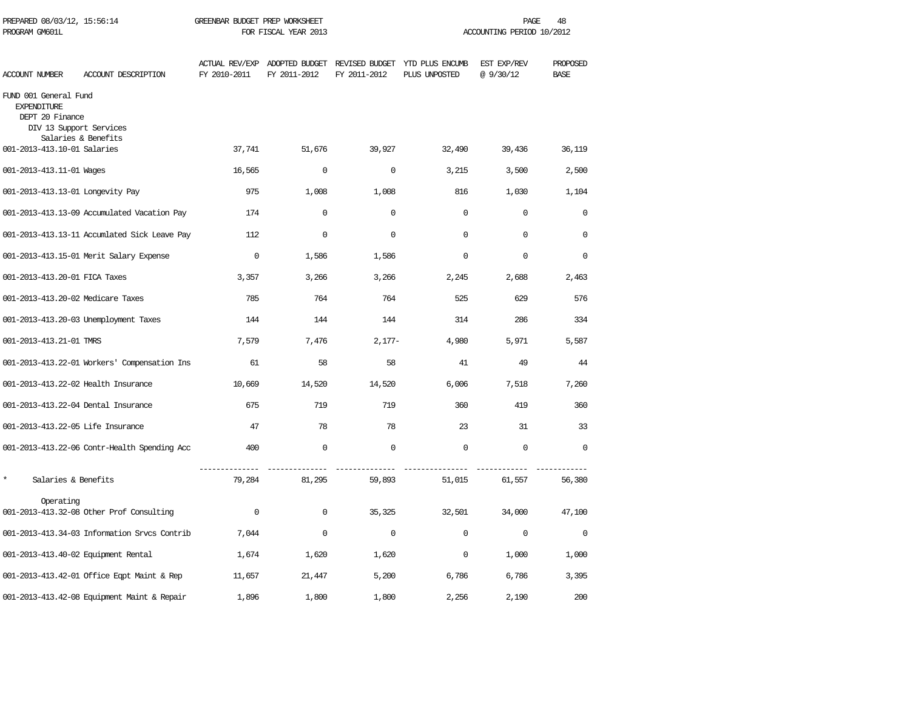| ACCOUNT NUMBER | ACCOUNT DESCRIPTION | ACTUAL REV/EXP FY 2010-2011 | ADOPTED BUDGET FY 2011-2012 | REVISED BUDGET FY 2011-2012 | YTD PLUS ENCUMB PLUS UNPOSTED | EST EXP/REV @ 9/30/12 | PROPOSED BASE |
|---|---|---|---|---|---|---|---|
| FUND 001 General Fund | | | | | | | |
| EXPENDITURE | | | | | | | |
| DEPT 20 Finance | | | | | | | |
| DIV 13 Support Services | | | | | | | |
| | Salaries & Benefits | | | | | | |
| 001-2013-413.10-01 | Salaries | 37,741 | 51,676 | 39,927 | 32,490 | 39,436 | 36,119 |
| 001-2013-413.11-01 | Wages | 16,565 | 0 | 0 | 3,215 | 3,500 | 2,500 |
| 001-2013-413.13-01 | Longevity Pay | 975 | 1,008 | 1,008 | 816 | 1,030 | 1,104 |
| 001-2013-413.13-09 | Accumulated Vacation Pay | 174 | 0 | 0 | 0 | 0 | 0 |
| 001-2013-413.13-11 | Accumlated Sick Leave Pay | 112 | 0 | 0 | 0 | 0 | 0 |
| 001-2013-413.15-01 | Merit Salary Expense | 0 | 1,586 | 1,586 | 0 | 0 | 0 |
| 001-2013-413.20-01 | FICA Taxes | 3,357 | 3,266 | 3,266 | 2,245 | 2,688 | 2,463 |
| 001-2013-413.20-02 | Medicare Taxes | 785 | 764 | 764 | 525 | 629 | 576 |
| 001-2013-413.20-03 | Unemployment Taxes | 144 | 144 | 144 | 314 | 286 | 334 |
| 001-2013-413.21-01 | TMRS | 7,579 | 7,476 | 2,177- | 4,980 | 5,971 | 5,587 |
| 001-2013-413.22-01 | Workers' Compensation Ins | 61 | 58 | 58 | 41 | 49 | 44 |
| 001-2013-413.22-02 | Health Insurance | 10,669 | 14,520 | 14,520 | 6,006 | 7,518 | 7,260 |
| 001-2013-413.22-04 | Dental Insurance | 675 | 719 | 719 | 360 | 419 | 360 |
| 001-2013-413.22-05 | Life Insurance | 47 | 78 | 78 | 23 | 31 | 33 |
| 001-2013-413.22-06 | Contr-Health Spending Acc | 400 | 0 | 0 | 0 | 0 | 0 |
| * | Salaries & Benefits | 79,284 | 81,295 | 59,893 | 51,015 | 61,557 | 56,380 |
| | Operating | | | | | | |
| 001-2013-413.32-08 | Other Prof Consulting | 0 | 0 | 35,325 | 32,501 | 34,000 | 47,100 |
| 001-2013-413.34-03 | Information Srvcs Contrib | 7,044 | 0 | 0 | 0 | 0 | 0 |
| 001-2013-413.40-02 | Equipment Rental | 1,674 | 1,620 | 1,620 | 0 | 1,000 | 1,000 |
| 001-2013-413.42-01 | Office Eqpt Maint & Rep | 11,657 | 21,447 | 5,200 | 6,786 | 6,786 | 3,395 |
| 001-2013-413.42-08 | Equipment Maint & Repair | 1,896 | 1,800 | 1,800 | 2,256 | 2,190 | 200 |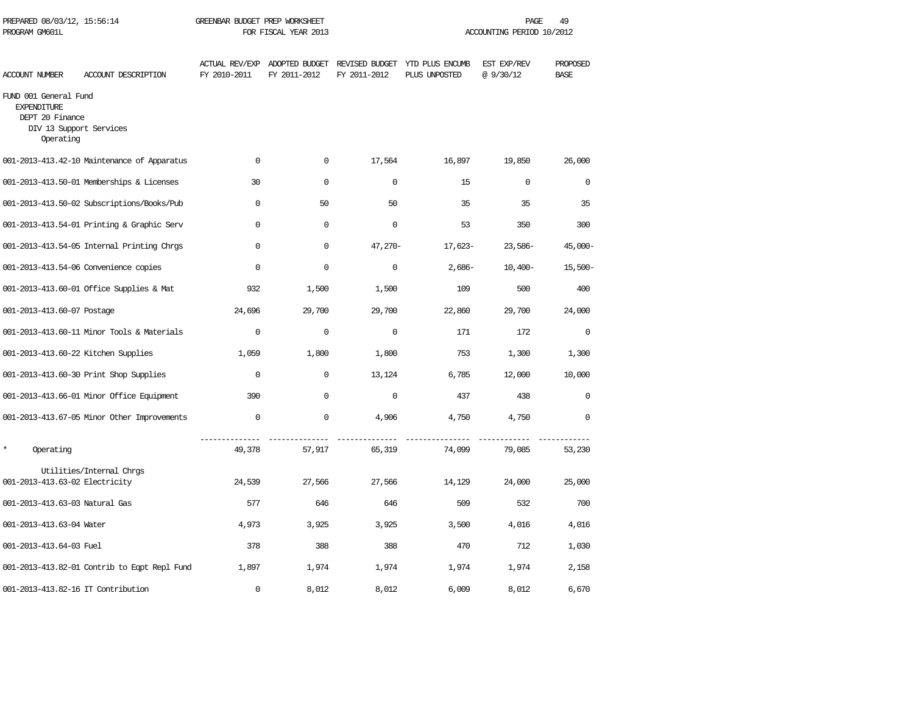PREPARED 08/03/12, 15:56:14 GREENBAR BUDGET PREP WORKSHEET
PROGRAM GM601L FOR FISCAL YEAR 2013 ACCOUNTING PERIOD 10/2012

| ACCOUNT NUMBER | ACCOUNT DESCRIPTION | ACTUAL REV/EXP FY 2010-2011 | ADOPTED BUDGET FY 2011-2012 | REVISED BUDGET FY 2011-2012 | YTD PLUS ENCUMB PLUS UNPOSTED | EST EXP/REV @ 9/30/12 | PROPOSED BASE |
|---|---|---|---|---|---|---|---|
| FUND 001 General Fund | | | | | | | |
| EXPENDITURE | | | | | | | |
| DEPT 20 Finance | | | | | | | |
| DIV 13 Support Services | | | | | | | |
| Operating | | | | | | | |
| 001-2013-413.42-10 | Maintenance of Apparatus | 0 | 0 | 17,564 | 16,897 | 19,850 | 26,000 |
| 001-2013-413.50-01 | Memberships & Licenses | 30 | 0 | 0 | 15 | 0 | 0 |
| 001-2013-413.50-02 | Subscriptions/Books/Pub | 0 | 50 | 50 | 35 | 35 | 35 |
| 001-2013-413.54-01 | Printing & Graphic Serv | 0 | 0 | 0 | 53 | 350 | 300 |
| 001-2013-413.54-05 | Internal Printing Chrgs | 0 | 0 | 47,270- | 17,623- | 23,586- | 45,000- |
| 001-2013-413.54-06 | Convenience copies | 0 | 0 | 0 | 2,686- | 10,400- | 15,500- |
| 001-2013-413.60-01 | Office Supplies & Mat | 932 | 1,500 | 1,500 | 109 | 500 | 400 |
| 001-2013-413.60-07 | Postage | 24,696 | 29,700 | 29,700 | 22,860 | 29,700 | 24,000 |
| 001-2013-413.60-11 | Minor Tools & Materials | 0 | 0 | 0 | 171 | 172 | 0 |
| 001-2013-413.60-22 | Kitchen Supplies | 1,059 | 1,800 | 1,800 | 753 | 1,300 | 1,300 |
| 001-2013-413.60-30 | Print Shop Supplies | 0 | 0 | 13,124 | 6,785 | 12,000 | 10,000 |
| 001-2013-413.66-01 | Minor Office Equipment | 390 | 0 | 0 | 437 | 438 | 0 |
| 001-2013-413.67-05 | Minor Other Improvements | 0 | 0 | 4,906 | 4,750 | 4,750 | 0 |
| * | Operating | 49,378 | 57,917 | 65,319 | 74,099 | 79,085 | 53,230 |
| | Utilities/Internal Chrgs | | | | | | |
| 001-2013-413.63-02 | Electricity | 24,539 | 27,566 | 27,566 | 14,129 | 24,000 | 25,000 |
| 001-2013-413.63-03 | Natural Gas | 577 | 646 | 646 | 509 | 532 | 700 |
| 001-2013-413.63-04 | Water | 4,973 | 3,925 | 3,925 | 3,500 | 4,016 | 4,016 |
| 001-2013-413.64-03 | Fuel | 378 | 388 | 388 | 470 | 712 | 1,030 |
| 001-2013-413.82-01 | Contrib to Eqpt Repl Fund | 1,897 | 1,974 | 1,974 | 1,974 | 1,974 | 2,158 |
| 001-2013-413.82-16 | IT Contribution | 0 | 8,012 | 8,012 | 6,009 | 8,012 | 6,670 |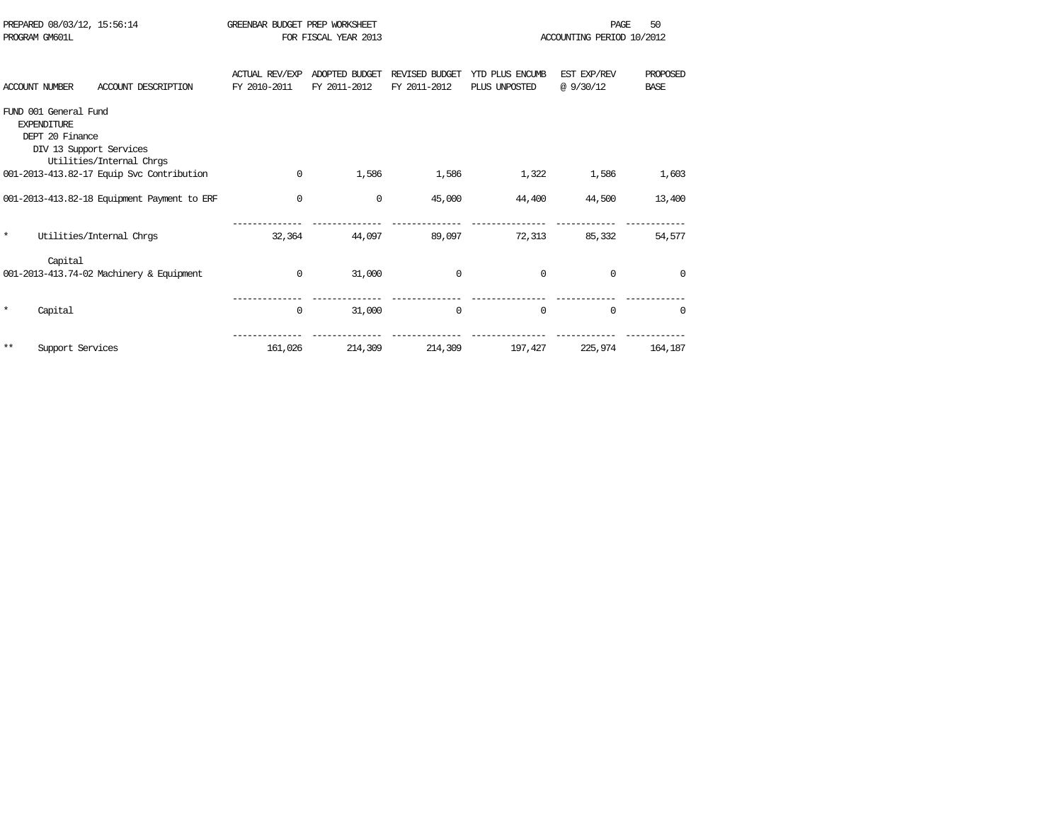GREENBAR BUDGET PREP WORKSHEET
FOR FISCAL YEAR 2013

PREPARED 08/03/12, 15:56:14
PROGRAM GM601L

ACCOUNTING PERIOD 10/2012

| ACCOUNT NUMBER | ACCOUNT DESCRIPTION | ACTUAL REV/EXP FY 2010-2011 | ADOPTED BUDGET FY 2011-2012 | REVISED BUDGET FY 2011-2012 | YTD PLUS ENCUMB PLUS UNPOSTED | EST EXP/REV @ 9/30/12 | PROPOSED BASE |
|---|---|---|---|---|---|---|---|
| FUND 001 General Fund | | | | | | | |
| EXPENDITURE | | | | | | | |
| DEPT 20 Finance | | | | | | | |
| DIV 13 Support Services | | | | | | | |
| | Utilities/Internal Chrgs | | | | | | |
| 001-2013-413.82-17 | Equip Svc Contribution | 0 | 1,586 | 1,586 | 1,322 | 1,586 | 1,603 |
| 001-2013-413.82-18 | Equipment Payment to ERF | 0 | 0 | 45,000 | 44,400 | 44,500 | 13,400 |
| * | Utilities/Internal Chrgs | 32,364 | 44,097 | 89,097 | 72,313 | 85,332 | 54,577 |
| | Capital | | | | | | |
| 001-2013-413.74-02 | Machinery & Equipment | 0 | 31,000 | 0 | 0 | 0 | 0 |
| * | Capital | 0 | 31,000 | 0 | 0 | 0 | 0 |
| ** | Support Services | 161,026 | 214,309 | 214,309 | 197,427 | 225,974 | 164,187 |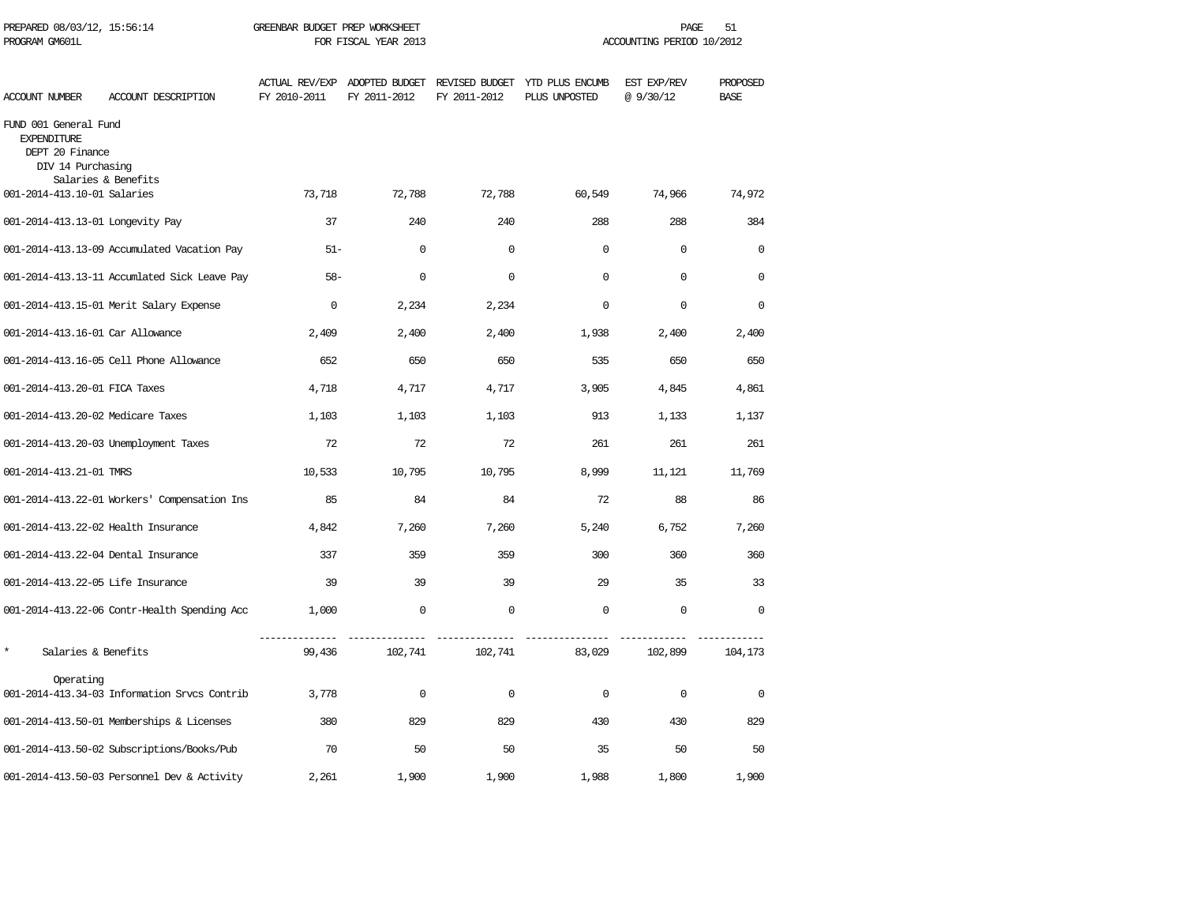PREPARED 08/03/12, 15:56:14 GREENBAR BUDGET PREP WORKSHEET
PROGRAM GM601L FOR FISCAL YEAR 2013 ACCOUNTING PERIOD 10/2012

| ACCOUNT NUMBER | ACCOUNT DESCRIPTION | ACTUAL REV/EXP FY 2010-2011 | ADOPTED BUDGET FY 2011-2012 | REVISED BUDGET FY 2011-2012 | YTD PLUS ENCUMB PLUS UNPOSTED | EST EXP/REV @ 9/30/12 | PROPOSED BASE |
|---|---|---|---|---|---|---|---|
| FUND 001 General Fund | | | | | | | |
| EXPENDITURE | | | | | | | |
| DEPT 20 Finance | | | | | | | |
| DIV 14 Purchasing | | | | | | | |
| | Salaries & Benefits | | | | | | |
| 001-2014-413.10-01 | Salaries | 73,718 | 72,788 | 72,788 | 60,549 | 74,966 | 74,972 |
| 001-2014-413.13-01 | Longevity Pay | 37 | 240 | 240 | 288 | 288 | 384 |
| 001-2014-413.13-09 | Accumulated Vacation Pay | 51- | 0 | 0 | 0 | 0 | 0 |
| 001-2014-413.13-11 | Accumlated Sick Leave Pay | 58- | 0 | 0 | 0 | 0 | 0 |
| 001-2014-413.15-01 | Merit Salary Expense | 0 | 2,234 | 2,234 | 0 | 0 | 0 |
| 001-2014-413.16-01 | Car Allowance | 2,409 | 2,400 | 2,400 | 1,938 | 2,400 | 2,400 |
| 001-2014-413.16-05 | Cell Phone Allowance | 652 | 650 | 650 | 535 | 650 | 650 |
| 001-2014-413.20-01 | FICA Taxes | 4,718 | 4,717 | 4,717 | 3,905 | 4,845 | 4,861 |
| 001-2014-413.20-02 | Medicare Taxes | 1,103 | 1,103 | 1,103 | 913 | 1,133 | 1,137 |
| 001-2014-413.20-03 | Unemployment Taxes | 72 | 72 | 72 | 261 | 261 | 261 |
| 001-2014-413.21-01 | TMRS | 10,533 | 10,795 | 10,795 | 8,999 | 11,121 | 11,769 |
| 001-2014-413.22-01 | Workers' Compensation Ins | 85 | 84 | 84 | 72 | 88 | 86 |
| 001-2014-413.22-02 | Health Insurance | 4,842 | 7,260 | 7,260 | 5,240 | 6,752 | 7,260 |
| 001-2014-413.22-04 | Dental Insurance | 337 | 359 | 359 | 300 | 360 | 360 |
| 001-2014-413.22-05 | Life Insurance | 39 | 39 | 39 | 29 | 35 | 33 |
| 001-2014-413.22-06 | Contr-Health Spending Acc | 1,000 | 0 | 0 | 0 | 0 | 0 |
| * | Salaries & Benefits | 99,436 | 102,741 | 102,741 | 83,029 | 102,899 | 104,173 |
| | Operating | | | | | | |
| 001-2014-413.34-03 | Information Srvcs Contrib | 3,778 | 0 | 0 | 0 | 0 | 0 |
| 001-2014-413.50-01 | Memberships & Licenses | 380 | 829 | 829 | 430 | 430 | 829 |
| 001-2014-413.50-02 | Subscriptions/Books/Pub | 70 | 50 | 50 | 35 | 50 | 50 |
| 001-2014-413.50-03 | Personnel Dev & Activity | 2,261 | 1,900 | 1,900 | 1,988 | 1,800 | 1,900 |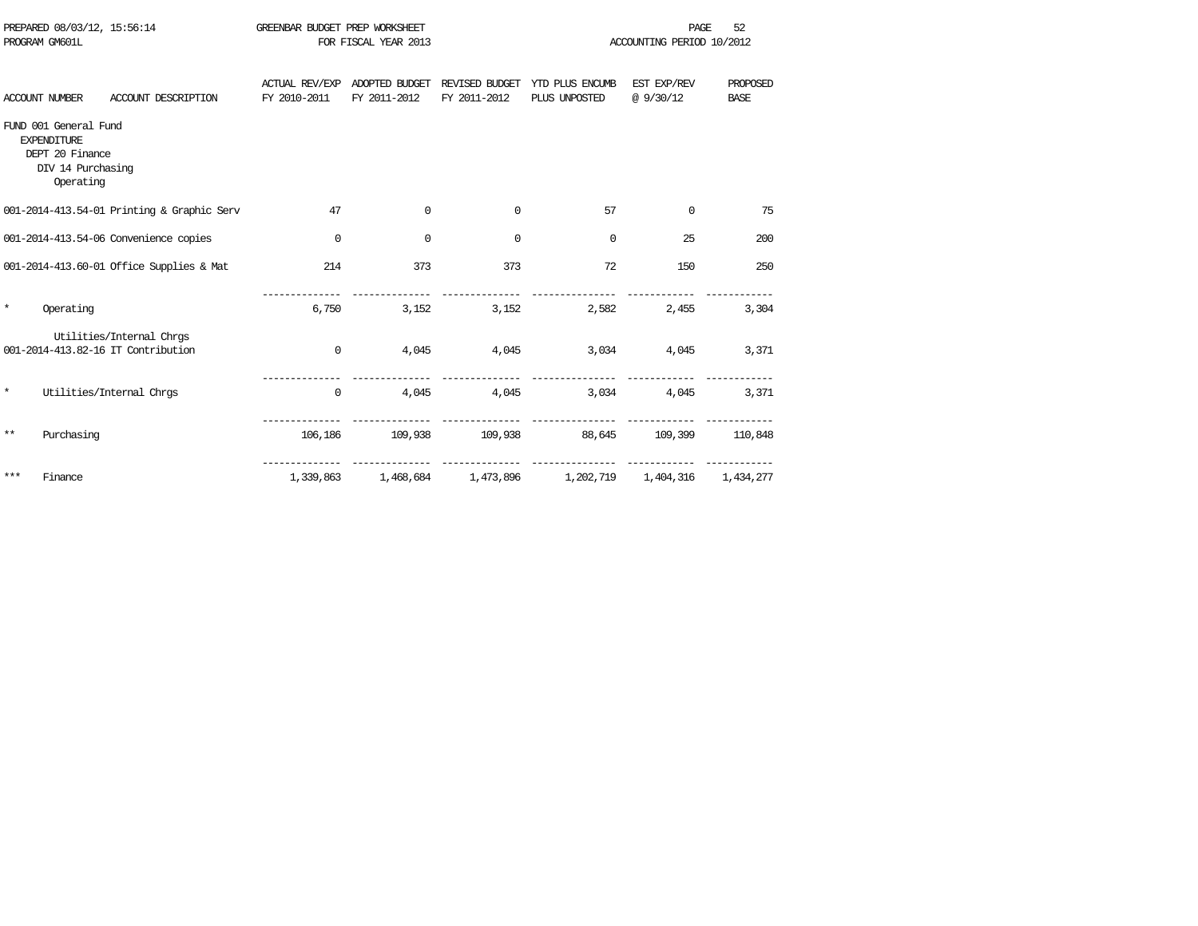GREENBAR BUDGET PREP WORKSHEET
FOR FISCAL YEAR 2013

PREPARED 08/03/12, 15:56:14
PROGRAM GM601L

ACCOUNTING PERIOD 10/2012

| ACCOUNT NUMBER | ACCOUNT DESCRIPTION | ACTUAL REV/EXP FY 2010-2011 | ADOPTED BUDGET FY 2011-2012 | REVISED BUDGET FY 2011-2012 | YTD PLUS ENCUMB PLUS UNPOSTED | EST EXP/REV @ 9/30/12 | PROPOSED BASE |
|---|---|---|---|---|---|---|---|
| FUND 001 General Fund | | | | | | | |
| EXPENDITURE | | | | | | | |
| DEPT 20 Finance | | | | | | | |
| DIV 14 Purchasing | | | | | | | |
| Operating | | | | | | | |
| 001-2014-413.54-01 | Printing & Graphic Serv | 47 | 0 | 0 | 57 | 0 | 75 |
| 001-2014-413.54-06 | Convenience copies | 0 | 0 | 0 | 0 | 25 | 200 |
| 001-2014-413.60-01 | Office Supplies & Mat | 214 | 373 | 373 | 72 | 150 | 250 |
| * | Operating | 6,750 | 3,152 | 3,152 | 2,582 | 2,455 | 3,304 |
| | Utilities/Internal Chrgs | | | | | | |
| 001-2014-413.82-16 | IT Contribution | 0 | 4,045 | 4,045 | 3,034 | 4,045 | 3,371 |
| * | Utilities/Internal Chrgs | 0 | 4,045 | 4,045 | 3,034 | 4,045 | 3,371 |
| ** | Purchasing | 106,186 | 109,938 | 109,938 | 88,645 | 109,399 | 110,848 |
| *** | Finance | 1,339,863 | 1,468,684 | 1,473,896 | 1,202,719 | 1,404,316 | 1,434,277 |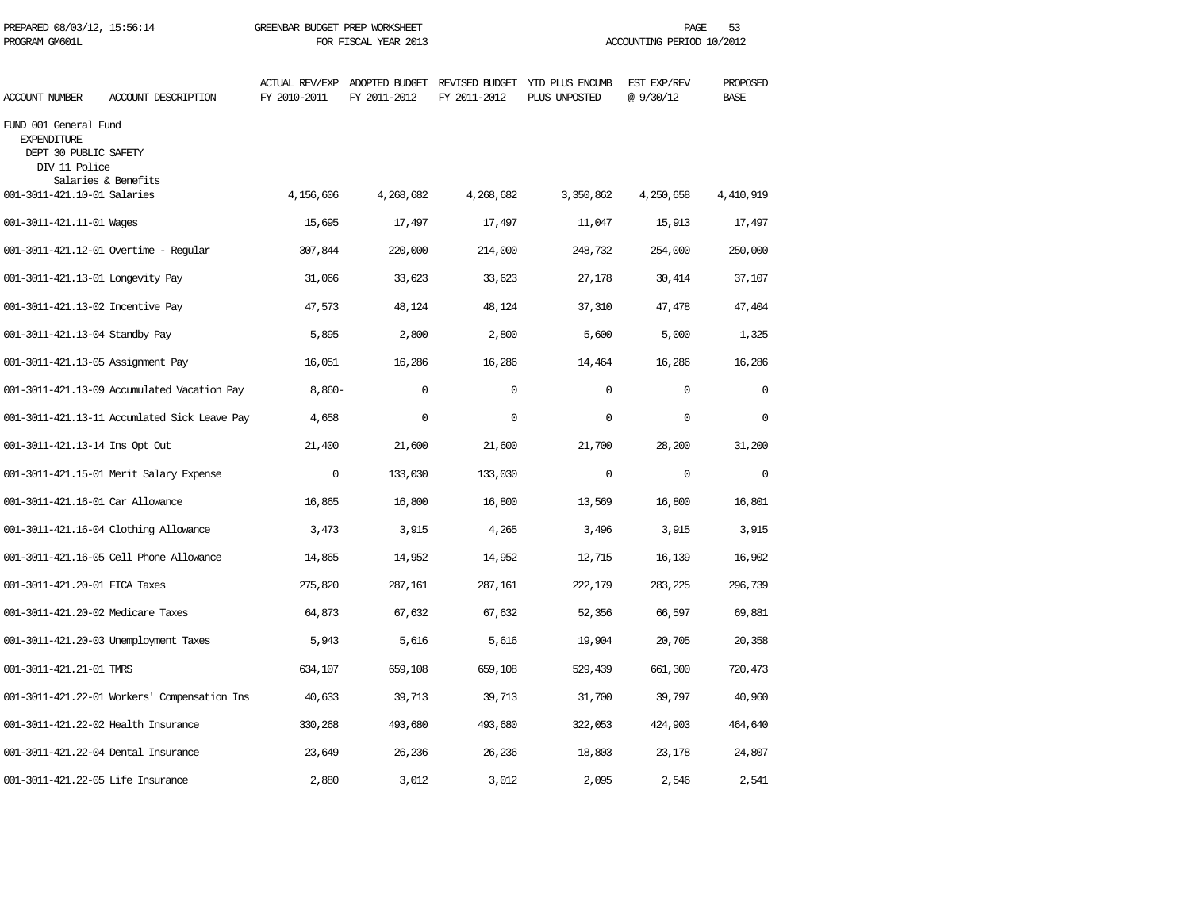PREPARED 08/03/12, 15:56:14 GREENBAR BUDGET PREP WORKSHEET
PROGRAM GM601L FOR FISCAL YEAR 2013 ACCOUNTING PERIOD 10/2012

| ACCOUNT NUMBER | ACCOUNT DESCRIPTION | ACTUAL REV/EXP FY 2010-2011 | ADOPTED BUDGET FY 2011-2012 | REVISED BUDGET FY 2011-2012 | YTD PLUS ENCUMB PLUS UNPOSTED | EST EXP/REV @ 9/30/12 | PROPOSED BASE |
|---|---|---|---|---|---|---|---|
| FUND 001 General Fund | | | | | | | |
| EXPENDITURE | | | | | | | |
| DEPT 30 PUBLIC SAFETY | | | | | | | |
| DIV 11 Police | | | | | | | |
| | Salaries & Benefits | | | | | | |
| 001-3011-421.10-01 | Salaries | 4,156,606 | 4,268,682 | 4,268,682 | 3,350,862 | 4,250,658 | 4,410,919 |
| 001-3011-421.11-01 | Wages | 15,695 | 17,497 | 17,497 | 11,047 | 15,913 | 17,497 |
| 001-3011-421.12-01 | Overtime - Regular | 307,844 | 220,000 | 214,000 | 248,732 | 254,000 | 250,000 |
| 001-3011-421.13-01 | Longevity Pay | 31,066 | 33,623 | 33,623 | 27,178 | 30,414 | 37,107 |
| 001-3011-421.13-02 | Incentive Pay | 47,573 | 48,124 | 48,124 | 37,310 | 47,478 | 47,404 |
| 001-3011-421.13-04 | Standby Pay | 5,895 | 2,800 | 2,800 | 5,600 | 5,000 | 1,325 |
| 001-3011-421.13-05 | Assignment Pay | 16,051 | 16,286 | 16,286 | 14,464 | 16,286 | 16,286 |
| 001-3011-421.13-09 | Accumulated Vacation Pay | 8,860- | 0 | 0 | 0 | 0 | 0 |
| 001-3011-421.13-11 | Accumlated Sick Leave Pay | 4,658 | 0 | 0 | 0 | 0 | 0 |
| 001-3011-421.13-14 | Ins Opt Out | 21,400 | 21,600 | 21,600 | 21,700 | 28,200 | 31,200 |
| 001-3011-421.15-01 | Merit Salary Expense | 0 | 133,030 | 133,030 | 0 | 0 | 0 |
| 001-3011-421.16-01 | Car Allowance | 16,865 | 16,800 | 16,800 | 13,569 | 16,800 | 16,801 |
| 001-3011-421.16-04 | Clothing Allowance | 3,473 | 3,915 | 4,265 | 3,496 | 3,915 | 3,915 |
| 001-3011-421.16-05 | Cell Phone Allowance | 14,865 | 14,952 | 14,952 | 12,715 | 16,139 | 16,902 |
| 001-3011-421.20-01 | FICA Taxes | 275,820 | 287,161 | 287,161 | 222,179 | 283,225 | 296,739 |
| 001-3011-421.20-02 | Medicare Taxes | 64,873 | 67,632 | 67,632 | 52,356 | 66,597 | 69,881 |
| 001-3011-421.20-03 | Unemployment Taxes | 5,943 | 5,616 | 5,616 | 19,904 | 20,705 | 20,358 |
| 001-3011-421.21-01 | TMRS | 634,107 | 659,108 | 659,108 | 529,439 | 661,300 | 720,473 |
| 001-3011-421.22-01 | Workers' Compensation Ins | 40,633 | 39,713 | 39,713 | 31,700 | 39,797 | 40,960 |
| 001-3011-421.22-02 | Health Insurance | 330,268 | 493,680 | 493,680 | 322,053 | 424,903 | 464,640 |
| 001-3011-421.22-04 | Dental Insurance | 23,649 | 26,236 | 26,236 | 18,803 | 23,178 | 24,807 |
| 001-3011-421.22-05 | Life Insurance | 2,880 | 3,012 | 3,012 | 2,095 | 2,546 | 2,541 |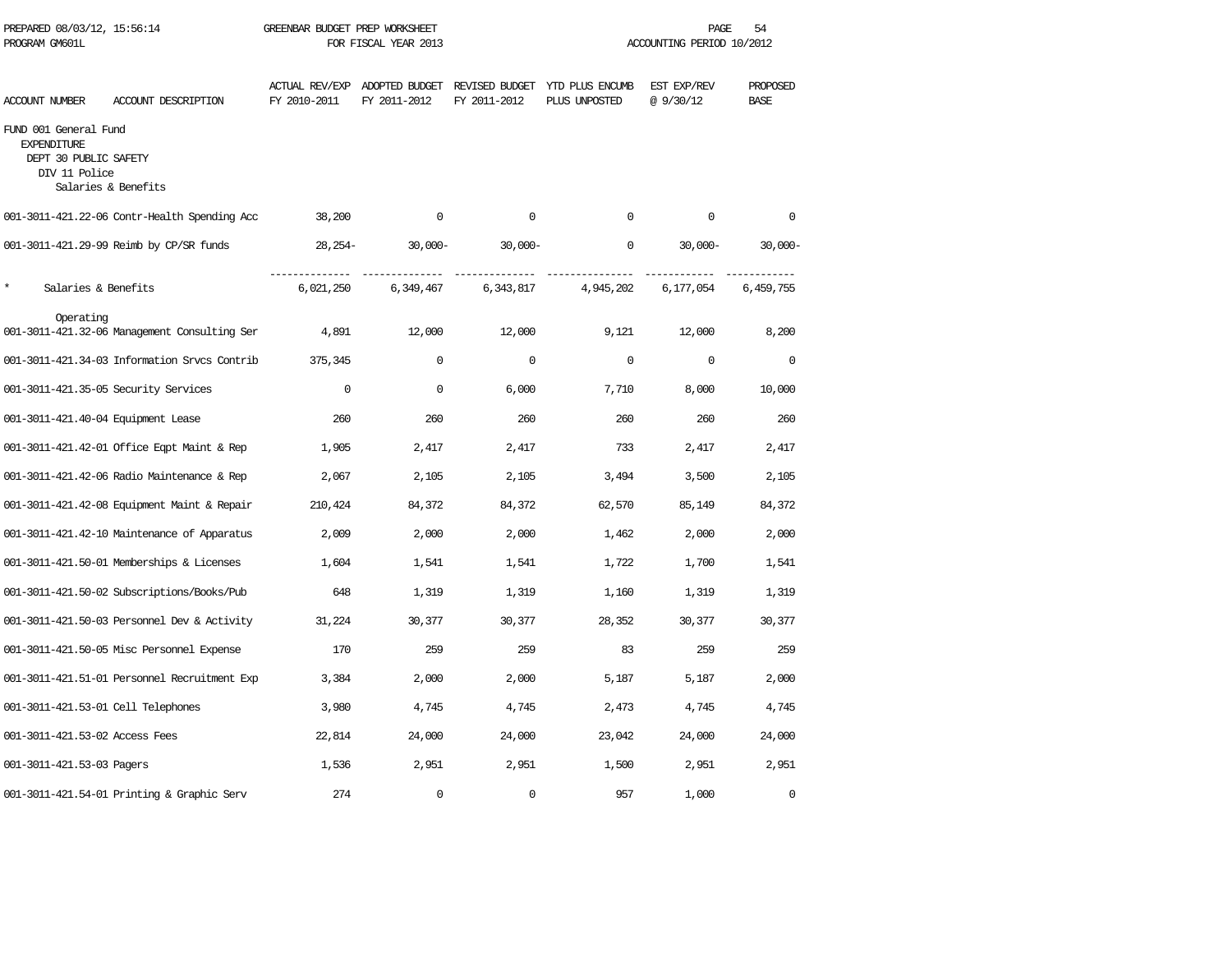PREPARED 08/03/12, 15:56:14 GREENBAR BUDGET PREP WORKSHEET
PROGRAM GM601L FOR FISCAL YEAR 2013 ACCOUNTING PERIOD 10/2012

| ACCOUNT NUMBER | ACCOUNT DESCRIPTION | ACTUAL REV/EXP FY 2010-2011 | ADOPTED BUDGET FY 2011-2012 | REVISED BUDGET FY 2011-2012 | YTD PLUS ENCUMB PLUS UNPOSTED | EST EXP/REV @ 9/30/12 | PROPOSED BASE |
|---|---|---|---|---|---|---|---|
| FUND 001 General Fund | | | | | | | |
| EXPENDITURE | | | | | | | |
| DEPT 30 PUBLIC SAFETY | | | | | | | |
| DIV 11 Police | | | | | | | |
| Salaries & Benefits | | | | | | | |
| 001-3011-421.22-06 | Contr-Health Spending Acc | 38,200 | 0 | 0 | 0 | 0 | 0 |
| 001-3011-421.29-99 | Reimb by CP/SR funds | 28,254- | 30,000- | 30,000- | 0 | 30,000- | 30,000- |
| * | Salaries & Benefits | 6,021,250 | 6,349,467 | 6,343,817 | 4,945,202 | 6,177,054 | 6,459,755 |
| Operating | | | | | | | |
| 001-3011-421.32-06 | Management Consulting Ser | 4,891 | 12,000 | 12,000 | 9,121 | 12,000 | 8,200 |
| 001-3011-421.34-03 | Information Srvcs Contrib | 375,345 | 0 | 0 | 0 | 0 | 0 |
| 001-3011-421.35-05 | Security Services | 0 | 0 | 6,000 | 7,710 | 8,000 | 10,000 |
| 001-3011-421.40-04 | Equipment Lease | 260 | 260 | 260 | 260 | 260 | 260 |
| 001-3011-421.42-01 | Office Eqpt Maint & Rep | 1,905 | 2,417 | 2,417 | 733 | 2,417 | 2,417 |
| 001-3011-421.42-06 | Radio Maintenance & Rep | 2,067 | 2,105 | 2,105 | 3,494 | 3,500 | 2,105 |
| 001-3011-421.42-08 | Equipment Maint & Repair | 210,424 | 84,372 | 84,372 | 62,570 | 85,149 | 84,372 |
| 001-3011-421.42-10 | Maintenance of Apparatus | 2,009 | 2,000 | 2,000 | 1,462 | 2,000 | 2,000 |
| 001-3011-421.50-01 | Memberships & Licenses | 1,604 | 1,541 | 1,541 | 1,722 | 1,700 | 1,541 |
| 001-3011-421.50-02 | Subscriptions/Books/Pub | 648 | 1,319 | 1,319 | 1,160 | 1,319 | 1,319 |
| 001-3011-421.50-03 | Personnel Dev & Activity | 31,224 | 30,377 | 30,377 | 28,352 | 30,377 | 30,377 |
| 001-3011-421.50-05 | Misc Personnel Expense | 170 | 259 | 259 | 83 | 259 | 259 |
| 001-3011-421.51-01 | Personnel Recruitment Exp | 3,384 | 2,000 | 2,000 | 5,187 | 5,187 | 2,000 |
| 001-3011-421.53-01 | Cell Telephones | 3,980 | 4,745 | 4,745 | 2,473 | 4,745 | 4,745 |
| 001-3011-421.53-02 | Access Fees | 22,814 | 24,000 | 24,000 | 23,042 | 24,000 | 24,000 |
| 001-3011-421.53-03 | Pagers | 1,536 | 2,951 | 2,951 | 1,500 | 2,951 | 2,951 |
| 001-3011-421.54-01 | Printing & Graphic Serv | 274 | 0 | 0 | 957 | 1,000 | 0 |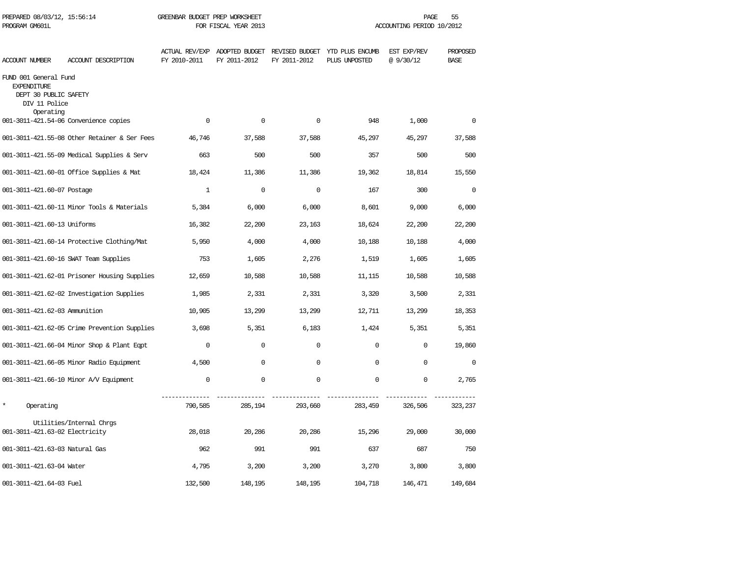PREPARED 08/03/12, 15:56:14 GREENBAR BUDGET PREP WORKSHEET
PROGRAM GM601L FOR FISCAL YEAR 2013 ACCOUNTING PERIOD 10/2012

| ACCOUNT NUMBER | ACCOUNT DESCRIPTION | ACTUAL REV/EXP FY 2010-2011 | ADOPTED BUDGET FY 2011-2012 | REVISED BUDGET FY 2011-2012 | YTD PLUS ENCUMB PLUS UNPOSTED | EST EXP/REV @ 9/30/12 | PROPOSED BASE |
|---|---|---|---|---|---|---|---|
| FUND 001 General Fund | | | | | | | |
| EXPENDITURE | | | | | | | |
| DEPT 30 PUBLIC SAFETY | | | | | | | |
| DIV 11 Police | | | | | | | |
| Operating | | | | | | | |
| 001-3011-421.54-06 | Convenience copies | 0 | 0 | 0 | 948 | 1,000 | 0 |
| 001-3011-421.55-08 | Other Retainer & Ser Fees | 46,746 | 37,588 | 37,588 | 45,297 | 45,297 | 37,588 |
| 001-3011-421.55-09 | Medical Supplies & Serv | 663 | 500 | 500 | 357 | 500 | 500 |
| 001-3011-421.60-01 | Office Supplies & Mat | 18,424 | 11,386 | 11,386 | 19,362 | 18,814 | 15,550 |
| 001-3011-421.60-07 | Postage | 1 | 0 | 0 | 167 | 300 | 0 |
| 001-3011-421.60-11 | Minor Tools & Materials | 5,384 | 6,000 | 6,000 | 8,601 | 9,000 | 6,000 |
| 001-3011-421.60-13 | Uniforms | 16,382 | 22,200 | 23,163 | 18,624 | 22,200 | 22,200 |
| 001-3011-421.60-14 | Protective Clothing/Mat | 5,950 | 4,000 | 4,000 | 10,188 | 10,188 | 4,000 |
| 001-3011-421.60-16 | SWAT Team Supplies | 753 | 1,605 | 2,276 | 1,519 | 1,605 | 1,605 |
| 001-3011-421.62-01 | Prisoner Housing Supplies | 12,659 | 10,588 | 10,588 | 11,115 | 10,588 | 10,588 |
| 001-3011-421.62-02 | Investigation Supplies | 1,985 | 2,331 | 2,331 | 3,320 | 3,500 | 2,331 |
| 001-3011-421.62-03 | Ammunition | 10,905 | 13,299 | 13,299 | 12,711 | 13,299 | 18,353 |
| 001-3011-421.62-05 | Crime Prevention Supplies | 3,698 | 5,351 | 6,183 | 1,424 | 5,351 | 5,351 |
| 001-3011-421.66-04 | Minor Shop & Plant Eqpt | 0 | 0 | 0 | 0 | 0 | 19,860 |
| 001-3011-421.66-05 | Minor Radio Equipment | 4,500 | 0 | 0 | 0 | 0 | 0 |
| 001-3011-421.66-10 | Minor A/V Equipment | 0 | 0 | 0 | 0 | 0 | 2,765 |
| * | Operating | 790,585 | 285,194 | 293,660 | 283,459 | 326,506 | 323,237 |
| Utilities/Internal Chrgs | | | | | | | |
| 001-3011-421.63-02 | Electricity | 28,018 | 20,286 | 20,286 | 15,296 | 29,000 | 30,000 |
| 001-3011-421.63-03 | Natural Gas | 962 | 991 | 991 | 637 | 687 | 750 |
| 001-3011-421.63-04 | Water | 4,795 | 3,200 | 3,200 | 3,270 | 3,800 | 3,800 |
| 001-3011-421.64-03 | Fuel | 132,500 | 148,195 | 148,195 | 104,718 | 146,471 | 149,684 |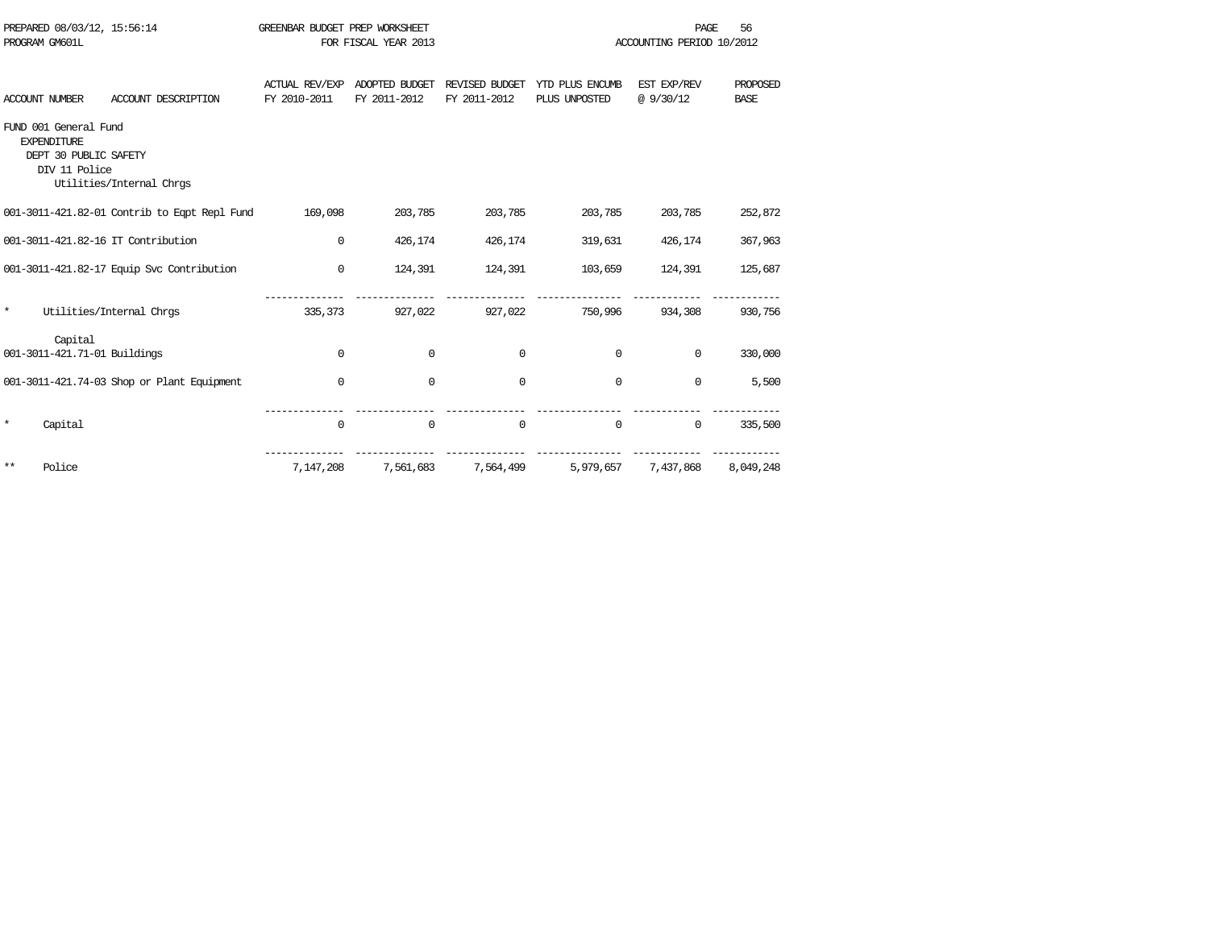PREPARED 08/03/12, 15:56:14 GREENBAR BUDGET PREP WORKSHEET
PROGRAM GM601L FOR FISCAL YEAR 2013 ACCOUNTING PERIOD 10/2012

| ACCOUNT NUMBER | ACCOUNT DESCRIPTION | ACTUAL REV/EXP FY 2010-2011 | ADOPTED BUDGET FY 2011-2012 | REVISED BUDGET FY 2011-2012 | YTD PLUS ENCUMB PLUS UNPOSTED | EST EXP/REV @ 9/30/12 | PROPOSED BASE |
|---|---|---|---|---|---|---|---|
| FUND 001 General Fund | | | | | | | |
| EXPENDITURE | | | | | | | |
| DEPT 30 PUBLIC SAFETY | | | | | | | |
| DIV 11 Police | | | | | | | |
| | Utilities/Internal Chrgs | | | | | | |
| 001-3011-421.82-01 | Contrib to Eqpt Repl Fund | 169,098 | 203,785 | 203,785 | 203,785 | 203,785 | 252,872 |
| 001-3011-421.82-16 | IT Contribution | 0 | 426,174 | 426,174 | 319,631 | 426,174 | 367,963 |
| 001-3011-421.82-17 | Equip Svc Contribution | 0 | 124,391 | 124,391 | 103,659 | 124,391 | 125,687 |
| * | Utilities/Internal Chrgs | 335,373 | 927,022 | 927,022 | 750,996 | 934,308 | 930,756 |
| | Capital | | | | | | |
| 001-3011-421.71-01 | Buildings | 0 | 0 | 0 | 0 | 0 | 330,000 |
| 001-3011-421.74-03 | Shop or Plant Equipment | 0 | 0 | 0 | 0 | 0 | 5,500 |
| * | Capital | 0 | 0 | 0 | 0 | 0 | 335,500 |
| ** | Police | 7,147,208 | 7,561,683 | 7,564,499 | 5,979,657 | 7,437,868 | 8,049,248 |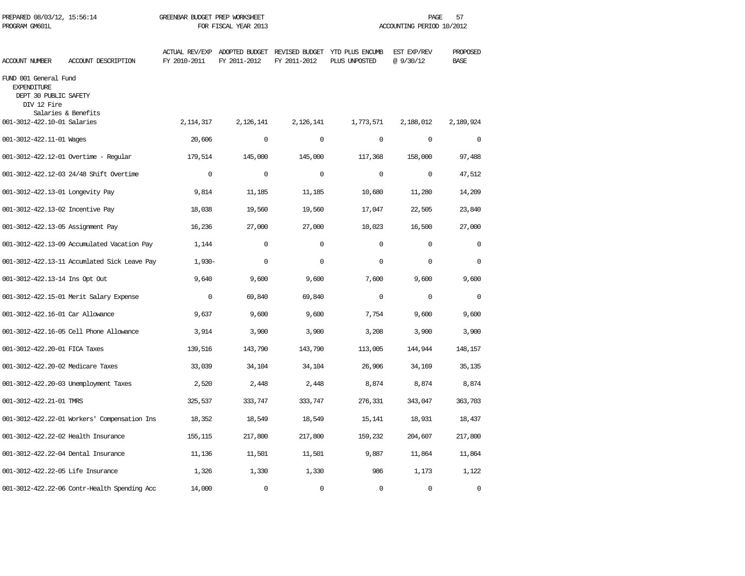PREPARED 08/03/12, 15:56:14 GREENBAR BUDGET PREP WORKSHEET
PROGRAM GM601L FOR FISCAL YEAR 2013 ACCOUNTING PERIOD 10/2012

| ACCOUNT NUMBER | ACCOUNT DESCRIPTION | ACTUAL REV/EXP FY 2010-2011 | ADOPTED BUDGET FY 2011-2012 | REVISED BUDGET FY 2011-2012 | YTD PLUS ENCUMB PLUS UNPOSTED | EST EXP/REV @ 9/30/12 | PROPOSED BASE |
|---|---|---|---|---|---|---|---|
| FUND 001 General Fund | | | | | | | |
| EXPENDITURE | | | | | | | |
| DEPT 30 PUBLIC SAFETY | | | | | | | |
| DIV 12 Fire | | | | | | | |
| | Salaries & Benefits | | | | | | |
| 001-3012-422.10-01 | Salaries | 2,114,317 | 2,126,141 | 2,126,141 | 1,773,571 | 2,188,012 | 2,189,924 |
| 001-3012-422.11-01 | Wages | 20,606 | 0 | 0 | 0 | 0 | 0 |
| 001-3012-422.12-01 | Overtime - Regular | 179,514 | 145,000 | 145,000 | 117,368 | 158,000 | 97,488 |
| 001-3012-422.12-03 | 24/48 Shift Overtime | 0 | 0 | 0 | 0 | 0 | 47,512 |
| 001-3012-422.13-01 | Longevity Pay | 9,814 | 11,185 | 11,185 | 10,680 | 11,280 | 14,209 |
| 001-3012-422.13-02 | Incentive Pay | 18,038 | 19,560 | 19,560 | 17,047 | 22,505 | 23,840 |
| 001-3012-422.13-05 | Assignment Pay | 16,236 | 27,000 | 27,000 | 10,023 | 16,500 | 27,000 |
| 001-3012-422.13-09 | Accumulated Vacation Pay | 1,144 | 0 | 0 | 0 | 0 | 0 |
| 001-3012-422.13-11 | Accumlated Sick Leave Pay | 1,930- | 0 | 0 | 0 | 0 | 0 |
| 001-3012-422.13-14 | Ins Opt Out | 9,640 | 9,600 | 9,600 | 7,600 | 9,600 | 9,600 |
| 001-3012-422.15-01 | Merit Salary Expense | 0 | 69,840 | 69,840 | 0 | 0 | 0 |
| 001-3012-422.16-01 | Car Allowance | 9,637 | 9,600 | 9,600 | 7,754 | 9,600 | 9,600 |
| 001-3012-422.16-05 | Cell Phone Allowance | 3,914 | 3,900 | 3,900 | 3,208 | 3,900 | 3,900 |
| 001-3012-422.20-01 | FICA Taxes | 139,516 | 143,790 | 143,790 | 113,005 | 144,944 | 148,157 |
| 001-3012-422.20-02 | Medicare Taxes | 33,039 | 34,104 | 34,104 | 26,906 | 34,169 | 35,135 |
| 001-3012-422.20-03 | Unemployment Taxes | 2,520 | 2,448 | 2,448 | 8,874 | 8,874 | 8,874 |
| 001-3012-422.21-01 | TMRS | 325,537 | 333,747 | 333,747 | 276,331 | 343,047 | 363,703 |
| 001-3012-422.22-01 | Workers' Compensation Ins | 18,352 | 18,549 | 18,549 | 15,141 | 18,931 | 18,437 |
| 001-3012-422.22-02 | Health Insurance | 155,115 | 217,800 | 217,800 | 159,232 | 204,607 | 217,800 |
| 001-3012-422.22-04 | Dental Insurance | 11,136 | 11,501 | 11,501 | 9,887 | 11,864 | 11,864 |
| 001-3012-422.22-05 | Life Insurance | 1,326 | 1,330 | 1,330 | 986 | 1,173 | 1,122 |
| 001-3012-422.22-06 | Contr-Health Spending Acc | 14,000 | 0 | 0 | 0 | 0 | 0 |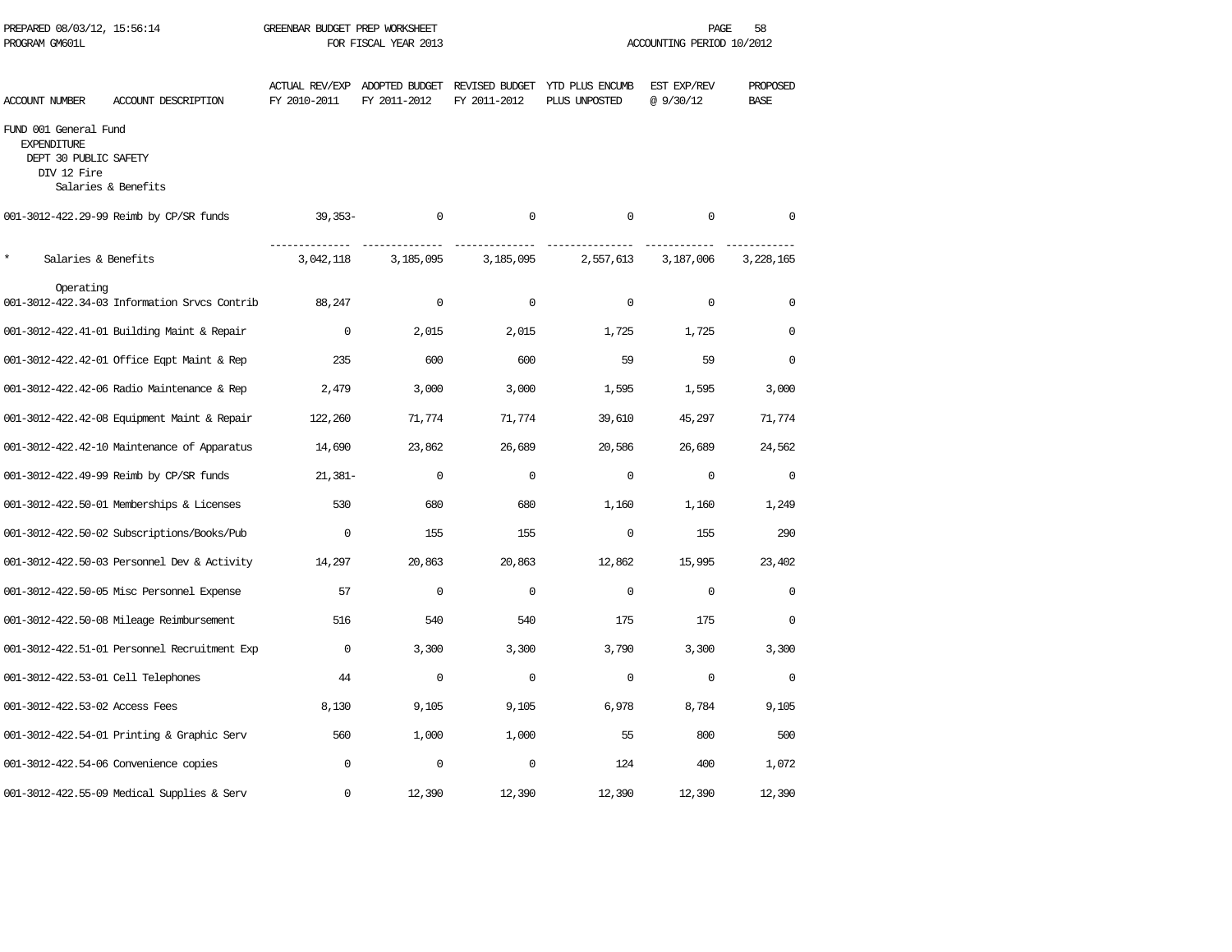PREPARED 08/03/12, 15:56:14 GREENBAR BUDGET PREP WORKSHEET
PROGRAM GM601L FOR FISCAL YEAR 2013 ACCOUNTING PERIOD 10/2012

| ACCOUNT NUMBER | ACCOUNT DESCRIPTION | ACTUAL REV/EXP FY 2010-2011 | ADOPTED BUDGET FY 2011-2012 | REVISED BUDGET FY 2011-2012 | YTD PLUS ENCUMB PLUS UNPOSTED | EST EXP/REV @ 9/30/12 | PROPOSED BASE |
|---|---|---|---|---|---|---|---|
| FUND 001 General Fund | | | | | | | |
| EXPENDITURE | | | | | | | |
| DEPT 30 PUBLIC SAFETY | | | | | | | |
| DIV 12 Fire | | | | | | | |
| Salaries & Benefits | | | | | | | |
| 001-3012-422.29-99 | Reimb by CP/SR funds | 39,353- | 0 | 0 | 0 | 0 | 0 |
| * | Salaries & Benefits | 3,042,118 | 3,185,095 | 3,185,095 | 2,557,613 | 3,187,006 | 3,228,165 |
| Operating | | | | | | | |
| 001-3012-422.34-03 | Information Srvcs Contrib | 88,247 | 0 | 0 | 0 | 0 | 0 |
| 001-3012-422.41-01 | Building Maint & Repair | 0 | 2,015 | 2,015 | 1,725 | 1,725 | 0 |
| 001-3012-422.42-01 | Office Eqpt Maint & Rep | 235 | 600 | 600 | 59 | 59 | 0 |
| 001-3012-422.42-06 | Radio Maintenance & Rep | 2,479 | 3,000 | 3,000 | 1,595 | 1,595 | 3,000 |
| 001-3012-422.42-08 | Equipment Maint & Repair | 122,260 | 71,774 | 71,774 | 39,610 | 45,297 | 71,774 |
| 001-3012-422.42-10 | Maintenance of Apparatus | 14,690 | 23,862 | 26,689 | 20,586 | 26,689 | 24,562 |
| 001-3012-422.49-99 | Reimb by CP/SR funds | 21,381- | 0 | 0 | 0 | 0 | 0 |
| 001-3012-422.50-01 | Memberships & Licenses | 530 | 680 | 680 | 1,160 | 1,160 | 1,249 |
| 001-3012-422.50-02 | Subscriptions/Books/Pub | 0 | 155 | 155 | 0 | 155 | 290 |
| 001-3012-422.50-03 | Personnel Dev & Activity | 14,297 | 20,863 | 20,863 | 12,862 | 15,995 | 23,402 |
| 001-3012-422.50-05 | Misc Personnel Expense | 57 | 0 | 0 | 0 | 0 | 0 |
| 001-3012-422.50-08 | Mileage Reimbursement | 516 | 540 | 540 | 175 | 175 | 0 |
| 001-3012-422.51-01 | Personnel Recruitment Exp | 0 | 3,300 | 3,300 | 3,790 | 3,300 | 3,300 |
| 001-3012-422.53-01 | Cell Telephones | 44 | 0 | 0 | 0 | 0 | 0 |
| 001-3012-422.53-02 | Access Fees | 8,130 | 9,105 | 9,105 | 6,978 | 8,784 | 9,105 |
| 001-3012-422.54-01 | Printing & Graphic Serv | 560 | 1,000 | 1,000 | 55 | 800 | 500 |
| 001-3012-422.54-06 | Convenience copies | 0 | 0 | 0 | 124 | 400 | 1,072 |
| 001-3012-422.55-09 | Medical Supplies & Serv | 0 | 12,390 | 12,390 | 12,390 | 12,390 | 12,390 |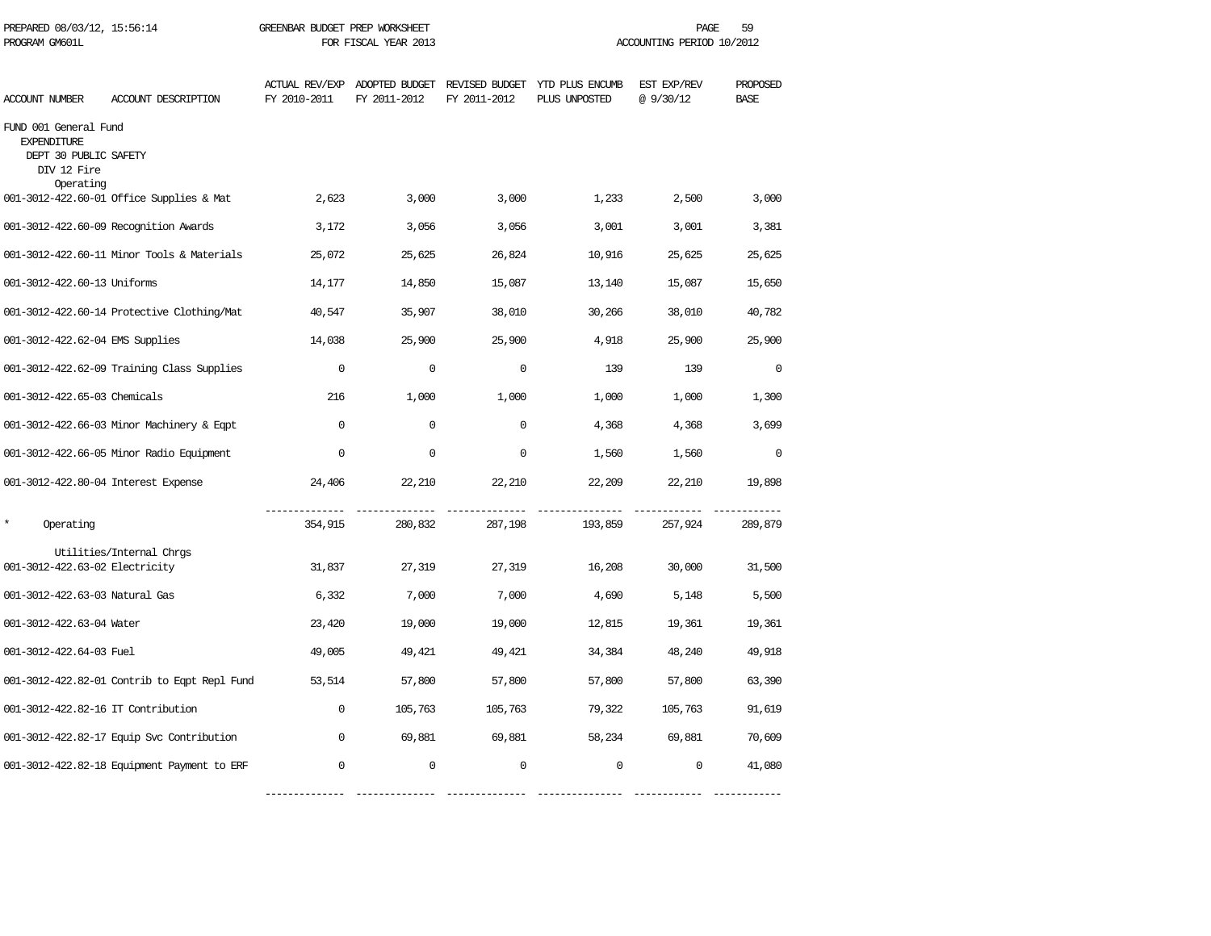GREENBAR BUDGET PREP WORKSHEET
FOR FISCAL YEAR 2013
ACCOUNTING PERIOD 10/2012

PREPARED 08/03/12, 15:56:14
PROGRAM GM601L

| ACCOUNT NUMBER | ACCOUNT DESCRIPTION | ACTUAL REV/EXP FY 2010-2011 | ADOPTED BUDGET FY 2011-2012 | REVISED BUDGET FY 2011-2012 | YTD PLUS ENCUMB PLUS UNPOSTED | EST EXP/REV @ 9/30/12 | PROPOSED BASE |
|---|---|---|---|---|---|---|---|
| FUND 001 General Fund | | | | | | | |
| EXPENDITURE | | | | | | | |
| DEPT 30 PUBLIC SAFETY | | | | | | | |
| DIV 12 Fire | | | | | | | |
| Operating | | | | | | | |
| 001-3012-422.60-01 | Office Supplies & Mat | 2,623 | 3,000 | 3,000 | 1,233 | 2,500 | 3,000 |
| 001-3012-422.60-09 | Recognition Awards | 3,172 | 3,056 | 3,056 | 3,001 | 3,001 | 3,381 |
| 001-3012-422.60-11 | Minor Tools & Materials | 25,072 | 25,625 | 26,824 | 10,916 | 25,625 | 25,625 |
| 001-3012-422.60-13 | Uniforms | 14,177 | 14,850 | 15,087 | 13,140 | 15,087 | 15,650 |
| 001-3012-422.60-14 | Protective Clothing/Mat | 40,547 | 35,907 | 38,010 | 30,266 | 38,010 | 40,782 |
| 001-3012-422.62-04 | EMS Supplies | 14,038 | 25,900 | 25,900 | 4,918 | 25,900 | 25,900 |
| 001-3012-422.62-09 | Training Class Supplies | 0 | 0 | 0 | 139 | 139 | 0 |
| 001-3012-422.65-03 | Chemicals | 216 | 1,000 | 1,000 | 1,000 | 1,000 | 1,300 |
| 001-3012-422.66-03 | Minor Machinery & Eqpt | 0 | 0 | 0 | 4,368 | 4,368 | 3,699 |
| 001-3012-422.66-05 | Minor Radio Equipment | 0 | 0 | 0 | 1,560 | 1,560 | 0 |
| 001-3012-422.80-04 | Interest Expense | 24,406 | 22,210 | 22,210 | 22,209 | 22,210 | 19,898 |
| * | Operating | 354,915 | 280,832 | 287,198 | 193,859 | 257,924 | 289,879 |
| Utilities/Internal Chrgs | | | | | | | |
| 001-3012-422.63-02 | Electricity | 31,837 | 27,319 | 27,319 | 16,208 | 30,000 | 31,500 |
| 001-3012-422.63-03 | Natural Gas | 6,332 | 7,000 | 7,000 | 4,690 | 5,148 | 5,500 |
| 001-3012-422.63-04 | Water | 23,420 | 19,000 | 19,000 | 12,815 | 19,361 | 19,361 |
| 001-3012-422.64-03 | Fuel | 49,005 | 49,421 | 49,421 | 34,384 | 48,240 | 49,918 |
| 001-3012-422.82-01 | Contrib to Eqpt Repl Fund | 53,514 | 57,800 | 57,800 | 57,800 | 57,800 | 63,390 |
| 001-3012-422.82-16 | IT Contribution | 0 | 105,763 | 105,763 | 79,322 | 105,763 | 91,619 |
| 001-3012-422.82-17 | Equip Svc Contribution | 0 | 69,881 | 69,881 | 58,234 | 69,881 | 70,609 |
| 001-3012-422.82-18 | Equipment Payment to ERF | 0 | 0 | 0 | 0 | 0 | 41,080 |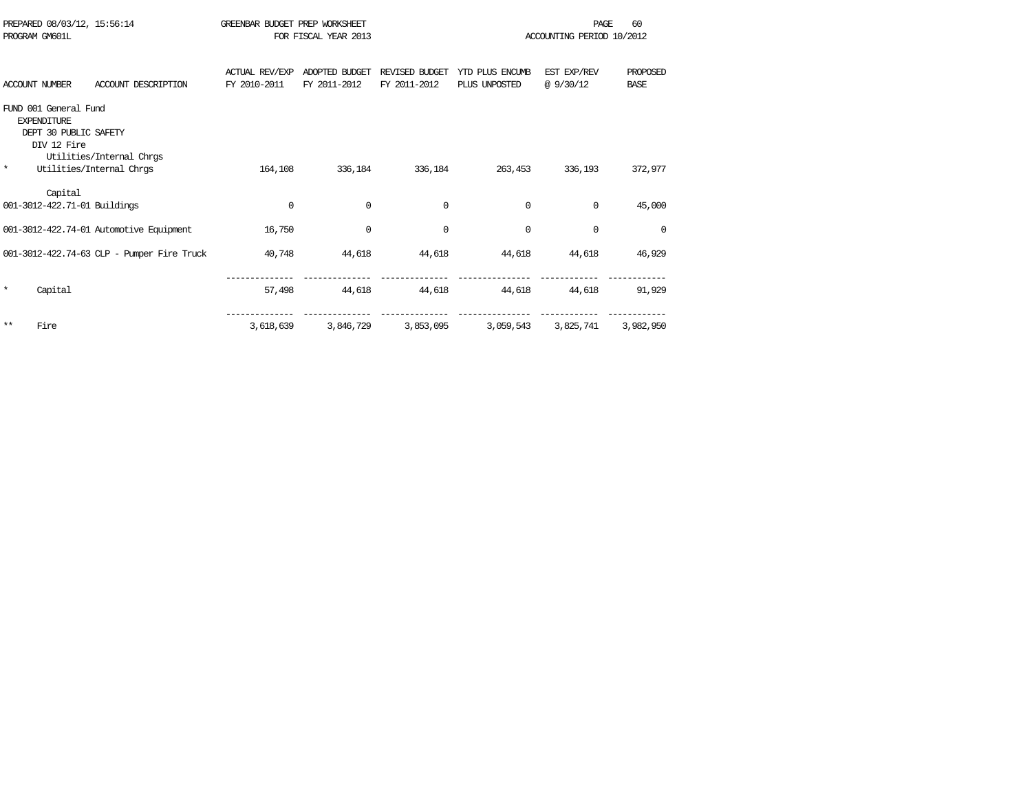PREPARED 08/03/12, 15:56:14 GREENBAR BUDGET PREP WORKSHEET
PROGRAM GM601L FOR FISCAL YEAR 2013 ACCOUNTING PERIOD 10/2012

| ACCOUNT NUMBER | ACCOUNT DESCRIPTION | ACTUAL REV/EXP FY 2010-2011 | ADOPTED BUDGET FY 2011-2012 | REVISED BUDGET FY 2011-2012 | YTD PLUS ENCUMB PLUS UNPOSTED | EST EXP/REV @ 9/30/12 | PROPOSED BASE |
|---|---|---|---|---|---|---|---|
| FUND 001 General Fund | | | | | | | |
| EXPENDITURE | | | | | | | |
| DEPT 30 PUBLIC SAFETY | | | | | | | |
| DIV 12 Fire | | | | | | | |
| | Utilities/Internal Chrgs | | | | | | |
| * | Utilities/Internal Chrgs | 164,108 | 336,184 | 336,184 | 263,453 | 336,193 | 372,977 |
| | Capital | | | | | | |
| 001-3012-422.71-01 | Buildings | 0 | 0 | 0 | 0 | 0 | 45,000 |
| 001-3012-422.74-01 | Automotive Equipment | 16,750 | 0 | 0 | 0 | 0 | 0 |
| 001-3012-422.74-63 | CLP - Pumper Fire Truck | 40,748 | 44,618 | 44,618 | 44,618 | 44,618 | 46,929 |
| * | Capital | 57,498 | 44,618 | 44,618 | 44,618 | 44,618 | 91,929 |
| ** | Fire | 3,618,639 | 3,846,729 | 3,853,095 | 3,059,543 | 3,825,741 | 3,982,950 |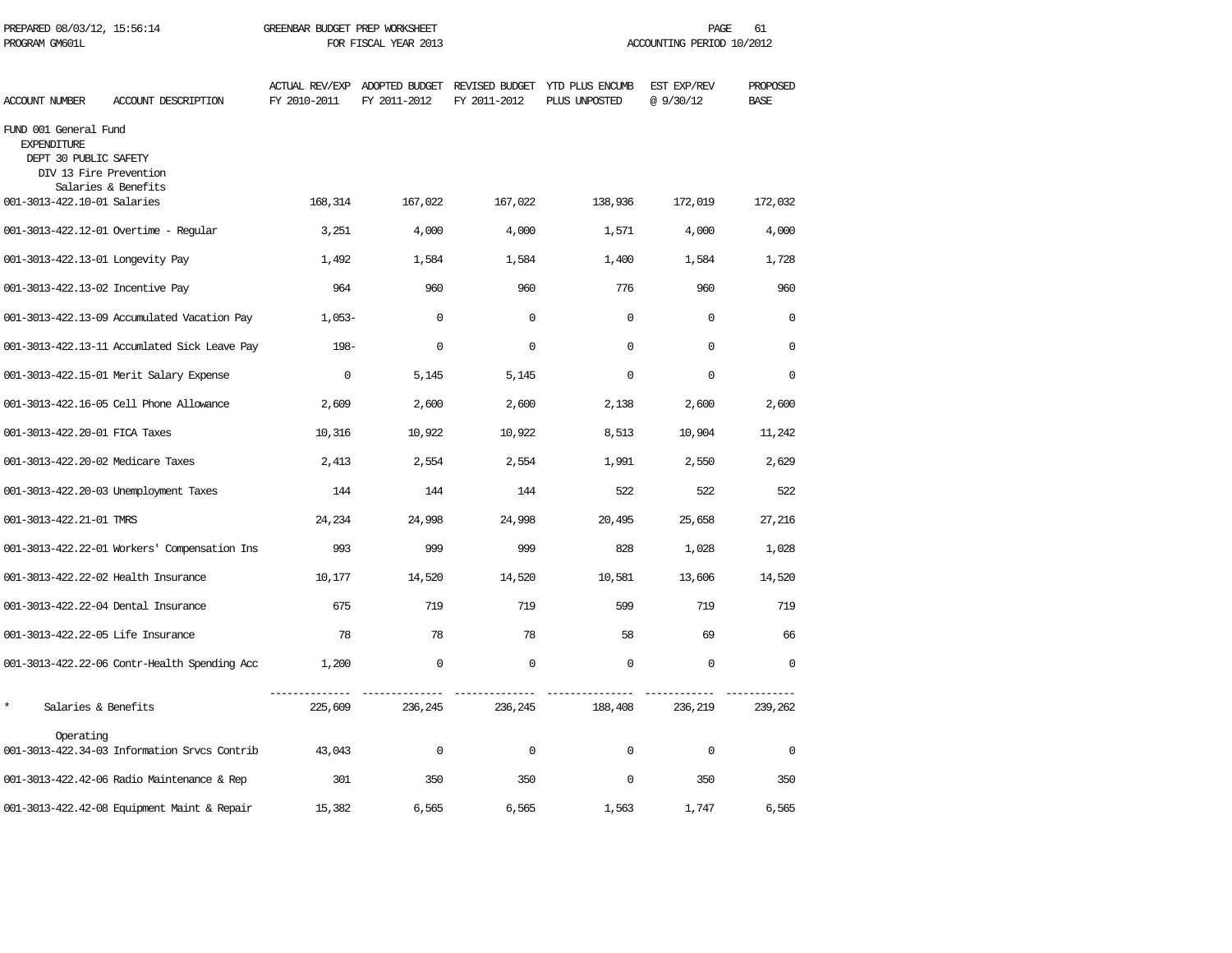PREPARED 08/03/12, 15:56:14 GREENBAR BUDGET PREP WORKSHEET
PROGRAM GM601L FOR FISCAL YEAR 2013 ACCOUNTING PERIOD 10/2012

| ACCOUNT NUMBER | ACCOUNT DESCRIPTION | ACTUAL REV/EXP FY 2010-2011 | ADOPTED BUDGET FY 2011-2012 | REVISED BUDGET FY 2011-2012 | YTD PLUS ENCUMB PLUS UNPOSTED | EST EXP/REV @ 9/30/12 | PROPOSED BASE |
|---|---|---|---|---|---|---|---|
| FUND 001 General Fund | | | | | | | |
| EXPENDITURE | | | | | | | |
| DEPT 30 PUBLIC SAFETY | | | | | | | |
| DIV 13 Fire Prevention | | | | | | | |
| Salaries & Benefits | | | | | | | |
| 001-3013-422.10-01 | Salaries | 168,314 | 167,022 | 167,022 | 138,936 | 172,019 | 172,032 |
| 001-3013-422.12-01 | Overtime - Regular | 3,251 | 4,000 | 4,000 | 1,571 | 4,000 | 4,000 |
| 001-3013-422.13-01 | Longevity Pay | 1,492 | 1,584 | 1,584 | 1,400 | 1,584 | 1,728 |
| 001-3013-422.13-02 | Incentive Pay | 964 | 960 | 960 | 776 | 960 | 960 |
| 001-3013-422.13-09 | Accumulated Vacation Pay | 1,053- | 0 | 0 | 0 | 0 | 0 |
| 001-3013-422.13-11 | Accumlated Sick Leave Pay | 198- | 0 | 0 | 0 | 0 | 0 |
| 001-3013-422.15-01 | Merit Salary Expense | 0 | 5,145 | 5,145 | 0 | 0 | 0 |
| 001-3013-422.16-05 | Cell Phone Allowance | 2,609 | 2,600 | 2,600 | 2,138 | 2,600 | 2,600 |
| 001-3013-422.20-01 | FICA Taxes | 10,316 | 10,922 | 10,922 | 8,513 | 10,904 | 11,242 |
| 001-3013-422.20-02 | Medicare Taxes | 2,413 | 2,554 | 2,554 | 1,991 | 2,550 | 2,629 |
| 001-3013-422.20-03 | Unemployment Taxes | 144 | 144 | 144 | 522 | 522 | 522 |
| 001-3013-422.21-01 | TMRS | 24,234 | 24,998 | 24,998 | 20,495 | 25,658 | 27,216 |
| 001-3013-422.22-01 | Workers' Compensation Ins | 993 | 999 | 999 | 828 | 1,028 | 1,028 |
| 001-3013-422.22-02 | Health Insurance | 10,177 | 14,520 | 14,520 | 10,581 | 13,606 | 14,520 |
| 001-3013-422.22-04 | Dental Insurance | 675 | 719 | 719 | 599 | 719 | 719 |
| 001-3013-422.22-05 | Life Insurance | 78 | 78 | 78 | 58 | 69 | 66 |
| 001-3013-422.22-06 | Contr-Health Spending Acc | 1,200 | 0 | 0 | 0 | 0 | 0 |
| * | Salaries & Benefits | 225,609 | 236,245 | 236,245 | 188,408 | 236,219 | 239,262 |
| Operating | | | | | | | |
| 001-3013-422.34-03 | Information Srvcs Contrib | 43,043 | 0 | 0 | 0 | 0 | 0 |
| 001-3013-422.42-06 | Radio Maintenance & Rep | 301 | 350 | 350 | 0 | 350 | 350 |
| 001-3013-422.42-08 | Equipment Maint & Repair | 15,382 | 6,565 | 6,565 | 1,563 | 1,747 | 6,565 |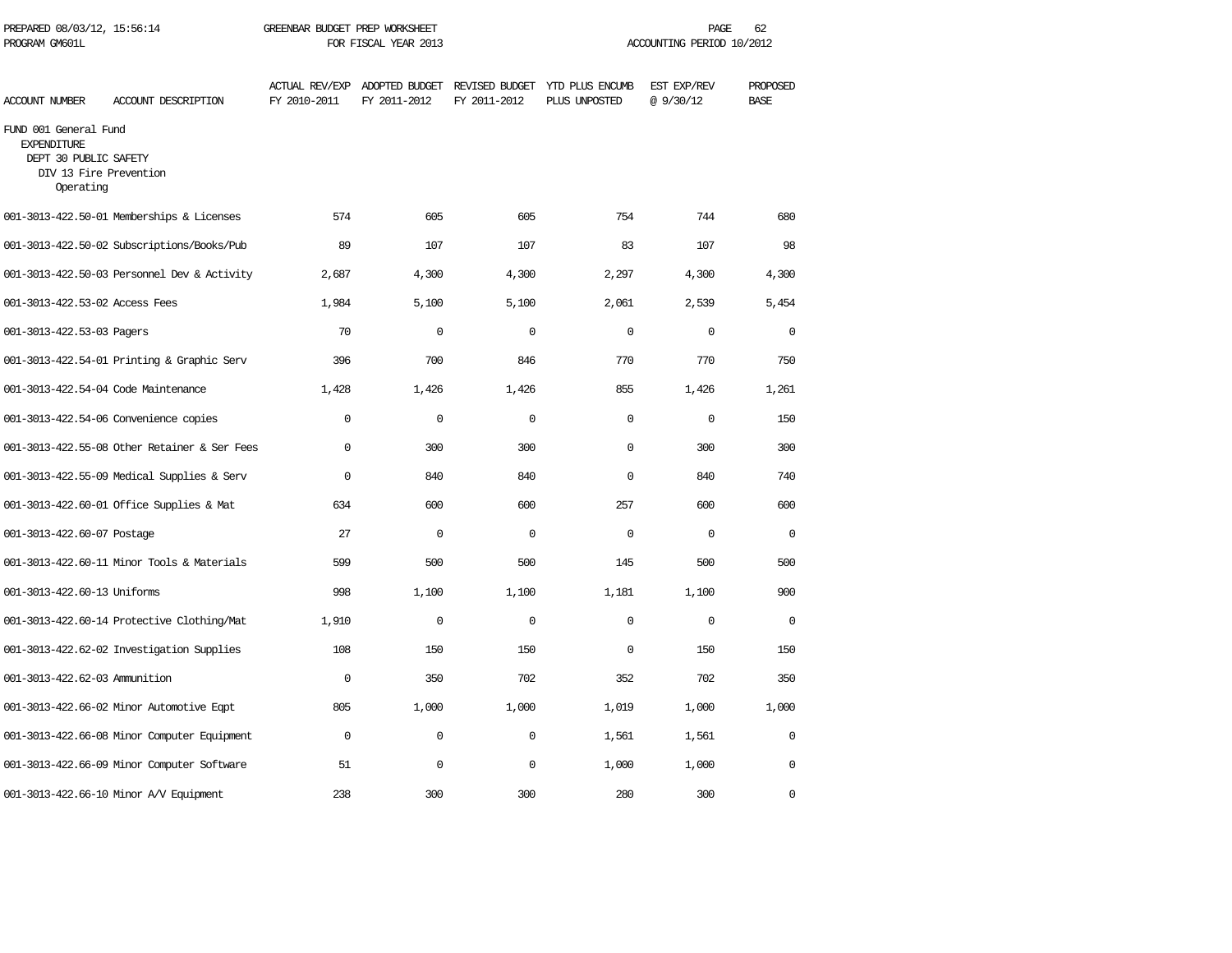PREPARED 08/03/12, 15:56:14 GREENBAR BUDGET PREP WORKSHEET
PROGRAM GM601L FOR FISCAL YEAR 2013 ACCOUNTING PERIOD 10/2012

FUND 001 General Fund
EXPENDITURE
DEPT 30 PUBLIC SAFETY
DIV 13 Fire Prevention
Operating

| ACCOUNT NUMBER | ACCOUNT DESCRIPTION | ACTUAL REV/EXP FY 2010-2011 | ADOPTED BUDGET FY 2011-2012 | REVISED BUDGET FY 2011-2012 | YTD PLUS ENCUMB PLUS UNPOSTED | EST EXP/REV @ 9/30/12 | PROPOSED BASE |
|---|---|---|---|---|---|---|---|
| 001-3013-422.50-01 | Memberships & Licenses | 574 | 605 | 605 | 754 | 744 | 680 |
| 001-3013-422.50-02 | Subscriptions/Books/Pub | 89 | 107 | 107 | 83 | 107 | 98 |
| 001-3013-422.50-03 | Personnel Dev & Activity | 2,687 | 4,300 | 4,300 | 2,297 | 4,300 | 4,300 |
| 001-3013-422.53-02 | Access Fees | 1,984 | 5,100 | 5,100 | 2,061 | 2,539 | 5,454 |
| 001-3013-422.53-03 | Pagers | 70 | 0 | 0 | 0 | 0 | 0 |
| 001-3013-422.54-01 | Printing & Graphic Serv | 396 | 700 | 846 | 770 | 770 | 750 |
| 001-3013-422.54-04 | Code Maintenance | 1,428 | 1,426 | 1,426 | 855 | 1,426 | 1,261 |
| 001-3013-422.54-06 | Convenience copies | 0 | 0 | 0 | 0 | 0 | 150 |
| 001-3013-422.55-08 | Other Retainer & Ser Fees | 0 | 300 | 300 | 0 | 300 | 300 |
| 001-3013-422.55-09 | Medical Supplies & Serv | 0 | 840 | 840 | 0 | 840 | 740 |
| 001-3013-422.60-01 | Office Supplies & Mat | 634 | 600 | 600 | 257 | 600 | 600 |
| 001-3013-422.60-07 | Postage | 27 | 0 | 0 | 0 | 0 | 0 |
| 001-3013-422.60-11 | Minor Tools & Materials | 599 | 500 | 500 | 145 | 500 | 500 |
| 001-3013-422.60-13 | Uniforms | 998 | 1,100 | 1,100 | 1,181 | 1,100 | 900 |
| 001-3013-422.60-14 | Protective Clothing/Mat | 1,910 | 0 | 0 | 0 | 0 | 0 |
| 001-3013-422.62-02 | Investigation Supplies | 108 | 150 | 150 | 0 | 150 | 150 |
| 001-3013-422.62-03 | Ammunition | 0 | 350 | 702 | 352 | 702 | 350 |
| 001-3013-422.66-02 | Minor Automotive Eqpt | 805 | 1,000 | 1,000 | 1,019 | 1,000 | 1,000 |
| 001-3013-422.66-08 | Minor Computer Equipment | 0 | 0 | 0 | 1,561 | 1,561 | 0 |
| 001-3013-422.66-09 | Minor Computer Software | 51 | 0 | 0 | 1,000 | 1,000 | 0 |
| 001-3013-422.66-10 | Minor A/V Equipment | 238 | 300 | 300 | 280 | 300 | 0 |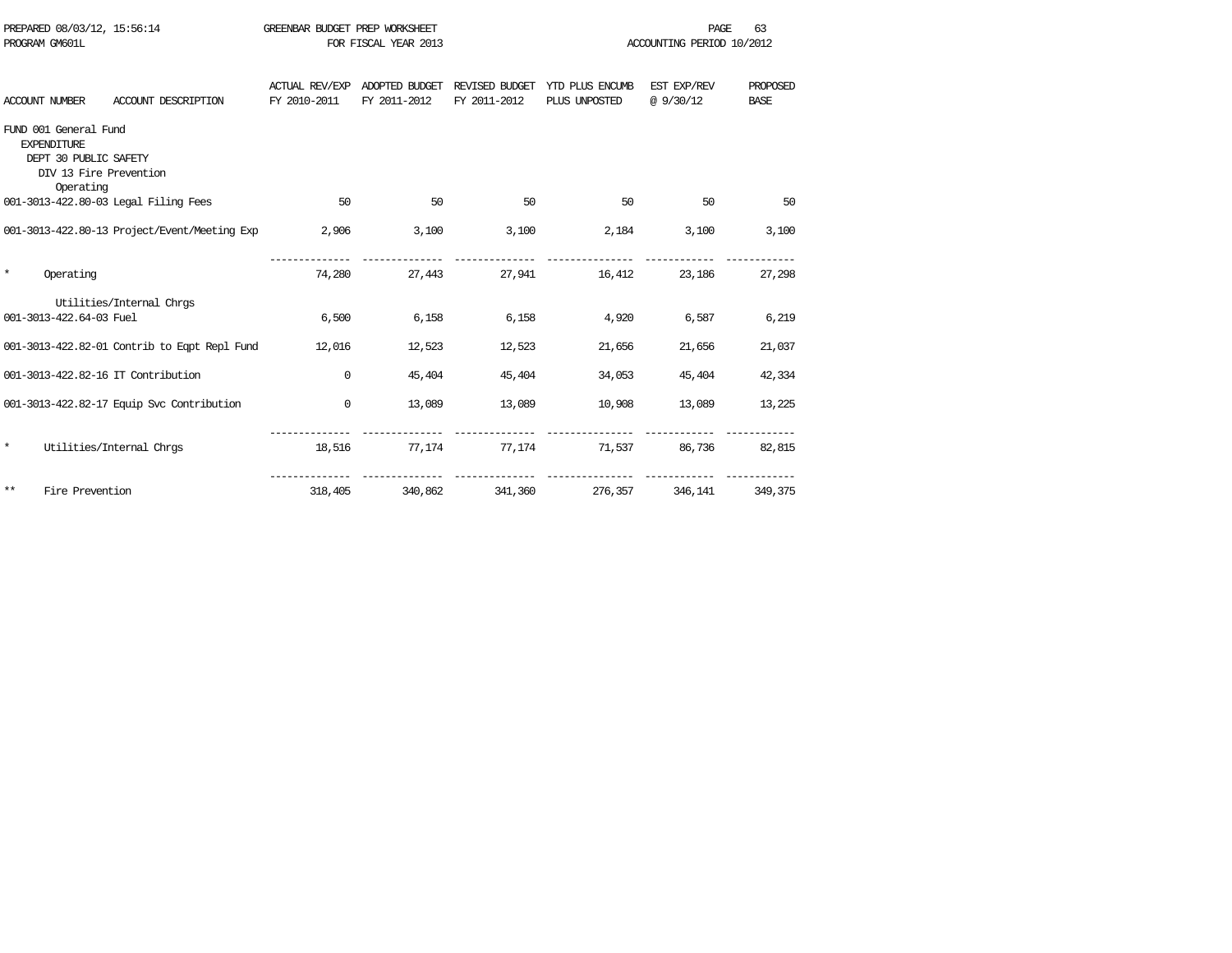PREPARED 08/03/12, 15:56:14 GREENBAR BUDGET PREP WORKSHEET
PROGRAM GM601L FOR FISCAL YEAR 2013 ACCOUNTING PERIOD 10/2012

| ACCOUNT NUMBER | ACCOUNT DESCRIPTION | ACTUAL REV/EXP FY 2010-2011 | ADOPTED BUDGET FY 2011-2012 | REVISED BUDGET FY 2011-2012 | YTD PLUS ENCUMB PLUS UNPOSTED | EST EXP/REV @ 9/30/12 | PROPOSED BASE |
|---|---|---|---|---|---|---|---|
| FUND 001 General Fund | | | | | | | |
| EXPENDITURE | | | | | | | |
| DEPT 30 PUBLIC SAFETY | | | | | | | |
| DIV 13 Fire Prevention | | | | | | | |
| Operating | | | | | | | |
| 001-3013-422.80-03 | Legal Filing Fees | 50 | 50 | 50 | 50 | 50 | 50 |
| 001-3013-422.80-13 | Project/Event/Meeting Exp | 2,906 | 3,100 | 3,100 | 2,184 | 3,100 | 3,100 |
| * | Operating | 74,280 | 27,443 | 27,941 | 16,412 | 23,186 | 27,298 |
| Utilities/Internal Chrgs | | | | | | | |
| 001-3013-422.64-03 | Fuel | 6,500 | 6,158 | 6,158 | 4,920 | 6,587 | 6,219 |
| 001-3013-422.82-01 | Contrib to Eqpt Repl Fund | 12,016 | 12,523 | 12,523 | 21,656 | 21,656 | 21,037 |
| 001-3013-422.82-16 | IT Contribution | 0 | 45,404 | 45,404 | 34,053 | 45,404 | 42,334 |
| 001-3013-422.82-17 | Equip Svc Contribution | 0 | 13,089 | 13,089 | 10,908 | 13,089 | 13,225 |
| * | Utilities/Internal Chrgs | 18,516 | 77,174 | 77,174 | 71,537 | 86,736 | 82,815 |
| ** | Fire Prevention | 318,405 | 340,862 | 341,360 | 276,357 | 346,141 | 349,375 |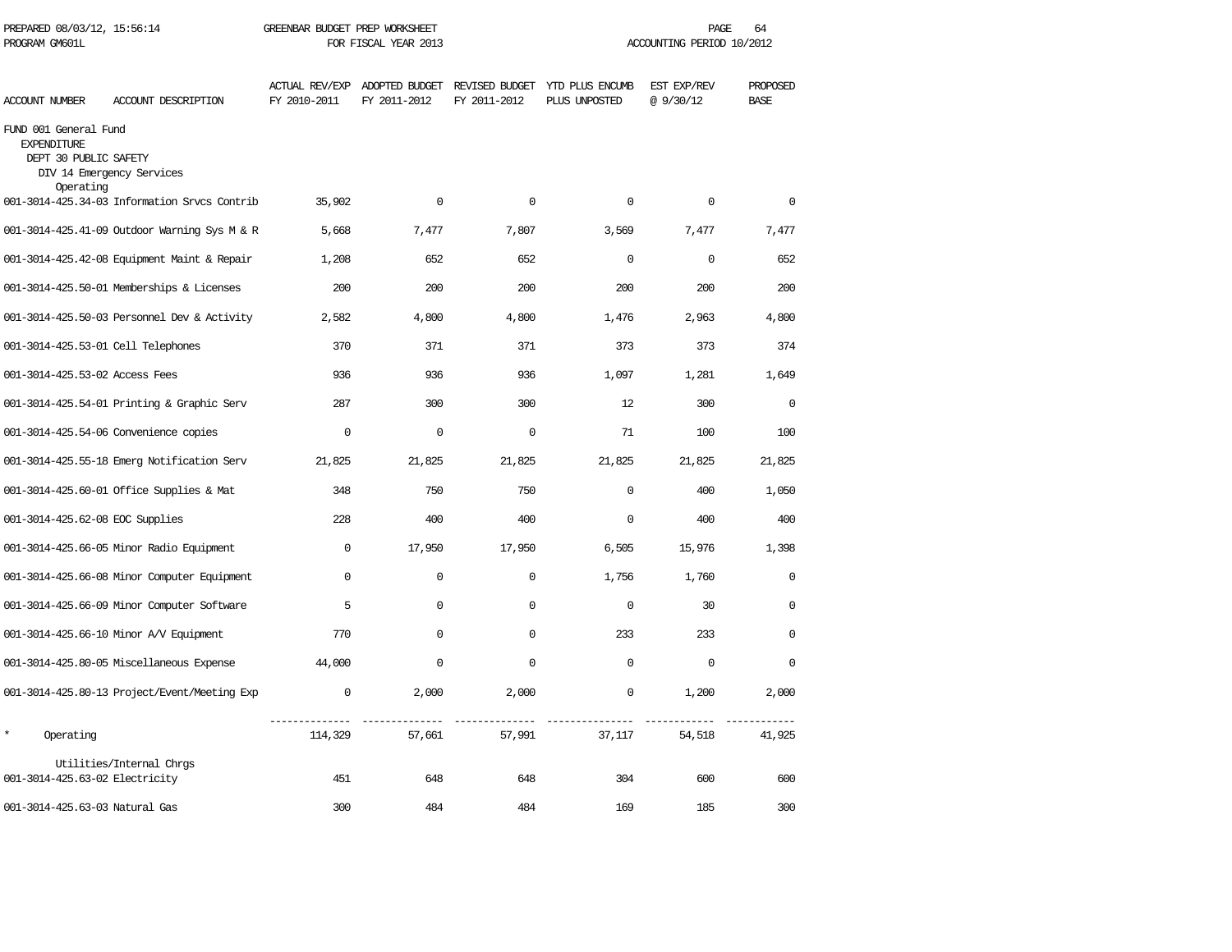PREPARED 08/03/12, 15:56:14 GREENBAR BUDGET PREP WORKSHEET
PROGRAM GM601L FOR FISCAL YEAR 2013 ACCOUNTING PERIOD 10/2012

| ACCOUNT NUMBER | ACCOUNT DESCRIPTION | ACTUAL REV/EXP FY 2010-2011 | ADOPTED BUDGET FY 2011-2012 | REVISED BUDGET FY 2011-2012 | YTD PLUS ENCUMB PLUS UNPOSTED | EST EXP/REV @ 9/30/12 | PROPOSED BASE |
|---|---|---|---|---|---|---|---|
| FUND 001 General Fund | | | | | | | |
| EXPENDITURE | | | | | | | |
| DEPT 30 PUBLIC SAFETY | | | | | | | |
| DIV 14 Emergency Services | | | | | | | |
| Operating | | | | | | | |
| 001-3014-425.34-03 | Information Srvcs Contrib | 35,902 | 0 | 0 | 0 | 0 | 0 |
| 001-3014-425.41-09 | Outdoor Warning Sys M & R | 5,668 | 7,477 | 7,807 | 3,569 | 7,477 | 7,477 |
| 001-3014-425.42-08 | Equipment Maint & Repair | 1,208 | 652 | 652 | 0 | 0 | 652 |
| 001-3014-425.50-01 | Memberships & Licenses | 200 | 200 | 200 | 200 | 200 | 200 |
| 001-3014-425.50-03 | Personnel Dev & Activity | 2,582 | 4,800 | 4,800 | 1,476 | 2,963 | 4,800 |
| 001-3014-425.53-01 | Cell Telephones | 370 | 371 | 371 | 373 | 373 | 374 |
| 001-3014-425.53-02 | Access Fees | 936 | 936 | 936 | 1,097 | 1,281 | 1,649 |
| 001-3014-425.54-01 | Printing & Graphic Serv | 287 | 300 | 300 | 12 | 300 | 0 |
| 001-3014-425.54-06 | Convenience copies | 0 | 0 | 0 | 71 | 100 | 100 |
| 001-3014-425.55-18 | Emerg Notification Serv | 21,825 | 21,825 | 21,825 | 21,825 | 21,825 | 21,825 |
| 001-3014-425.60-01 | Office Supplies & Mat | 348 | 750 | 750 | 0 | 400 | 1,050 |
| 001-3014-425.62-08 | EOC Supplies | 228 | 400 | 400 | 0 | 400 | 400 |
| 001-3014-425.66-05 | Minor Radio Equipment | 0 | 17,950 | 17,950 | 6,505 | 15,976 | 1,398 |
| 001-3014-425.66-08 | Minor Computer Equipment | 0 | 0 | 0 | 1,756 | 1,760 | 0 |
| 001-3014-425.66-09 | Minor Computer Software | 5 | 0 | 0 | 0 | 30 | 0 |
| 001-3014-425.66-10 | Minor A/V Equipment | 770 | 0 | 0 | 233 | 233 | 0 |
| 001-3014-425.80-05 | Miscellaneous Expense | 44,000 | 0 | 0 | 0 | 0 | 0 |
| 001-3014-425.80-13 | Project/Event/Meeting Exp | 0 | 2,000 | 2,000 | 0 | 1,200 | 2,000 |
| * | Operating | 114,329 | 57,661 | 57,991 | 37,117 | 54,518 | 41,925 |
| Utilities/Internal Chrgs | | | | | | | |
| 001-3014-425.63-02 | Electricity | 451 | 648 | 648 | 304 | 600 | 600 |
| 001-3014-425.63-03 | Natural Gas | 300 | 484 | 484 | 169 | 185 | 300 |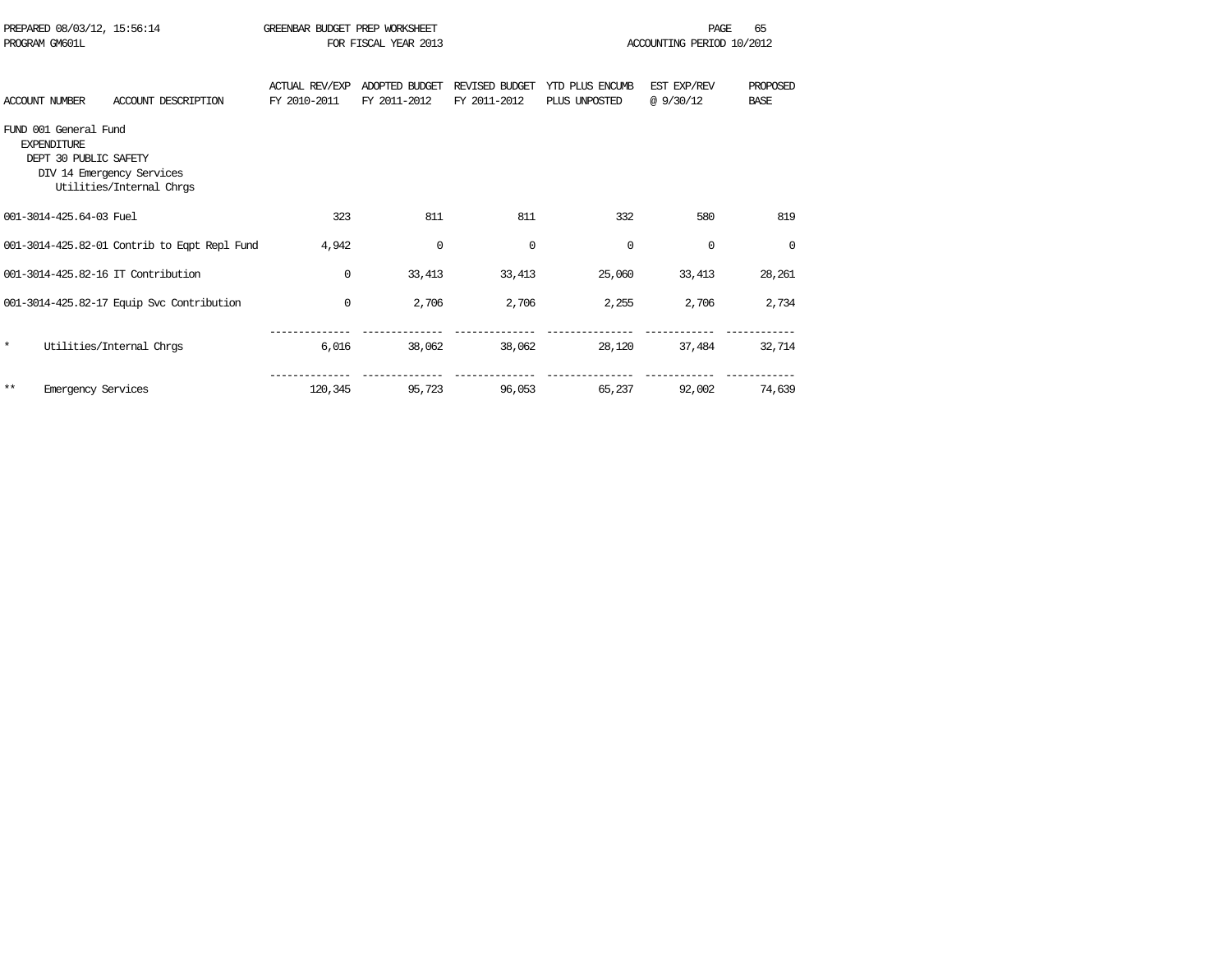PREPARED 08/03/12, 15:56:14 GREENBAR BUDGET PREP WORKSHEET
PROGRAM GM601L FOR FISCAL YEAR 2013 ACCOUNTING PERIOD 10/2012

FUND 001 General Fund
EXPENDITURE
DEPT 30 PUBLIC SAFETY
DIV 14 Emergency Services
Utilities/Internal Chrgs

| ACCOUNT NUMBER | ACCOUNT DESCRIPTION | ACTUAL REV/EXP FY 2010-2011 | ADOPTED BUDGET FY 2011-2012 | REVISED BUDGET FY 2011-2012 | YTD PLUS ENCUMB PLUS UNPOSTED | EST EXP/REV @ 9/30/12 | PROPOSED BASE |
|---|---|---|---|---|---|---|---|
| 001-3014-425.64-03 | Fuel | 323 | 811 | 811 | 332 | 580 | 819 |
| 001-3014-425.82-01 | Contrib to Eqpt Repl Fund | 4,942 | 0 | 0 | 0 | 0 | 0 |
| 001-3014-425.82-16 | IT Contribution | 0 | 33,413 | 33,413 | 25,060 | 33,413 | 28,261 |
| 001-3014-425.82-17 | Equip Svc Contribution | 0 | 2,706 | 2,706 | 2,255 | 2,706 | 2,734 |
| * | Utilities/Internal Chrgs | 6,016 | 38,062 | 38,062 | 28,120 | 37,484 | 32,714 |
| ** | Emergency Services | 120,345 | 95,723 | 96,053 | 65,237 | 92,002 | 74,639 |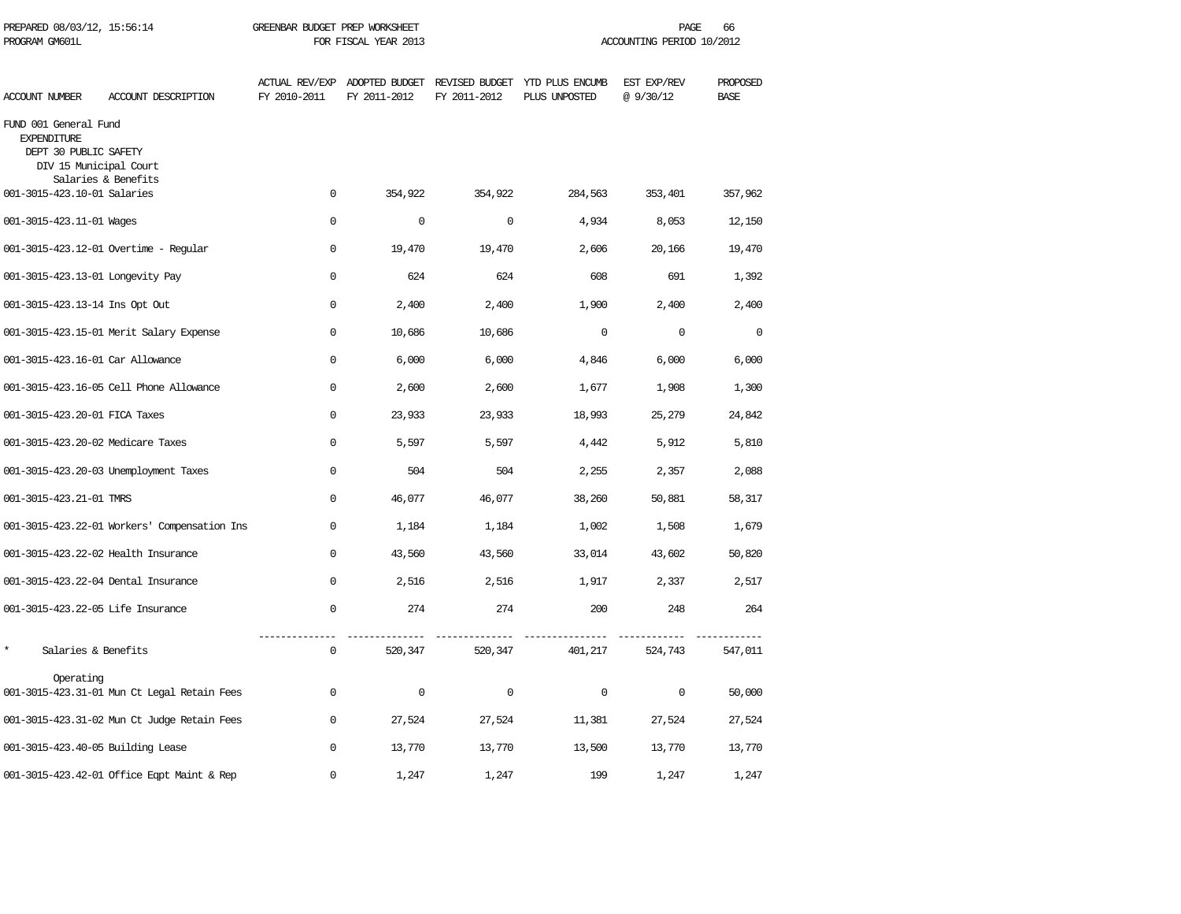GREENBAR BUDGET PREP WORKSHEET
FOR FISCAL YEAR 2013

PREPARED 08/03/12, 15:56:14
PROGRAM GM601L

ACCOUNTING PERIOD 10/2012

| ACCOUNT NUMBER | ACCOUNT DESCRIPTION | ACTUAL REV/EXP FY 2010-2011 | ADOPTED BUDGET FY 2011-2012 | REVISED BUDGET FY 2011-2012 | YTD PLUS ENCUMB PLUS UNPOSTED | EST EXP/REV @ 9/30/12 | PROPOSED BASE |
|---|---|---|---|---|---|---|---|
| FUND 001 General Fund | | | | | | | |
| EXPENDITURE | | | | | | | |
| DEPT 30 PUBLIC SAFETY | | | | | | | |
| DIV 15 Municipal Court | | | | | | | |
| Salaries & Benefits | | | | | | | |
| 001-3015-423.10-01 | Salaries | 0 | 354,922 | 354,922 | 284,563 | 353,401 | 357,962 |
| 001-3015-423.11-01 | Wages | 0 | 0 | 0 | 4,934 | 8,053 | 12,150 |
| 001-3015-423.12-01 | Overtime - Regular | 0 | 19,470 | 19,470 | 2,606 | 20,166 | 19,470 |
| 001-3015-423.13-01 | Longevity Pay | 0 | 624 | 624 | 608 | 691 | 1,392 |
| 001-3015-423.13-14 | Ins Opt Out | 0 | 2,400 | 2,400 | 1,900 | 2,400 | 2,400 |
| 001-3015-423.15-01 | Merit Salary Expense | 0 | 10,686 | 10,686 | 0 | 0 | 0 |
| 001-3015-423.16-01 | Car Allowance | 0 | 6,000 | 6,000 | 4,846 | 6,000 | 6,000 |
| 001-3015-423.16-05 | Cell Phone Allowance | 0 | 2,600 | 2,600 | 1,677 | 1,908 | 1,300 |
| 001-3015-423.20-01 | FICA Taxes | 0 | 23,933 | 23,933 | 18,993 | 25,279 | 24,842 |
| 001-3015-423.20-02 | Medicare Taxes | 0 | 5,597 | 5,597 | 4,442 | 5,912 | 5,810 |
| 001-3015-423.20-03 | Unemployment Taxes | 0 | 504 | 504 | 2,255 | 2,357 | 2,088 |
| 001-3015-423.21-01 | TMRS | 0 | 46,077 | 46,077 | 38,260 | 50,881 | 58,317 |
| 001-3015-423.22-01 | Workers' Compensation Ins | 0 | 1,184 | 1,184 | 1,002 | 1,508 | 1,679 |
| 001-3015-423.22-02 | Health Insurance | 0 | 43,560 | 43,560 | 33,014 | 43,602 | 50,820 |
| 001-3015-423.22-04 | Dental Insurance | 0 | 2,516 | 2,516 | 1,917 | 2,337 | 2,517 |
| 001-3015-423.22-05 | Life Insurance | 0 | 274 | 274 | 200 | 248 | 264 |
| * | Salaries & Benefits | 0 | 520,347 | 520,347 | 401,217 | 524,743 | 547,011 |
| Operating | | | | | | | |
| 001-3015-423.31-01 | Mun Ct Legal Retain Fees | 0 | 0 | 0 | 0 | 0 | 50,000 |
| 001-3015-423.31-02 | Mun Ct Judge Retain Fees | 0 | 27,524 | 27,524 | 11,381 | 27,524 | 27,524 |
| 001-3015-423.40-05 | Building Lease | 0 | 13,770 | 13,770 | 13,500 | 13,770 | 13,770 |
| 001-3015-423.42-01 | Office Eqpt Maint & Rep | 0 | 1,247 | 1,247 | 199 | 1,247 | 1,247 |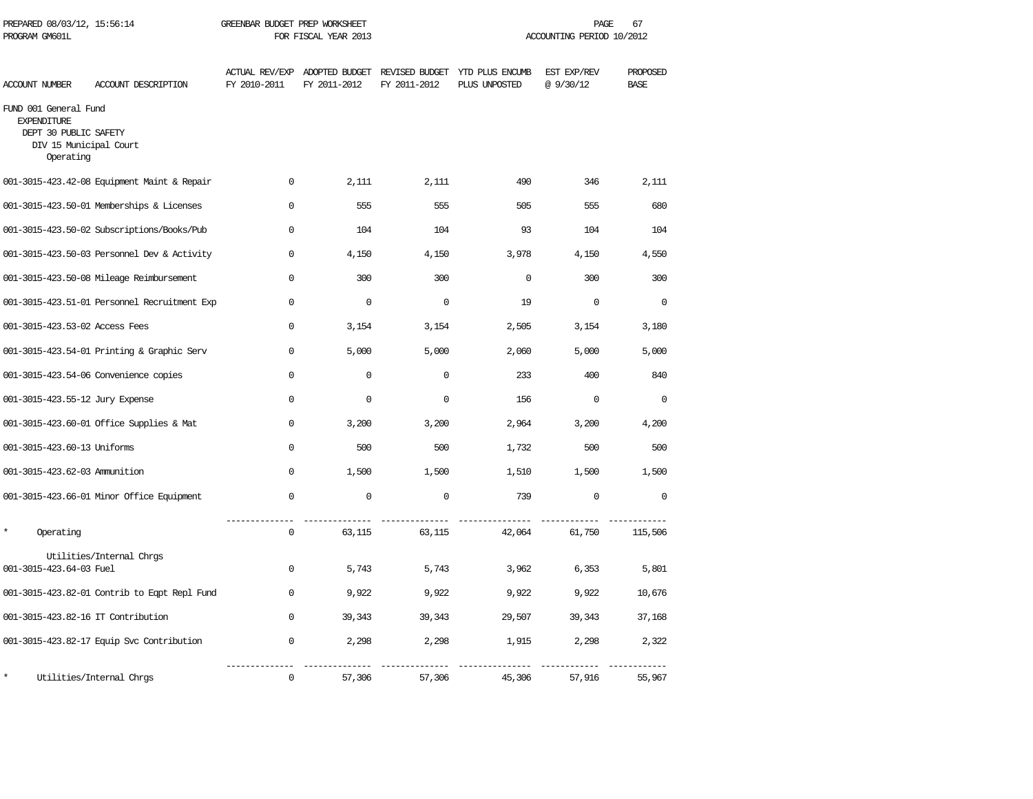PREPARED 08/03/12, 15:56:14 GREENBAR BUDGET PREP WORKSHEET
PROGRAM GM601L FOR FISCAL YEAR 2013 ACCOUNTING PERIOD 10/2012

| ACCOUNT NUMBER | ACCOUNT DESCRIPTION | ACTUAL REV/EXP FY 2010-2011 | ADOPTED BUDGET FY 2011-2012 | REVISED BUDGET FY 2011-2012 | YTD PLUS ENCUMB PLUS UNPOSTED | EST EXP/REV @ 9/30/12 | PROPOSED BASE |
|---|---|---|---|---|---|---|---|
| FUND 001 General Fund | | | | | | | |
| EXPENDITURE | | | | | | | |
| DEPT 30 PUBLIC SAFETY | | | | | | | |
| DIV 15 Municipal Court | | | | | | | |
| Operating | | | | | | | |
| 001-3015-423.42-08 | Equipment Maint & Repair | 0 | 2,111 | 2,111 | 490 | 346 | 2,111 |
| 001-3015-423.50-01 | Memberships & Licenses | 0 | 555 | 555 | 505 | 555 | 680 |
| 001-3015-423.50-02 | Subscriptions/Books/Pub | 0 | 104 | 104 | 93 | 104 | 104 |
| 001-3015-423.50-03 | Personnel Dev & Activity | 0 | 4,150 | 4,150 | 3,978 | 4,150 | 4,550 |
| 001-3015-423.50-08 | Mileage Reimbursement | 0 | 300 | 300 | 0 | 300 | 300 |
| 001-3015-423.51-01 | Personnel Recruitment Exp | 0 | 0 | 0 | 19 | 0 | 0 |
| 001-3015-423.53-02 | Access Fees | 0 | 3,154 | 3,154 | 2,505 | 3,154 | 3,180 |
| 001-3015-423.54-01 | Printing & Graphic Serv | 0 | 5,000 | 5,000 | 2,060 | 5,000 | 5,000 |
| 001-3015-423.54-06 | Convenience copies | 0 | 0 | 0 | 233 | 400 | 840 |
| 001-3015-423.55-12 | Jury Expense | 0 | 0 | 0 | 156 | 0 | 0 |
| 001-3015-423.60-01 | Office Supplies & Mat | 0 | 3,200 | 3,200 | 2,964 | 3,200 | 4,200 |
| 001-3015-423.60-13 | Uniforms | 0 | 500 | 500 | 1,732 | 500 | 500 |
| 001-3015-423.62-03 | Ammunition | 0 | 1,500 | 1,500 | 1,510 | 1,500 | 1,500 |
| 001-3015-423.66-01 | Minor Office Equipment | 0 | 0 | 0 | 739 | 0 | 0 |
| * | Operating | 0 | 63,115 | 63,115 | 42,064 | 61,750 | 115,506 |
| Utilities/Internal Chrgs | | | | | | | |
| 001-3015-423.64-03 | Fuel | 0 | 5,743 | 5,743 | 3,962 | 6,353 | 5,801 |
| 001-3015-423.82-01 | Contrib to Eqpt Repl Fund | 0 | 9,922 | 9,922 | 9,922 | 9,922 | 10,676 |
| 001-3015-423.82-16 | IT Contribution | 0 | 39,343 | 39,343 | 29,507 | 39,343 | 37,168 |
| 001-3015-423.82-17 | Equip Svc Contribution | 0 | 2,298 | 2,298 | 1,915 | 2,298 | 2,322 |
| * | Utilities/Internal Chrgs | 0 | 57,306 | 57,306 | 45,306 | 57,916 | 55,967 |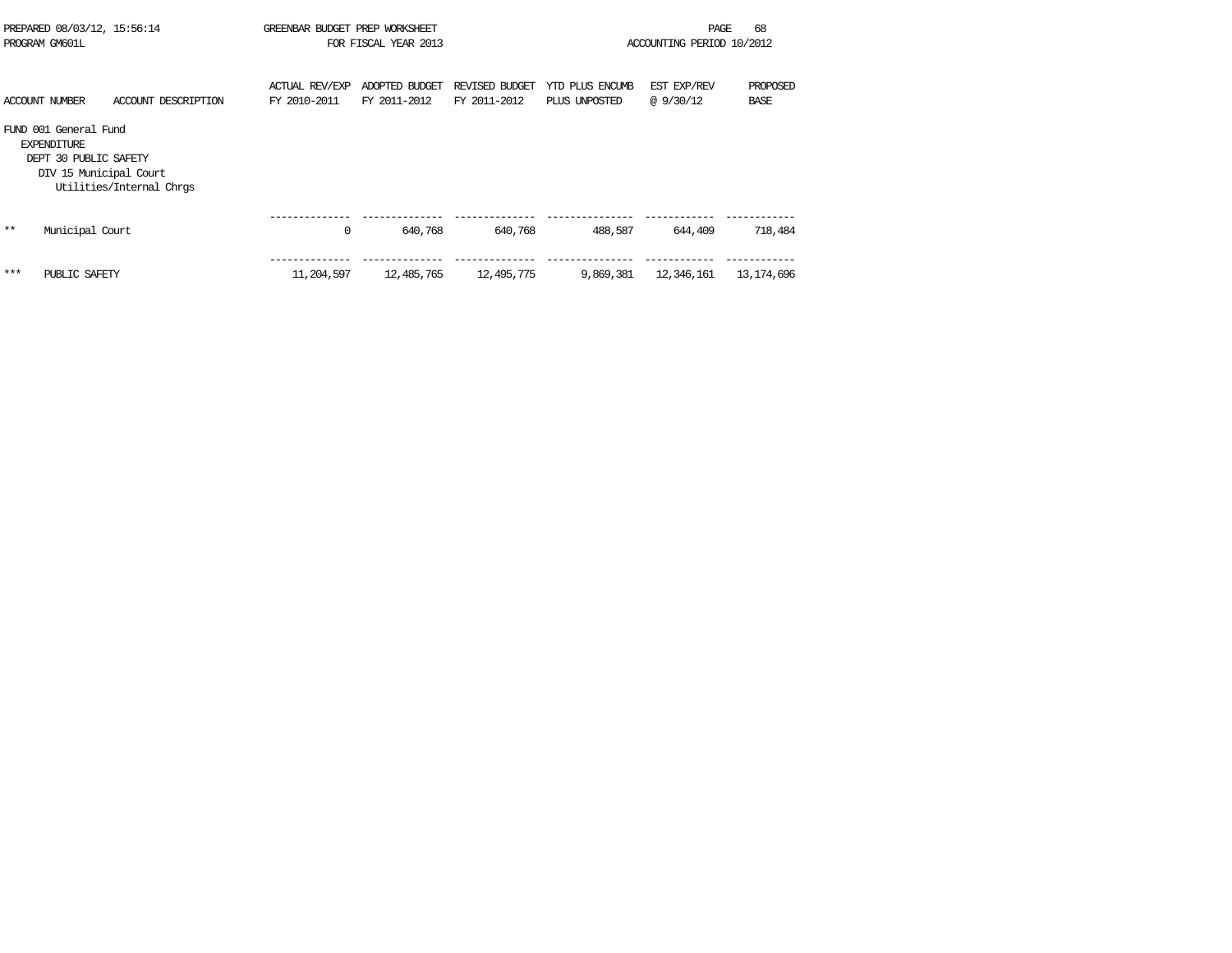PREPARED 08/03/12, 15:56:14 GREENBAR BUDGET PREP WORKSHEET
PROGRAM GM601L FOR FISCAL YEAR 2013 ACCOUNTING PERIOD 10/2012

| ACCOUNT NUMBER | ACCOUNT DESCRIPTION | ACTUAL REV/EXP FY 2010-2011 | ADOPTED BUDGET FY 2011-2012 | REVISED BUDGET FY 2011-2012 | YTD PLUS ENCUMB PLUS UNPOSTED | EST EXP/REV @ 9/30/12 | PROPOSED BASE |
|---|---|---|---|---|---|---|---|
| FUND 001 General Fund | | | | | | | |
| EXPENDITURE | | | | | | | |
| DEPT 30 PUBLIC SAFETY | | | | | | | |
| DIV 15 Municipal Court | | | | | | | |
| | Utilities/Internal Chrgs | | | | | | |
| ** | Municipal Court | 0 | 640,768 | 640,768 | 488,587 | 644,409 | 718,484 |
| *** | PUBLIC SAFETY | 11,204,597 | 12,485,765 | 12,495,775 | 9,869,381 | 12,346,161 | 13,174,696 |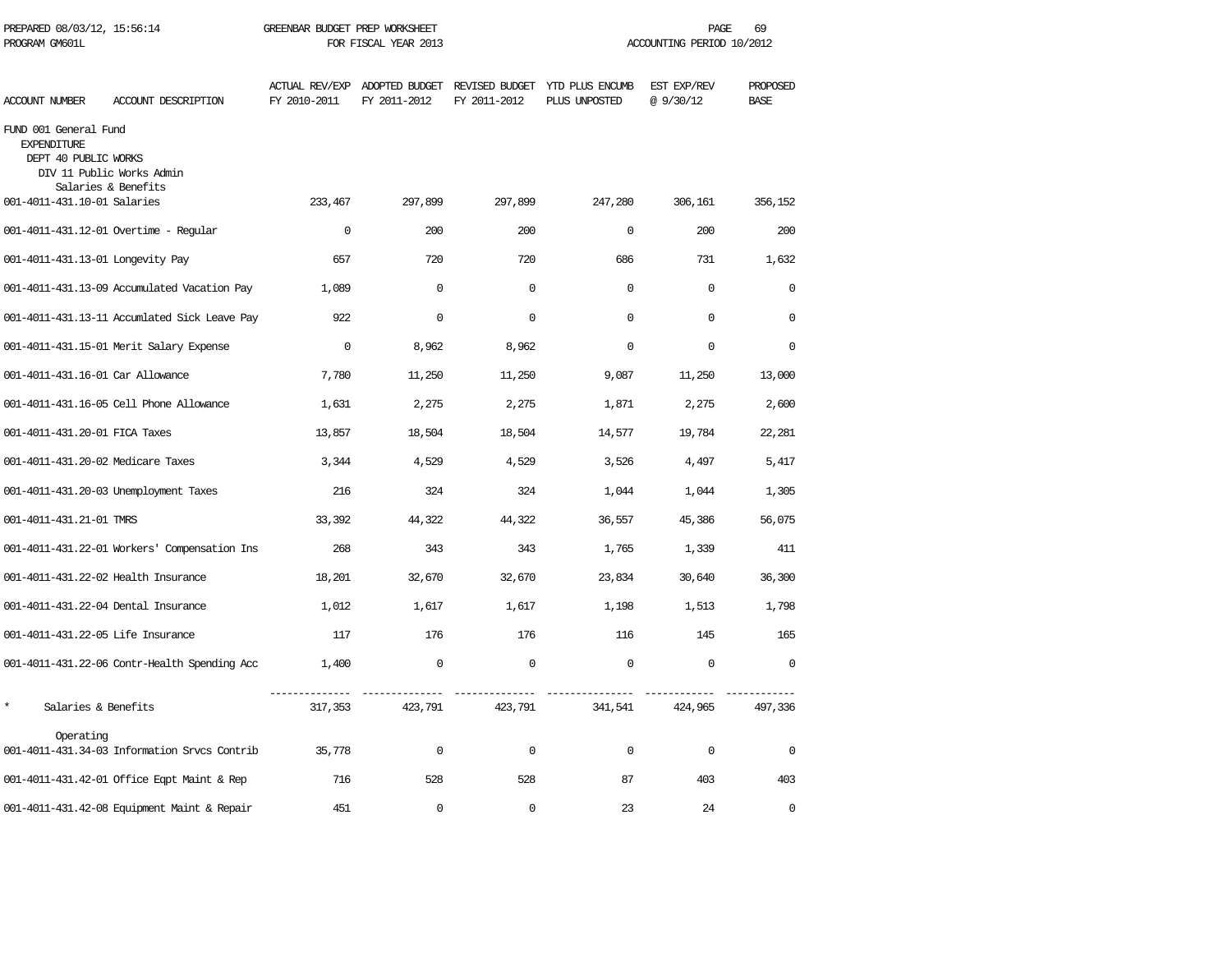GREENBAR BUDGET PREP WORKSHEET
FOR FISCAL YEAR 2013

PREPARED 08/03/12, 15:56:14
PROGRAM GM601L

ACCOUNTING PERIOD 10/2012

| ACCOUNT NUMBER | ACCOUNT DESCRIPTION | ACTUAL REV/EXP FY 2010-2011 | ADOPTED BUDGET FY 2011-2012 | REVISED BUDGET FY 2011-2012 | YTD PLUS ENCUMB PLUS UNPOSTED | EST EXP/REV @ 9/30/12 | PROPOSED BASE |
|---|---|---|---|---|---|---|---|
| FUND 001 General Fund | | | | | | | |
| EXPENDITURE | | | | | | | |
| DEPT 40 PUBLIC WORKS | | | | | | | |
| DIV 11 Public Works Admin | | | | | | | |
| | Salaries & Benefits | | | | | | |
| 001-4011-431.10-01 | Salaries | 233,467 | 297,899 | 297,899 | 247,280 | 306,161 | 356,152 |
| 001-4011-431.12-01 | Overtime - Regular | 0 | 200 | 200 | 0 | 200 | 200 |
| 001-4011-431.13-01 | Longevity Pay | 657 | 720 | 720 | 686 | 731 | 1,632 |
| 001-4011-431.13-09 | Accumulated Vacation Pay | 1,089 | 0 | 0 | 0 | 0 | 0 |
| 001-4011-431.13-11 | Accumlated Sick Leave Pay | 922 | 0 | 0 | 0 | 0 | 0 |
| 001-4011-431.15-01 | Merit Salary Expense | 0 | 8,962 | 8,962 | 0 | 0 | 0 |
| 001-4011-431.16-01 | Car Allowance | 7,780 | 11,250 | 11,250 | 9,087 | 11,250 | 13,000 |
| 001-4011-431.16-05 | Cell Phone Allowance | 1,631 | 2,275 | 2,275 | 1,871 | 2,275 | 2,600 |
| 001-4011-431.20-01 | FICA Taxes | 13,857 | 18,504 | 18,504 | 14,577 | 19,784 | 22,281 |
| 001-4011-431.20-02 | Medicare Taxes | 3,344 | 4,529 | 4,529 | 3,526 | 4,497 | 5,417 |
| 001-4011-431.20-03 | Unemployment Taxes | 216 | 324 | 324 | 1,044 | 1,044 | 1,305 |
| 001-4011-431.21-01 | TMRS | 33,392 | 44,322 | 44,322 | 36,557 | 45,386 | 56,075 |
| 001-4011-431.22-01 | Workers' Compensation Ins | 268 | 343 | 343 | 1,765 | 1,339 | 411 |
| 001-4011-431.22-02 | Health Insurance | 18,201 | 32,670 | 32,670 | 23,834 | 30,640 | 36,300 |
| 001-4011-431.22-04 | Dental Insurance | 1,012 | 1,617 | 1,617 | 1,198 | 1,513 | 1,798 |
| 001-4011-431.22-05 | Life Insurance | 117 | 176 | 176 | 116 | 145 | 165 |
| 001-4011-431.22-06 | Contr-Health Spending Acc | 1,400 | 0 | 0 | 0 | 0 | 0 |
| * | Salaries & Benefits | 317,353 | 423,791 | 423,791 | 341,541 | 424,965 | 497,336 |
| | Operating | | | | | | |
| 001-4011-431.34-03 | Information Srvcs Contrib | 35,778 | 0 | 0 | 0 | 0 | 0 |
| 001-4011-431.42-01 | Office Eqpt Maint & Rep | 716 | 528 | 528 | 87 | 403 | 403 |
| 001-4011-431.42-08 | Equipment Maint & Repair | 451 | 0 | 0 | 23 | 24 | 0 |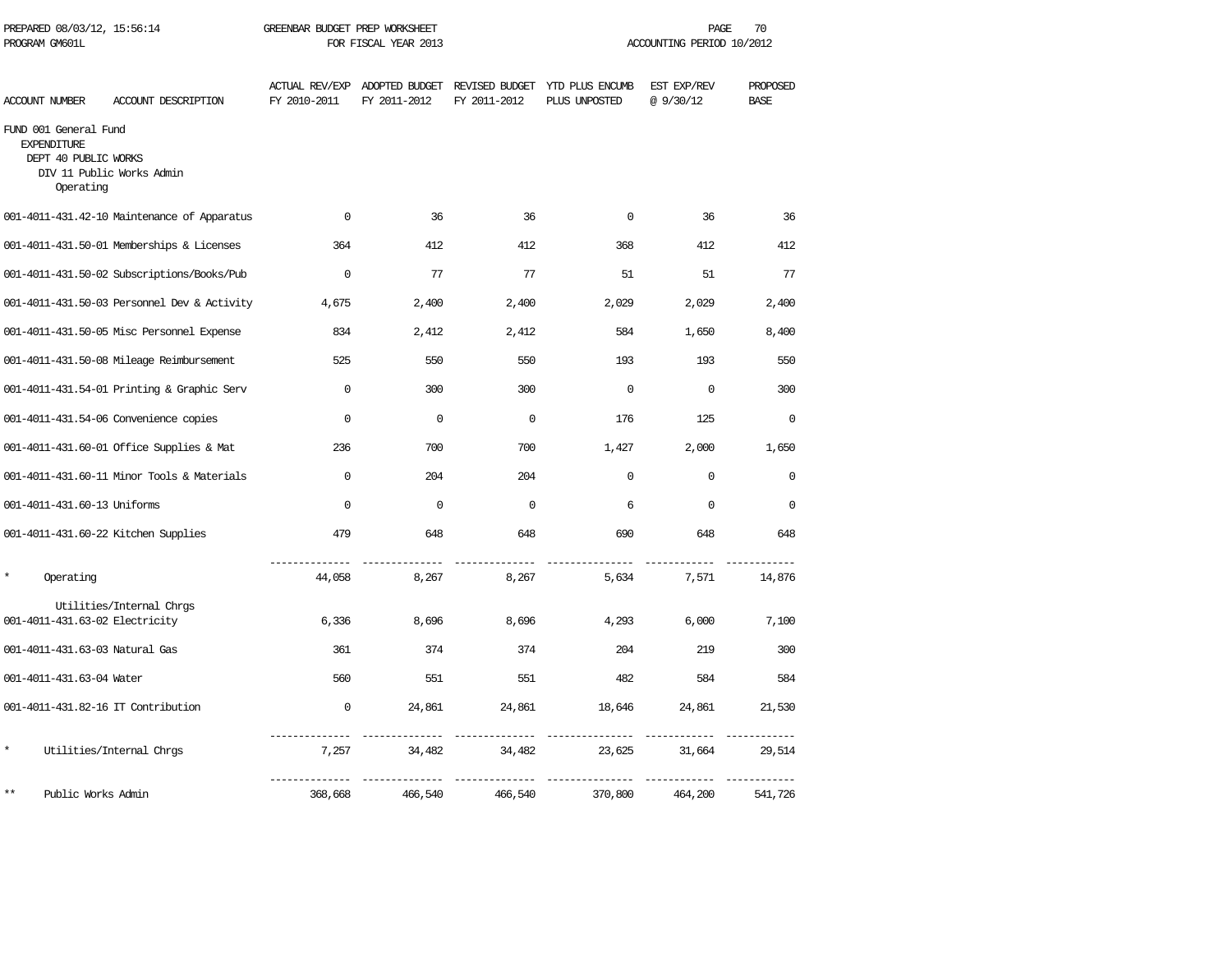PREPARED 08/03/12, 15:56:14 GREENBAR BUDGET PREP WORKSHEET
PROGRAM GM601L FOR FISCAL YEAR 2013 ACCOUNTING PERIOD 10/2012

| ACCOUNT NUMBER | ACCOUNT DESCRIPTION | ACTUAL REV/EXP FY 2010-2011 | ADOPTED BUDGET FY 2011-2012 | REVISED BUDGET FY 2011-2012 | YTD PLUS ENCUMB PLUS UNPOSTED | EST EXP/REV @ 9/30/12 | PROPOSED BASE |
|---|---|---|---|---|---|---|---|
| FUND 001 General Fund | | | | | | | |
| EXPENDITURE | | | | | | | |
| DEPT 40 PUBLIC WORKS | | | | | | | |
| DIV 11 Public Works Admin | | | | | | | |
| Operating | | | | | | | |
| 001-4011-431.42-10 | Maintenance of Apparatus | 0 | 36 | 36 | 0 | 36 | 36 |
| 001-4011-431.50-01 | Memberships & Licenses | 364 | 412 | 412 | 368 | 412 | 412 |
| 001-4011-431.50-02 | Subscriptions/Books/Pub | 0 | 77 | 77 | 51 | 51 | 77 |
| 001-4011-431.50-03 | Personnel Dev & Activity | 4,675 | 2,400 | 2,400 | 2,029 | 2,029 | 2,400 |
| 001-4011-431.50-05 | Misc Personnel Expense | 834 | 2,412 | 2,412 | 584 | 1,650 | 8,400 |
| 001-4011-431.50-08 | Mileage Reimbursement | 525 | 550 | 550 | 193 | 193 | 550 |
| 001-4011-431.54-01 | Printing & Graphic Serv | 0 | 300 | 300 | 0 | 0 | 300 |
| 001-4011-431.54-06 | Convenience copies | 0 | 0 | 0 | 176 | 125 | 0 |
| 001-4011-431.60-01 | Office Supplies & Mat | 236 | 700 | 700 | 1,427 | 2,000 | 1,650 |
| 001-4011-431.60-11 | Minor Tools & Materials | 0 | 204 | 204 | 0 | 0 | 0 |
| 001-4011-431.60-13 | Uniforms | 0 | 0 | 0 | 6 | 0 | 0 |
| 001-4011-431.60-22 | Kitchen Supplies | 479 | 648 | 648 | 690 | 648 | 648 |
| * | Operating | 44,058 | 8,267 | 8,267 | 5,634 | 7,571 | 14,876 |
| Utilities/Internal Chrgs | | | | | | | |
| 001-4011-431.63-02 | Electricity | 6,336 | 8,696 | 8,696 | 4,293 | 6,000 | 7,100 |
| 001-4011-431.63-03 | Natural Gas | 361 | 374 | 374 | 204 | 219 | 300 |
| 001-4011-431.63-04 | Water | 560 | 551 | 551 | 482 | 584 | 584 |
| 001-4011-431.82-16 | IT Contribution | 0 | 24,861 | 24,861 | 18,646 | 24,861 | 21,530 |
| * | Utilities/Internal Chrgs | 7,257 | 34,482 | 34,482 | 23,625 | 31,664 | 29,514 |
| ** | Public Works Admin | 368,668 | 466,540 | 466,540 | 370,800 | 464,200 | 541,726 |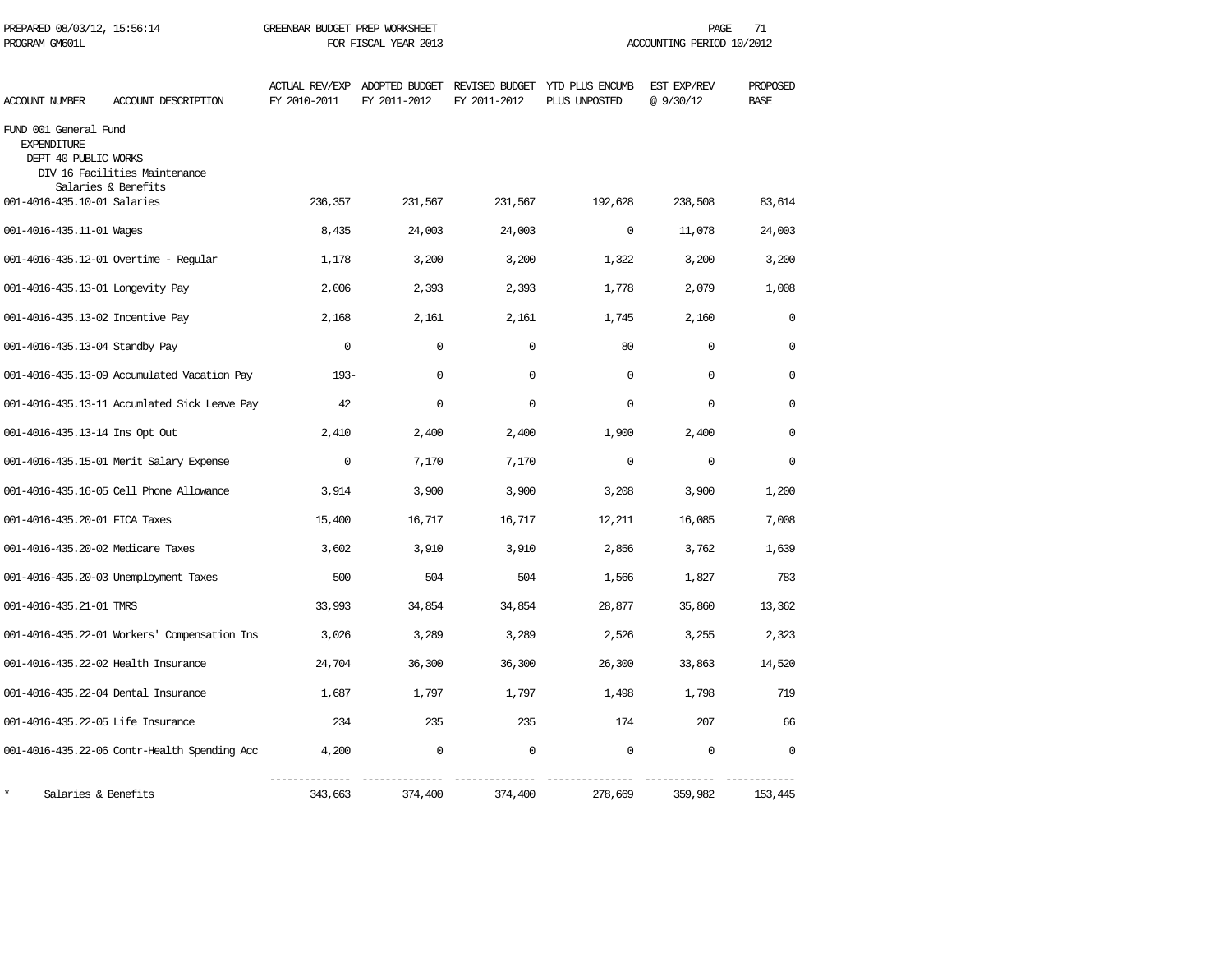PREPARED 08/03/12, 15:56:14 GREENBAR BUDGET PREP WORKSHEET
PROGRAM GM601L FOR FISCAL YEAR 2013 ACCOUNTING PERIOD 10/2012

| ACCOUNT NUMBER | ACCOUNT DESCRIPTION | ACTUAL REV/EXP FY 2010-2011 | ADOPTED BUDGET FY 2011-2012 | REVISED BUDGET FY 2011-2012 | YTD PLUS ENCUMB PLUS UNPOSTED | EST EXP/REV @ 9/30/12 | PROPOSED BASE |
|---|---|---|---|---|---|---|---|
| FUND 001 General Fund | | | | | | | |
| EXPENDITURE | | | | | | | |
| DEPT 40 PUBLIC WORKS | | | | | | | |
| DIV 16 Facilities Maintenance | | | | | | | |
| Salaries & Benefits | | | | | | | |
| 001-4016-435.10-01 | Salaries | 236,357 | 231,567 | 231,567 | 192,628 | 238,508 | 83,614 |
| 001-4016-435.11-01 | Wages | 8,435 | 24,003 | 24,003 | 0 | 11,078 | 24,003 |
| 001-4016-435.12-01 | Overtime - Regular | 1,178 | 3,200 | 3,200 | 1,322 | 3,200 | 3,200 |
| 001-4016-435.13-01 | Longevity Pay | 2,006 | 2,393 | 2,393 | 1,778 | 2,079 | 1,008 |
| 001-4016-435.13-02 | Incentive Pay | 2,168 | 2,161 | 2,161 | 1,745 | 2,160 | 0 |
| 001-4016-435.13-04 | Standby Pay | 0 | 0 | 0 | 80 | 0 | 0 |
| 001-4016-435.13-09 | Accumulated Vacation Pay | 193- | 0 | 0 | 0 | 0 | 0 |
| 001-4016-435.13-11 | Accumlated Sick Leave Pay | 42 | 0 | 0 | 0 | 0 | 0 |
| 001-4016-435.13-14 | Ins Opt Out | 2,410 | 2,400 | 2,400 | 1,900 | 2,400 | 0 |
| 001-4016-435.15-01 | Merit Salary Expense | 0 | 7,170 | 7,170 | 0 | 0 | 0 |
| 001-4016-435.16-05 | Cell Phone Allowance | 3,914 | 3,900 | 3,900 | 3,208 | 3,900 | 1,200 |
| 001-4016-435.20-01 | FICA Taxes | 15,400 | 16,717 | 16,717 | 12,211 | 16,085 | 7,008 |
| 001-4016-435.20-02 | Medicare Taxes | 3,602 | 3,910 | 3,910 | 2,856 | 3,762 | 1,639 |
| 001-4016-435.20-03 | Unemployment Taxes | 500 | 504 | 504 | 1,566 | 1,827 | 783 |
| 001-4016-435.21-01 | TMRS | 33,993 | 34,854 | 34,854 | 28,877 | 35,860 | 13,362 |
| 001-4016-435.22-01 | Workers' Compensation Ins | 3,026 | 3,289 | 3,289 | 2,526 | 3,255 | 2,323 |
| 001-4016-435.22-02 | Health Insurance | 24,704 | 36,300 | 36,300 | 26,300 | 33,863 | 14,520 |
| 001-4016-435.22-04 | Dental Insurance | 1,687 | 1,797 | 1,797 | 1,498 | 1,798 | 719 |
| 001-4016-435.22-05 | Life Insurance | 234 | 235 | 235 | 174 | 207 | 66 |
| 001-4016-435.22-06 | Contr-Health Spending Acc | 4,200 | 0 | 0 | 0 | 0 | 0 |
| * | Salaries & Benefits | 343,663 | 374,400 | 374,400 | 278,669 | 359,982 | 153,445 |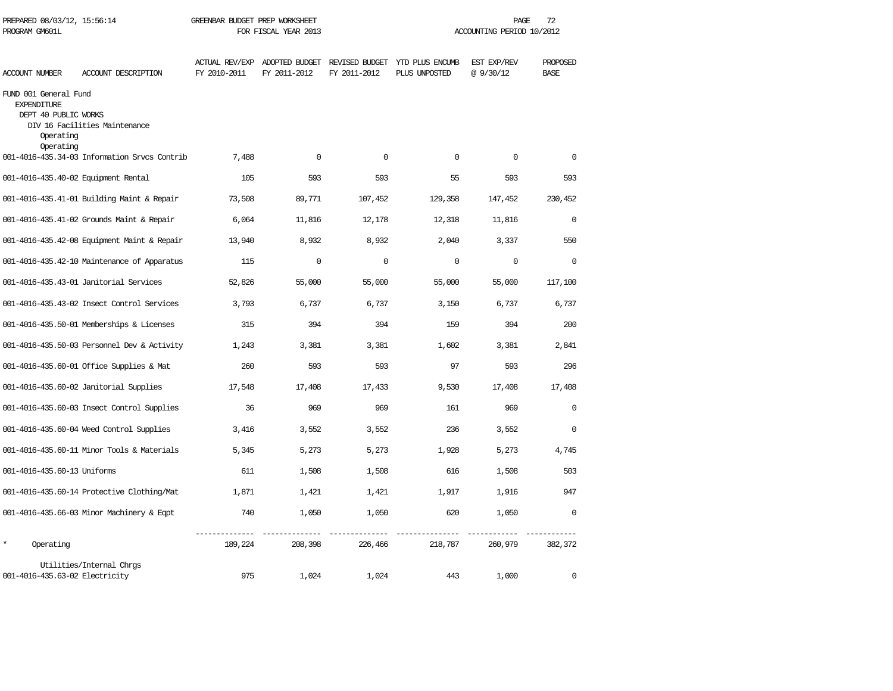PREPARED 08/03/12, 15:56:14 GREENBAR BUDGET PREP WORKSHEET
PROGRAM GM601L FOR FISCAL YEAR 2013 ACCOUNTING PERIOD 10/2012

| ACCOUNT NUMBER | ACCOUNT DESCRIPTION | ACTUAL REV/EXP FY 2010-2011 | ADOPTED BUDGET FY 2011-2012 | REVISED BUDGET FY 2011-2012 | YTD PLUS ENCUMB PLUS UNPOSTED | EST EXP/REV @ 9/30/12 | PROPOSED BASE |
|---|---|---|---|---|---|---|---|
| FUND 001 General Fund | | | | | | | |
| EXPENDITURE | | | | | | | |
| DEPT 40 PUBLIC WORKS | | | | | | | |
| DIV 16 Facilities Maintenance | | | | | | | |
| Operating | | | | | | | |
| Operating | | | | | | | |
| 001-4016-435.34-03 | Information Srvcs Contrib | 7,488 | 0 | 0 | 0 | 0 | 0 |
| 001-4016-435.40-02 | Equipment Rental | 105 | 593 | 593 | 55 | 593 | 593 |
| 001-4016-435.41-01 | Building Maint & Repair | 73,508 | 89,771 | 107,452 | 129,358 | 147,452 | 230,452 |
| 001-4016-435.41-02 | Grounds Maint & Repair | 6,064 | 11,816 | 12,178 | 12,318 | 11,816 | 0 |
| 001-4016-435.42-08 | Equipment Maint & Repair | 13,940 | 8,932 | 8,932 | 2,040 | 3,337 | 550 |
| 001-4016-435.42-10 | Maintenance of Apparatus | 115 | 0 | 0 | 0 | 0 | 0 |
| 001-4016-435.43-01 | Janitorial Services | 52,826 | 55,000 | 55,000 | 55,000 | 55,000 | 117,100 |
| 001-4016-435.43-02 | Insect Control Services | 3,793 | 6,737 | 6,737 | 3,150 | 6,737 | 6,737 |
| 001-4016-435.50-01 | Memberships & Licenses | 315 | 394 | 394 | 159 | 394 | 200 |
| 001-4016-435.50-03 | Personnel Dev & Activity | 1,243 | 3,381 | 3,381 | 1,602 | 3,381 | 2,841 |
| 001-4016-435.60-01 | Office Supplies & Mat | 260 | 593 | 593 | 97 | 593 | 296 |
| 001-4016-435.60-02 | Janitorial Supplies | 17,548 | 17,408 | 17,433 | 9,530 | 17,408 | 17,408 |
| 001-4016-435.60-03 | Insect Control Supplies | 36 | 969 | 969 | 161 | 969 | 0 |
| 001-4016-435.60-04 | Weed Control Supplies | 3,416 | 3,552 | 3,552 | 236 | 3,552 | 0 |
| 001-4016-435.60-11 | Minor Tools & Materials | 5,345 | 5,273 | 5,273 | 1,928 | 5,273 | 4,745 |
| 001-4016-435.60-13 | Uniforms | 611 | 1,508 | 1,508 | 616 | 1,508 | 503 |
| 001-4016-435.60-14 | Protective Clothing/Mat | 1,871 | 1,421 | 1,421 | 1,917 | 1,916 | 947 |
| 001-4016-435.66-03 | Minor Machinery & Eqpt | 740 | 1,050 | 1,050 | 620 | 1,050 | 0 |
| * | Operating | 189,224 | 208,398 | 226,466 | 218,787 | 260,979 | 382,372 |
| | Utilities/Internal Chrgs | | | | | | |
| 001-4016-435.63-02 | Electricity | 975 | 1,024 | 1,024 | 443 | 1,000 | 0 |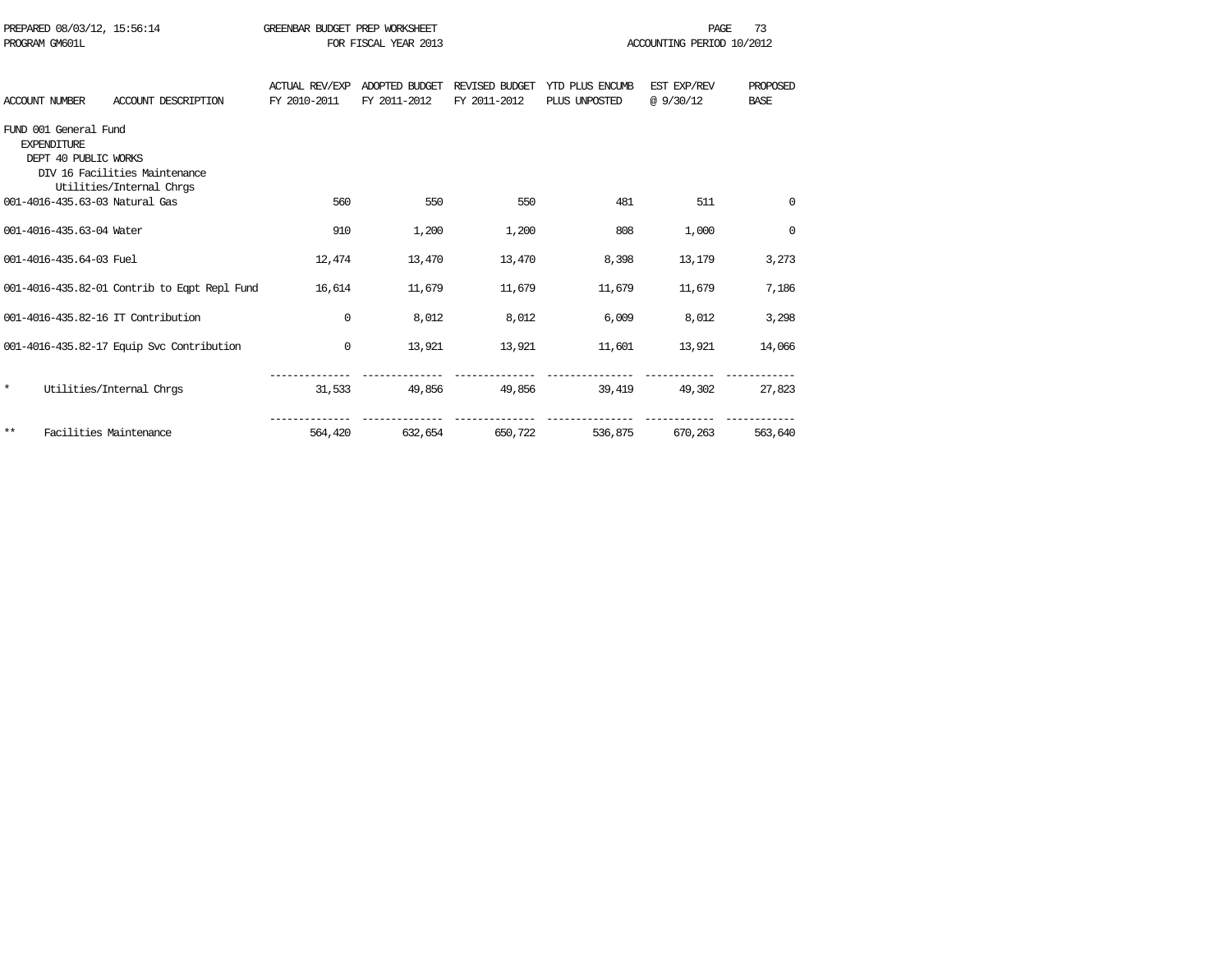PREPARED 08/03/12, 15:56:14 GREENBAR BUDGET PREP WORKSHEET
PROGRAM GM601L FOR FISCAL YEAR 2013 ACCOUNTING PERIOD 10/2012

| ACCOUNT NUMBER | ACCOUNT DESCRIPTION | ACTUAL REV/EXP FY 2010-2011 | ADOPTED BUDGET FY 2011-2012 | REVISED BUDGET FY 2011-2012 | YTD PLUS ENCUMB PLUS UNPOSTED | EST EXP/REV @ 9/30/12 | PROPOSED BASE |
|---|---|---|---|---|---|---|---|
| FUND 001 General Fund | | | | | | | |
| EXPENDITURE | | | | | | | |
| DEPT 40 PUBLIC WORKS | | | | | | | |
| DIV 16 Facilities Maintenance | | | | | | | |
| | Utilities/Internal Chrgs | | | | | | |
| 001-4016-435.63-03 | Natural Gas | 560 | 550 | 550 | 481 | 511 | 0 |
| 001-4016-435.63-04 | Water | 910 | 1,200 | 1,200 | 808 | 1,000 | 0 |
| 001-4016-435.64-03 | Fuel | 12,474 | 13,470 | 13,470 | 8,398 | 13,179 | 3,273 |
| 001-4016-435.82-01 | Contrib to Eqpt Repl Fund | 16,614 | 11,679 | 11,679 | 11,679 | 11,679 | 7,186 |
| 001-4016-435.82-16 | IT Contribution | 0 | 8,012 | 8,012 | 6,009 | 8,012 | 3,298 |
| 001-4016-435.82-17 | Equip Svc Contribution | 0 | 13,921 | 13,921 | 11,601 | 13,921 | 14,066 |
| * | Utilities/Internal Chrgs | 31,533 | 49,856 | 49,856 | 39,419 | 49,302 | 27,823 |
| ** | Facilities Maintenance | 564,420 | 632,654 | 650,722 | 536,875 | 670,263 | 563,640 |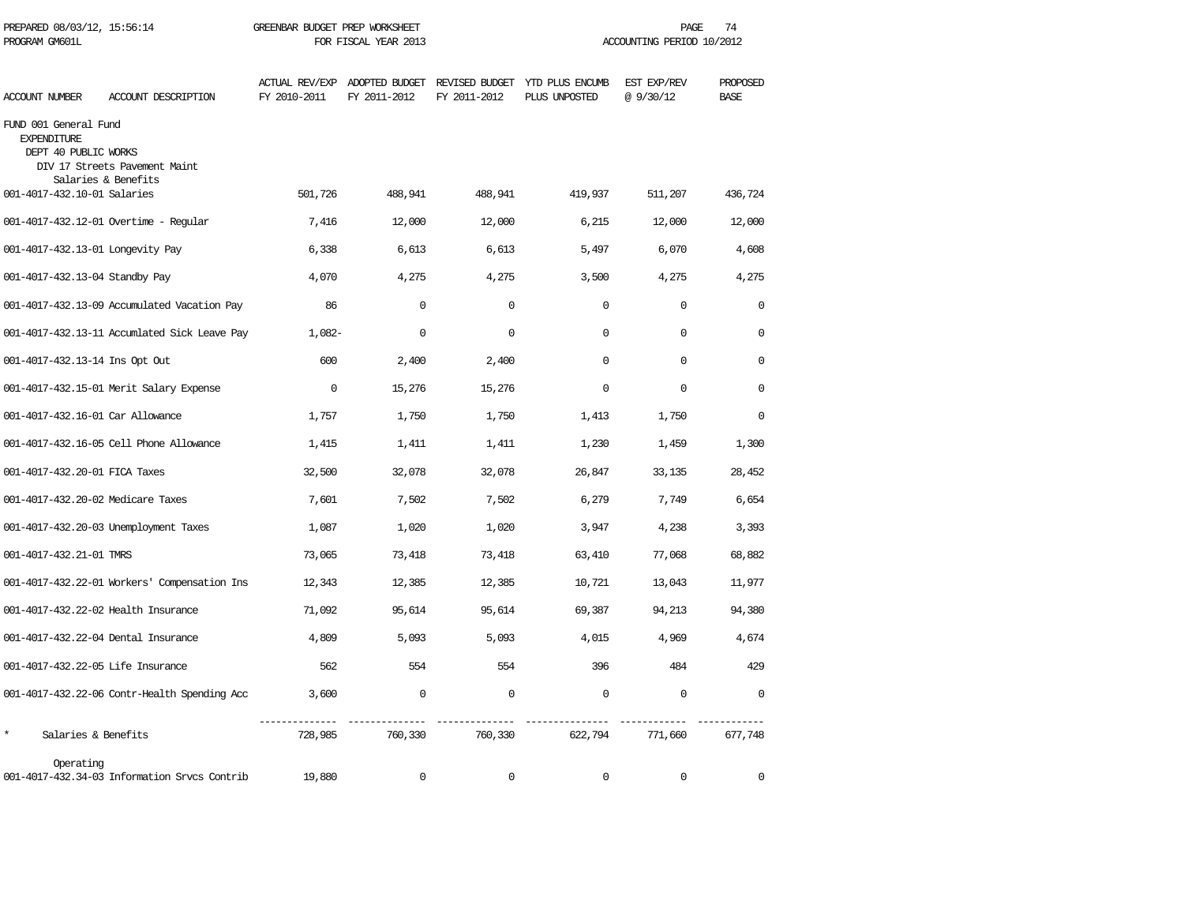GREENBAR BUDGET PREP WORKSHEET
FOR FISCAL YEAR 2013

PREPARED 08/03/12, 15:56:14
PROGRAM GM601L

ACCOUNTING PERIOD 10/2012

FUND 001 General Fund
EXPENDITURE
DEPT 40 PUBLIC WORKS
DIV 17 Streets Pavement Maint

| ACCOUNT NUMBER | ACCOUNT DESCRIPTION | ACTUAL REV/EXP FY 2010-2011 | ADOPTED BUDGET FY 2011-2012 | REVISED BUDGET FY 2011-2012 | YTD PLUS ENCUMB PLUS UNPOSTED | EST EXP/REV @ 9/30/12 | PROPOSED BASE |
|---|---|---|---|---|---|---|---|
| | Salaries & Benefits | | | | | | |
| 001-4017-432.10-01 | Salaries | 501,726 | 488,941 | 488,941 | 419,937 | 511,207 | 436,724 |
| 001-4017-432.12-01 | Overtime - Regular | 7,416 | 12,000 | 12,000 | 6,215 | 12,000 | 12,000 |
| 001-4017-432.13-01 | Longevity Pay | 6,338 | 6,613 | 6,613 | 5,497 | 6,070 | 4,608 |
| 001-4017-432.13-04 | Standby Pay | 4,070 | 4,275 | 4,275 | 3,500 | 4,275 | 4,275 |
| 001-4017-432.13-09 | Accumulated Vacation Pay | 86 | 0 | 0 | 0 | 0 | 0 |
| 001-4017-432.13-11 | Accumlated Sick Leave Pay | 1,082- | 0 | 0 | 0 | 0 | 0 |
| 001-4017-432.13-14 | Ins Opt Out | 600 | 2,400 | 2,400 | 0 | 0 | 0 |
| 001-4017-432.15-01 | Merit Salary Expense | 0 | 15,276 | 15,276 | 0 | 0 | 0 |
| 001-4017-432.16-01 | Car Allowance | 1,757 | 1,750 | 1,750 | 1,413 | 1,750 | 0 |
| 001-4017-432.16-05 | Cell Phone Allowance | 1,415 | 1,411 | 1,411 | 1,230 | 1,459 | 1,300 |
| 001-4017-432.20-01 | FICA Taxes | 32,500 | 32,078 | 32,078 | 26,847 | 33,135 | 28,452 |
| 001-4017-432.20-02 | Medicare Taxes | 7,601 | 7,502 | 7,502 | 6,279 | 7,749 | 6,654 |
| 001-4017-432.20-03 | Unemployment Taxes | 1,087 | 1,020 | 1,020 | 3,947 | 4,238 | 3,393 |
| 001-4017-432.21-01 | TMRS | 73,065 | 73,418 | 73,418 | 63,410 | 77,068 | 68,882 |
| 001-4017-432.22-01 | Workers' Compensation Ins | 12,343 | 12,385 | 12,385 | 10,721 | 13,043 | 11,977 |
| 001-4017-432.22-02 | Health Insurance | 71,092 | 95,614 | 95,614 | 69,387 | 94,213 | 94,380 |
| 001-4017-432.22-04 | Dental Insurance | 4,809 | 5,093 | 5,093 | 4,015 | 4,969 | 4,674 |
| 001-4017-432.22-05 | Life Insurance | 562 | 554 | 554 | 396 | 484 | 429 |
| 001-4017-432.22-06 | Contr-Health Spending Acc | 3,600 | 0 | 0 | 0 | 0 | 0 |
| * | Salaries & Benefits | 728,985 | 760,330 | 760,330 | 622,794 | 771,660 | 677,748 |
| | Operating | | | | | | |
| 001-4017-432.34-03 | Information Srvcs Contrib | 19,880 | 0 | 0 | 0 | 0 | 0 |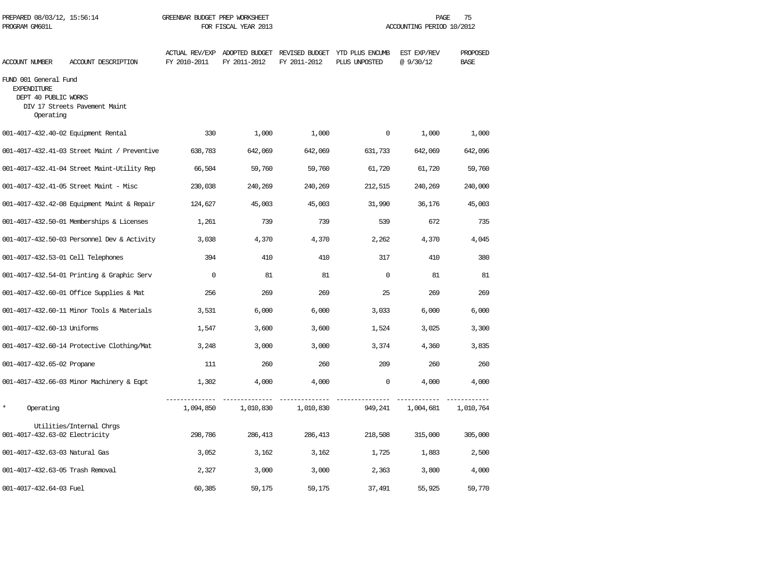PREPARED 08/03/12, 15:56:14 GREENBAR BUDGET PREP WORKSHEET
PROGRAM GM601L FOR FISCAL YEAR 2013 ACCOUNTING PERIOD 10/2012

| ACCOUNT NUMBER | ACCOUNT DESCRIPTION | ACTUAL REV/EXP FY 2010-2011 | ADOPTED BUDGET FY 2011-2012 | REVISED BUDGET FY 2011-2012 | YTD PLUS ENCUMB PLUS UNPOSTED | EST EXP/REV @ 9/30/12 | PROPOSED BASE |
|---|---|---|---|---|---|---|---|
| FUND 001 General Fund | | | | | | | |
| EXPENDITURE | | | | | | | |
| DEPT 40 PUBLIC WORKS | | | | | | | |
| DIV 17 Streets Pavement Maint | | | | | | | |
| Operating | | | | | | | |
| 001-4017-432.40-02 | Equipment Rental | 330 | 1,000 | 1,000 | 0 | 1,000 | 1,000 |
| 001-4017-432.41-03 | Street Maint / Preventive | 638,783 | 642,069 | 642,069 | 631,733 | 642,069 | 642,096 |
| 001-4017-432.41-04 | Street Maint-Utility Rep | 66,504 | 59,760 | 59,760 | 61,720 | 61,720 | 59,760 |
| 001-4017-432.41-05 | Street Maint - Misc | 230,038 | 240,269 | 240,269 | 212,515 | 240,269 | 240,000 |
| 001-4017-432.42-08 | Equipment Maint & Repair | 124,627 | 45,003 | 45,003 | 31,990 | 36,176 | 45,003 |
| 001-4017-432.50-01 | Memberships & Licenses | 1,261 | 739 | 739 | 539 | 672 | 735 |
| 001-4017-432.50-03 | Personnel Dev & Activity | 3,038 | 4,370 | 4,370 | 2,262 | 4,370 | 4,045 |
| 001-4017-432.53-01 | Cell Telephones | 394 | 410 | 410 | 317 | 410 | 380 |
| 001-4017-432.54-01 | Printing & Graphic Serv | 0 | 81 | 81 | 0 | 81 | 81 |
| 001-4017-432.60-01 | Office Supplies & Mat | 256 | 269 | 269 | 25 | 269 | 269 |
| 001-4017-432.60-11 | Minor Tools & Materials | 3,531 | 6,000 | 6,000 | 3,033 | 6,000 | 6,000 |
| 001-4017-432.60-13 | Uniforms | 1,547 | 3,600 | 3,600 | 1,524 | 3,025 | 3,300 |
| 001-4017-432.60-14 | Protective Clothing/Mat | 3,248 | 3,000 | 3,000 | 3,374 | 4,360 | 3,835 |
| 001-4017-432.65-02 | Propane | 111 | 260 | 260 | 209 | 260 | 260 |
| 001-4017-432.66-03 | Minor Machinery & Eqpt | 1,302 | 4,000 | 4,000 | 0 | 4,000 | 4,000 |
| * | Operating | 1,094,850 | 1,010,830 | 1,010,830 | 949,241 | 1,004,681 | 1,010,764 |
| Utilities/Internal Chrgs | | | | | | | |
| 001-4017-432.63-02 | Electricity | 298,786 | 286,413 | 286,413 | 218,508 | 315,000 | 305,000 |
| 001-4017-432.63-03 | Natural Gas | 3,052 | 3,162 | 3,162 | 1,725 | 1,883 | 2,500 |
| 001-4017-432.63-05 | Trash Removal | 2,327 | 3,000 | 3,000 | 2,363 | 3,800 | 4,000 |
| 001-4017-432.64-03 | Fuel | 60,385 | 59,175 | 59,175 | 37,491 | 55,925 | 59,770 |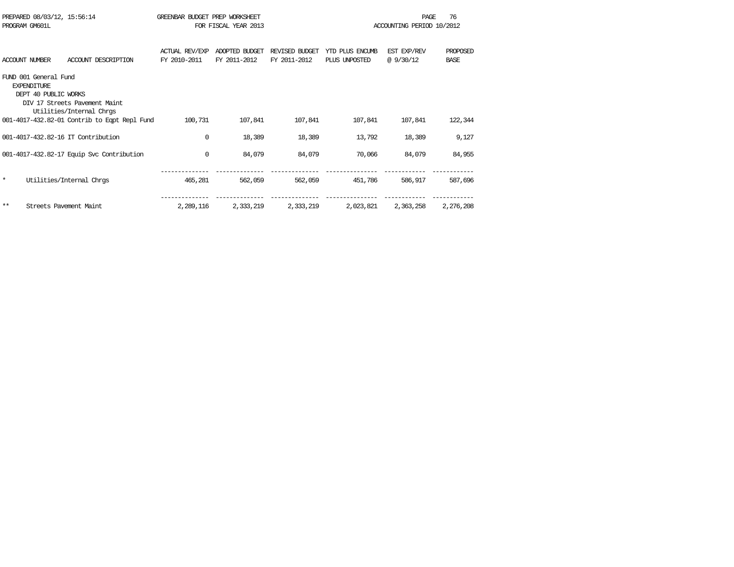PREPARED 08/03/12, 15:56:14 GREENBAR BUDGET PREP WORKSHEET
PROGRAM GM601L FOR FISCAL YEAR 2013 ACCOUNTING PERIOD 10/2012

| ACCOUNT NUMBER | ACCOUNT DESCRIPTION | ACTUAL REV/EXP FY 2010-2011 | ADOPTED BUDGET FY 2011-2012 | REVISED BUDGET FY 2011-2012 | YTD PLUS ENCUMB PLUS UNPOSTED | EST EXP/REV @ 9/30/12 | PROPOSED BASE |
|---|---|---|---|---|---|---|---|
| FUND 001 General Fund | | | | | | | |
| EXPENDITURE | | | | | | | |
| DEPT 40 PUBLIC WORKS | | | | | | | |
| DIV 17 Streets Pavement Maint | | | | | | | |
| Utilities/Internal Chrgs | | | | | | | |
| 001-4017-432.82-01 | Contrib to Eqpt Repl Fund | 100,731 | 107,841 | 107,841 | 107,841 | 107,841 | 122,344 |
| 001-4017-432.82-16 | IT Contribution | 0 | 18,389 | 18,389 | 13,792 | 18,389 | 9,127 |
| 001-4017-432.82-17 | Equip Svc Contribution | 0 | 84,079 | 84,079 | 70,066 | 84,079 | 84,955 |
| * | Utilities/Internal Chrgs | 465,281 | 562,059 | 562,059 | 451,786 | 586,917 | 587,696 |
| ** | Streets Pavement Maint | 2,289,116 | 2,333,219 | 2,333,219 | 2,023,821 | 2,363,258 | 2,276,208 |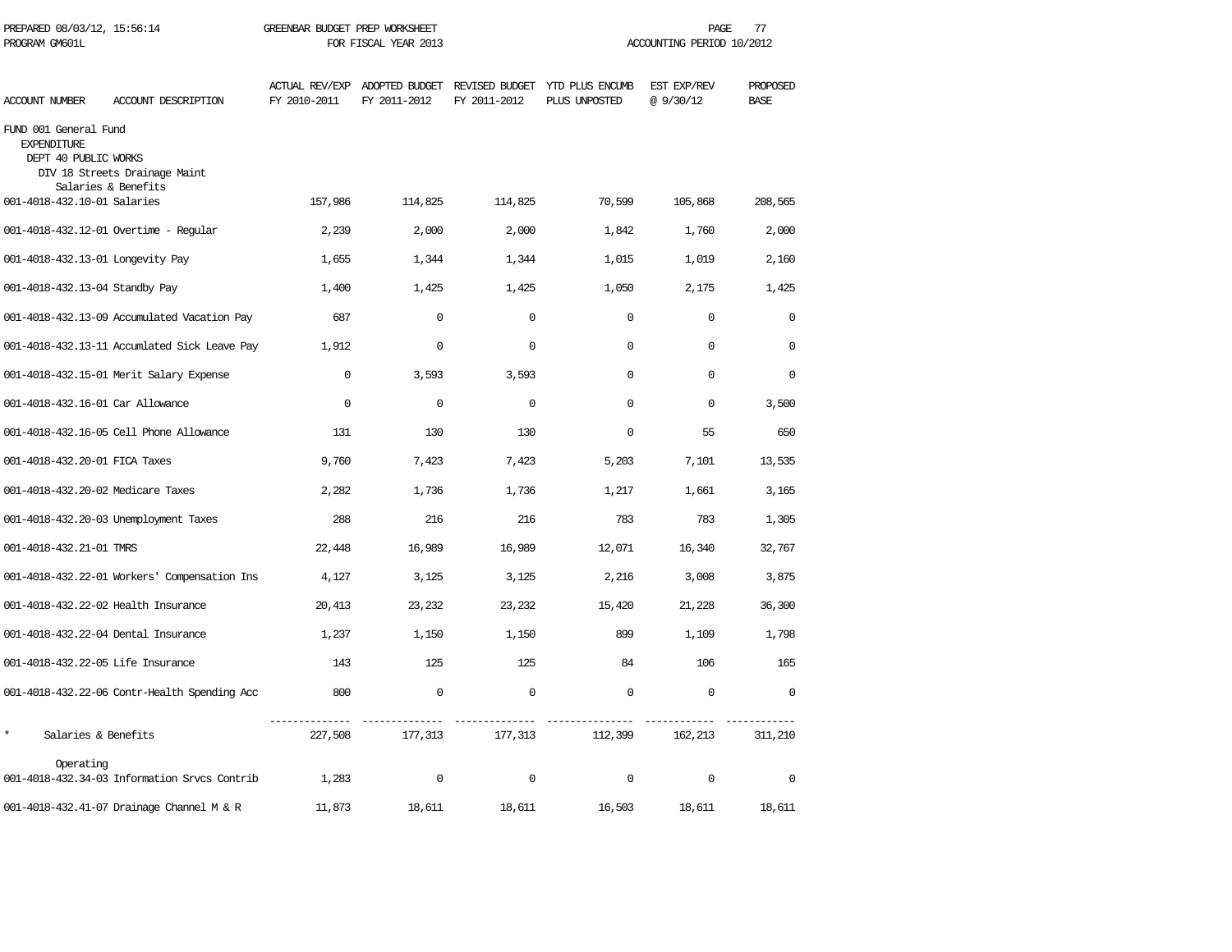PREPARED 08/03/12, 15:56:14 GREENBAR BUDGET PREP WORKSHEET
PROGRAM GM601L FOR FISCAL YEAR 2013 ACCOUNTING PERIOD 10/2012

FUND 001 General Fund
EXPENDITURE
DEPT 40 PUBLIC WORKS
DIV 18 Streets Drainage Maint

| ACCOUNT NUMBER | ACCOUNT DESCRIPTION | ACTUAL REV/EXP FY 2010-2011 | ADOPTED BUDGET FY 2011-2012 | REVISED BUDGET FY 2011-2012 | YTD PLUS ENCUMB PLUS UNPOSTED | EST EXP/REV @ 9/30/12 | PROPOSED BASE |
|---|---|---|---|---|---|---|---|
| | Salaries & Benefits | | | | | | |
| 001-4018-432.10-01 | Salaries | 157,986 | 114,825 | 114,825 | 70,599 | 105,868 | 208,565 |
| 001-4018-432.12-01 | Overtime - Regular | 2,239 | 2,000 | 2,000 | 1,842 | 1,760 | 2,000 |
| 001-4018-432.13-01 | Longevity Pay | 1,655 | 1,344 | 1,344 | 1,015 | 1,019 | 2,160 |
| 001-4018-432.13-04 | Standby Pay | 1,400 | 1,425 | 1,425 | 1,050 | 2,175 | 1,425 |
| 001-4018-432.13-09 | Accumulated Vacation Pay | 687 | 0 | 0 | 0 | 0 | 0 |
| 001-4018-432.13-11 | Accumlated Sick Leave Pay | 1,912 | 0 | 0 | 0 | 0 | 0 |
| 001-4018-432.15-01 | Merit Salary Expense | 0 | 3,593 | 3,593 | 0 | 0 | 0 |
| 001-4018-432.16-01 | Car Allowance | 0 | 0 | 0 | 0 | 0 | 3,500 |
| 001-4018-432.16-05 | Cell Phone Allowance | 131 | 130 | 130 | 0 | 55 | 650 |
| 001-4018-432.20-01 | FICA Taxes | 9,760 | 7,423 | 7,423 | 5,203 | 7,101 | 13,535 |
| 001-4018-432.20-02 | Medicare Taxes | 2,282 | 1,736 | 1,736 | 1,217 | 1,661 | 3,165 |
| 001-4018-432.20-03 | Unemployment Taxes | 288 | 216 | 216 | 783 | 783 | 1,305 |
| 001-4018-432.21-01 | TMRS | 22,448 | 16,989 | 16,989 | 12,071 | 16,340 | 32,767 |
| 001-4018-432.22-01 | Workers' Compensation Ins | 4,127 | 3,125 | 3,125 | 2,216 | 3,008 | 3,875 |
| 001-4018-432.22-02 | Health Insurance | 20,413 | 23,232 | 23,232 | 15,420 | 21,228 | 36,300 |
| 001-4018-432.22-04 | Dental Insurance | 1,237 | 1,150 | 1,150 | 899 | 1,109 | 1,798 |
| 001-4018-432.22-05 | Life Insurance | 143 | 125 | 125 | 84 | 106 | 165 |
| 001-4018-432.22-06 | Contr-Health Spending Acc | 800 | 0 | 0 | 0 | 0 | 0 |
| * | Salaries & Benefits | 227,508 | 177,313 | 177,313 | 112,399 | 162,213 | 311,210 |
| | Operating | | | | | | |
| 001-4018-432.34-03 | Information Srvcs Contrib | 1,283 | 0 | 0 | 0 | 0 | 0 |
| 001-4018-432.41-07 | Drainage Channel M & R | 11,873 | 18,611 | 18,611 | 16,503 | 18,611 | 18,611 |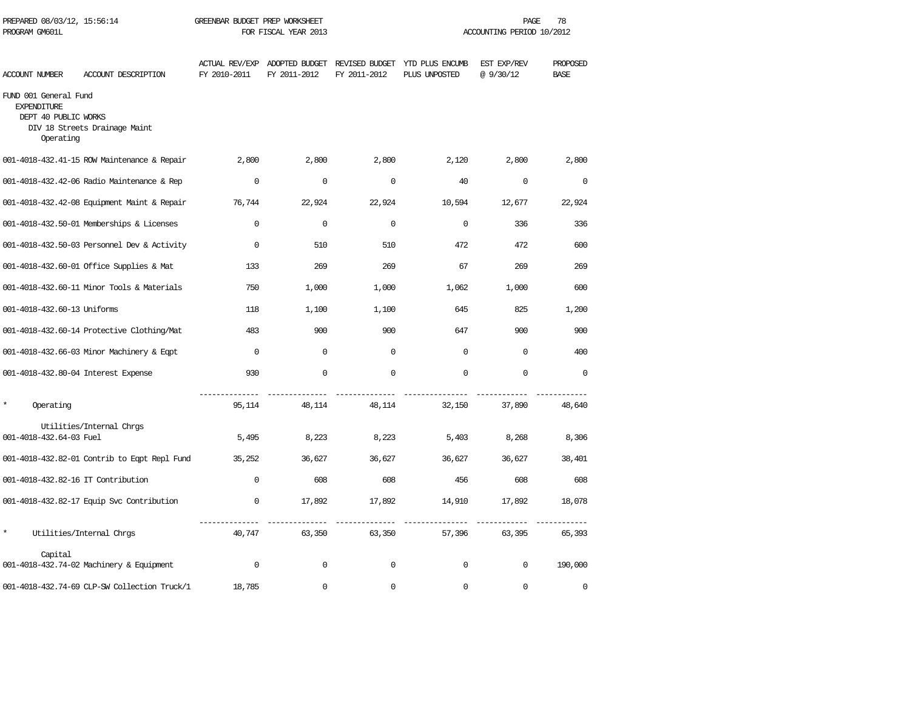PREPARED 08/03/12, 15:56:14 GREENBAR BUDGET PREP WORKSHEET
PROGRAM GM601L FOR FISCAL YEAR 2013 ACCOUNTING PERIOD 10/2012

| ACCOUNT NUMBER | ACCOUNT DESCRIPTION | ACTUAL REV/EXP FY 2010-2011 | ADOPTED BUDGET FY 2011-2012 | REVISED BUDGET FY 2011-2012 | YTD PLUS ENCUMB PLUS UNPOSTED | EST EXP/REV @ 9/30/12 | PROPOSED BASE |
|---|---|---|---|---|---|---|---|
| FUND 001 General Fund | | | | | | | |
| EXPENDITURE | | | | | | | |
| DEPT 40 PUBLIC WORKS | | | | | | | |
| DIV 18 Streets Drainage Maint | | | | | | | |
| Operating | | | | | | | |
| 001-4018-432.41-15 | ROW Maintenance & Repair | 2,800 | 2,800 | 2,800 | 2,120 | 2,800 | 2,800 |
| 001-4018-432.42-06 | Radio Maintenance & Rep | 0 | 0 | 0 | 40 | 0 | 0 |
| 001-4018-432.42-08 | Equipment Maint & Repair | 76,744 | 22,924 | 22,924 | 10,594 | 12,677 | 22,924 |
| 001-4018-432.50-01 | Memberships & Licenses | 0 | 0 | 0 | 0 | 336 | 336 |
| 001-4018-432.50-03 | Personnel Dev & Activity | 0 | 510 | 510 | 472 | 472 | 600 |
| 001-4018-432.60-01 | Office Supplies & Mat | 133 | 269 | 269 | 67 | 269 | 269 |
| 001-4018-432.60-11 | Minor Tools & Materials | 750 | 1,000 | 1,000 | 1,062 | 1,000 | 600 |
| 001-4018-432.60-13 | Uniforms | 118 | 1,100 | 1,100 | 645 | 825 | 1,200 |
| 001-4018-432.60-14 | Protective Clothing/Mat | 483 | 900 | 900 | 647 | 900 | 900 |
| 001-4018-432.66-03 | Minor Machinery & Eqpt | 0 | 0 | 0 | 0 | 0 | 400 |
| 001-4018-432.80-04 | Interest Expense | 930 | 0 | 0 | 0 | 0 | 0 |
| * | Operating | 95,114 | 48,114 | 48,114 | 32,150 | 37,890 | 48,640 |
| Utilities/Internal Chrgs | | | | | | | |
| 001-4018-432.64-03 | Fuel | 5,495 | 8,223 | 8,223 | 5,403 | 8,268 | 8,306 |
| 001-4018-432.82-01 | Contrib to Eqpt Repl Fund | 35,252 | 36,627 | 36,627 | 36,627 | 36,627 | 38,401 |
| 001-4018-432.82-16 | IT Contribution | 0 | 608 | 608 | 456 | 608 | 608 |
| 001-4018-432.82-17 | Equip Svc Contribution | 0 | 17,892 | 17,892 | 14,910 | 17,892 | 18,078 |
| * | Utilities/Internal Chrgs | 40,747 | 63,350 | 63,350 | 57,396 | 63,395 | 65,393 |
| Capital | | | | | | | |
| 001-4018-432.74-02 | Machinery & Equipment | 0 | 0 | 0 | 0 | 0 | 190,000 |
| 001-4018-432.74-69 | CLP-SW Collection Truck/1 | 18,785 | 0 | 0 | 0 | 0 | 0 |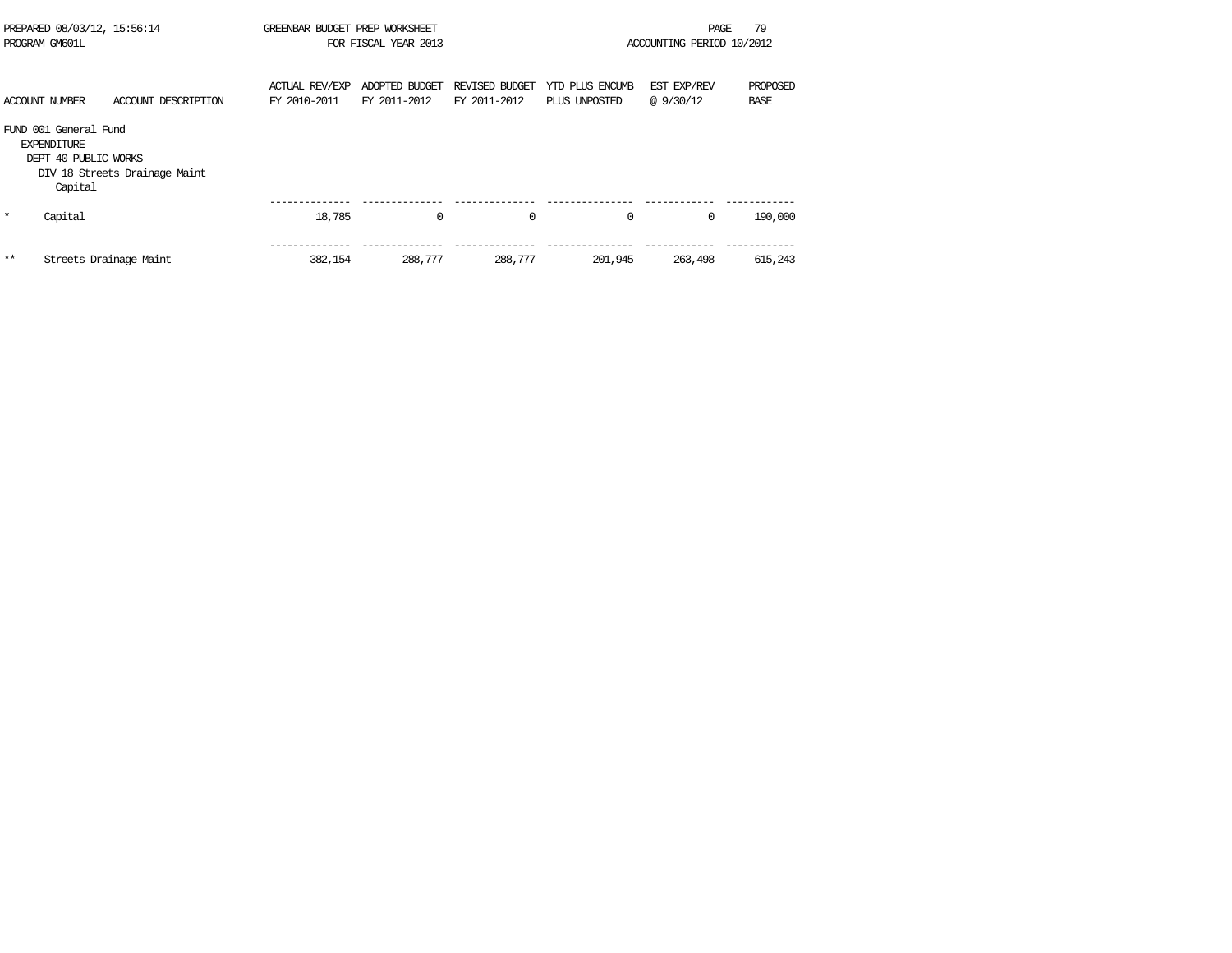| ACCOUNT NUMBER | ACCOUNT DESCRIPTION | ACTUAL REV/EXP FY 2010-2011 | ADOPTED BUDGET FY 2011-2012 | REVISED BUDGET FY 2011-2012 | YTD PLUS ENCUMB PLUS UNPOSTED | EST EXP/REV @ 9/30/12 | PROPOSED BASE |
|---|---|---|---|---|---|---|---|
| FUND 001 General Fund | | | | | | | |
| EXPENDITURE | | | | | | | |
| DEPT 40 PUBLIC WORKS | | | | | | | |
| DIV 18 Streets Drainage Maint | | | | | | | |
| Capital | | | | | | | |
| * | Capital | 18,785 | 0 | 0 | 0 | 0 | 190,000 |
| ** | Streets Drainage Maint | 382,154 | 288,777 | 288,777 | 201,945 | 263,498 | 615,243 |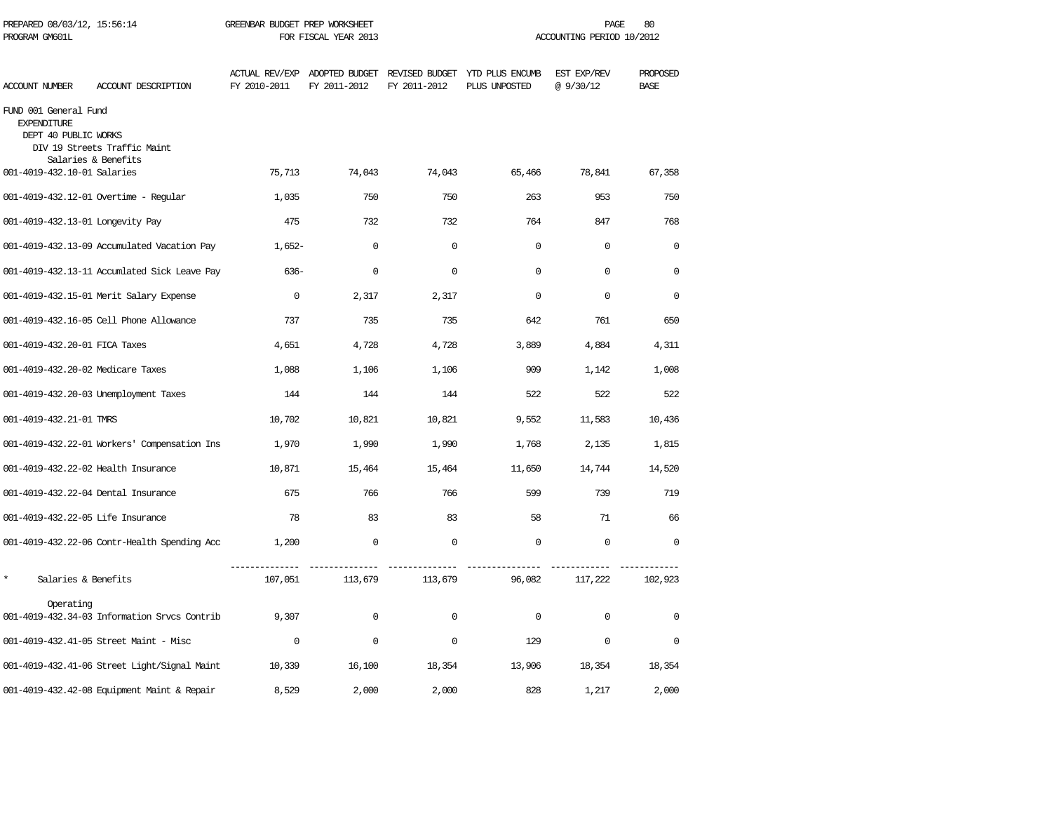PREPARED 08/03/12, 15:56:14 GREENBAR BUDGET PREP WORKSHEET
PROGRAM GM601L FOR FISCAL YEAR 2013 ACCOUNTING PERIOD 10/2012

FUND 001 General Fund
EXPENDITURE
DEPT 40 PUBLIC WORKS
DIV 19 Streets Traffic Maint

| ACCOUNT NUMBER | ACCOUNT DESCRIPTION | ACTUAL REV/EXP FY 2010-2011 | ADOPTED BUDGET FY 2011-2012 | REVISED BUDGET FY 2011-2012 | YTD PLUS ENCUMB PLUS UNPOSTED | EST EXP/REV @ 9/30/12 | PROPOSED BASE |
|---|---|---|---|---|---|---|---|
| | Salaries & Benefits | | | | | | |
| 001-4019-432.10-01 | Salaries | 75,713 | 74,043 | 74,043 | 65,466 | 78,841 | 67,358 |
| 001-4019-432.12-01 | Overtime - Regular | 1,035 | 750 | 750 | 263 | 953 | 750 |
| 001-4019-432.13-01 | Longevity Pay | 475 | 732 | 732 | 764 | 847 | 768 |
| 001-4019-432.13-09 | Accumulated Vacation Pay | 1,652- | 0 | 0 | 0 | 0 | 0 |
| 001-4019-432.13-11 | Accumlated Sick Leave Pay | 636- | 0 | 0 | 0 | 0 | 0 |
| 001-4019-432.15-01 | Merit Salary Expense | 0 | 2,317 | 2,317 | 0 | 0 | 0 |
| 001-4019-432.16-05 | Cell Phone Allowance | 737 | 735 | 735 | 642 | 761 | 650 |
| 001-4019-432.20-01 | FICA Taxes | 4,651 | 4,728 | 4,728 | 3,889 | 4,884 | 4,311 |
| 001-4019-432.20-02 | Medicare Taxes | 1,088 | 1,106 | 1,106 | 909 | 1,142 | 1,008 |
| 001-4019-432.20-03 | Unemployment Taxes | 144 | 144 | 144 | 522 | 522 | 522 |
| 001-4019-432.21-01 | TMRS | 10,702 | 10,821 | 10,821 | 9,552 | 11,583 | 10,436 |
| 001-4019-432.22-01 | Workers' Compensation Ins | 1,970 | 1,990 | 1,990 | 1,768 | 2,135 | 1,815 |
| 001-4019-432.22-02 | Health Insurance | 10,871 | 15,464 | 15,464 | 11,650 | 14,744 | 14,520 |
| 001-4019-432.22-04 | Dental Insurance | 675 | 766 | 766 | 599 | 739 | 719 |
| 001-4019-432.22-05 | Life Insurance | 78 | 83 | 83 | 58 | 71 | 66 |
| 001-4019-432.22-06 | Contr-Health Spending Acc | 1,200 | 0 | 0 | 0 | 0 | 0 |
| * | Salaries & Benefits | 107,051 | 113,679 | 113,679 | 96,082 | 117,222 | 102,923 |
| | Operating | | | | | | |
| 001-4019-432.34-03 | Information Srvcs Contrib | 9,307 | 0 | 0 | 0 | 0 | 0 |
| 001-4019-432.41-05 | Street Maint - Misc | 0 | 0 | 0 | 129 | 0 | 0 |
| 001-4019-432.41-06 | Street Light/Signal Maint | 10,339 | 16,100 | 18,354 | 13,906 | 18,354 | 18,354 |
| 001-4019-432.42-08 | Equipment Maint & Repair | 8,529 | 2,000 | 2,000 | 828 | 1,217 | 2,000 |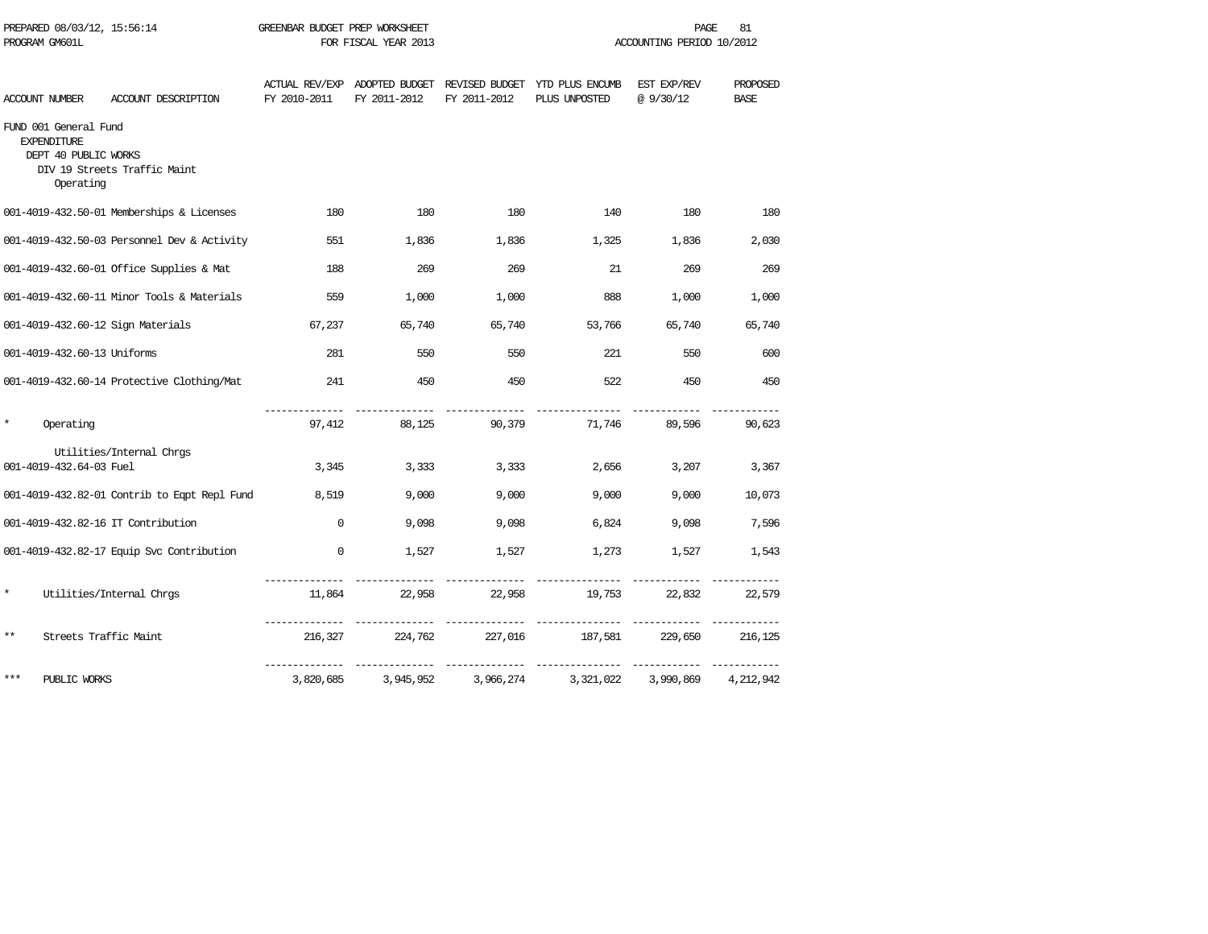PREPARED 08/03/12, 15:56:14 — GREENBAR BUDGET PREP WORKSHEET — PROGRAM GM601L — FOR FISCAL YEAR 2013 — ACCOUNTING PERIOD 10/2012

FUND 001 General Fund
EXPENDITURE
DEPT 40 PUBLIC WORKS
DIV 19 Streets Traffic Maint

| ACCOUNT NUMBER | ACCOUNT DESCRIPTION | ACTUAL REV/EXP FY 2010-2011 | ADOPTED BUDGET FY 2011-2012 | REVISED BUDGET FY 2011-2012 | YTD PLUS ENCUMB PLUS UNPOSTED | EST EXP/REV @ 9/30/12 | PROPOSED BASE |
|---|---|---|---|---|---|---|---|
| | Operating | | | | | | |
| 001-4019-432.50-01 | Memberships & Licenses | 180 | 180 | 180 | 140 | 180 | 180 |
| 001-4019-432.50-03 | Personnel Dev & Activity | 551 | 1,836 | 1,836 | 1,325 | 1,836 | 2,030 |
| 001-4019-432.60-01 | Office Supplies & Mat | 188 | 269 | 269 | 21 | 269 | 269 |
| 001-4019-432.60-11 | Minor Tools & Materials | 559 | 1,000 | 1,000 | 888 | 1,000 | 1,000 |
| 001-4019-432.60-12 | Sign Materials | 67,237 | 65,740 | 65,740 | 53,766 | 65,740 | 65,740 |
| 001-4019-432.60-13 | Uniforms | 281 | 550 | 550 | 221 | 550 | 600 |
| 001-4019-432.60-14 | Protective Clothing/Mat | 241 | 450 | 450 | 522 | 450 | 450 |
| * | Operating | 97,412 | 88,125 | 90,379 | 71,746 | 89,596 | 90,623 |
| | Utilities/Internal Chrgs | | | | | | |
| 001-4019-432.64-03 | Fuel | 3,345 | 3,333 | 3,333 | 2,656 | 3,207 | 3,367 |
| 001-4019-432.82-01 | Contrib to Eqpt Repl Fund | 8,519 | 9,000 | 9,000 | 9,000 | 9,000 | 10,073 |
| 001-4019-432.82-16 | IT Contribution | 0 | 9,098 | 9,098 | 6,824 | 9,098 | 7,596 |
| 001-4019-432.82-17 | Equip Svc Contribution | 0 | 1,527 | 1,527 | 1,273 | 1,527 | 1,543 |
| * | Utilities/Internal Chrgs | 11,864 | 22,958 | 22,958 | 19,753 | 22,832 | 22,579 |
| ** | Streets Traffic Maint | 216,327 | 224,762 | 227,016 | 187,581 | 229,650 | 216,125 |
| *** | PUBLIC WORKS | 3,820,685 | 3,945,952 | 3,966,274 | 3,321,022 | 3,990,869 | 4,212,942 |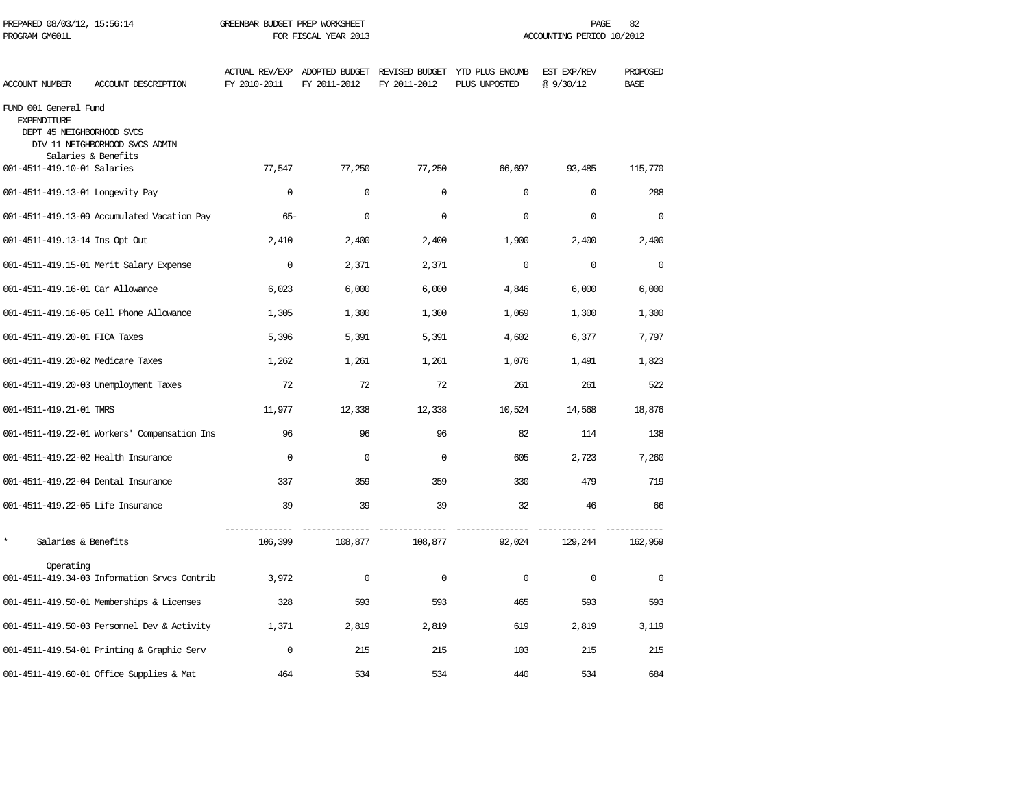PREPARED 08/03/12, 15:56:14 GREENBAR BUDGET PREP WORKSHEET
PROGRAM GM601L FOR FISCAL YEAR 2013 ACCOUNTING PERIOD 10/2012

| ACCOUNT NUMBER | ACCOUNT DESCRIPTION | ACTUAL REV/EXP FY 2010-2011 | ADOPTED BUDGET FY 2011-2012 | REVISED BUDGET FY 2011-2012 | YTD PLUS ENCUMB PLUS UNPOSTED | EST EXP/REV @ 9/30/12 | PROPOSED BASE |
|---|---|---|---|---|---|---|---|
| FUND 001 General Fund | | | | | | | |
| EXPENDITURE | | | | | | | |
| DEPT 45 NEIGHBORHOOD SVCS | | | | | | | |
| DIV 11 NEIGHBORHOOD SVCS ADMIN | | | | | | | |
| Salaries & Benefits | | | | | | | |
| 001-4511-419.10-01 | Salaries | 77,547 | 77,250 | 77,250 | 66,697 | 93,485 | 115,770 |
| 001-4511-419.13-01 | Longevity Pay | 0 | 0 | 0 | 0 | 0 | 288 |
| 001-4511-419.13-09 | Accumulated Vacation Pay | 65- | 0 | 0 | 0 | 0 | 0 |
| 001-4511-419.13-14 | Ins Opt Out | 2,410 | 2,400 | 2,400 | 1,900 | 2,400 | 2,400 |
| 001-4511-419.15-01 | Merit Salary Expense | 0 | 2,371 | 2,371 | 0 | 0 | 0 |
| 001-4511-419.16-01 | Car Allowance | 6,023 | 6,000 | 6,000 | 4,846 | 6,000 | 6,000 |
| 001-4511-419.16-05 | Cell Phone Allowance | 1,305 | 1,300 | 1,300 | 1,069 | 1,300 | 1,300 |
| 001-4511-419.20-01 | FICA Taxes | 5,396 | 5,391 | 5,391 | 4,602 | 6,377 | 7,797 |
| 001-4511-419.20-02 | Medicare Taxes | 1,262 | 1,261 | 1,261 | 1,076 | 1,491 | 1,823 |
| 001-4511-419.20-03 | Unemployment Taxes | 72 | 72 | 72 | 261 | 261 | 522 |
| 001-4511-419.21-01 | TMRS | 11,977 | 12,338 | 12,338 | 10,524 | 14,568 | 18,876 |
| 001-4511-419.22-01 | Workers' Compensation Ins | 96 | 96 | 96 | 82 | 114 | 138 |
| 001-4511-419.22-02 | Health Insurance | 0 | 0 | 0 | 605 | 2,723 | 7,260 |
| 001-4511-419.22-04 | Dental Insurance | 337 | 359 | 359 | 330 | 479 | 719 |
| 001-4511-419.22-05 | Life Insurance | 39 | 39 | 39 | 32 | 46 | 66 |
| * | Salaries & Benefits | 106,399 | 108,877 | 108,877 | 92,024 | 129,244 | 162,959 |
| Operating | | | | | | | |
| 001-4511-419.34-03 | Information Srvcs Contrib | 3,972 | 0 | 0 | 0 | 0 | 0 |
| 001-4511-419.50-01 | Memberships & Licenses | 328 | 593 | 593 | 465 | 593 | 593 |
| 001-4511-419.50-03 | Personnel Dev & Activity | 1,371 | 2,819 | 2,819 | 619 | 2,819 | 3,119 |
| 001-4511-419.54-01 | Printing & Graphic Serv | 0 | 215 | 215 | 103 | 215 | 215 |
| 001-4511-419.60-01 | Office Supplies & Mat | 464 | 534 | 534 | 440 | 534 | 684 |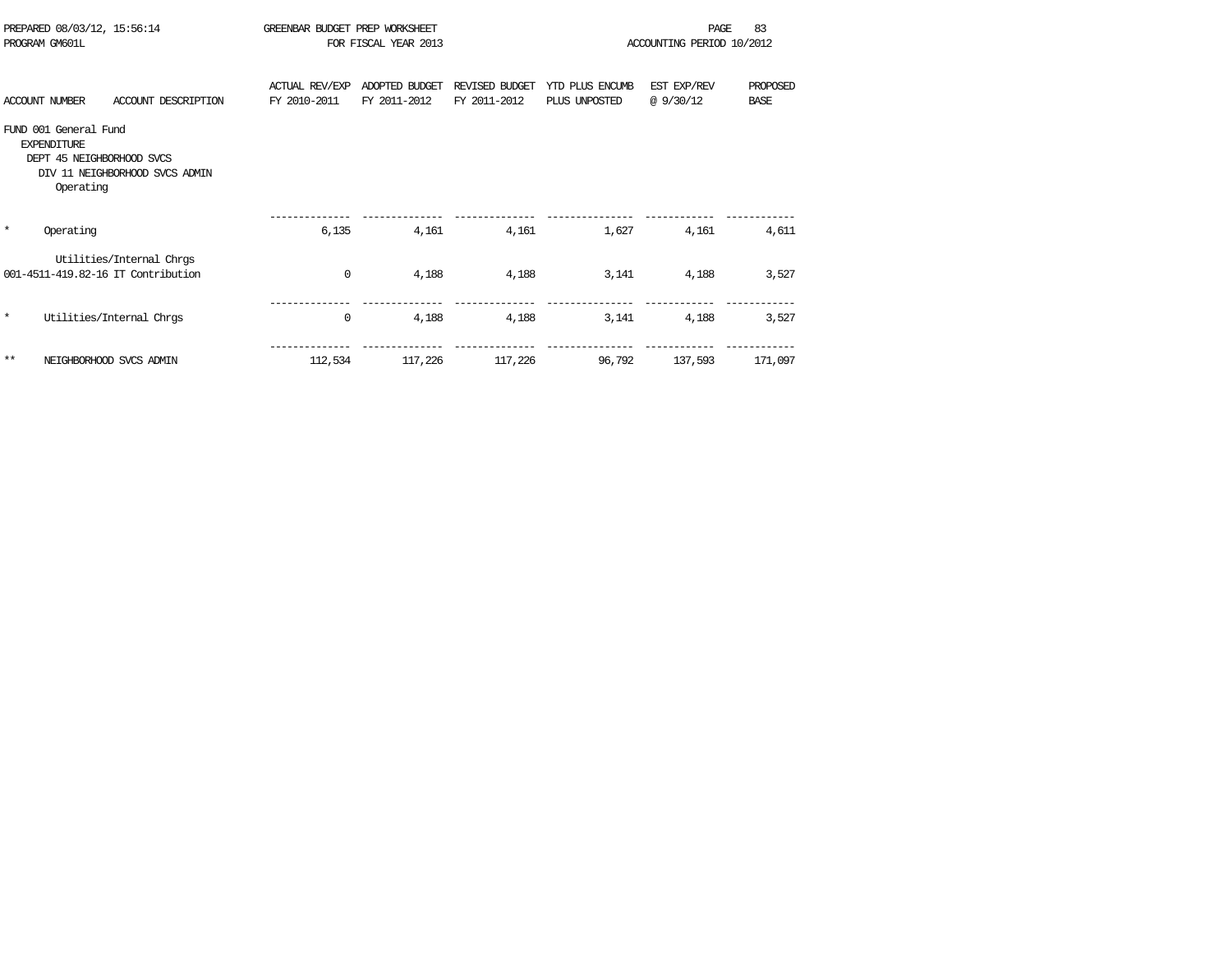PREPARED 08/03/12, 15:56:14 GREENBAR BUDGET PREP WORKSHEET
PROGRAM GM601L FOR FISCAL YEAR 2013 ACCOUNTING PERIOD 10/2012

| ACCOUNT NUMBER | ACCOUNT DESCRIPTION | ACTUAL REV/EXP FY 2010-2011 | ADOPTED BUDGET FY 2011-2012 | REVISED BUDGET FY 2011-2012 | YTD PLUS ENCUMB PLUS UNPOSTED | EST EXP/REV @ 9/30/12 | PROPOSED BASE |
|---|---|---|---|---|---|---|---|
| FUND 001 General Fund | | | | | | | |
| EXPENDITURE | | | | | | | |
| DEPT 45 NEIGHBORHOOD SVCS | | | | | | | |
| DIV 11 NEIGHBORHOOD SVCS ADMIN | | | | | | | |
| Operating | | | | | | | |
| * | Operating | 6,135 | 4,161 | 4,161 | 1,627 | 4,161 | 4,611 |
| | Utilities/Internal Chrgs | | | | | | |
| 001-4511-419.82-16 | IT Contribution | 0 | 4,188 | 4,188 | 3,141 | 4,188 | 3,527 |
| * | Utilities/Internal Chrgs | 0 | 4,188 | 4,188 | 3,141 | 4,188 | 3,527 |
| ** | NEIGHBORHOOD SVCS ADMIN | 112,534 | 117,226 | 117,226 | 96,792 | 137,593 | 171,097 |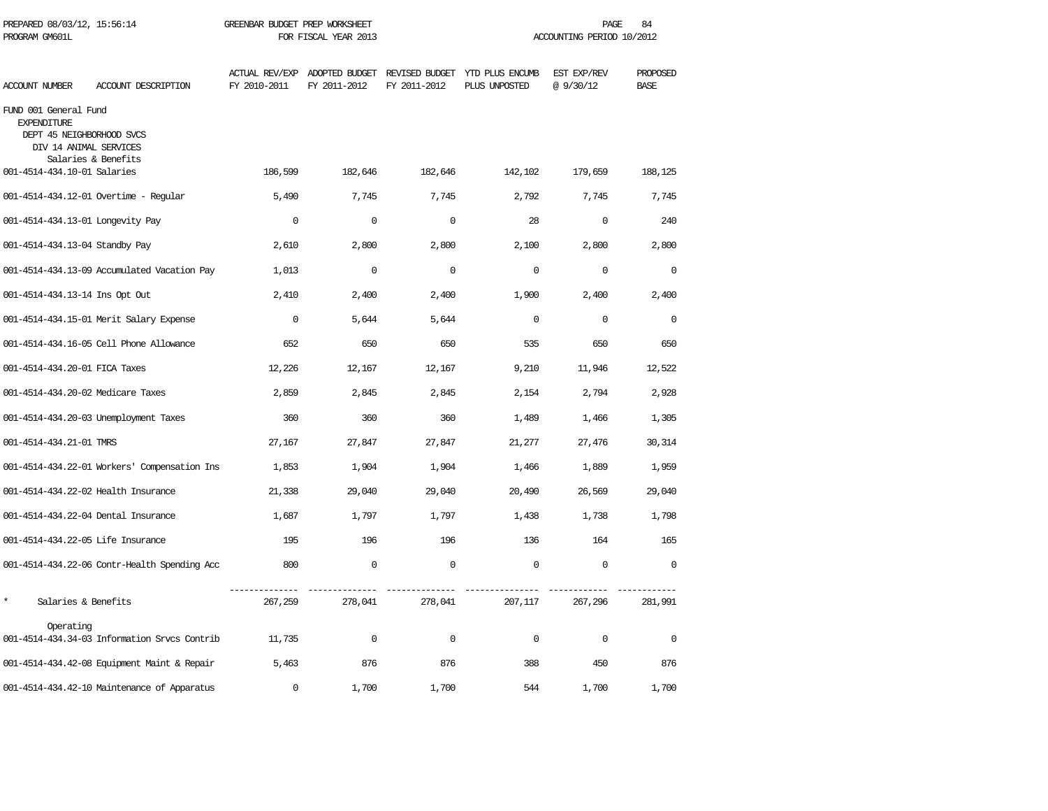GREENBAR BUDGET PREP WORKSHEET
FOR FISCAL YEAR 2013

PREPARED 08/03/12, 15:56:14
PROGRAM GM601L

ACCOUNTING PERIOD 10/2012

| ACCOUNT NUMBER | ACCOUNT DESCRIPTION | ACTUAL REV/EXP FY 2010-2011 | ADOPTED BUDGET FY 2011-2012 | REVISED BUDGET FY 2011-2012 | YTD PLUS ENCUMB PLUS UNPOSTED | EST EXP/REV @ 9/30/12 | PROPOSED BASE |
|---|---|---|---|---|---|---|---|
| FUND 001 General Fund | | | | | | | |
| EXPENDITURE | | | | | | | |
| DEPT 45 NEIGHBORHOOD SVCS | | | | | | | |
| DIV 14 ANIMAL SERVICES | | | | | | | |
| | Salaries & Benefits | | | | | | |
| 001-4514-434.10-01 | Salaries | 186,599 | 182,646 | 182,646 | 142,102 | 179,659 | 188,125 |
| 001-4514-434.12-01 | Overtime - Regular | 5,490 | 7,745 | 7,745 | 2,792 | 7,745 | 7,745 |
| 001-4514-434.13-01 | Longevity Pay | 0 | 0 | 0 | 28 | 0 | 240 |
| 001-4514-434.13-04 | Standby Pay | 2,610 | 2,800 | 2,800 | 2,100 | 2,800 | 2,800 |
| 001-4514-434.13-09 | Accumulated Vacation Pay | 1,013 | 0 | 0 | 0 | 0 | 0 |
| 001-4514-434.13-14 | Ins Opt Out | 2,410 | 2,400 | 2,400 | 1,900 | 2,400 | 2,400 |
| 001-4514-434.15-01 | Merit Salary Expense | 0 | 5,644 | 5,644 | 0 | 0 | 0 |
| 001-4514-434.16-05 | Cell Phone Allowance | 652 | 650 | 650 | 535 | 650 | 650 |
| 001-4514-434.20-01 | FICA Taxes | 12,226 | 12,167 | 12,167 | 9,210 | 11,946 | 12,522 |
| 001-4514-434.20-02 | Medicare Taxes | 2,859 | 2,845 | 2,845 | 2,154 | 2,794 | 2,928 |
| 001-4514-434.20-03 | Unemployment Taxes | 360 | 360 | 360 | 1,489 | 1,466 | 1,305 |
| 001-4514-434.21-01 | TMRS | 27,167 | 27,847 | 27,847 | 21,277 | 27,476 | 30,314 |
| 001-4514-434.22-01 | Workers' Compensation Ins | 1,853 | 1,904 | 1,904 | 1,466 | 1,889 | 1,959 |
| 001-4514-434.22-02 | Health Insurance | 21,338 | 29,040 | 29,040 | 20,490 | 26,569 | 29,040 |
| 001-4514-434.22-04 | Dental Insurance | 1,687 | 1,797 | 1,797 | 1,438 | 1,738 | 1,798 |
| 001-4514-434.22-05 | Life Insurance | 195 | 196 | 196 | 136 | 164 | 165 |
| 001-4514-434.22-06 | Contr-Health Spending Acc | 800 | 0 | 0 | 0 | 0 | 0 |
| * | Salaries & Benefits | 267,259 | 278,041 | 278,041 | 207,117 | 267,296 | 281,991 |
| | Operating | | | | | | |
| 001-4514-434.34-03 | Information Srvcs Contrib | 11,735 | 0 | 0 | 0 | 0 | 0 |
| 001-4514-434.42-08 | Equipment Maint & Repair | 5,463 | 876 | 876 | 388 | 450 | 876 |
| 001-4514-434.42-10 | Maintenance of Apparatus | 0 | 1,700 | 1,700 | 544 | 1,700 | 1,700 |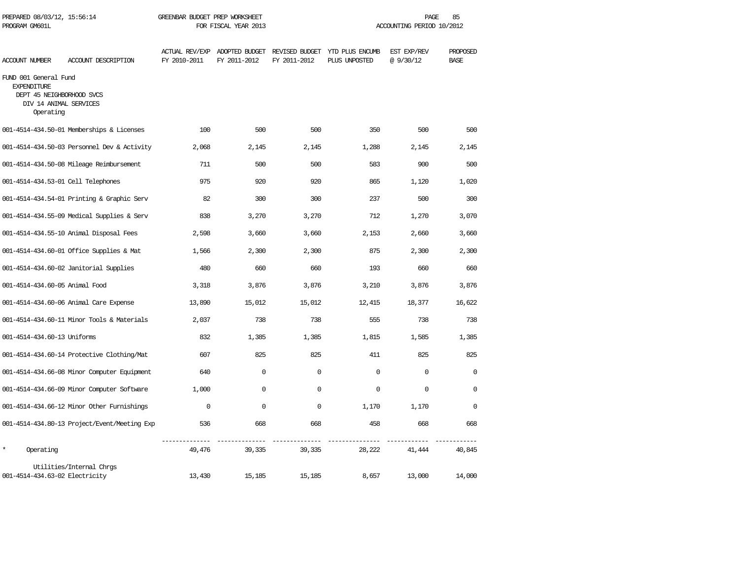PREPARED 08/03/12, 15:56:14 GREENBAR BUDGET PREP WORKSHEET
PROGRAM GM601L FOR FISCAL YEAR 2013 ACCOUNTING PERIOD 10/2012

| ACCOUNT NUMBER | ACCOUNT DESCRIPTION | ACTUAL REV/EXP FY 2010-2011 | ADOPTED BUDGET FY 2011-2012 | REVISED BUDGET FY 2011-2012 | YTD PLUS ENCUMB PLUS UNPOSTED | EST EXP/REV @ 9/30/12 | PROPOSED BASE |
|---|---|---|---|---|---|---|---|
| FUND 001 General Fund | | | | | | | |
| EXPENDITURE | | | | | | | |
| DEPT 45 NEIGHBORHOOD SVCS | | | | | | | |
| DIV 14 ANIMAL SERVICES | | | | | | | |
| Operating | | | | | | | |
| 001-4514-434.50-01 | Memberships & Licenses | 100 | 500 | 500 | 350 | 500 | 500 |
| 001-4514-434.50-03 | Personnel Dev & Activity | 2,068 | 2,145 | 2,145 | 1,288 | 2,145 | 2,145 |
| 001-4514-434.50-08 | Mileage Reimbursement | 711 | 500 | 500 | 583 | 900 | 500 |
| 001-4514-434.53-01 | Cell Telephones | 975 | 920 | 920 | 865 | 1,120 | 1,020 |
| 001-4514-434.54-01 | Printing & Graphic Serv | 82 | 300 | 300 | 237 | 500 | 300 |
| 001-4514-434.55-09 | Medical Supplies & Serv | 838 | 3,270 | 3,270 | 712 | 1,270 | 3,070 |
| 001-4514-434.55-10 | Animal Disposal Fees | 2,598 | 3,660 | 3,660 | 2,153 | 2,660 | 3,660 |
| 001-4514-434.60-01 | Office Supplies & Mat | 1,566 | 2,300 | 2,300 | 875 | 2,300 | 2,300 |
| 001-4514-434.60-02 | Janitorial Supplies | 480 | 660 | 660 | 193 | 660 | 660 |
| 001-4514-434.60-05 | Animal Food | 3,318 | 3,876 | 3,876 | 3,210 | 3,876 | 3,876 |
| 001-4514-434.60-06 | Animal Care Expense | 13,890 | 15,012 | 15,012 | 12,415 | 18,377 | 16,622 |
| 001-4514-434.60-11 | Minor Tools & Materials | 2,037 | 738 | 738 | 555 | 738 | 738 |
| 001-4514-434.60-13 | Uniforms | 832 | 1,385 | 1,385 | 1,815 | 1,585 | 1,385 |
| 001-4514-434.60-14 | Protective Clothing/Mat | 607 | 825 | 825 | 411 | 825 | 825 |
| 001-4514-434.66-08 | Minor Computer Equipment | 640 | 0 | 0 | 0 | 0 | 0 |
| 001-4514-434.66-09 | Minor Computer Software | 1,000 | 0 | 0 | 0 | 0 | 0 |
| 001-4514-434.66-12 | Minor Other Furnishings | 0 | 0 | 0 | 1,170 | 1,170 | 0 |
| 001-4514-434.80-13 | Project/Event/Meeting Exp | 536 | 668 | 668 | 458 | 668 | 668 |
| * | Operating | 49,476 | 39,335 | 39,335 | 28,222 | 41,444 | 40,845 |
| Utilities/Internal Chrgs | | | | | | | |
| 001-4514-434.63-02 | Electricity | 13,430 | 15,185 | 15,185 | 8,657 | 13,000 | 14,000 |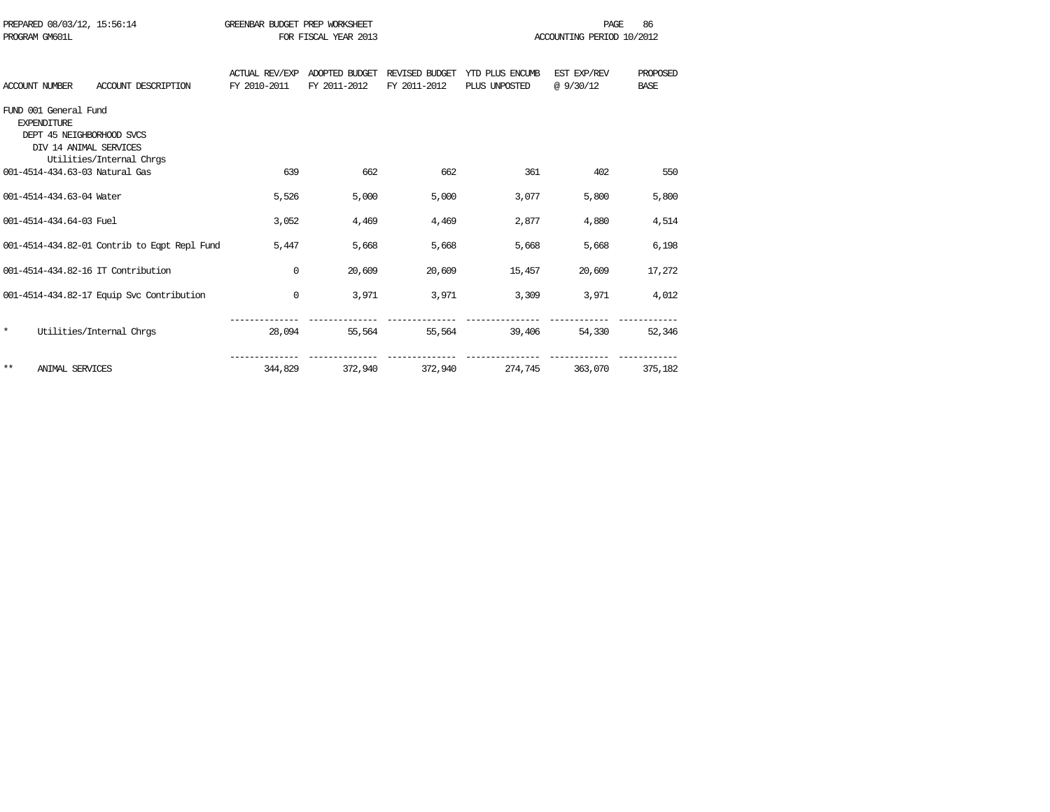PREPARED 08/03/12, 15:56:14 GREENBAR BUDGET PREP WORKSHEET
PROGRAM GM601L FOR FISCAL YEAR 2013 ACCOUNTING PERIOD 10/2012

| ACCOUNT NUMBER | ACCOUNT DESCRIPTION | ACTUAL REV/EXP FY 2010-2011 | ADOPTED BUDGET FY 2011-2012 | REVISED BUDGET FY 2011-2012 | YTD PLUS ENCUMB PLUS UNPOSTED | EST EXP/REV @ 9/30/12 | PROPOSED BASE |
|---|---|---|---|---|---|---|---|
| FUND 001 General Fund | | | | | | | |
| EXPENDITURE | | | | | | | |
| DEPT 45 NEIGHBORHOOD SVCS | | | | | | | |
| DIV 14 ANIMAL SERVICES | | | | | | | |
| | Utilities/Internal Chrgs | | | | | | |
| 001-4514-434.63-03 | Natural Gas | 639 | 662 | 662 | 361 | 402 | 550 |
| 001-4514-434.63-04 | Water | 5,526 | 5,000 | 5,000 | 3,077 | 5,800 | 5,800 |
| 001-4514-434.64-03 | Fuel | 3,052 | 4,469 | 4,469 | 2,877 | 4,880 | 4,514 |
| 001-4514-434.82-01 | Contrib to Eqpt Repl Fund | 5,447 | 5,668 | 5,668 | 5,668 | 5,668 | 6,198 |
| 001-4514-434.82-16 | IT Contribution | 0 | 20,609 | 20,609 | 15,457 | 20,609 | 17,272 |
| 001-4514-434.82-17 | Equip Svc Contribution | 0 | 3,971 | 3,971 | 3,309 | 3,971 | 4,012 |
| * | Utilities/Internal Chrgs | 28,094 | 55,564 | 55,564 | 39,406 | 54,330 | 52,346 |
| ** | ANIMAL SERVICES | 344,829 | 372,940 | 372,940 | 274,745 | 363,070 | 375,182 |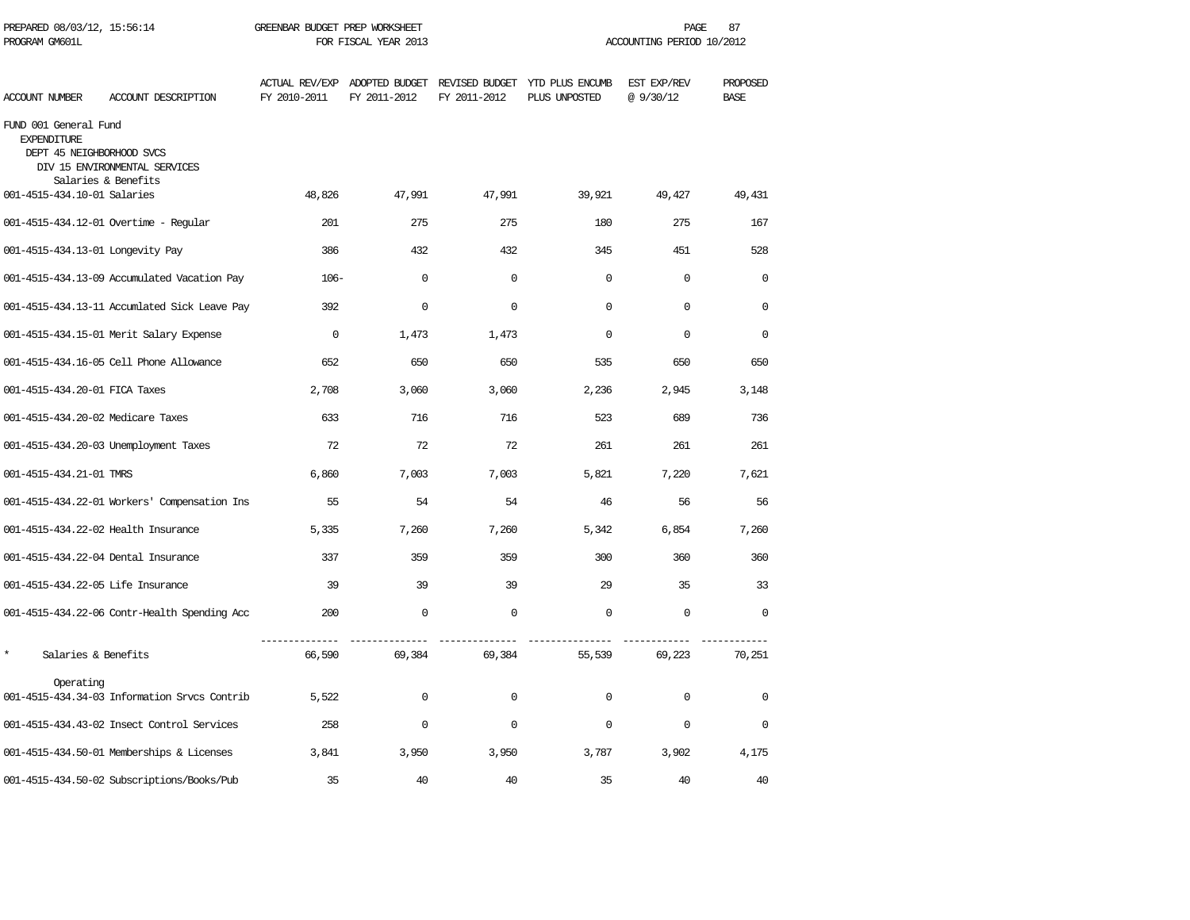PREPARED 08/03/12, 15:56:14 GREENBAR BUDGET PREP WORKSHEET
PROGRAM GM601L FOR FISCAL YEAR 2013 ACCOUNTING PERIOD 10/2012

| ACCOUNT NUMBER | ACCOUNT DESCRIPTION | ACTUAL REV/EXP FY 2010-2011 | ADOPTED BUDGET FY 2011-2012 | REVISED BUDGET FY 2011-2012 | YTD PLUS ENCUMB PLUS UNPOSTED | EST EXP/REV @ 9/30/12 | PROPOSED BASE |
|---|---|---|---|---|---|---|---|
| FUND 001 General Fund | | | | | | | |
| EXPENDITURE | | | | | | | |
| DEPT 45 NEIGHBORHOOD SVCS | | | | | | | |
| DIV 15 ENVIRONMENTAL SERVICES | | | | | | | |
| | Salaries & Benefits | | | | | | |
| 001-4515-434.10-01 | Salaries | 48,826 | 47,991 | 47,991 | 39,921 | 49,427 | 49,431 |
| 001-4515-434.12-01 | Overtime - Regular | 201 | 275 | 275 | 180 | 275 | 167 |
| 001-4515-434.13-01 | Longevity Pay | 386 | 432 | 432 | 345 | 451 | 528 |
| 001-4515-434.13-09 | Accumulated Vacation Pay | 106- | 0 | 0 | 0 | 0 | 0 |
| 001-4515-434.13-11 | Accumlated Sick Leave Pay | 392 | 0 | 0 | 0 | 0 | 0 |
| 001-4515-434.15-01 | Merit Salary Expense | 0 | 1,473 | 1,473 | 0 | 0 | 0 |
| 001-4515-434.16-05 | Cell Phone Allowance | 652 | 650 | 650 | 535 | 650 | 650 |
| 001-4515-434.20-01 | FICA Taxes | 2,708 | 3,060 | 3,060 | 2,236 | 2,945 | 3,148 |
| 001-4515-434.20-02 | Medicare Taxes | 633 | 716 | 716 | 523 | 689 | 736 |
| 001-4515-434.20-03 | Unemployment Taxes | 72 | 72 | 72 | 261 | 261 | 261 |
| 001-4515-434.21-01 | TMRS | 6,860 | 7,003 | 7,003 | 5,821 | 7,220 | 7,621 |
| 001-4515-434.22-01 | Workers' Compensation Ins | 55 | 54 | 54 | 46 | 56 | 56 |
| 001-4515-434.22-02 | Health Insurance | 5,335 | 7,260 | 7,260 | 5,342 | 6,854 | 7,260 |
| 001-4515-434.22-04 | Dental Insurance | 337 | 359 | 359 | 300 | 360 | 360 |
| 001-4515-434.22-05 | Life Insurance | 39 | 39 | 39 | 29 | 35 | 33 |
| 001-4515-434.22-06 | Contr-Health Spending Acc | 200 | 0 | 0 | 0 | 0 | 0 |
| * | Salaries & Benefits | 66,590 | 69,384 | 69,384 | 55,539 | 69,223 | 70,251 |
| | Operating | | | | | | |
| 001-4515-434.34-03 | Information Srvcs Contrib | 5,522 | 0 | 0 | 0 | 0 | 0 |
| 001-4515-434.43-02 | Insect Control Services | 258 | 0 | 0 | 0 | 0 | 0 |
| 001-4515-434.50-01 | Memberships & Licenses | 3,841 | 3,950 | 3,950 | 3,787 | 3,902 | 4,175 |
| 001-4515-434.50-02 | Subscriptions/Books/Pub | 35 | 40 | 40 | 35 | 40 | 40 |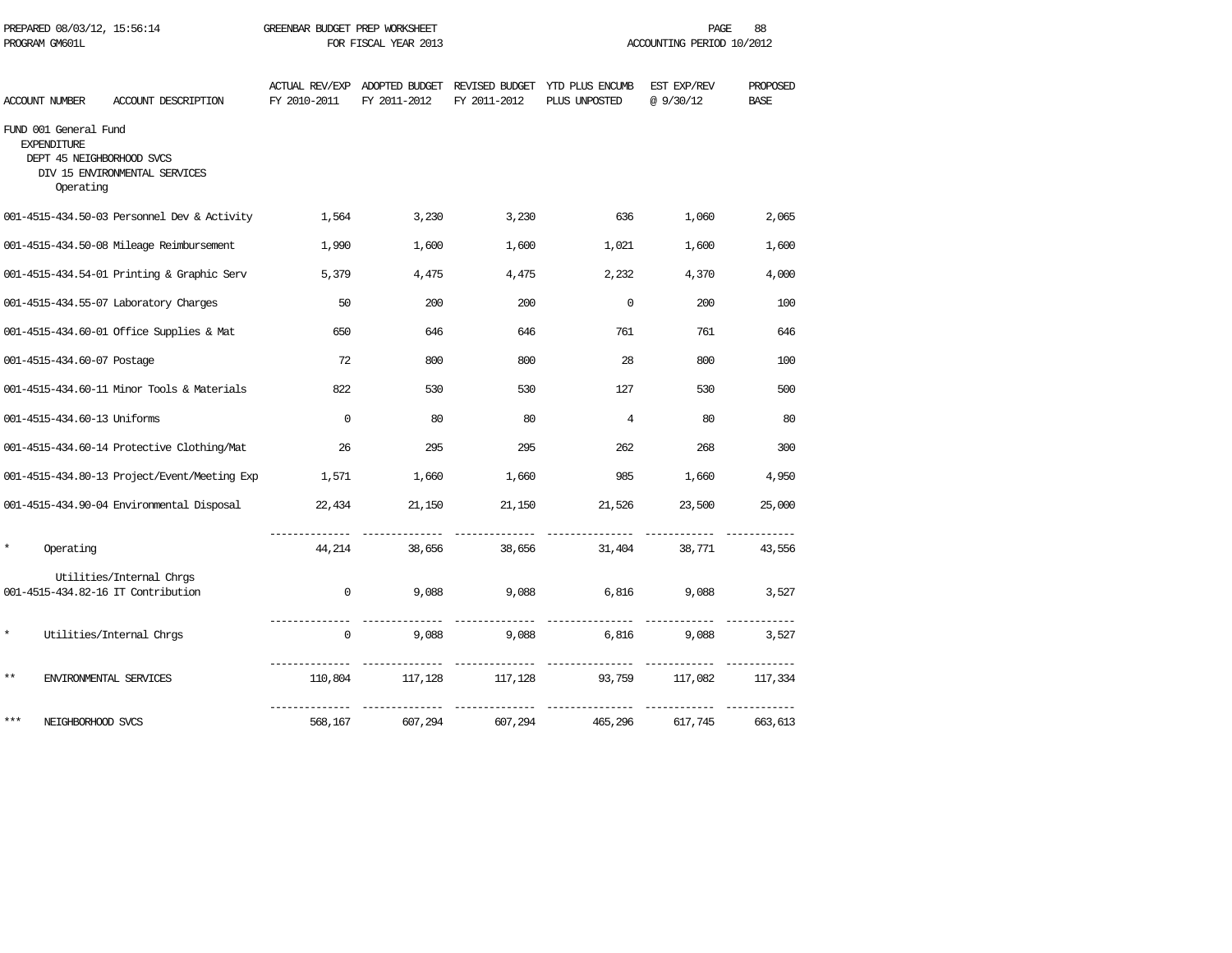PREPARED 08/03/12, 15:56:14 GREENBAR BUDGET PREP WORKSHEET
PROGRAM GM601L FOR FISCAL YEAR 2013 ACCOUNTING PERIOD 10/2012

| ACCOUNT NUMBER | ACCOUNT DESCRIPTION | ACTUAL REV/EXP FY 2010-2011 | ADOPTED BUDGET FY 2011-2012 | REVISED BUDGET FY 2011-2012 | YTD PLUS ENCUMB PLUS UNPOSTED | EST EXP/REV @ 9/30/12 | PROPOSED BASE |
|---|---|---|---|---|---|---|---|
| FUND 001 General Fund | | | | | | | |
| EXPENDITURE | | | | | | | |
| DEPT 45 NEIGHBORHOOD SVCS | | | | | | | |
| DIV 15 ENVIRONMENTAL SERVICES | | | | | | | |
| Operating | | | | | | | |
| 001-4515-434.50-03 | Personnel Dev & Activity | 1,564 | 3,230 | 3,230 | 636 | 1,060 | 2,065 |
| 001-4515-434.50-08 | Mileage Reimbursement | 1,990 | 1,600 | 1,600 | 1,021 | 1,600 | 1,600 |
| 001-4515-434.54-01 | Printing & Graphic Serv | 5,379 | 4,475 | 4,475 | 2,232 | 4,370 | 4,000 |
| 001-4515-434.55-07 | Laboratory Charges | 50 | 200 | 200 | 0 | 200 | 100 |
| 001-4515-434.60-01 | Office Supplies & Mat | 650 | 646 | 646 | 761 | 761 | 646 |
| 001-4515-434.60-07 | Postage | 72 | 800 | 800 | 28 | 800 | 100 |
| 001-4515-434.60-11 | Minor Tools & Materials | 822 | 530 | 530 | 127 | 530 | 500 |
| 001-4515-434.60-13 | Uniforms | 0 | 80 | 80 | 4 | 80 | 80 |
| 001-4515-434.60-14 | Protective Clothing/Mat | 26 | 295 | 295 | 262 | 268 | 300 |
| 001-4515-434.80-13 | Project/Event/Meeting Exp | 1,571 | 1,660 | 1,660 | 985 | 1,660 | 4,950 |
| 001-4515-434.90-04 | Environmental Disposal | 22,434 | 21,150 | 21,150 | 21,526 | 23,500 | 25,000 |
| * | Operating | 44,214 | 38,656 | 38,656 | 31,404 | 38,771 | 43,556 |
| Utilities/Internal Chrgs | | | | | | | |
| 001-4515-434.82-16 | IT Contribution | 0 | 9,088 | 9,088 | 6,816 | 9,088 | 3,527 |
| * | Utilities/Internal Chrgs | 0 | 9,088 | 9,088 | 6,816 | 9,088 | 3,527 |
| ** | ENVIRONMENTAL SERVICES | 110,804 | 117,128 | 117,128 | 93,759 | 117,082 | 117,334 |
| *** | NEIGHBORHOOD SVCS | 568,167 | 607,294 | 607,294 | 465,296 | 617,745 | 663,613 |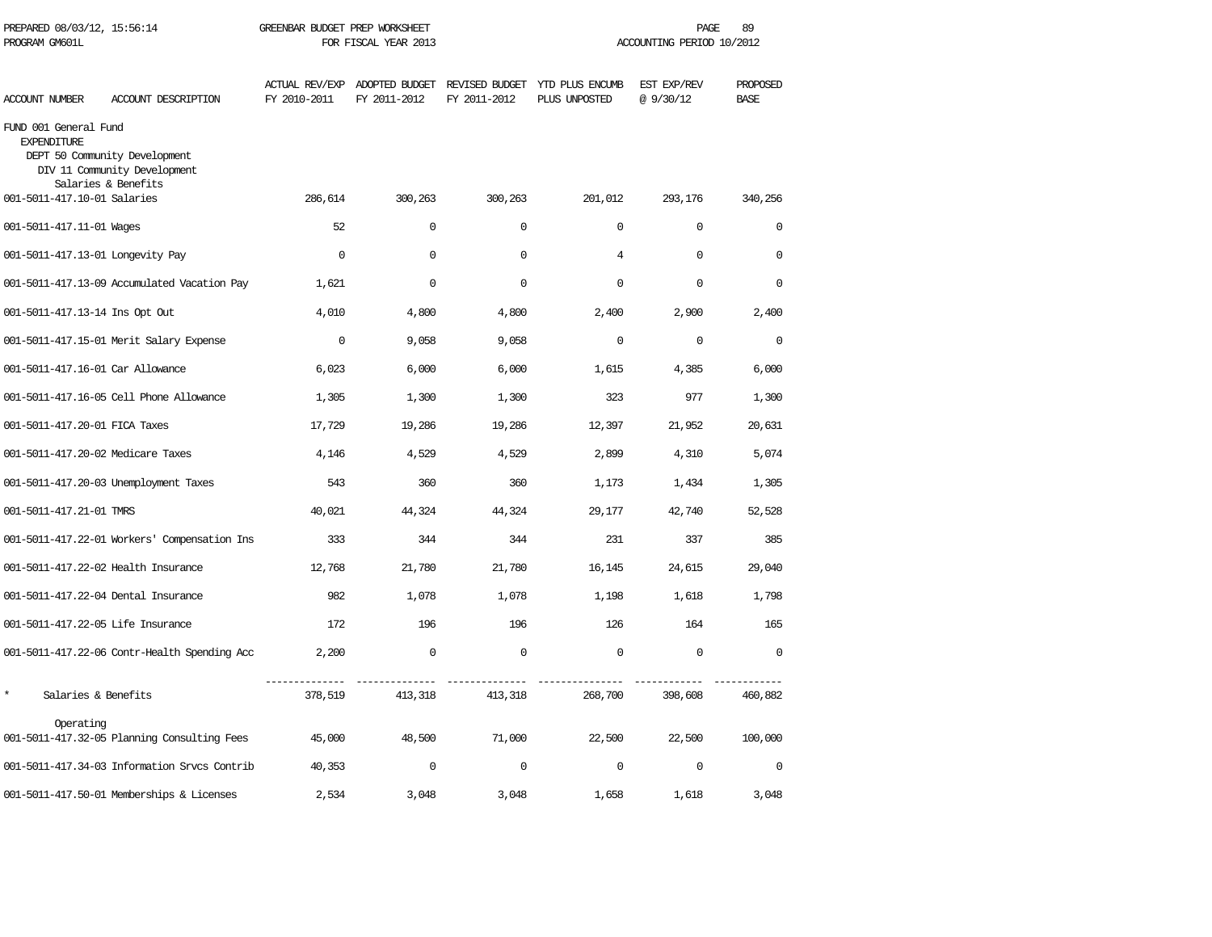PREPARED 08/03/12, 15:56:14 — GREENBAR BUDGET PREP WORKSHEET — FOR FISCAL YEAR 2013 — ACCOUNTING PERIOD 10/2012

PROGRAM GM601L

| ACCOUNT NUMBER | ACCOUNT DESCRIPTION | ACTUAL REV/EXP FY 2010-2011 | ADOPTED BUDGET FY 2011-2012 | REVISED BUDGET FY 2011-2012 | YTD PLUS ENCUMB PLUS UNPOSTED | EST EXP/REV @ 9/30/12 | PROPOSED BASE |
|---|---|---|---|---|---|---|---|
| FUND 001 General Fund | | | | | | | |
| EXPENDITURE | | | | | | | |
| DEPT 50 Community Development | | | | | | | |
| DIV 11 Community Development | | | | | | | |
| Salaries & Benefits | | | | | | | |
| 001-5011-417.10-01 | Salaries | 286,614 | 300,263 | 300,263 | 201,012 | 293,176 | 340,256 |
| 001-5011-417.11-01 | Wages | 52 | 0 | 0 | 0 | 0 | 0 |
| 001-5011-417.13-01 | Longevity Pay | 0 | 0 | 0 | 4 | 0 | 0 |
| 001-5011-417.13-09 | Accumulated Vacation Pay | 1,621 | 0 | 0 | 0 | 0 | 0 |
| 001-5011-417.13-14 | Ins Opt Out | 4,010 | 4,800 | 4,800 | 2,400 | 2,900 | 2,400 |
| 001-5011-417.15-01 | Merit Salary Expense | 0 | 9,058 | 9,058 | 0 | 0 | 0 |
| 001-5011-417.16-01 | Car Allowance | 6,023 | 6,000 | 6,000 | 1,615 | 4,385 | 6,000 |
| 001-5011-417.16-05 | Cell Phone Allowance | 1,305 | 1,300 | 1,300 | 323 | 977 | 1,300 |
| 001-5011-417.20-01 | FICA Taxes | 17,729 | 19,286 | 19,286 | 12,397 | 21,952 | 20,631 |
| 001-5011-417.20-02 | Medicare Taxes | 4,146 | 4,529 | 4,529 | 2,899 | 4,310 | 5,074 |
| 001-5011-417.20-03 | Unemployment Taxes | 543 | 360 | 360 | 1,173 | 1,434 | 1,305 |
| 001-5011-417.21-01 | TMRS | 40,021 | 44,324 | 44,324 | 29,177 | 42,740 | 52,528 |
| 001-5011-417.22-01 | Workers' Compensation Ins | 333 | 344 | 344 | 231 | 337 | 385 |
| 001-5011-417.22-02 | Health Insurance | 12,768 | 21,780 | 21,780 | 16,145 | 24,615 | 29,040 |
| 001-5011-417.22-04 | Dental Insurance | 982 | 1,078 | 1,078 | 1,198 | 1,618 | 1,798 |
| 001-5011-417.22-05 | Life Insurance | 172 | 196 | 196 | 126 | 164 | 165 |
| 001-5011-417.22-06 | Contr-Health Spending Acc | 2,200 | 0 | 0 | 0 | 0 | 0 |
| * | Salaries & Benefits | 378,519 | 413,318 | 413,318 | 268,700 | 398,608 | 460,882 |
| Operating | | | | | | | |
| 001-5011-417.32-05 | Planning Consulting Fees | 45,000 | 48,500 | 71,000 | 22,500 | 22,500 | 100,000 |
| 001-5011-417.34-03 | Information Srvcs Contrib | 40,353 | 0 | 0 | 0 | 0 | 0 |
| 001-5011-417.50-01 | Memberships & Licenses | 2,534 | 3,048 | 3,048 | 1,658 | 1,618 | 3,048 |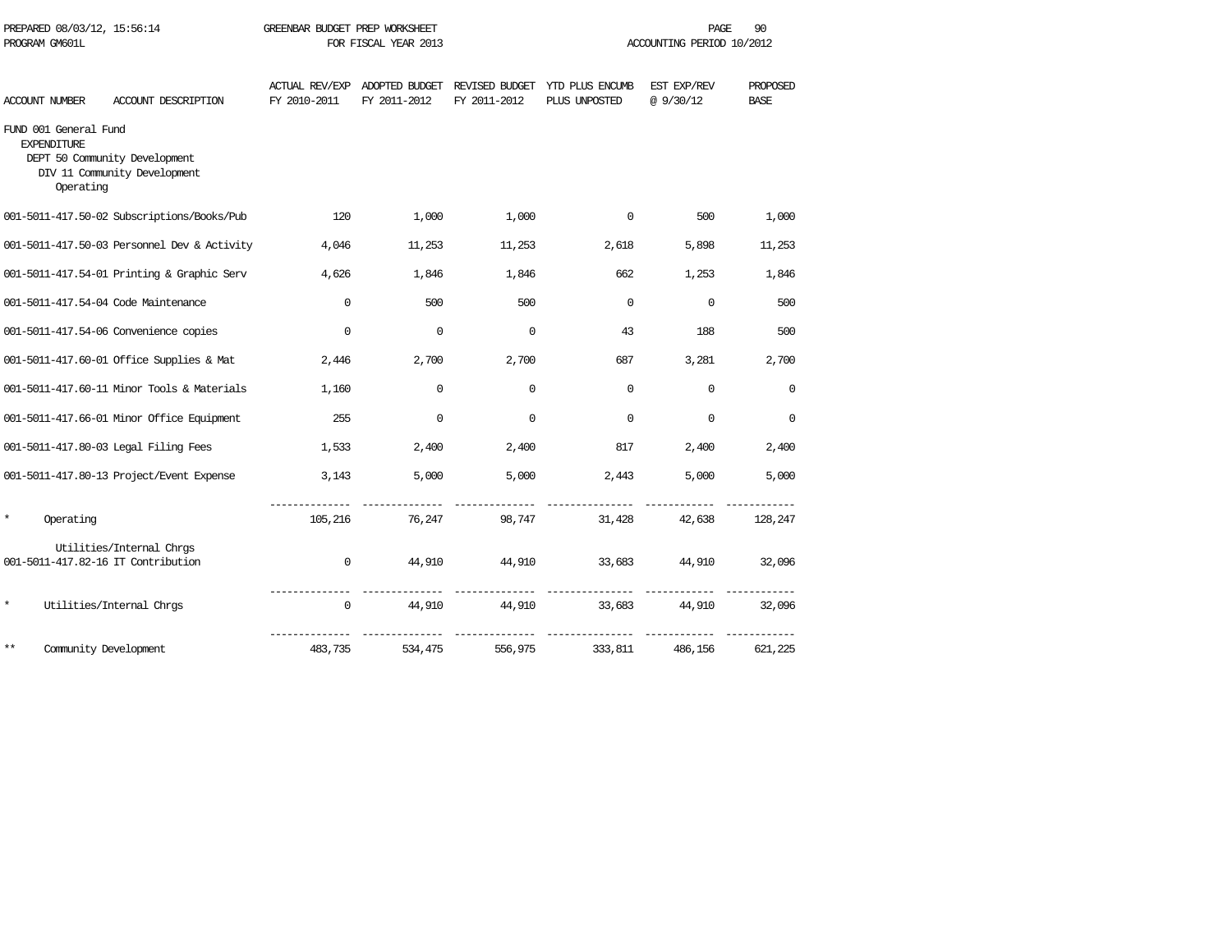PREPARED 08/03/12, 15:56:14 GREENBAR BUDGET PREP WORKSHEET
PROGRAM GM601L FOR FISCAL YEAR 2013 ACCOUNTING PERIOD 10/2012

| ACCOUNT NUMBER | ACCOUNT DESCRIPTION | ACTUAL REV/EXP FY 2010-2011 | ADOPTED BUDGET FY 2011-2012 | REVISED BUDGET FY 2011-2012 | YTD PLUS ENCUMB PLUS UNPOSTED | EST EXP/REV @ 9/30/12 | PROPOSED BASE |
|---|---|---|---|---|---|---|---|
| FUND 001 General Fund | | | | | | | |
| EXPENDITURE | | | | | | | |
| DEPT 50 Community Development | | | | | | | |
| DIV 11 Community Development | | | | | | | |
| Operating | | | | | | | |
| 001-5011-417.50-02 | Subscriptions/Books/Pub | 120 | 1,000 | 1,000 | 0 | 500 | 1,000 |
| 001-5011-417.50-03 | Personnel Dev & Activity | 4,046 | 11,253 | 11,253 | 2,618 | 5,898 | 11,253 |
| 001-5011-417.54-01 | Printing & Graphic Serv | 4,626 | 1,846 | 1,846 | 662 | 1,253 | 1,846 |
| 001-5011-417.54-04 | Code Maintenance | 0 | 500 | 500 | 0 | 0 | 500 |
| 001-5011-417.54-06 | Convenience copies | 0 | 0 | 0 | 43 | 188 | 500 |
| 001-5011-417.60-01 | Office Supplies & Mat | 2,446 | 2,700 | 2,700 | 687 | 3,281 | 2,700 |
| 001-5011-417.60-11 | Minor Tools & Materials | 1,160 | 0 | 0 | 0 | 0 | 0 |
| 001-5011-417.66-01 | Minor Office Equipment | 255 | 0 | 0 | 0 | 0 | 0 |
| 001-5011-417.80-03 | Legal Filing Fees | 1,533 | 2,400 | 2,400 | 817 | 2,400 | 2,400 |
| 001-5011-417.80-13 | Project/Event Expense | 3,143 | 5,000 | 5,000 | 2,443 | 5,000 | 5,000 |
| * | Operating | 105,216 | 76,247 | 98,747 | 31,428 | 42,638 | 128,247 |
| | Utilities/Internal Chrgs | | | | | | |
| 001-5011-417.82-16 | IT Contribution | 0 | 44,910 | 44,910 | 33,683 | 44,910 | 32,096 |
| * | Utilities/Internal Chrgs | 0 | 44,910 | 44,910 | 33,683 | 44,910 | 32,096 |
| ** | Community Development | 483,735 | 534,475 | 556,975 | 333,811 | 486,156 | 621,225 |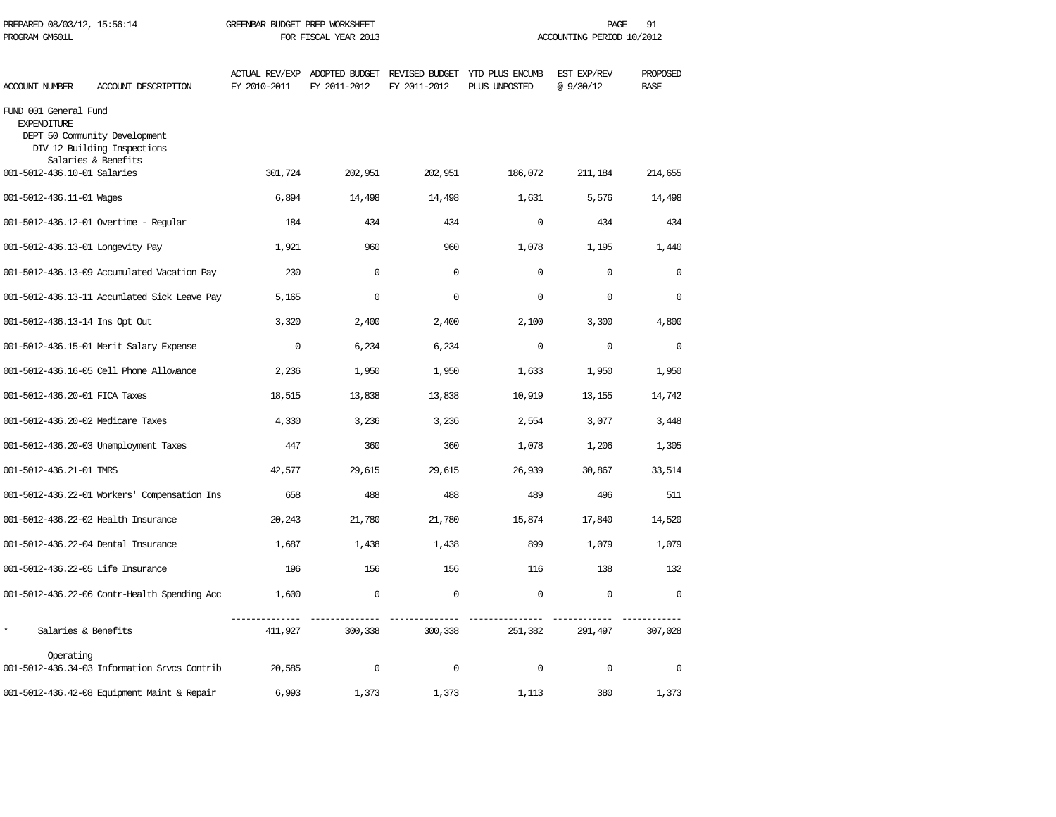PREPARED 08/03/12, 15:56:14 GREENBAR BUDGET PREP WORKSHEET
PROGRAM GM601L FOR FISCAL YEAR 2013 ACCOUNTING PERIOD 10/2012

| ACCOUNT NUMBER | ACCOUNT DESCRIPTION | ACTUAL REV/EXP FY 2010-2011 | ADOPTED BUDGET FY 2011-2012 | REVISED BUDGET FY 2011-2012 | YTD PLUS ENCUMB PLUS UNPOSTED | EST EXP/REV @ 9/30/12 | PROPOSED BASE |
|---|---|---|---|---|---|---|---|
| FUND 001 General Fund | | | | | | | |
| EXPENDITURE | | | | | | | |
| DEPT 50 Community Development | | | | | | | |
| DIV 12 Building Inspections | | | | | | | |
| Salaries & Benefits | | | | | | | |
| 001-5012-436.10-01 | Salaries | 301,724 | 202,951 | 202,951 | 186,072 | 211,184 | 214,655 |
| 001-5012-436.11-01 | Wages | 6,894 | 14,498 | 14,498 | 1,631 | 5,576 | 14,498 |
| 001-5012-436.12-01 | Overtime - Regular | 184 | 434 | 434 | 0 | 434 | 434 |
| 001-5012-436.13-01 | Longevity Pay | 1,921 | 960 | 960 | 1,078 | 1,195 | 1,440 |
| 001-5012-436.13-09 | Accumulated Vacation Pay | 230 | 0 | 0 | 0 | 0 | 0 |
| 001-5012-436.13-11 | Accumlated Sick Leave Pay | 5,165 | 0 | 0 | 0 | 0 | 0 |
| 001-5012-436.13-14 | Ins Opt Out | 3,320 | 2,400 | 2,400 | 2,100 | 3,300 | 4,800 |
| 001-5012-436.15-01 | Merit Salary Expense | 0 | 6,234 | 6,234 | 0 | 0 | 0 |
| 001-5012-436.16-05 | Cell Phone Allowance | 2,236 | 1,950 | 1,950 | 1,633 | 1,950 | 1,950 |
| 001-5012-436.20-01 | FICA Taxes | 18,515 | 13,838 | 13,838 | 10,919 | 13,155 | 14,742 |
| 001-5012-436.20-02 | Medicare Taxes | 4,330 | 3,236 | 3,236 | 2,554 | 3,077 | 3,448 |
| 001-5012-436.20-03 | Unemployment Taxes | 447 | 360 | 360 | 1,078 | 1,206 | 1,305 |
| 001-5012-436.21-01 | TMRS | 42,577 | 29,615 | 29,615 | 26,939 | 30,867 | 33,514 |
| 001-5012-436.22-01 | Workers' Compensation Ins | 658 | 488 | 488 | 489 | 496 | 511 |
| 001-5012-436.22-02 | Health Insurance | 20,243 | 21,780 | 21,780 | 15,874 | 17,840 | 14,520 |
| 001-5012-436.22-04 | Dental Insurance | 1,687 | 1,438 | 1,438 | 899 | 1,079 | 1,079 |
| 001-5012-436.22-05 | Life Insurance | 196 | 156 | 156 | 116 | 138 | 132 |
| 001-5012-436.22-06 | Contr-Health Spending Acc | 1,600 | 0 | 0 | 0 | 0 | 0 |
| * | Salaries & Benefits | 411,927 | 300,338 | 300,338 | 251,382 | 291,497 | 307,028 |
| Operating | | | | | | | |
| 001-5012-436.34-03 | Information Srvcs Contrib | 20,585 | 0 | 0 | 0 | 0 | 0 |
| 001-5012-436.42-08 | Equipment Maint & Repair | 6,993 | 1,373 | 1,373 | 1,113 | 380 | 1,373 |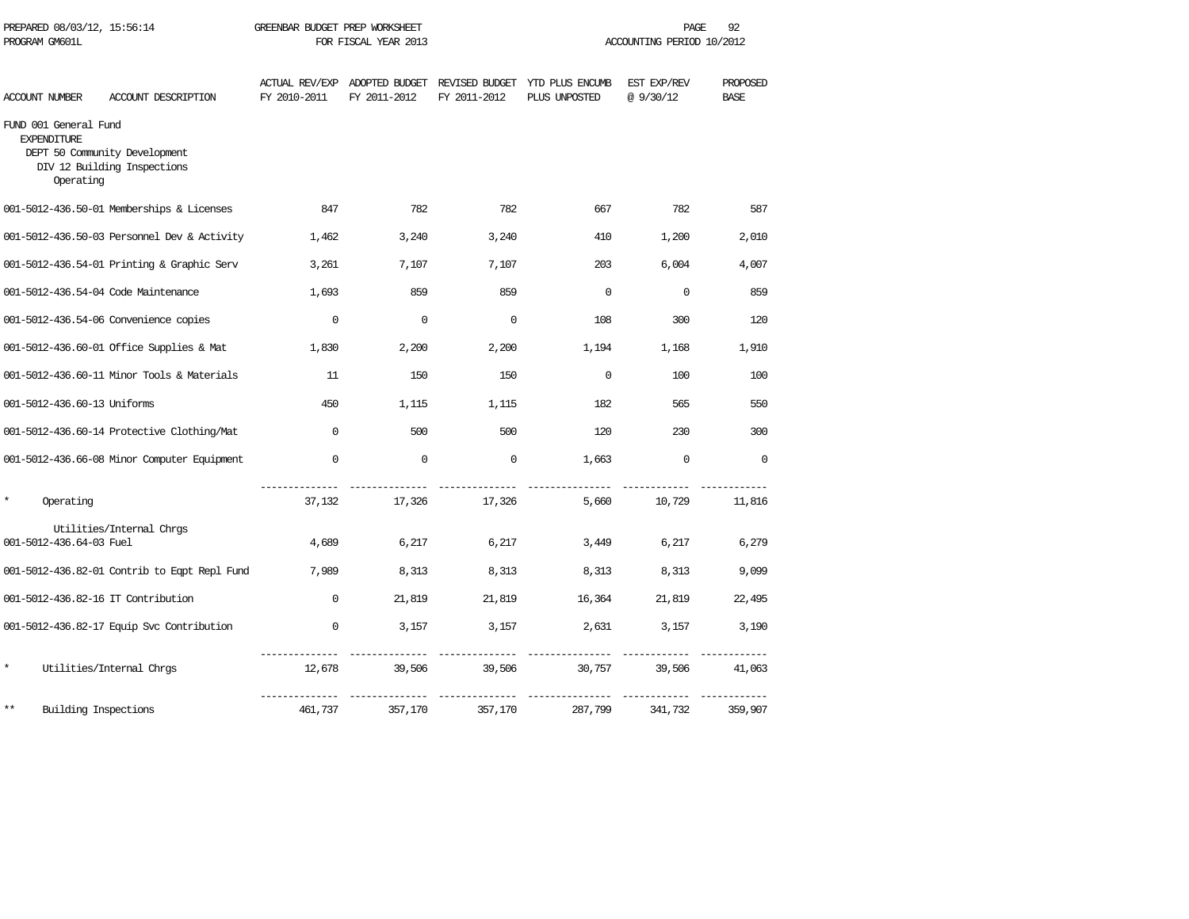PREPARED 08/03/12, 15:56:14 GREENBAR BUDGET PREP WORKSHEET
PROGRAM GM601L FOR FISCAL YEAR 2013 ACCOUNTING PERIOD 10/2012

| ACCOUNT NUMBER ACCOUNT DESCRIPTION | ACTUAL REV/EXP FY 2010-2011 | ADOPTED BUDGET FY 2011-2012 | REVISED BUDGET FY 2011-2012 | YTD PLUS ENCUMB PLUS UNPOSTED | EST EXP/REV @ 9/30/12 | PROPOSED BASE |
|---|---|---|---|---|---|---|
| FUND 001 General Fund | | | | | | |
| EXPENDITURE | | | | | | |
| DEPT 50 Community Development | | | | | | |
| DIV 12 Building Inspections | | | | | | |
| Operating | | | | | | |
| 001-5012-436.50-01 Memberships & Licenses | 847 | 782 | 782 | 667 | 782 | 587 |
| 001-5012-436.50-03 Personnel Dev & Activity | 1,462 | 3,240 | 3,240 | 410 | 1,200 | 2,010 |
| 001-5012-436.54-01 Printing & Graphic Serv | 3,261 | 7,107 | 7,107 | 203 | 6,004 | 4,007 |
| 001-5012-436.54-04 Code Maintenance | 1,693 | 859 | 859 | 0 | 0 | 859 |
| 001-5012-436.54-06 Convenience copies | 0 | 0 | 0 | 108 | 300 | 120 |
| 001-5012-436.60-01 Office Supplies & Mat | 1,830 | 2,200 | 2,200 | 1,194 | 1,168 | 1,910 |
| 001-5012-436.60-11 Minor Tools & Materials | 11 | 150 | 150 | 0 | 100 | 100 |
| 001-5012-436.60-13 Uniforms | 450 | 1,115 | 1,115 | 182 | 565 | 550 |
| 001-5012-436.60-14 Protective Clothing/Mat | 0 | 500 | 500 | 120 | 230 | 300 |
| 001-5012-436.66-08 Minor Computer Equipment | 0 | 0 | 0 | 1,663 | 0 | 0 |
| * Operating | 37,132 | 17,326 | 17,326 | 5,660 | 10,729 | 11,816 |
| Utilities/Internal Chrgs | | | | | | |
| 001-5012-436.64-03 Fuel | 4,689 | 6,217 | 6,217 | 3,449 | 6,217 | 6,279 |
| 001-5012-436.82-01 Contrib to Eqpt Repl Fund | 7,989 | 8,313 | 8,313 | 8,313 | 8,313 | 9,099 |
| 001-5012-436.82-16 IT Contribution | 0 | 21,819 | 21,819 | 16,364 | 21,819 | 22,495 |
| 001-5012-436.82-17 Equip Svc Contribution | 0 | 3,157 | 3,157 | 2,631 | 3,157 | 3,190 |
| * Utilities/Internal Chrgs | 12,678 | 39,506 | 39,506 | 30,757 | 39,506 | 41,063 |
| ** Building Inspections | 461,737 | 357,170 | 357,170 | 287,799 | 341,732 | 359,907 |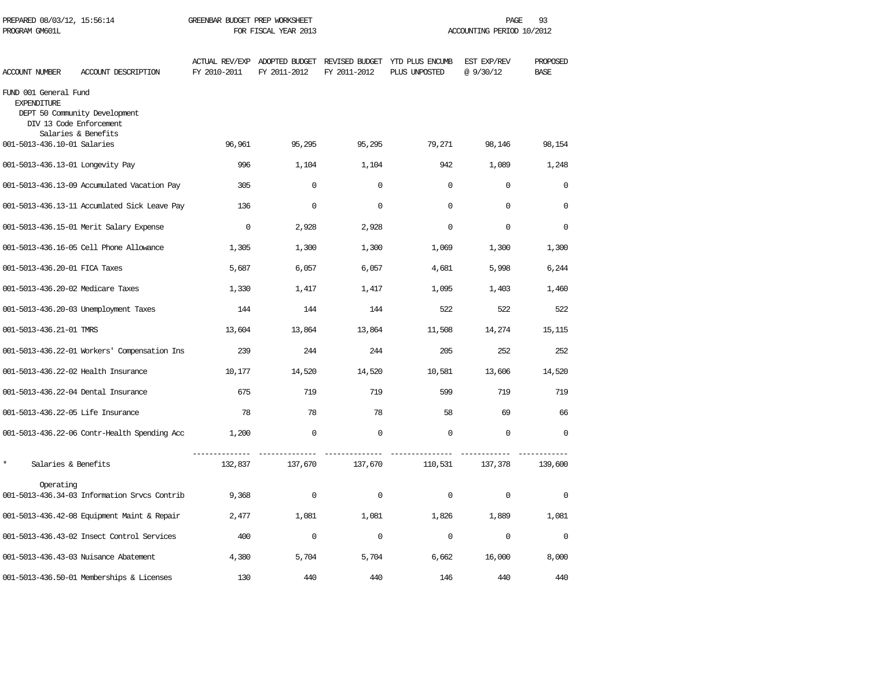PREPARED 08/03/12, 15:56:14 GREENBAR BUDGET PREP WORKSHEET
PROGRAM GM601L FOR FISCAL YEAR 2013 ACCOUNTING PERIOD 10/2012

| ACCOUNT NUMBER | ACCOUNT DESCRIPTION | ACTUAL REV/EXP FY 2010-2011 | ADOPTED BUDGET FY 2011-2012 | REVISED BUDGET FY 2011-2012 | YTD PLUS ENCUMB PLUS UNPOSTED | EST EXP/REV @ 9/30/12 | PROPOSED BASE |
|---|---|---|---|---|---|---|---|
| FUND 001 General Fund | | | | | | | |
| EXPENDITURE | | | | | | | |
| DEPT 50 Community Development | | | | | | | |
| DIV 13 Code Enforcement | | | | | | | |
| Salaries & Benefits | | | | | | | |
| 001-5013-436.10-01 | Salaries | 96,961 | 95,295 | 95,295 | 79,271 | 98,146 | 98,154 |
| 001-5013-436.13-01 | Longevity Pay | 996 | 1,104 | 1,104 | 942 | 1,089 | 1,248 |
| 001-5013-436.13-09 | Accumulated Vacation Pay | 305 | 0 | 0 | 0 | 0 | 0 |
| 001-5013-436.13-11 | Accumlated Sick Leave Pay | 136 | 0 | 0 | 0 | 0 | 0 |
| 001-5013-436.15-01 | Merit Salary Expense | 0 | 2,928 | 2,928 | 0 | 0 | 0 |
| 001-5013-436.16-05 | Cell Phone Allowance | 1,305 | 1,300 | 1,300 | 1,069 | 1,300 | 1,300 |
| 001-5013-436.20-01 | FICA Taxes | 5,687 | 6,057 | 6,057 | 4,681 | 5,998 | 6,244 |
| 001-5013-436.20-02 | Medicare Taxes | 1,330 | 1,417 | 1,417 | 1,095 | 1,403 | 1,460 |
| 001-5013-436.20-03 | Unemployment Taxes | 144 | 144 | 144 | 522 | 522 | 522 |
| 001-5013-436.21-01 | TMRS | 13,604 | 13,864 | 13,864 | 11,508 | 14,274 | 15,115 |
| 001-5013-436.22-01 | Workers' Compensation Ins | 239 | 244 | 244 | 205 | 252 | 252 |
| 001-5013-436.22-02 | Health Insurance | 10,177 | 14,520 | 14,520 | 10,581 | 13,606 | 14,520 |
| 001-5013-436.22-04 | Dental Insurance | 675 | 719 | 719 | 599 | 719 | 719 |
| 001-5013-436.22-05 | Life Insurance | 78 | 78 | 78 | 58 | 69 | 66 |
| 001-5013-436.22-06 | Contr-Health Spending Acc | 1,200 | 0 | 0 | 0 | 0 | 0 |
| * | Salaries & Benefits | 132,837 | 137,670 | 137,670 | 110,531 | 137,378 | 139,600 |
| Operating | | | | | | | |
| 001-5013-436.34-03 | Information Srvcs Contrib | 9,368 | 0 | 0 | 0 | 0 | 0 |
| 001-5013-436.42-08 | Equipment Maint & Repair | 2,477 | 1,081 | 1,081 | 1,826 | 1,889 | 1,081 |
| 001-5013-436.43-02 | Insect Control Services | 400 | 0 | 0 | 0 | 0 | 0 |
| 001-5013-436.43-03 | Nuisance Abatement | 4,380 | 5,704 | 5,704 | 6,662 | 16,000 | 8,000 |
| 001-5013-436.50-01 | Memberships & Licenses | 130 | 440 | 440 | 146 | 440 | 440 |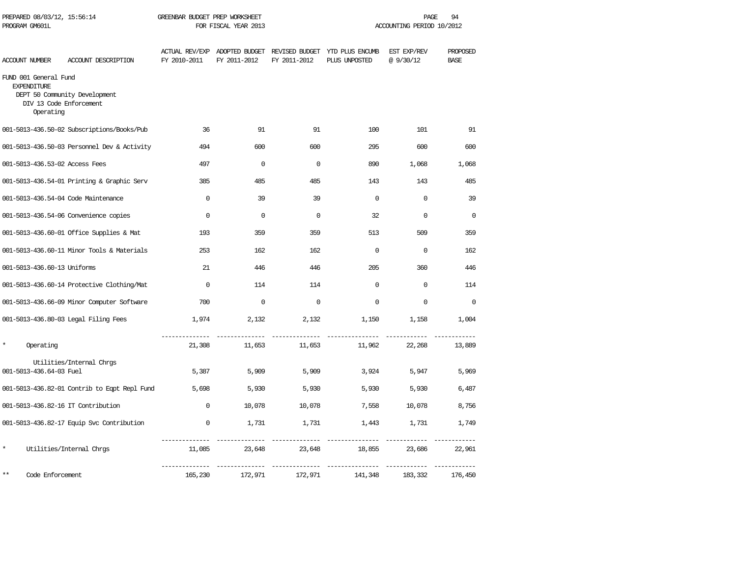PREPARED 08/03/12, 15:56:14 GREENBAR BUDGET PREP WORKSHEET
PROGRAM GM601L FOR FISCAL YEAR 2013 ACCOUNTING PERIOD 10/2012

| ACCOUNT NUMBER | ACCOUNT DESCRIPTION | ACTUAL REV/EXP FY 2010-2011 | ADOPTED BUDGET FY 2011-2012 | REVISED BUDGET FY 2011-2012 | YTD PLUS ENCUMB PLUS UNPOSTED | EST EXP/REV @ 9/30/12 | PROPOSED BASE |
|---|---|---|---|---|---|---|---|
| FUND 001 General Fund | | | | | | | |
| EXPENDITURE | | | | | | | |
| DEPT 50 Community Development | | | | | | | |
| DIV 13 Code Enforcement | | | | | | | |
| Operating | | | | | | | |
| 001-5013-436.50-02 | Subscriptions/Books/Pub | 36 | 91 | 91 | 100 | 101 | 91 |
| 001-5013-436.50-03 | Personnel Dev & Activity | 494 | 600 | 600 | 295 | 600 | 600 |
| 001-5013-436.53-02 | Access Fees | 497 | 0 | 0 | 890 | 1,068 | 1,068 |
| 001-5013-436.54-01 | Printing & Graphic Serv | 385 | 485 | 485 | 143 | 143 | 485 |
| 001-5013-436.54-04 | Code Maintenance | 0 | 39 | 39 | 0 | 0 | 39 |
| 001-5013-436.54-06 | Convenience copies | 0 | 0 | 0 | 32 | 0 | 0 |
| 001-5013-436.60-01 | Office Supplies & Mat | 193 | 359 | 359 | 513 | 509 | 359 |
| 001-5013-436.60-11 | Minor Tools & Materials | 253 | 162 | 162 | 0 | 0 | 162 |
| 001-5013-436.60-13 | Uniforms | 21 | 446 | 446 | 205 | 360 | 446 |
| 001-5013-436.60-14 | Protective Clothing/Mat | 0 | 114 | 114 | 0 | 0 | 114 |
| 001-5013-436.66-09 | Minor Computer Software | 700 | 0 | 0 | 0 | 0 | 0 |
| 001-5013-436.80-03 | Legal Filing Fees | 1,974 | 2,132 | 2,132 | 1,150 | 1,158 | 1,004 |
| * | Operating | 21,308 | 11,653 | 11,653 | 11,962 | 22,268 | 13,889 |
| Utilities/Internal Chrgs | | | | | | | |
| 001-5013-436.64-03 | Fuel | 5,387 | 5,909 | 5,909 | 3,924 | 5,947 | 5,969 |
| 001-5013-436.82-01 | Contrib to Eqpt Repl Fund | 5,698 | 5,930 | 5,930 | 5,930 | 5,930 | 6,487 |
| 001-5013-436.82-16 | IT Contribution | 0 | 10,078 | 10,078 | 7,558 | 10,078 | 8,756 |
| 001-5013-436.82-17 | Equip Svc Contribution | 0 | 1,731 | 1,731 | 1,443 | 1,731 | 1,749 |
| * | Utilities/Internal Chrgs | 11,085 | 23,648 | 23,648 | 18,855 | 23,686 | 22,961 |
| ** | Code Enforcement | 165,230 | 172,971 | 172,971 | 141,348 | 183,332 | 176,450 |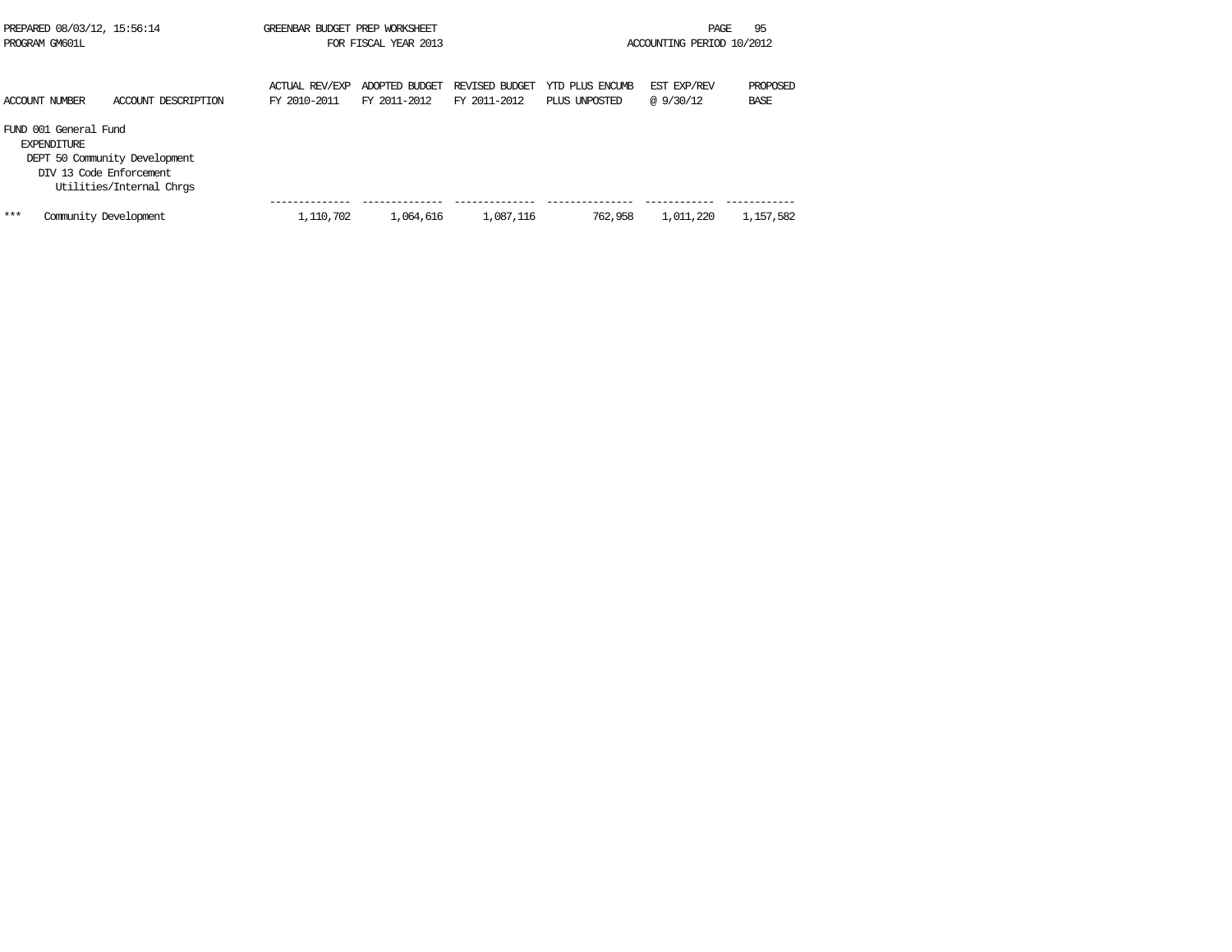PREPARED 08/03/12, 15:56:14 GREENBAR BUDGET PREP WORKSHEET
PROGRAM GM601L FOR FISCAL YEAR 2013 ACCOUNTING PERIOD 10/2012

| ACCOUNT NUMBER | ACCOUNT DESCRIPTION | ACTUAL REV/EXP FY 2010-2011 | ADOPTED BUDGET FY 2011-2012 | REVISED BUDGET FY 2011-2012 | YTD PLUS ENCUMB PLUS UNPOSTED | EST EXP/REV @ 9/30/12 | PROPOSED BASE |
|---|---|---|---|---|---|---|---|
| FUND 001 General Fund | | | | | | | |
| EXPENDITURE | | | | | | | |
| DEPT 50 Community Development | | | | | | | |
| DIV 13 Code Enforcement | | | | | | | |
| Utilities/Internal Chrgs | | | | | | | |
| *** | Community Development | 1,110,702 | 1,064,616 | 1,087,116 | 762,958 | 1,011,220 | 1,157,582 |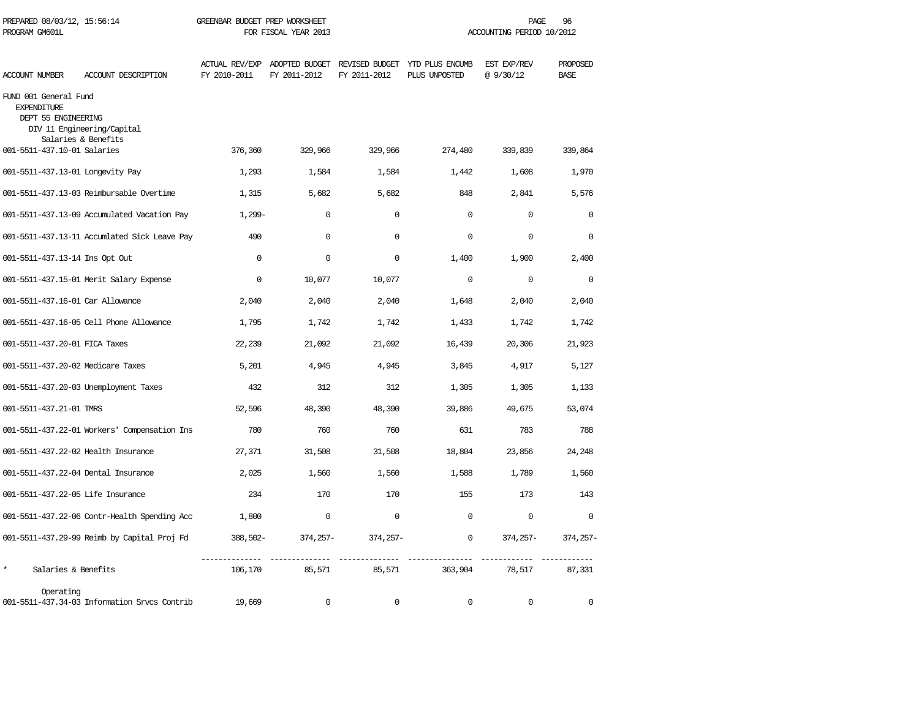PREPARED 08/03/12, 15:56:14 GREENBAR BUDGET PREP WORKSHEET
PROGRAM GM601L FOR FISCAL YEAR 2013 ACCOUNTING PERIOD 10/2012

FUND 001 General Fund
EXPENDITURE
DEPT 55 ENGINEERING
DIV 11 Engineering/Capital

| ACCOUNT NUMBER | ACCOUNT DESCRIPTION | ACTUAL REV/EXP FY 2010-2011 | ADOPTED BUDGET FY 2011-2012 | REVISED BUDGET FY 2011-2012 | YTD PLUS ENCUMB PLUS UNPOSTED | EST EXP/REV @ 9/30/12 | PROPOSED BASE |
|---|---|---|---|---|---|---|---|
| | Salaries & Benefits | | | | | | |
| 001-5511-437.10-01 | Salaries | 376,360 | 329,966 | 329,966 | 274,480 | 339,839 | 339,864 |
| 001-5511-437.13-01 | Longevity Pay | 1,293 | 1,584 | 1,584 | 1,442 | 1,608 | 1,970 |
| 001-5511-437.13-03 | Reimbursable Overtime | 1,315 | 5,682 | 5,682 | 848 | 2,841 | 5,576 |
| 001-5511-437.13-09 | Accumulated Vacation Pay | 1,299- | 0 | 0 | 0 | 0 | 0 |
| 001-5511-437.13-11 | Accumlated Sick Leave Pay | 490 | 0 | 0 | 0 | 0 | 0 |
| 001-5511-437.13-14 | Ins Opt Out | 0 | 0 | 0 | 1,400 | 1,900 | 2,400 |
| 001-5511-437.15-01 | Merit Salary Expense | 0 | 10,077 | 10,077 | 0 | 0 | 0 |
| 001-5511-437.16-01 | Car Allowance | 2,040 | 2,040 | 2,040 | 1,648 | 2,040 | 2,040 |
| 001-5511-437.16-05 | Cell Phone Allowance | 1,795 | 1,742 | 1,742 | 1,433 | 1,742 | 1,742 |
| 001-5511-437.20-01 | FICA Taxes | 22,239 | 21,092 | 21,092 | 16,439 | 20,306 | 21,923 |
| 001-5511-437.20-02 | Medicare Taxes | 5,201 | 4,945 | 4,945 | 3,845 | 4,917 | 5,127 |
| 001-5511-437.20-03 | Unemployment Taxes | 432 | 312 | 312 | 1,305 | 1,305 | 1,133 |
| 001-5511-437.21-01 | TMRS | 52,596 | 48,390 | 48,390 | 39,886 | 49,675 | 53,074 |
| 001-5511-437.22-01 | Workers' Compensation Ins | 780 | 760 | 760 | 631 | 783 | 788 |
| 001-5511-437.22-02 | Health Insurance | 27,371 | 31,508 | 31,508 | 18,804 | 23,856 | 24,248 |
| 001-5511-437.22-04 | Dental Insurance | 2,025 | 1,560 | 1,560 | 1,588 | 1,789 | 1,560 |
| 001-5511-437.22-05 | Life Insurance | 234 | 170 | 170 | 155 | 173 | 143 |
| 001-5511-437.22-06 | Contr-Health Spending Acc | 1,800 | 0 | 0 | 0 | 0 | 0 |
| 001-5511-437.29-99 | Reimb by Capital Proj Fd | 388,502- | 374,257- | 374,257- | 0 | 374,257- | 374,257- |
| * | Salaries & Benefits | 106,170 | 85,571 | 85,571 | 363,904 | 78,517 | 87,331 |
| | Operating | | | | | | |
| 001-5511-437.34-03 | Information Srvcs Contrib | 19,669 | 0 | 0 | 0 | 0 | 0 |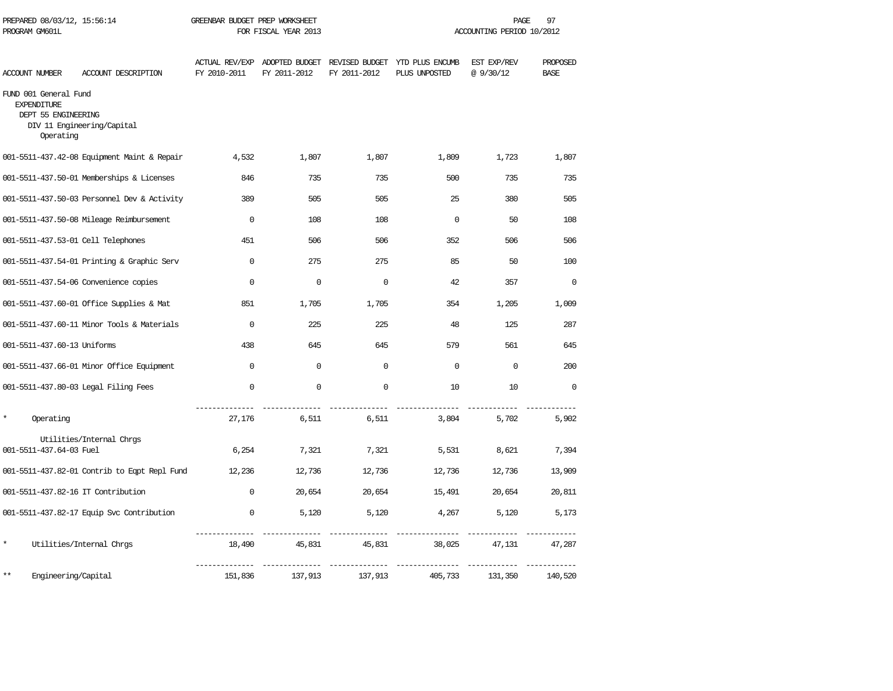GREENBAR BUDGET PREP WORKSHEET
FOR FISCAL YEAR 2013

PREPARED 08/03/12, 15:56:14
PROGRAM GM601L

ACCOUNTING PERIOD 10/2012

| ACCOUNT NUMBER | ACCOUNT DESCRIPTION | ACTUAL REV/EXP FY 2010-2011 | ADOPTED BUDGET FY 2011-2012 | REVISED BUDGET FY 2011-2012 | YTD PLUS ENCUMB PLUS UNPOSTED | EST EXP/REV @ 9/30/12 | PROPOSED BASE |
|---|---|---|---|---|---|---|---|
| FUND 001 General Fund | | | | | | | |
| EXPENDITURE | | | | | | | |
| DEPT 55 ENGINEERING | | | | | | | |
| DIV 11 Engineering/Capital | | | | | | | |
| Operating | | | | | | | |
| 001-5511-437.42-08 | Equipment Maint & Repair | 4,532 | 1,807 | 1,807 | 1,809 | 1,723 | 1,807 |
| 001-5511-437.50-01 | Memberships & Licenses | 846 | 735 | 735 | 500 | 735 | 735 |
| 001-5511-437.50-03 | Personnel Dev & Activity | 389 | 505 | 505 | 25 | 380 | 505 |
| 001-5511-437.50-08 | Mileage Reimbursement | 0 | 108 | 108 | 0 | 50 | 108 |
| 001-5511-437.53-01 | Cell Telephones | 451 | 506 | 506 | 352 | 506 | 506 |
| 001-5511-437.54-01 | Printing & Graphic Serv | 0 | 275 | 275 | 85 | 50 | 100 |
| 001-5511-437.54-06 | Convenience copies | 0 | 0 | 0 | 42 | 357 | 0 |
| 001-5511-437.60-01 | Office Supplies & Mat | 851 | 1,705 | 1,705 | 354 | 1,205 | 1,009 |
| 001-5511-437.60-11 | Minor Tools & Materials | 0 | 225 | 225 | 48 | 125 | 287 |
| 001-5511-437.60-13 | Uniforms | 438 | 645 | 645 | 579 | 561 | 645 |
| 001-5511-437.66-01 | Minor Office Equipment | 0 | 0 | 0 | 0 | 0 | 200 |
| 001-5511-437.80-03 | Legal Filing Fees | 0 | 0 | 0 | 10 | 10 | 0 |
| * | Operating | 27,176 | 6,511 | 6,511 | 3,804 | 5,702 | 5,902 |
| | Utilities/Internal Chrgs | | | | | | |
| 001-5511-437.64-03 | Fuel | 6,254 | 7,321 | 7,321 | 5,531 | 8,621 | 7,394 |
| 001-5511-437.82-01 | Contrib to Eqpt Repl Fund | 12,236 | 12,736 | 12,736 | 12,736 | 12,736 | 13,909 |
| 001-5511-437.82-16 | IT Contribution | 0 | 20,654 | 20,654 | 15,491 | 20,654 | 20,811 |
| 001-5511-437.82-17 | Equip Svc Contribution | 0 | 5,120 | 5,120 | 4,267 | 5,120 | 5,173 |
| * | Utilities/Internal Chrgs | 18,490 | 45,831 | 45,831 | 38,025 | 47,131 | 47,287 |
| ** | Engineering/Capital | 151,836 | 137,913 | 137,913 | 405,733 | 131,350 | 140,520 |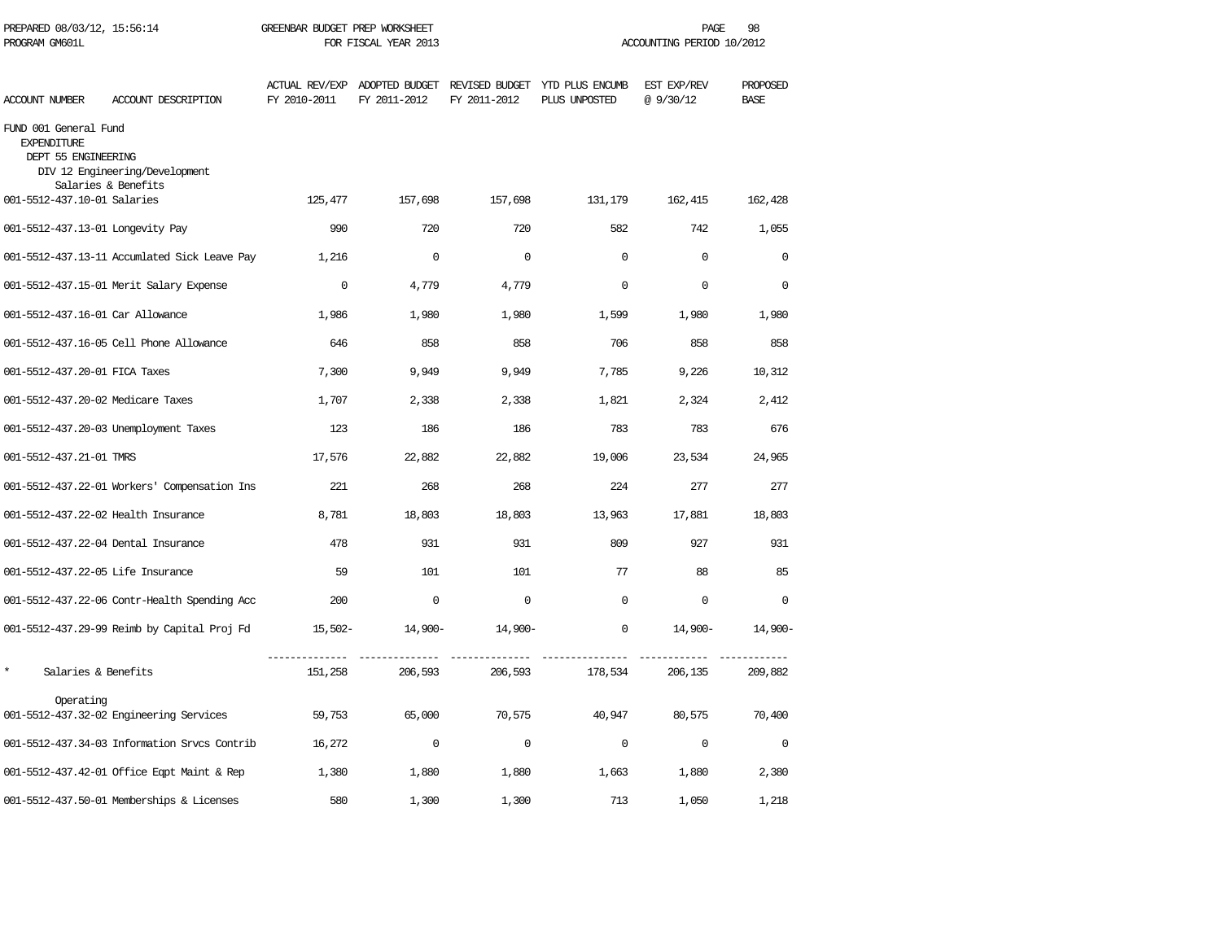PREPARED 08/03/12, 15:56:14 GREENBAR BUDGET PREP WORKSHEET
PROGRAM GM601L FOR FISCAL YEAR 2013 ACCOUNTING PERIOD 10/2012

| ACCOUNT NUMBER | ACCOUNT DESCRIPTION | ACTUAL REV/EXP FY 2010-2011 | ADOPTED BUDGET FY 2011-2012 | REVISED BUDGET FY 2011-2012 | YTD PLUS ENCUMB PLUS UNPOSTED | EST EXP/REV @ 9/30/12 | PROPOSED BASE |
|---|---|---|---|---|---|---|---|
| FUND 001 General Fund | | | | | | | |
| EXPENDITURE | | | | | | | |
| DEPT 55 ENGINEERING | | | | | | | |
| DIV 12 Engineering/Development | | | | | | | |
| Salaries & Benefits | | | | | | | |
| 001-5512-437.10-01 | Salaries | 125,477 | 157,698 | 157,698 | 131,179 | 162,415 | 162,428 |
| 001-5512-437.13-01 | Longevity Pay | 990 | 720 | 720 | 582 | 742 | 1,055 |
| 001-5512-437.13-11 | Accumlated Sick Leave Pay | 1,216 | 0 | 0 | 0 | 0 | 0 |
| 001-5512-437.15-01 | Merit Salary Expense | 0 | 4,779 | 4,779 | 0 | 0 | 0 |
| 001-5512-437.16-01 | Car Allowance | 1,986 | 1,980 | 1,980 | 1,599 | 1,980 | 1,980 |
| 001-5512-437.16-05 | Cell Phone Allowance | 646 | 858 | 858 | 706 | 858 | 858 |
| 001-5512-437.20-01 | FICA Taxes | 7,300 | 9,949 | 9,949 | 7,785 | 9,226 | 10,312 |
| 001-5512-437.20-02 | Medicare Taxes | 1,707 | 2,338 | 2,338 | 1,821 | 2,324 | 2,412 |
| 001-5512-437.20-03 | Unemployment Taxes | 123 | 186 | 186 | 783 | 783 | 676 |
| 001-5512-437.21-01 | TMRS | 17,576 | 22,882 | 22,882 | 19,006 | 23,534 | 24,965 |
| 001-5512-437.22-01 | Workers' Compensation Ins | 221 | 268 | 268 | 224 | 277 | 277 |
| 001-5512-437.22-02 | Health Insurance | 8,781 | 18,803 | 18,803 | 13,963 | 17,881 | 18,803 |
| 001-5512-437.22-04 | Dental Insurance | 478 | 931 | 931 | 809 | 927 | 931 |
| 001-5512-437.22-05 | Life Insurance | 59 | 101 | 101 | 77 | 88 | 85 |
| 001-5512-437.22-06 | Contr-Health Spending Acc | 200 | 0 | 0 | 0 | 0 | 0 |
| 001-5512-437.29-99 | Reimb by Capital Proj Fd | 15,502- | 14,900- | 14,900- | 0 | 14,900- | 14,900- |
| * | Salaries & Benefits | 151,258 | 206,593 | 206,593 | 178,534 | 206,135 | 209,882 |
| Operating | | | | | | | |
| 001-5512-437.32-02 | Engineering Services | 59,753 | 65,000 | 70,575 | 40,947 | 80,575 | 70,400 |
| 001-5512-437.34-03 | Information Srvcs Contrib | 16,272 | 0 | 0 | 0 | 0 | 0 |
| 001-5512-437.42-01 | Office Eqpt Maint & Rep | 1,380 | 1,880 | 1,880 | 1,663 | 1,880 | 2,380 |
| 001-5512-437.50-01 | Memberships & Licenses | 580 | 1,300 | 1,300 | 713 | 1,050 | 1,218 |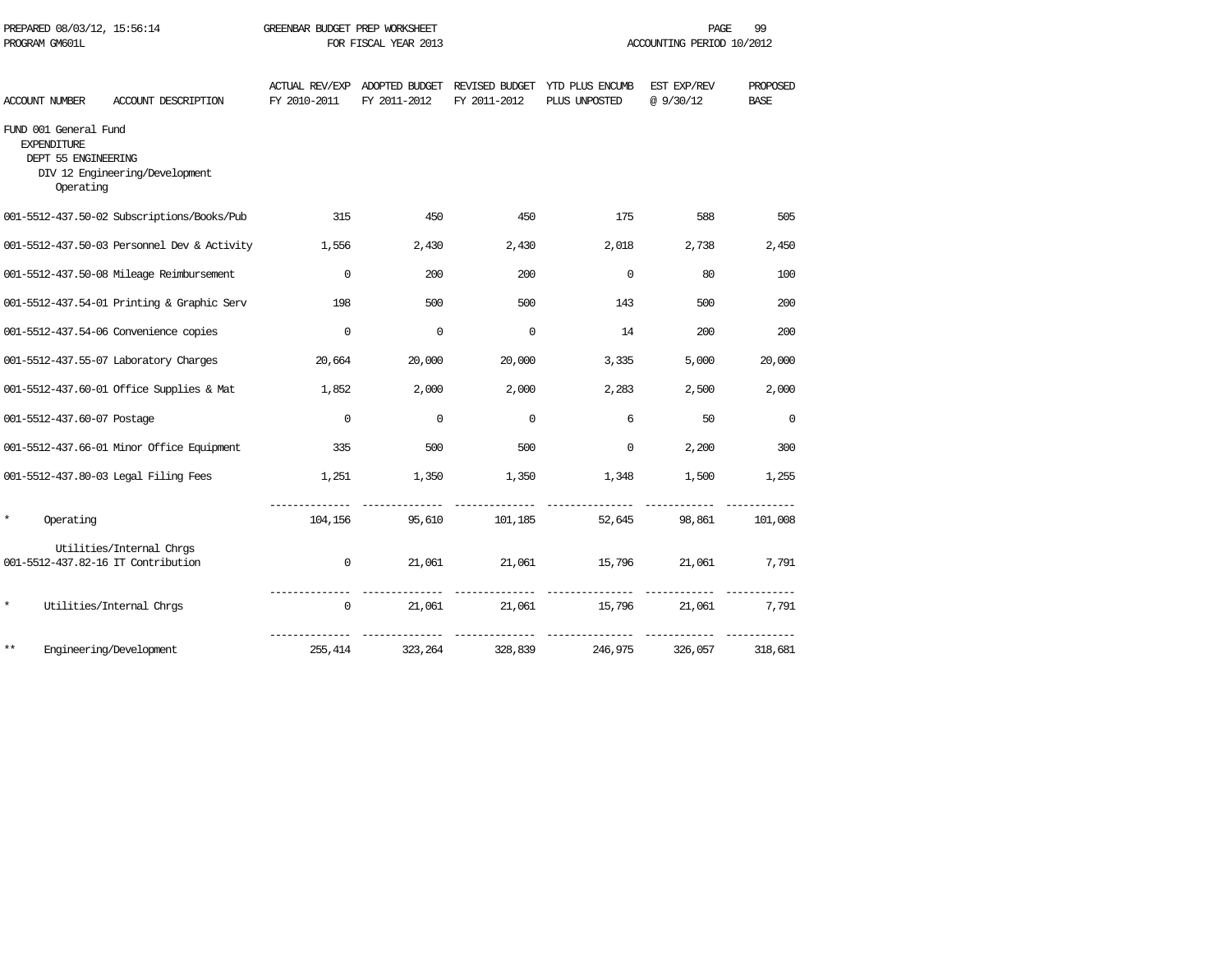PREPARED 08/03/12, 15:56:14 GREENBAR BUDGET PREP WORKSHEET
PROGRAM GM601L FOR FISCAL YEAR 2013 ACCOUNTING PERIOD 10/2012

FUND 001 General Fund
EXPENDITURE
DEPT 55 ENGINEERING
DIV 12 Engineering/Development

| ACCOUNT NUMBER ACCOUNT DESCRIPTION | ACTUAL REV/EXP FY 2010-2011 | ADOPTED BUDGET FY 2011-2012 | REVISED BUDGET FY 2011-2012 | YTD PLUS ENCUMB PLUS UNPOSTED | EST EXP/REV @ 9/30/12 | PROPOSED BASE |
|---|---|---|---|---|---|---|
| Operating | | | | | | |
| 001-5512-437.50-02 Subscriptions/Books/Pub | 315 | 450 | 450 | 175 | 588 | 505 |
| 001-5512-437.50-03 Personnel Dev & Activity | 1,556 | 2,430 | 2,430 | 2,018 | 2,738 | 2,450 |
| 001-5512-437.50-08 Mileage Reimbursement | 0 | 200 | 200 | 0 | 80 | 100 |
| 001-5512-437.54-01 Printing & Graphic Serv | 198 | 500 | 500 | 143 | 500 | 200 |
| 001-5512-437.54-06 Convenience copies | 0 | 0 | 0 | 14 | 200 | 200 |
| 001-5512-437.55-07 Laboratory Charges | 20,664 | 20,000 | 20,000 | 3,335 | 5,000 | 20,000 |
| 001-5512-437.60-01 Office Supplies & Mat | 1,852 | 2,000 | 2,000 | 2,283 | 2,500 | 2,000 |
| 001-5512-437.60-07 Postage | 0 | 0 | 0 | 6 | 50 | 0 |
| 001-5512-437.66-01 Minor Office Equipment | 335 | 500 | 500 | 0 | 2,200 | 300 |
| 001-5512-437.80-03 Legal Filing Fees | 1,251 | 1,350 | 1,350 | 1,348 | 1,500 | 1,255 |
| * Operating | 104,156 | 95,610 | 101,185 | 52,645 | 98,861 | 101,008 |
| Utilities/Internal Chrgs | | | | | | |
| 001-5512-437.82-16 IT Contribution | 0 | 21,061 | 21,061 | 15,796 | 21,061 | 7,791 |
| * Utilities/Internal Chrgs | 0 | 21,061 | 21,061 | 15,796 | 21,061 | 7,791 |
| ** Engineering/Development | 255,414 | 323,264 | 328,839 | 246,975 | 326,057 | 318,681 |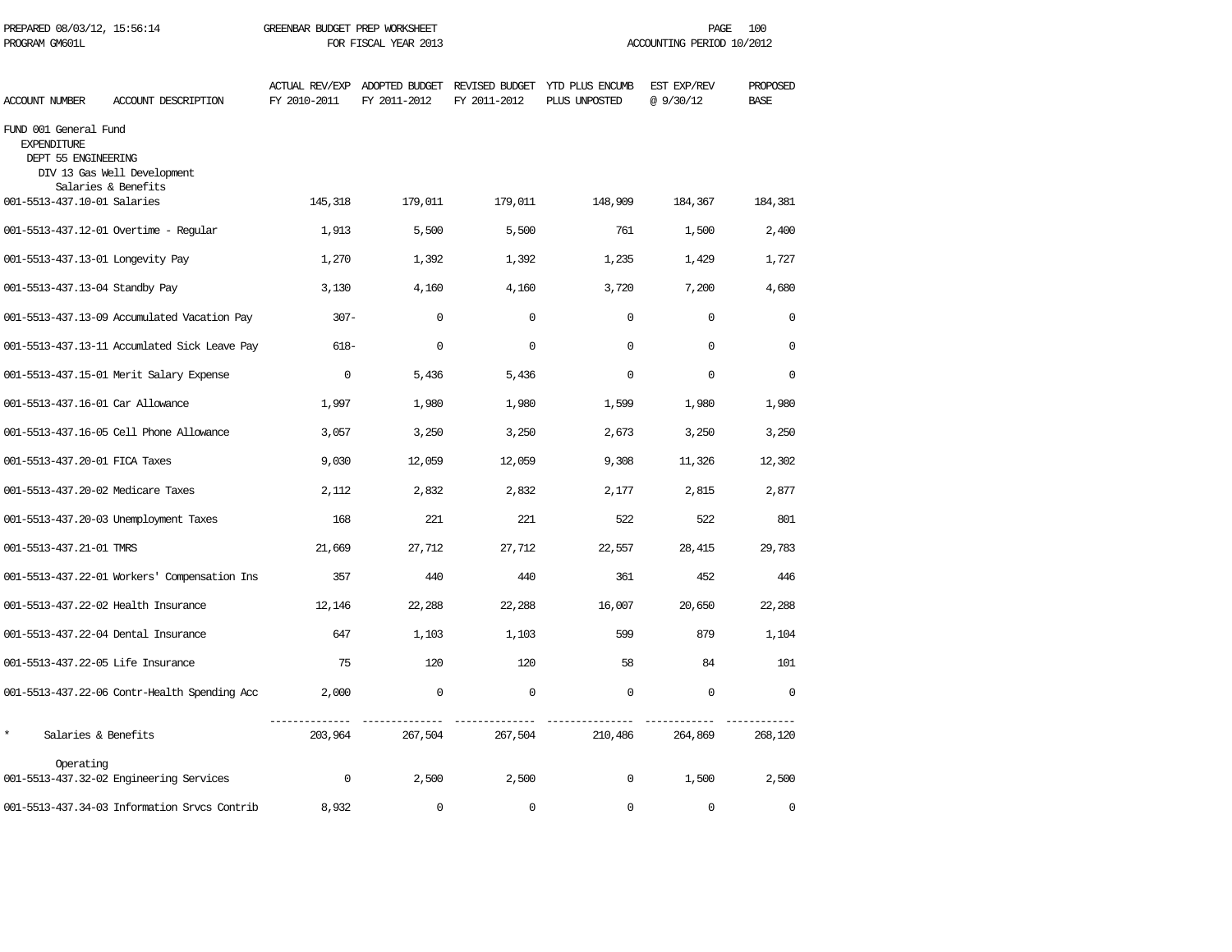PREPARED 08/03/12, 15:56:14 GREENBAR BUDGET PREP WORKSHEET
PROGRAM GM601L FOR FISCAL YEAR 2013 ACCOUNTING PERIOD 10/2012

| ACCOUNT NUMBER | ACCOUNT DESCRIPTION | ACTUAL REV/EXP FY 2010-2011 | ADOPTED BUDGET FY 2011-2012 | REVISED BUDGET FY 2011-2012 | YTD PLUS ENCUMB PLUS UNPOSTED | EST EXP/REV @ 9/30/12 | PROPOSED BASE |
|---|---|---|---|---|---|---|---|
| FUND 001 General Fund | | | | | | | |
| EXPENDITURE | | | | | | | |
| DEPT 55 ENGINEERING | | | | | | | |
| DIV 13 Gas Well Development | | | | | | | |
| Salaries & Benefits | | | | | | | |
| 001-5513-437.10-01 | Salaries | 145,318 | 179,011 | 179,011 | 148,909 | 184,367 | 184,381 |
| 001-5513-437.12-01 | Overtime - Regular | 1,913 | 5,500 | 5,500 | 761 | 1,500 | 2,400 |
| 001-5513-437.13-01 | Longevity Pay | 1,270 | 1,392 | 1,392 | 1,235 | 1,429 | 1,727 |
| 001-5513-437.13-04 | Standby Pay | 3,130 | 4,160 | 4,160 | 3,720 | 7,200 | 4,680 |
| 001-5513-437.13-09 | Accumulated Vacation Pay | 307- | 0 | 0 | 0 | 0 | 0 |
| 001-5513-437.13-11 | Accumlated Sick Leave Pay | 618- | 0 | 0 | 0 | 0 | 0 |
| 001-5513-437.15-01 | Merit Salary Expense | 0 | 5,436 | 5,436 | 0 | 0 | 0 |
| 001-5513-437.16-01 | Car Allowance | 1,997 | 1,980 | 1,980 | 1,599 | 1,980 | 1,980 |
| 001-5513-437.16-05 | Cell Phone Allowance | 3,057 | 3,250 | 3,250 | 2,673 | 3,250 | 3,250 |
| 001-5513-437.20-01 | FICA Taxes | 9,030 | 12,059 | 12,059 | 9,308 | 11,326 | 12,302 |
| 001-5513-437.20-02 | Medicare Taxes | 2,112 | 2,832 | 2,832 | 2,177 | 2,815 | 2,877 |
| 001-5513-437.20-03 | Unemployment Taxes | 168 | 221 | 221 | 522 | 522 | 801 |
| 001-5513-437.21-01 | TMRS | 21,669 | 27,712 | 27,712 | 22,557 | 28,415 | 29,783 |
| 001-5513-437.22-01 | Workers' Compensation Ins | 357 | 440 | 440 | 361 | 452 | 446 |
| 001-5513-437.22-02 | Health Insurance | 12,146 | 22,288 | 22,288 | 16,007 | 20,650 | 22,288 |
| 001-5513-437.22-04 | Dental Insurance | 647 | 1,103 | 1,103 | 599 | 879 | 1,104 |
| 001-5513-437.22-05 | Life Insurance | 75 | 120 | 120 | 58 | 84 | 101 |
| 001-5513-437.22-06 | Contr-Health Spending Acc | 2,000 | 0 | 0 | 0 | 0 | 0 |
| * | Salaries & Benefits | 203,964 | 267,504 | 267,504 | 210,486 | 264,869 | 268,120 |
| Operating | | | | | | | |
| 001-5513-437.32-02 | Engineering Services | 0 | 2,500 | 2,500 | 0 | 1,500 | 2,500 |
| 001-5513-437.34-03 | Information Srvcs Contrib | 8,932 | 0 | 0 | 0 | 0 | 0 |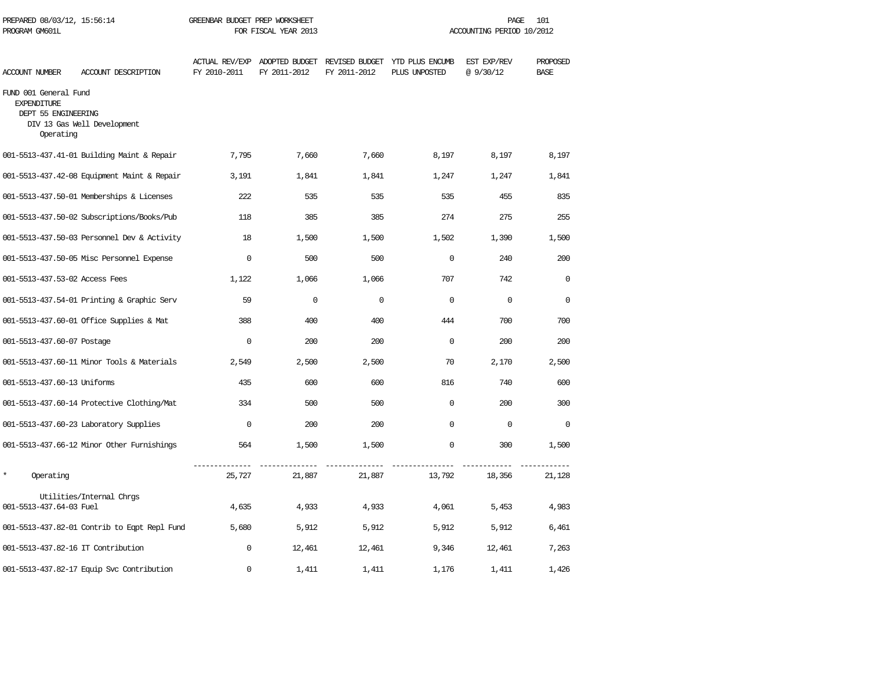GREENBAR BUDGET PREP WORKSHEET
FOR FISCAL YEAR 2013

PREPARED 08/03/12, 15:56:14
PROGRAM GM601L

ACCOUNTING PERIOD 10/2012

| ACCOUNT NUMBER | ACCOUNT DESCRIPTION | ACTUAL REV/EXP FY 2010-2011 | ADOPTED BUDGET FY 2011-2012 | REVISED BUDGET FY 2011-2012 | YTD PLUS ENCUMB PLUS UNPOSTED | EST EXP/REV @ 9/30/12 | PROPOSED BASE |
|---|---|---|---|---|---|---|---|
| FUND 001 General Fund | | | | | | | |
| EXPENDITURE | | | | | | | |
| DEPT 55 ENGINEERING | | | | | | | |
| DIV 13 Gas Well Development | | | | | | | |
| Operating | | | | | | | |
| 001-5513-437.41-01 | Building Maint & Repair | 7,795 | 7,660 | 7,660 | 8,197 | 8,197 | 8,197 |
| 001-5513-437.42-08 | Equipment Maint & Repair | 3,191 | 1,841 | 1,841 | 1,247 | 1,247 | 1,841 |
| 001-5513-437.50-01 | Memberships & Licenses | 222 | 535 | 535 | 535 | 455 | 835 |
| 001-5513-437.50-02 | Subscriptions/Books/Pub | 118 | 385 | 385 | 274 | 275 | 255 |
| 001-5513-437.50-03 | Personnel Dev & Activity | 18 | 1,500 | 1,500 | 1,502 | 1,390 | 1,500 |
| 001-5513-437.50-05 | Misc Personnel Expense | 0 | 500 | 500 | 0 | 240 | 200 |
| 001-5513-437.53-02 | Access Fees | 1,122 | 1,066 | 1,066 | 707 | 742 | 0 |
| 001-5513-437.54-01 | Printing & Graphic Serv | 59 | 0 | 0 | 0 | 0 | 0 |
| 001-5513-437.60-01 | Office Supplies & Mat | 388 | 400 | 400 | 444 | 700 | 700 |
| 001-5513-437.60-07 | Postage | 0 | 200 | 200 | 0 | 200 | 200 |
| 001-5513-437.60-11 | Minor Tools & Materials | 2,549 | 2,500 | 2,500 | 70 | 2,170 | 2,500 |
| 001-5513-437.60-13 | Uniforms | 435 | 600 | 600 | 816 | 740 | 600 |
| 001-5513-437.60-14 | Protective Clothing/Mat | 334 | 500 | 500 | 0 | 200 | 300 |
| 001-5513-437.60-23 | Laboratory Supplies | 0 | 200 | 200 | 0 | 0 | 0 |
| 001-5513-437.66-12 | Minor Other Furnishings | 564 | 1,500 | 1,500 | 0 | 300 | 1,500 |
| * | Operating | 25,727 | 21,887 | 21,887 | 13,792 | 18,356 | 21,128 |
| | Utilities/Internal Chrgs | | | | | | |
| 001-5513-437.64-03 | Fuel | 4,635 | 4,933 | 4,933 | 4,061 | 5,453 | 4,983 |
| 001-5513-437.82-01 | Contrib to Eqpt Repl Fund | 5,680 | 5,912 | 5,912 | 5,912 | 5,912 | 6,461 |
| 001-5513-437.82-16 | IT Contribution | 0 | 12,461 | 12,461 | 9,346 | 12,461 | 7,263 |
| 001-5513-437.82-17 | Equip Svc Contribution | 0 | 1,411 | 1,411 | 1,176 | 1,411 | 1,426 |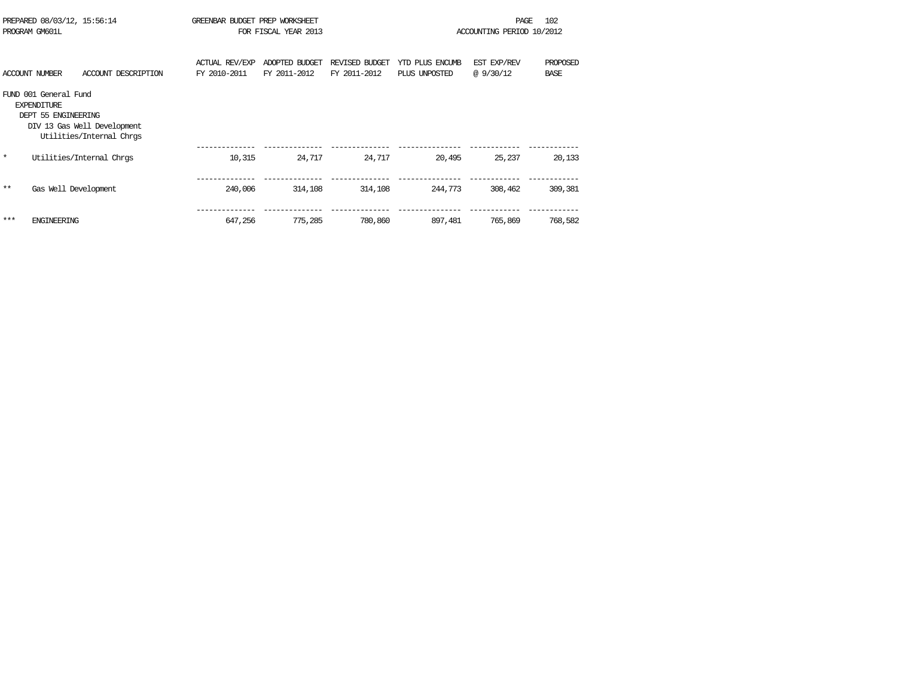PREPARED 08/03/12, 15:56:14 GREENBAR BUDGET PREP WORKSHEET
PROGRAM GM601L FOR FISCAL YEAR 2013 ACCOUNTING PERIOD 10/2012

| ACCOUNT NUMBER | ACCOUNT DESCRIPTION | ACTUAL REV/EXP FY 2010-2011 | ADOPTED BUDGET FY 2011-2012 | REVISED BUDGET FY 2011-2012 | YTD PLUS ENCUMB PLUS UNPOSTED | EST EXP/REV @ 9/30/12 | PROPOSED BASE |
|---|---|---|---|---|---|---|---|
| FUND 001 General Fund | | | | | | | |
| EXPENDITURE | | | | | | | |
| DEPT 55 ENGINEERING | | | | | | | |
| DIV 13 Gas Well Development | | | | | | | |
| | Utilities/Internal Chrgs | | | | | | |
| * | Utilities/Internal Chrgs | 10,315 | 24,717 | 24,717 | 20,495 | 25,237 | 20,133 |
| ** | Gas Well Development | 240,006 | 314,108 | 314,108 | 244,773 | 308,462 | 309,381 |
| *** | ENGINEERING | 647,256 | 775,285 | 780,860 | 897,481 | 765,869 | 768,582 |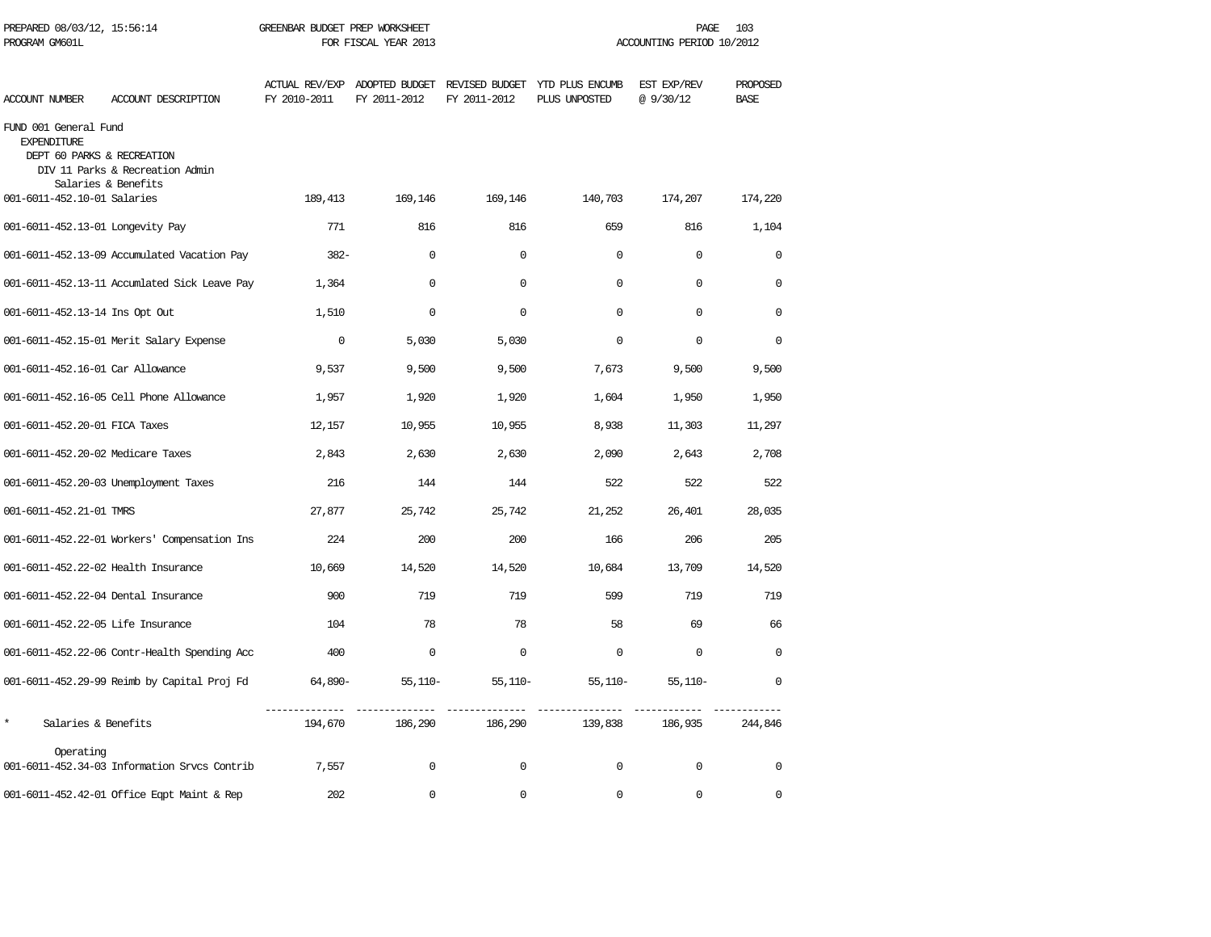PREPARED 08/03/12, 15:56:14 GREENBAR BUDGET PREP WORKSHEET
PROGRAM GM601L FOR FISCAL YEAR 2013 ACCOUNTING PERIOD 10/2012

| ACCOUNT NUMBER | ACCOUNT DESCRIPTION | ACTUAL REV/EXP FY 2010-2011 | ADOPTED BUDGET FY 2011-2012 | REVISED BUDGET FY 2011-2012 | YTD PLUS ENCUMB PLUS UNPOSTED | EST EXP/REV @ 9/30/12 | PROPOSED BASE |
|---|---|---|---|---|---|---|---|
| FUND 001 General Fund | | | | | | | |
| EXPENDITURE | | | | | | | |
| DEPT 60 PARKS & RECREATION | | | | | | | |
| DIV 11 Parks & Recreation Admin | | | | | | | |
| Salaries & Benefits | | | | | | | |
| 001-6011-452.10-01 | Salaries | 189,413 | 169,146 | 169,146 | 140,703 | 174,207 | 174,220 |
| 001-6011-452.13-01 | Longevity Pay | 771 | 816 | 816 | 659 | 816 | 1,104 |
| 001-6011-452.13-09 | Accumulated Vacation Pay | 382- | 0 | 0 | 0 | 0 | 0 |
| 001-6011-452.13-11 | Accumlated Sick Leave Pay | 1,364 | 0 | 0 | 0 | 0 | 0 |
| 001-6011-452.13-14 | Ins Opt Out | 1,510 | 0 | 0 | 0 | 0 | 0 |
| 001-6011-452.15-01 | Merit Salary Expense | 0 | 5,030 | 5,030 | 0 | 0 | 0 |
| 001-6011-452.16-01 | Car Allowance | 9,537 | 9,500 | 9,500 | 7,673 | 9,500 | 9,500 |
| 001-6011-452.16-05 | Cell Phone Allowance | 1,957 | 1,920 | 1,920 | 1,604 | 1,950 | 1,950 |
| 001-6011-452.20-01 | FICA Taxes | 12,157 | 10,955 | 10,955 | 8,938 | 11,303 | 11,297 |
| 001-6011-452.20-02 | Medicare Taxes | 2,843 | 2,630 | 2,630 | 2,090 | 2,643 | 2,708 |
| 001-6011-452.20-03 | Unemployment Taxes | 216 | 144 | 144 | 522 | 522 | 522 |
| 001-6011-452.21-01 | TMRS | 27,877 | 25,742 | 25,742 | 21,252 | 26,401 | 28,035 |
| 001-6011-452.22-01 | Workers' Compensation Ins | 224 | 200 | 200 | 166 | 206 | 205 |
| 001-6011-452.22-02 | Health Insurance | 10,669 | 14,520 | 14,520 | 10,684 | 13,709 | 14,520 |
| 001-6011-452.22-04 | Dental Insurance | 900 | 719 | 719 | 599 | 719 | 719 |
| 001-6011-452.22-05 | Life Insurance | 104 | 78 | 78 | 58 | 69 | 66 |
| 001-6011-452.22-06 | Contr-Health Spending Acc | 400 | 0 | 0 | 0 | 0 | 0 |
| 001-6011-452.29-99 | Reimb by Capital Proj Fd | 64,890- | 55,110- | 55,110- | 55,110- | 55,110- | 0 |
| * | Salaries & Benefits | 194,670 | 186,290 | 186,290 | 139,838 | 186,935 | 244,846 |
| Operating | | | | | | | |
| 001-6011-452.34-03 | Information Srvcs Contrib | 7,557 | 0 | 0 | 0 | 0 | 0 |
| 001-6011-452.42-01 | Office Eqpt Maint & Rep | 202 | 0 | 0 | 0 | 0 | 0 |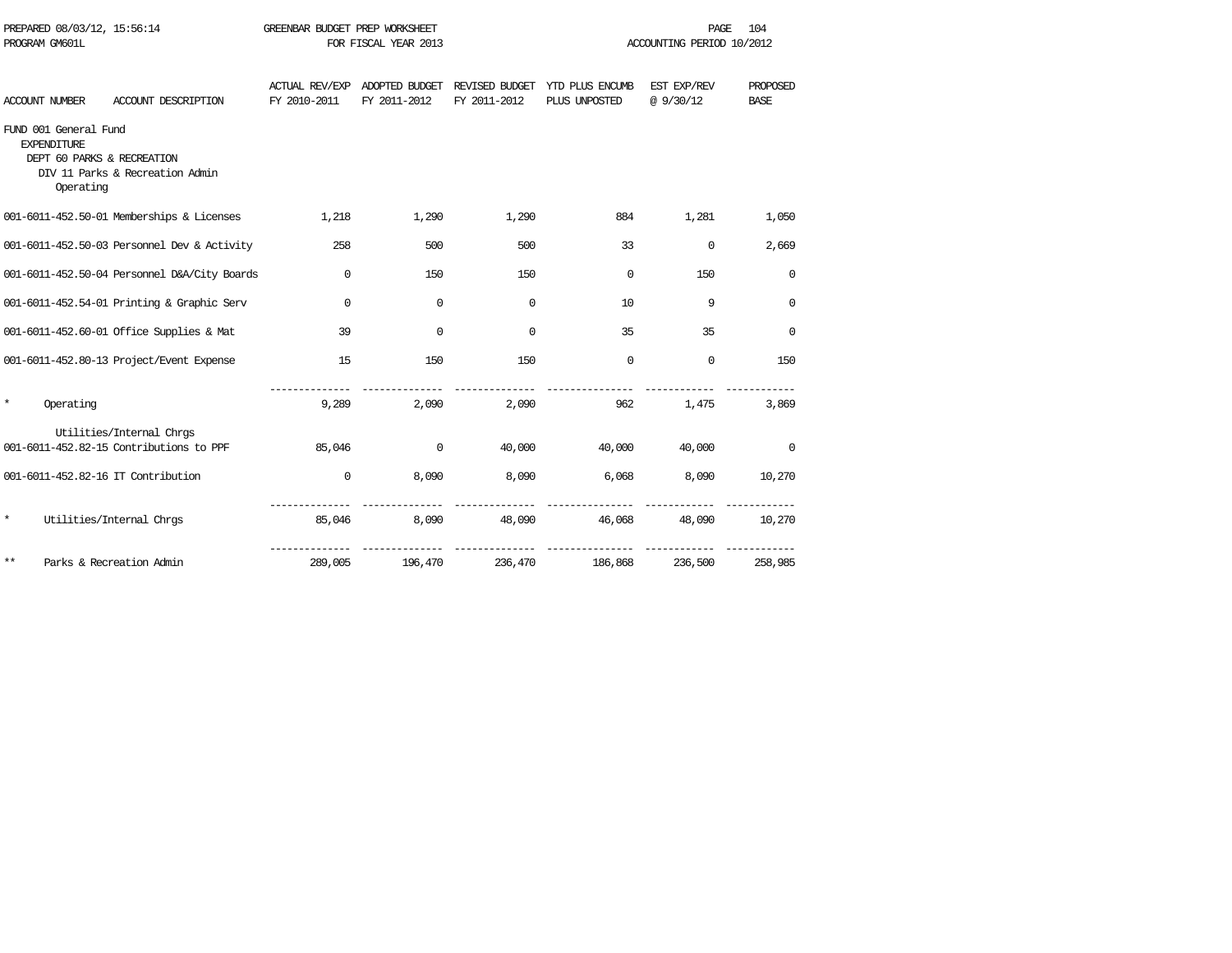PREPARED 08/03/12, 15:56:14 GREENBAR BUDGET PREP WORKSHEET
PROGRAM GM601L FOR FISCAL YEAR 2013 ACCOUNTING PERIOD 10/2012

| ACCOUNT NUMBER | ACCOUNT DESCRIPTION | ACTUAL REV/EXP FY 2010-2011 | ADOPTED BUDGET FY 2011-2012 | REVISED BUDGET FY 2011-2012 | YTD PLUS ENCUMB PLUS UNPOSTED | EST EXP/REV @ 9/30/12 | PROPOSED BASE |
|---|---|---|---|---|---|---|---|
| FUND 001 General Fund | | | | | | | |
| EXPENDITURE | | | | | | | |
| DEPT 60 PARKS & RECREATION | | | | | | | |
| DIV 11 Parks & Recreation Admin | | | | | | | |
| Operating | | | | | | | |
| 001-6011-452.50-01 | Memberships & Licenses | 1,218 | 1,290 | 1,290 | 884 | 1,281 | 1,050 |
| 001-6011-452.50-03 | Personnel Dev & Activity | 258 | 500 | 500 | 33 | 0 | 2,669 |
| 001-6011-452.50-04 | Personnel D&A/City Boards | 0 | 150 | 150 | 0 | 150 | 0 |
| 001-6011-452.54-01 | Printing & Graphic Serv | 0 | 0 | 0 | 10 | 9 | 0 |
| 001-6011-452.60-01 | Office Supplies & Mat | 39 | 0 | 0 | 35 | 35 | 0 |
| 001-6011-452.80-13 | Project/Event Expense | 15 | 150 | 150 | 0 | 0 | 150 |
| * | Operating | 9,289 | 2,090 | 2,090 | 962 | 1,475 | 3,869 |
| | Utilities/Internal Chrgs | | | | | | |
| 001-6011-452.82-15 | Contributions to PPF | 85,046 | 0 | 40,000 | 40,000 | 40,000 | 0 |
| 001-6011-452.82-16 | IT Contribution | 0 | 8,090 | 8,090 | 6,068 | 8,090 | 10,270 |
| * | Utilities/Internal Chrgs | 85,046 | 8,090 | 48,090 | 46,068 | 48,090 | 10,270 |
| ** | Parks & Recreation Admin | 289,005 | 196,470 | 236,470 | 186,868 | 236,500 | 258,985 |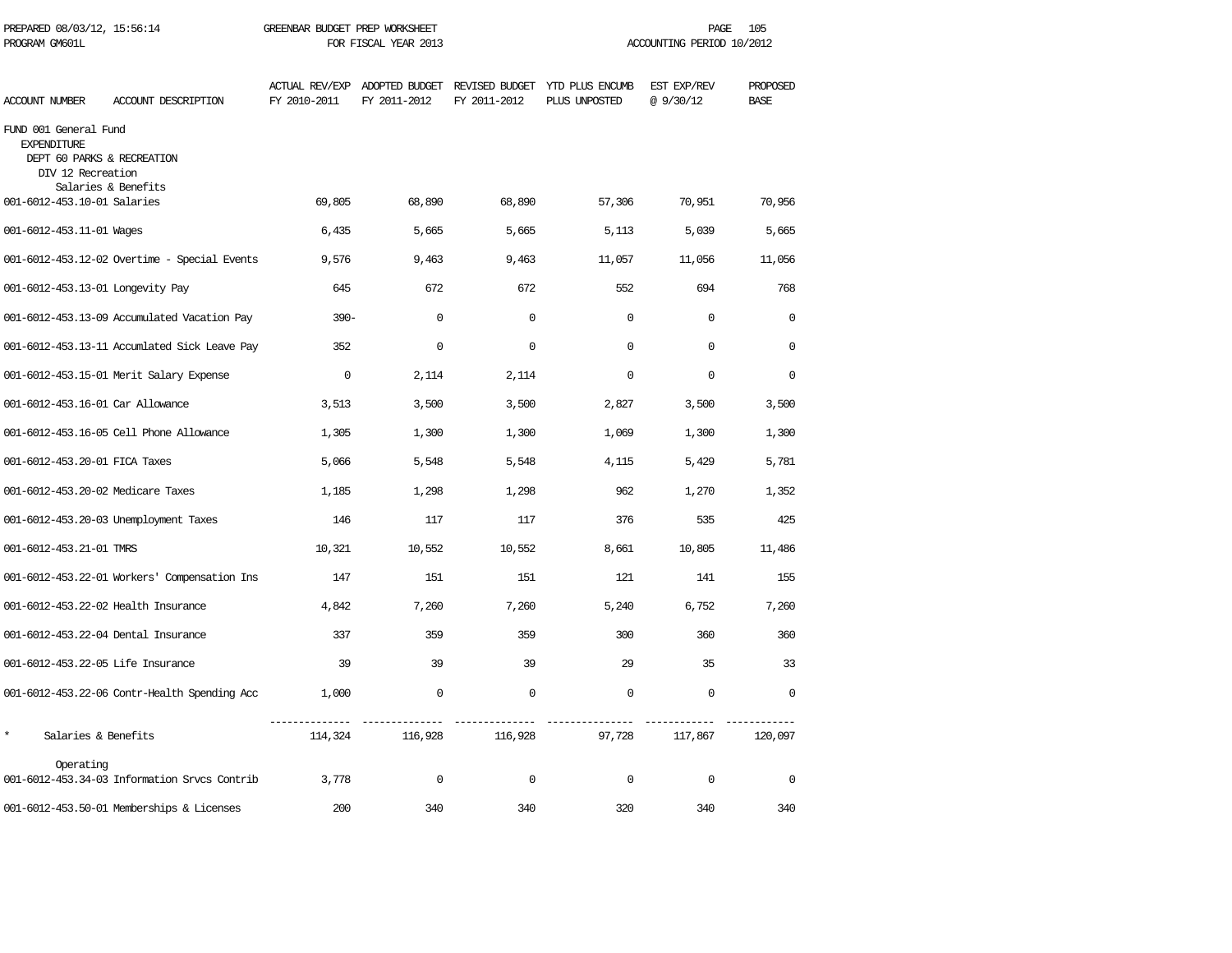PREPARED 08/03/12, 15:56:14 GREENBAR BUDGET PREP WORKSHEET
PROGRAM GM601L FOR FISCAL YEAR 2013 ACCOUNTING PERIOD 10/2012

| ACCOUNT NUMBER | ACCOUNT DESCRIPTION | ACTUAL REV/EXP FY 2010-2011 | ADOPTED BUDGET FY 2011-2012 | REVISED BUDGET FY 2011-2012 | YTD PLUS ENCUMB PLUS UNPOSTED | EST EXP/REV @ 9/30/12 | PROPOSED BASE |
|---|---|---|---|---|---|---|---|
| FUND 001 General Fund | | | | | | | |
| EXPENDITURE | | | | | | | |
| DEPT 60 PARKS & RECREATION | | | | | | | |
| DIV 12 Recreation | | | | | | | |
| | Salaries & Benefits | | | | | | |
| 001-6012-453.10-01 | Salaries | 69,805 | 68,890 | 68,890 | 57,306 | 70,951 | 70,956 |
| 001-6012-453.11-01 | Wages | 6,435 | 5,665 | 5,665 | 5,113 | 5,039 | 5,665 |
| 001-6012-453.12-02 | Overtime - Special Events | 9,576 | 9,463 | 9,463 | 11,057 | 11,056 | 11,056 |
| 001-6012-453.13-01 | Longevity Pay | 645 | 672 | 672 | 552 | 694 | 768 |
| 001-6012-453.13-09 | Accumulated Vacation Pay | 390- | 0 | 0 | 0 | 0 | 0 |
| 001-6012-453.13-11 | Accumlated Sick Leave Pay | 352 | 0 | 0 | 0 | 0 | 0 |
| 001-6012-453.15-01 | Merit Salary Expense | 0 | 2,114 | 2,114 | 0 | 0 | 0 |
| 001-6012-453.16-01 | Car Allowance | 3,513 | 3,500 | 3,500 | 2,827 | 3,500 | 3,500 |
| 001-6012-453.16-05 | Cell Phone Allowance | 1,305 | 1,300 | 1,300 | 1,069 | 1,300 | 1,300 |
| 001-6012-453.20-01 | FICA Taxes | 5,066 | 5,548 | 5,548 | 4,115 | 5,429 | 5,781 |
| 001-6012-453.20-02 | Medicare Taxes | 1,185 | 1,298 | 1,298 | 962 | 1,270 | 1,352 |
| 001-6012-453.20-03 | Unemployment Taxes | 146 | 117 | 117 | 376 | 535 | 425 |
| 001-6012-453.21-01 | TMRS | 10,321 | 10,552 | 10,552 | 8,661 | 10,805 | 11,486 |
| 001-6012-453.22-01 | Workers' Compensation Ins | 147 | 151 | 151 | 121 | 141 | 155 |
| 001-6012-453.22-02 | Health Insurance | 4,842 | 7,260 | 7,260 | 5,240 | 6,752 | 7,260 |
| 001-6012-453.22-04 | Dental Insurance | 337 | 359 | 359 | 300 | 360 | 360 |
| 001-6012-453.22-05 | Life Insurance | 39 | 39 | 39 | 29 | 35 | 33 |
| 001-6012-453.22-06 | Contr-Health Spending Acc | 1,000 | 0 | 0 | 0 | 0 | 0 |
| * | Salaries & Benefits | 114,324 | 116,928 | 116,928 | 97,728 | 117,867 | 120,097 |
| | Operating | | | | | | |
| 001-6012-453.34-03 | Information Srvcs Contrib | 3,778 | 0 | 0 | 0 | 0 | 0 |
| 001-6012-453.50-01 | Memberships & Licenses | 200 | 340 | 340 | 320 | 340 | 340 |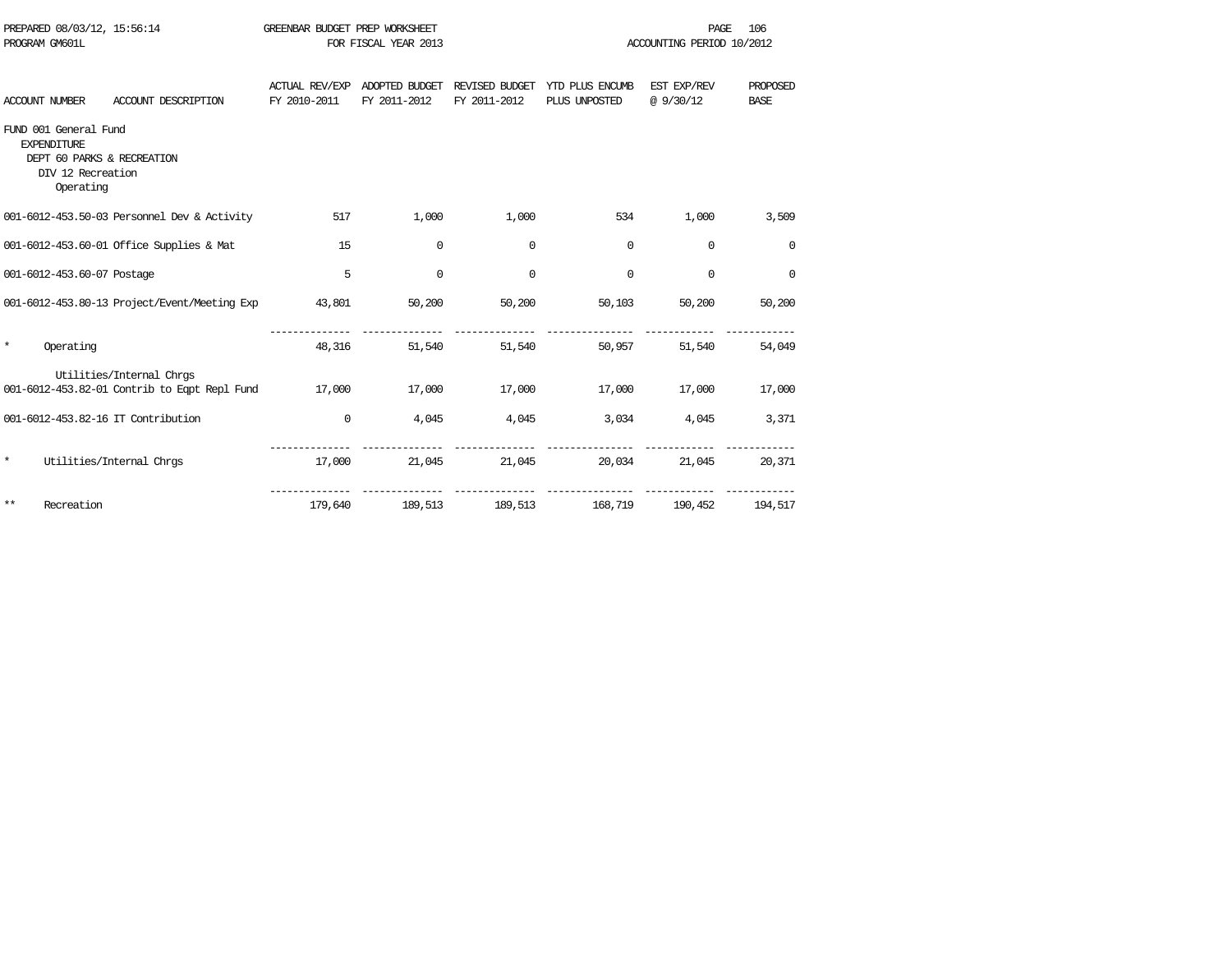PREPARED 08/03/12, 15:56:14 GREENBAR BUDGET PREP WORKSHEET
PROGRAM GM601L FOR FISCAL YEAR 2013 ACCOUNTING PERIOD 10/2012

| ACCOUNT NUMBER | ACCOUNT DESCRIPTION | ACTUAL REV/EXP FY 2010-2011 | ADOPTED BUDGET FY 2011-2012 | REVISED BUDGET FY 2011-2012 | YTD PLUS ENCUMB PLUS UNPOSTED | EST EXP/REV @ 9/30/12 | PROPOSED BASE |
|---|---|---|---|---|---|---|---|
| FUND 001 General Fund | | | | | | | |
| EXPENDITURE | | | | | | | |
| DEPT 60 PARKS & RECREATION | | | | | | | |
| DIV 12 Recreation | | | | | | | |
| Operating | | | | | | | |
| 001-6012-453.50-03 | Personnel Dev & Activity | 517 | 1,000 | 1,000 | 534 | 1,000 | 3,509 |
| 001-6012-453.60-01 | Office Supplies & Mat | 15 | 0 | 0 | 0 | 0 | 0 |
| 001-6012-453.60-07 | Postage | 5 | 0 | 0 | 0 | 0 | 0 |
| 001-6012-453.80-13 | Project/Event/Meeting Exp | 43,801 | 50,200 | 50,200 | 50,103 | 50,200 | 50,200 |
| * | Operating | 48,316 | 51,540 | 51,540 | 50,957 | 51,540 | 54,049 |
| | Utilities/Internal Chrgs | | | | | | |
| 001-6012-453.82-01 | Contrib to Eqpt Repl Fund | 17,000 | 17,000 | 17,000 | 17,000 | 17,000 | 17,000 |
| 001-6012-453.82-16 | IT Contribution | 0 | 4,045 | 4,045 | 3,034 | 4,045 | 3,371 |
| * | Utilities/Internal Chrgs | 17,000 | 21,045 | 21,045 | 20,034 | 21,045 | 20,371 |
| ** | Recreation | 179,640 | 189,513 | 189,513 | 168,719 | 190,452 | 194,517 |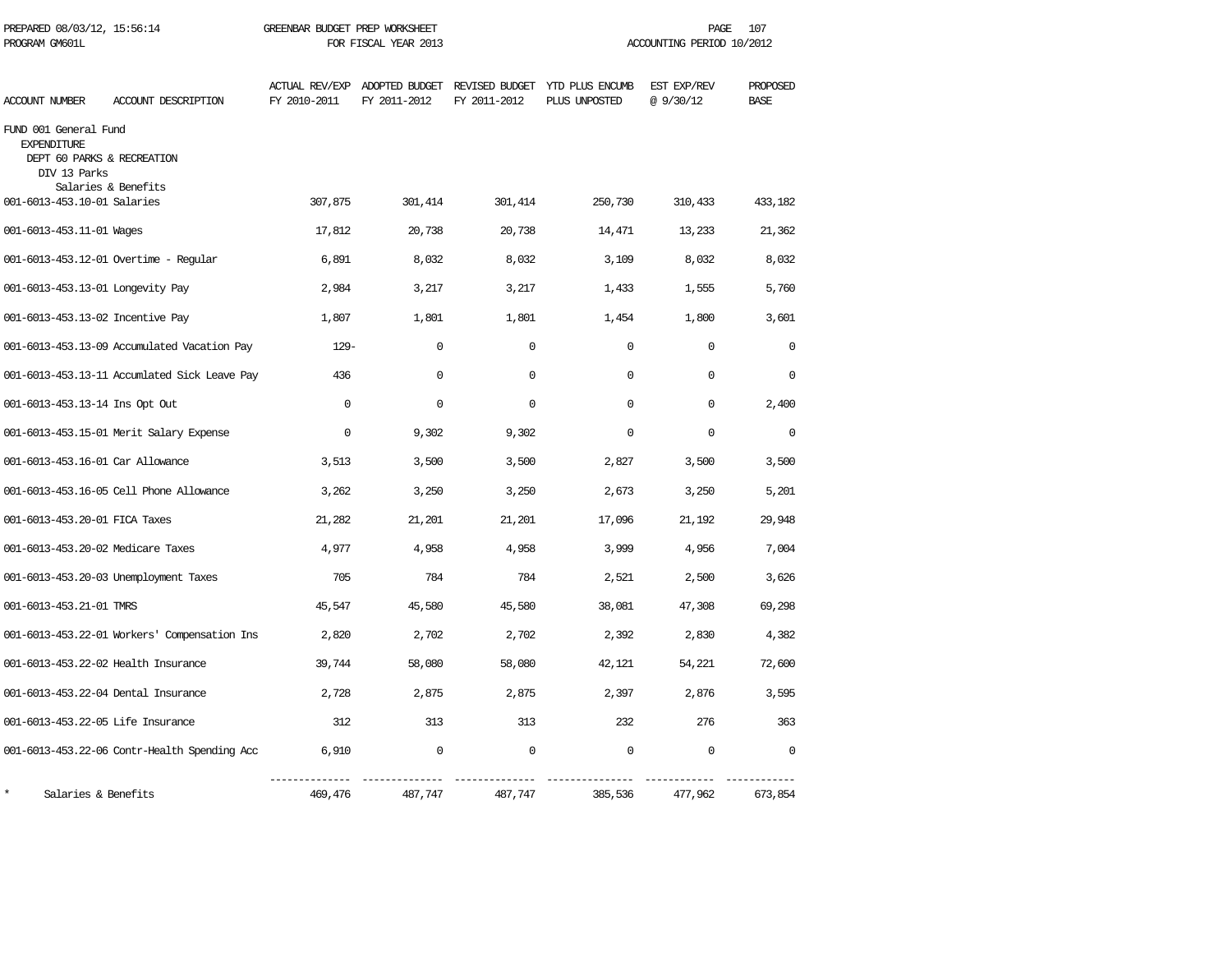PREPARED 08/03/12, 15:56:14 GREENBAR BUDGET PREP WORKSHEET
PROGRAM GM601L FOR FISCAL YEAR 2013 ACCOUNTING PERIOD 10/2012

FUND 001 General Fund
EXPENDITURE
DEPT 60 PARKS & RECREATION
DIV 13 Parks
Salaries & Benefits

| ACCOUNT NUMBER | ACCOUNT DESCRIPTION | ACTUAL REV/EXP FY 2010-2011 | ADOPTED BUDGET FY 2011-2012 | REVISED BUDGET FY 2011-2012 | YTD PLUS ENCUMB PLUS UNPOSTED | EST EXP/REV @ 9/30/12 | PROPOSED BASE |
|---|---|---|---|---|---|---|---|
| 001-6013-453.10-01 | Salaries | 307,875 | 301,414 | 301,414 | 250,730 | 310,433 | 433,182 |
| 001-6013-453.11-01 | Wages | 17,812 | 20,738 | 20,738 | 14,471 | 13,233 | 21,362 |
| 001-6013-453.12-01 | Overtime - Regular | 6,891 | 8,032 | 8,032 | 3,109 | 8,032 | 8,032 |
| 001-6013-453.13-01 | Longevity Pay | 2,984 | 3,217 | 3,217 | 1,433 | 1,555 | 5,760 |
| 001-6013-453.13-02 | Incentive Pay | 1,807 | 1,801 | 1,801 | 1,454 | 1,800 | 3,601 |
| 001-6013-453.13-09 | Accumulated Vacation Pay | 129- | 0 | 0 | 0 | 0 | 0 |
| 001-6013-453.13-11 | Accumlated Sick Leave Pay | 436 | 0 | 0 | 0 | 0 | 0 |
| 001-6013-453.13-14 | Ins Opt Out | 0 | 0 | 0 | 0 | 0 | 2,400 |
| 001-6013-453.15-01 | Merit Salary Expense | 0 | 9,302 | 9,302 | 0 | 0 | 0 |
| 001-6013-453.16-01 | Car Allowance | 3,513 | 3,500 | 3,500 | 2,827 | 3,500 | 3,500 |
| 001-6013-453.16-05 | Cell Phone Allowance | 3,262 | 3,250 | 3,250 | 2,673 | 3,250 | 5,201 |
| 001-6013-453.20-01 | FICA Taxes | 21,282 | 21,201 | 21,201 | 17,096 | 21,192 | 29,948 |
| 001-6013-453.20-02 | Medicare Taxes | 4,977 | 4,958 | 4,958 | 3,999 | 4,956 | 7,004 |
| 001-6013-453.20-03 | Unemployment Taxes | 705 | 784 | 784 | 2,521 | 2,500 | 3,626 |
| 001-6013-453.21-01 | TMRS | 45,547 | 45,580 | 45,580 | 38,081 | 47,308 | 69,298 |
| 001-6013-453.22-01 | Workers' Compensation Ins | 2,820 | 2,702 | 2,702 | 2,392 | 2,830 | 4,382 |
| 001-6013-453.22-02 | Health Insurance | 39,744 | 58,080 | 58,080 | 42,121 | 54,221 | 72,600 |
| 001-6013-453.22-04 | Dental Insurance | 2,728 | 2,875 | 2,875 | 2,397 | 2,876 | 3,595 |
| 001-6013-453.22-05 | Life Insurance | 312 | 313 | 313 | 232 | 276 | 363 |
| 001-6013-453.22-06 | Contr-Health Spending Acc | 6,910 | 0 | 0 | 0 | 0 | 0 |
| * | Salaries & Benefits | 469,476 | 487,747 | 487,747 | 385,536 | 477,962 | 673,854 |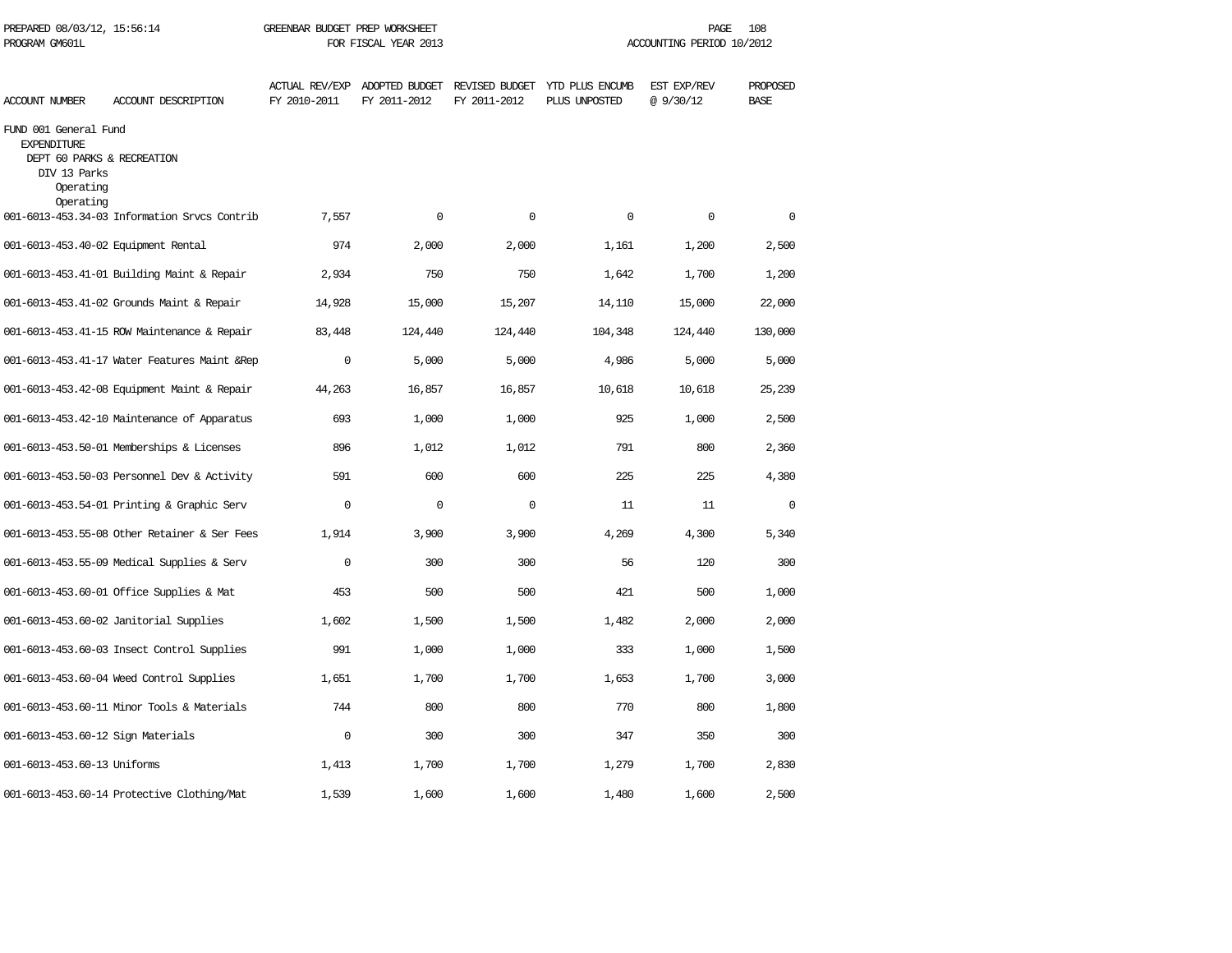PREPARED 08/03/12, 15:56:14 GREENBAR BUDGET PREP WORKSHEET
PROGRAM GM601L FOR FISCAL YEAR 2013 ACCOUNTING PERIOD 10/2012

| ACCOUNT NUMBER | ACCOUNT DESCRIPTION | ACTUAL REV/EXP FY 2010-2011 | ADOPTED BUDGET FY 2011-2012 | REVISED BUDGET FY 2011-2012 | YTD PLUS ENCUMB PLUS UNPOSTED | EST EXP/REV @ 9/30/12 | PROPOSED BASE |
|---|---|---|---|---|---|---|---|
| FUND 001 General Fund | | | | | | | |
| EXPENDITURE | | | | | | | |
| DEPT 60 PARKS & RECREATION | | | | | | | |
| DIV 13 Parks | | | | | | | |
| Operating | | | | | | | |
| Operating | | | | | | | |
| 001-6013-453.34-03 | Information Srvcs Contrib | 7,557 | 0 | 0 | 0 | 0 | 0 |
| 001-6013-453.40-02 | Equipment Rental | 974 | 2,000 | 2,000 | 1,161 | 1,200 | 2,500 |
| 001-6013-453.41-01 | Building Maint & Repair | 2,934 | 750 | 750 | 1,642 | 1,700 | 1,200 |
| 001-6013-453.41-02 | Grounds Maint & Repair | 14,928 | 15,000 | 15,207 | 14,110 | 15,000 | 22,000 |
| 001-6013-453.41-15 | ROW Maintenance & Repair | 83,448 | 124,440 | 124,440 | 104,348 | 124,440 | 130,000 |
| 001-6013-453.41-17 | Water Features Maint &Rep | 0 | 5,000 | 5,000 | 4,986 | 5,000 | 5,000 |
| 001-6013-453.42-08 | Equipment Maint & Repair | 44,263 | 16,857 | 16,857 | 10,618 | 10,618 | 25,239 |
| 001-6013-453.42-10 | Maintenance of Apparatus | 693 | 1,000 | 1,000 | 925 | 1,000 | 2,500 |
| 001-6013-453.50-01 | Memberships & Licenses | 896 | 1,012 | 1,012 | 791 | 800 | 2,360 |
| 001-6013-453.50-03 | Personnel Dev & Activity | 591 | 600 | 600 | 225 | 225 | 4,380 |
| 001-6013-453.54-01 | Printing & Graphic Serv | 0 | 0 | 0 | 11 | 11 | 0 |
| 001-6013-453.55-08 | Other Retainer & Ser Fees | 1,914 | 3,900 | 3,900 | 4,269 | 4,300 | 5,340 |
| 001-6013-453.55-09 | Medical Supplies & Serv | 0 | 300 | 300 | 56 | 120 | 300 |
| 001-6013-453.60-01 | Office Supplies & Mat | 453 | 500 | 500 | 421 | 500 | 1,000 |
| 001-6013-453.60-02 | Janitorial Supplies | 1,602 | 1,500 | 1,500 | 1,482 | 2,000 | 2,000 |
| 001-6013-453.60-03 | Insect Control Supplies | 991 | 1,000 | 1,000 | 333 | 1,000 | 1,500 |
| 001-6013-453.60-04 | Weed Control Supplies | 1,651 | 1,700 | 1,700 | 1,653 | 1,700 | 3,000 |
| 001-6013-453.60-11 | Minor Tools & Materials | 744 | 800 | 800 | 770 | 800 | 1,800 |
| 001-6013-453.60-12 | Sign Materials | 0 | 300 | 300 | 347 | 350 | 300 |
| 001-6013-453.60-13 | Uniforms | 1,413 | 1,700 | 1,700 | 1,279 | 1,700 | 2,830 |
| 001-6013-453.60-14 | Protective Clothing/Mat | 1,539 | 1,600 | 1,600 | 1,480 | 1,600 | 2,500 |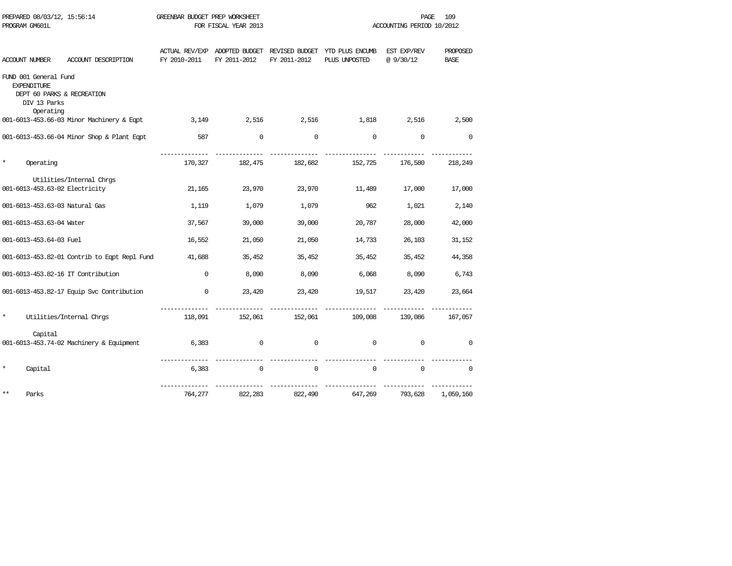PREPARED 08/03/12, 15:56:14 GREENBAR BUDGET PREP WORKSHEET
PROGRAM GM601L FOR FISCAL YEAR 2013 ACCOUNTING PERIOD 10/2012

| ACCOUNT NUMBER | ACCOUNT DESCRIPTION | ACTUAL REV/EXP FY 2010-2011 | ADOPTED BUDGET FY 2011-2012 | REVISED BUDGET FY 2011-2012 | YTD PLUS ENCUMB PLUS UNPOSTED | EST EXP/REV @ 9/30/12 | PROPOSED BASE |
|---|---|---|---|---|---|---|---|
| FUND 001 General Fund | | | | | | | |
| EXPENDITURE | | | | | | | |
| DEPT 60 PARKS & RECREATION | | | | | | | |
| DIV 13 Parks | | | | | | | |
| Operating | | | | | | | |
| 001-6013-453.66-03 | Minor Machinery & Eqpt | 3,149 | 2,516 | 2,516 | 1,818 | 2,516 | 2,500 |
| 001-6013-453.66-04 | Minor Shop & Plant Eqpt | 587 | 0 | 0 | 0 | 0 | 0 |
| * | Operating | 170,327 | 182,475 | 182,682 | 152,725 | 176,580 | 218,249 |
| Utilities/Internal Chrgs | | | | | | | |
| 001-6013-453.63-02 | Electricity | 21,165 | 23,970 | 23,970 | 11,489 | 17,000 | 17,000 |
| 001-6013-453.63-03 | Natural Gas | 1,119 | 1,079 | 1,079 | 962 | 1,021 | 2,140 |
| 001-6013-453.63-04 | Water | 37,567 | 39,000 | 39,000 | 20,787 | 28,000 | 42,000 |
| 001-6013-453.64-03 | Fuel | 16,552 | 21,050 | 21,050 | 14,733 | 26,103 | 31,152 |
| 001-6013-453.82-01 | Contrib to Eqpt Repl Fund | 41,688 | 35,452 | 35,452 | 35,452 | 35,452 | 44,358 |
| 001-6013-453.82-16 | IT Contribution | 0 | 8,090 | 8,090 | 6,068 | 8,090 | 6,743 |
| 001-6013-453.82-17 | Equip Svc Contribution | 0 | 23,420 | 23,420 | 19,517 | 23,420 | 23,664 |
| * | Utilities/Internal Chrgs | 118,091 | 152,061 | 152,061 | 109,008 | 139,086 | 167,057 |
| Capital | | | | | | | |
| 001-6013-453.74-02 | Machinery & Equipment | 6,383 | 0 | 0 | 0 | 0 | 0 |
| * | Capital | 6,383 | 0 | 0 | 0 | 0 | 0 |
| ** | Parks | 764,277 | 822,283 | 822,490 | 647,269 | 793,628 | 1,059,160 |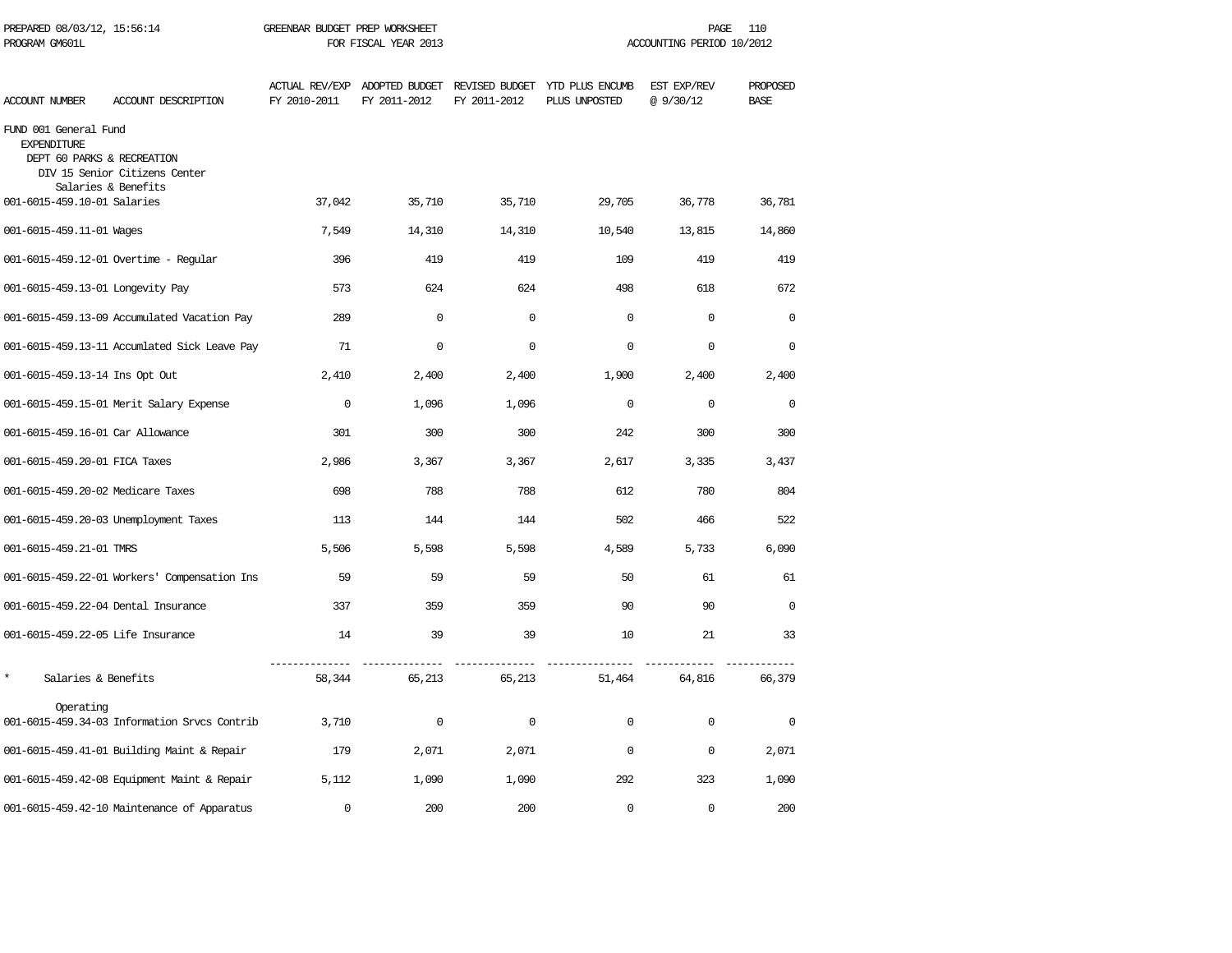PREPARED 08/03/12, 15:56:14 GREENBAR BUDGET PREP WORKSHEET
PROGRAM GM601L FOR FISCAL YEAR 2013 ACCOUNTING PERIOD 10/2012

| ACCOUNT NUMBER | ACCOUNT DESCRIPTION | ACTUAL REV/EXP FY 2010-2011 | ADOPTED BUDGET FY 2011-2012 | REVISED BUDGET FY 2011-2012 | YTD PLUS ENCUMB PLUS UNPOSTED | EST EXP/REV @ 9/30/12 | PROPOSED BASE |
|---|---|---|---|---|---|---|---|
| FUND 001 General Fund | | | | | | | |
| EXPENDITURE | | | | | | | |
| DEPT 60 PARKS & RECREATION | | | | | | | |
| DIV 15 Senior Citizens Center | | | | | | | |
| Salaries & Benefits | | | | | | | |
| 001-6015-459.10-01 | Salaries | 37,042 | 35,710 | 35,710 | 29,705 | 36,778 | 36,781 |
| 001-6015-459.11-01 | Wages | 7,549 | 14,310 | 14,310 | 10,540 | 13,815 | 14,860 |
| 001-6015-459.12-01 | Overtime - Regular | 396 | 419 | 419 | 109 | 419 | 419 |
| 001-6015-459.13-01 | Longevity Pay | 573 | 624 | 624 | 498 | 618 | 672 |
| 001-6015-459.13-09 | Accumulated Vacation Pay | 289 | 0 | 0 | 0 | 0 | 0 |
| 001-6015-459.13-11 | Accumlated Sick Leave Pay | 71 | 0 | 0 | 0 | 0 | 0 |
| 001-6015-459.13-14 | Ins Opt Out | 2,410 | 2,400 | 2,400 | 1,900 | 2,400 | 2,400 |
| 001-6015-459.15-01 | Merit Salary Expense | 0 | 1,096 | 1,096 | 0 | 0 | 0 |
| 001-6015-459.16-01 | Car Allowance | 301 | 300 | 300 | 242 | 300 | 300 |
| 001-6015-459.20-01 | FICA Taxes | 2,986 | 3,367 | 3,367 | 2,617 | 3,335 | 3,437 |
| 001-6015-459.20-02 | Medicare Taxes | 698 | 788 | 788 | 612 | 780 | 804 |
| 001-6015-459.20-03 | Unemployment Taxes | 113 | 144 | 144 | 502 | 466 | 522 |
| 001-6015-459.21-01 | TMRS | 5,506 | 5,598 | 5,598 | 4,589 | 5,733 | 6,090 |
| 001-6015-459.22-01 | Workers' Compensation Ins | 59 | 59 | 59 | 50 | 61 | 61 |
| 001-6015-459.22-04 | Dental Insurance | 337 | 359 | 359 | 90 | 90 | 0 |
| 001-6015-459.22-05 | Life Insurance | 14 | 39 | 39 | 10 | 21 | 33 |
| * | Salaries & Benefits | 58,344 | 65,213 | 65,213 | 51,464 | 64,816 | 66,379 |
| Operating | | | | | | | |
| 001-6015-459.34-03 | Information Srvcs Contrib | 3,710 | 0 | 0 | 0 | 0 | 0 |
| 001-6015-459.41-01 | Building Maint & Repair | 179 | 2,071 | 2,071 | 0 | 0 | 2,071 |
| 001-6015-459.42-08 | Equipment Maint & Repair | 5,112 | 1,090 | 1,090 | 292 | 323 | 1,090 |
| 001-6015-459.42-10 | Maintenance of Apparatus | 0 | 200 | 200 | 0 | 0 | 200 |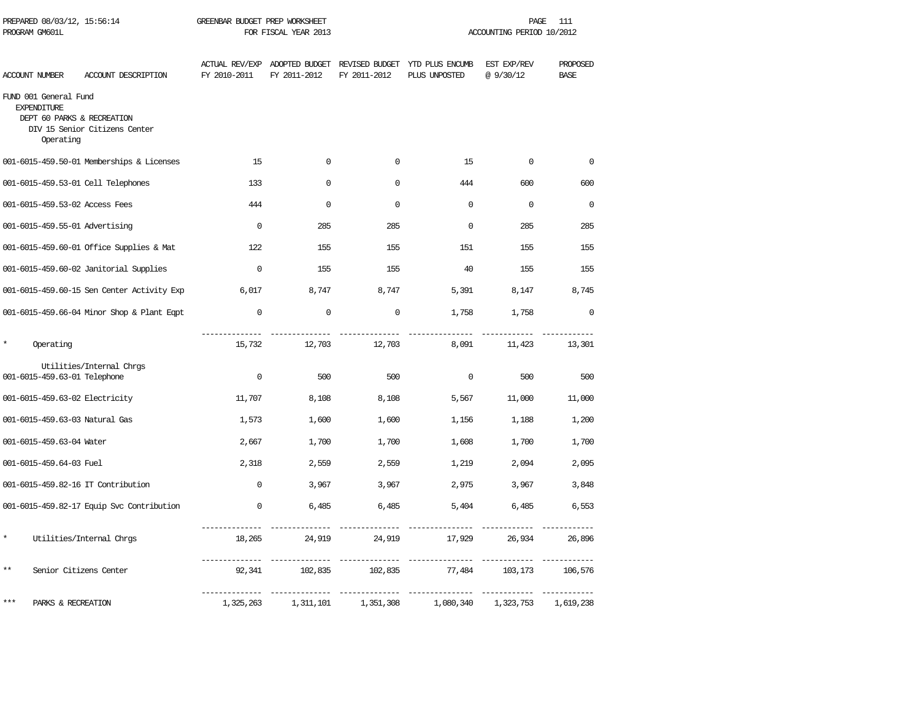PREPARED 08/03/12, 15:56:14 GREENBAR BUDGET PREP WORKSHEET
PROGRAM GM601L FOR FISCAL YEAR 2013 ACCOUNTING PERIOD 10/2012

| ACCOUNT NUMBER | ACCOUNT DESCRIPTION | ACTUAL REV/EXP FY 2010-2011 | ADOPTED BUDGET FY 2011-2012 | REVISED BUDGET FY 2011-2012 | YTD PLUS ENCUMB PLUS UNPOSTED | EST EXP/REV @ 9/30/12 | PROPOSED BASE |
|---|---|---|---|---|---|---|---|
| FUND 001 General Fund | | | | | | | |
| EXPENDITURE | | | | | | | |
| DEPT 60 PARKS & RECREATION | | | | | | | |
| DIV 15 Senior Citizens Center | | | | | | | |
| Operating | | | | | | | |
| 001-6015-459.50-01 | Memberships & Licenses | 15 | 0 | 0 | 15 | 0 | 0 |
| 001-6015-459.53-01 | Cell Telephones | 133 | 0 | 0 | 444 | 600 | 600 |
| 001-6015-459.53-02 | Access Fees | 444 | 0 | 0 | 0 | 0 | 0 |
| 001-6015-459.55-01 | Advertising | 0 | 285 | 285 | 0 | 285 | 285 |
| 001-6015-459.60-01 | Office Supplies & Mat | 122 | 155 | 155 | 151 | 155 | 155 |
| 001-6015-459.60-02 | Janitorial Supplies | 0 | 155 | 155 | 40 | 155 | 155 |
| 001-6015-459.60-15 | Sen Center Activity Exp | 6,017 | 8,747 | 8,747 | 5,391 | 8,147 | 8,745 |
| 001-6015-459.66-04 | Minor Shop & Plant Eqpt | 0 | 0 | 0 | 1,758 | 1,758 | 0 |
| * | Operating | 15,732 | 12,703 | 12,703 | 8,091 | 11,423 | 13,301 |
| | Utilities/Internal Chrgs | | | | | | |
| 001-6015-459.63-01 | Telephone | 0 | 500 | 500 | 0 | 500 | 500 |
| 001-6015-459.63-02 | Electricity | 11,707 | 8,108 | 8,108 | 5,567 | 11,000 | 11,000 |
| 001-6015-459.63-03 | Natural Gas | 1,573 | 1,600 | 1,600 | 1,156 | 1,188 | 1,200 |
| 001-6015-459.63-04 | Water | 2,667 | 1,700 | 1,700 | 1,608 | 1,700 | 1,700 |
| 001-6015-459.64-03 | Fuel | 2,318 | 2,559 | 2,559 | 1,219 | 2,094 | 2,095 |
| 001-6015-459.82-16 | IT Contribution | 0 | 3,967 | 3,967 | 2,975 | 3,967 | 3,848 |
| 001-6015-459.82-17 | Equip Svc Contribution | 0 | 6,485 | 6,485 | 5,404 | 6,485 | 6,553 |
| * | Utilities/Internal Chrgs | 18,265 | 24,919 | 24,919 | 17,929 | 26,934 | 26,896 |
| ** | Senior Citizens Center | 92,341 | 102,835 | 102,835 | 77,484 | 103,173 | 106,576 |
| *** | PARKS & RECREATION | 1,325,263 | 1,311,101 | 1,351,308 | 1,080,340 | 1,323,753 | 1,619,238 |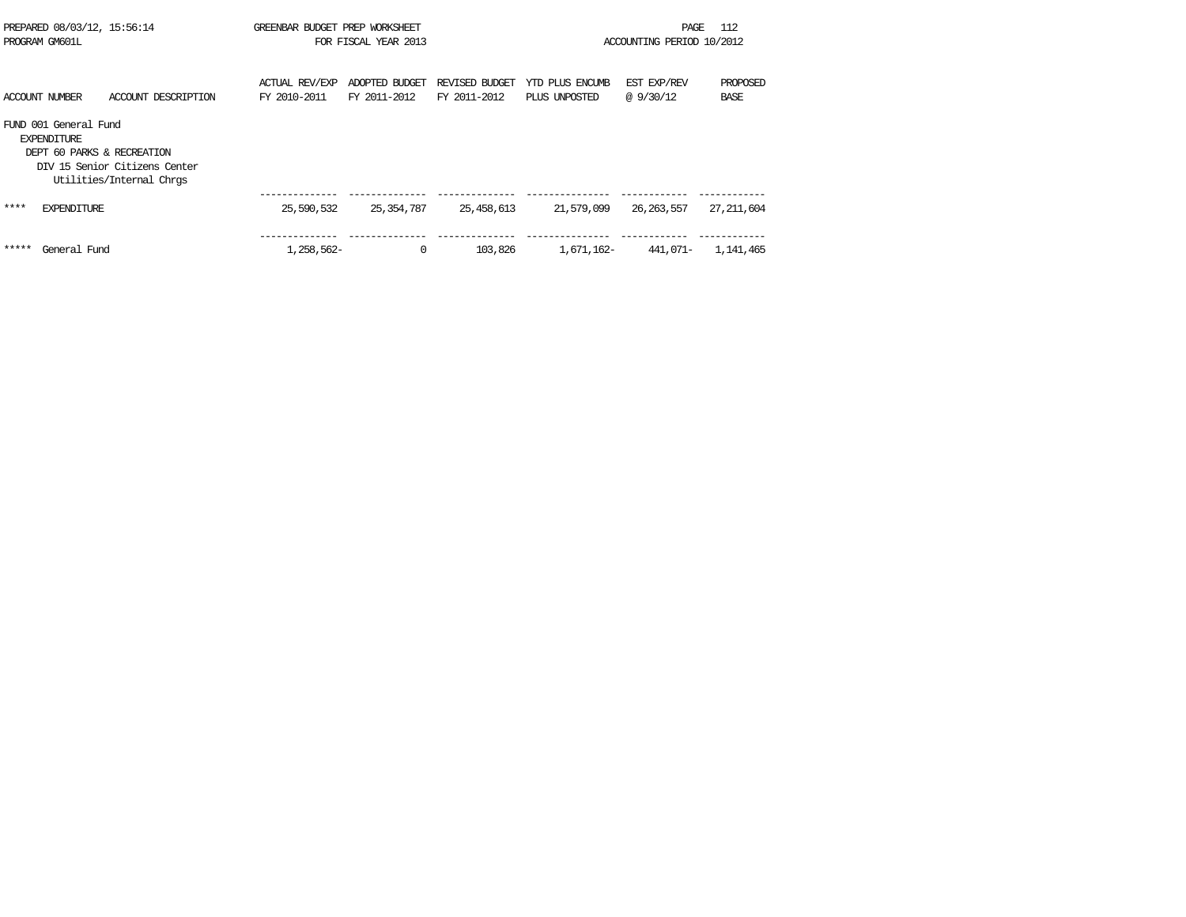PREPARED 08/03/12, 15:56:14 GREENBAR BUDGET PREP WORKSHEET
PROGRAM GM601L FOR FISCAL YEAR 2013 ACCOUNTING PERIOD 10/2012

| ACCOUNT NUMBER | ACCOUNT DESCRIPTION | ACTUAL REV/EXP FY 2010-2011 | ADOPTED BUDGET FY 2011-2012 | REVISED BUDGET FY 2011-2012 | YTD PLUS ENCUMB PLUS UNPOSTED | EST EXP/REV @ 9/30/12 | PROPOSED BASE |
|---|---|---|---|---|---|---|---|
| FUND 001 General Fund | | | | | | | |
| EXPENDITURE | | | | | | | |
| DEPT 60 PARKS & RECREATION | | | | | | | |
| DIV 15 Senior Citizens Center | | | | | | | |
| Utilities/Internal Chrgs | | | | | | | |
| **** | EXPENDITURE | 25,590,532 | 25,354,787 | 25,458,613 | 21,579,099 | 26,263,557 | 27,211,604 |
| ***** | General Fund | 1,258,562- | 0 | 103,826 | 1,671,162- | 441,071- | 1,141,465 |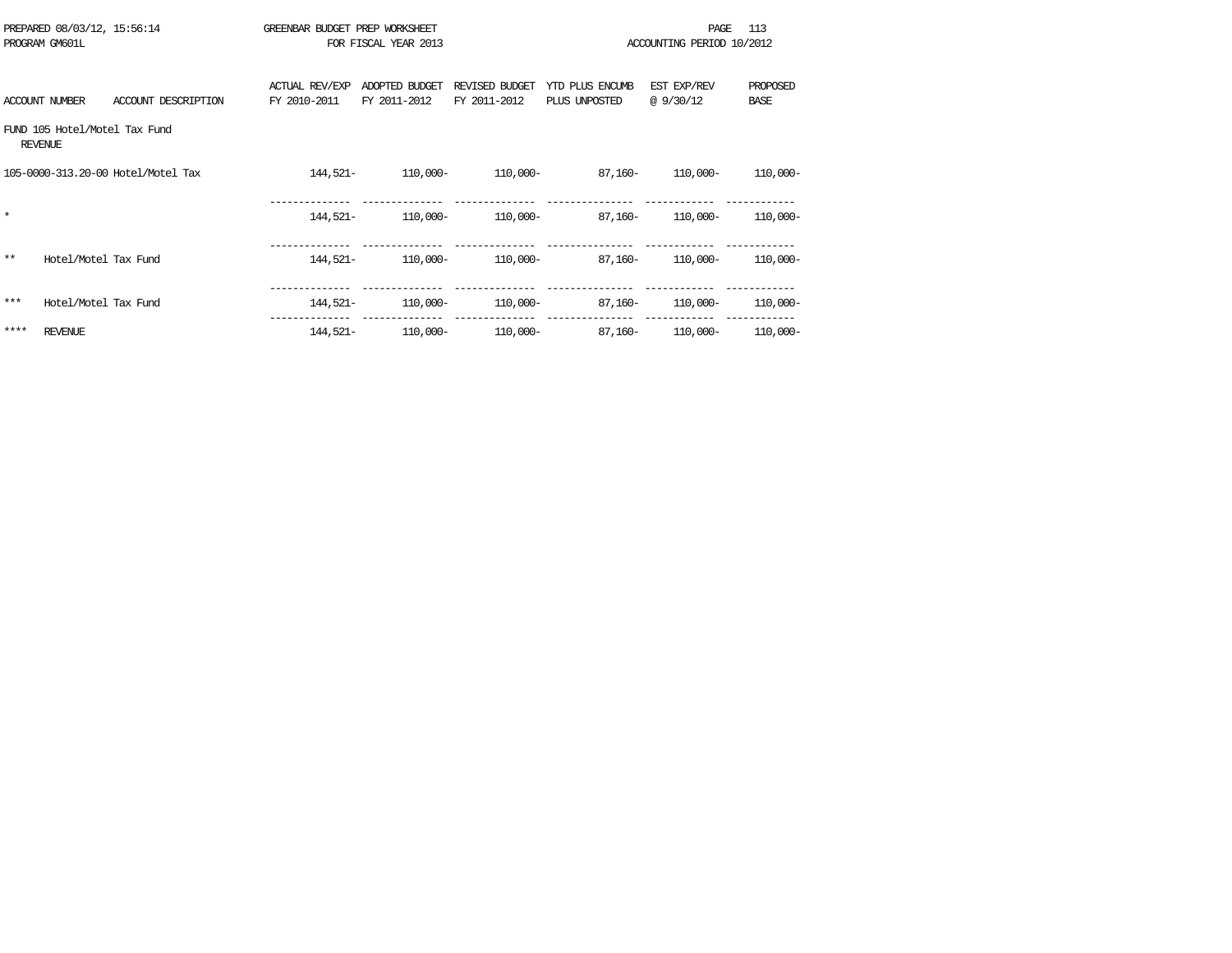GREENBAR BUDGET PREP WORKSHEET
FOR FISCAL YEAR 2013
ACCOUNTING PERIOD 10/2012

PREPARED 08/03/12, 15:56:14
PROGRAM GM601L

| ACCOUNT NUMBER | ACCOUNT DESCRIPTION | ACTUAL REV/EXP FY 2010-2011 | ADOPTED BUDGET FY 2011-2012 | REVISED BUDGET FY 2011-2012 | YTD PLUS ENCUMB PLUS UNPOSTED | EST EXP/REV @ 9/30/12 | PROPOSED BASE |
|---|---|---|---|---|---|---|---|
| FUND 105 Hotel/Motel Tax Fund | | | | | | | |
| REVENUE | | | | | | | |
| 105-0000-313.20-00 | Hotel/Motel Tax | 144,521- | 110,000- | 110,000- | 87,160- | 110,000- | 110,000- |
| * | | 144,521- | 110,000- | 110,000- | 87,160- | 110,000- | 110,000- |
| ** | Hotel/Motel Tax Fund | 144,521- | 110,000- | 110,000- | 87,160- | 110,000- | 110,000- |
| *** | Hotel/Motel Tax Fund | 144,521- | 110,000- | 110,000- | 87,160- | 110,000- | 110,000- |
| **** | REVENUE | 144,521- | 110,000- | 110,000- | 87,160- | 110,000- | 110,000- |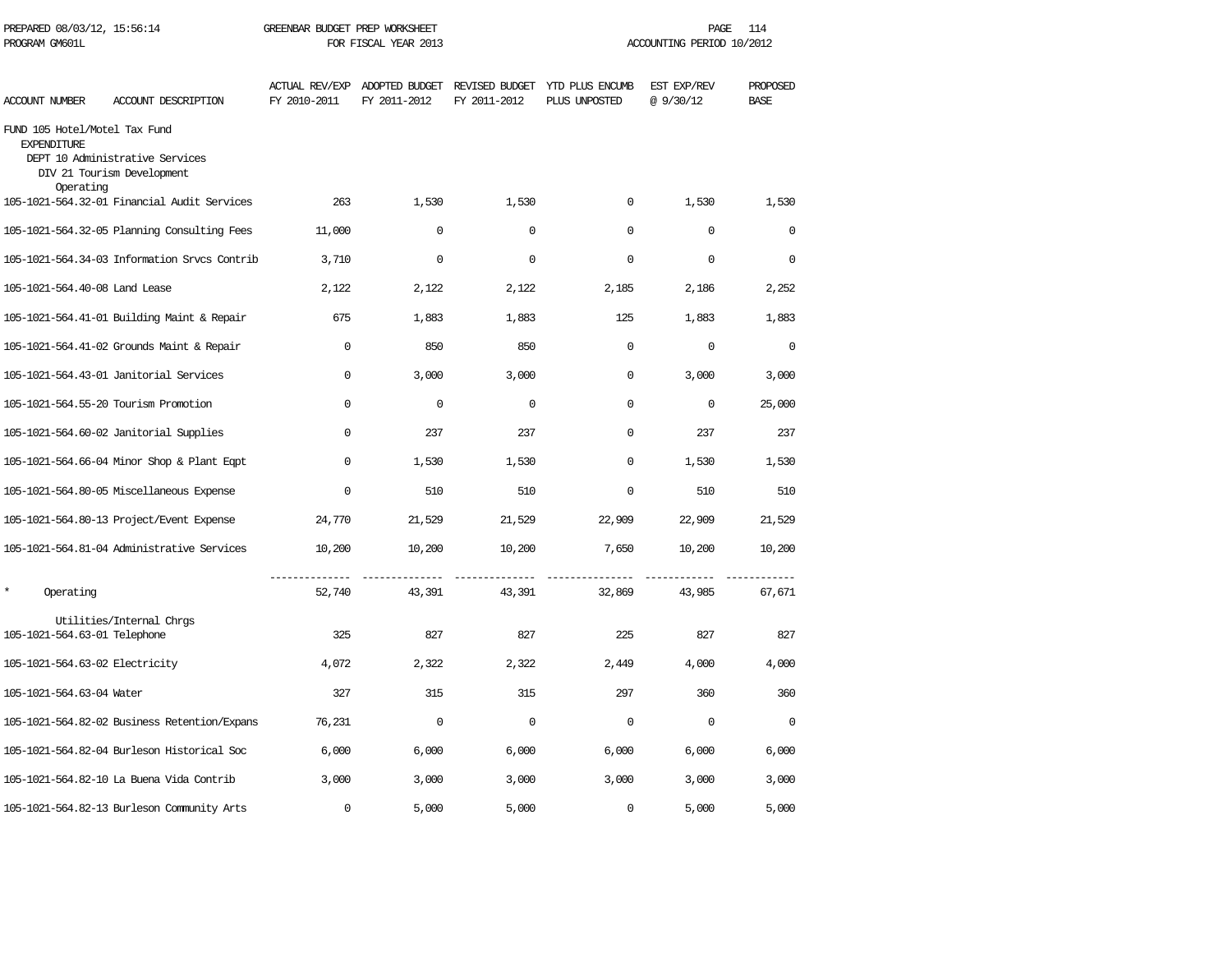PREPARED 08/03/12, 15:56:14 GREENBAR BUDGET PREP WORKSHEET
PROGRAM GM601L FOR FISCAL YEAR 2013 ACCOUNTING PERIOD 10/2012

| ACCOUNT NUMBER | ACCOUNT DESCRIPTION | ACTUAL REV/EXP FY 2010-2011 | ADOPTED BUDGET FY 2011-2012 | REVISED BUDGET FY 2011-2012 | YTD PLUS ENCUMB PLUS UNPOSTED | EST EXP/REV @ 9/30/12 | PROPOSED BASE |
|---|---|---|---|---|---|---|---|
| FUND 105 Hotel/Motel Tax Fund | | | | | | | |
| EXPENDITURE | | | | | | | |
| DEPT 10 Administrative Services | | | | | | | |
| DIV 21 Tourism Development | | | | | | | |
| Operating | | | | | | | |
| 105-1021-564.32-01 | Financial Audit Services | 263 | 1,530 | 1,530 | 0 | 1,530 | 1,530 |
| 105-1021-564.32-05 | Planning Consulting Fees | 11,000 | 0 | 0 | 0 | 0 | 0 |
| 105-1021-564.34-03 | Information Srvcs Contrib | 3,710 | 0 | 0 | 0 | 0 | 0 |
| 105-1021-564.40-08 | Land Lease | 2,122 | 2,122 | 2,122 | 2,185 | 2,186 | 2,252 |
| 105-1021-564.41-01 | Building Maint & Repair | 675 | 1,883 | 1,883 | 125 | 1,883 | 1,883 |
| 105-1021-564.41-02 | Grounds Maint & Repair | 0 | 850 | 850 | 0 | 0 | 0 |
| 105-1021-564.43-01 | Janitorial Services | 0 | 3,000 | 3,000 | 0 | 3,000 | 3,000 |
| 105-1021-564.55-20 | Tourism Promotion | 0 | 0 | 0 | 0 | 0 | 25,000 |
| 105-1021-564.60-02 | Janitorial Supplies | 0 | 237 | 237 | 0 | 237 | 237 |
| 105-1021-564.66-04 | Minor Shop & Plant Eqpt | 0 | 1,530 | 1,530 | 0 | 1,530 | 1,530 |
| 105-1021-564.80-05 | Miscellaneous Expense | 0 | 510 | 510 | 0 | 510 | 510 |
| 105-1021-564.80-13 | Project/Event Expense | 24,770 | 21,529 | 21,529 | 22,909 | 22,909 | 21,529 |
| 105-1021-564.81-04 | Administrative Services | 10,200 | 10,200 | 10,200 | 7,650 | 10,200 | 10,200 |
| * | Operating | 52,740 | 43,391 | 43,391 | 32,869 | 43,985 | 67,671 |
| Utilities/Internal Chrgs | | | | | | | |
| 105-1021-564.63-01 | Telephone | 325 | 827 | 827 | 225 | 827 | 827 |
| 105-1021-564.63-02 | Electricity | 4,072 | 2,322 | 2,322 | 2,449 | 4,000 | 4,000 |
| 105-1021-564.63-04 | Water | 327 | 315 | 315 | 297 | 360 | 360 |
| 105-1021-564.82-02 | Business Retention/Expans | 76,231 | 0 | 0 | 0 | 0 | 0 |
| 105-1021-564.82-04 | Burleson Historical Soc | 6,000 | 6,000 | 6,000 | 6,000 | 6,000 | 6,000 |
| 105-1021-564.82-10 | La Buena Vida Contrib | 3,000 | 3,000 | 3,000 | 3,000 | 3,000 | 3,000 |
| 105-1021-564.82-13 | Burleson Community Arts | 0 | 5,000 | 5,000 | 0 | 5,000 | 5,000 |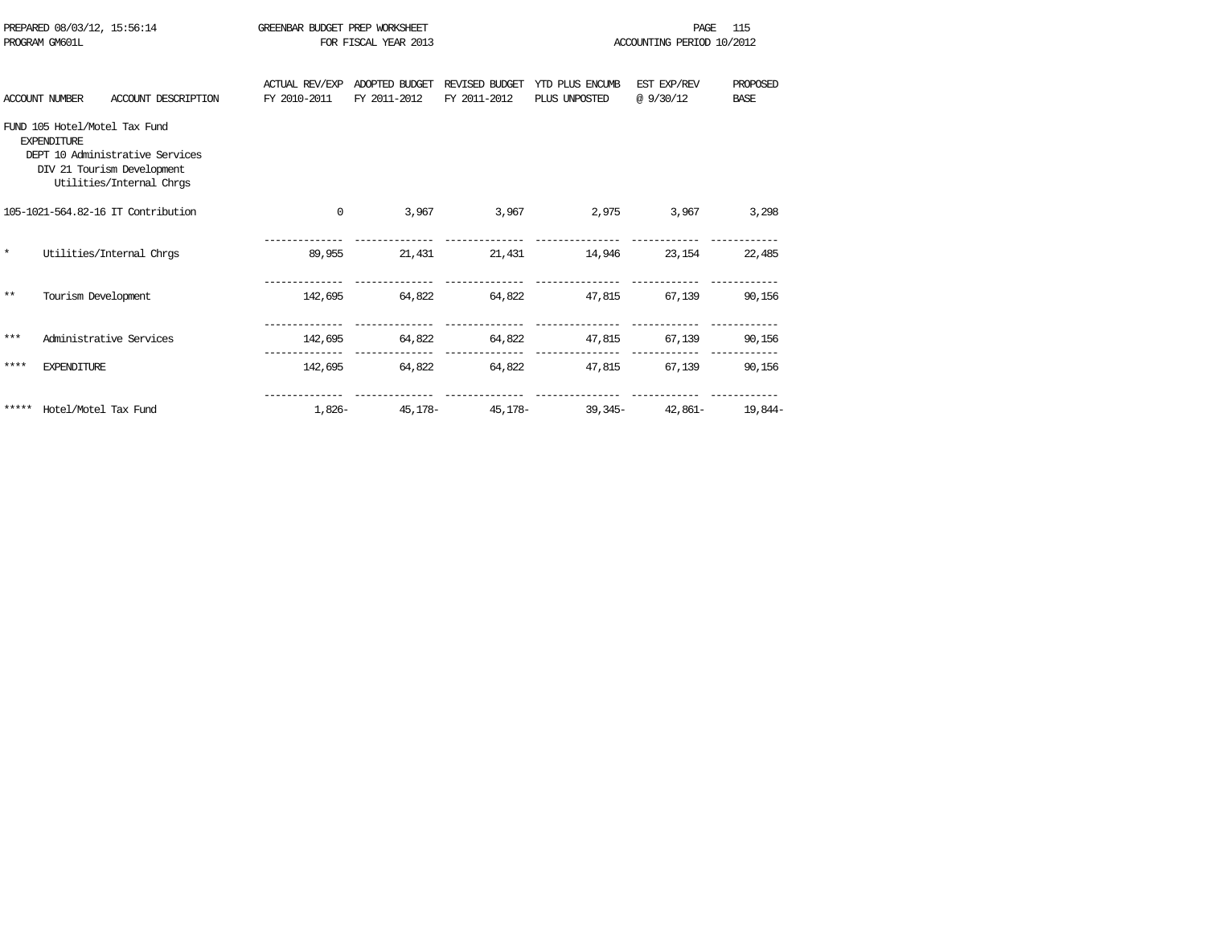PREPARED 08/03/12, 15:56:14 GREENBAR BUDGET PREP WORKSHEET
PROGRAM GM601L FOR FISCAL YEAR 2013 ACCOUNTING PERIOD 10/2012

| ACCOUNT NUMBER | ACCOUNT DESCRIPTION | ACTUAL REV/EXP FY 2010-2011 | ADOPTED BUDGET FY 2011-2012 | REVISED BUDGET FY 2011-2012 | YTD PLUS ENCUMB PLUS UNPOSTED | EST EXP/REV @ 9/30/12 | PROPOSED BASE |
|---|---|---|---|---|---|---|---|
| FUND 105 Hotel/Motel Tax Fund | | | | | | | |
| EXPENDITURE | | | | | | | |
| DEPT 10 Administrative Services | | | | | | | |
| DIV 21 Tourism Development | | | | | | | |
| Utilities/Internal Chrgs | | | | | | | |
| 105-1021-564.82-16 | IT Contribution | 0 | 3,967 | 3,967 | 2,975 | 3,967 | 3,298 |
| * | Utilities/Internal Chrgs | 89,955 | 21,431 | 21,431 | 14,946 | 23,154 | 22,485 |
| ** | Tourism Development | 142,695 | 64,822 | 64,822 | 47,815 | 67,139 | 90,156 |
| *** | Administrative Services | 142,695 | 64,822 | 64,822 | 47,815 | 67,139 | 90,156 |
| **** | EXPENDITURE | 142,695 | 64,822 | 64,822 | 47,815 | 67,139 | 90,156 |
| ***** | Hotel/Motel Tax Fund | 1,826- | 45,178- | 45,178- | 39,345- | 42,861- | 19,844- |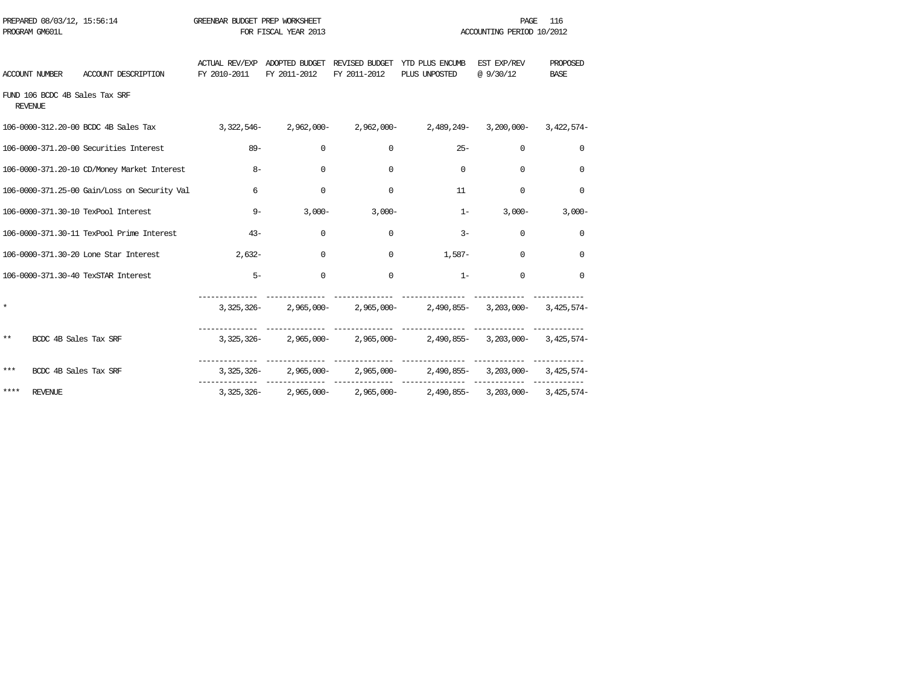PREPARED 08/03/12, 15:56:14 GREENBAR BUDGET PREP WORKSHEET
PROGRAM GM601L FOR FISCAL YEAR 2013 ACCOUNTING PERIOD 10/2012

| ACCOUNT NUMBER | ACCOUNT DESCRIPTION | ACTUAL REV/EXP FY 2010-2011 | ADOPTED BUDGET FY 2011-2012 | REVISED BUDGET FY 2011-2012 | YTD PLUS ENCUMB PLUS UNPOSTED | EST EXP/REV @ 9/30/12 | PROPOSED BASE |
|---|---|---|---|---|---|---|---|
| FUND 106 BCDC 4B Sales Tax SRF | | | | | | | |
| REVENUE | | | | | | | |
| 106-0000-312.20-00 | BCDC 4B Sales Tax | 3,322,546- | 2,962,000- | 2,962,000- | 2,489,249- | 3,200,000- | 3,422,574- |
| 106-0000-371.20-00 | Securities Interest | 89- | 0 | 0 | 25- | 0 | 0 |
| 106-0000-371.20-10 | CD/Money Market Interest | 8- | 0 | 0 | 0 | 0 | 0 |
| 106-0000-371.25-00 | Gain/Loss on Security Val | 6 | 0 | 0 | 11 | 0 | 0 |
| 106-0000-371.30-10 | TexPool Interest | 9- | 3,000- | 3,000- | 1- | 3,000- | 3,000- |
| 106-0000-371.30-11 | TexPool Prime Interest | 43- | 0 | 0 | 3- | 0 | 0 |
| 106-0000-371.30-20 | Lone Star Interest | 2,632- | 0 | 0 | 1,587- | 0 | 0 |
| 106-0000-371.30-40 | TexSTAR Interest | 5- | 0 | 0 | 1- | 0 | 0 |
| * | | 3,325,326- | 2,965,000- | 2,965,000- | 2,490,855- | 3,203,000- | 3,425,574- |
| ** | BCDC 4B Sales Tax SRF | 3,325,326- | 2,965,000- | 2,965,000- | 2,490,855- | 3,203,000- | 3,425,574- |
| *** | BCDC 4B Sales Tax SRF | 3,325,326- | 2,965,000- | 2,965,000- | 2,490,855- | 3,203,000- | 3,425,574- |
| **** | REVENUE | 3,325,326- | 2,965,000- | 2,965,000- | 2,490,855- | 3,203,000- | 3,425,574- |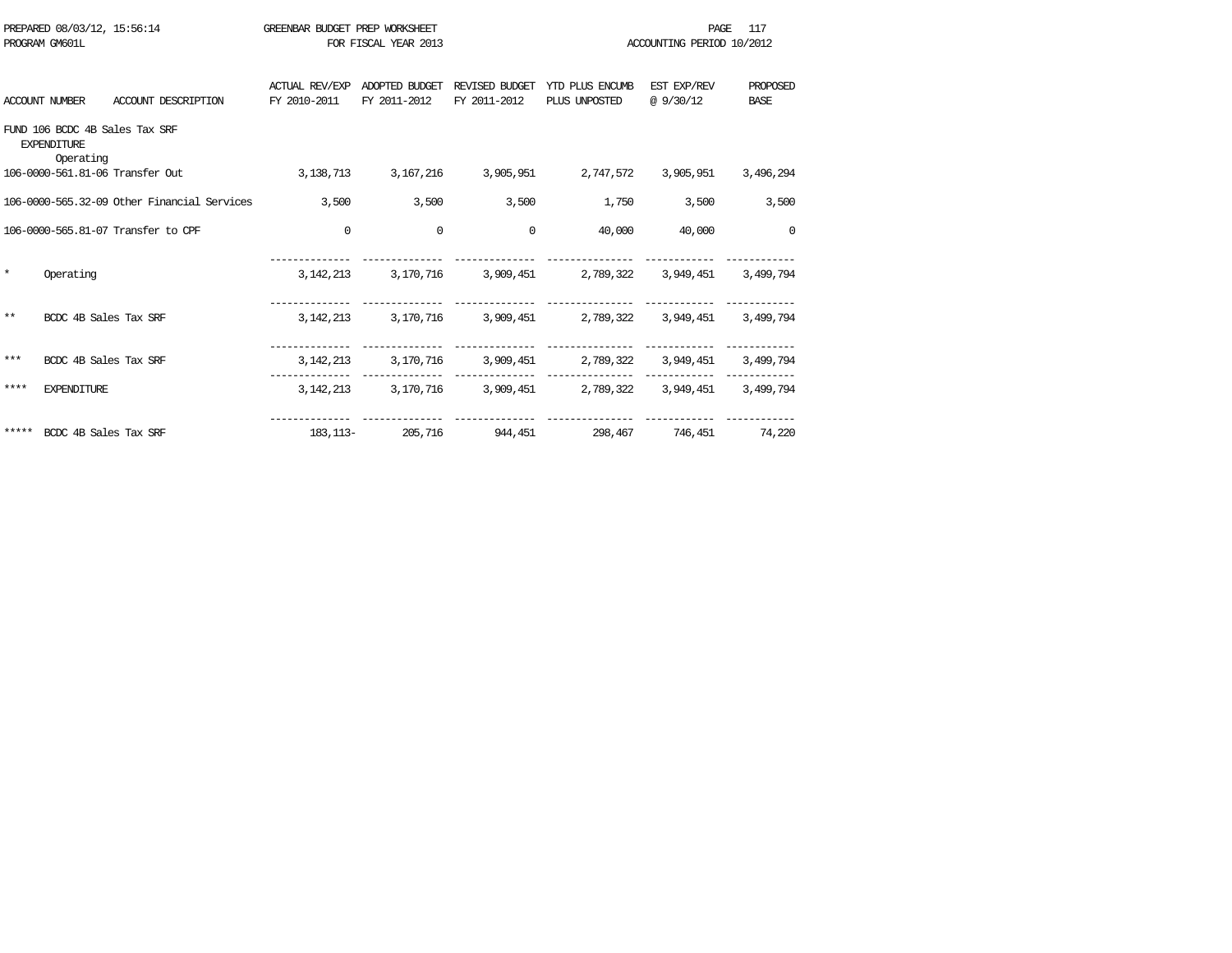PREPARED 08/03/12, 15:56:14 GREENBAR BUDGET PREP WORKSHEET
PROGRAM GM601L FOR FISCAL YEAR 2013 ACCOUNTING PERIOD 10/2012

| ACCOUNT NUMBER | ACCOUNT DESCRIPTION | ACTUAL REV/EXP FY 2010-2011 | ADOPTED BUDGET FY 2011-2012 | REVISED BUDGET FY 2011-2012 | YTD PLUS ENCUMB PLUS UNPOSTED | EST EXP/REV @ 9/30/12 | PROPOSED BASE |
|---|---|---|---|---|---|---|---|
| FUND 106 BCDC 4B Sales Tax SRF | | | | | | | |
| EXPENDITURE | | | | | | | |
| Operating | | | | | | | |
| 106-0000-561.81-06 | Transfer Out | 3,138,713 | 3,167,216 | 3,905,951 | 2,747,572 | 3,905,951 | 3,496,294 |
| 106-0000-565.32-09 | Other Financial Services | 3,500 | 3,500 | 3,500 | 1,750 | 3,500 | 3,500 |
| 106-0000-565.81-07 | Transfer to CPF | 0 | 0 | 0 | 40,000 | 40,000 | 0 |
| * | Operating | 3,142,213 | 3,170,716 | 3,909,451 | 2,789,322 | 3,949,451 | 3,499,794 |
| ** | BCDC 4B Sales Tax SRF | 3,142,213 | 3,170,716 | 3,909,451 | 2,789,322 | 3,949,451 | 3,499,794 |
| *** | BCDC 4B Sales Tax SRF | 3,142,213 | 3,170,716 | 3,909,451 | 2,789,322 | 3,949,451 | 3,499,794 |
| **** | EXPENDITURE | 3,142,213 | 3,170,716 | 3,909,451 | 2,789,322 | 3,949,451 | 3,499,794 |
| ***** | BCDC 4B Sales Tax SRF | 183,113- | 205,716 | 944,451 | 298,467 | 746,451 | 74,220 |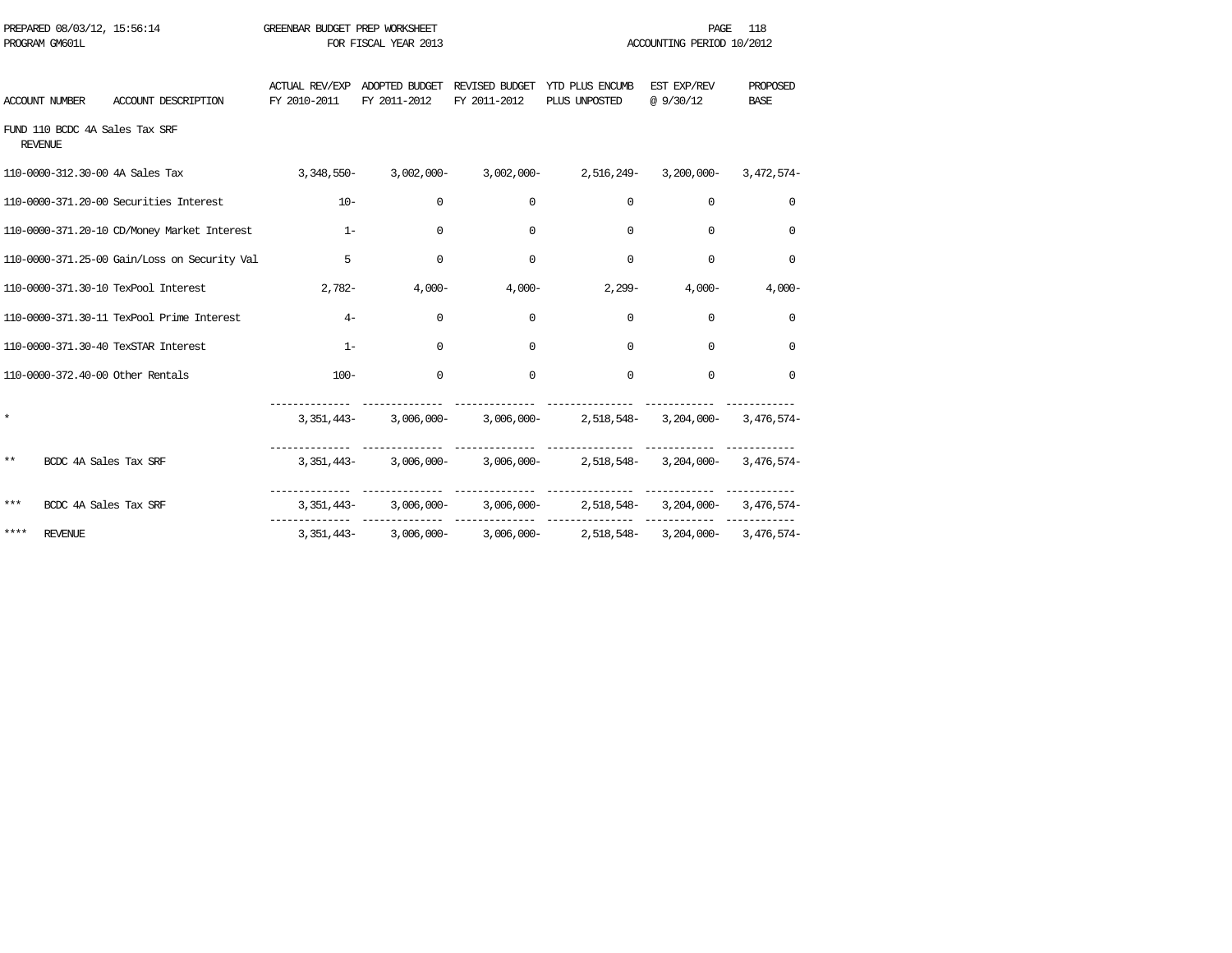PREPARED 08/03/12, 15:56:14 GREENBAR BUDGET PREP WORKSHEET
PROGRAM GM601L FOR FISCAL YEAR 2013 ACCOUNTING PERIOD 10/2012

| ACCOUNT NUMBER | ACCOUNT DESCRIPTION | ACTUAL REV/EXP FY 2010-2011 | ADOPTED BUDGET FY 2011-2012 | REVISED BUDGET FY 2011-2012 | YTD PLUS ENCUMB PLUS UNPOSTED | EST EXP/REV @ 9/30/12 | PROPOSED BASE |
|---|---|---|---|---|---|---|---|
| FUND 110 BCDC 4A Sales Tax SRF | | | | | | | |
| REVENUE | | | | | | | |
| 110-0000-312.30-00 | 4A Sales Tax | 3,348,550- | 3,002,000- | 3,002,000- | 2,516,249- | 3,200,000- | 3,472,574- |
| 110-0000-371.20-00 | Securities Interest | 10- | 0 | 0 | 0 | 0 | 0 |
| 110-0000-371.20-10 | CD/Money Market Interest | 1- | 0 | 0 | 0 | 0 | 0 |
| 110-0000-371.25-00 | Gain/Loss on Security Val | 5 | 0 | 0 | 0 | 0 | 0 |
| 110-0000-371.30-10 | TexPool Interest | 2,782- | 4,000- | 4,000- | 2,299- | 4,000- | 4,000- |
| 110-0000-371.30-11 | TexPool Prime Interest | 4- | 0 | 0 | 0 | 0 | 0 |
| 110-0000-371.30-40 | TexSTAR Interest | 1- | 0 | 0 | 0 | 0 | 0 |
| 110-0000-372.40-00 | Other Rentals | 100- | 0 | 0 | 0 | 0 | 0 |
| * | | 3,351,443- | 3,006,000- | 3,006,000- | 2,518,548- | 3,204,000- | 3,476,574- |
| ** | BCDC 4A Sales Tax SRF | 3,351,443- | 3,006,000- | 3,006,000- | 2,518,548- | 3,204,000- | 3,476,574- |
| *** | BCDC 4A Sales Tax SRF | 3,351,443- | 3,006,000- | 3,006,000- | 2,518,548- | 3,204,000- | 3,476,574- |
| **** | REVENUE | 3,351,443- | 3,006,000- | 3,006,000- | 2,518,548- | 3,204,000- | 3,476,574- |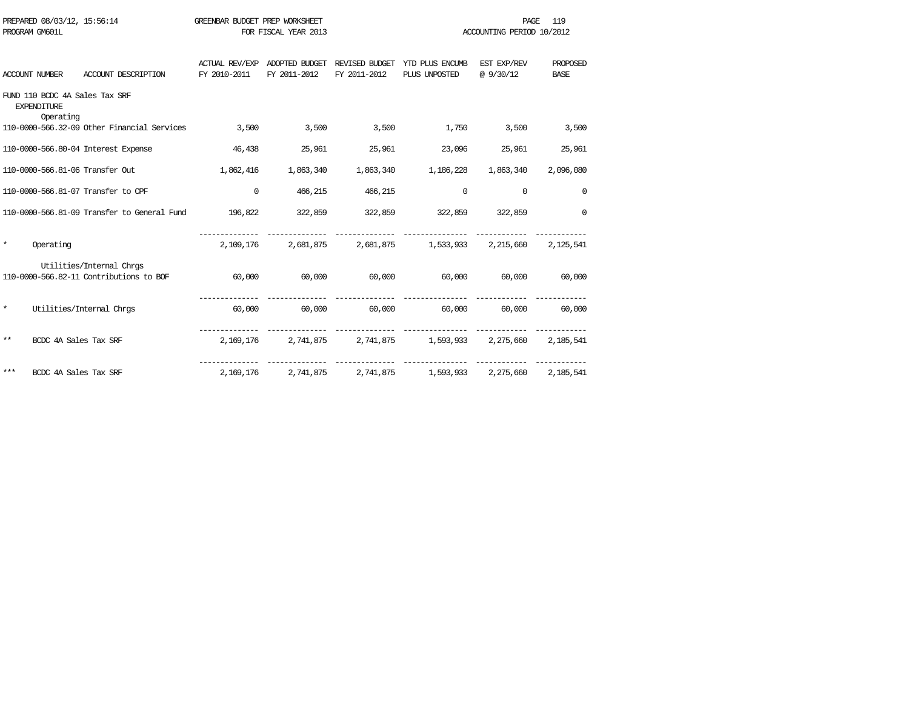PREPARED 08/03/12, 15:56:14 GREENBAR BUDGET PREP WORKSHEET
PROGRAM GM601L FOR FISCAL YEAR 2013 ACCOUNTING PERIOD 10/2012

| ACCOUNT NUMBER ACCOUNT DESCRIPTION | ACTUAL REV/EXP FY 2010-2011 | ADOPTED BUDGET FY 2011-2012 | REVISED BUDGET FY 2011-2012 | YTD PLUS ENCUMB PLUS UNPOSTED | EST EXP/REV @ 9/30/12 | PROPOSED BASE |
|---|---|---|---|---|---|---|
| FUND 110 BCDC 4A Sales Tax SRF | | | | | | |
| EXPENDITURE | | | | | | |
| Operating | | | | | | |
| 110-0000-566.32-09 Other Financial Services | 3,500 | 3,500 | 3,500 | 1,750 | 3,500 | 3,500 |
| 110-0000-566.80-04 Interest Expense | 46,438 | 25,961 | 25,961 | 23,096 | 25,961 | 25,961 |
| 110-0000-566.81-06 Transfer Out | 1,862,416 | 1,863,340 | 1,863,340 | 1,186,228 | 1,863,340 | 2,096,080 |
| 110-0000-566.81-07 Transfer to CPF | 0 | 466,215 | 466,215 | 0 | 0 | 0 |
| 110-0000-566.81-09 Transfer to General Fund | 196,822 | 322,859 | 322,859 | 322,859 | 322,859 | 0 |
| * Operating | 2,109,176 | 2,681,875 | 2,681,875 | 1,533,933 | 2,215,660 | 2,125,541 |
| Utilities/Internal Chrgs | | | | | | |
| 110-0000-566.82-11 Contributions to BOF | 60,000 | 60,000 | 60,000 | 60,000 | 60,000 | 60,000 |
| * Utilities/Internal Chrgs | 60,000 | 60,000 | 60,000 | 60,000 | 60,000 | 60,000 |
| ** BCDC 4A Sales Tax SRF | 2,169,176 | 2,741,875 | 2,741,875 | 1,593,933 | 2,275,660 | 2,185,541 |
| *** BCDC 4A Sales Tax SRF | 2,169,176 | 2,741,875 | 2,741,875 | 1,593,933 | 2,275,660 | 2,185,541 |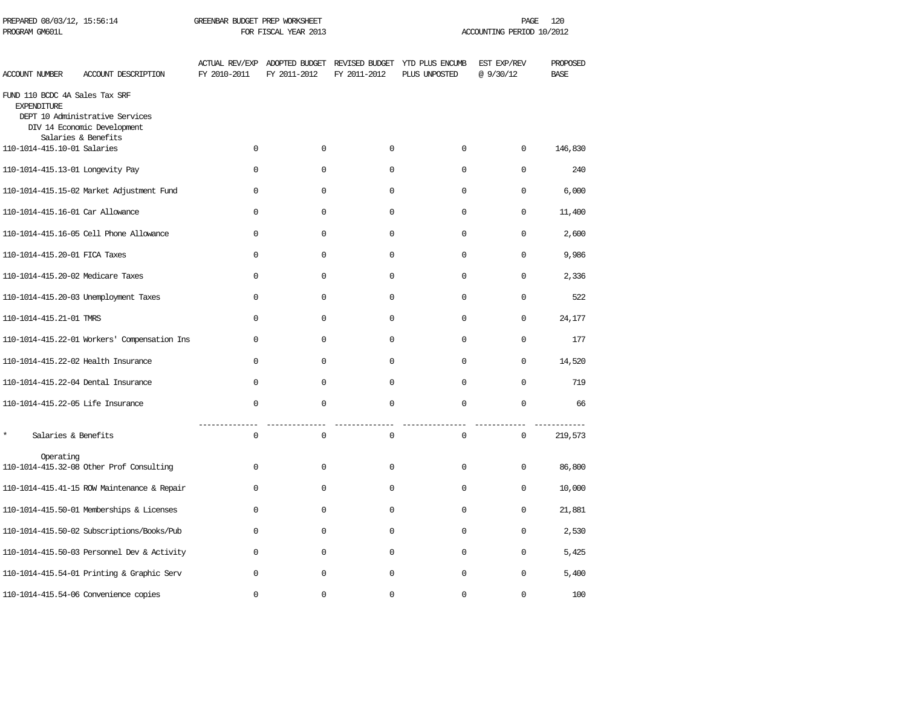GREENBAR BUDGET PREP WORKSHEET
FOR FISCAL YEAR 2013

PREPARED 08/03/12, 15:56:14
PROGRAM GM601L
ACCOUNTING PERIOD 10/2012

| ACCOUNT NUMBER | ACCOUNT DESCRIPTION | ACTUAL REV/EXP FY 2010-2011 | ADOPTED BUDGET FY 2011-2012 | REVISED BUDGET FY 2011-2012 | YTD PLUS ENCUMB PLUS UNPOSTED | EST EXP/REV @ 9/30/12 | PROPOSED BASE |
|---|---|---|---|---|---|---|---|
| FUND 110 BCDC 4A Sales Tax SRF | | | | | | | |
| EXPENDITURE | | | | | | | |
| DEPT 10 Administrative Services | | | | | | | |
| DIV 14 Economic Development | | | | | | | |
| Salaries & Benefits | | | | | | | |
| 110-1014-415.10-01 | Salaries | 0 | 0 | 0 | 0 | 0 | 146,830 |
| 110-1014-415.13-01 | Longevity Pay | 0 | 0 | 0 | 0 | 0 | 240 |
| 110-1014-415.15-02 | Market Adjustment Fund | 0 | 0 | 0 | 0 | 0 | 6,000 |
| 110-1014-415.16-01 | Car Allowance | 0 | 0 | 0 | 0 | 0 | 11,400 |
| 110-1014-415.16-05 | Cell Phone Allowance | 0 | 0 | 0 | 0 | 0 | 2,600 |
| 110-1014-415.20-01 | FICA Taxes | 0 | 0 | 0 | 0 | 0 | 9,986 |
| 110-1014-415.20-02 | Medicare Taxes | 0 | 0 | 0 | 0 | 0 | 2,336 |
| 110-1014-415.20-03 | Unemployment Taxes | 0 | 0 | 0 | 0 | 0 | 522 |
| 110-1014-415.21-01 | TMRS | 0 | 0 | 0 | 0 | 0 | 24,177 |
| 110-1014-415.22-01 | Workers' Compensation Ins | 0 | 0 | 0 | 0 | 0 | 177 |
| 110-1014-415.22-02 | Health Insurance | 0 | 0 | 0 | 0 | 0 | 14,520 |
| 110-1014-415.22-04 | Dental Insurance | 0 | 0 | 0 | 0 | 0 | 719 |
| 110-1014-415.22-05 | Life Insurance | 0 | 0 | 0 | 0 | 0 | 66 |
| * | Salaries & Benefits | 0 | 0 | 0 | 0 | 0 | 219,573 |
| Operating | | | | | | | |
| 110-1014-415.32-08 | Other Prof Consulting | 0 | 0 | 0 | 0 | 0 | 86,800 |
| 110-1014-415.41-15 | ROW Maintenance & Repair | 0 | 0 | 0 | 0 | 0 | 10,000 |
| 110-1014-415.50-01 | Memberships & Licenses | 0 | 0 | 0 | 0 | 0 | 21,881 |
| 110-1014-415.50-02 | Subscriptions/Books/Pub | 0 | 0 | 0 | 0 | 0 | 2,530 |
| 110-1014-415.50-03 | Personnel Dev & Activity | 0 | 0 | 0 | 0 | 0 | 5,425 |
| 110-1014-415.54-01 | Printing & Graphic Serv | 0 | 0 | 0 | 0 | 0 | 5,400 |
| 110-1014-415.54-06 | Convenience copies | 0 | 0 | 0 | 0 | 0 | 100 |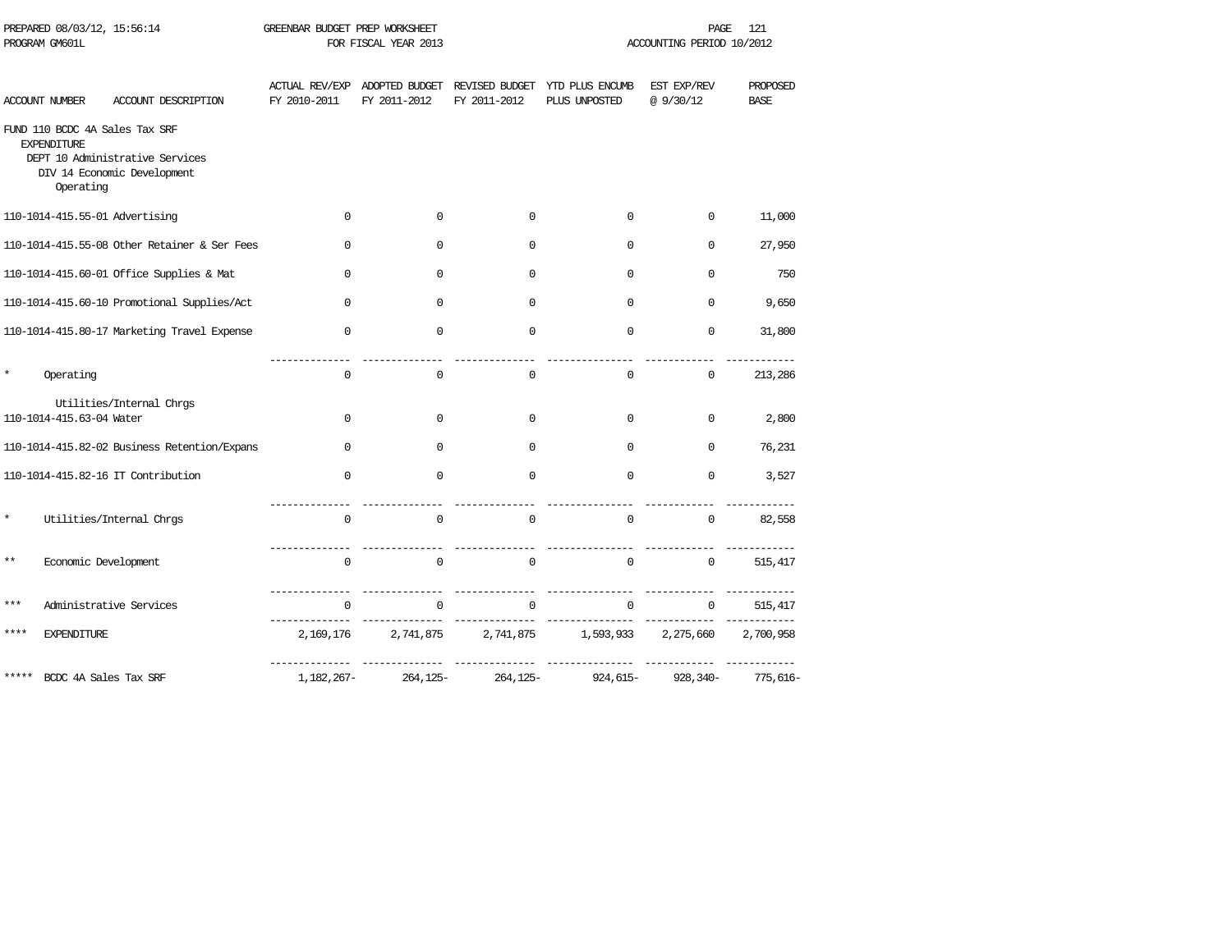PREPARED 08/03/12, 15:56:14 GREENBAR BUDGET PREP WORKSHEET
PROGRAM GM601L FOR FISCAL YEAR 2013 ACCOUNTING PERIOD 10/2012

| ACCOUNT NUMBER ACCOUNT DESCRIPTION | ACTUAL REV/EXP FY 2010-2011 | ADOPTED BUDGET FY 2011-2012 | REVISED BUDGET FY 2011-2012 | YTD PLUS ENCUMB PLUS UNPOSTED | EST EXP/REV @ 9/30/12 | PROPOSED BASE |
|---|---|---|---|---|---|---|
| FUND 110 BCDC 4A Sales Tax SRF | | | | | | |
| EXPENDITURE | | | | | | |
| DEPT 10 Administrative Services | | | | | | |
| DIV 14 Economic Development | | | | | | |
| Operating | | | | | | |
| 110-1014-415.55-01 Advertising | 0 | 0 | 0 | 0 | 0 | 11,000 |
| 110-1014-415.55-08 Other Retainer & Ser Fees | 0 | 0 | 0 | 0 | 0 | 27,950 |
| 110-1014-415.60-01 Office Supplies & Mat | 0 | 0 | 0 | 0 | 0 | 750 |
| 110-1014-415.60-10 Promotional Supplies/Act | 0 | 0 | 0 | 0 | 0 | 9,650 |
| 110-1014-415.80-17 Marketing Travel Expense | 0 | 0 | 0 | 0 | 0 | 31,800 |
| * Operating | 0 | 0 | 0 | 0 | 0 | 213,286 |
| Utilities/Internal Chrgs | | | | | | |
| 110-1014-415.63-04 Water | 0 | 0 | 0 | 0 | 0 | 2,800 |
| 110-1014-415.82-02 Business Retention/Expans | 0 | 0 | 0 | 0 | 0 | 76,231 |
| 110-1014-415.82-16 IT Contribution | 0 | 0 | 0 | 0 | 0 | 3,527 |
| * Utilities/Internal Chrgs | 0 | 0 | 0 | 0 | 0 | 82,558 |
| ** Economic Development | 0 | 0 | 0 | 0 | 0 | 515,417 |
| *** Administrative Services | 0 | 0 | 0 | 0 | 0 | 515,417 |
| **** EXPENDITURE | 2,169,176 | 2,741,875 | 2,741,875 | 1,593,933 | 2,275,660 | 2,700,958 |
| ***** BCDC 4A Sales Tax SRF | 1,182,267- | 264,125- | 264,125- | 924,615- | 928,340- | 775,616- |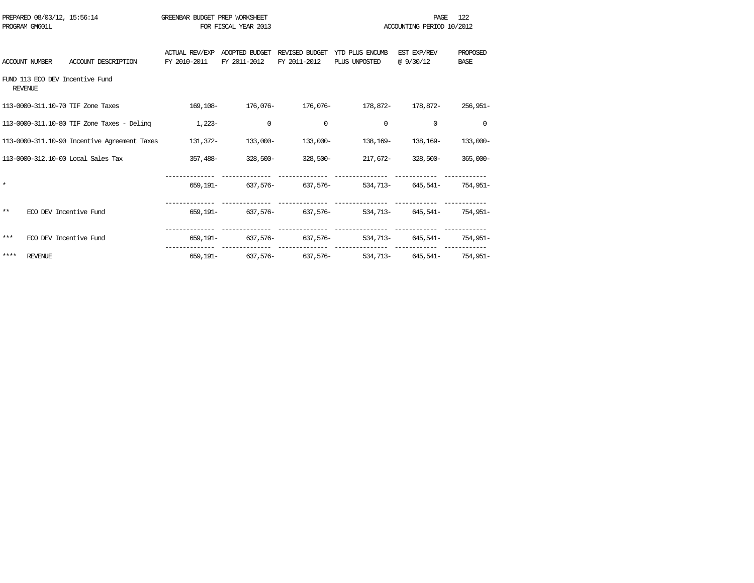PREPARED 08/03/12, 15:56:14 GREENBAR BUDGET PREP WORKSHEET
PROGRAM GM601L FOR FISCAL YEAR 2013 ACCOUNTING PERIOD 10/2012

FUND 113 ECO DEV Incentive Fund
REVENUE

| ACCOUNT NUMBER | ACCOUNT DESCRIPTION | ACTUAL REV/EXP FY 2010-2011 | ADOPTED BUDGET FY 2011-2012 | REVISED BUDGET FY 2011-2012 | YTD PLUS ENCUMB PLUS UNPOSTED | EST EXP/REV @ 9/30/12 | PROPOSED BASE |
|---|---|---|---|---|---|---|---|
| 113-0000-311.10-70 | TIF Zone Taxes | 169,108- | 176,076- | 176,076- | 178,872- | 178,872- | 256,951- |
| 113-0000-311.10-80 | TIF Zone Taxes - Delinq | 1,223- | 0 | 0 | 0 | 0 | 0 |
| 113-0000-311.10-90 | Incentive Agreement Taxes | 131,372- | 133,000- | 133,000- | 138,169- | 138,169- | 133,000- |
| 113-0000-312.10-00 | Local Sales Tax | 357,488- | 328,500- | 328,500- | 217,672- | 328,500- | 365,000- |
| * | | 659,191- | 637,576- | 637,576- | 534,713- | 645,541- | 754,951- |
| ** | ECO DEV Incentive Fund | 659,191- | 637,576- | 637,576- | 534,713- | 645,541- | 754,951- |
| *** | ECO DEV Incentive Fund | 659,191- | 637,576- | 637,576- | 534,713- | 645,541- | 754,951- |
| **** | REVENUE | 659,191- | 637,576- | 637,576- | 534,713- | 645,541- | 754,951- |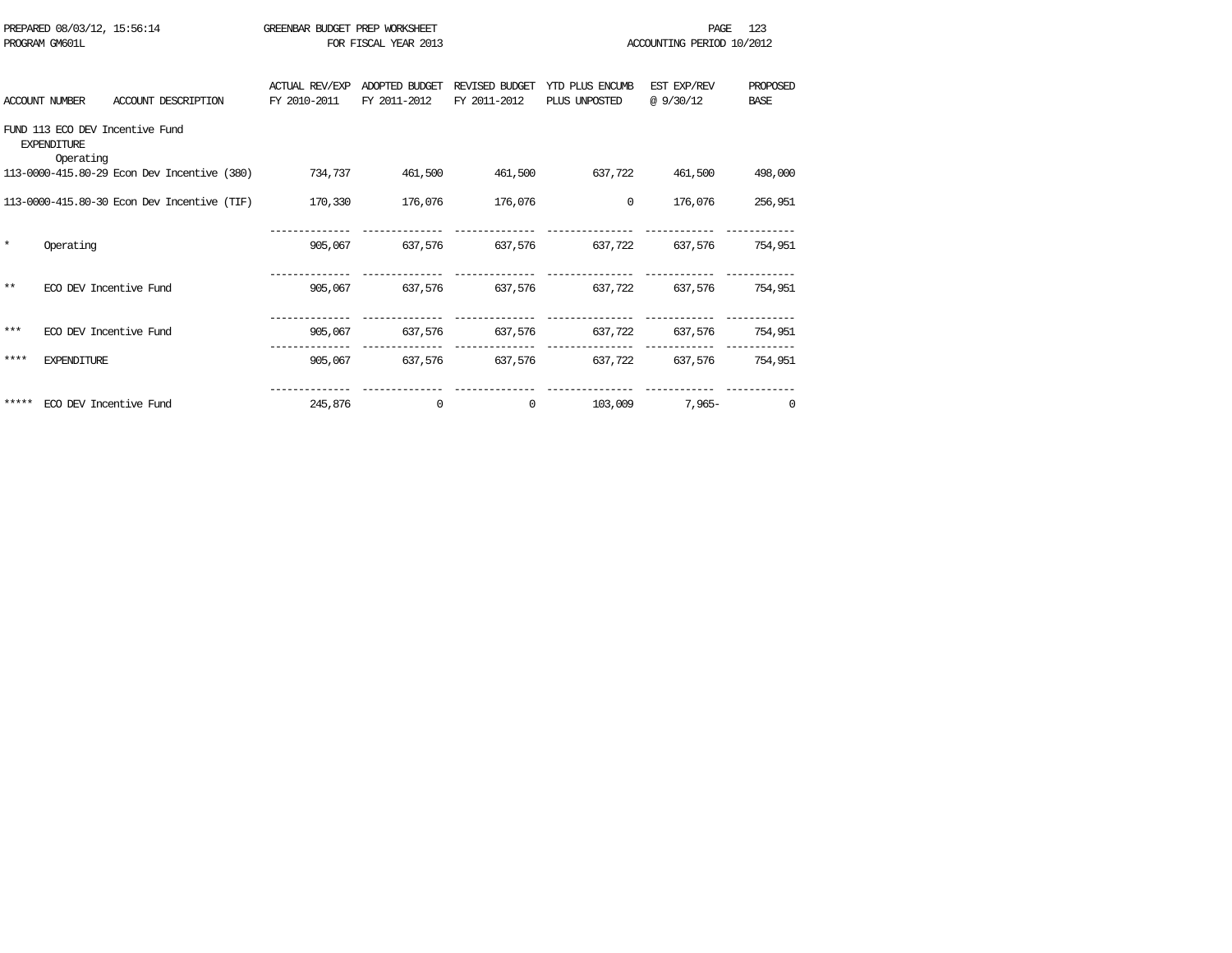PREPARED 08/03/12, 15:56:14 GREENBAR BUDGET PREP WORKSHEET
PROGRAM GM601L FOR FISCAL YEAR 2013 ACCOUNTING PERIOD 10/2012

| ACCOUNT NUMBER | ACCOUNT DESCRIPTION | ACTUAL REV/EXP FY 2010-2011 | ADOPTED BUDGET FY 2011-2012 | REVISED BUDGET FY 2011-2012 | YTD PLUS ENCUMB PLUS UNPOSTED | EST EXP/REV @ 9/30/12 | PROPOSED BASE |
|---|---|---|---|---|---|---|---|
| FUND 113 ECO DEV Incentive Fund | | | | | | | |
| EXPENDITURE | | | | | | | |
| Operating | | | | | | | |
| 113-0000-415.80-29 | Econ Dev Incentive (380) | 734,737 | 461,500 | 461,500 | 637,722 | 461,500 | 498,000 |
| 113-0000-415.80-30 | Econ Dev Incentive (TIF) | 170,330 | 176,076 | 176,076 | 0 | 176,076 | 256,951 |
| * | Operating | 905,067 | 637,576 | 637,576 | 637,722 | 637,576 | 754,951 |
| ** | ECO DEV Incentive Fund | 905,067 | 637,576 | 637,576 | 637,722 | 637,576 | 754,951 |
| *** | ECO DEV Incentive Fund | 905,067 | 637,576 | 637,576 | 637,722 | 637,576 | 754,951 |
| **** | EXPENDITURE | 905,067 | 637,576 | 637,576 | 637,722 | 637,576 | 754,951 |
| ***** | ECO DEV Incentive Fund | 245,876 | 0 | 0 | 103,009 | 7,965- | 0 |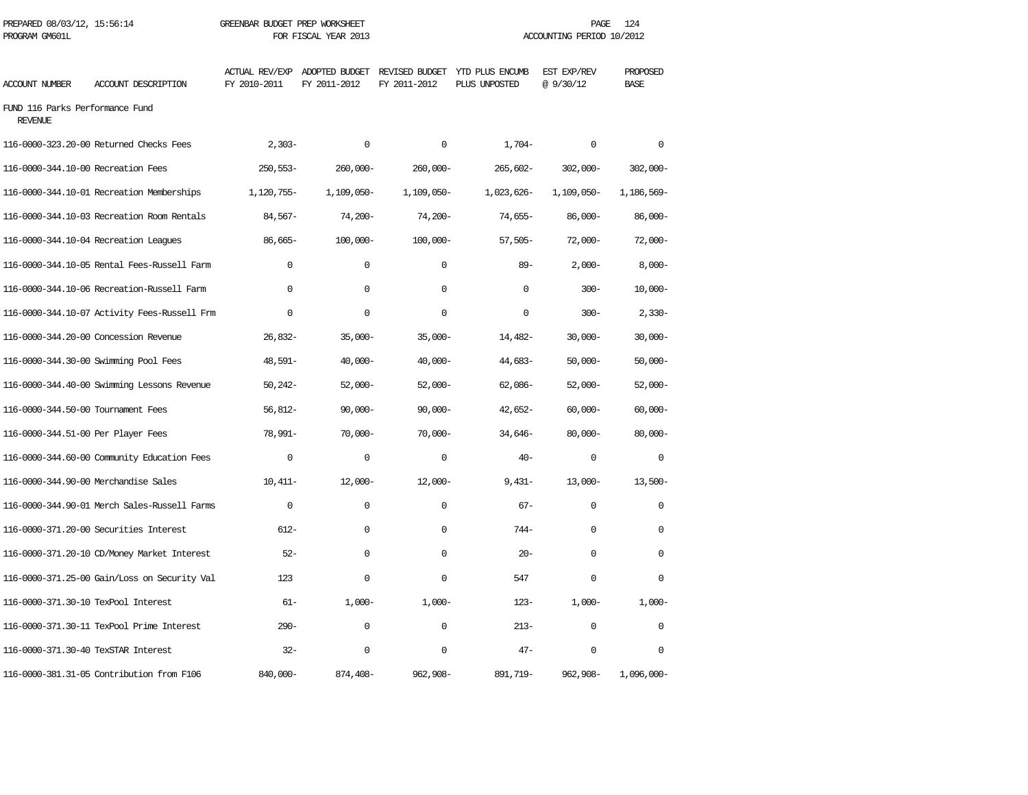PREPARED 08/03/12, 15:56:14 GREENBAR BUDGET PREP WORKSHEET
PROGRAM GM601L FOR FISCAL YEAR 2013 ACCOUNTING PERIOD 10/2012

| ACCOUNT NUMBER | ACCOUNT DESCRIPTION | ACTUAL REV/EXP FY 2010-2011 | ADOPTED BUDGET FY 2011-2012 | REVISED BUDGET FY 2011-2012 | YTD PLUS ENCUMB PLUS UNPOSTED | EST EXP/REV @ 9/30/12 | PROPOSED BASE |
|---|---|---|---|---|---|---|---|
| FUND 116 Parks Performance Fund | | | | | | | |
| REVENUE | | | | | | | |
| 116-0000-323.20-00 | Returned Checks Fees | 2,303- | 0 | 0 | 1,704- | 0 | 0 |
| 116-0000-344.10-00 | Recreation Fees | 250,553- | 260,000- | 260,000- | 265,602- | 302,000- | 302,000- |
| 116-0000-344.10-01 | Recreation Memberships | 1,120,755- | 1,109,050- | 1,109,050- | 1,023,626- | 1,109,050- | 1,186,569- |
| 116-0000-344.10-03 | Recreation Room Rentals | 84,567- | 74,200- | 74,200- | 74,655- | 86,000- | 86,000- |
| 116-0000-344.10-04 | Recreation Leagues | 86,665- | 100,000- | 100,000- | 57,505- | 72,000- | 72,000- |
| 116-0000-344.10-05 | Rental Fees-Russell Farm | 0 | 0 | 0 | 89- | 2,000- | 8,000- |
| 116-0000-344.10-06 | Recreation-Russell Farm | 0 | 0 | 0 | 0 | 300- | 10,000- |
| 116-0000-344.10-07 | Activity Fees-Russell Frm | 0 | 0 | 0 | 0 | 300- | 2,330- |
| 116-0000-344.20-00 | Concession Revenue | 26,832- | 35,000- | 35,000- | 14,482- | 30,000- | 30,000- |
| 116-0000-344.30-00 | Swimming Pool Fees | 48,591- | 40,000- | 40,000- | 44,683- | 50,000- | 50,000- |
| 116-0000-344.40-00 | Swimming Lessons Revenue | 50,242- | 52,000- | 52,000- | 62,086- | 52,000- | 52,000- |
| 116-0000-344.50-00 | Tournament Fees | 56,812- | 90,000- | 90,000- | 42,652- | 60,000- | 60,000- |
| 116-0000-344.51-00 | Per Player Fees | 78,991- | 70,000- | 70,000- | 34,646- | 80,000- | 80,000- |
| 116-0000-344.60-00 | Community Education Fees | 0 | 0 | 0 | 40- | 0 | 0 |
| 116-0000-344.90-00 | Merchandise Sales | 10,411- | 12,000- | 12,000- | 9,431- | 13,000- | 13,500- |
| 116-0000-344.90-01 | Merch Sales-Russell Farms | 0 | 0 | 0 | 67- | 0 | 0 |
| 116-0000-371.20-00 | Securities Interest | 612- | 0 | 0 | 744- | 0 | 0 |
| 116-0000-371.20-10 | CD/Money Market Interest | 52- | 0 | 0 | 20- | 0 | 0 |
| 116-0000-371.25-00 | Gain/Loss on Security Val | 123 | 0 | 0 | 547 | 0 | 0 |
| 116-0000-371.30-10 | TexPool Interest | 61- | 1,000- | 1,000- | 123- | 1,000- | 1,000- |
| 116-0000-371.30-11 | TexPool Prime Interest | 290- | 0 | 0 | 213- | 0 | 0 |
| 116-0000-371.30-40 | TexSTAR Interest | 32- | 0 | 0 | 47- | 0 | 0 |
| 116-0000-381.31-05 | Contribution from F106 | 840,000- | 874,408- | 962,908- | 891,719- | 962,908- | 1,096,000- |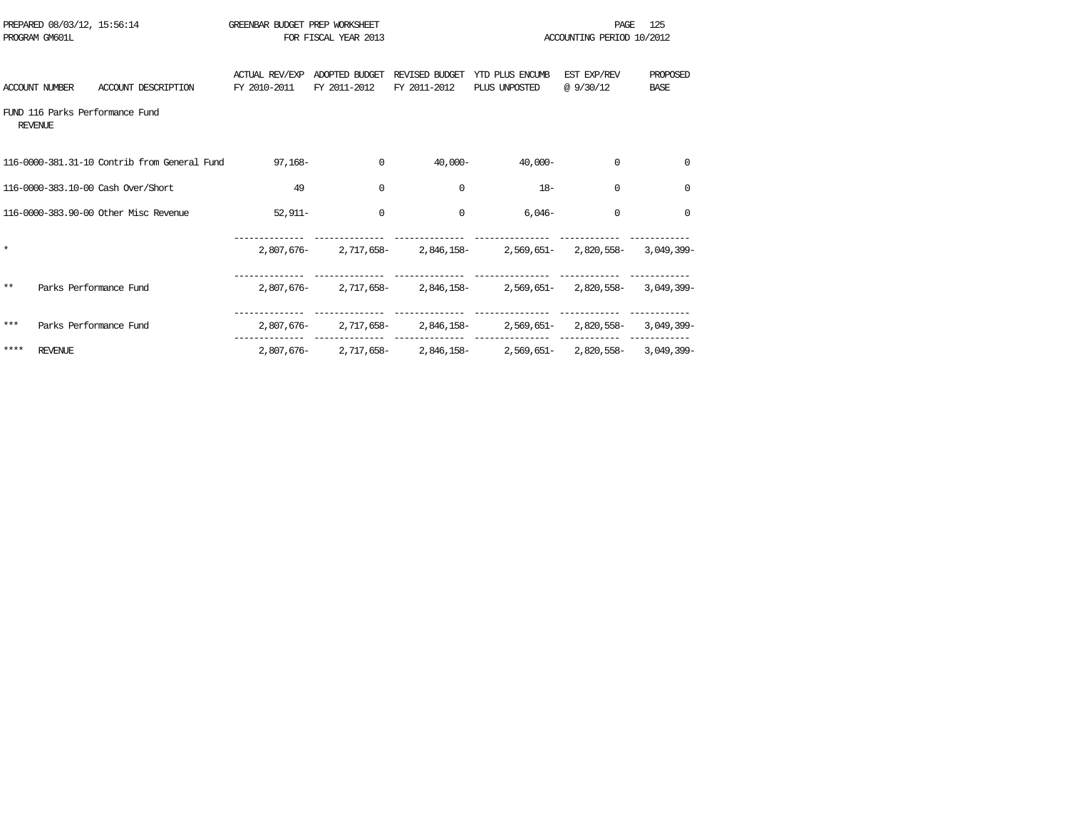PREPARED 08/03/12, 15:56:14 GREENBAR BUDGET PREP WORKSHEET
PROGRAM GM601L FOR FISCAL YEAR 2013 ACCOUNTING PERIOD 10/2012

| ACCOUNT NUMBER | ACCOUNT DESCRIPTION | ACTUAL REV/EXP FY 2010-2011 | ADOPTED BUDGET FY 2011-2012 | REVISED BUDGET FY 2011-2012 | YTD PLUS ENCUMB PLUS UNPOSTED | EST EXP/REV @ 9/30/12 | PROPOSED BASE |
|---|---|---|---|---|---|---|---|
| FUND 116 Parks Performance Fund | | | | | | | |
| REVENUE | | | | | | | |
| 116-0000-381.31-10 | Contrib from General Fund | 97,168- | 0 | 40,000- | 40,000- | 0 | 0 |
| 116-0000-383.10-00 | Cash Over/Short | 49 | 0 | 0 | 18- | 0 | 0 |
| 116-0000-383.90-00 | Other Misc Revenue | 52,911- | 0 | 0 | 6,046- | 0 | 0 |
| * | | 2,807,676- | 2,717,658- | 2,846,158- | 2,569,651- | 2,820,558- | 3,049,399- |
| ** | Parks Performance Fund | 2,807,676- | 2,717,658- | 2,846,158- | 2,569,651- | 2,820,558- | 3,049,399- |
| *** | Parks Performance Fund | 2,807,676- | 2,717,658- | 2,846,158- | 2,569,651- | 2,820,558- | 3,049,399- |
| **** | REVENUE | 2,807,676- | 2,717,658- | 2,846,158- | 2,569,651- | 2,820,558- | 3,049,399- |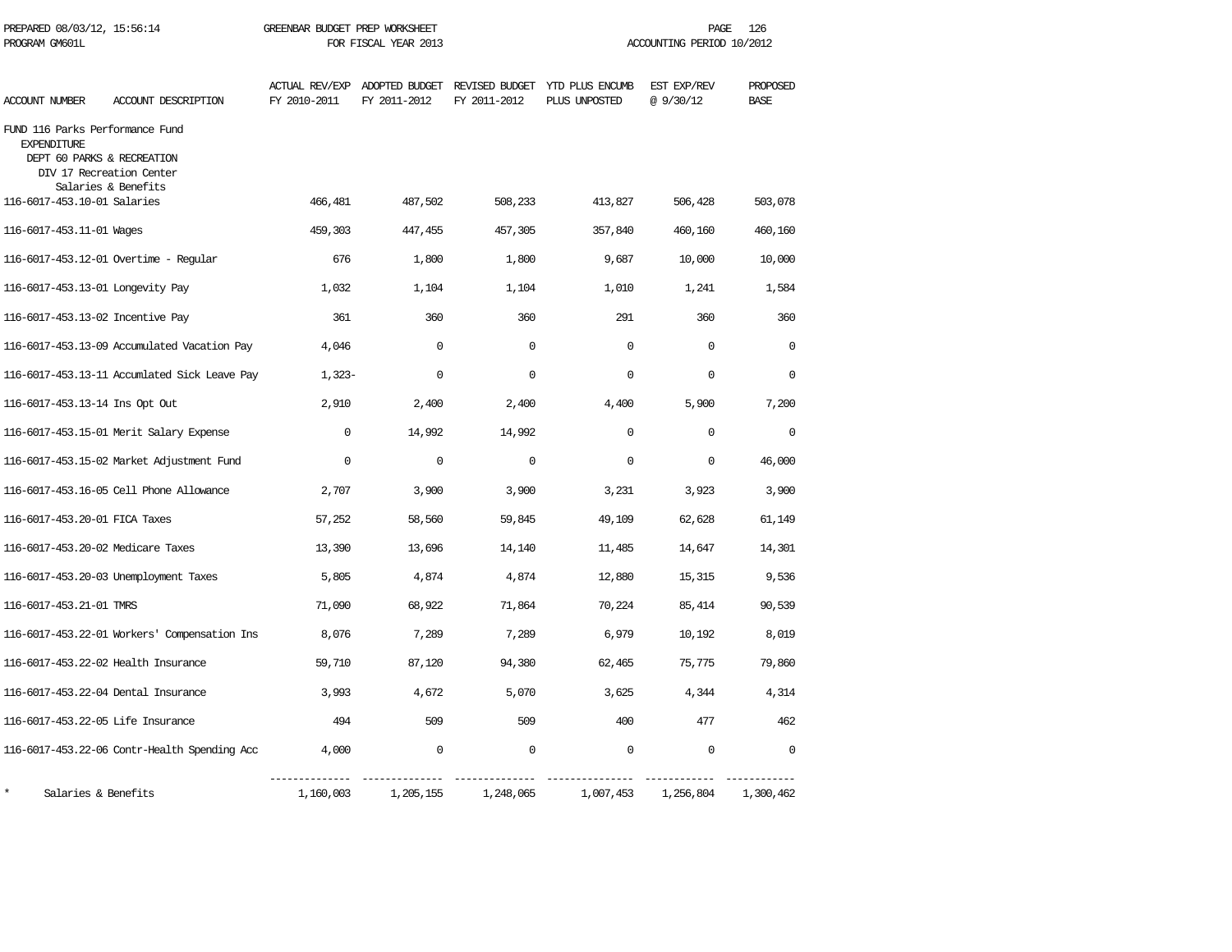| ACCOUNT NUMBER | ACCOUNT DESCRIPTION | ACTUAL REV/EXP FY 2010-2011 | ADOPTED BUDGET FY 2011-2012 | REVISED BUDGET FY 2011-2012 | YTD PLUS ENCUMB PLUS UNPOSTED | EST EXP/REV @ 9/30/12 | PROPOSED BASE |
|---|---|---|---|---|---|---|---|
| FUND 116 Parks Performance Fund | | | | | | | |
| EXPENDITURE | | | | | | | |
| DEPT 60 PARKS & RECREATION | | | | | | | |
| DIV 17 Recreation Center | | | | | | | |
| Salaries & Benefits | | | | | | | |
| 116-6017-453.10-01 | Salaries | 466,481 | 487,502 | 508,233 | 413,827 | 506,428 | 503,078 |
| 116-6017-453.11-01 | Wages | 459,303 | 447,455 | 457,305 | 357,840 | 460,160 | 460,160 |
| 116-6017-453.12-01 | Overtime - Regular | 676 | 1,800 | 1,800 | 9,687 | 10,000 | 10,000 |
| 116-6017-453.13-01 | Longevity Pay | 1,032 | 1,104 | 1,104 | 1,010 | 1,241 | 1,584 |
| 116-6017-453.13-02 | Incentive Pay | 361 | 360 | 360 | 291 | 360 | 360 |
| 116-6017-453.13-09 | Accumulated Vacation Pay | 4,046 | 0 | 0 | 0 | 0 | 0 |
| 116-6017-453.13-11 | Accumlated Sick Leave Pay | 1,323- | 0 | 0 | 0 | 0 | 0 |
| 116-6017-453.13-14 | Ins Opt Out | 2,910 | 2,400 | 2,400 | 4,400 | 5,900 | 7,200 |
| 116-6017-453.15-01 | Merit Salary Expense | 0 | 14,992 | 14,992 | 0 | 0 | 0 |
| 116-6017-453.15-02 | Market Adjustment Fund | 0 | 0 | 0 | 0 | 0 | 46,000 |
| 116-6017-453.16-05 | Cell Phone Allowance | 2,707 | 3,900 | 3,900 | 3,231 | 3,923 | 3,900 |
| 116-6017-453.20-01 | FICA Taxes | 57,252 | 58,560 | 59,845 | 49,109 | 62,628 | 61,149 |
| 116-6017-453.20-02 | Medicare Taxes | 13,390 | 13,696 | 14,140 | 11,485 | 14,647 | 14,301 |
| 116-6017-453.20-03 | Unemployment Taxes | 5,805 | 4,874 | 4,874 | 12,880 | 15,315 | 9,536 |
| 116-6017-453.21-01 | TMRS | 71,090 | 68,922 | 71,864 | 70,224 | 85,414 | 90,539 |
| 116-6017-453.22-01 | Workers' Compensation Ins | 8,076 | 7,289 | 7,289 | 6,979 | 10,192 | 8,019 |
| 116-6017-453.22-02 | Health Insurance | 59,710 | 87,120 | 94,380 | 62,465 | 75,775 | 79,860 |
| 116-6017-453.22-04 | Dental Insurance | 3,993 | 4,672 | 5,070 | 3,625 | 4,344 | 4,314 |
| 116-6017-453.22-05 | Life Insurance | 494 | 509 | 509 | 400 | 477 | 462 |
| 116-6017-453.22-06 | Contr-Health Spending Acc | 4,000 | 0 | 0 | 0 | 0 | 0 |
| * | Salaries & Benefits | 1,160,003 | 1,205,155 | 1,248,065 | 1,007,453 | 1,256,804 | 1,300,462 |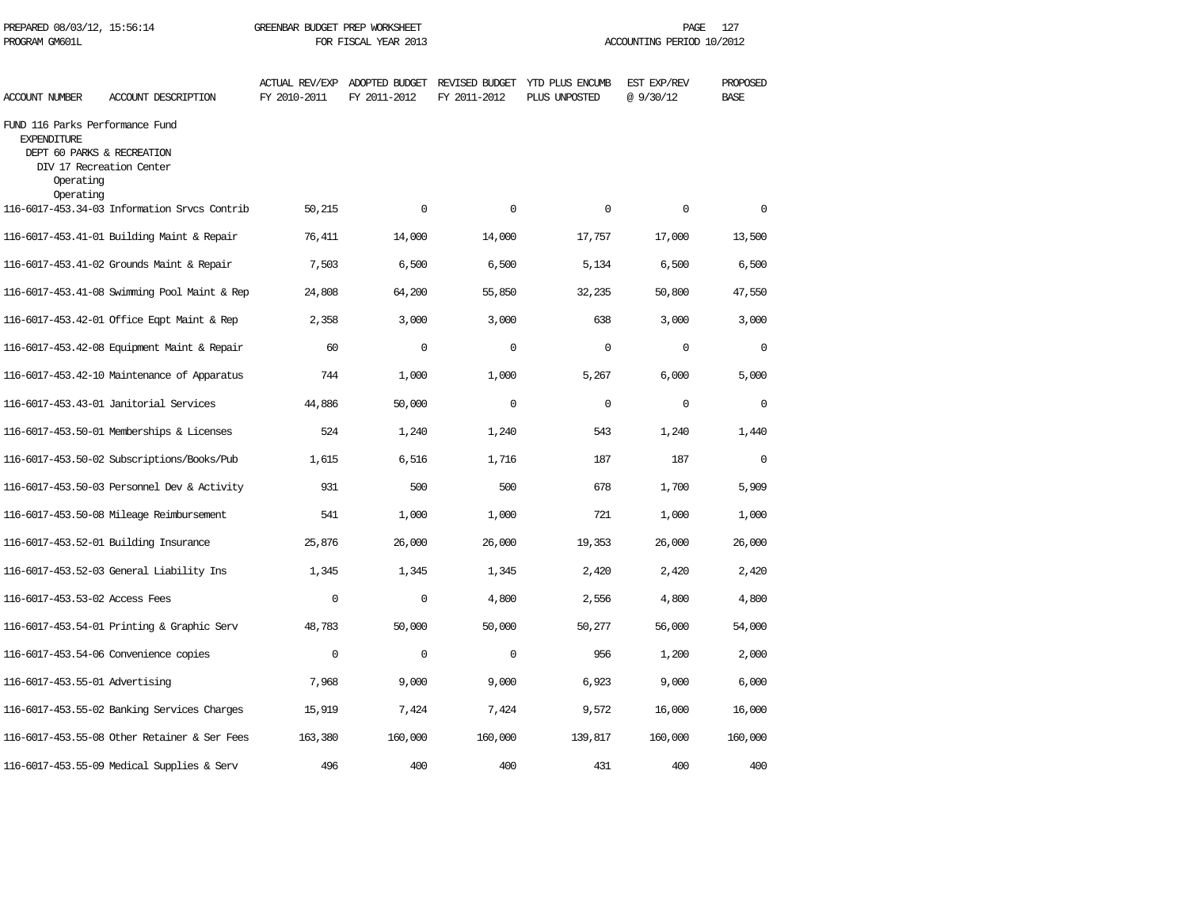PREPARED 08/03/12, 15:56:14 GREENBAR BUDGET PREP WORKSHEET
PROGRAM GM601L FOR FISCAL YEAR 2013 ACCOUNTING PERIOD 10/2012

FUND 116 Parks Performance Fund
EXPENDITURE
DEPT 60 PARKS & RECREATION
DIV 17 Recreation Center
Operating
Operating

| ACCOUNT NUMBER | ACCOUNT DESCRIPTION | ACTUAL REV/EXP FY 2010-2011 | ADOPTED BUDGET FY 2011-2012 | REVISED BUDGET FY 2011-2012 | YTD PLUS ENCUMB PLUS UNPOSTED | EST EXP/REV @ 9/30/12 | PROPOSED BASE |
|---|---|---|---|---|---|---|---|
| 116-6017-453.34-03 | Information Srvcs Contrib | 50,215 | 0 | 0 | 0 | 0 | 0 |
| 116-6017-453.41-01 | Building Maint & Repair | 76,411 | 14,000 | 14,000 | 17,757 | 17,000 | 13,500 |
| 116-6017-453.41-02 | Grounds Maint & Repair | 7,503 | 6,500 | 6,500 | 5,134 | 6,500 | 6,500 |
| 116-6017-453.41-08 | Swimming Pool Maint & Rep | 24,808 | 64,200 | 55,850 | 32,235 | 50,800 | 47,550 |
| 116-6017-453.42-01 | Office Eqpt Maint & Rep | 2,358 | 3,000 | 3,000 | 638 | 3,000 | 3,000 |
| 116-6017-453.42-08 | Equipment Maint & Repair | 60 | 0 | 0 | 0 | 0 | 0 |
| 116-6017-453.42-10 | Maintenance of Apparatus | 744 | 1,000 | 1,000 | 5,267 | 6,000 | 5,000 |
| 116-6017-453.43-01 | Janitorial Services | 44,886 | 50,000 | 0 | 0 | 0 | 0 |
| 116-6017-453.50-01 | Memberships & Licenses | 524 | 1,240 | 1,240 | 543 | 1,240 | 1,440 |
| 116-6017-453.50-02 | Subscriptions/Books/Pub | 1,615 | 6,516 | 1,716 | 187 | 187 | 0 |
| 116-6017-453.50-03 | Personnel Dev & Activity | 931 | 500 | 500 | 678 | 1,700 | 5,909 |
| 116-6017-453.50-08 | Mileage Reimbursement | 541 | 1,000 | 1,000 | 721 | 1,000 | 1,000 |
| 116-6017-453.52-01 | Building Insurance | 25,876 | 26,000 | 26,000 | 19,353 | 26,000 | 26,000 |
| 116-6017-453.52-03 | General Liability Ins | 1,345 | 1,345 | 1,345 | 2,420 | 2,420 | 2,420 |
| 116-6017-453.53-02 | Access Fees | 0 | 0 | 4,800 | 2,556 | 4,800 | 4,800 |
| 116-6017-453.54-01 | Printing & Graphic Serv | 48,783 | 50,000 | 50,000 | 50,277 | 56,000 | 54,000 |
| 116-6017-453.54-06 | Convenience copies | 0 | 0 | 0 | 956 | 1,200 | 2,000 |
| 116-6017-453.55-01 | Advertising | 7,968 | 9,000 | 9,000 | 6,923 | 9,000 | 6,000 |
| 116-6017-453.55-02 | Banking Services Charges | 15,919 | 7,424 | 7,424 | 9,572 | 16,000 | 16,000 |
| 116-6017-453.55-08 | Other Retainer & Ser Fees | 163,380 | 160,000 | 160,000 | 139,817 | 160,000 | 160,000 |
| 116-6017-453.55-09 | Medical Supplies & Serv | 496 | 400 | 400 | 431 | 400 | 400 |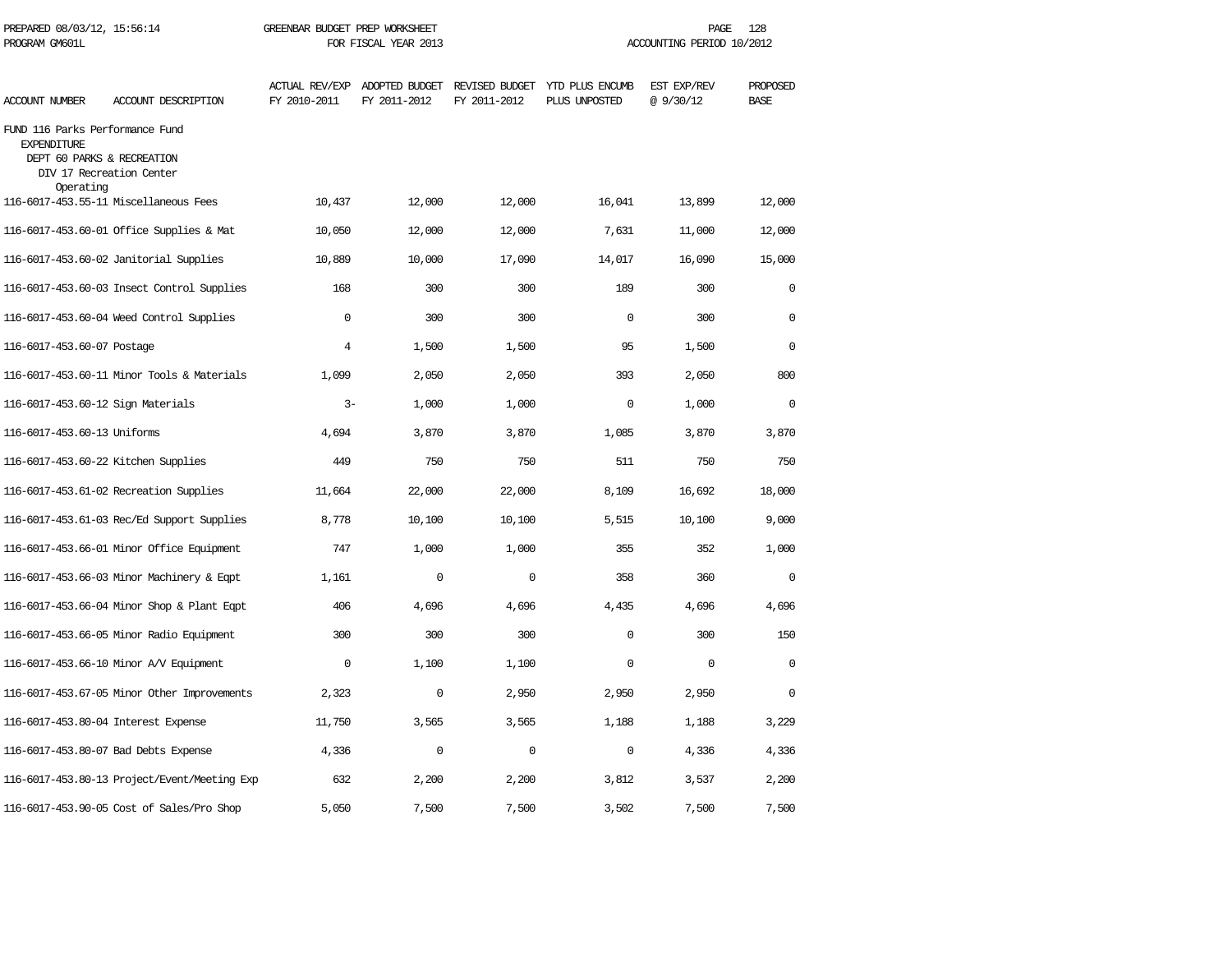GREENBAR BUDGET PREP WORKSHEET
FOR FISCAL YEAR 2013

PREPARED 08/03/12, 15:56:14
PROGRAM GM601L

ACCOUNTING PERIOD 10/2012

FUND 116 Parks Performance Fund
EXPENDITURE
DEPT 60 PARKS & RECREATION
DIV 17 Recreation Center
Operating

| ACCOUNT NUMBER | ACCOUNT DESCRIPTION | ACTUAL REV/EXP FY 2010-2011 | ADOPTED BUDGET FY 2011-2012 | REVISED BUDGET FY 2011-2012 | YTD PLUS ENCUMB PLUS UNPOSTED | EST EXP/REV @ 9/30/12 | PROPOSED BASE |
|---|---|---|---|---|---|---|---|
| 116-6017-453.55-11 | Miscellaneous Fees | 10,437 | 12,000 | 12,000 | 16,041 | 13,899 | 12,000 |
| 116-6017-453.60-01 | Office Supplies & Mat | 10,050 | 12,000 | 12,000 | 7,631 | 11,000 | 12,000 |
| 116-6017-453.60-02 | Janitorial Supplies | 10,889 | 10,000 | 17,090 | 14,017 | 16,090 | 15,000 |
| 116-6017-453.60-03 | Insect Control Supplies | 168 | 300 | 300 | 189 | 300 | 0 |
| 116-6017-453.60-04 | Weed Control Supplies | 0 | 300 | 300 | 0 | 300 | 0 |
| 116-6017-453.60-07 | Postage | 4 | 1,500 | 1,500 | 95 | 1,500 | 0 |
| 116-6017-453.60-11 | Minor Tools & Materials | 1,099 | 2,050 | 2,050 | 393 | 2,050 | 800 |
| 116-6017-453.60-12 | Sign Materials | 3- | 1,000 | 1,000 | 0 | 1,000 | 0 |
| 116-6017-453.60-13 | Uniforms | 4,694 | 3,870 | 3,870 | 1,085 | 3,870 | 3,870 |
| 116-6017-453.60-22 | Kitchen Supplies | 449 | 750 | 750 | 511 | 750 | 750 |
| 116-6017-453.61-02 | Recreation Supplies | 11,664 | 22,000 | 22,000 | 8,109 | 16,692 | 18,000 |
| 116-6017-453.61-03 | Rec/Ed Support Supplies | 8,778 | 10,100 | 10,100 | 5,515 | 10,100 | 9,000 |
| 116-6017-453.66-01 | Minor Office Equipment | 747 | 1,000 | 1,000 | 355 | 352 | 1,000 |
| 116-6017-453.66-03 | Minor Machinery & Eqpt | 1,161 | 0 | 0 | 358 | 360 | 0 |
| 116-6017-453.66-04 | Minor Shop & Plant Eqpt | 406 | 4,696 | 4,696 | 4,435 | 4,696 | 4,696 |
| 116-6017-453.66-05 | Minor Radio Equipment | 300 | 300 | 300 | 0 | 300 | 150 |
| 116-6017-453.66-10 | Minor A/V Equipment | 0 | 1,100 | 1,100 | 0 | 0 | 0 |
| 116-6017-453.67-05 | Minor Other Improvements | 2,323 | 0 | 2,950 | 2,950 | 2,950 | 0 |
| 116-6017-453.80-04 | Interest Expense | 11,750 | 3,565 | 3,565 | 1,188 | 1,188 | 3,229 |
| 116-6017-453.80-07 | Bad Debts Expense | 4,336 | 0 | 0 | 0 | 4,336 | 4,336 |
| 116-6017-453.80-13 | Project/Event/Meeting Exp | 632 | 2,200 | 2,200 | 3,812 | 3,537 | 2,200 |
| 116-6017-453.90-05 | Cost of Sales/Pro Shop | 5,050 | 7,500 | 7,500 | 3,502 | 7,500 | 7,500 |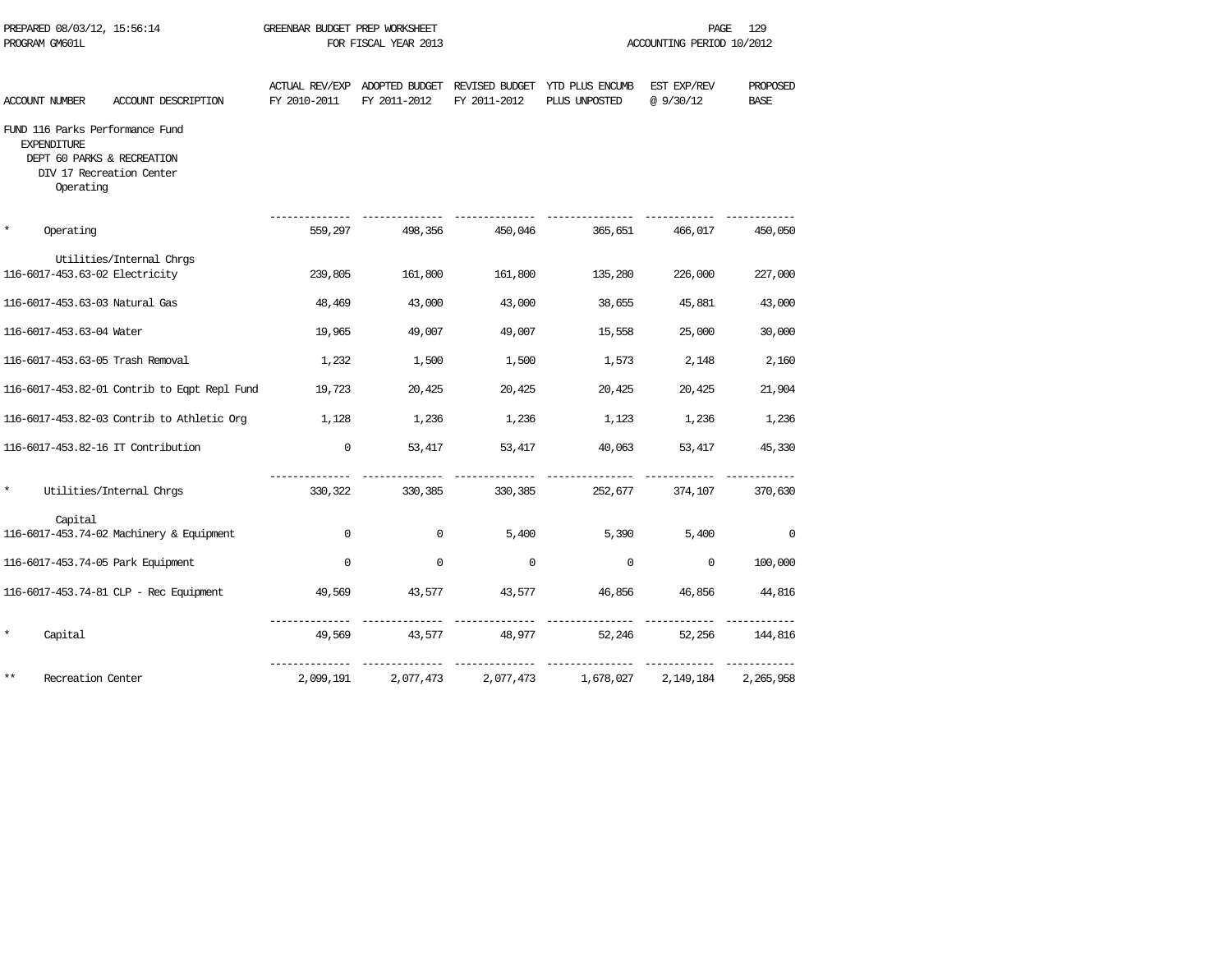| ACCOUNT NUMBER | ACCOUNT DESCRIPTION | ACTUAL REV/EXP FY 2010-2011 | ADOPTED BUDGET FY 2011-2012 | REVISED BUDGET FY 2011-2012 | YTD PLUS ENCUMB PLUS UNPOSTED | EST EXP/REV @ 9/30/12 | PROPOSED BASE |
|---|---|---|---|---|---|---|---|
| FUND 116 Parks Performance Fund | | | | | | | |
| EXPENDITURE | | | | | | | |
| DEPT 60 PARKS & RECREATION | | | | | | | |
| DIV 17 Recreation Center | | | | | | | |
| Operating | | | | | | | |
| * | Operating | 559,297 | 498,356 | 450,046 | 365,651 | 466,017 | 450,050 |
| | Utilities/Internal Chrgs | | | | | | |
| 116-6017-453.63-02 | Electricity | 239,805 | 161,800 | 161,800 | 135,280 | 226,000 | 227,000 |
| 116-6017-453.63-03 | Natural Gas | 48,469 | 43,000 | 43,000 | 38,655 | 45,881 | 43,000 |
| 116-6017-453.63-04 | Water | 19,965 | 49,007 | 49,007 | 15,558 | 25,000 | 30,000 |
| 116-6017-453.63-05 | Trash Removal | 1,232 | 1,500 | 1,500 | 1,573 | 2,148 | 2,160 |
| 116-6017-453.82-01 | Contrib to Eqpt Repl Fund | 19,723 | 20,425 | 20,425 | 20,425 | 20,425 | 21,904 |
| 116-6017-453.82-03 | Contrib to Athletic Org | 1,128 | 1,236 | 1,236 | 1,123 | 1,236 | 1,236 |
| 116-6017-453.82-16 | IT Contribution | 0 | 53,417 | 53,417 | 40,063 | 53,417 | 45,330 |
| * | Utilities/Internal Chrgs | 330,322 | 330,385 | 330,385 | 252,677 | 374,107 | 370,630 |
| | Capital | | | | | | |
| 116-6017-453.74-02 | Machinery & Equipment | 0 | 0 | 5,400 | 5,390 | 5,400 | 0 |
| 116-6017-453.74-05 | Park Equipment | 0 | 0 | 0 | 0 | 0 | 100,000 |
| 116-6017-453.74-81 | CLP - Rec Equipment | 49,569 | 43,577 | 43,577 | 46,856 | 46,856 | 44,816 |
| * | Capital | 49,569 | 43,577 | 48,977 | 52,246 | 52,256 | 144,816 |
| ** | Recreation Center | 2,099,191 | 2,077,473 | 2,077,473 | 1,678,027 | 2,149,184 | 2,265,958 |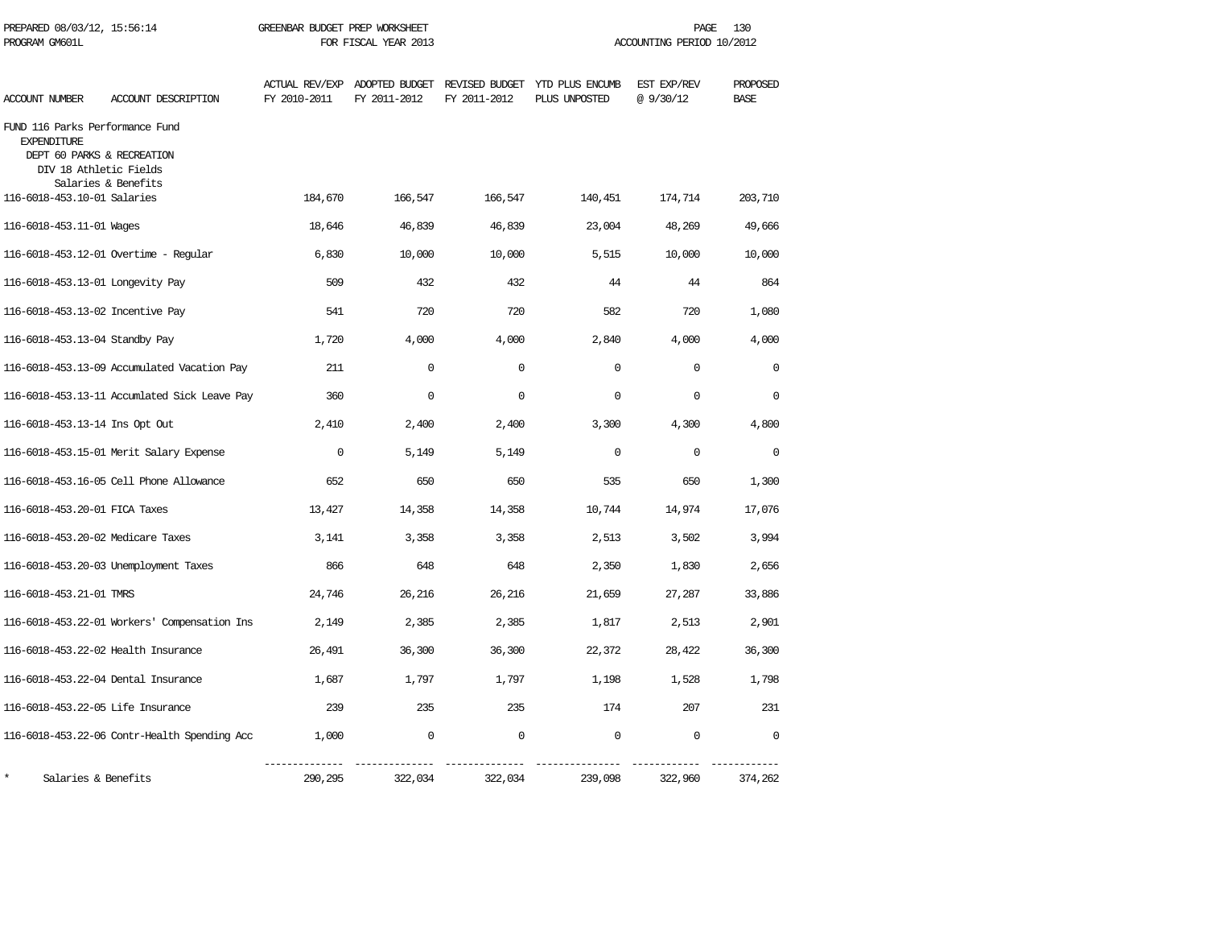GREENBAR BUDGET PREP WORKSHEET
FOR FISCAL YEAR 2013
ACCOUNTING PERIOD 10/2012

PREPARED 08/03/12, 15:56:14
PROGRAM GM601L

| ACCOUNT NUMBER | ACCOUNT DESCRIPTION | ACTUAL REV/EXP FY 2010-2011 | ADOPTED BUDGET FY 2011-2012 | REVISED BUDGET FY 2011-2012 | YTD PLUS ENCUMB PLUS UNPOSTED | EST EXP/REV @ 9/30/12 | PROPOSED BASE |
|---|---|---|---|---|---|---|---|
| FUND 116 Parks Performance Fund | | | | | | | |
| EXPENDITURE | | | | | | | |
| DEPT 60 PARKS & RECREATION | | | | | | | |
| DIV 18 Athletic Fields | | | | | | | |
| Salaries & Benefits | | | | | | | |
| 116-6018-453.10-01 | Salaries | 184,670 | 166,547 | 166,547 | 140,451 | 174,714 | 203,710 |
| 116-6018-453.11-01 | Wages | 18,646 | 46,839 | 46,839 | 23,004 | 48,269 | 49,666 |
| 116-6018-453.12-01 | Overtime - Regular | 6,830 | 10,000 | 10,000 | 5,515 | 10,000 | 10,000 |
| 116-6018-453.13-01 | Longevity Pay | 509 | 432 | 432 | 44 | 44 | 864 |
| 116-6018-453.13-02 | Incentive Pay | 541 | 720 | 720 | 582 | 720 | 1,080 |
| 116-6018-453.13-04 | Standby Pay | 1,720 | 4,000 | 4,000 | 2,840 | 4,000 | 4,000 |
| 116-6018-453.13-09 | Accumulated Vacation Pay | 211 | 0 | 0 | 0 | 0 | 0 |
| 116-6018-453.13-11 | Accumlated Sick Leave Pay | 360 | 0 | 0 | 0 | 0 | 0 |
| 116-6018-453.13-14 | Ins Opt Out | 2,410 | 2,400 | 2,400 | 3,300 | 4,300 | 4,800 |
| 116-6018-453.15-01 | Merit Salary Expense | 0 | 5,149 | 5,149 | 0 | 0 | 0 |
| 116-6018-453.16-05 | Cell Phone Allowance | 652 | 650 | 650 | 535 | 650 | 1,300 |
| 116-6018-453.20-01 | FICA Taxes | 13,427 | 14,358 | 14,358 | 10,744 | 14,974 | 17,076 |
| 116-6018-453.20-02 | Medicare Taxes | 3,141 | 3,358 | 3,358 | 2,513 | 3,502 | 3,994 |
| 116-6018-453.20-03 | Unemployment Taxes | 866 | 648 | 648 | 2,350 | 1,830 | 2,656 |
| 116-6018-453.21-01 | TMRS | 24,746 | 26,216 | 26,216 | 21,659 | 27,287 | 33,886 |
| 116-6018-453.22-01 | Workers' Compensation Ins | 2,149 | 2,385 | 2,385 | 1,817 | 2,513 | 2,901 |
| 116-6018-453.22-02 | Health Insurance | 26,491 | 36,300 | 36,300 | 22,372 | 28,422 | 36,300 |
| 116-6018-453.22-04 | Dental Insurance | 1,687 | 1,797 | 1,797 | 1,198 | 1,528 | 1,798 |
| 116-6018-453.22-05 | Life Insurance | 239 | 235 | 235 | 174 | 207 | 231 |
| 116-6018-453.22-06 | Contr-Health Spending Acc | 1,000 | 0 | 0 | 0 | 0 | 0 |
| * | Salaries & Benefits | 290,295 | 322,034 | 322,034 | 239,098 | 322,960 | 374,262 |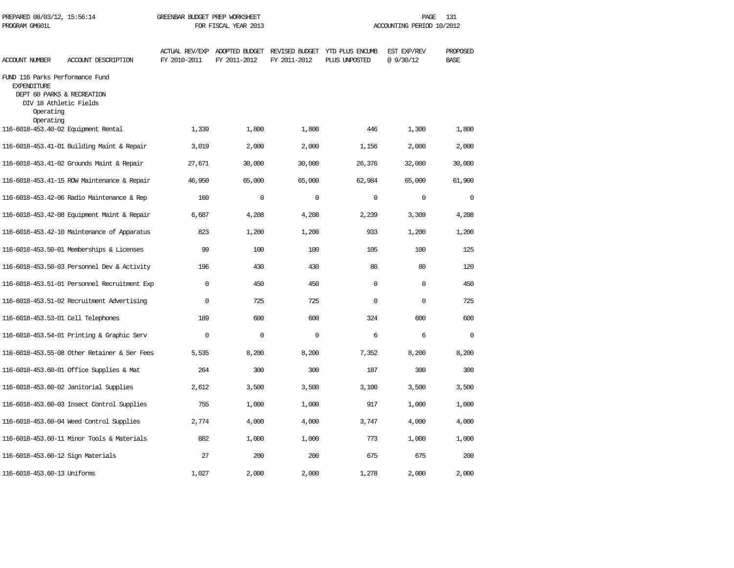PREPARED 08/03/12, 15:56:14 GREENBAR BUDGET PREP WORKSHEET
PROGRAM GM601L FOR FISCAL YEAR 2013 ACCOUNTING PERIOD 10/2012

FUND 116 Parks Performance Fund
EXPENDITURE
DEPT 60 PARKS & RECREATION
DIV 18 Athletic Fields
Operating
Operating

| ACCOUNT NUMBER | ACCOUNT DESCRIPTION | ACTUAL REV/EXP FY 2010-2011 | ADOPTED BUDGET FY 2011-2012 | REVISED BUDGET FY 2011-2012 | YTD PLUS ENCUMB PLUS UNPOSTED | EST EXP/REV @ 9/30/12 | PROPOSED BASE |
|---|---|---|---|---|---|---|---|
| 116-6018-453.40-02 | Equipment Rental | 1,339 | 1,800 | 1,800 | 446 | 1,300 | 1,800 |
| 116-6018-453.41-01 | Building Maint & Repair | 3,019 | 2,000 | 2,000 | 1,156 | 2,000 | 2,000 |
| 116-6018-453.41-02 | Grounds Maint & Repair | 27,671 | 30,000 | 30,000 | 26,376 | 32,000 | 30,000 |
| 116-6018-453.41-15 | ROW Maintenance & Repair | 46,950 | 65,000 | 65,000 | 62,984 | 65,000 | 61,900 |
| 116-6018-453.42-06 | Radio Maintenance & Rep | 160 | 0 | 0 | 0 | 0 | 0 |
| 116-6018-453.42-08 | Equipment Maint & Repair | 6,687 | 4,208 | 4,208 | 2,239 | 3,309 | 4,208 |
| 116-6018-453.42-10 | Maintenance of Apparatus | 823 | 1,200 | 1,200 | 933 | 1,200 | 1,200 |
| 116-6018-453.50-01 | Memberships & Licenses | 99 | 100 | 100 | 105 | 100 | 125 |
| 116-6018-453.50-03 | Personnel Dev & Activity | 196 | 430 | 430 | 80 | 80 | 120 |
| 116-6018-453.51-01 | Personnel Recruitment Exp | 0 | 450 | 450 | 0 | 0 | 450 |
| 116-6018-453.51-02 | Recruitment Advertising | 0 | 725 | 725 | 0 | 0 | 725 |
| 116-6018-453.53-01 | Cell Telephones | 189 | 600 | 600 | 324 | 600 | 600 |
| 116-6018-453.54-01 | Printing & Graphic Serv | 0 | 0 | 0 | 6 | 6 | 0 |
| 116-6018-453.55-08 | Other Retainer & Ser Fees | 5,535 | 8,200 | 8,200 | 7,352 | 8,200 | 8,200 |
| 116-6018-453.60-01 | Office Supplies & Mat | 264 | 300 | 300 | 187 | 300 | 300 |
| 116-6018-453.60-02 | Janitorial Supplies | 2,612 | 3,500 | 3,500 | 3,100 | 3,500 | 3,500 |
| 116-6018-453.60-03 | Insect Control Supplies | 755 | 1,000 | 1,000 | 917 | 1,000 | 1,000 |
| 116-6018-453.60-04 | Weed Control Supplies | 2,774 | 4,000 | 4,000 | 3,747 | 4,000 | 4,000 |
| 116-6018-453.60-11 | Minor Tools & Materials | 882 | 1,000 | 1,000 | 773 | 1,000 | 1,000 |
| 116-6018-453.60-12 | Sign Materials | 27 | 200 | 200 | 675 | 675 | 200 |
| 116-6018-453.60-13 | Uniforms | 1,027 | 2,000 | 2,000 | 1,278 | 2,000 | 2,000 |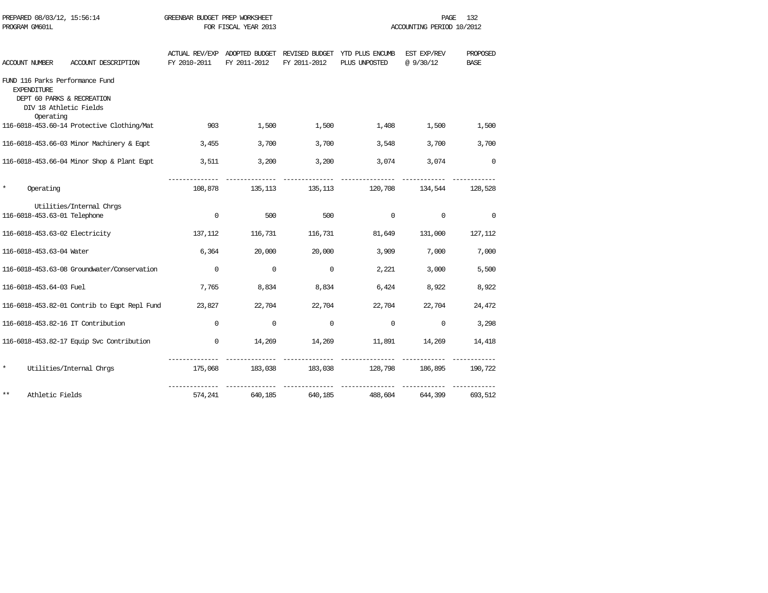PREPARED 08/03/12, 15:56:14 GREENBAR BUDGET PREP WORKSHEET
PROGRAM GM601L FOR FISCAL YEAR 2013 ACCOUNTING PERIOD 10/2012

| ACCOUNT NUMBER | ACCOUNT DESCRIPTION | ACTUAL REV/EXP FY 2010-2011 | ADOPTED BUDGET FY 2011-2012 | REVISED BUDGET FY 2011-2012 | YTD PLUS ENCUMB PLUS UNPOSTED | EST EXP/REV @ 9/30/12 | PROPOSED BASE |
|---|---|---|---|---|---|---|---|
| FUND 116 Parks Performance Fund | | | | | | | |
| EXPENDITURE | | | | | | | |
| DEPT 60 PARKS & RECREATION | | | | | | | |
| DIV 18 Athletic Fields | | | | | | | |
| Operating | | | | | | | |
| 116-6018-453.60-14 | Protective Clothing/Mat | 903 | 1,500 | 1,500 | 1,408 | 1,500 | 1,500 |
| 116-6018-453.66-03 | Minor Machinery & Eqpt | 3,455 | 3,700 | 3,700 | 3,548 | 3,700 | 3,700 |
| 116-6018-453.66-04 | Minor Shop & Plant Eqpt | 3,511 | 3,200 | 3,200 | 3,074 | 3,074 | 0 |
| * | Operating | 108,878 | 135,113 | 135,113 | 120,708 | 134,544 | 128,528 |
| Utilities/Internal Chrgs | | | | | | | |
| 116-6018-453.63-01 | Telephone | 0 | 500 | 500 | 0 | 0 | 0 |
| 116-6018-453.63-02 | Electricity | 137,112 | 116,731 | 116,731 | 81,649 | 131,000 | 127,112 |
| 116-6018-453.63-04 | Water | 6,364 | 20,000 | 20,000 | 3,909 | 7,000 | 7,000 |
| 116-6018-453.63-08 | Groundwater/Conservation | 0 | 0 | 0 | 2,221 | 3,000 | 5,500 |
| 116-6018-453.64-03 | Fuel | 7,765 | 8,834 | 8,834 | 6,424 | 8,922 | 8,922 |
| 116-6018-453.82-01 | Contrib to Eqpt Repl Fund | 23,827 | 22,704 | 22,704 | 22,704 | 22,704 | 24,472 |
| 116-6018-453.82-16 | IT Contribution | 0 | 0 | 0 | 0 | 0 | 3,298 |
| 116-6018-453.82-17 | Equip Svc Contribution | 0 | 14,269 | 14,269 | 11,891 | 14,269 | 14,418 |
| * | Utilities/Internal Chrgs | 175,068 | 183,038 | 183,038 | 128,798 | 186,895 | 190,722 |
| ** | Athletic Fields | 574,241 | 640,185 | 640,185 | 488,604 | 644,399 | 693,512 |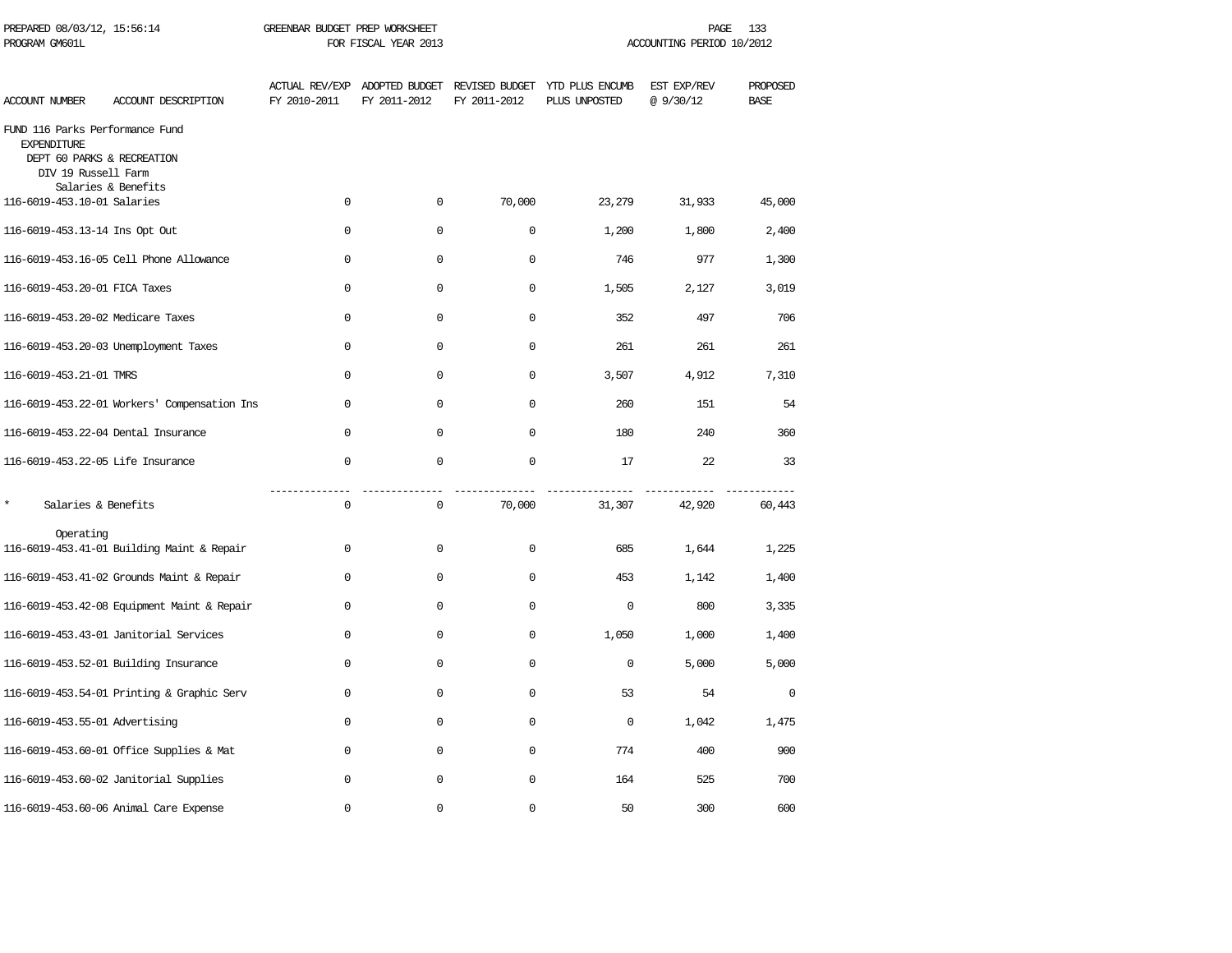PREPARED 08/03/12, 15:56:14 — GREENBAR BUDGET PREP WORKSHEET — FOR FISCAL YEAR 2013 — ACCOUNTING PERIOD 10/2012

PROGRAM GM601L

| ACCOUNT NUMBER | ACCOUNT DESCRIPTION | ACTUAL REV/EXP FY 2010-2011 | ADOPTED BUDGET FY 2011-2012 | REVISED BUDGET FY 2011-2012 | YTD PLUS ENCUMB PLUS UNPOSTED | EST EXP/REV @ 9/30/12 | PROPOSED BASE |
|---|---|---|---|---|---|---|---|
| FUND 116 Parks Performance Fund | | | | | | | |
| EXPENDITURE | | | | | | | |
| DEPT 60 PARKS & RECREATION | | | | | | | |
| DIV 19 Russell Farm | | | | | | | |
| | Salaries & Benefits | | | | | | |
| 116-6019-453.10-01 | Salaries | 0 | 0 | 70,000 | 23,279 | 31,933 | 45,000 |
| 116-6019-453.13-14 | Ins Opt Out | 0 | 0 | 0 | 1,200 | 1,800 | 2,400 |
| 116-6019-453.16-05 | Cell Phone Allowance | 0 | 0 | 0 | 746 | 977 | 1,300 |
| 116-6019-453.20-01 | FICA Taxes | 0 | 0 | 0 | 1,505 | 2,127 | 3,019 |
| 116-6019-453.20-02 | Medicare Taxes | 0 | 0 | 0 | 352 | 497 | 706 |
| 116-6019-453.20-03 | Unemployment Taxes | 0 | 0 | 0 | 261 | 261 | 261 |
| 116-6019-453.21-01 | TMRS | 0 | 0 | 0 | 3,507 | 4,912 | 7,310 |
| 116-6019-453.22-01 | Workers' Compensation Ins | 0 | 0 | 0 | 260 | 151 | 54 |
| 116-6019-453.22-04 | Dental Insurance | 0 | 0 | 0 | 180 | 240 | 360 |
| 116-6019-453.22-05 | Life Insurance | 0 | 0 | 0 | 17 | 22 | 33 |
| * | Salaries & Benefits | 0 | 0 | 70,000 | 31,307 | 42,920 | 60,443 |
| | Operating | | | | | | |
| 116-6019-453.41-01 | Building Maint & Repair | 0 | 0 | 0 | 685 | 1,644 | 1,225 |
| 116-6019-453.41-02 | Grounds Maint & Repair | 0 | 0 | 0 | 453 | 1,142 | 1,400 |
| 116-6019-453.42-08 | Equipment Maint & Repair | 0 | 0 | 0 | 0 | 800 | 3,335 |
| 116-6019-453.43-01 | Janitorial Services | 0 | 0 | 0 | 1,050 | 1,000 | 1,400 |
| 116-6019-453.52-01 | Building Insurance | 0 | 0 | 0 | 0 | 5,000 | 5,000 |
| 116-6019-453.54-01 | Printing & Graphic Serv | 0 | 0 | 0 | 53 | 54 | 0 |
| 116-6019-453.55-01 | Advertising | 0 | 0 | 0 | 0 | 1,042 | 1,475 |
| 116-6019-453.60-01 | Office Supplies & Mat | 0 | 0 | 0 | 774 | 400 | 900 |
| 116-6019-453.60-02 | Janitorial Supplies | 0 | 0 | 0 | 164 | 525 | 700 |
| 116-6019-453.60-06 | Animal Care Expense | 0 | 0 | 0 | 50 | 300 | 600 |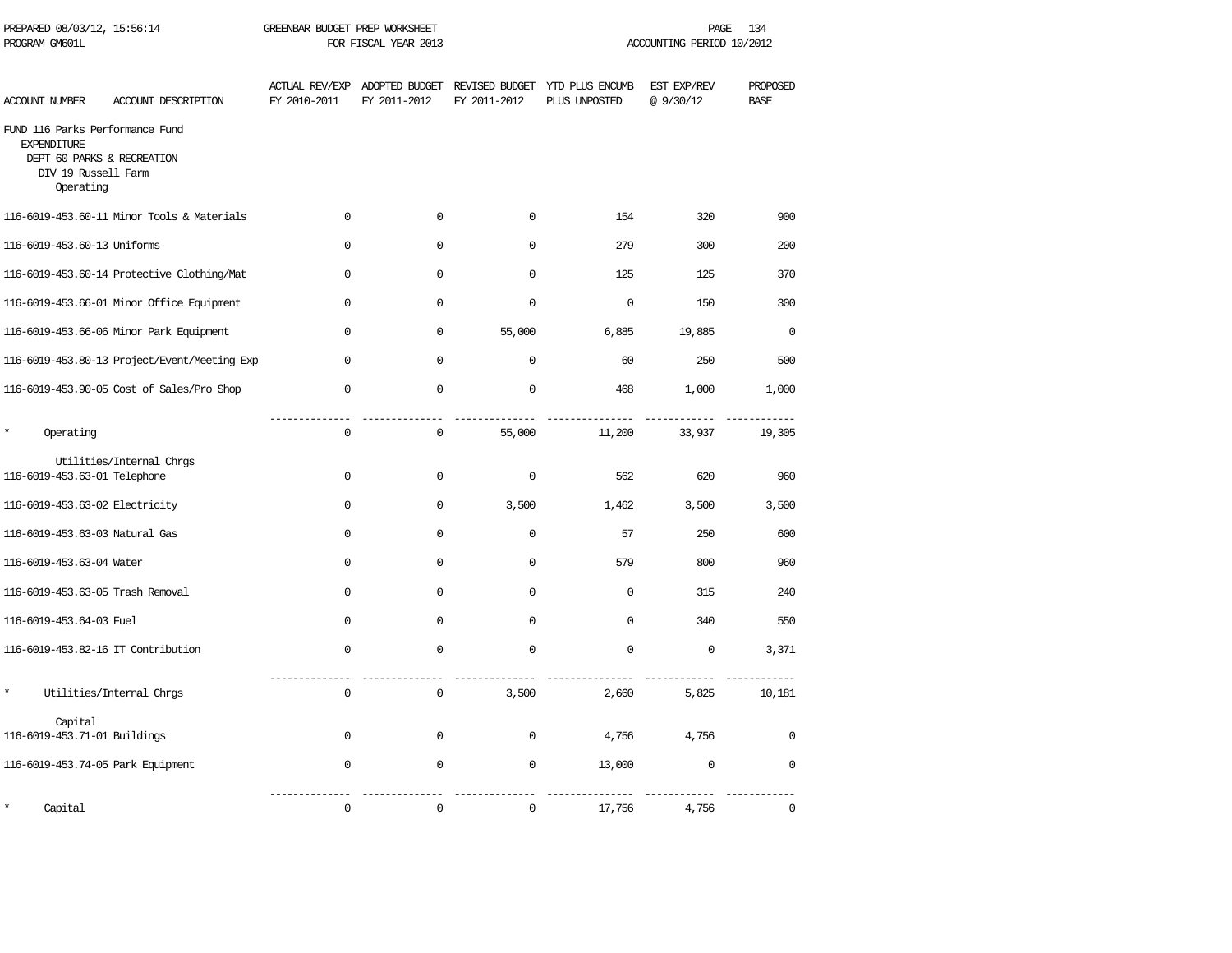PREPARED 08/03/12, 15:56:14 GREENBAR BUDGET PREP WORKSHEET
PROGRAM GM601L FOR FISCAL YEAR 2013 ACCOUNTING PERIOD 10/2012

| ACCOUNT NUMBER | ACCOUNT DESCRIPTION | ACTUAL REV/EXP FY 2010-2011 | ADOPTED BUDGET FY 2011-2012 | REVISED BUDGET FY 2011-2012 | YTD PLUS ENCUMB PLUS UNPOSTED | EST EXP/REV @ 9/30/12 | PROPOSED BASE |
|---|---|---|---|---|---|---|---|
| FUND 116 Parks Performance Fund | | | | | | | |
| EXPENDITURE | | | | | | | |
| DEPT 60 PARKS & RECREATION | | | | | | | |
| DIV 19 Russell Farm | | | | | | | |
| Operating | | | | | | | |
| 116-6019-453.60-11 | Minor Tools & Materials | 0 | 0 | 0 | 154 | 320 | 900 |
| 116-6019-453.60-13 | Uniforms | 0 | 0 | 0 | 279 | 300 | 200 |
| 116-6019-453.60-14 | Protective Clothing/Mat | 0 | 0 | 0 | 125 | 125 | 370 |
| 116-6019-453.66-01 | Minor Office Equipment | 0 | 0 | 0 | 0 | 150 | 300 |
| 116-6019-453.66-06 | Minor Park Equipment | 0 | 0 | 55,000 | 6,885 | 19,885 | 0 |
| 116-6019-453.80-13 | Project/Event/Meeting Exp | 0 | 0 | 0 | 60 | 250 | 500 |
| 116-6019-453.90-05 | Cost of Sales/Pro Shop | 0 | 0 | 0 | 468 | 1,000 | 1,000 |
| * | Operating | 0 | 0 | 55,000 | 11,200 | 33,937 | 19,305 |
| Utilities/Internal Chrgs | | | | | | | |
| 116-6019-453.63-01 | Telephone | 0 | 0 | 0 | 562 | 620 | 960 |
| 116-6019-453.63-02 | Electricity | 0 | 0 | 3,500 | 1,462 | 3,500 | 3,500 |
| 116-6019-453.63-03 | Natural Gas | 0 | 0 | 0 | 57 | 250 | 600 |
| 116-6019-453.63-04 | Water | 0 | 0 | 0 | 579 | 800 | 960 |
| 116-6019-453.63-05 | Trash Removal | 0 | 0 | 0 | 0 | 315 | 240 |
| 116-6019-453.64-03 | Fuel | 0 | 0 | 0 | 0 | 340 | 550 |
| 116-6019-453.82-16 | IT Contribution | 0 | 0 | 0 | 0 | 0 | 3,371 |
| * | Utilities/Internal Chrgs | 0 | 0 | 3,500 | 2,660 | 5,825 | 10,181 |
| Capital | | | | | | | |
| 116-6019-453.71-01 | Buildings | 0 | 0 | 0 | 4,756 | 4,756 | 0 |
| 116-6019-453.74-05 | Park Equipment | 0 | 0 | 0 | 13,000 | 0 | 0 |
| * | Capital | 0 | 0 | 0 | 17,756 | 4,756 | 0 |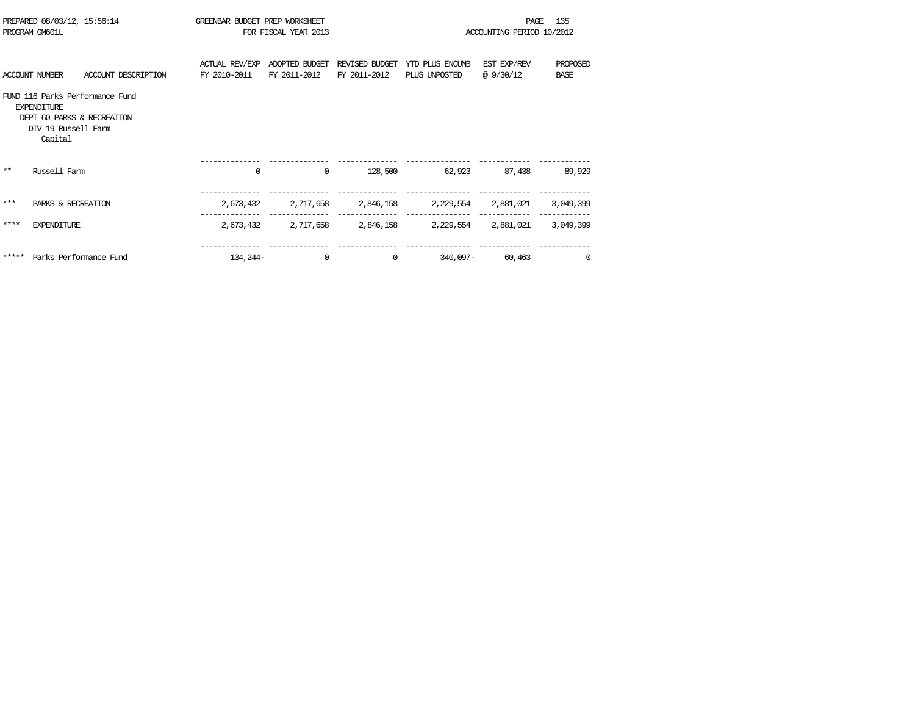PREPARED 08/03/12, 15:56:14 GREENBAR BUDGET PREP WORKSHEET
PROGRAM GM601L FOR FISCAL YEAR 2013 ACCOUNTING PERIOD 10/2012

FUND 116 Parks Performance Fund
EXPENDITURE
DEPT 60 PARKS & RECREATION
DIV 19 Russell Farm
Capital

| ACCOUNT NUMBER | ACCOUNT DESCRIPTION | ACTUAL REV/EXP FY 2010-2011 | ADOPTED BUDGET FY 2011-2012 | REVISED BUDGET FY 2011-2012 | YTD PLUS ENCUMB PLUS UNPOSTED | EST EXP/REV @ 9/30/12 | PROPOSED BASE |
|---|---|---|---|---|---|---|---|
| ** | Russell Farm | 0 | 0 | 128,500 | 62,923 | 87,438 | 89,929 |
| *** | PARKS & RECREATION | 2,673,432 | 2,717,658 | 2,846,158 | 2,229,554 | 2,881,021 | 3,049,399 |
| **** | EXPENDITURE | 2,673,432 | 2,717,658 | 2,846,158 | 2,229,554 | 2,881,021 | 3,049,399 |
| ***** | Parks Performance Fund | 134,244- | 0 | 0 | 340,097- | 60,463 | 0 |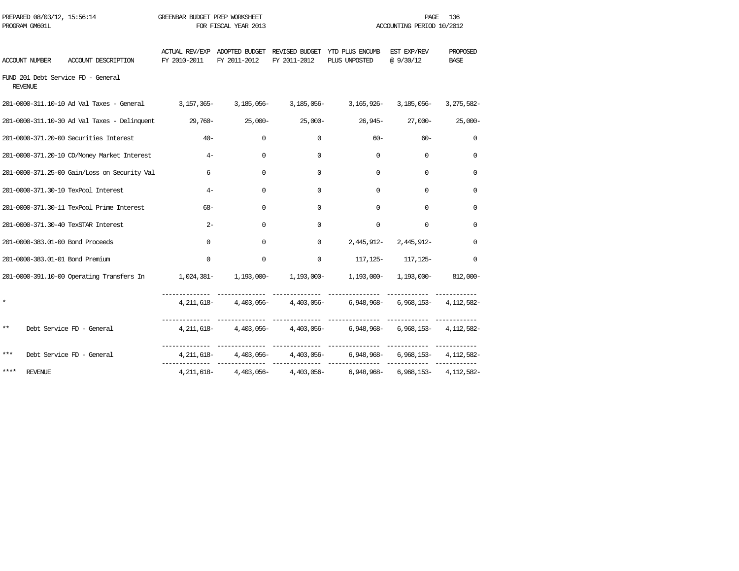PREPARED 08/03/12, 15:56:14 GREENBAR BUDGET PREP WORKSHEET
PROGRAM GM601L FOR FISCAL YEAR 2013 ACCOUNTING PERIOD 10/2012

| ACCOUNT NUMBER | ACCOUNT DESCRIPTION | ACTUAL REV/EXP FY 2010-2011 | ADOPTED BUDGET FY 2011-2012 | REVISED BUDGET FY 2011-2012 | YTD PLUS ENCUMB PLUS UNPOSTED | EST EXP/REV @ 9/30/12 | PROPOSED BASE |
|---|---|---|---|---|---|---|---|
| FUND 201 Debt Service FD - General | | | | | | | |
| REVENUE | | | | | | | |
| 201-0000-311.10-10 | Ad Val Taxes - General | 3,157,365- | 3,185,056- | 3,185,056- | 3,165,926- | 3,185,056- | 3,275,582- |
| 201-0000-311.10-30 | Ad Val Taxes - Delinquent | 29,760- | 25,000- | 25,000- | 26,945- | 27,000- | 25,000- |
| 201-0000-371.20-00 | Securities Interest | 40- | 0 | 0 | 60- | 60- | 0 |
| 201-0000-371.20-10 | CD/Money Market Interest | 4- | 0 | 0 | 0 | 0 | 0 |
| 201-0000-371.25-00 | Gain/Loss on Security Val | 6 | 0 | 0 | 0 | 0 | 0 |
| 201-0000-371.30-10 | TexPool Interest | 4- | 0 | 0 | 0 | 0 | 0 |
| 201-0000-371.30-11 | TexPool Prime Interest | 68- | 0 | 0 | 0 | 0 | 0 |
| 201-0000-371.30-40 | TexSTAR Interest | 2- | 0 | 0 | 0 | 0 | 0 |
| 201-0000-383.01-00 | Bond Proceeds | 0 | 0 | 0 | 2,445,912- | 2,445,912- | 0 |
| 201-0000-383.01-01 | Bond Premium | 0 | 0 | 0 | 117,125- | 117,125- | 0 |
| 201-0000-391.10-00 | Operating Transfers In | 1,024,381- | 1,193,000- | 1,193,000- | 1,193,000- | 1,193,000- | 812,000- |
| * | | 4,211,618- | 4,403,056- | 4,403,056- | 6,948,968- | 6,968,153- | 4,112,582- |
| ** | Debt Service FD - General | 4,211,618- | 4,403,056- | 4,403,056- | 6,948,968- | 6,968,153- | 4,112,582- |
| *** | Debt Service FD - General | 4,211,618- | 4,403,056- | 4,403,056- | 6,948,968- | 6,968,153- | 4,112,582- |
| **** | REVENUE | 4,211,618- | 4,403,056- | 4,403,056- | 6,948,968- | 6,968,153- | 4,112,582- |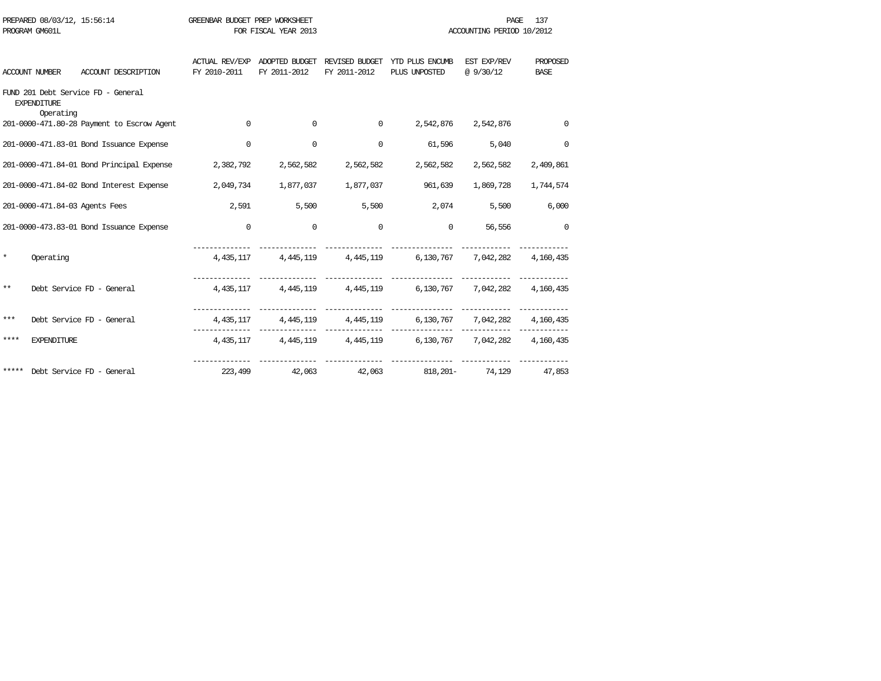| ACCOUNT NUMBER | ACCOUNT DESCRIPTION | ACTUAL REV/EXP FY 2010-2011 | ADOPTED BUDGET FY 2011-2012 | REVISED BUDGET FY 2011-2012 | YTD PLUS ENCUMB PLUS UNPOSTED | EST EXP/REV @ 9/30/12 | PROPOSED BASE |
|---|---|---|---|---|---|---|---|
| FUND 201 Debt Service FD - General | | | | | | | |
| EXPENDITURE | | | | | | | |
| Operating | | | | | | | |
| 201-0000-471.80-28 | Payment to Escrow Agent | 0 | 0 | 0 | 2,542,876 | 2,542,876 | 0 |
| 201-0000-471.83-01 | Bond Issuance Expense | 0 | 0 | 0 | 61,596 | 5,040 | 0 |
| 201-0000-471.84-01 | Bond Principal Expense | 2,382,792 | 2,562,582 | 2,562,582 | 2,562,582 | 2,562,582 | 2,409,861 |
| 201-0000-471.84-02 | Bond Interest Expense | 2,049,734 | 1,877,037 | 1,877,037 | 961,639 | 1,869,728 | 1,744,574 |
| 201-0000-471.84-03 | Agents Fees | 2,591 | 5,500 | 5,500 | 2,074 | 5,500 | 6,000 |
| 201-0000-473.83-01 | Bond Issuance Expense | 0 | 0 | 0 | 0 | 56,556 | 0 |
| * | Operating | 4,435,117 | 4,445,119 | 4,445,119 | 6,130,767 | 7,042,282 | 4,160,435 |
| ** | Debt Service FD - General | 4,435,117 | 4,445,119 | 4,445,119 | 6,130,767 | 7,042,282 | 4,160,435 |
| *** | Debt Service FD - General | 4,435,117 | 4,445,119 | 4,445,119 | 6,130,767 | 7,042,282 | 4,160,435 |
| **** | EXPENDITURE | 4,435,117 | 4,445,119 | 4,445,119 | 6,130,767 | 7,042,282 | 4,160,435 |
| ***** | Debt Service FD - General | 223,499 | 42,063 | 42,063 | 818,201- | 74,129 | 47,853 |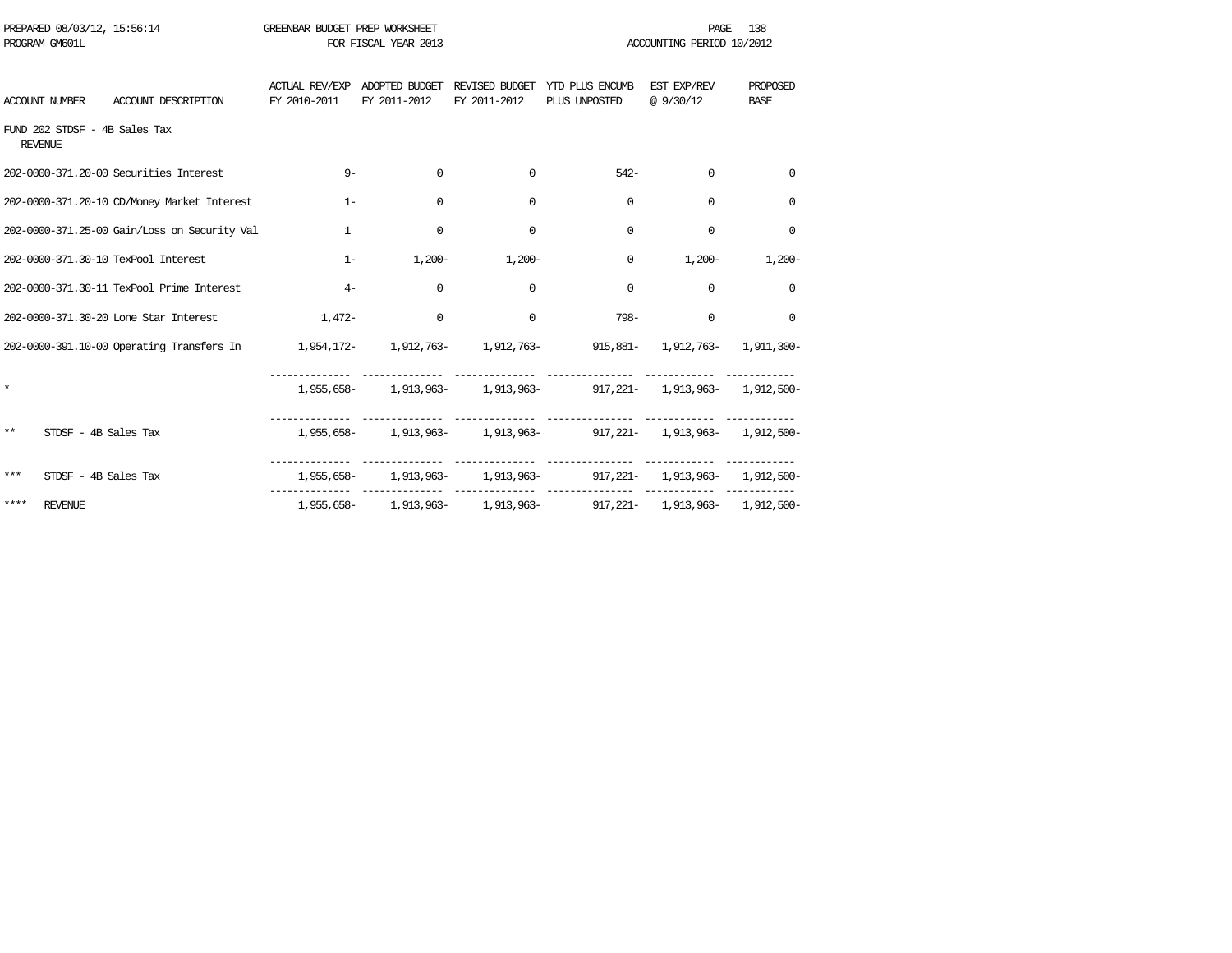PREPARED 08/03/12, 15:56:14 GREENBAR BUDGET PREP WORKSHEET
PROGRAM GM601L FOR FISCAL YEAR 2013 ACCOUNTING PERIOD 10/2012

FUND 202 STDSF - 4B Sales Tax
REVENUE

| ACCOUNT NUMBER | ACCOUNT DESCRIPTION | ACTUAL REV/EXP FY 2010-2011 | ADOPTED BUDGET FY 2011-2012 | REVISED BUDGET FY 2011-2012 | YTD PLUS ENCUMB PLUS UNPOSTED | EST EXP/REV @ 9/30/12 | PROPOSED BASE |
|---|---|---|---|---|---|---|---|
| 202-0000-371.20-00 | Securities Interest | 9- | 0 | 0 | 542- | 0 | 0 |
| 202-0000-371.20-10 | CD/Money Market Interest | 1- | 0 | 0 | 0 | 0 | 0 |
| 202-0000-371.25-00 | Gain/Loss on Security Val | 1 | 0 | 0 | 0 | 0 | 0 |
| 202-0000-371.30-10 | TexPool Interest | 1- | 1,200- | 1,200- | 0 | 1,200- | 1,200- |
| 202-0000-371.30-11 | TexPool Prime Interest | 4- | 0 | 0 | 0 | 0 | 0 |
| 202-0000-371.30-20 | Lone Star Interest | 1,472- | 0 | 0 | 798- | 0 | 0 |
| 202-0000-391.10-00 | Operating Transfers In | 1,954,172- | 1,912,763- | 1,912,763- | 915,881- | 1,912,763- | 1,911,300- |
| * | | 1,955,658- | 1,913,963- | 1,913,963- | 917,221- | 1,913,963- | 1,912,500- |
| ** | STDSF - 4B Sales Tax | 1,955,658- | 1,913,963- | 1,913,963- | 917,221- | 1,913,963- | 1,912,500- |
| *** | STDSF - 4B Sales Tax | 1,955,658- | 1,913,963- | 1,913,963- | 917,221- | 1,913,963- | 1,912,500- |
| **** | REVENUE | 1,955,658- | 1,913,963- | 1,913,963- | 917,221- | 1,913,963- | 1,912,500- |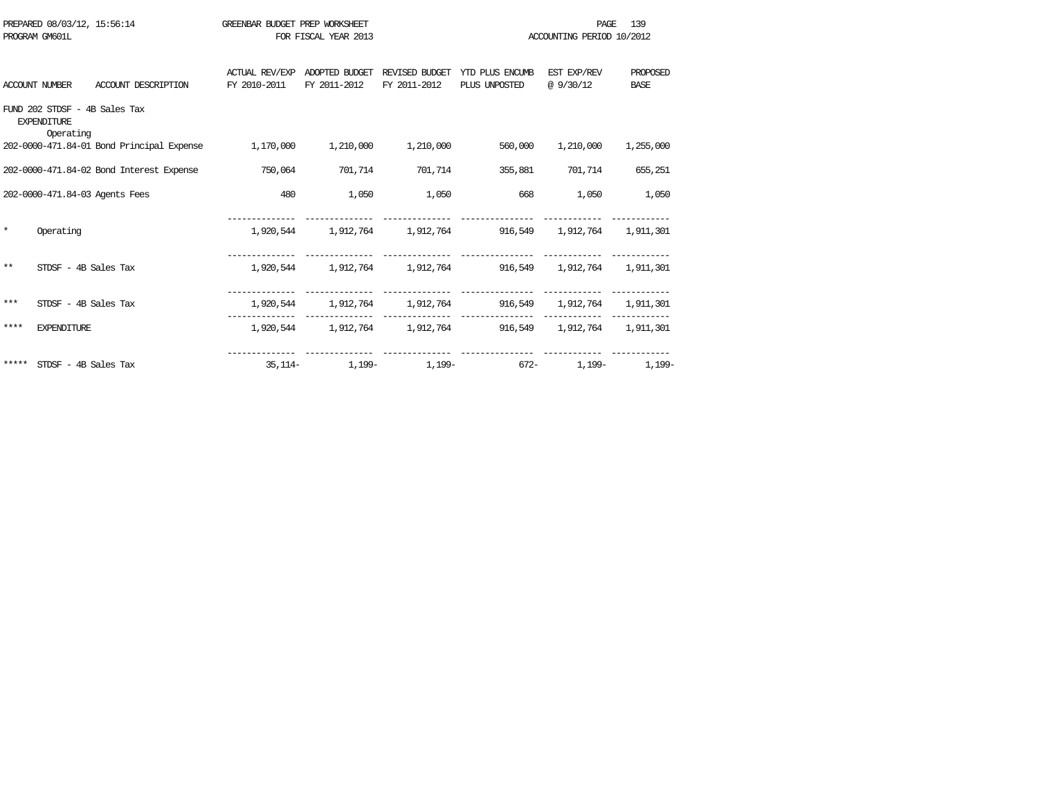PREPARED 08/03/12, 15:56:14 GREENBAR BUDGET PREP WORKSHEET
PROGRAM GM601L FOR FISCAL YEAR 2013 ACCOUNTING PERIOD 10/2012

| ACCOUNT NUMBER | ACCOUNT DESCRIPTION | ACTUAL REV/EXP FY 2010-2011 | ADOPTED BUDGET FY 2011-2012 | REVISED BUDGET FY 2011-2012 | YTD PLUS ENCUMB PLUS UNPOSTED | EST EXP/REV @ 9/30/12 | PROPOSED BASE |
|---|---|---|---|---|---|---|---|
| FUND 202 STDSF - 4B Sales Tax | | | | | | | |
| EXPENDITURE | | | | | | | |
| Operating | | | | | | | |
| 202-0000-471.84-01 | Bond Principal Expense | 1,170,000 | 1,210,000 | 1,210,000 | 560,000 | 1,210,000 | 1,255,000 |
| 202-0000-471.84-02 | Bond Interest Expense | 750,064 | 701,714 | 701,714 | 355,881 | 701,714 | 655,251 |
| 202-0000-471.84-03 | Agents Fees | 480 | 1,050 | 1,050 | 668 | 1,050 | 1,050 |
| * | Operating | 1,920,544 | 1,912,764 | 1,912,764 | 916,549 | 1,912,764 | 1,911,301 |
| ** | STDSF - 4B Sales Tax | 1,920,544 | 1,912,764 | 1,912,764 | 916,549 | 1,912,764 | 1,911,301 |
| *** | STDSF - 4B Sales Tax | 1,920,544 | 1,912,764 | 1,912,764 | 916,549 | 1,912,764 | 1,911,301 |
| **** | EXPENDITURE | 1,920,544 | 1,912,764 | 1,912,764 | 916,549 | 1,912,764 | 1,911,301 |
| ***** | STDSF - 4B Sales Tax | 35,114- | 1,199- | 1,199- | 672- | 1,199- | 1,199- |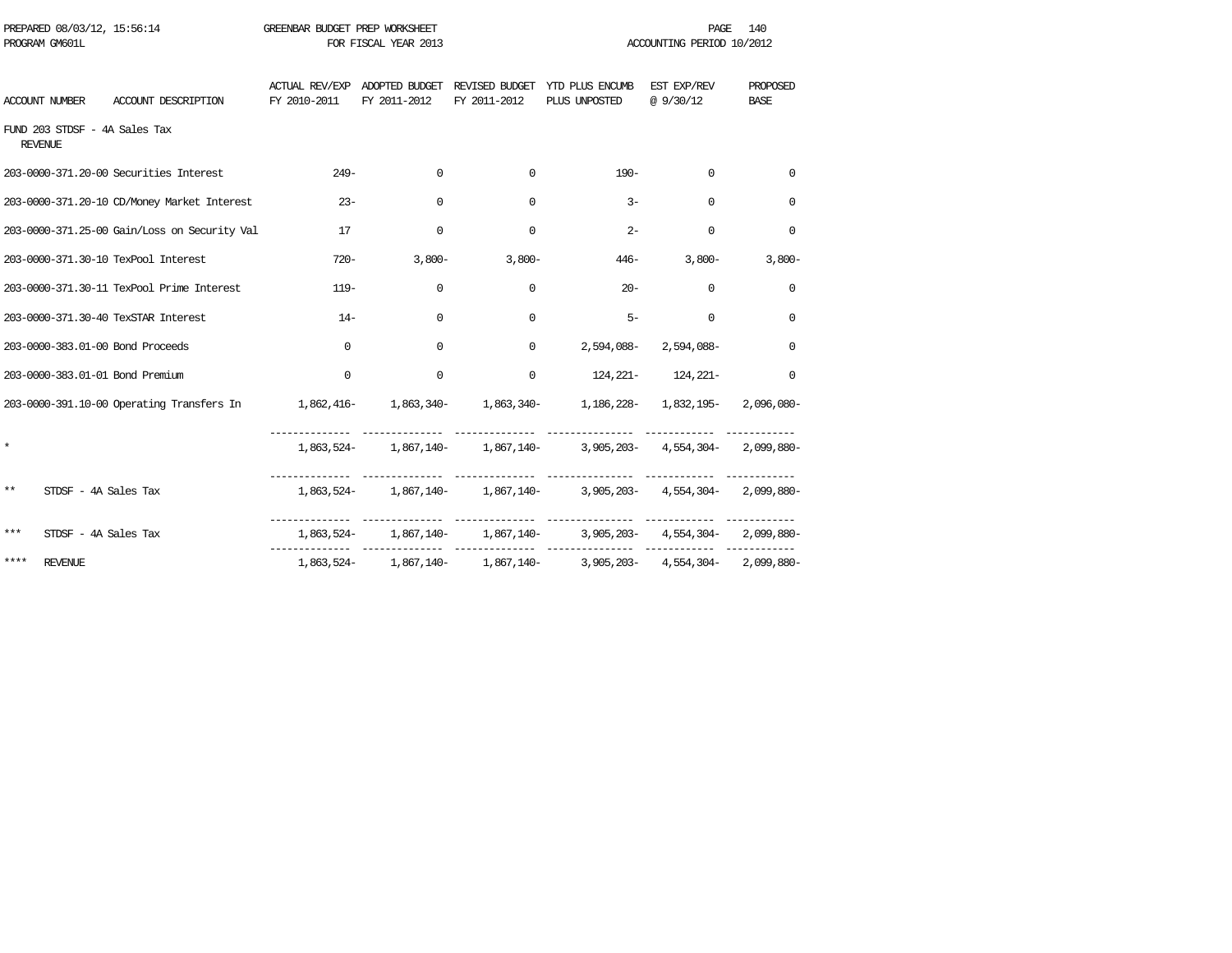PREPARED 08/03/12, 15:56:14 GREENBAR BUDGET PREP WORKSHEET
PROGRAM GM601L FOR FISCAL YEAR 2013 ACCOUNTING PERIOD 10/2012

| ACCOUNT NUMBER | ACCOUNT DESCRIPTION | ACTUAL REV/EXP FY 2010-2011 | ADOPTED BUDGET FY 2011-2012 | REVISED BUDGET FY 2011-2012 | YTD PLUS ENCUMB PLUS UNPOSTED | EST EXP/REV @ 9/30/12 | PROPOSED BASE |
|---|---|---|---|---|---|---|---|
| FUND 203 STDSF - 4A Sales Tax | | | | | | | |
| REVENUE | | | | | | | |
| 203-0000-371.20-00 | Securities Interest | 249- | 0 | 0 | 190- | 0 | 0 |
| 203-0000-371.20-10 | CD/Money Market Interest | 23- | 0 | 0 | 3- | 0 | 0 |
| 203-0000-371.25-00 | Gain/Loss on Security Val | 17 | 0 | 0 | 2- | 0 | 0 |
| 203-0000-371.30-10 | TexPool Interest | 720- | 3,800- | 3,800- | 446- | 3,800- | 3,800- |
| 203-0000-371.30-11 | TexPool Prime Interest | 119- | 0 | 0 | 20- | 0 | 0 |
| 203-0000-371.30-40 | TexSTAR Interest | 14- | 0 | 0 | 5- | 0 | 0 |
| 203-0000-383.01-00 | Bond Proceeds | 0 | 0 | 0 | 2,594,088- | 2,594,088- | 0 |
| 203-0000-383.01-01 | Bond Premium | 0 | 0 | 0 | 124,221- | 124,221- | 0 |
| 203-0000-391.10-00 | Operating Transfers In | 1,862,416- | 1,863,340- | 1,863,340- | 1,186,228- | 1,832,195- | 2,096,080- |
| * | | 1,863,524- | 1,867,140- | 1,867,140- | 3,905,203- | 4,554,304- | 2,099,880- |
| ** | STDSF - 4A Sales Tax | 1,863,524- | 1,867,140- | 1,867,140- | 3,905,203- | 4,554,304- | 2,099,880- |
| *** | STDSF - 4A Sales Tax | 1,863,524- | 1,867,140- | 1,867,140- | 3,905,203- | 4,554,304- | 2,099,880- |
| **** | REVENUE | 1,863,524- | 1,867,140- | 1,867,140- | 3,905,203- | 4,554,304- | 2,099,880- |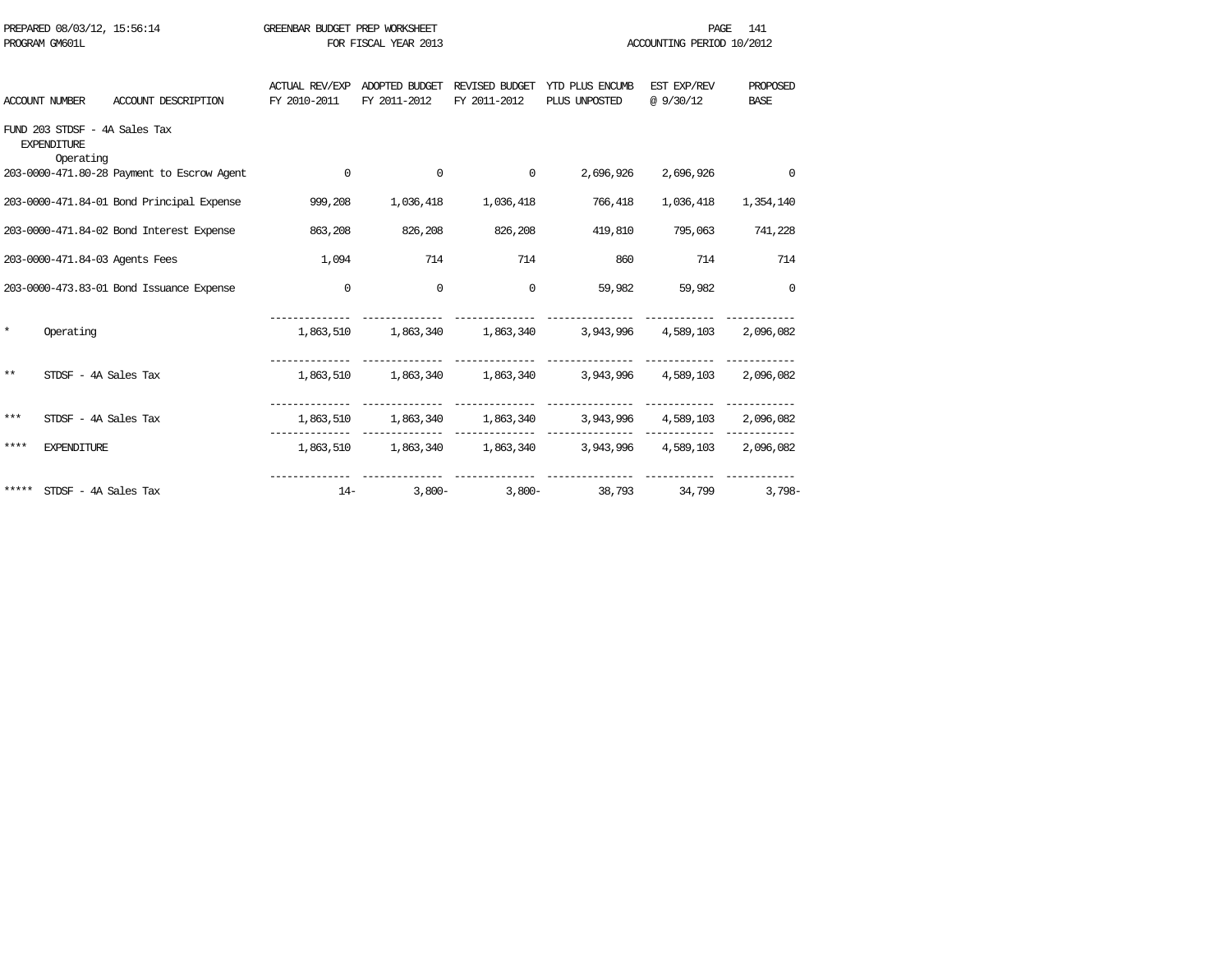PREPARED 08/03/12, 15:56:14 GREENBAR BUDGET PREP WORKSHEET
PROGRAM GM601L FOR FISCAL YEAR 2013 ACCOUNTING PERIOD 10/2012

| ACCOUNT NUMBER | ACCOUNT DESCRIPTION | ACTUAL REV/EXP FY 2010-2011 | ADOPTED BUDGET FY 2011-2012 | REVISED BUDGET FY 2011-2012 | YTD PLUS ENCUMB PLUS UNPOSTED | EST EXP/REV @ 9/30/12 | PROPOSED BASE |
|---|---|---|---|---|---|---|---|
| FUND 203 STDSF - 4A Sales Tax | | | | | | | |
| EXPENDITURE | | | | | | | |
| Operating | | | | | | | |
| 203-0000-471.80-28 | Payment to Escrow Agent | 0 | 0 | 0 | 2,696,926 | 2,696,926 | 0 |
| 203-0000-471.84-01 | Bond Principal Expense | 999,208 | 1,036,418 | 1,036,418 | 766,418 | 1,036,418 | 1,354,140 |
| 203-0000-471.84-02 | Bond Interest Expense | 863,208 | 826,208 | 826,208 | 419,810 | 795,063 | 741,228 |
| 203-0000-471.84-03 | Agents Fees | 1,094 | 714 | 714 | 860 | 714 | 714 |
| 203-0000-473.83-01 | Bond Issuance Expense | 0 | 0 | 0 | 59,982 | 59,982 | 0 |
| * | Operating | 1,863,510 | 1,863,340 | 1,863,340 | 3,943,996 | 4,589,103 | 2,096,082 |
| ** | STDSF - 4A Sales Tax | 1,863,510 | 1,863,340 | 1,863,340 | 3,943,996 | 4,589,103 | 2,096,082 |
| *** | STDSF - 4A Sales Tax | 1,863,510 | 1,863,340 | 1,863,340 | 3,943,996 | 4,589,103 | 2,096,082 |
| **** | EXPENDITURE | 1,863,510 | 1,863,340 | 1,863,340 | 3,943,996 | 4,589,103 | 2,096,082 |
| ***** | STDSF - 4A Sales Tax | 14- | 3,800- | 3,800- | 38,793 | 34,799 | 3,798- |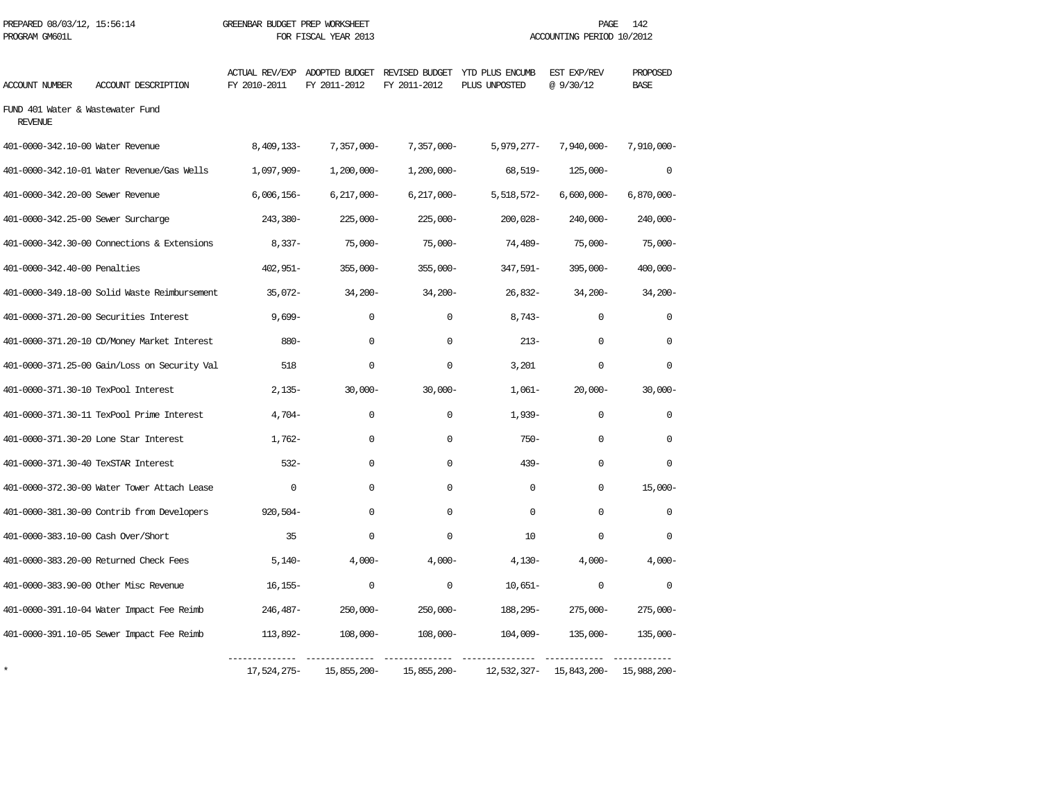PREPARED 08/03/12, 15:56:14 GREENBAR BUDGET PREP WORKSHEET
PROGRAM GM601L FOR FISCAL YEAR 2013 ACCOUNTING PERIOD 10/2012

| ACCOUNT NUMBER | ACCOUNT DESCRIPTION | ACTUAL REV/EXP FY 2010-2011 | ADOPTED BUDGET FY 2011-2012 | REVISED BUDGET FY 2011-2012 | YTD PLUS ENCUMB PLUS UNPOSTED | EST EXP/REV @ 9/30/12 | PROPOSED BASE |
|---|---|---|---|---|---|---|---|
| FUND 401 Water & Wastewater Fund | | | | | | | |
| REVENUE | | | | | | | |
| 401-0000-342.10-00 | Water Revenue | 8,409,133- | 7,357,000- | 7,357,000- | 5,979,277- | 7,940,000- | 7,910,000- |
| 401-0000-342.10-01 | Water Revenue/Gas Wells | 1,097,909- | 1,200,000- | 1,200,000- | 68,519- | 125,000- | 0 |
| 401-0000-342.20-00 | Sewer Revenue | 6,006,156- | 6,217,000- | 6,217,000- | 5,518,572- | 6,600,000- | 6,870,000- |
| 401-0000-342.25-00 | Sewer Surcharge | 243,380- | 225,000- | 225,000- | 200,028- | 240,000- | 240,000- |
| 401-0000-342.30-00 | Connections & Extensions | 8,337- | 75,000- | 75,000- | 74,489- | 75,000- | 75,000- |
| 401-0000-342.40-00 | Penalties | 402,951- | 355,000- | 355,000- | 347,591- | 395,000- | 400,000- |
| 401-0000-349.18-00 | Solid Waste Reimbursement | 35,072- | 34,200- | 34,200- | 26,832- | 34,200- | 34,200- |
| 401-0000-371.20-00 | Securities Interest | 9,699- | 0 | 0 | 8,743- | 0 | 0 |
| 401-0000-371.20-10 | CD/Money Market Interest | 880- | 0 | 0 | 213- | 0 | 0 |
| 401-0000-371.25-00 | Gain/Loss on Security Val | 518 | 0 | 0 | 3,201 | 0 | 0 |
| 401-0000-371.30-10 | TexPool Interest | 2,135- | 30,000- | 30,000- | 1,061- | 20,000- | 30,000- |
| 401-0000-371.30-11 | TexPool Prime Interest | 4,704- | 0 | 0 | 1,939- | 0 | 0 |
| 401-0000-371.30-20 | Lone Star Interest | 1,762- | 0 | 0 | 750- | 0 | 0 |
| 401-0000-371.30-40 | TexSTAR Interest | 532- | 0 | 0 | 439- | 0 | 0 |
| 401-0000-372.30-00 | Water Tower Attach Lease | 0 | 0 | 0 | 0 | 0 | 15,000- |
| 401-0000-381.30-00 | Contrib from Developers | 920,504- | 0 | 0 | 0 | 0 | 0 |
| 401-0000-383.10-00 | Cash Over/Short | 35 | 0 | 0 | 10 | 0 | 0 |
| 401-0000-383.20-00 | Returned Check Fees | 5,140- | 4,000- | 4,000- | 4,130- | 4,000- | 4,000- |
| 401-0000-383.90-00 | Other Misc Revenue | 16,155- | 0 | 0 | 10,651- | 0 | 0 |
| 401-0000-391.10-04 | Water Impact Fee Reimb | 246,487- | 250,000- | 250,000- | 188,295- | 275,000- | 275,000- |
| 401-0000-391.10-05 | Sewer Impact Fee Reimb | 113,892- | 108,000- | 108,000- | 104,009- | 135,000- | 135,000- |
| * | | 17,524,275- | 15,855,200- | 15,855,200- | 12,532,327- | 15,843,200- | 15,988,200- |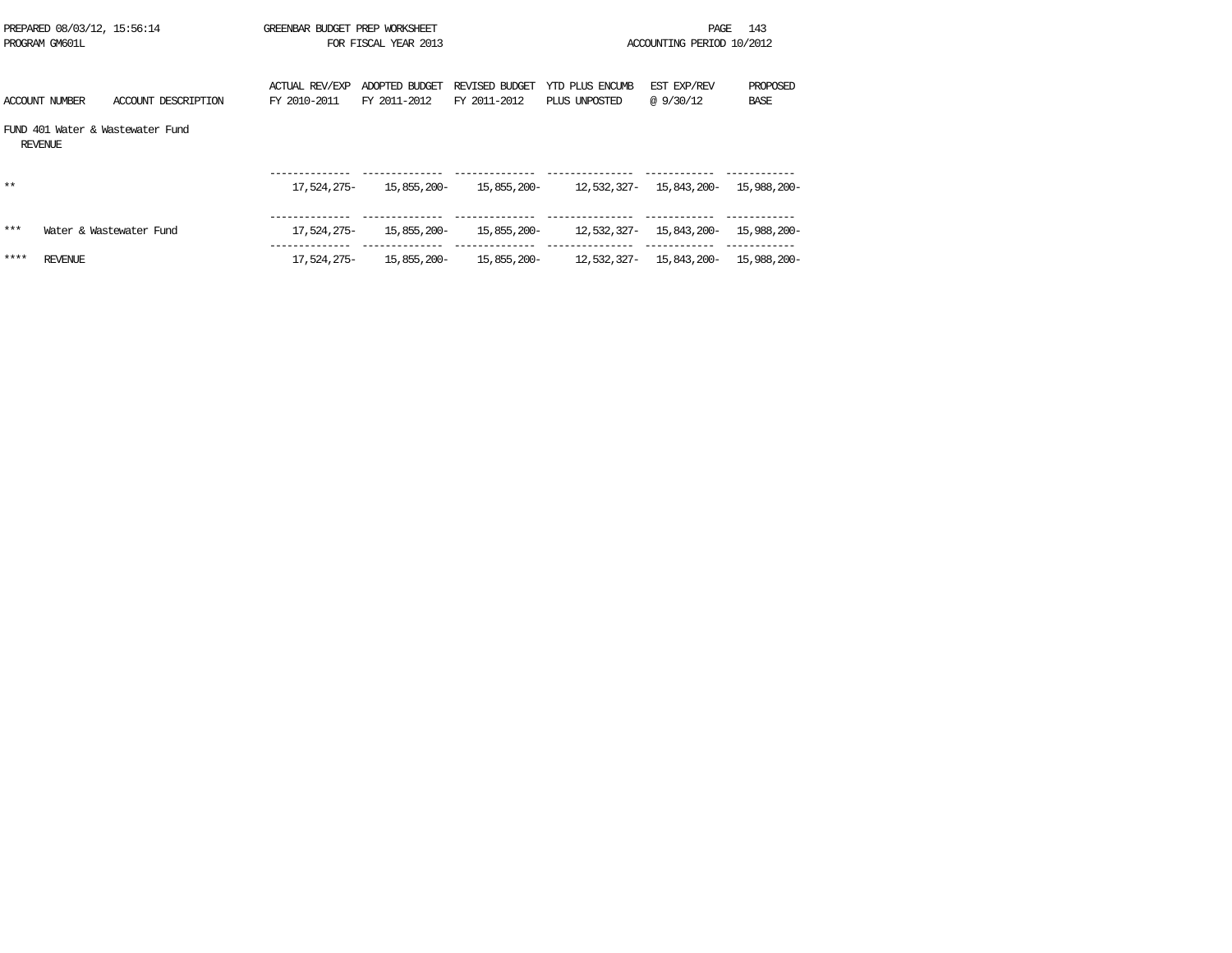FUND 401 Water & Wastewater Fund
REVENUE

| ACCOUNT NUMBER | ACCOUNT DESCRIPTION | ACTUAL REV/EXP FY 2010-2011 | ADOPTED BUDGET FY 2011-2012 | REVISED BUDGET FY 2011-2012 | YTD PLUS ENCUMB PLUS UNPOSTED | EST EXP/REV @ 9/30/12 | PROPOSED BASE |
|---|---|---|---|---|---|---|---|
| ** | | 17,524,275- | 15,855,200- | 15,855,200- | 12,532,327- | 15,843,200- | 15,988,200- |
| *** | Water & Wastewater Fund | 17,524,275- | 15,855,200- | 15,855,200- | 12,532,327- | 15,843,200- | 15,988,200- |
| **** | REVENUE | 17,524,275- | 15,855,200- | 15,855,200- | 12,532,327- | 15,843,200- | 15,988,200- |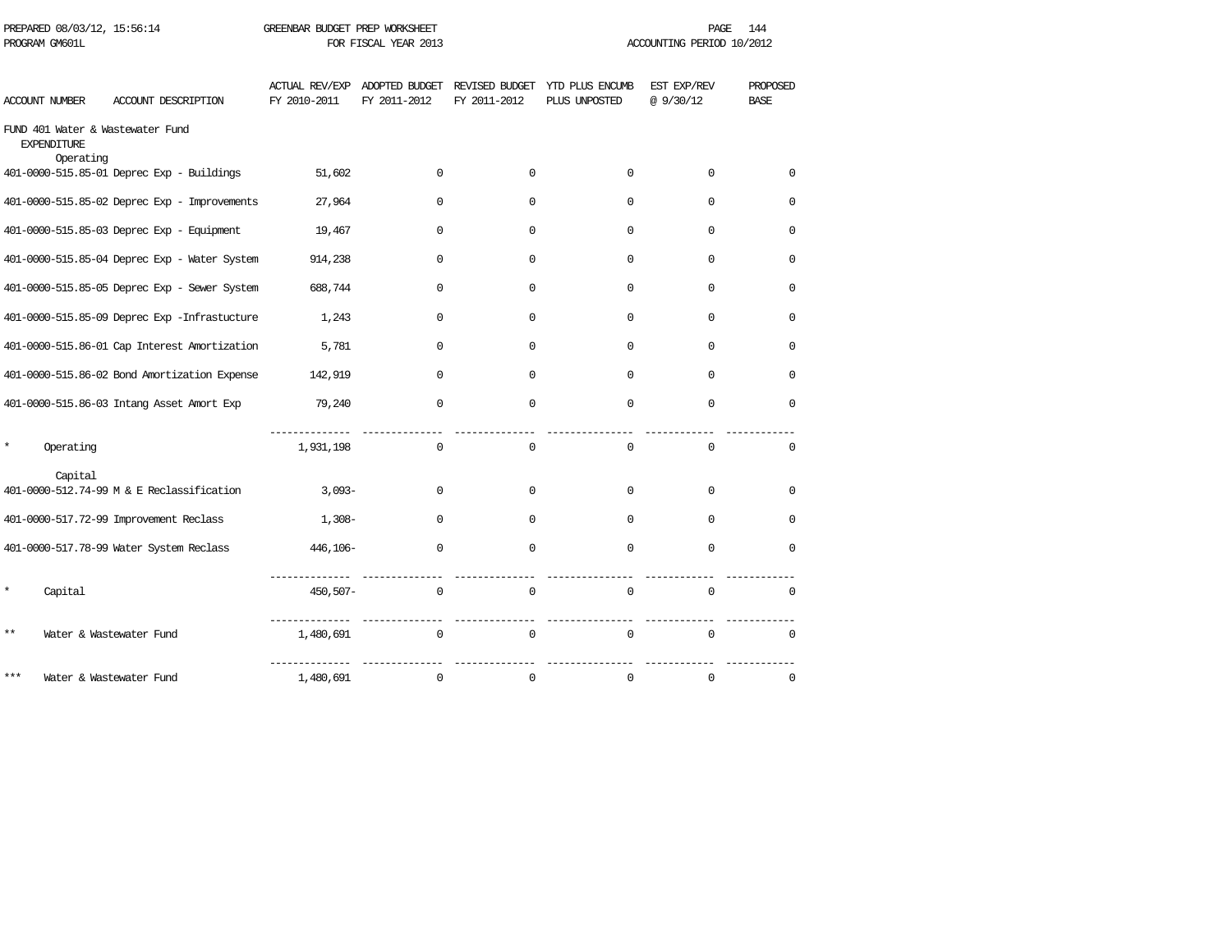PREPARED 08/03/12, 15:56:14 GREENBAR BUDGET PREP WORKSHEET
PROGRAM GM601L FOR FISCAL YEAR 2013 ACCOUNTING PERIOD 10/2012

| ACCOUNT NUMBER | ACCOUNT DESCRIPTION | ACTUAL REV/EXP FY 2010-2011 | ADOPTED BUDGET FY 2011-2012 | REVISED BUDGET FY 2011-2012 | YTD PLUS ENCUMB PLUS UNPOSTED | EST EXP/REV @ 9/30/12 | PROPOSED BASE |
|---|---|---|---|---|---|---|---|
| FUND 401 Water & Wastewater Fund | | | | | | | |
| EXPENDITURE | | | | | | | |
| Operating | | | | | | | |
| 401-0000-515.85-01 | Deprec Exp - Buildings | 51,602 | 0 | 0 | 0 | 0 | 0 |
| 401-0000-515.85-02 | Deprec Exp - Improvements | 27,964 | 0 | 0 | 0 | 0 | 0 |
| 401-0000-515.85-03 | Deprec Exp - Equipment | 19,467 | 0 | 0 | 0 | 0 | 0 |
| 401-0000-515.85-04 | Deprec Exp - Water System | 914,238 | 0 | 0 | 0 | 0 | 0 |
| 401-0000-515.85-05 | Deprec Exp - Sewer System | 688,744 | 0 | 0 | 0 | 0 | 0 |
| 401-0000-515.85-09 | Deprec Exp -Infrastucture | 1,243 | 0 | 0 | 0 | 0 | 0 |
| 401-0000-515.86-01 | Cap Interest Amortization | 5,781 | 0 | 0 | 0 | 0 | 0 |
| 401-0000-515.86-02 | Bond Amortization Expense | 142,919 | 0 | 0 | 0 | 0 | 0 |
| 401-0000-515.86-03 | Intang Asset Amort Exp | 79,240 | 0 | 0 | 0 | 0 | 0 |
| * | Operating | 1,931,198 | 0 | 0 | 0 | 0 | 0 |
| Capital | | | | | | | |
| 401-0000-512.74-99 | M & E Reclassification | 3,093- | 0 | 0 | 0 | 0 | 0 |
| 401-0000-517.72-99 | Improvement Reclass | 1,308- | 0 | 0 | 0 | 0 | 0 |
| 401-0000-517.78-99 | Water System Reclass | 446,106- | 0 | 0 | 0 | 0 | 0 |
| * | Capital | 450,507- | 0 | 0 | 0 | 0 | 0 |
| ** | Water & Wastewater Fund | 1,480,691 | 0 | 0 | 0 | 0 | 0 |
| *** | Water & Wastewater Fund | 1,480,691 | 0 | 0 | 0 | 0 | 0 |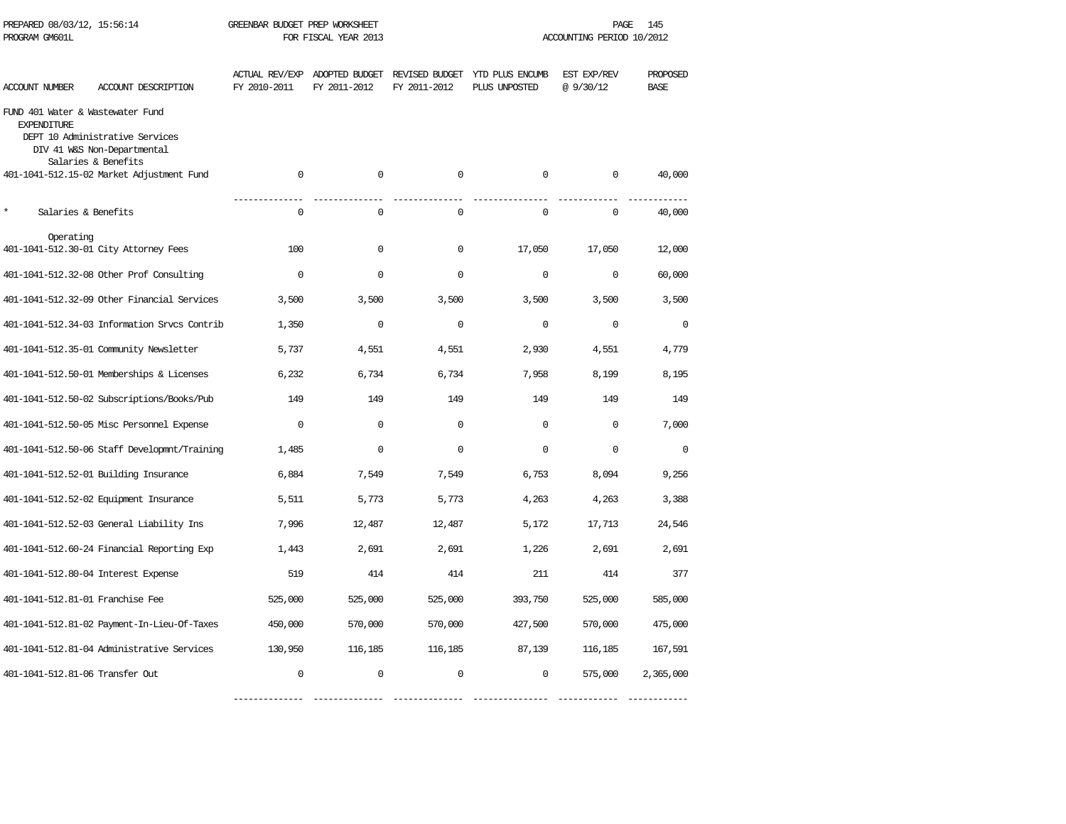PREPARED 08/03/12, 15:56:14 GREENBAR BUDGET PREP WORKSHEET
PROGRAM GM601L FOR FISCAL YEAR 2013 ACCOUNTING PERIOD 10/2012

| ACCOUNT NUMBER | ACCOUNT DESCRIPTION | ACTUAL REV/EXP FY 2010-2011 | ADOPTED BUDGET FY 2011-2012 | REVISED BUDGET FY 2011-2012 | YTD PLUS ENCUMB PLUS UNPOSTED | EST EXP/REV @ 9/30/12 | PROPOSED BASE |
|---|---|---|---|---|---|---|---|
| FUND 401 Water & Wastewater Fund | | | | | | | |
| EXPENDITURE | | | | | | | |
| DEPT 10 Administrative Services | | | | | | | |
| DIV 41 W&S Non-Departmental | | | | | | | |
| Salaries & Benefits | | | | | | | |
| 401-1041-512.15-02 | Market Adjustment Fund | 0 | 0 | 0 | 0 | 0 | 40,000 |
| * | Salaries & Benefits | 0 | 0 | 0 | 0 | 0 | 40,000 |
| Operating | | | | | | | |
| 401-1041-512.30-01 | City Attorney Fees | 100 | 0 | 0 | 17,050 | 17,050 | 12,000 |
| 401-1041-512.32-08 | Other Prof Consulting | 0 | 0 | 0 | 0 | 0 | 60,000 |
| 401-1041-512.32-09 | Other Financial Services | 3,500 | 3,500 | 3,500 | 3,500 | 3,500 | 3,500 |
| 401-1041-512.34-03 | Information Srvcs Contrib | 1,350 | 0 | 0 | 0 | 0 | 0 |
| 401-1041-512.35-01 | Community Newsletter | 5,737 | 4,551 | 4,551 | 2,930 | 4,551 | 4,779 |
| 401-1041-512.50-01 | Memberships & Licenses | 6,232 | 6,734 | 6,734 | 7,958 | 8,199 | 8,195 |
| 401-1041-512.50-02 | Subscriptions/Books/Pub | 149 | 149 | 149 | 149 | 149 | 149 |
| 401-1041-512.50-05 | Misc Personnel Expense | 0 | 0 | 0 | 0 | 0 | 7,000 |
| 401-1041-512.50-06 | Staff Developmnt/Training | 1,485 | 0 | 0 | 0 | 0 | 0 |
| 401-1041-512.52-01 | Building Insurance | 6,884 | 7,549 | 7,549 | 6,753 | 8,094 | 9,256 |
| 401-1041-512.52-02 | Equipment Insurance | 5,511 | 5,773 | 5,773 | 4,263 | 4,263 | 3,388 |
| 401-1041-512.52-03 | General Liability Ins | 7,996 | 12,487 | 12,487 | 5,172 | 17,713 | 24,546 |
| 401-1041-512.60-24 | Financial Reporting Exp | 1,443 | 2,691 | 2,691 | 1,226 | 2,691 | 2,691 |
| 401-1041-512.80-04 | Interest Expense | 519 | 414 | 414 | 211 | 414 | 377 |
| 401-1041-512.81-01 | Franchise Fee | 525,000 | 525,000 | 525,000 | 393,750 | 525,000 | 585,000 |
| 401-1041-512.81-02 | Payment-In-Lieu-Of-Taxes | 450,000 | 570,000 | 570,000 | 427,500 | 570,000 | 475,000 |
| 401-1041-512.81-04 | Administrative Services | 130,950 | 116,185 | 116,185 | 87,139 | 116,185 | 167,591 |
| 401-1041-512.81-06 | Transfer Out | 0 | 0 | 0 | 0 | 575,000 | 2,365,000 |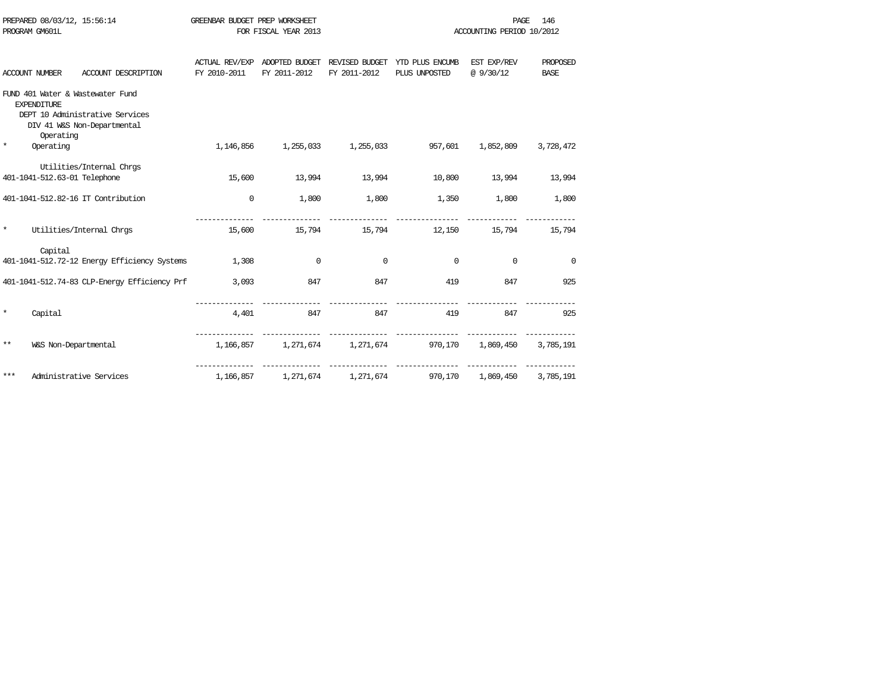PREPARED 08/03/12, 15:56:14 GREENBAR BUDGET PREP WORKSHEET
PROGRAM GM601L FOR FISCAL YEAR 2013 ACCOUNTING PERIOD 10/2012

| ACCOUNT NUMBER ACCOUNT DESCRIPTION | ACTUAL REV/EXP FY 2010-2011 | ADOPTED BUDGET FY 2011-2012 | REVISED BUDGET FY 2011-2012 | YTD PLUS ENCUMB PLUS UNPOSTED | EST EXP/REV @ 9/30/12 | PROPOSED BASE |
|---|---|---|---|---|---|---|
| FUND 401 Water & Wastewater Fund | | | | | | |
| EXPENDITURE | | | | | | |
| DEPT 10 Administrative Services | | | | | | |
| DIV 41 W&S Non-Departmental | | | | | | |
| Operating | | | | | | |
| * Operating | 1,146,856 | 1,255,033 | 1,255,033 | 957,601 | 1,852,809 | 3,728,472 |
| Utilities/Internal Chrgs | | | | | | |
| 401-1041-512.63-01 Telephone | 15,600 | 13,994 | 13,994 | 10,800 | 13,994 | 13,994 |
| 401-1041-512.82-16 IT Contribution | 0 | 1,800 | 1,800 | 1,350 | 1,800 | 1,800 |
| * Utilities/Internal Chrgs | 15,600 | 15,794 | 15,794 | 12,150 | 15,794 | 15,794 |
| Capital | | | | | | |
| 401-1041-512.72-12 Energy Efficiency Systems | 1,308 | 0 | 0 | 0 | 0 | 0 |
| 401-1041-512.74-83 CLP-Energy Efficiency Prf | 3,093 | 847 | 847 | 419 | 847 | 925 |
| * Capital | 4,401 | 847 | 847 | 419 | 847 | 925 |
| ** W&S Non-Departmental | 1,166,857 | 1,271,674 | 1,271,674 | 970,170 | 1,869,450 | 3,785,191 |
| *** Administrative Services | 1,166,857 | 1,271,674 | 1,271,674 | 970,170 | 1,869,450 | 3,785,191 |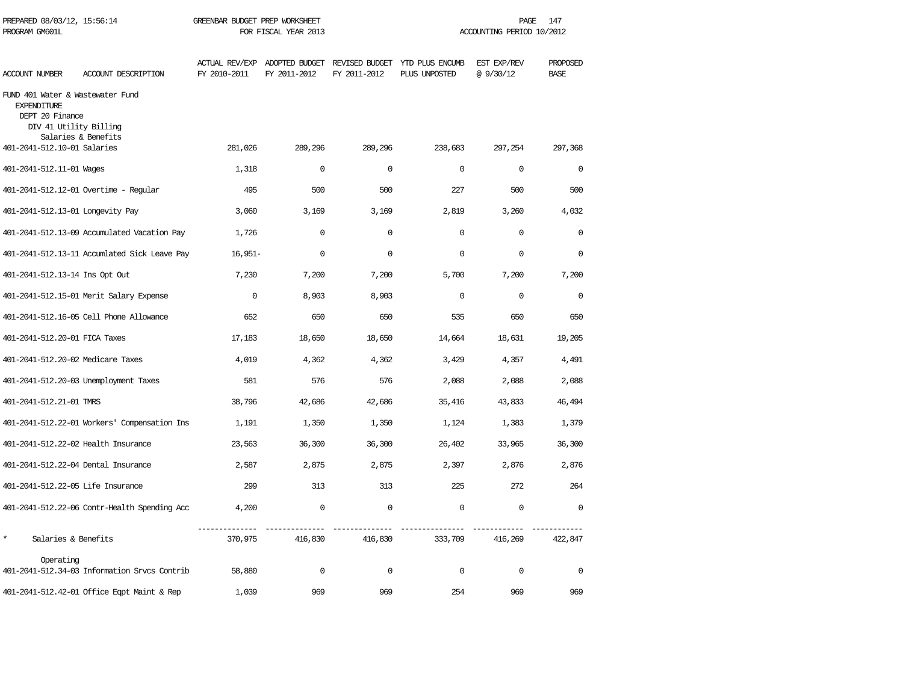PREPARED 08/03/12, 15:56:14 GREENBAR BUDGET PREP WORKSHEET
PROGRAM GM601L FOR FISCAL YEAR 2013 ACCOUNTING PERIOD 10/2012

| ACCOUNT NUMBER | ACCOUNT DESCRIPTION | ACTUAL REV/EXP FY 2010-2011 | ADOPTED BUDGET FY 2011-2012 | REVISED BUDGET FY 2011-2012 | YTD PLUS ENCUMB PLUS UNPOSTED | EST EXP/REV @ 9/30/12 | PROPOSED BASE |
|---|---|---|---|---|---|---|---|
| FUND 401 Water & Wastewater Fund | | | | | | | |
| EXPENDITURE | | | | | | | |
| DEPT 20 Finance | | | | | | | |
| DIV 41 Utility Billing | | | | | | | |
| | Salaries & Benefits | | | | | | |
| 401-2041-512.10-01 | Salaries | 281,026 | 289,296 | 289,296 | 238,683 | 297,254 | 297,368 |
| 401-2041-512.11-01 | Wages | 1,318 | 0 | 0 | 0 | 0 | 0 |
| 401-2041-512.12-01 | Overtime - Regular | 495 | 500 | 500 | 227 | 500 | 500 |
| 401-2041-512.13-01 | Longevity Pay | 3,060 | 3,169 | 3,169 | 2,819 | 3,260 | 4,032 |
| 401-2041-512.13-09 | Accumulated Vacation Pay | 1,726 | 0 | 0 | 0 | 0 | 0 |
| 401-2041-512.13-11 | Accumlated Sick Leave Pay | 16,951- | 0 | 0 | 0 | 0 | 0 |
| 401-2041-512.13-14 | Ins Opt Out | 7,230 | 7,200 | 7,200 | 5,700 | 7,200 | 7,200 |
| 401-2041-512.15-01 | Merit Salary Expense | 0 | 8,903 | 8,903 | 0 | 0 | 0 |
| 401-2041-512.16-05 | Cell Phone Allowance | 652 | 650 | 650 | 535 | 650 | 650 |
| 401-2041-512.20-01 | FICA Taxes | 17,183 | 18,650 | 18,650 | 14,664 | 18,631 | 19,205 |
| 401-2041-512.20-02 | Medicare Taxes | 4,019 | 4,362 | 4,362 | 3,429 | 4,357 | 4,491 |
| 401-2041-512.20-03 | Unemployment Taxes | 581 | 576 | 576 | 2,088 | 2,088 | 2,088 |
| 401-2041-512.21-01 | TMRS | 38,796 | 42,686 | 42,686 | 35,416 | 43,833 | 46,494 |
| 401-2041-512.22-01 | Workers' Compensation Ins | 1,191 | 1,350 | 1,350 | 1,124 | 1,383 | 1,379 |
| 401-2041-512.22-02 | Health Insurance | 23,563 | 36,300 | 36,300 | 26,402 | 33,965 | 36,300 |
| 401-2041-512.22-04 | Dental Insurance | 2,587 | 2,875 | 2,875 | 2,397 | 2,876 | 2,876 |
| 401-2041-512.22-05 | Life Insurance | 299 | 313 | 313 | 225 | 272 | 264 |
| 401-2041-512.22-06 | Contr-Health Spending Acc | 4,200 | 0 | 0 | 0 | 0 | 0 |
| * | Salaries & Benefits | 370,975 | 416,830 | 416,830 | 333,709 | 416,269 | 422,847 |
| | Operating | | | | | | |
| 401-2041-512.34-03 | Information Srvcs Contrib | 58,880 | 0 | 0 | 0 | 0 | 0 |
| 401-2041-512.42-01 | Office Eqpt Maint & Rep | 1,039 | 969 | 969 | 254 | 969 | 969 |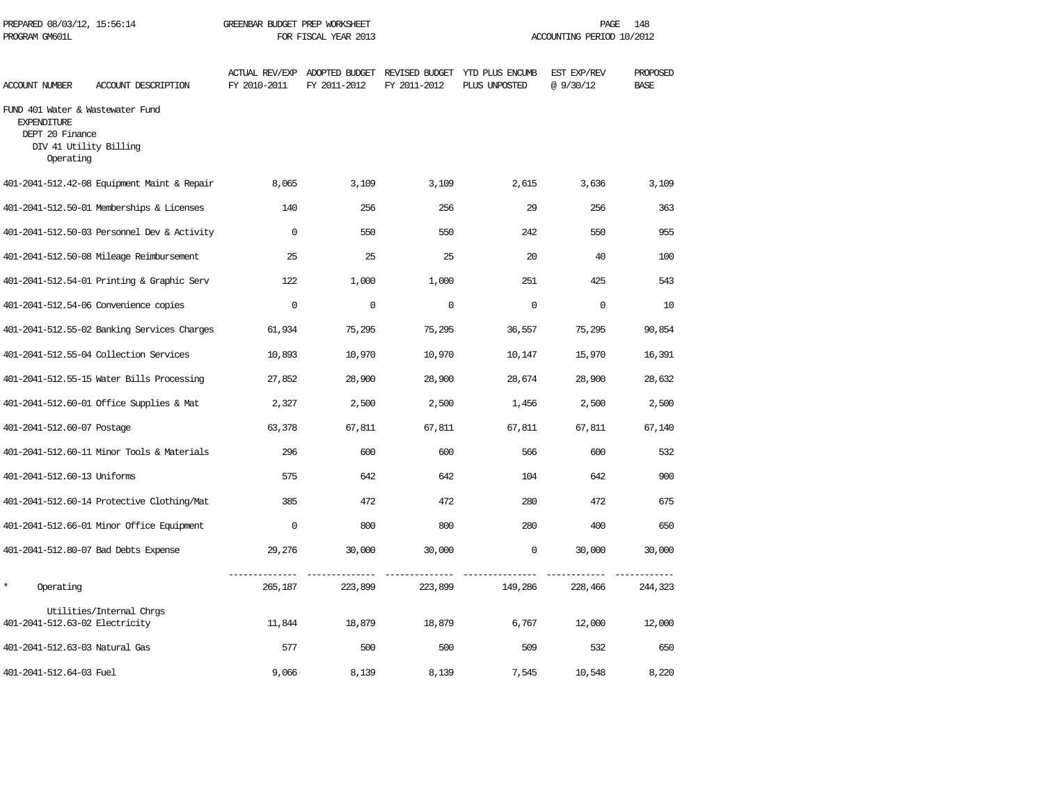PREPARED 08/03/12, 15:56:14 GREENBAR BUDGET PREP WORKSHEET
PROGRAM GM601L FOR FISCAL YEAR 2013 ACCOUNTING PERIOD 10/2012

FUND 401 Water & Wastewater Fund
EXPENDITURE
DEPT 20 Finance
DIV 41 Utility Billing
Operating

| ACCOUNT NUMBER | ACCOUNT DESCRIPTION | ACTUAL REV/EXP FY 2010-2011 | ADOPTED BUDGET FY 2011-2012 | REVISED BUDGET FY 2011-2012 | YTD PLUS ENCUMB PLUS UNPOSTED | EST EXP/REV @ 9/30/12 | PROPOSED BASE |
|---|---|---|---|---|---|---|---|
| 401-2041-512.42-08 | Equipment Maint & Repair | 8,065 | 3,109 | 3,109 | 2,615 | 3,636 | 3,109 |
| 401-2041-512.50-01 | Memberships & Licenses | 140 | 256 | 256 | 29 | 256 | 363 |
| 401-2041-512.50-03 | Personnel Dev & Activity | 0 | 550 | 550 | 242 | 550 | 955 |
| 401-2041-512.50-08 | Mileage Reimbursement | 25 | 25 | 25 | 20 | 40 | 100 |
| 401-2041-512.54-01 | Printing & Graphic Serv | 122 | 1,000 | 1,000 | 251 | 425 | 543 |
| 401-2041-512.54-06 | Convenience copies | 0 | 0 | 0 | 0 | 0 | 10 |
| 401-2041-512.55-02 | Banking Services Charges | 61,934 | 75,295 | 75,295 | 36,557 | 75,295 | 90,854 |
| 401-2041-512.55-04 | Collection Services | 10,893 | 10,970 | 10,970 | 10,147 | 15,970 | 16,391 |
| 401-2041-512.55-15 | Water Bills Processing | 27,852 | 28,900 | 28,900 | 28,674 | 28,900 | 28,632 |
| 401-2041-512.60-01 | Office Supplies & Mat | 2,327 | 2,500 | 2,500 | 1,456 | 2,500 | 2,500 |
| 401-2041-512.60-07 | Postage | 63,378 | 67,811 | 67,811 | 67,811 | 67,811 | 67,140 |
| 401-2041-512.60-11 | Minor Tools & Materials | 296 | 600 | 600 | 566 | 600 | 532 |
| 401-2041-512.60-13 | Uniforms | 575 | 642 | 642 | 104 | 642 | 900 |
| 401-2041-512.60-14 | Protective Clothing/Mat | 385 | 472 | 472 | 280 | 472 | 675 |
| 401-2041-512.66-01 | Minor Office Equipment | 0 | 800 | 800 | 280 | 400 | 650 |
| 401-2041-512.80-07 | Bad Debts Expense | 29,276 | 30,000 | 30,000 | 0 | 30,000 | 30,000 |
| * | Operating | 265,187 | 223,899 | 223,899 | 149,286 | 228,466 | 244,323 |
| | Utilities/Internal Chrgs | | | | | | |
| 401-2041-512.63-02 | Electricity | 11,844 | 18,879 | 18,879 | 6,767 | 12,000 | 12,000 |
| 401-2041-512.63-03 | Natural Gas | 577 | 500 | 500 | 509 | 532 | 650 |
| 401-2041-512.64-03 | Fuel | 9,066 | 8,139 | 8,139 | 7,545 | 10,548 | 8,220 |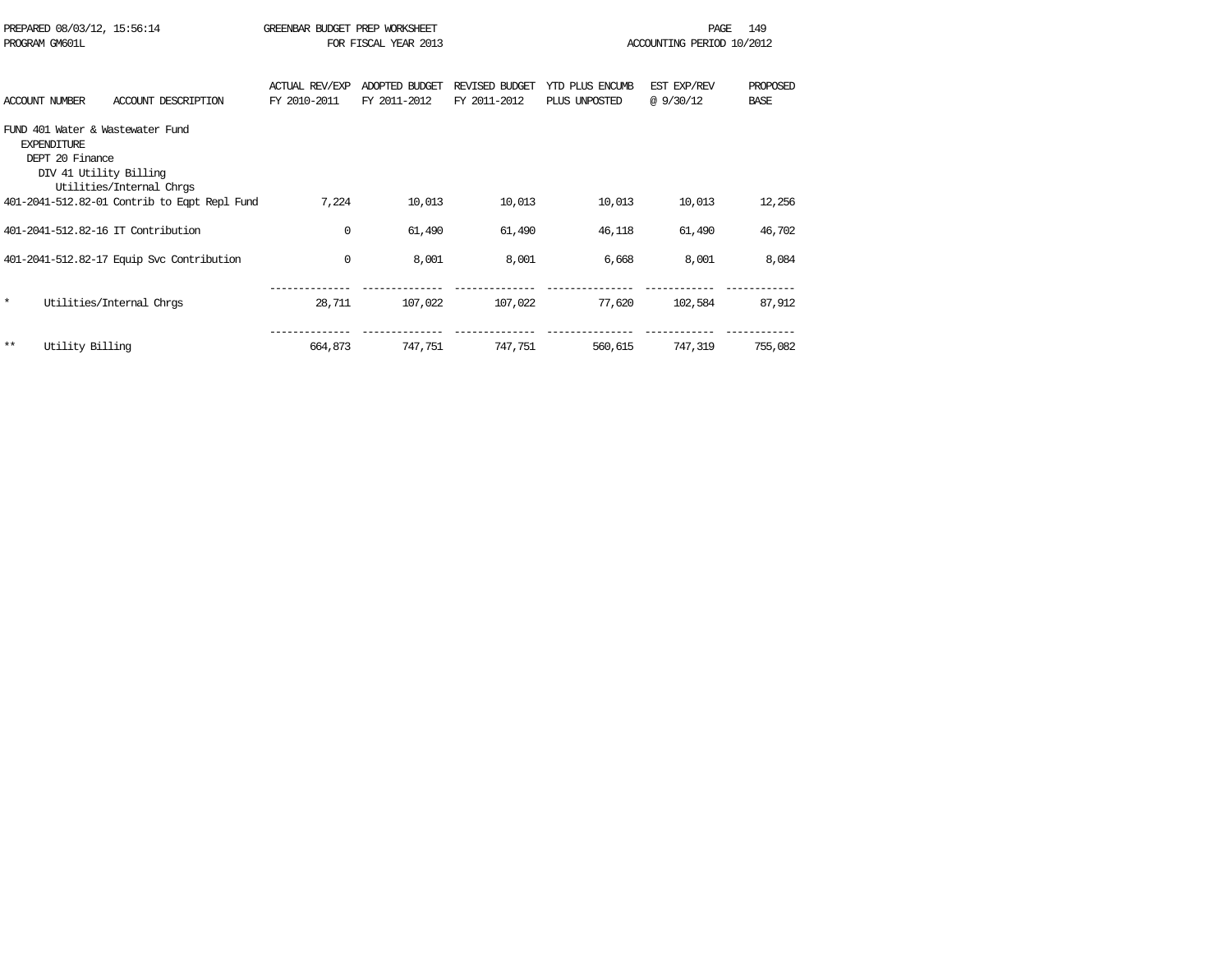PREPARED 08/03/12, 15:56:14 GREENBAR BUDGET PREP WORKSHEET
PROGRAM GM601L FOR FISCAL YEAR 2013 ACCOUNTING PERIOD 10/2012

| ACCOUNT NUMBER | ACCOUNT DESCRIPTION | ACTUAL REV/EXP FY 2010-2011 | ADOPTED BUDGET FY 2011-2012 | REVISED BUDGET FY 2011-2012 | YTD PLUS ENCUMB PLUS UNPOSTED | EST EXP/REV @ 9/30/12 | PROPOSED BASE |
|---|---|---|---|---|---|---|---|
| FUND 401 Water & Wastewater Fund | | | | | | | |
| EXPENDITURE | | | | | | | |
| DEPT 20 Finance | | | | | | | |
| DIV 41 Utility Billing | | | | | | | |
| | Utilities/Internal Chrgs | | | | | | |
| 401-2041-512.82-01 | Contrib to Eqpt Repl Fund | 7,224 | 10,013 | 10,013 | 10,013 | 10,013 | 12,256 |
| 401-2041-512.82-16 | IT Contribution | 0 | 61,490 | 61,490 | 46,118 | 61,490 | 46,702 |
| 401-2041-512.82-17 | Equip Svc Contribution | 0 | 8,001 | 8,001 | 6,668 | 8,001 | 8,084 |
| * | Utilities/Internal Chrgs | 28,711 | 107,022 | 107,022 | 77,620 | 102,584 | 87,912 |
| ** | Utility Billing | 664,873 | 747,751 | 747,751 | 560,615 | 747,319 | 755,082 |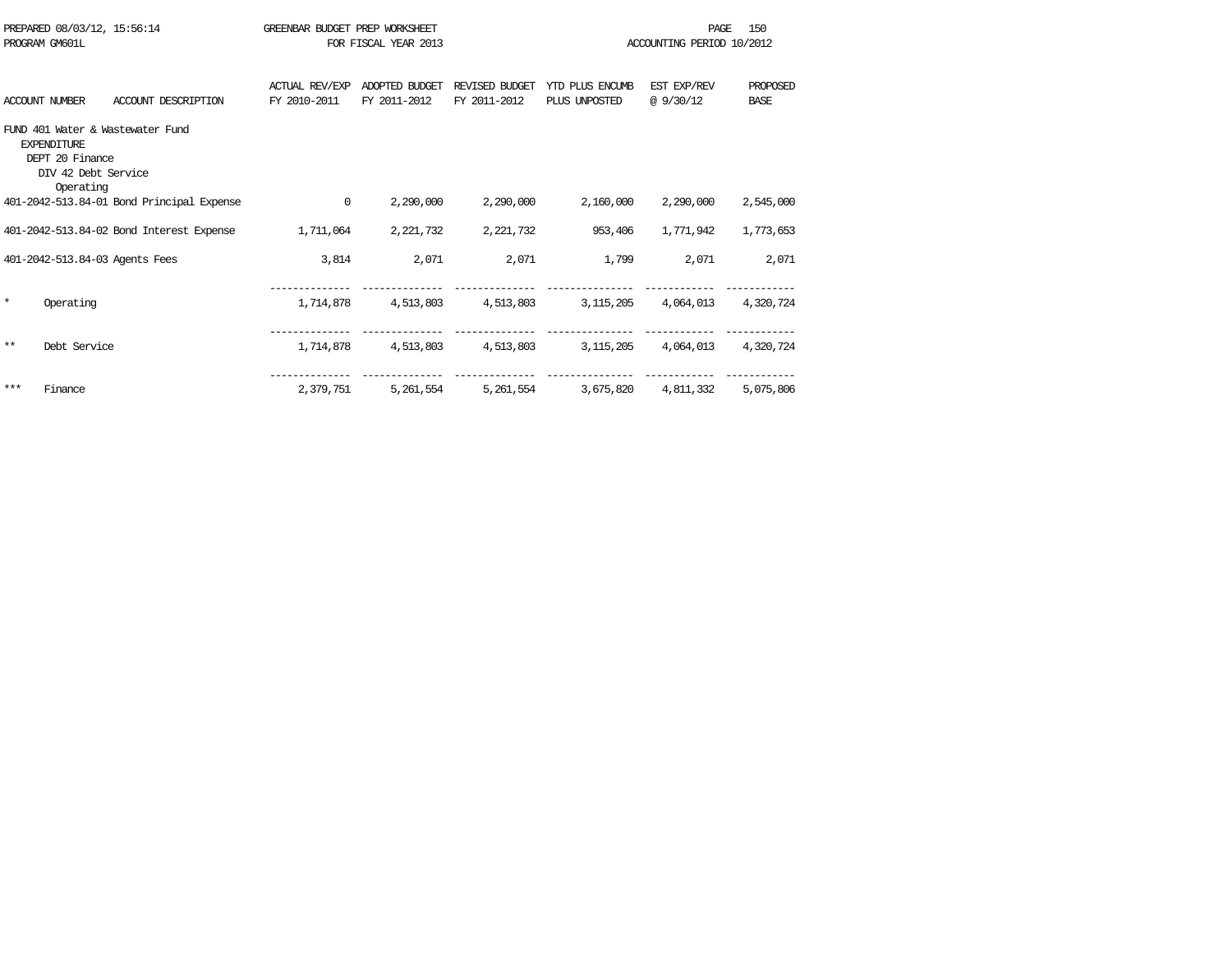PREPARED 08/03/12, 15:56:14 GREENBAR BUDGET PREP WORKSHEET
PROGRAM GM601L FOR FISCAL YEAR 2013 ACCOUNTING PERIOD 10/2012

| ACCOUNT NUMBER ACCOUNT DESCRIPTION | ACTUAL REV/EXP FY 2010-2011 | ADOPTED BUDGET FY 2011-2012 | REVISED BUDGET FY 2011-2012 | YTD PLUS ENCUMB PLUS UNPOSTED | EST EXP/REV @ 9/30/12 | PROPOSED BASE |
|---|---|---|---|---|---|---|
| FUND 401 Water & Wastewater Fund | | | | | | |
| EXPENDITURE | | | | | | |
| DEPT 20 Finance | | | | | | |
| DIV 42 Debt Service | | | | | | |
| Operating | | | | | | |
| 401-2042-513.84-01 Bond Principal Expense | 0 | 2,290,000 | 2,290,000 | 2,160,000 | 2,290,000 | 2,545,000 |
| 401-2042-513.84-02 Bond Interest Expense | 1,711,064 | 2,221,732 | 2,221,732 | 953,406 | 1,771,942 | 1,773,653 |
| 401-2042-513.84-03 Agents Fees | 3,814 | 2,071 | 2,071 | 1,799 | 2,071 | 2,071 |
| * Operating | 1,714,878 | 4,513,803 | 4,513,803 | 3,115,205 | 4,064,013 | 4,320,724 |
| ** Debt Service | 1,714,878 | 4,513,803 | 4,513,803 | 3,115,205 | 4,064,013 | 4,320,724 |
| *** Finance | 2,379,751 | 5,261,554 | 5,261,554 | 3,675,820 | 4,811,332 | 5,075,806 |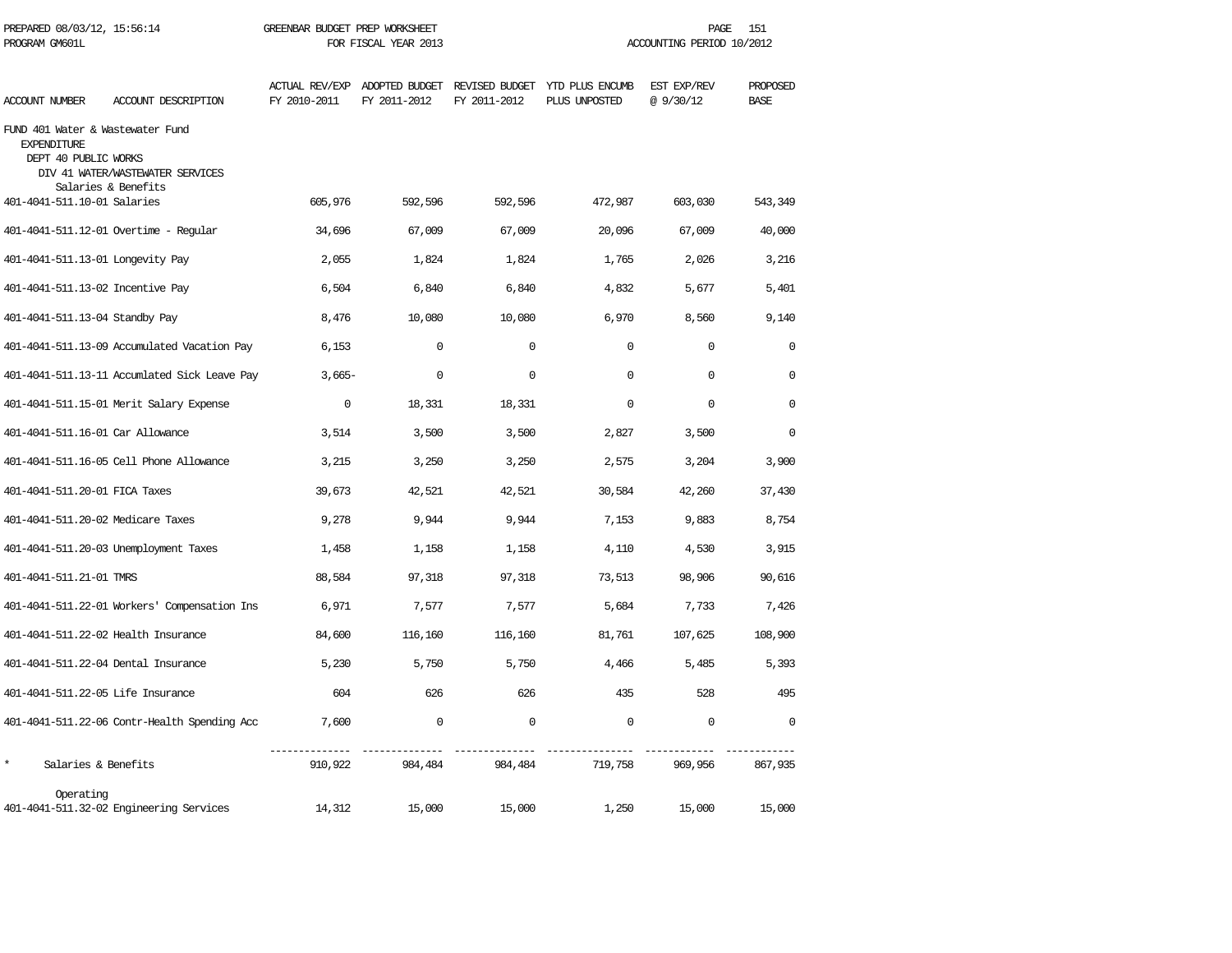PREPARED 08/03/12, 15:56:14 GREENBAR BUDGET PREP WORKSHEET
PROGRAM GM601L FOR FISCAL YEAR 2013 ACCOUNTING PERIOD 10/2012

| ACCOUNT NUMBER | ACCOUNT DESCRIPTION | ACTUAL REV/EXP FY 2010-2011 | ADOPTED BUDGET FY 2011-2012 | REVISED BUDGET FY 2011-2012 | YTD PLUS ENCUMB PLUS UNPOSTED | EST EXP/REV @ 9/30/12 | PROPOSED BASE |
|---|---|---|---|---|---|---|---|
| FUND 401 Water & Wastewater Fund | | | | | | | |
| EXPENDITURE | | | | | | | |
| DEPT 40 PUBLIC WORKS | | | | | | | |
| DIV 41 WATER/WASTEWATER SERVICES | | | | | | | |
| | Salaries & Benefits | | | | | | |
| 401-4041-511.10-01 | Salaries | 605,976 | 592,596 | 592,596 | 472,987 | 603,030 | 543,349 |
| 401-4041-511.12-01 | Overtime - Regular | 34,696 | 67,009 | 67,009 | 20,096 | 67,009 | 40,000 |
| 401-4041-511.13-01 | Longevity Pay | 2,055 | 1,824 | 1,824 | 1,765 | 2,026 | 3,216 |
| 401-4041-511.13-02 | Incentive Pay | 6,504 | 6,840 | 6,840 | 4,832 | 5,677 | 5,401 |
| 401-4041-511.13-04 | Standby Pay | 8,476 | 10,080 | 10,080 | 6,970 | 8,560 | 9,140 |
| 401-4041-511.13-09 | Accumulated Vacation Pay | 6,153 | 0 | 0 | 0 | 0 | 0 |
| 401-4041-511.13-11 | Accumlated Sick Leave Pay | 3,665- | 0 | 0 | 0 | 0 | 0 |
| 401-4041-511.15-01 | Merit Salary Expense | 0 | 18,331 | 18,331 | 0 | 0 | 0 |
| 401-4041-511.16-01 | Car Allowance | 3,514 | 3,500 | 3,500 | 2,827 | 3,500 | 0 |
| 401-4041-511.16-05 | Cell Phone Allowance | 3,215 | 3,250 | 3,250 | 2,575 | 3,204 | 3,900 |
| 401-4041-511.20-01 | FICA Taxes | 39,673 | 42,521 | 42,521 | 30,584 | 42,260 | 37,430 |
| 401-4041-511.20-02 | Medicare Taxes | 9,278 | 9,944 | 9,944 | 7,153 | 9,883 | 8,754 |
| 401-4041-511.20-03 | Unemployment Taxes | 1,458 | 1,158 | 1,158 | 4,110 | 4,530 | 3,915 |
| 401-4041-511.21-01 | TMRS | 88,584 | 97,318 | 97,318 | 73,513 | 98,906 | 90,616 |
| 401-4041-511.22-01 | Workers' Compensation Ins | 6,971 | 7,577 | 7,577 | 5,684 | 7,733 | 7,426 |
| 401-4041-511.22-02 | Health Insurance | 84,600 | 116,160 | 116,160 | 81,761 | 107,625 | 108,900 |
| 401-4041-511.22-04 | Dental Insurance | 5,230 | 5,750 | 5,750 | 4,466 | 5,485 | 5,393 |
| 401-4041-511.22-05 | Life Insurance | 604 | 626 | 626 | 435 | 528 | 495 |
| 401-4041-511.22-06 | Contr-Health Spending Acc | 7,600 | 0 | 0 | 0 | 0 | 0 |
| * | Salaries & Benefits | 910,922 | 984,484 | 984,484 | 719,758 | 969,956 | 867,935 |
| | Operating | | | | | | |
| 401-4041-511.32-02 | Engineering Services | 14,312 | 15,000 | 15,000 | 1,250 | 15,000 | 15,000 |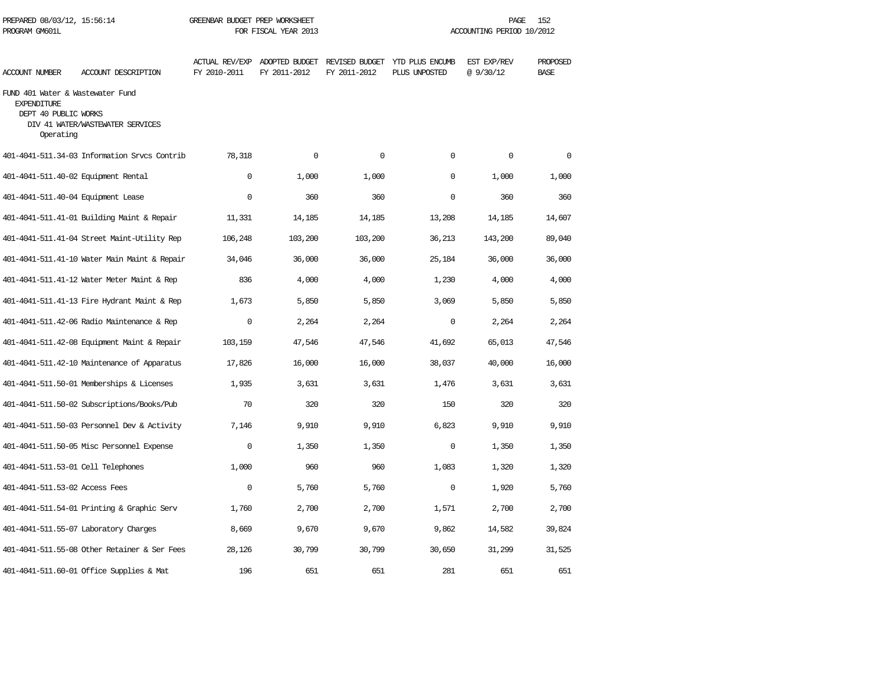PREPARED 08/03/12, 15:56:14 GREENBAR BUDGET PREP WORKSHEET
PROGRAM GM601L FOR FISCAL YEAR 2013 ACCOUNTING PERIOD 10/2012

| ACCOUNT NUMBER | ACCOUNT DESCRIPTION | ACTUAL REV/EXP FY 2010-2011 | ADOPTED BUDGET FY 2011-2012 | REVISED BUDGET FY 2011-2012 | YTD PLUS ENCUMB PLUS UNPOSTED | EST EXP/REV @ 9/30/12 | PROPOSED BASE |
|---|---|---|---|---|---|---|---|
| FUND 401 Water & Wastewater Fund | | | | | | | |
| EXPENDITURE | | | | | | | |
| DEPT 40 PUBLIC WORKS | | | | | | | |
| DIV 41 WATER/WASTEWATER SERVICES | | | | | | | |
| Operating | | | | | | | |
| 401-4041-511.34-03 | Information Srvcs Contrib | 78,318 | 0 | 0 | 0 | 0 | 0 |
| 401-4041-511.40-02 | Equipment Rental | 0 | 1,000 | 1,000 | 0 | 1,000 | 1,000 |
| 401-4041-511.40-04 | Equipment Lease | 0 | 360 | 360 | 0 | 360 | 360 |
| 401-4041-511.41-01 | Building Maint & Repair | 11,331 | 14,185 | 14,185 | 13,208 | 14,185 | 14,607 |
| 401-4041-511.41-04 | Street Maint-Utility Rep | 106,248 | 103,200 | 103,200 | 36,213 | 143,200 | 89,040 |
| 401-4041-511.41-10 | Water Main Maint & Repair | 34,046 | 36,000 | 36,000 | 25,184 | 36,000 | 36,000 |
| 401-4041-511.41-12 | Water Meter Maint & Rep | 836 | 4,000 | 4,000 | 1,230 | 4,000 | 4,000 |
| 401-4041-511.41-13 | Fire Hydrant Maint & Rep | 1,673 | 5,850 | 5,850 | 3,069 | 5,850 | 5,850 |
| 401-4041-511.42-06 | Radio Maintenance & Rep | 0 | 2,264 | 2,264 | 0 | 2,264 | 2,264 |
| 401-4041-511.42-08 | Equipment Maint & Repair | 103,159 | 47,546 | 47,546 | 41,692 | 65,013 | 47,546 |
| 401-4041-511.42-10 | Maintenance of Apparatus | 17,826 | 16,000 | 16,000 | 38,037 | 40,000 | 16,000 |
| 401-4041-511.50-01 | Memberships & Licenses | 1,935 | 3,631 | 3,631 | 1,476 | 3,631 | 3,631 |
| 401-4041-511.50-02 | Subscriptions/Books/Pub | 70 | 320 | 320 | 150 | 320 | 320 |
| 401-4041-511.50-03 | Personnel Dev & Activity | 7,146 | 9,910 | 9,910 | 6,823 | 9,910 | 9,910 |
| 401-4041-511.50-05 | Misc Personnel Expense | 0 | 1,350 | 1,350 | 0 | 1,350 | 1,350 |
| 401-4041-511.53-01 | Cell Telephones | 1,000 | 960 | 960 | 1,083 | 1,320 | 1,320 |
| 401-4041-511.53-02 | Access Fees | 0 | 5,760 | 5,760 | 0 | 1,920 | 5,760 |
| 401-4041-511.54-01 | Printing & Graphic Serv | 1,760 | 2,700 | 2,700 | 1,571 | 2,700 | 2,700 |
| 401-4041-511.55-07 | Laboratory Charges | 8,669 | 9,670 | 9,670 | 9,862 | 14,582 | 39,824 |
| 401-4041-511.55-08 | Other Retainer & Ser Fees | 28,126 | 30,799 | 30,799 | 30,650 | 31,299 | 31,525 |
| 401-4041-511.60-01 | Office Supplies & Mat | 196 | 651 | 651 | 281 | 651 | 651 |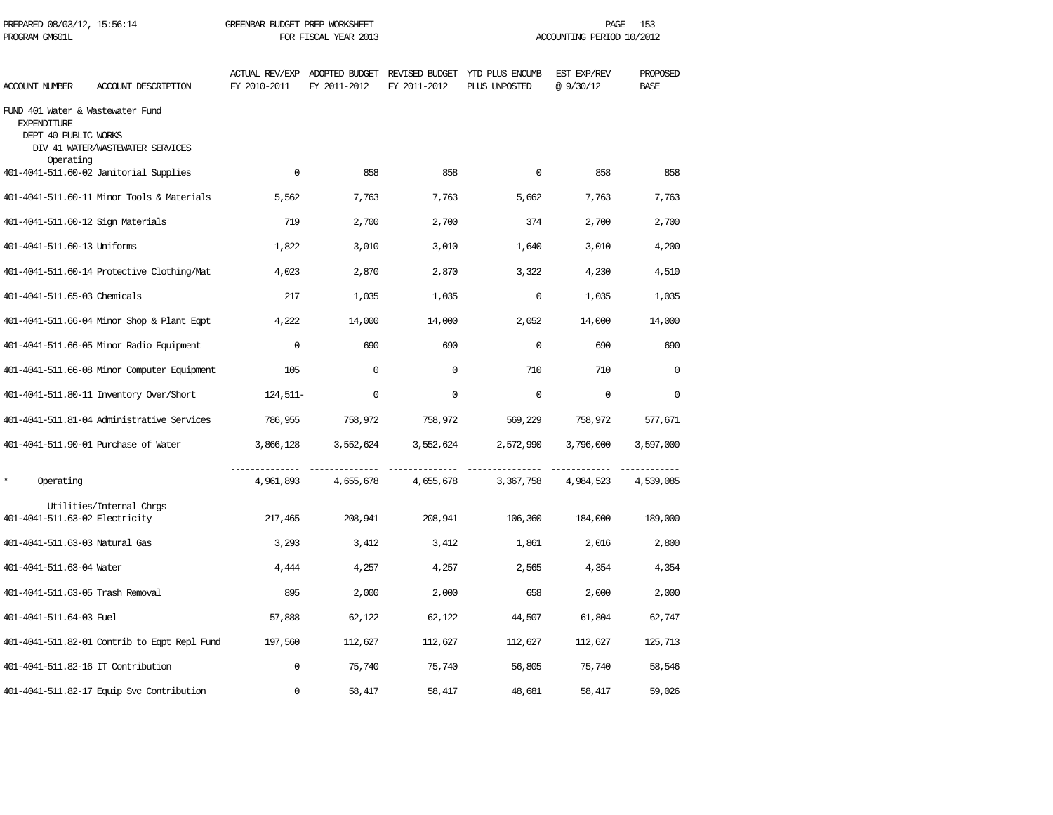PREPARED 08/03/12, 15:56:14 GREENBAR BUDGET PREP WORKSHEET
PROGRAM GM601L FOR FISCAL YEAR 2013 ACCOUNTING PERIOD 10/2012

| ACCOUNT NUMBER | ACCOUNT DESCRIPTION | ACTUAL REV/EXP FY 2010-2011 | ADOPTED BUDGET FY 2011-2012 | REVISED BUDGET FY 2011-2012 | YTD PLUS ENCUMB PLUS UNPOSTED | EST EXP/REV @ 9/30/12 | PROPOSED BASE |
|---|---|---|---|---|---|---|---|
| FUND 401 Water & Wastewater Fund | | | | | | | |
| EXPENDITURE | | | | | | | |
| DEPT 40 PUBLIC WORKS | | | | | | | |
| DIV 41 WATER/WASTEWATER SERVICES | | | | | | | |
| Operating | | | | | | | |
| 401-4041-511.60-02 | Janitorial Supplies | 0 | 858 | 858 | 0 | 858 | 858 |
| 401-4041-511.60-11 | Minor Tools & Materials | 5,562 | 7,763 | 7,763 | 5,662 | 7,763 | 7,763 |
| 401-4041-511.60-12 | Sign Materials | 719 | 2,700 | 2,700 | 374 | 2,700 | 2,700 |
| 401-4041-511.60-13 | Uniforms | 1,822 | 3,010 | 3,010 | 1,640 | 3,010 | 4,200 |
| 401-4041-511.60-14 | Protective Clothing/Mat | 4,023 | 2,870 | 2,870 | 3,322 | 4,230 | 4,510 |
| 401-4041-511.65-03 | Chemicals | 217 | 1,035 | 1,035 | 0 | 1,035 | 1,035 |
| 401-4041-511.66-04 | Minor Shop & Plant Eqpt | 4,222 | 14,000 | 14,000 | 2,052 | 14,000 | 14,000 |
| 401-4041-511.66-05 | Minor Radio Equipment | 0 | 690 | 690 | 0 | 690 | 690 |
| 401-4041-511.66-08 | Minor Computer Equipment | 105 | 0 | 0 | 710 | 710 | 0 |
| 401-4041-511.80-11 | Inventory Over/Short | 124,511- | 0 | 0 | 0 | 0 | 0 |
| 401-4041-511.81-04 | Administrative Services | 786,955 | 758,972 | 758,972 | 569,229 | 758,972 | 577,671 |
| 401-4041-511.90-01 | Purchase of Water | 3,866,128 | 3,552,624 | 3,552,624 | 2,572,990 | 3,796,000 | 3,597,000 |
| * | Operating | 4,961,893 | 4,655,678 | 4,655,678 | 3,367,758 | 4,984,523 | 4,539,085 |
| Utilities/Internal Chrgs | | | | | | | |
| 401-4041-511.63-02 | Electricity | 217,465 | 208,941 | 208,941 | 106,360 | 184,000 | 189,000 |
| 401-4041-511.63-03 | Natural Gas | 3,293 | 3,412 | 3,412 | 1,861 | 2,016 | 2,800 |
| 401-4041-511.63-04 | Water | 4,444 | 4,257 | 4,257 | 2,565 | 4,354 | 4,354 |
| 401-4041-511.63-05 | Trash Removal | 895 | 2,000 | 2,000 | 658 | 2,000 | 2,000 |
| 401-4041-511.64-03 | Fuel | 57,888 | 62,122 | 62,122 | 44,507 | 61,804 | 62,747 |
| 401-4041-511.82-01 | Contrib to Eqpt Repl Fund | 197,560 | 112,627 | 112,627 | 112,627 | 112,627 | 125,713 |
| 401-4041-511.82-16 | IT Contribution | 0 | 75,740 | 75,740 | 56,805 | 75,740 | 58,546 |
| 401-4041-511.82-17 | Equip Svc Contribution | 0 | 58,417 | 58,417 | 48,681 | 58,417 | 59,026 |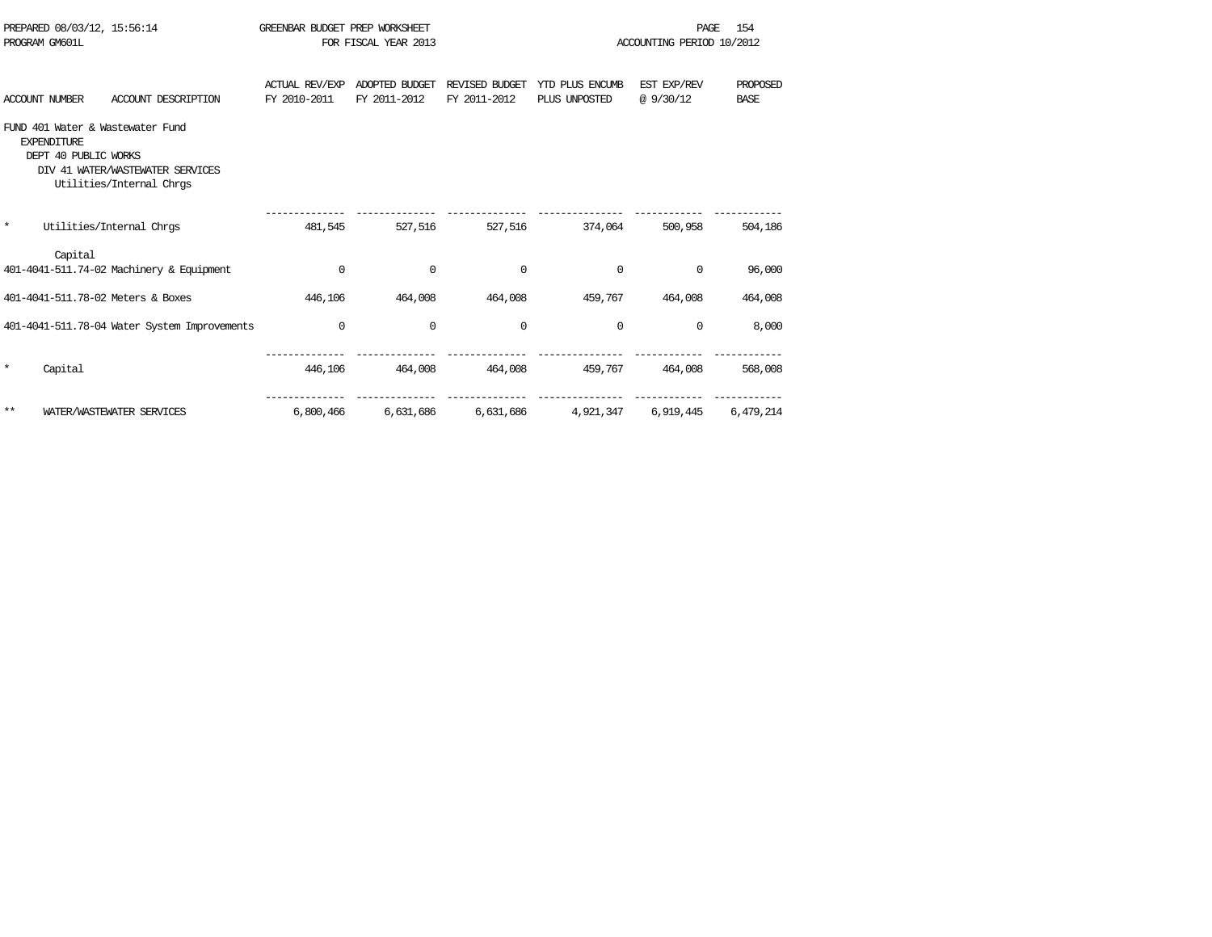GREENBAR BUDGET PREP WORKSHEET
FOR FISCAL YEAR 2013

PREPARED 08/03/12, 15:56:14
PROGRAM GM601L

ACCOUNTING PERIOD 10/2012

| ACCOUNT NUMBER | ACCOUNT DESCRIPTION | ACTUAL REV/EXP FY 2010-2011 | ADOPTED BUDGET FY 2011-2012 | REVISED BUDGET FY 2011-2012 | YTD PLUS ENCUMB PLUS UNPOSTED | EST EXP/REV @ 9/30/12 | PROPOSED BASE |
|---|---|---|---|---|---|---|---|
| FUND 401 Water & Wastewater Fund | | | | | | | |
| EXPENDITURE | | | | | | | |
| DEPT 40 PUBLIC WORKS | | | | | | | |
| DIV 41 WATER/WASTEWATER SERVICES | | | | | | | |
| | Utilities/Internal Chrgs | | | | | | |
| * | Utilities/Internal Chrgs | 481,545 | 527,516 | 527,516 | 374,064 | 500,958 | 504,186 |
| | Capital | | | | | | |
| 401-4041-511.74-02 | Machinery & Equipment | 0 | 0 | 0 | 0 | 0 | 96,000 |
| 401-4041-511.78-02 | Meters & Boxes | 446,106 | 464,008 | 464,008 | 459,767 | 464,008 | 464,008 |
| 401-4041-511.78-04 | Water System Improvements | 0 | 0 | 0 | 0 | 0 | 8,000 |
| * | Capital | 446,106 | 464,008 | 464,008 | 459,767 | 464,008 | 568,008 |
| ** | WATER/WASTEWATER SERVICES | 6,800,466 | 6,631,686 | 6,631,686 | 4,921,347 | 6,919,445 | 6,479,214 |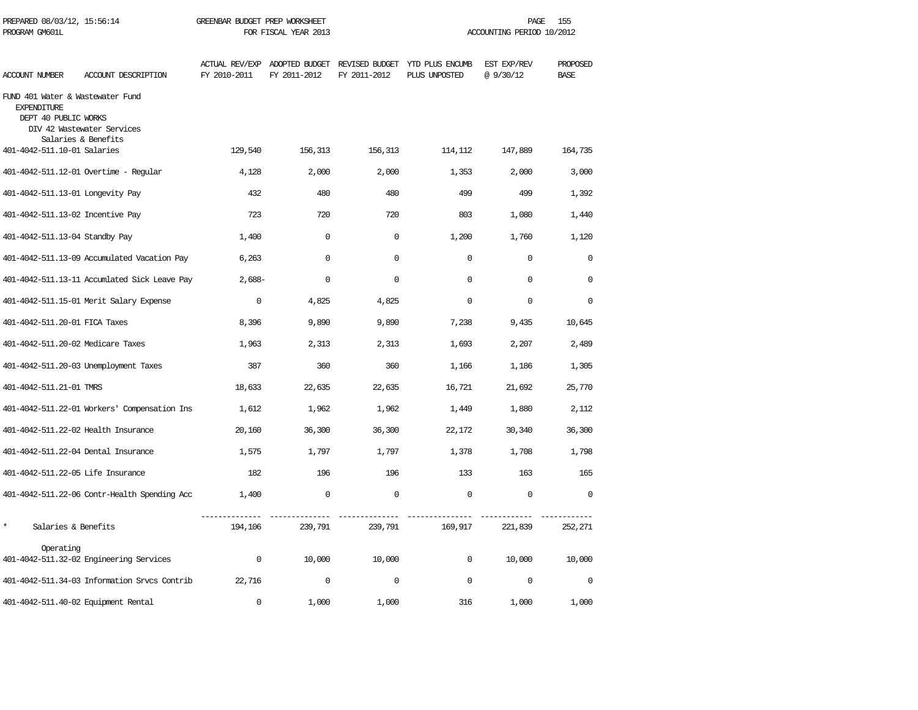PREPARED 08/03/12, 15:56:14 GREENBAR BUDGET PREP WORKSHEET
PROGRAM GM601L FOR FISCAL YEAR 2013 ACCOUNTING PERIOD 10/2012

| ACCOUNT NUMBER | ACCOUNT DESCRIPTION | ACTUAL REV/EXP FY 2010-2011 | ADOPTED BUDGET FY 2011-2012 | REVISED BUDGET FY 2011-2012 | YTD PLUS ENCUMB PLUS UNPOSTED | EST EXP/REV @ 9/30/12 | PROPOSED BASE |
|---|---|---|---|---|---|---|---|
| FUND 401 Water & Wastewater Fund | | | | | | | |
| EXPENDITURE | | | | | | | |
| DEPT 40 PUBLIC WORKS | | | | | | | |
| DIV 42 Wastewater Services | | | | | | | |
| Salaries & Benefits | | | | | | | |
| 401-4042-511.10-01 | Salaries | 129,540 | 156,313 | 156,313 | 114,112 | 147,889 | 164,735 |
| 401-4042-511.12-01 | Overtime - Regular | 4,128 | 2,000 | 2,000 | 1,353 | 2,000 | 3,000 |
| 401-4042-511.13-01 | Longevity Pay | 432 | 480 | 480 | 499 | 499 | 1,392 |
| 401-4042-511.13-02 | Incentive Pay | 723 | 720 | 720 | 803 | 1,080 | 1,440 |
| 401-4042-511.13-04 | Standby Pay | 1,400 | 0 | 0 | 1,200 | 1,760 | 1,120 |
| 401-4042-511.13-09 | Accumulated Vacation Pay | 6,263 | 0 | 0 | 0 | 0 | 0 |
| 401-4042-511.13-11 | Accumlated Sick Leave Pay | 2,688- | 0 | 0 | 0 | 0 | 0 |
| 401-4042-511.15-01 | Merit Salary Expense | 0 | 4,825 | 4,825 | 0 | 0 | 0 |
| 401-4042-511.20-01 | FICA Taxes | 8,396 | 9,890 | 9,890 | 7,238 | 9,435 | 10,645 |
| 401-4042-511.20-02 | Medicare Taxes | 1,963 | 2,313 | 2,313 | 1,693 | 2,207 | 2,489 |
| 401-4042-511.20-03 | Unemployment Taxes | 387 | 360 | 360 | 1,166 | 1,186 | 1,305 |
| 401-4042-511.21-01 | TMRS | 18,633 | 22,635 | 22,635 | 16,721 | 21,692 | 25,770 |
| 401-4042-511.22-01 | Workers' Compensation Ins | 1,612 | 1,962 | 1,962 | 1,449 | 1,880 | 2,112 |
| 401-4042-511.22-02 | Health Insurance | 20,160 | 36,300 | 36,300 | 22,172 | 30,340 | 36,300 |
| 401-4042-511.22-04 | Dental Insurance | 1,575 | 1,797 | 1,797 | 1,378 | 1,708 | 1,798 |
| 401-4042-511.22-05 | Life Insurance | 182 | 196 | 196 | 133 | 163 | 165 |
| 401-4042-511.22-06 | Contr-Health Spending Acc | 1,400 | 0 | 0 | 0 | 0 | 0 |
| * | Salaries & Benefits | 194,106 | 239,791 | 239,791 | 169,917 | 221,839 | 252,271 |
| Operating | | | | | | | |
| 401-4042-511.32-02 | Engineering Services | 0 | 10,000 | 10,000 | 0 | 10,000 | 10,000 |
| 401-4042-511.34-03 | Information Srvcs Contrib | 22,716 | 0 | 0 | 0 | 0 | 0 |
| 401-4042-511.40-02 | Equipment Rental | 0 | 1,000 | 1,000 | 316 | 1,000 | 1,000 |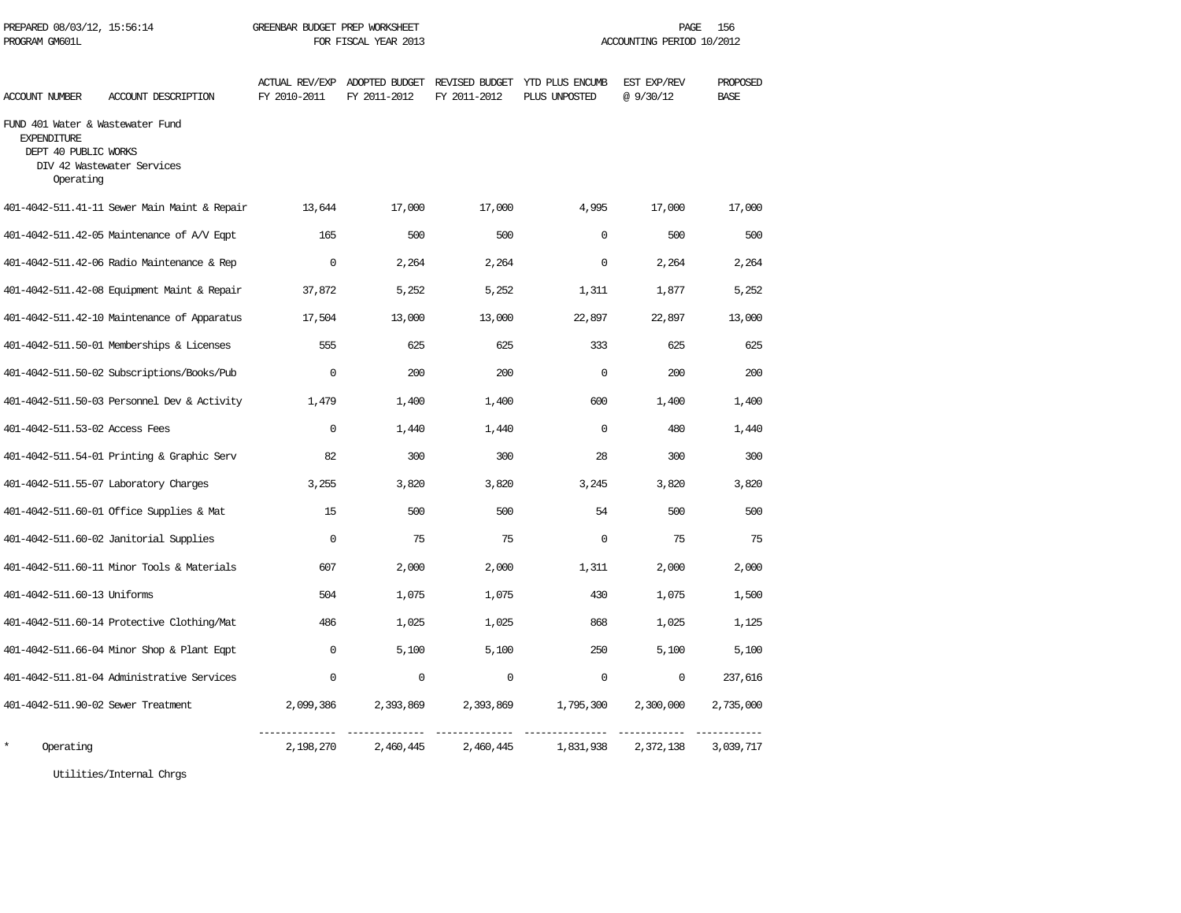PREPARED 08/03/12, 15:56:14 GREENBAR BUDGET PREP WORKSHEET
PROGRAM GM601L FOR FISCAL YEAR 2013 ACCOUNTING PERIOD 10/2012

| ACCOUNT NUMBER | ACCOUNT DESCRIPTION | ACTUAL REV/EXP FY 2010-2011 | ADOPTED BUDGET FY 2011-2012 | REVISED BUDGET FY 2011-2012 | YTD PLUS ENCUMB PLUS UNPOSTED | EST EXP/REV @ 9/30/12 | PROPOSED BASE |
|---|---|---|---|---|---|---|---|
| FUND 401 Water & Wastewater Fund | | | | | | | |
| EXPENDITURE | | | | | | | |
| DEPT 40 PUBLIC WORKS | | | | | | | |
| DIV 42 Wastewater Services | | | | | | | |
| Operating | | | | | | | |
| 401-4042-511.41-11 | Sewer Main Maint & Repair | 13,644 | 17,000 | 17,000 | 4,995 | 17,000 | 17,000 |
| 401-4042-511.42-05 | Maintenance of A/V Eqpt | 165 | 500 | 500 | 0 | 500 | 500 |
| 401-4042-511.42-06 | Radio Maintenance & Rep | 0 | 2,264 | 2,264 | 0 | 2,264 | 2,264 |
| 401-4042-511.42-08 | Equipment Maint & Repair | 37,872 | 5,252 | 5,252 | 1,311 | 1,877 | 5,252 |
| 401-4042-511.42-10 | Maintenance of Apparatus | 17,504 | 13,000 | 13,000 | 22,897 | 22,897 | 13,000 |
| 401-4042-511.50-01 | Memberships & Licenses | 555 | 625 | 625 | 333 | 625 | 625 |
| 401-4042-511.50-02 | Subscriptions/Books/Pub | 0 | 200 | 200 | 0 | 200 | 200 |
| 401-4042-511.50-03 | Personnel Dev & Activity | 1,479 | 1,400 | 1,400 | 600 | 1,400 | 1,400 |
| 401-4042-511.53-02 | Access Fees | 0 | 1,440 | 1,440 | 0 | 480 | 1,440 |
| 401-4042-511.54-01 | Printing & Graphic Serv | 82 | 300 | 300 | 28 | 300 | 300 |
| 401-4042-511.55-07 | Laboratory Charges | 3,255 | 3,820 | 3,820 | 3,245 | 3,820 | 3,820 |
| 401-4042-511.60-01 | Office Supplies & Mat | 15 | 500 | 500 | 54 | 500 | 500 |
| 401-4042-511.60-02 | Janitorial Supplies | 0 | 75 | 75 | 0 | 75 | 75 |
| 401-4042-511.60-11 | Minor Tools & Materials | 607 | 2,000 | 2,000 | 1,311 | 2,000 | 2,000 |
| 401-4042-511.60-13 | Uniforms | 504 | 1,075 | 1,075 | 430 | 1,075 | 1,500 |
| 401-4042-511.60-14 | Protective Clothing/Mat | 486 | 1,025 | 1,025 | 868 | 1,025 | 1,125 |
| 401-4042-511.66-04 | Minor Shop & Plant Eqpt | 0 | 5,100 | 5,100 | 250 | 5,100 | 5,100 |
| 401-4042-511.81-04 | Administrative Services | 0 | 0 | 0 | 0 | 0 | 237,616 |
| 401-4042-511.90-02 | Sewer Treatment | 2,099,386 | 2,393,869 | 2,393,869 | 1,795,300 | 2,300,000 | 2,735,000 |
| * | Operating | 2,198,270 | 2,460,445 | 2,460,445 | 1,831,938 | 2,372,138 | 3,039,717 |

Utilities/Internal Chrgs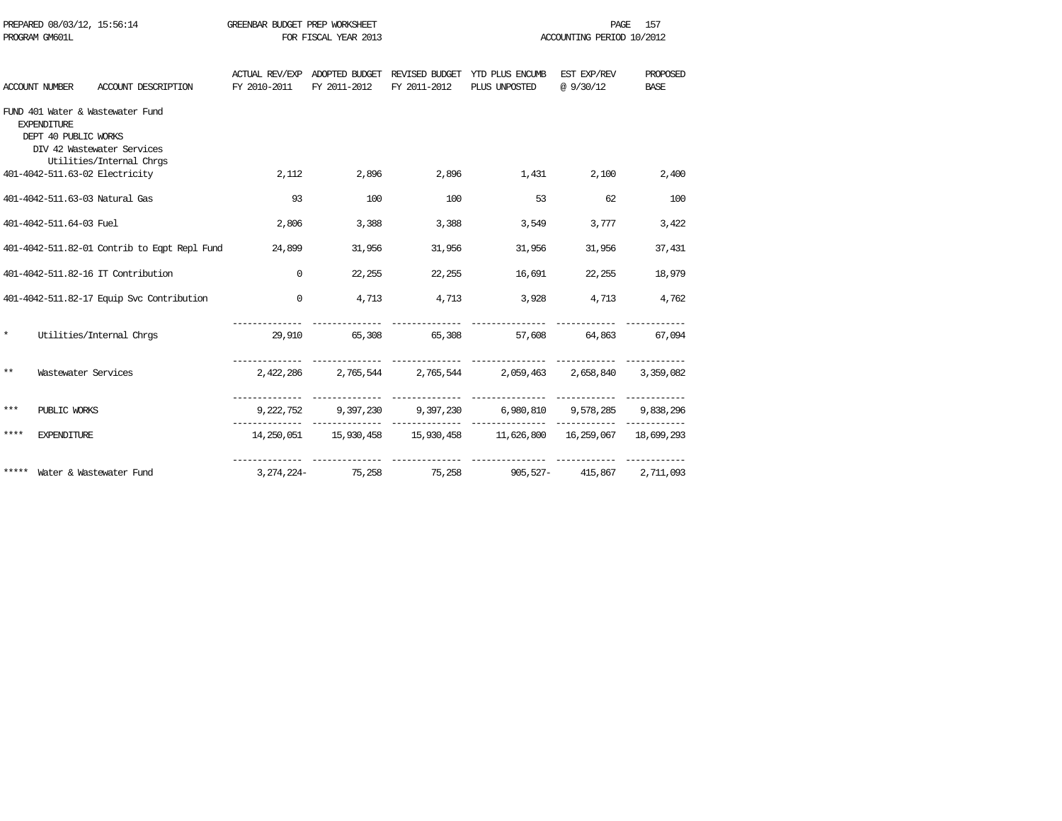PREPARED 08/03/12, 15:56:14 GREENBAR BUDGET PREP WORKSHEET
PROGRAM GM601L FOR FISCAL YEAR 2013 ACCOUNTING PERIOD 10/2012

| ACCOUNT NUMBER ACCOUNT DESCRIPTION | ACTUAL REV/EXP FY 2010-2011 | ADOPTED BUDGET FY 2011-2012 | REVISED BUDGET FY 2011-2012 | YTD PLUS ENCUMB PLUS UNPOSTED | EST EXP/REV @ 9/30/12 | PROPOSED BASE |
|---|---|---|---|---|---|---|
| FUND 401 Water & Wastewater Fund | | | | | | |
| EXPENDITURE | | | | | | |
| DEPT 40 PUBLIC WORKS | | | | | | |
| DIV 42 Wastewater Services | | | | | | |
| Utilities/Internal Chrgs | | | | | | |
| 401-4042-511.63-02 Electricity | 2,112 | 2,896 | 2,896 | 1,431 | 2,100 | 2,400 |
| 401-4042-511.63-03 Natural Gas | 93 | 100 | 100 | 53 | 62 | 100 |
| 401-4042-511.64-03 Fuel | 2,806 | 3,388 | 3,388 | 3,549 | 3,777 | 3,422 |
| 401-4042-511.82-01 Contrib to Eqpt Repl Fund | 24,899 | 31,956 | 31,956 | 31,956 | 31,956 | 37,431 |
| 401-4042-511.82-16 IT Contribution | 0 | 22,255 | 22,255 | 16,691 | 22,255 | 18,979 |
| 401-4042-511.82-17 Equip Svc Contribution | 0 | 4,713 | 4,713 | 3,928 | 4,713 | 4,762 |
| * Utilities/Internal Chrgs | 29,910 | 65,308 | 65,308 | 57,608 | 64,863 | 67,094 |
| ** Wastewater Services | 2,422,286 | 2,765,544 | 2,765,544 | 2,059,463 | 2,658,840 | 3,359,082 |
| *** PUBLIC WORKS | 9,222,752 | 9,397,230 | 9,397,230 | 6,980,810 | 9,578,285 | 9,838,296 |
| **** EXPENDITURE | 14,250,051 | 15,930,458 | 15,930,458 | 11,626,800 | 16,259,067 | 18,699,293 |
| ***** Water & Wastewater Fund | 3,274,224- | 75,258 | 75,258 | 905,527- | 415,867 | 2,711,093 |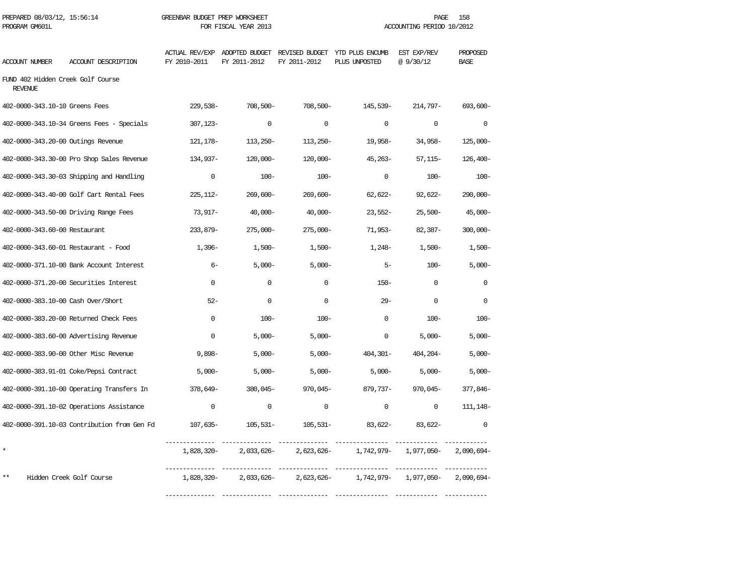PREPARED 08/03/12, 15:56:14 GREENBAR BUDGET PREP WORKSHEET
PROGRAM GM601L FOR FISCAL YEAR 2013 ACCOUNTING PERIOD 10/2012

| ACCOUNT NUMBER | ACCOUNT DESCRIPTION | ACTUAL REV/EXP FY 2010-2011 | ADOPTED BUDGET FY 2011-2012 | REVISED BUDGET FY 2011-2012 | YTD PLUS ENCUMB PLUS UNPOSTED | EST EXP/REV @ 9/30/12 | PROPOSED BASE |
|---|---|---|---|---|---|---|---|
| FUND 402 Hidden Creek Golf Course | | | | | | | |
| REVENUE | | | | | | | |
| 402-0000-343.10-10 | Greens Fees | 229,538- | 708,500- | 708,500- | 145,539- | 214,797- | 693,600- |
| 402-0000-343.10-34 | Greens Fees - Specials | 307,123- | 0 | 0 | 0 | 0 | 0 |
| 402-0000-343.20-00 | Outings Revenue | 121,178- | 113,250- | 113,250- | 19,958- | 34,958- | 125,000- |
| 402-0000-343.30-00 | Pro Shop Sales Revenue | 134,937- | 120,000- | 120,000- | 45,263- | 57,115- | 126,400- |
| 402-0000-343.30-03 | Shipping and Handling | 0 | 100- | 100- | 0 | 100- | 100- |
| 402-0000-343.40-00 | Golf Cart Rental Fees | 225,112- | 269,600- | 269,600- | 62,622- | 92,622- | 290,000- |
| 402-0000-343.50-00 | Driving Range Fees | 73,917- | 40,000- | 40,000- | 23,552- | 25,500- | 45,000- |
| 402-0000-343.60-00 | Restaurant | 233,879- | 275,000- | 275,000- | 71,953- | 82,387- | 300,000- |
| 402-0000-343.60-01 | Restaurant - Food | 1,396- | 1,500- | 1,500- | 1,248- | 1,500- | 1,500- |
| 402-0000-371.10-00 | Bank Account Interest | 6- | 5,000- | 5,000- | 5- | 100- | 5,000- |
| 402-0000-371.20-00 | Securities Interest | 0 | 0 | 0 | 150- | 0 | 0 |
| 402-0000-383.10-00 | Cash Over/Short | 52- | 0 | 0 | 29- | 0 | 0 |
| 402-0000-383.20-00 | Returned Check Fees | 0 | 100- | 100- | 0 | 100- | 100- |
| 402-0000-383.60-00 | Advertising Revenue | 0 | 5,000- | 5,000- | 0 | 5,000- | 5,000- |
| 402-0000-383.90-00 | Other Misc Revenue | 9,898- | 5,000- | 5,000- | 404,301- | 404,204- | 5,000- |
| 402-0000-383.91-01 | Coke/Pepsi Contract | 5,000- | 5,000- | 5,000- | 5,000- | 5,000- | 5,000- |
| 402-0000-391.10-00 | Operating Transfers In | 378,649- | 380,045- | 970,045- | 879,737- | 970,045- | 377,846- |
| 402-0000-391.10-02 | Operations Assistance | 0 | 0 | 0 | 0 | 0 | 111,148- |
| 402-0000-391.10-03 | Contribution from Gen Fd | 107,635- | 105,531- | 105,531- | 83,622- | 83,622- | 0 |
| * | | 1,828,320- | 2,033,626- | 2,623,626- | 1,742,979- | 1,977,050- | 2,090,694- |
| ** | Hidden Creek Golf Course | 1,828,320- | 2,033,626- | 2,623,626- | 1,742,979- | 1,977,050- | 2,090,694- |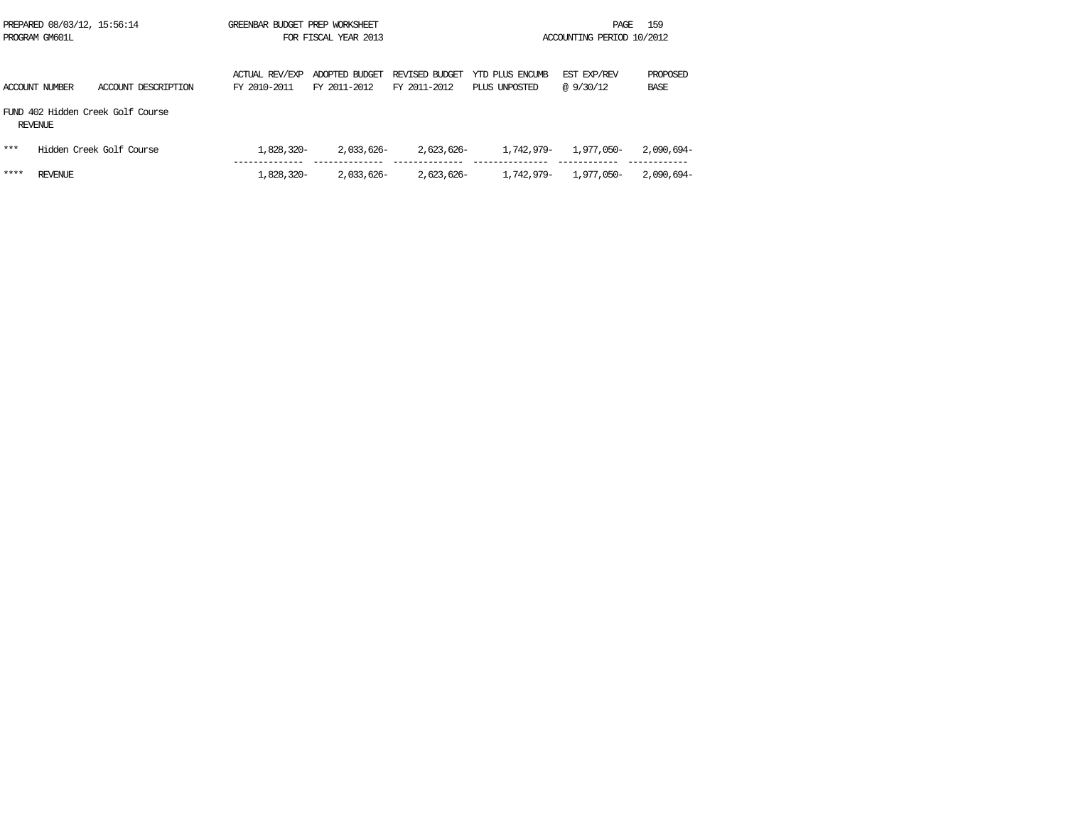PREPARED 08/03/12, 15:56:14 GREENBAR BUDGET PREP WORKSHEET
PROGRAM GM601L FOR FISCAL YEAR 2013 ACCOUNTING PERIOD 10/2012

| ACCOUNT NUMBER | ACCOUNT DESCRIPTION | ACTUAL REV/EXP FY 2010-2011 | ADOPTED BUDGET FY 2011-2012 | REVISED BUDGET FY 2011-2012 | YTD PLUS ENCUMB PLUS UNPOSTED | EST EXP/REV @ 9/30/12 | PROPOSED BASE |
|---|---|---|---|---|---|---|---|
| FUND 402 Hidden Creek Golf Course | | | | | | | |
| REVENUE | | | | | | | |
| *** | Hidden Creek Golf Course | 1,828,320- | 2,033,626- | 2,623,626- | 1,742,979- | 1,977,050- | 2,090,694- |
| **** | REVENUE | 1,828,320- | 2,033,626- | 2,623,626- | 1,742,979- | 1,977,050- | 2,090,694- |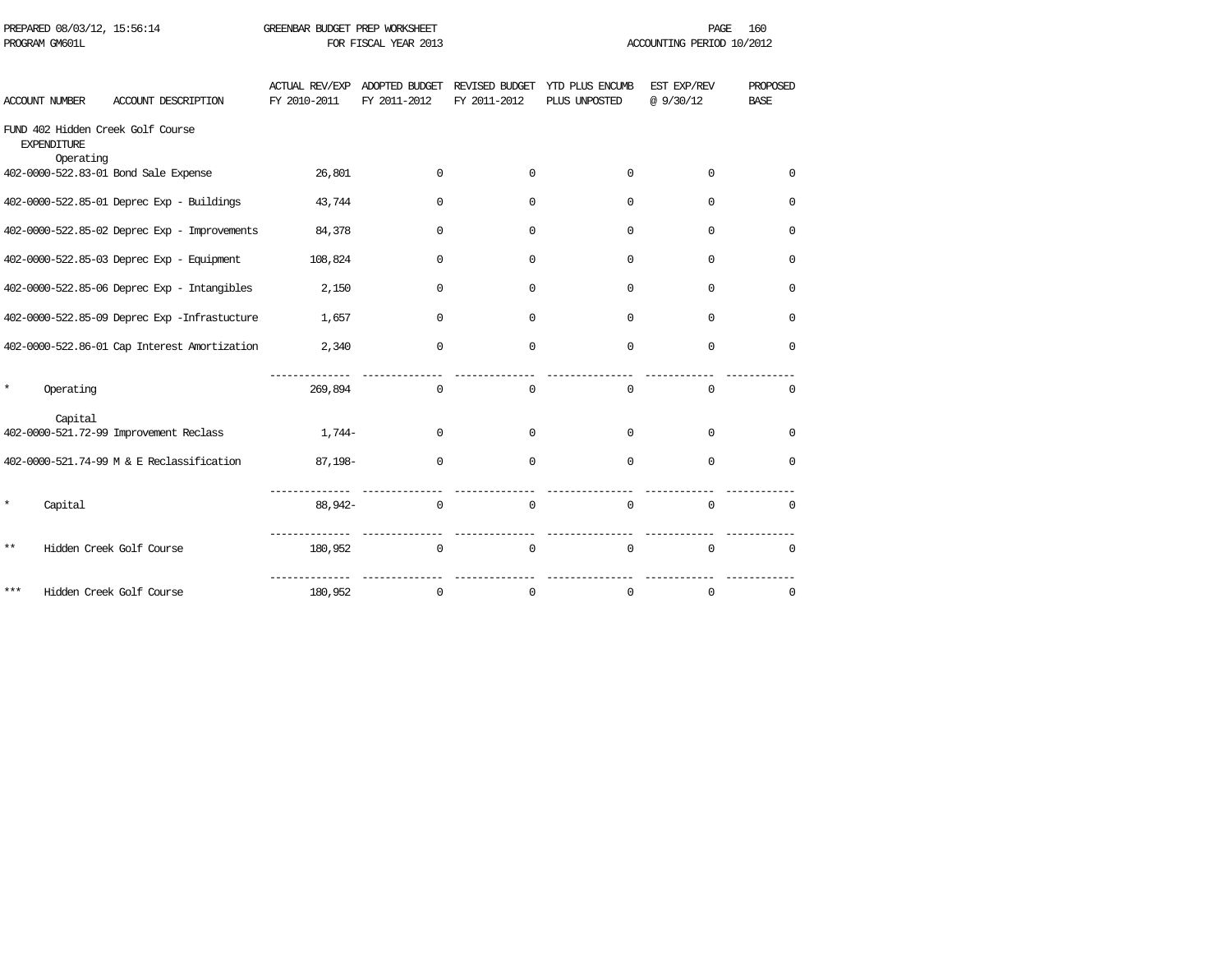PREPARED 08/03/12, 15:56:14 GREENBAR BUDGET PREP WORKSHEET
PROGRAM GM601L FOR FISCAL YEAR 2013 ACCOUNTING PERIOD 10/2012

| ACCOUNT NUMBER | ACCOUNT DESCRIPTION | ACTUAL REV/EXP FY 2010-2011 | ADOPTED BUDGET FY 2011-2012 | REVISED BUDGET FY 2011-2012 | YTD PLUS ENCUMB PLUS UNPOSTED | EST EXP/REV @ 9/30/12 | PROPOSED BASE |
|---|---|---|---|---|---|---|---|
| FUND 402 Hidden Creek Golf Course | | | | | | | |
| EXPENDITURE | | | | | | | |
| Operating | | | | | | | |
| 402-0000-522.83-01 | Bond Sale Expense | 26,801 | 0 | 0 | 0 | 0 | 0 |
| 402-0000-522.85-01 | Deprec Exp - Buildings | 43,744 | 0 | 0 | 0 | 0 | 0 |
| 402-0000-522.85-02 | Deprec Exp - Improvements | 84,378 | 0 | 0 | 0 | 0 | 0 |
| 402-0000-522.85-03 | Deprec Exp - Equipment | 108,824 | 0 | 0 | 0 | 0 | 0 |
| 402-0000-522.85-06 | Deprec Exp - Intangibles | 2,150 | 0 | 0 | 0 | 0 | 0 |
| 402-0000-522.85-09 | Deprec Exp -Infrastucture | 1,657 | 0 | 0 | 0 | 0 | 0 |
| 402-0000-522.86-01 | Cap Interest Amortization | 2,340 | 0 | 0 | 0 | 0 | 0 |
| * | Operating | 269,894 | 0 | 0 | 0 | 0 | 0 |
| Capital | | | | | | | |
| 402-0000-521.72-99 | Improvement Reclass | 1,744- | 0 | 0 | 0 | 0 | 0 |
| 402-0000-521.74-99 | M & E Reclassification | 87,198- | 0 | 0 | 0 | 0 | 0 |
| * | Capital | 88,942- | 0 | 0 | 0 | 0 | 0 |
| ** | Hidden Creek Golf Course | 180,952 | 0 | 0 | 0 | 0 | 0 |
| *** | Hidden Creek Golf Course | 180,952 | 0 | 0 | 0 | 0 | 0 |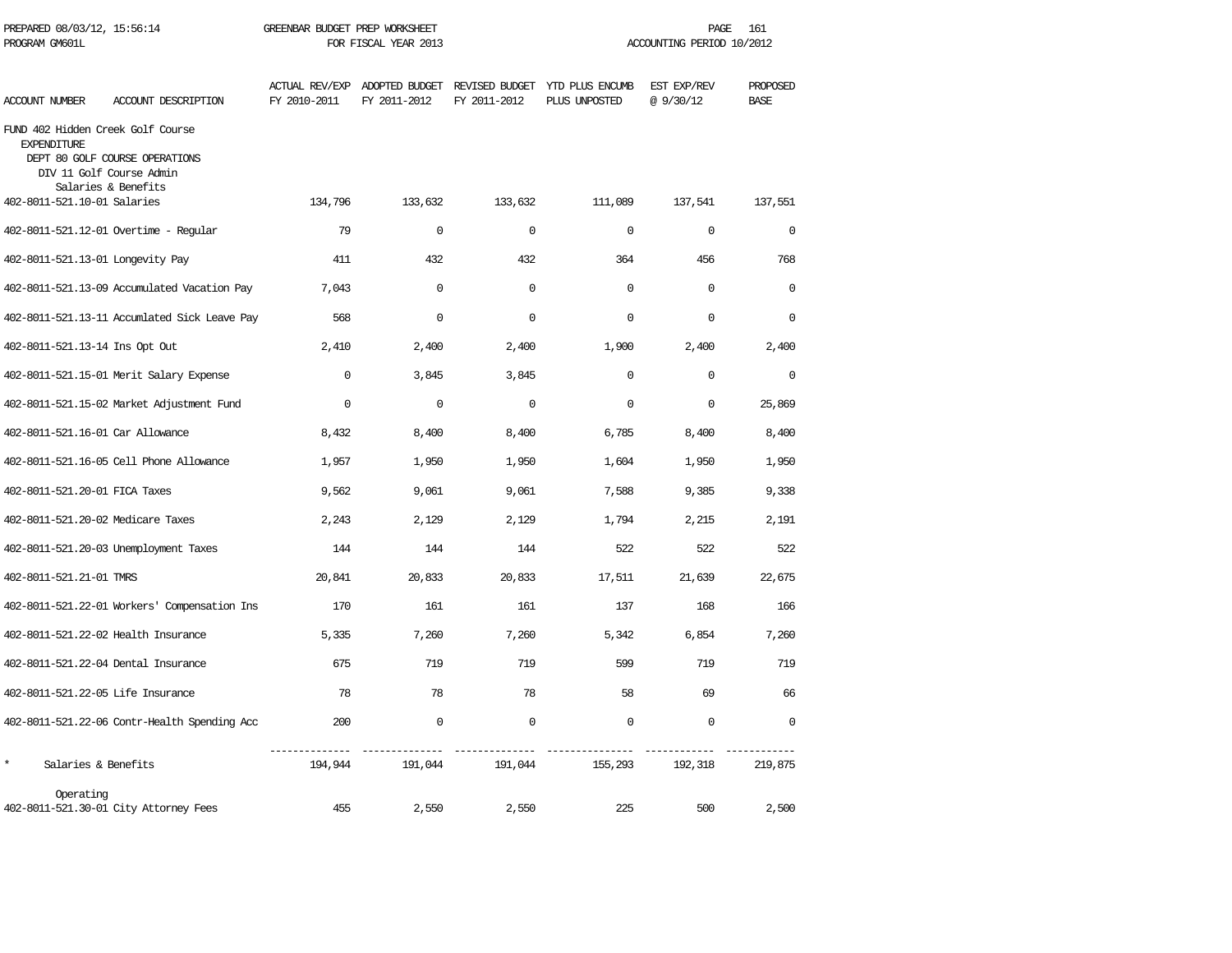PREPARED 08/03/12, 15:56:14 GREENBAR BUDGET PREP WORKSHEET
PROGRAM GM601L FOR FISCAL YEAR 2013 ACCOUNTING PERIOD 10/2012

| ACCOUNT NUMBER | ACCOUNT DESCRIPTION | ACTUAL REV/EXP FY 2010-2011 | ADOPTED BUDGET FY 2011-2012 | REVISED BUDGET FY 2011-2012 | YTD PLUS ENCUMB PLUS UNPOSTED | EST EXP/REV @ 9/30/12 | PROPOSED BASE |
|---|---|---|---|---|---|---|---|
| FUND 402 Hidden Creek Golf Course | | | | | | | |
| EXPENDITURE | | | | | | | |
| DEPT 80 GOLF COURSE OPERATIONS | | | | | | | |
| DIV 11 Golf Course Admin | | | | | | | |
| Salaries & Benefits | | | | | | | |
| 402-8011-521.10-01 | Salaries | 134,796 | 133,632 | 133,632 | 111,089 | 137,541 | 137,551 |
| 402-8011-521.12-01 | Overtime - Regular | 79 | 0 | 0 | 0 | 0 | 0 |
| 402-8011-521.13-01 | Longevity Pay | 411 | 432 | 432 | 364 | 456 | 768 |
| 402-8011-521.13-09 | Accumulated Vacation Pay | 7,043 | 0 | 0 | 0 | 0 | 0 |
| 402-8011-521.13-11 | Accumlated Sick Leave Pay | 568 | 0 | 0 | 0 | 0 | 0 |
| 402-8011-521.13-14 | Ins Opt Out | 2,410 | 2,400 | 2,400 | 1,900 | 2,400 | 2,400 |
| 402-8011-521.15-01 | Merit Salary Expense | 0 | 3,845 | 3,845 | 0 | 0 | 0 |
| 402-8011-521.15-02 | Market Adjustment Fund | 0 | 0 | 0 | 0 | 0 | 25,869 |
| 402-8011-521.16-01 | Car Allowance | 8,432 | 8,400 | 8,400 | 6,785 | 8,400 | 8,400 |
| 402-8011-521.16-05 | Cell Phone Allowance | 1,957 | 1,950 | 1,950 | 1,604 | 1,950 | 1,950 |
| 402-8011-521.20-01 | FICA Taxes | 9,562 | 9,061 | 9,061 | 7,588 | 9,385 | 9,338 |
| 402-8011-521.20-02 | Medicare Taxes | 2,243 | 2,129 | 2,129 | 1,794 | 2,215 | 2,191 |
| 402-8011-521.20-03 | Unemployment Taxes | 144 | 144 | 144 | 522 | 522 | 522 |
| 402-8011-521.21-01 | TMRS | 20,841 | 20,833 | 20,833 | 17,511 | 21,639 | 22,675 |
| 402-8011-521.22-01 | Workers' Compensation Ins | 170 | 161 | 161 | 137 | 168 | 166 |
| 402-8011-521.22-02 | Health Insurance | 5,335 | 7,260 | 7,260 | 5,342 | 6,854 | 7,260 |
| 402-8011-521.22-04 | Dental Insurance | 675 | 719 | 719 | 599 | 719 | 719 |
| 402-8011-521.22-05 | Life Insurance | 78 | 78 | 78 | 58 | 69 | 66 |
| 402-8011-521.22-06 | Contr-Health Spending Acc | 200 | 0 | 0 | 0 | 0 | 0 |
| * | Salaries & Benefits | 194,944 | 191,044 | 191,044 | 155,293 | 192,318 | 219,875 |
| Operating | | | | | | | |
| 402-8011-521.30-01 | City Attorney Fees | 455 | 2,550 | 2,550 | 225 | 500 | 2,500 |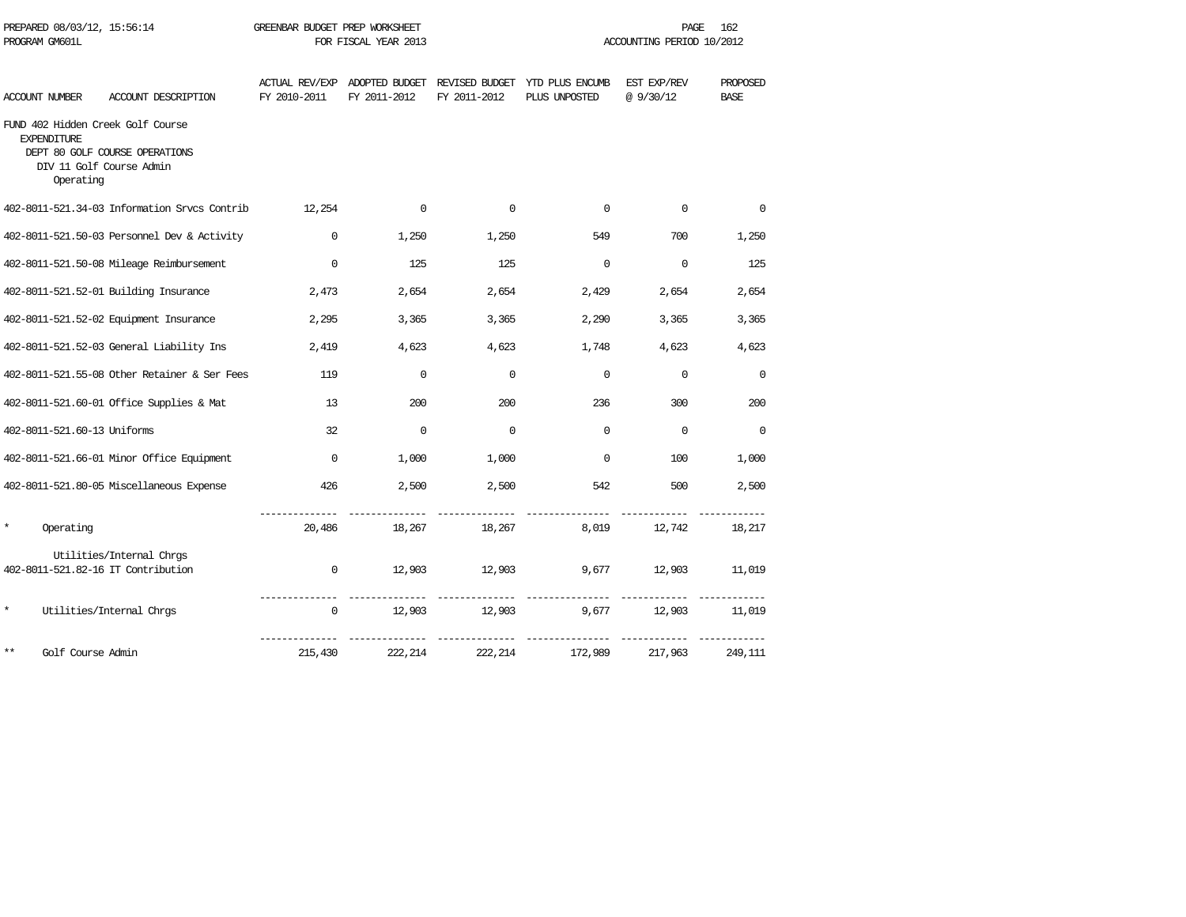PREPARED 08/03/12, 15:56:14 GREENBAR BUDGET PREP WORKSHEET
PROGRAM GM601L FOR FISCAL YEAR 2013 ACCOUNTING PERIOD 10/2012

FUND 402 Hidden Creek Golf Course
EXPENDITURE
DEPT 80 GOLF COURSE OPERATIONS
DIV 11 Golf Course Admin
Operating

| ACCOUNT NUMBER | ACCOUNT DESCRIPTION | ACTUAL REV/EXP FY 2010-2011 | ADOPTED BUDGET FY 2011-2012 | REVISED BUDGET FY 2011-2012 | YTD PLUS ENCUMB PLUS UNPOSTED | EST EXP/REV @ 9/30/12 | PROPOSED BASE |
|---|---|---|---|---|---|---|---|
| 402-8011-521.34-03 | Information Srvcs Contrib | 12,254 | 0 | 0 | 0 | 0 | 0 |
| 402-8011-521.50-03 | Personnel Dev & Activity | 0 | 1,250 | 1,250 | 549 | 700 | 1,250 |
| 402-8011-521.50-08 | Mileage Reimbursement | 0 | 125 | 125 | 0 | 0 | 125 |
| 402-8011-521.52-01 | Building Insurance | 2,473 | 2,654 | 2,654 | 2,429 | 2,654 | 2,654 |
| 402-8011-521.52-02 | Equipment Insurance | 2,295 | 3,365 | 3,365 | 2,290 | 3,365 | 3,365 |
| 402-8011-521.52-03 | General Liability Ins | 2,419 | 4,623 | 4,623 | 1,748 | 4,623 | 4,623 |
| 402-8011-521.55-08 | Other Retainer & Ser Fees | 119 | 0 | 0 | 0 | 0 | 0 |
| 402-8011-521.60-01 | Office Supplies & Mat | 13 | 200 | 200 | 236 | 300 | 200 |
| 402-8011-521.60-13 | Uniforms | 32 | 0 | 0 | 0 | 0 | 0 |
| 402-8011-521.66-01 | Minor Office Equipment | 0 | 1,000 | 1,000 | 0 | 100 | 1,000 |
| 402-8011-521.80-05 | Miscellaneous Expense | 426 | 2,500 | 2,500 | 542 | 500 | 2,500 |
| * | Operating | 20,486 | 18,267 | 18,267 | 8,019 | 12,742 | 18,217 |
| | Utilities/Internal Chrgs | | | | | | |
| 402-8011-521.82-16 | IT Contribution | 0 | 12,903 | 12,903 | 9,677 | 12,903 | 11,019 |
| * | Utilities/Internal Chrgs | 0 | 12,903 | 12,903 | 9,677 | 12,903 | 11,019 |
| ** | Golf Course Admin | 215,430 | 222,214 | 222,214 | 172,989 | 217,963 | 249,111 |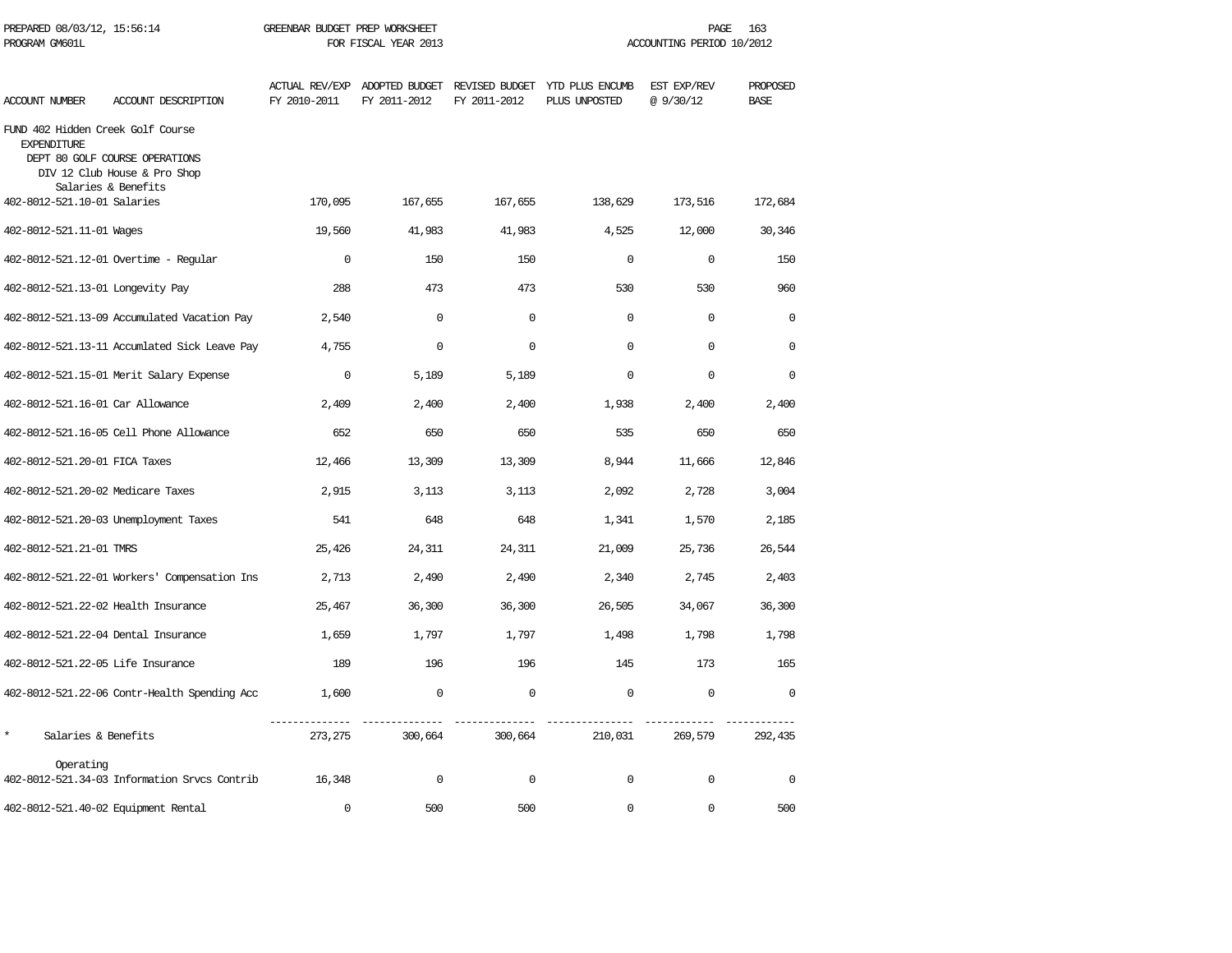PREPARED 08/03/12, 15:56:14 GREENBAR BUDGET PREP WORKSHEET
PROGRAM GM601L FOR FISCAL YEAR 2013 ACCOUNTING PERIOD 10/2012

| ACCOUNT NUMBER | ACCOUNT DESCRIPTION | ACTUAL REV/EXP FY 2010-2011 | ADOPTED BUDGET FY 2011-2012 | REVISED BUDGET FY 2011-2012 | YTD PLUS ENCUMB PLUS UNPOSTED | EST EXP/REV @ 9/30/12 | PROPOSED BASE |
|---|---|---|---|---|---|---|---|
| FUND 402 Hidden Creek Golf Course | | | | | | | |
| EXPENDITURE | | | | | | | |
| DEPT 80 GOLF COURSE OPERATIONS | | | | | | | |
| DIV 12 Club House & Pro Shop | | | | | | | |
| Salaries & Benefits | | | | | | | |
| 402-8012-521.10-01 | Salaries | 170,095 | 167,655 | 167,655 | 138,629 | 173,516 | 172,684 |
| 402-8012-521.11-01 | Wages | 19,560 | 41,983 | 41,983 | 4,525 | 12,000 | 30,346 |
| 402-8012-521.12-01 | Overtime - Regular | 0 | 150 | 150 | 0 | 0 | 150 |
| 402-8012-521.13-01 | Longevity Pay | 288 | 473 | 473 | 530 | 530 | 960 |
| 402-8012-521.13-09 | Accumulated Vacation Pay | 2,540 | 0 | 0 | 0 | 0 | 0 |
| 402-8012-521.13-11 | Accumlated Sick Leave Pay | 4,755 | 0 | 0 | 0 | 0 | 0 |
| 402-8012-521.15-01 | Merit Salary Expense | 0 | 5,189 | 5,189 | 0 | 0 | 0 |
| 402-8012-521.16-01 | Car Allowance | 2,409 | 2,400 | 2,400 | 1,938 | 2,400 | 2,400 |
| 402-8012-521.16-05 | Cell Phone Allowance | 652 | 650 | 650 | 535 | 650 | 650 |
| 402-8012-521.20-01 | FICA Taxes | 12,466 | 13,309 | 13,309 | 8,944 | 11,666 | 12,846 |
| 402-8012-521.20-02 | Medicare Taxes | 2,915 | 3,113 | 3,113 | 2,092 | 2,728 | 3,004 |
| 402-8012-521.20-03 | Unemployment Taxes | 541 | 648 | 648 | 1,341 | 1,570 | 2,185 |
| 402-8012-521.21-01 | TMRS | 25,426 | 24,311 | 24,311 | 21,009 | 25,736 | 26,544 |
| 402-8012-521.22-01 | Workers' Compensation Ins | 2,713 | 2,490 | 2,490 | 2,340 | 2,745 | 2,403 |
| 402-8012-521.22-02 | Health Insurance | 25,467 | 36,300 | 36,300 | 26,505 | 34,067 | 36,300 |
| 402-8012-521.22-04 | Dental Insurance | 1,659 | 1,797 | 1,797 | 1,498 | 1,798 | 1,798 |
| 402-8012-521.22-05 | Life Insurance | 189 | 196 | 196 | 145 | 173 | 165 |
| 402-8012-521.22-06 | Contr-Health Spending Acc | 1,600 | 0 | 0 | 0 | 0 | 0 |
| * | Salaries & Benefits | 273,275 | 300,664 | 300,664 | 210,031 | 269,579 | 292,435 |
| Operating | | | | | | | |
| 402-8012-521.34-03 | Information Srvcs Contrib | 16,348 | 0 | 0 | 0 | 0 | 0 |
| 402-8012-521.40-02 | Equipment Rental | 0 | 500 | 500 | 0 | 0 | 500 |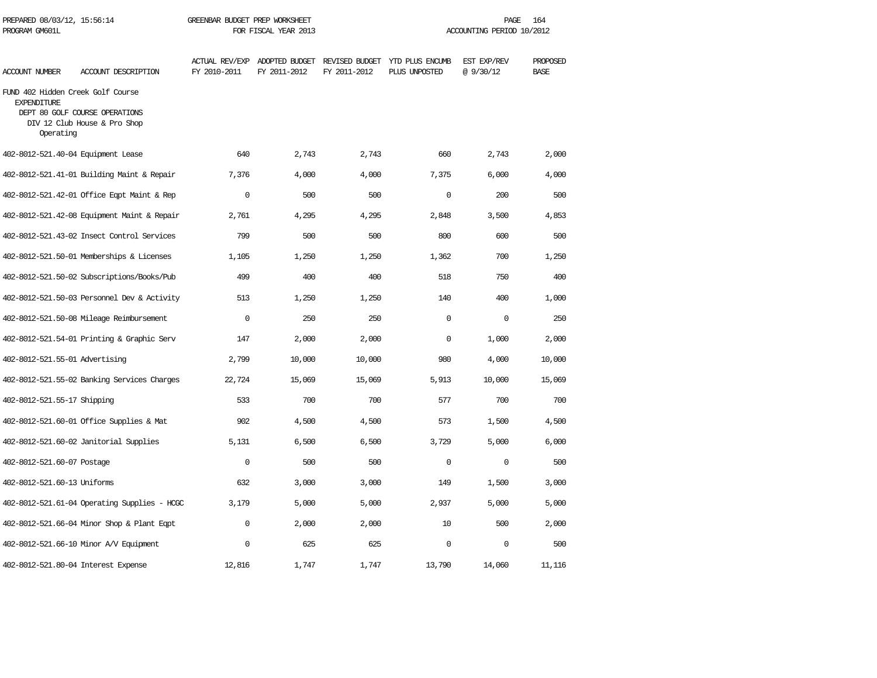GREENBAR BUDGET PREP WORKSHEET
FOR FISCAL YEAR 2013

PREPARED 08/03/12, 15:56:14
PROGRAM GM601L

ACCOUNTING PERIOD 10/2012

FUND 402 Hidden Creek Golf Course
EXPENDITURE
DEPT 80 GOLF COURSE OPERATIONS
DIV 12 Club House & Pro Shop
Operating

| ACCOUNT NUMBER | ACCOUNT DESCRIPTION | ACTUAL REV/EXP FY 2010-2011 | ADOPTED BUDGET FY 2011-2012 | REVISED BUDGET FY 2011-2012 | YTD PLUS ENCUMB PLUS UNPOSTED | EST EXP/REV @ 9/30/12 | PROPOSED BASE |
|---|---|---|---|---|---|---|---|
| 402-8012-521.40-04 | Equipment Lease | 640 | 2,743 | 2,743 | 660 | 2,743 | 2,000 |
| 402-8012-521.41-01 | Building Maint & Repair | 7,376 | 4,000 | 4,000 | 7,375 | 6,000 | 4,000 |
| 402-8012-521.42-01 | Office Eqpt Maint & Rep | 0 | 500 | 500 | 0 | 200 | 500 |
| 402-8012-521.42-08 | Equipment Maint & Repair | 2,761 | 4,295 | 4,295 | 2,848 | 3,500 | 4,853 |
| 402-8012-521.43-02 | Insect Control Services | 799 | 500 | 500 | 800 | 600 | 500 |
| 402-8012-521.50-01 | Memberships & Licenses | 1,105 | 1,250 | 1,250 | 1,362 | 700 | 1,250 |
| 402-8012-521.50-02 | Subscriptions/Books/Pub | 499 | 400 | 400 | 518 | 750 | 400 |
| 402-8012-521.50-03 | Personnel Dev & Activity | 513 | 1,250 | 1,250 | 140 | 400 | 1,000 |
| 402-8012-521.50-08 | Mileage Reimbursement | 0 | 250 | 250 | 0 | 0 | 250 |
| 402-8012-521.54-01 | Printing & Graphic Serv | 147 | 2,000 | 2,000 | 0 | 1,000 | 2,000 |
| 402-8012-521.55-01 | Advertising | 2,799 | 10,000 | 10,000 | 980 | 4,000 | 10,000 |
| 402-8012-521.55-02 | Banking Services Charges | 22,724 | 15,069 | 15,069 | 5,913 | 10,000 | 15,069 |
| 402-8012-521.55-17 | Shipping | 533 | 700 | 700 | 577 | 700 | 700 |
| 402-8012-521.60-01 | Office Supplies & Mat | 902 | 4,500 | 4,500 | 573 | 1,500 | 4,500 |
| 402-8012-521.60-02 | Janitorial Supplies | 5,131 | 6,500 | 6,500 | 3,729 | 5,000 | 6,000 |
| 402-8012-521.60-07 | Postage | 0 | 500 | 500 | 0 | 0 | 500 |
| 402-8012-521.60-13 | Uniforms | 632 | 3,000 | 3,000 | 149 | 1,500 | 3,000 |
| 402-8012-521.61-04 | Operating Supplies - HCGC | 3,179 | 5,000 | 5,000 | 2,937 | 5,000 | 5,000 |
| 402-8012-521.66-04 | Minor Shop & Plant Eqpt | 0 | 2,000 | 2,000 | 10 | 500 | 2,000 |
| 402-8012-521.66-10 | Minor A/V Equipment | 0 | 625 | 625 | 0 | 0 | 500 |
| 402-8012-521.80-04 | Interest Expense | 12,816 | 1,747 | 1,747 | 13,790 | 14,060 | 11,116 |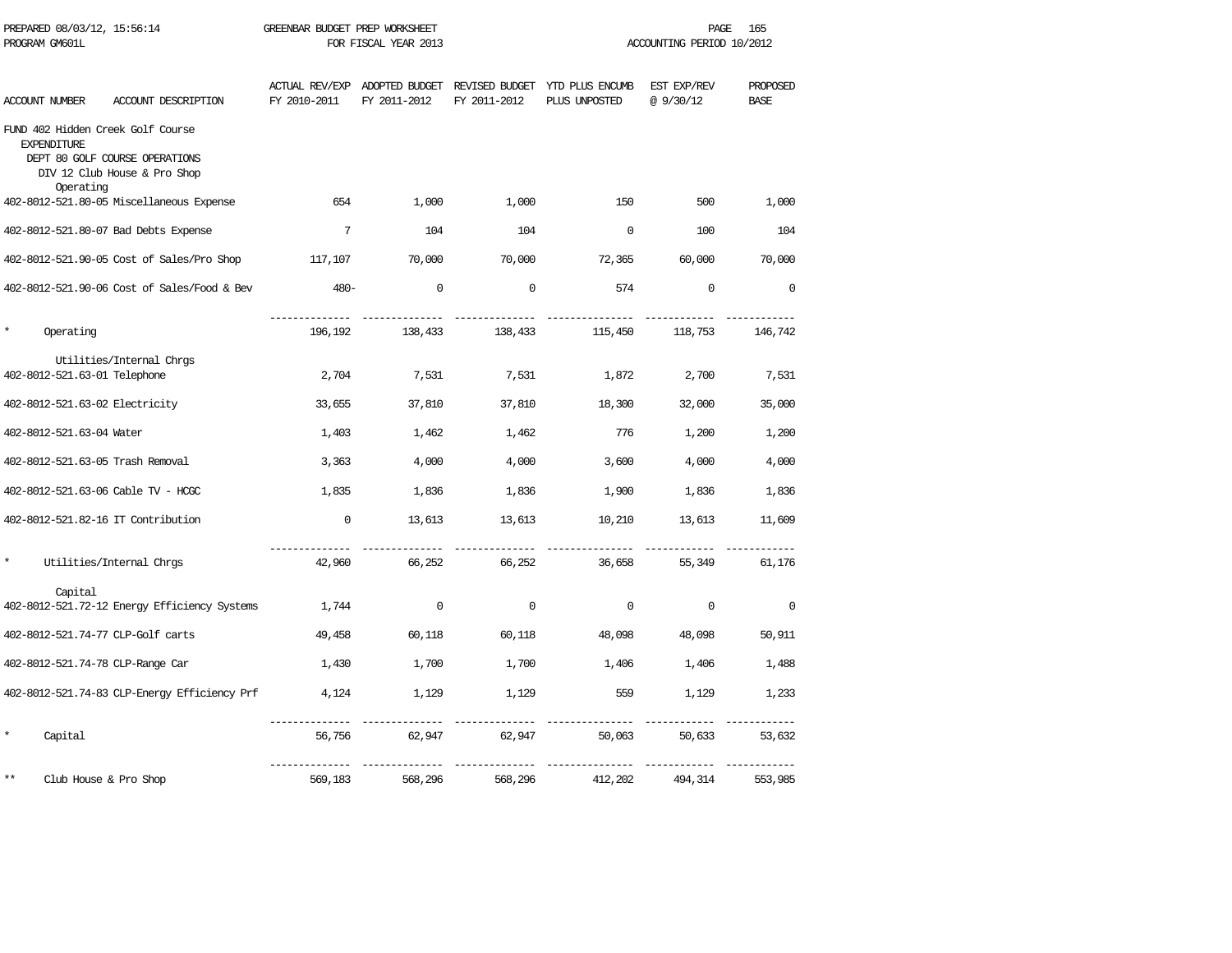PREPARED 08/03/12, 15:56:14 GREENBAR BUDGET PREP WORKSHEET
PROGRAM GM601L FOR FISCAL YEAR 2013 ACCOUNTING PERIOD 10/2012

| ACCOUNT NUMBER | ACCOUNT DESCRIPTION | ACTUAL REV/EXP FY 2010-2011 | ADOPTED BUDGET FY 2011-2012 | REVISED BUDGET FY 2011-2012 | YTD PLUS ENCUMB PLUS UNPOSTED | EST EXP/REV @ 9/30/12 | PROPOSED BASE |
|---|---|---|---|---|---|---|---|
| FUND 402 Hidden Creek Golf Course | | | | | | | |
| EXPENDITURE | | | | | | | |
| DEPT 80 GOLF COURSE OPERATIONS | | | | | | | |
| DIV 12 Club House & Pro Shop | | | | | | | |
| Operating | | | | | | | |
| 402-8012-521.80-05 | Miscellaneous Expense | 654 | 1,000 | 1,000 | 150 | 500 | 1,000 |
| 402-8012-521.80-07 | Bad Debts Expense | 7 | 104 | 104 | 0 | 100 | 104 |
| 402-8012-521.90-05 | Cost of Sales/Pro Shop | 117,107 | 70,000 | 70,000 | 72,365 | 60,000 | 70,000 |
| 402-8012-521.90-06 | Cost of Sales/Food & Bev | 480- | 0 | 0 | 574 | 0 | 0 |
| * | Operating | 196,192 | 138,433 | 138,433 | 115,450 | 118,753 | 146,742 |
| Utilities/Internal Chrgs | | | | | | | |
| 402-8012-521.63-01 | Telephone | 2,704 | 7,531 | 7,531 | 1,872 | 2,700 | 7,531 |
| 402-8012-521.63-02 | Electricity | 33,655 | 37,810 | 37,810 | 18,300 | 32,000 | 35,000 |
| 402-8012-521.63-04 | Water | 1,403 | 1,462 | 1,462 | 776 | 1,200 | 1,200 |
| 402-8012-521.63-05 | Trash Removal | 3,363 | 4,000 | 4,000 | 3,600 | 4,000 | 4,000 |
| 402-8012-521.63-06 | Cable TV - HCGC | 1,835 | 1,836 | 1,836 | 1,900 | 1,836 | 1,836 |
| 402-8012-521.82-16 | IT Contribution | 0 | 13,613 | 13,613 | 10,210 | 13,613 | 11,609 |
| * | Utilities/Internal Chrgs | 42,960 | 66,252 | 66,252 | 36,658 | 55,349 | 61,176 |
| Capital | | | | | | | |
| 402-8012-521.72-12 | Energy Efficiency Systems | 1,744 | 0 | 0 | 0 | 0 | 0 |
| 402-8012-521.74-77 | CLP-Golf carts | 49,458 | 60,118 | 60,118 | 48,098 | 48,098 | 50,911 |
| 402-8012-521.74-78 | CLP-Range Car | 1,430 | 1,700 | 1,700 | 1,406 | 1,406 | 1,488 |
| 402-8012-521.74-83 | CLP-Energy Efficiency Prf | 4,124 | 1,129 | 1,129 | 559 | 1,129 | 1,233 |
| * | Capital | 56,756 | 62,947 | 62,947 | 50,063 | 50,633 | 53,632 |
| ** | Club House & Pro Shop | 569,183 | 568,296 | 568,296 | 412,202 | 494,314 | 553,985 |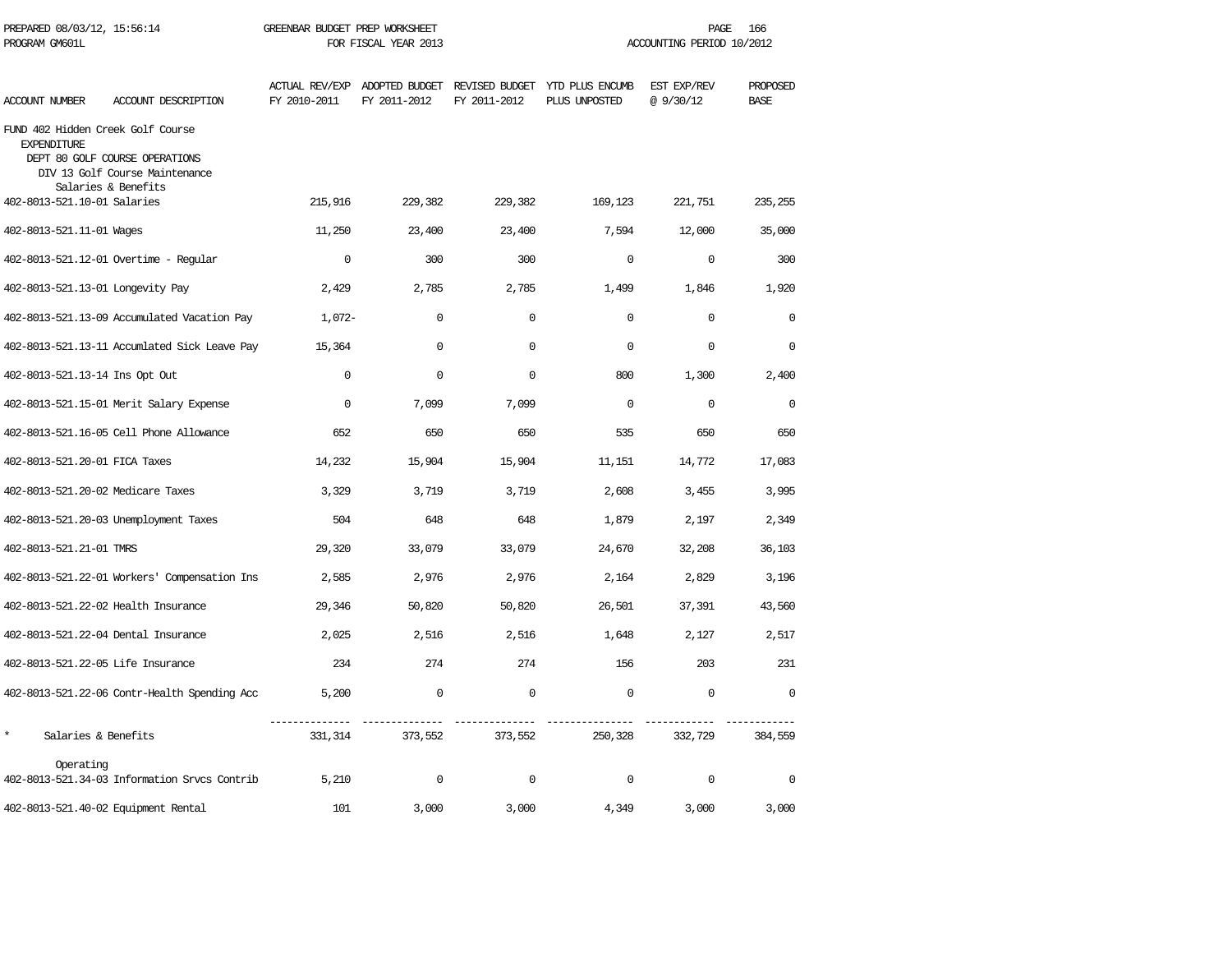GREENBAR BUDGET PREP WORKSHEET
FOR FISCAL YEAR 2013

PREPARED 08/03/12, 15:56:14
PROGRAM GM601L

ACCOUNTING PERIOD 10/2012

| ACCOUNT NUMBER | ACCOUNT DESCRIPTION | ACTUAL REV/EXP FY 2010-2011 | ADOPTED BUDGET FY 2011-2012 | REVISED BUDGET FY 2011-2012 | YTD PLUS ENCUMB PLUS UNPOSTED | EST EXP/REV @ 9/30/12 | PROPOSED BASE |
|---|---|---|---|---|---|---|---|
| FUND 402 Hidden Creek Golf Course | | | | | | | |
| EXPENDITURE | | | | | | | |
| DEPT 80 GOLF COURSE OPERATIONS | | | | | | | |
| DIV 13 Golf Course Maintenance | | | | | | | |
| Salaries & Benefits | | | | | | | |
| 402-8013-521.10-01 | Salaries | 215,916 | 229,382 | 229,382 | 169,123 | 221,751 | 235,255 |
| 402-8013-521.11-01 | Wages | 11,250 | 23,400 | 23,400 | 7,594 | 12,000 | 35,000 |
| 402-8013-521.12-01 | Overtime - Regular | 0 | 300 | 300 | 0 | 0 | 300 |
| 402-8013-521.13-01 | Longevity Pay | 2,429 | 2,785 | 2,785 | 1,499 | 1,846 | 1,920 |
| 402-8013-521.13-09 | Accumulated Vacation Pay | 1,072- | 0 | 0 | 0 | 0 | 0 |
| 402-8013-521.13-11 | Accumlated Sick Leave Pay | 15,364 | 0 | 0 | 0 | 0 | 0 |
| 402-8013-521.13-14 | Ins Opt Out | 0 | 0 | 0 | 800 | 1,300 | 2,400 |
| 402-8013-521.15-01 | Merit Salary Expense | 0 | 7,099 | 7,099 | 0 | 0 | 0 |
| 402-8013-521.16-05 | Cell Phone Allowance | 652 | 650 | 650 | 535 | 650 | 650 |
| 402-8013-521.20-01 | FICA Taxes | 14,232 | 15,904 | 15,904 | 11,151 | 14,772 | 17,083 |
| 402-8013-521.20-02 | Medicare Taxes | 3,329 | 3,719 | 3,719 | 2,608 | 3,455 | 3,995 |
| 402-8013-521.20-03 | Unemployment Taxes | 504 | 648 | 648 | 1,879 | 2,197 | 2,349 |
| 402-8013-521.21-01 | TMRS | 29,320 | 33,079 | 33,079 | 24,670 | 32,208 | 36,103 |
| 402-8013-521.22-01 | Workers' Compensation Ins | 2,585 | 2,976 | 2,976 | 2,164 | 2,829 | 3,196 |
| 402-8013-521.22-02 | Health Insurance | 29,346 | 50,820 | 50,820 | 26,501 | 37,391 | 43,560 |
| 402-8013-521.22-04 | Dental Insurance | 2,025 | 2,516 | 2,516 | 1,648 | 2,127 | 2,517 |
| 402-8013-521.22-05 | Life Insurance | 234 | 274 | 274 | 156 | 203 | 231 |
| 402-8013-521.22-06 | Contr-Health Spending Acc | 5,200 | 0 | 0 | 0 | 0 | 0 |
| * | Salaries & Benefits | 331,314 | 373,552 | 373,552 | 250,328 | 332,729 | 384,559 |
| Operating | | | | | | | |
| 402-8013-521.34-03 | Information Srvcs Contrib | 5,210 | 0 | 0 | 0 | 0 | 0 |
| 402-8013-521.40-02 | Equipment Rental | 101 | 3,000 | 3,000 | 4,349 | 3,000 | 3,000 |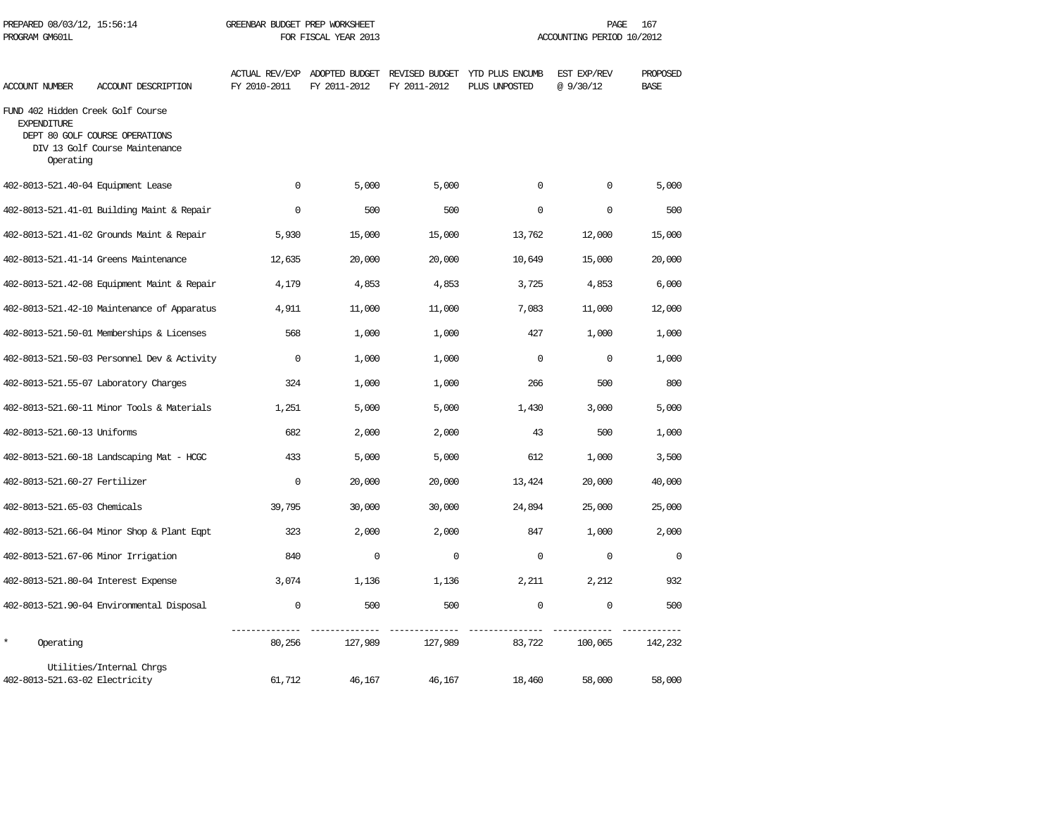PREPARED 08/03/12, 15:56:14 GREENBAR BUDGET PREP WORKSHEET
PROGRAM GM601L FOR FISCAL YEAR 2013 ACCOUNTING PERIOD 10/2012

| ACCOUNT NUMBER | ACCOUNT DESCRIPTION | ACTUAL REV/EXP FY 2010-2011 | ADOPTED BUDGET FY 2011-2012 | REVISED BUDGET FY 2011-2012 | YTD PLUS ENCUMB PLUS UNPOSTED | EST EXP/REV @ 9/30/12 | PROPOSED BASE |
|---|---|---|---|---|---|---|---|
| FUND 402 Hidden Creek Golf Course | | | | | | | |
| EXPENDITURE | | | | | | | |
| DEPT 80 GOLF COURSE OPERATIONS | | | | | | | |
| DIV 13 Golf Course Maintenance | | | | | | | |
| Operating | | | | | | | |
| 402-8013-521.40-04 | Equipment Lease | 0 | 5,000 | 5,000 | 0 | 0 | 5,000 |
| 402-8013-521.41-01 | Building Maint & Repair | 0 | 500 | 500 | 0 | 0 | 500 |
| 402-8013-521.41-02 | Grounds Maint & Repair | 5,930 | 15,000 | 15,000 | 13,762 | 12,000 | 15,000 |
| 402-8013-521.41-14 | Greens Maintenance | 12,635 | 20,000 | 20,000 | 10,649 | 15,000 | 20,000 |
| 402-8013-521.42-08 | Equipment Maint & Repair | 4,179 | 4,853 | 4,853 | 3,725 | 4,853 | 6,000 |
| 402-8013-521.42-10 | Maintenance of Apparatus | 4,911 | 11,000 | 11,000 | 7,083 | 11,000 | 12,000 |
| 402-8013-521.50-01 | Memberships & Licenses | 568 | 1,000 | 1,000 | 427 | 1,000 | 1,000 |
| 402-8013-521.50-03 | Personnel Dev & Activity | 0 | 1,000 | 1,000 | 0 | 0 | 1,000 |
| 402-8013-521.55-07 | Laboratory Charges | 324 | 1,000 | 1,000 | 266 | 500 | 800 |
| 402-8013-521.60-11 | Minor Tools & Materials | 1,251 | 5,000 | 5,000 | 1,430 | 3,000 | 5,000 |
| 402-8013-521.60-13 | Uniforms | 682 | 2,000 | 2,000 | 43 | 500 | 1,000 |
| 402-8013-521.60-18 | Landscaping Mat - HCGC | 433 | 5,000 | 5,000 | 612 | 1,000 | 3,500 |
| 402-8013-521.60-27 | Fertilizer | 0 | 20,000 | 20,000 | 13,424 | 20,000 | 40,000 |
| 402-8013-521.65-03 | Chemicals | 39,795 | 30,000 | 30,000 | 24,894 | 25,000 | 25,000 |
| 402-8013-521.66-04 | Minor Shop & Plant Eqpt | 323 | 2,000 | 2,000 | 847 | 1,000 | 2,000 |
| 402-8013-521.67-06 | Minor Irrigation | 840 | 0 | 0 | 0 | 0 | 0 |
| 402-8013-521.80-04 | Interest Expense | 3,074 | 1,136 | 1,136 | 2,211 | 2,212 | 932 |
| 402-8013-521.90-04 | Environmental Disposal | 0 | 500 | 500 | 0 | 0 | 500 |
| * | Operating | 80,256 | 127,989 | 127,989 | 83,722 | 100,065 | 142,232 |
| Utilities/Internal Chrgs | | | | | | | |
| 402-8013-521.63-02 | Electricity | 61,712 | 46,167 | 46,167 | 18,460 | 58,000 | 58,000 |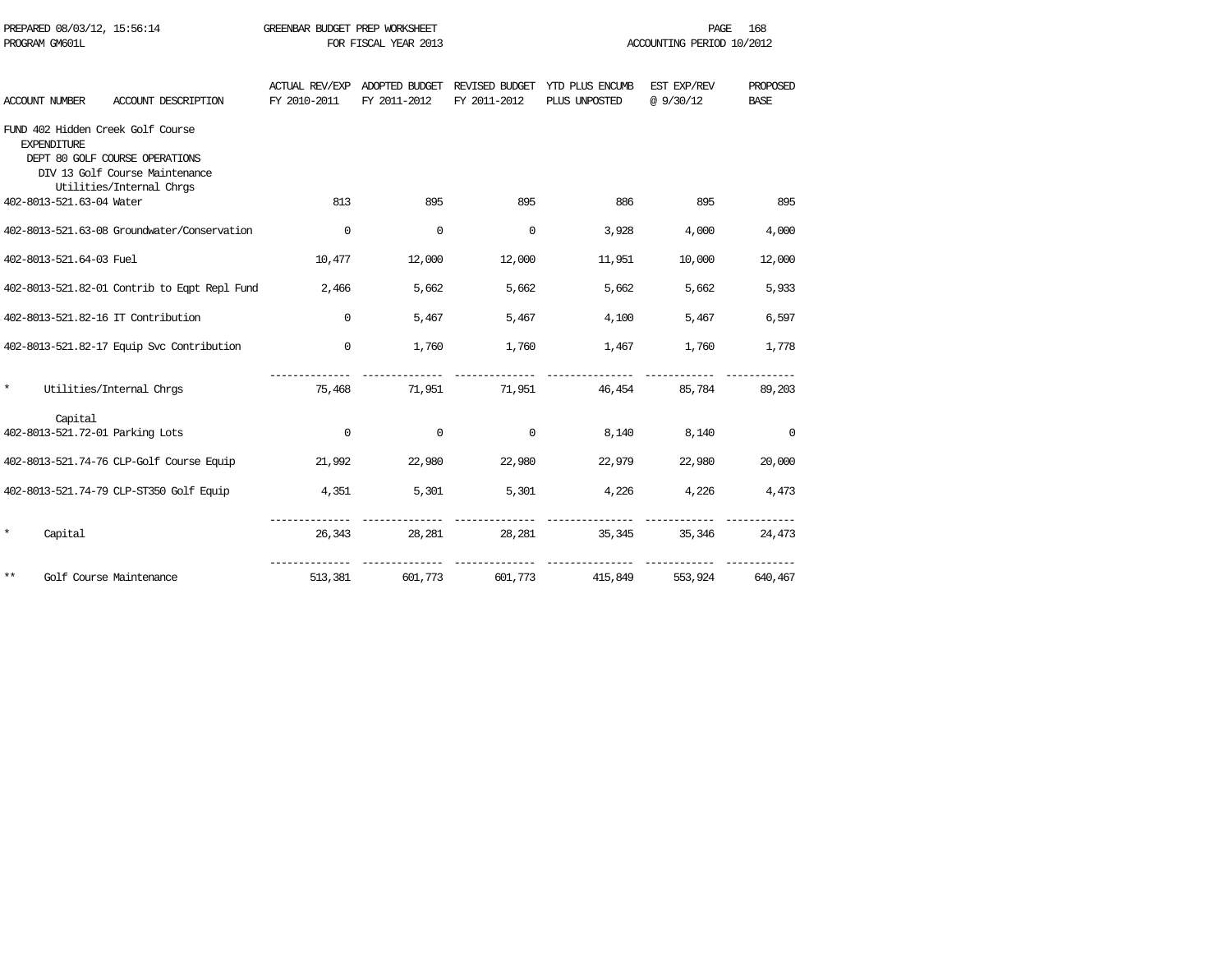PREPARED 08/03/12, 15:56:14 GREENBAR BUDGET PREP WORKSHEET
PROGRAM GM601L FOR FISCAL YEAR 2013 ACCOUNTING PERIOD 10/2012

| ACCOUNT NUMBER | ACCOUNT DESCRIPTION | ACTUAL REV/EXP FY 2010-2011 | ADOPTED BUDGET FY 2011-2012 | REVISED BUDGET FY 2011-2012 | YTD PLUS ENCUMB PLUS UNPOSTED | EST EXP/REV @ 9/30/12 | PROPOSED BASE |
|---|---|---|---|---|---|---|---|
| FUND 402 Hidden Creek Golf Course | | | | | | | |
| EXPENDITURE | | | | | | | |
| DEPT 80 GOLF COURSE OPERATIONS | | | | | | | |
| DIV 13 Golf Course Maintenance | | | | | | | |
| | Utilities/Internal Chrgs | | | | | | |
| 402-8013-521.63-04 | Water | 813 | 895 | 895 | 886 | 895 | 895 |
| 402-8013-521.63-08 | Groundwater/Conservation | 0 | 0 | 0 | 3,928 | 4,000 | 4,000 |
| 402-8013-521.64-03 | Fuel | 10,477 | 12,000 | 12,000 | 11,951 | 10,000 | 12,000 |
| 402-8013-521.82-01 | Contrib to Eqpt Repl Fund | 2,466 | 5,662 | 5,662 | 5,662 | 5,662 | 5,933 |
| 402-8013-521.82-16 | IT Contribution | 0 | 5,467 | 5,467 | 4,100 | 5,467 | 6,597 |
| 402-8013-521.82-17 | Equip Svc Contribution | 0 | 1,760 | 1,760 | 1,467 | 1,760 | 1,778 |
| * | Utilities/Internal Chrgs | 75,468 | 71,951 | 71,951 | 46,454 | 85,784 | 89,203 |
| | Capital | | | | | | |
| 402-8013-521.72-01 | Parking Lots | 0 | 0 | 0 | 8,140 | 8,140 | 0 |
| 402-8013-521.74-76 | CLP-Golf Course Equip | 21,992 | 22,980 | 22,980 | 22,979 | 22,980 | 20,000 |
| 402-8013-521.74-79 | CLP-ST350 Golf Equip | 4,351 | 5,301 | 5,301 | 4,226 | 4,226 | 4,473 |
| * | Capital | 26,343 | 28,281 | 28,281 | 35,345 | 35,346 | 24,473 |
| ** | Golf Course Maintenance | 513,381 | 601,773 | 601,773 | 415,849 | 553,924 | 640,467 |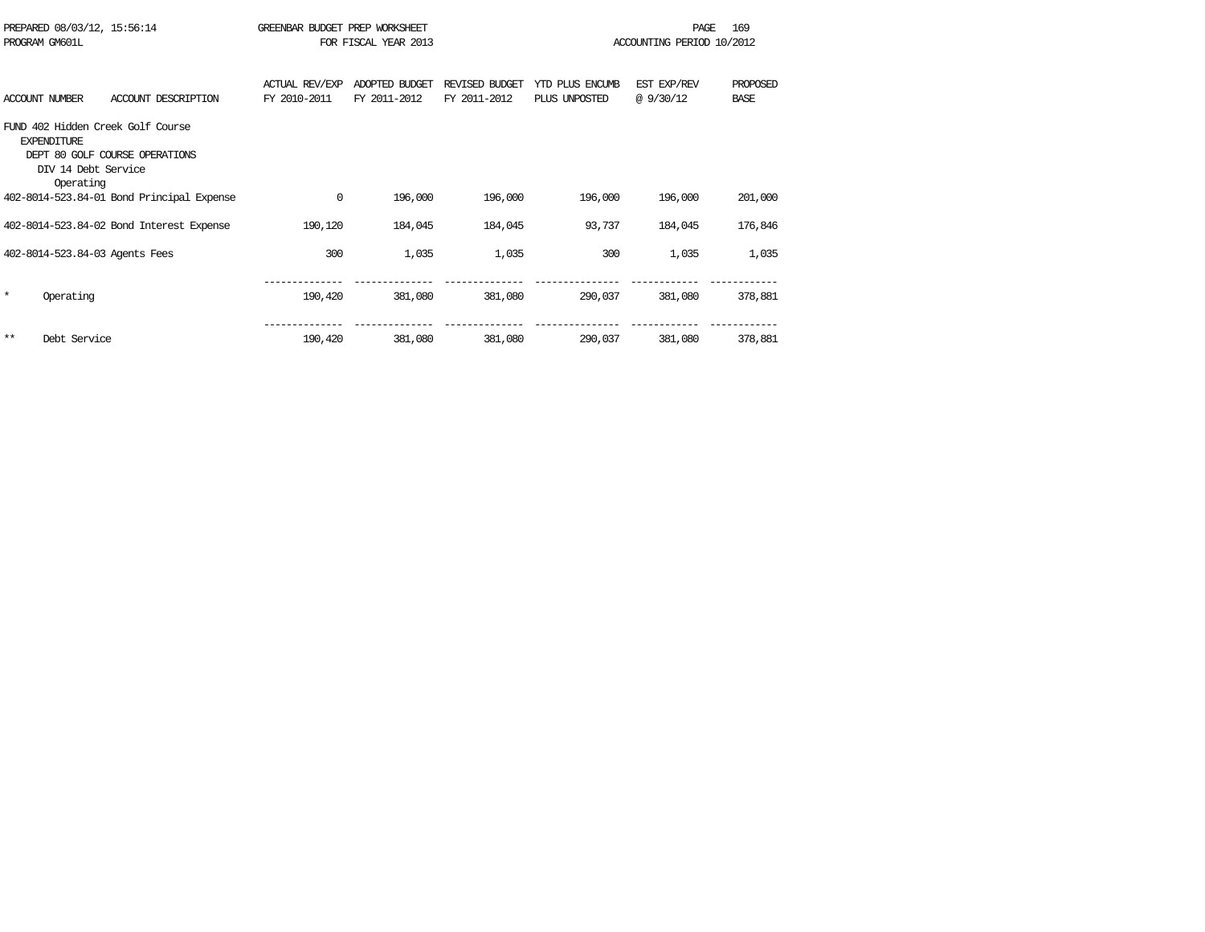PREPARED 08/03/12, 15:56:14 GREENBAR BUDGET PREP WORKSHEET
PROGRAM GM601L FOR FISCAL YEAR 2013 ACCOUNTING PERIOD 10/2012

| ACCOUNT NUMBER | ACCOUNT DESCRIPTION | ACTUAL REV/EXP FY 2010-2011 | ADOPTED BUDGET FY 2011-2012 | REVISED BUDGET FY 2011-2012 | YTD PLUS ENCUMB PLUS UNPOSTED | EST EXP/REV @ 9/30/12 | PROPOSED BASE |
|---|---|---|---|---|---|---|---|
| FUND 402 Hidden Creek Golf Course | | | | | | | |
| EXPENDITURE | | | | | | | |
| DEPT 80 GOLF COURSE OPERATIONS | | | | | | | |
| DIV 14 Debt Service | | | | | | | |
| Operating | | | | | | | |
| 402-8014-523.84-01 | Bond Principal Expense | 0 | 196,000 | 196,000 | 196,000 | 196,000 | 201,000 |
| 402-8014-523.84-02 | Bond Interest Expense | 190,120 | 184,045 | 184,045 | 93,737 | 184,045 | 176,846 |
| 402-8014-523.84-03 | Agents Fees | 300 | 1,035 | 1,035 | 300 | 1,035 | 1,035 |
| * | Operating | 190,420 | 381,080 | 381,080 | 290,037 | 381,080 | 378,881 |
| ** | Debt Service | 190,420 | 381,080 | 381,080 | 290,037 | 381,080 | 378,881 |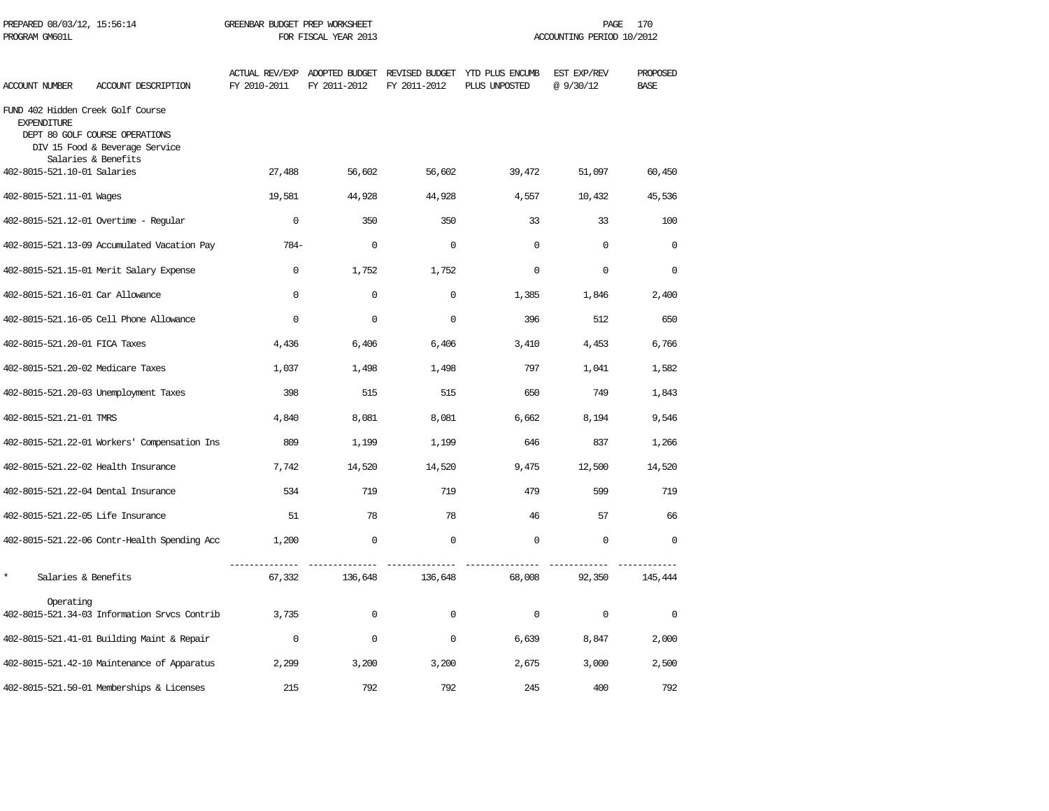PREPARED 08/03/12, 15:56:14 GREENBAR BUDGET PREP WORKSHEET
PROGRAM GM601L FOR FISCAL YEAR 2013 ACCOUNTING PERIOD 10/2012

| ACCOUNT NUMBER | ACCOUNT DESCRIPTION | ACTUAL REV/EXP FY 2010-2011 | ADOPTED BUDGET FY 2011-2012 | REVISED BUDGET FY 2011-2012 | YTD PLUS ENCUMB PLUS UNPOSTED | EST EXP/REV @ 9/30/12 | PROPOSED BASE |
|---|---|---|---|---|---|---|---|
| FUND 402 Hidden Creek Golf Course | | | | | | | |
| EXPENDITURE | | | | | | | |
| DEPT 80 GOLF COURSE OPERATIONS | | | | | | | |
| DIV 15 Food & Beverage Service | | | | | | | |
| Salaries & Benefits | | | | | | | |
| 402-8015-521.10-01 | Salaries | 27,488 | 56,602 | 56,602 | 39,472 | 51,097 | 60,450 |
| 402-8015-521.11-01 | Wages | 19,581 | 44,928 | 44,928 | 4,557 | 10,432 | 45,536 |
| 402-8015-521.12-01 | Overtime - Regular | 0 | 350 | 350 | 33 | 33 | 100 |
| 402-8015-521.13-09 | Accumulated Vacation Pay | 784- | 0 | 0 | 0 | 0 | 0 |
| 402-8015-521.15-01 | Merit Salary Expense | 0 | 1,752 | 1,752 | 0 | 0 | 0 |
| 402-8015-521.16-01 | Car Allowance | 0 | 0 | 0 | 1,385 | 1,846 | 2,400 |
| 402-8015-521.16-05 | Cell Phone Allowance | 0 | 0 | 0 | 396 | 512 | 650 |
| 402-8015-521.20-01 | FICA Taxes | 4,436 | 6,406 | 6,406 | 3,410 | 4,453 | 6,766 |
| 402-8015-521.20-02 | Medicare Taxes | 1,037 | 1,498 | 1,498 | 797 | 1,041 | 1,582 |
| 402-8015-521.20-03 | Unemployment Taxes | 398 | 515 | 515 | 650 | 749 | 1,843 |
| 402-8015-521.21-01 | TMRS | 4,840 | 8,081 | 8,081 | 6,662 | 8,194 | 9,546 |
| 402-8015-521.22-01 | Workers' Compensation Ins | 809 | 1,199 | 1,199 | 646 | 837 | 1,266 |
| 402-8015-521.22-02 | Health Insurance | 7,742 | 14,520 | 14,520 | 9,475 | 12,500 | 14,520 |
| 402-8015-521.22-04 | Dental Insurance | 534 | 719 | 719 | 479 | 599 | 719 |
| 402-8015-521.22-05 | Life Insurance | 51 | 78 | 78 | 46 | 57 | 66 |
| 402-8015-521.22-06 | Contr-Health Spending Acc | 1,200 | 0 | 0 | 0 | 0 | 0 |
| * | Salaries & Benefits | 67,332 | 136,648 | 136,648 | 68,008 | 92,350 | 145,444 |
| Operating | | | | | | | |
| 402-8015-521.34-03 | Information Srvcs Contrib | 3,735 | 0 | 0 | 0 | 0 | 0 |
| 402-8015-521.41-01 | Building Maint & Repair | 0 | 0 | 0 | 6,639 | 8,847 | 2,000 |
| 402-8015-521.42-10 | Maintenance of Apparatus | 2,299 | 3,200 | 3,200 | 2,675 | 3,000 | 2,500 |
| 402-8015-521.50-01 | Memberships & Licenses | 215 | 792 | 792 | 245 | 400 | 792 |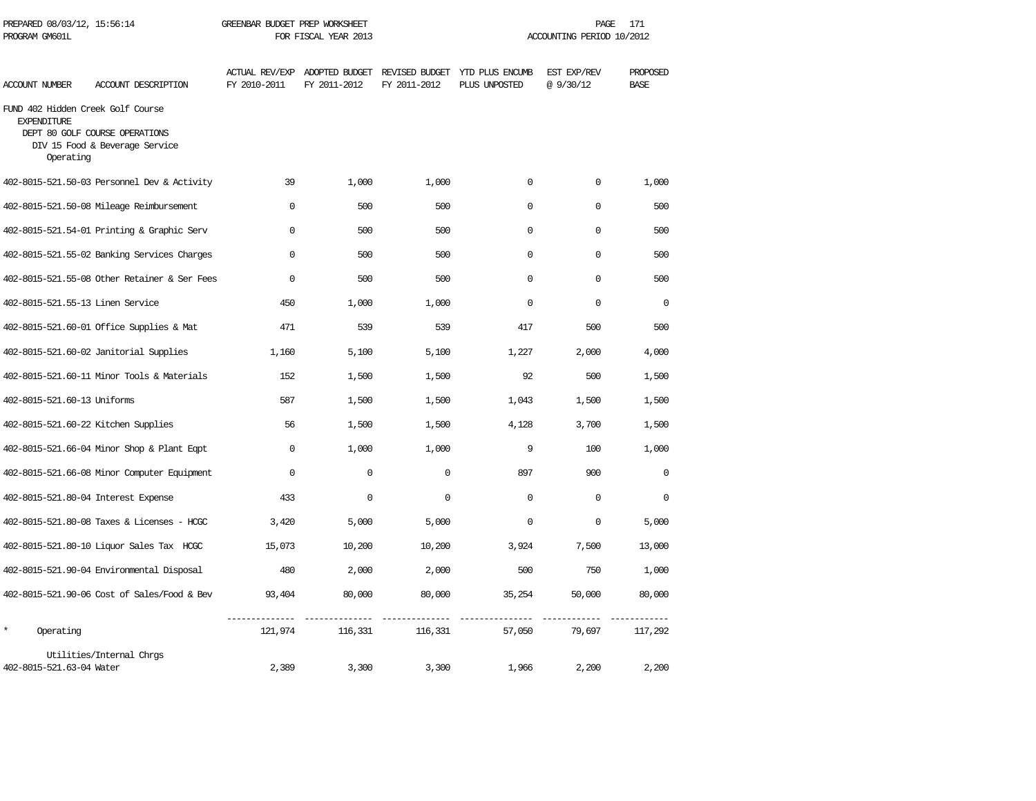PREPARED 08/03/12, 15:56:14 GREENBAR BUDGET PREP WORKSHEET
PROGRAM GM601L FOR FISCAL YEAR 2013 ACCOUNTING PERIOD 10/2012

FUND 402 Hidden Creek Golf Course
EXPENDITURE
DEPT 80 GOLF COURSE OPERATIONS
DIV 15 Food & Beverage Service
Operating

| ACCOUNT NUMBER | ACCOUNT DESCRIPTION | ACTUAL REV/EXP FY 2010-2011 | ADOPTED BUDGET FY 2011-2012 | REVISED BUDGET FY 2011-2012 | YTD PLUS ENCUMB PLUS UNPOSTED | EST EXP/REV @ 9/30/12 | PROPOSED BASE |
|---|---|---|---|---|---|---|---|
| 402-8015-521.50-03 | Personnel Dev & Activity | 39 | 1,000 | 1,000 | 0 | 0 | 1,000 |
| 402-8015-521.50-08 | Mileage Reimbursement | 0 | 500 | 500 | 0 | 0 | 500 |
| 402-8015-521.54-01 | Printing & Graphic Serv | 0 | 500 | 500 | 0 | 0 | 500 |
| 402-8015-521.55-02 | Banking Services Charges | 0 | 500 | 500 | 0 | 0 | 500 |
| 402-8015-521.55-08 | Other Retainer & Ser Fees | 0 | 500 | 500 | 0 | 0 | 500 |
| 402-8015-521.55-13 | Linen Service | 450 | 1,000 | 1,000 | 0 | 0 | 0 |
| 402-8015-521.60-01 | Office Supplies & Mat | 471 | 539 | 539 | 417 | 500 | 500 |
| 402-8015-521.60-02 | Janitorial Supplies | 1,160 | 5,100 | 5,100 | 1,227 | 2,000 | 4,000 |
| 402-8015-521.60-11 | Minor Tools & Materials | 152 | 1,500 | 1,500 | 92 | 500 | 1,500 |
| 402-8015-521.60-13 | Uniforms | 587 | 1,500 | 1,500 | 1,043 | 1,500 | 1,500 |
| 402-8015-521.60-22 | Kitchen Supplies | 56 | 1,500 | 1,500 | 4,128 | 3,700 | 1,500 |
| 402-8015-521.66-04 | Minor Shop & Plant Eqpt | 0 | 1,000 | 1,000 | 9 | 100 | 1,000 |
| 402-8015-521.66-08 | Minor Computer Equipment | 0 | 0 | 0 | 897 | 900 | 0 |
| 402-8015-521.80-04 | Interest Expense | 433 | 0 | 0 | 0 | 0 | 0 |
| 402-8015-521.80-08 | Taxes & Licenses - HCGC | 3,420 | 5,000 | 5,000 | 0 | 0 | 5,000 |
| 402-8015-521.80-10 | Liquor Sales Tax HCGC | 15,073 | 10,200 | 10,200 | 3,924 | 7,500 | 13,000 |
| 402-8015-521.90-04 | Environmental Disposal | 480 | 2,000 | 2,000 | 500 | 750 | 1,000 |
| 402-8015-521.90-06 | Cost of Sales/Food & Bev | 93,404 | 80,000 | 80,000 | 35,254 | 50,000 | 80,000 |
| * | Operating | 121,974 | 116,331 | 116,331 | 57,050 | 79,697 | 117,292 |
| | Utilities/Internal Chrgs | | | | | | |
| 402-8015-521.63-04 | Water | 2,389 | 3,300 | 3,300 | 1,966 | 2,200 | 2,200 |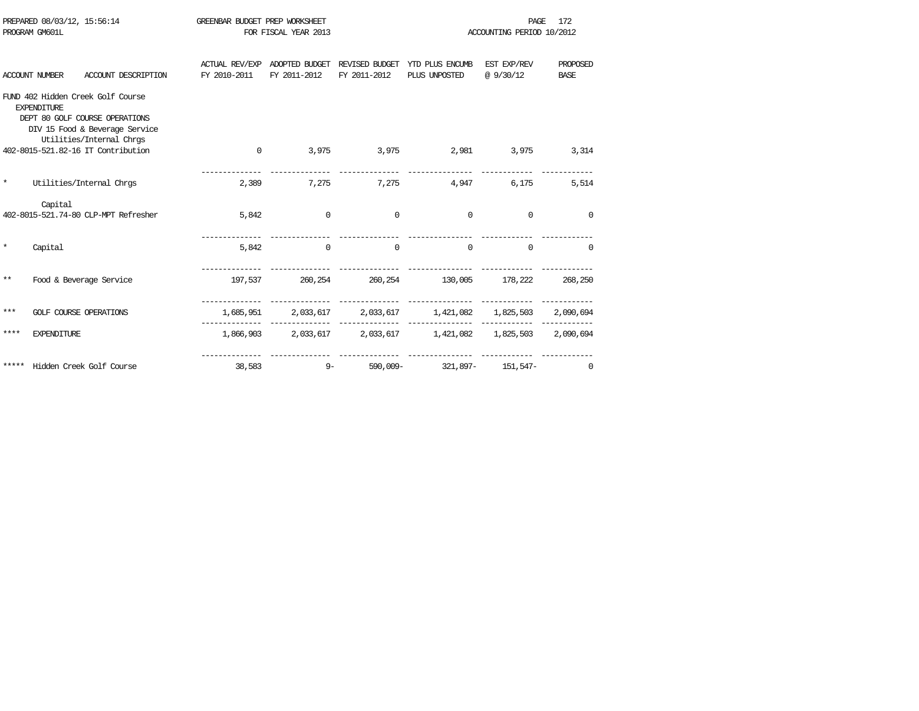PREPARED 08/03/12, 15:56:14 GREENBAR BUDGET PREP WORKSHEET
PROGRAM GM601L FOR FISCAL YEAR 2013 ACCOUNTING PERIOD 10/2012

| ACCOUNT NUMBER ACCOUNT DESCRIPTION | ACTUAL REV/EXP FY 2010-2011 | ADOPTED BUDGET FY 2011-2012 | REVISED BUDGET FY 2011-2012 | YTD PLUS ENCUMB PLUS UNPOSTED | EST EXP/REV @ 9/30/12 | PROPOSED BASE |
|---|---|---|---|---|---|---|
| FUND 402 Hidden Creek Golf Course | | | | | | |
| EXPENDITURE | | | | | | |
| DEPT 80 GOLF COURSE OPERATIONS | | | | | | |
| DIV 15 Food & Beverage Service | | | | | | |
| Utilities/Internal Chrgs | | | | | | |
| 402-8015-521.82-16 IT Contribution | 0 | 3,975 | 3,975 | 2,981 | 3,975 | 3,314 |
| * Utilities/Internal Chrgs | 2,389 | 7,275 | 7,275 | 4,947 | 6,175 | 5,514 |
| Capital | | | | | | |
| 402-8015-521.74-80 CLP-MPT Refresher | 5,842 | 0 | 0 | 0 | 0 | 0 |
| * Capital | 5,842 | 0 | 0 | 0 | 0 | 0 |
| ** Food & Beverage Service | 197,537 | 260,254 | 260,254 | 130,005 | 178,222 | 268,250 |
| *** GOLF COURSE OPERATIONS | 1,685,951 | 2,033,617 | 2,033,617 | 1,421,082 | 1,825,503 | 2,090,694 |
| **** EXPENDITURE | 1,866,903 | 2,033,617 | 2,033,617 | 1,421,082 | 1,825,503 | 2,090,694 |
| ***** Hidden Creek Golf Course | 38,583 | 9- | 590,009- | 321,897- | 151,547- | 0 |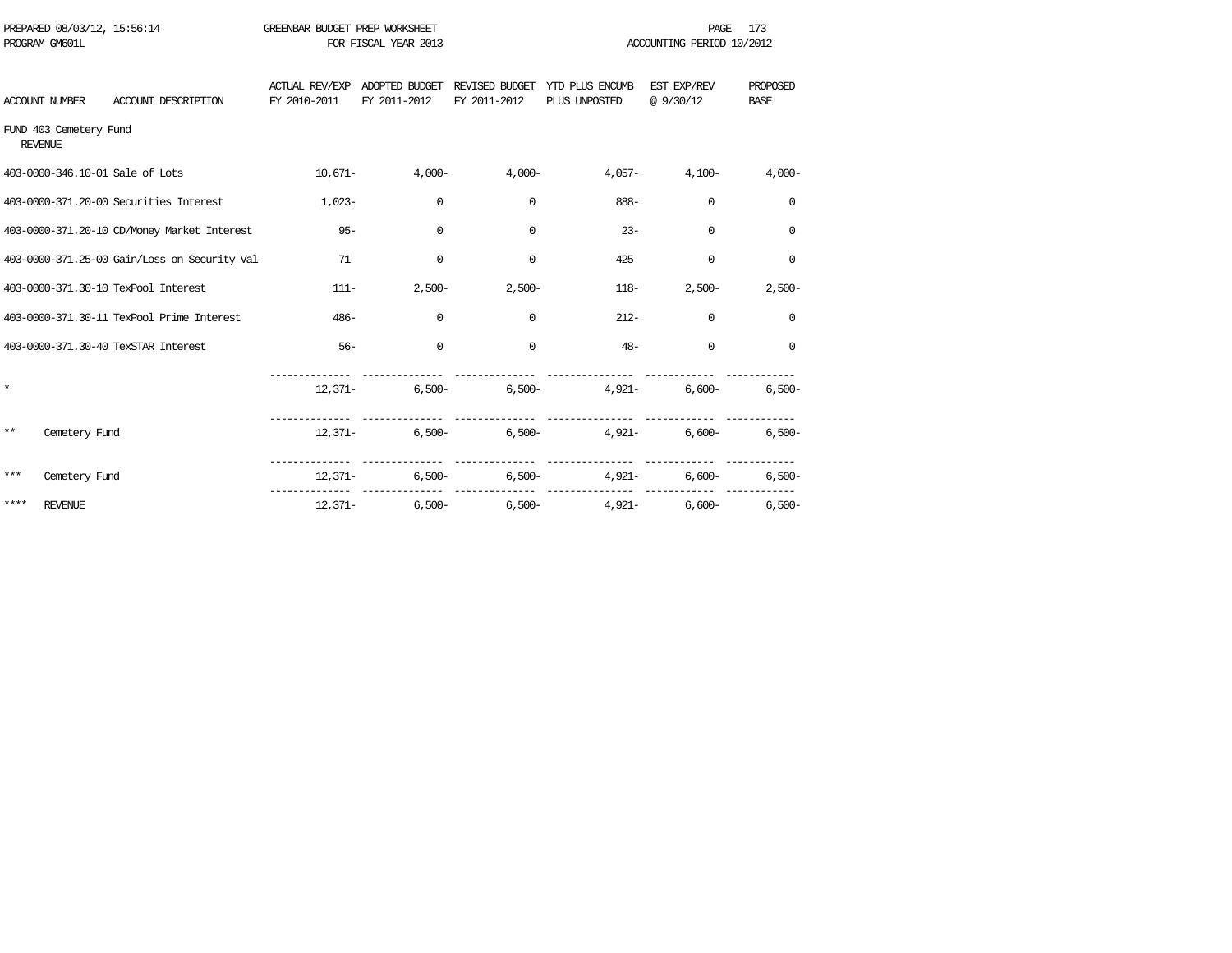PREPARED 08/03/12, 15:56:14 GREENBAR BUDGET PREP WORKSHEET
PROGRAM GM601L FOR FISCAL YEAR 2013 ACCOUNTING PERIOD 10/2012

FUND 403 Cemetery Fund
REVENUE

| ACCOUNT NUMBER | ACCOUNT DESCRIPTION | ACTUAL REV/EXP FY 2010-2011 | ADOPTED BUDGET FY 2011-2012 | REVISED BUDGET FY 2011-2012 | YTD PLUS ENCUMB PLUS UNPOSTED | EST EXP/REV @ 9/30/12 | PROPOSED BASE |
|---|---|---|---|---|---|---|---|
| 403-0000-346.10-01 | Sale of Lots | 10,671- | 4,000- | 4,000- | 4,057- | 4,100- | 4,000- |
| 403-0000-371.20-00 | Securities Interest | 1,023- | 0 | 0 | 888- | 0 | 0 |
| 403-0000-371.20-10 | CD/Money Market Interest | 95- | 0 | 0 | 23- | 0 | 0 |
| 403-0000-371.25-00 | Gain/Loss on Security Val | 71 | 0 | 0 | 425 | 0 | 0 |
| 403-0000-371.30-10 | TexPool Interest | 111- | 2,500- | 2,500- | 118- | 2,500- | 2,500- |
| 403-0000-371.30-11 | TexPool Prime Interest | 486- | 0 | 0 | 212- | 0 | 0 |
| 403-0000-371.30-40 | TexSTAR Interest | 56- | 0 | 0 | 48- | 0 | 0 |
| * | | 12,371- | 6,500- | 6,500- | 4,921- | 6,600- | 6,500- |
| ** | Cemetery Fund | 12,371- | 6,500- | 6,500- | 4,921- | 6,600- | 6,500- |
| *** | Cemetery Fund | 12,371- | 6,500- | 6,500- | 4,921- | 6,600- | 6,500- |
| **** | REVENUE | 12,371- | 6,500- | 6,500- | 4,921- | 6,600- | 6,500- |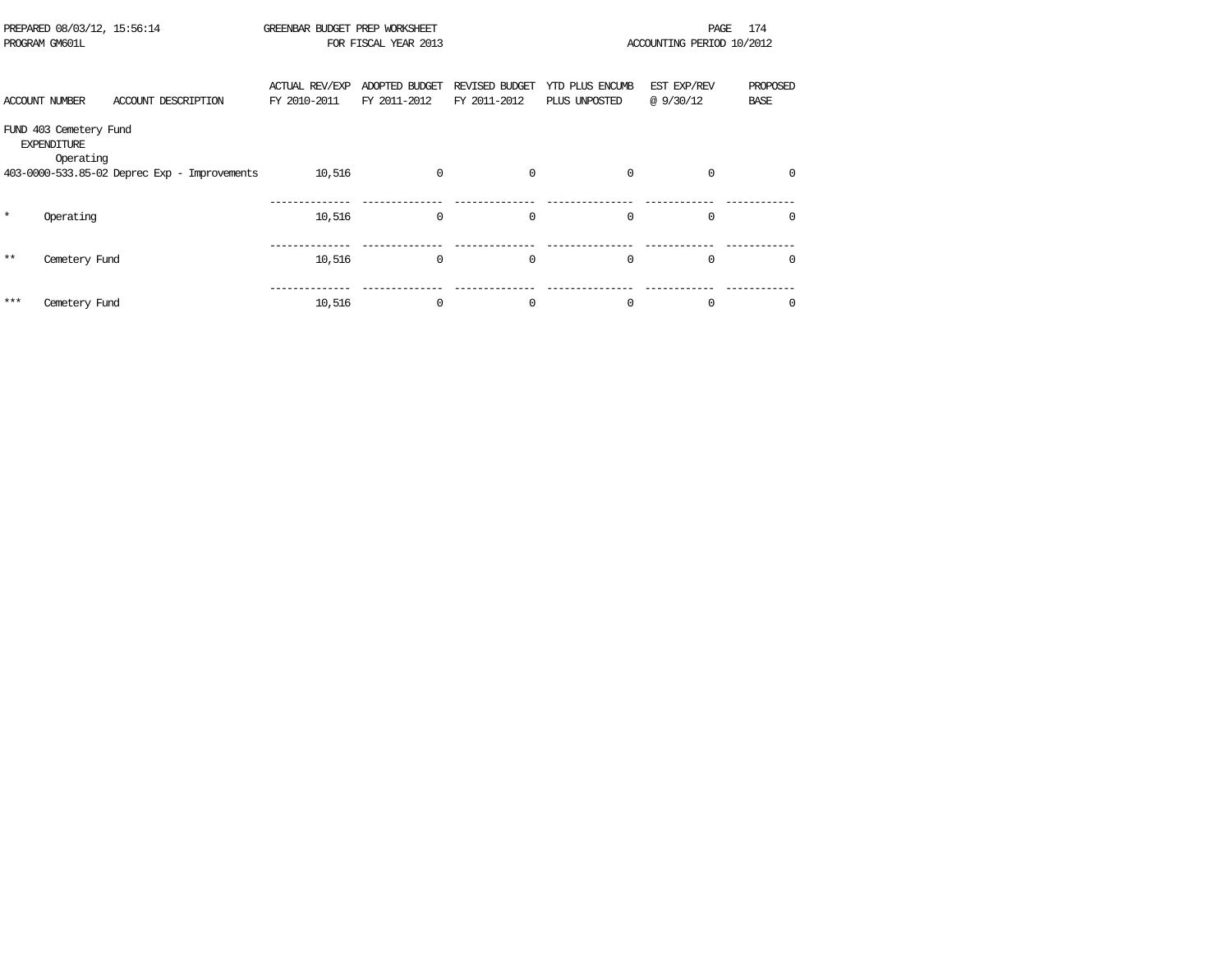PREPARED 08/03/12, 15:56:14 GREENBAR BUDGET PREP WORKSHEET
PROGRAM GM601L FOR FISCAL YEAR 2013 ACCOUNTING PERIOD 10/2012

| ACCOUNT NUMBER | ACCOUNT DESCRIPTION | ACTUAL REV/EXP FY 2010-2011 | ADOPTED BUDGET FY 2011-2012 | REVISED BUDGET FY 2011-2012 | YTD PLUS ENCUMB PLUS UNPOSTED | EST EXP/REV @ 9/30/12 | PROPOSED BASE |
|---|---|---|---|---|---|---|---|
| FUND 403 Cemetery Fund | | | | | | | |
| EXPENDITURE | | | | | | | |
| Operating | | | | | | | |
| 403-0000-533.85-02 | Deprec Exp - Improvements | 10,516 | 0 | 0 | 0 | 0 | 0 |
| * | Operating | 10,516 | 0 | 0 | 0 | 0 | 0 |
| ** | Cemetery Fund | 10,516 | 0 | 0 | 0 | 0 | 0 |
| *** | Cemetery Fund | 10,516 | 0 | 0 | 0 | 0 | 0 |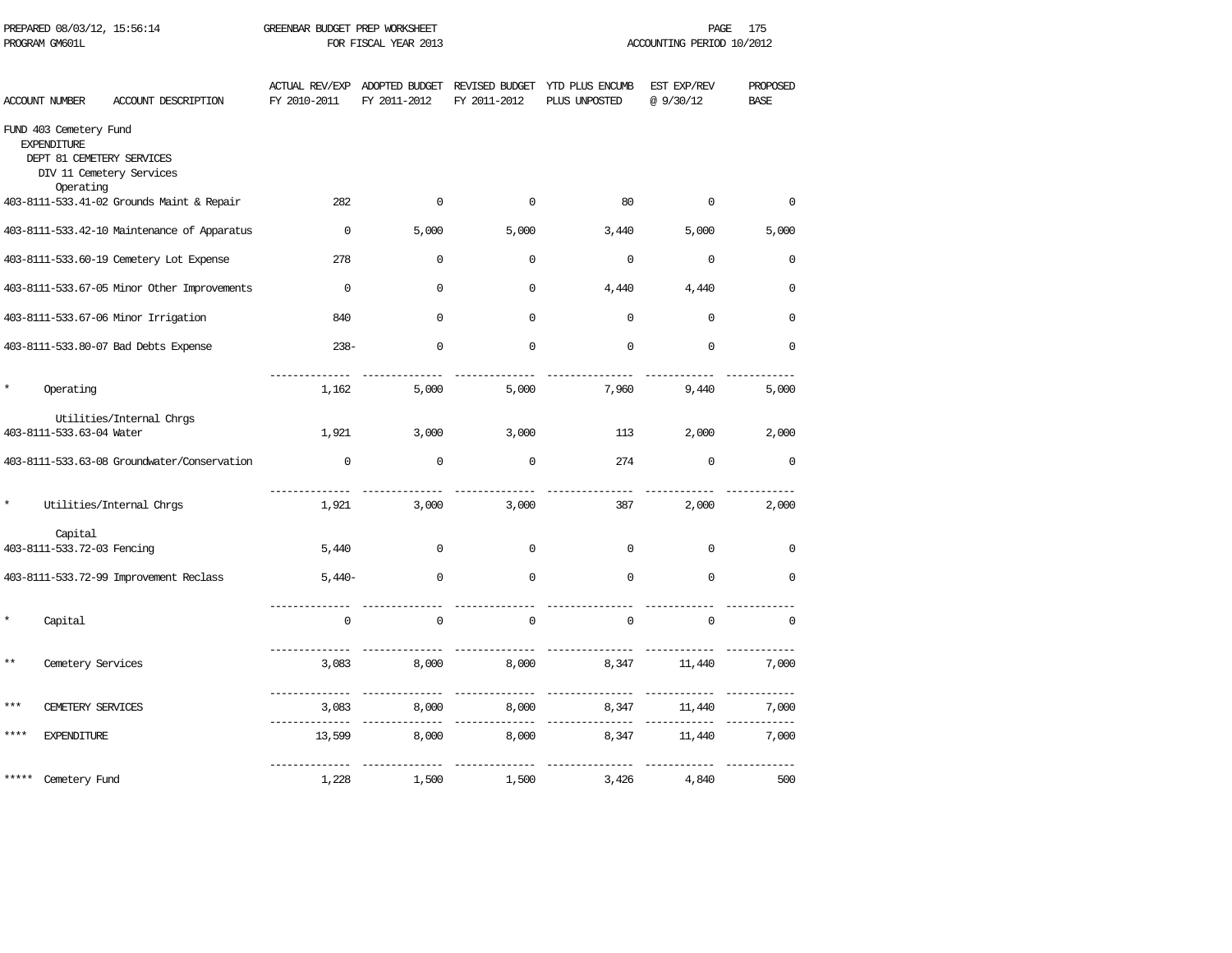PREPARED 08/03/12, 15:56:14 GREENBAR BUDGET PREP WORKSHEET
PROGRAM GM601L FOR FISCAL YEAR 2013 ACCOUNTING PERIOD 10/2012

| ACCOUNT NUMBER | ACCOUNT DESCRIPTION | ACTUAL REV/EXP FY 2010-2011 | ADOPTED BUDGET FY 2011-2012 | REVISED BUDGET FY 2011-2012 | YTD PLUS ENCUMB PLUS UNPOSTED | EST EXP/REV @ 9/30/12 | PROPOSED BASE |
|---|---|---|---|---|---|---|---|
| FUND 403 Cemetery Fund | | | | | | | |
| EXPENDITURE | | | | | | | |
| DEPT 81 CEMETERY SERVICES | | | | | | | |
| DIV 11 Cemetery Services | | | | | | | |
| Operating | | | | | | | |
| 403-8111-533.41-02 | Grounds Maint & Repair | 282 | 0 | 0 | 80 | 0 | 0 |
| 403-8111-533.42-10 | Maintenance of Apparatus | 0 | 5,000 | 5,000 | 3,440 | 5,000 | 5,000 |
| 403-8111-533.60-19 | Cemetery Lot Expense | 278 | 0 | 0 | 0 | 0 | 0 |
| 403-8111-533.67-05 | Minor Other Improvements | 0 | 0 | 0 | 4,440 | 4,440 | 0 |
| 403-8111-533.67-06 | Minor Irrigation | 840 | 0 | 0 | 0 | 0 | 0 |
| 403-8111-533.80-07 | Bad Debts Expense | 238- | 0 | 0 | 0 | 0 | 0 |
| * | Operating | 1,162 | 5,000 | 5,000 | 7,960 | 9,440 | 5,000 |
| Utilities/Internal Chrgs | | | | | | | |
| 403-8111-533.63-04 | Water | 1,921 | 3,000 | 3,000 | 113 | 2,000 | 2,000 |
| 403-8111-533.63-08 | Groundwater/Conservation | 0 | 0 | 0 | 274 | 0 | 0 |
| * | Utilities/Internal Chrgs | 1,921 | 3,000 | 3,000 | 387 | 2,000 | 2,000 |
| Capital | | | | | | | |
| 403-8111-533.72-03 | Fencing | 5,440 | 0 | 0 | 0 | 0 | 0 |
| 403-8111-533.72-99 | Improvement Reclass | 5,440- | 0 | 0 | 0 | 0 | 0 |
| * | Capital | 0 | 0 | 0 | 0 | 0 | 0 |
| ** | Cemetery Services | 3,083 | 8,000 | 8,000 | 8,347 | 11,440 | 7,000 |
| *** | CEMETERY SERVICES | 3,083 | 8,000 | 8,000 | 8,347 | 11,440 | 7,000 |
| **** | EXPENDITURE | 13,599 | 8,000 | 8,000 | 8,347 | 11,440 | 7,000 |
| ***** | Cemetery Fund | 1,228 | 1,500 | 1,500 | 3,426 | 4,840 | 500 |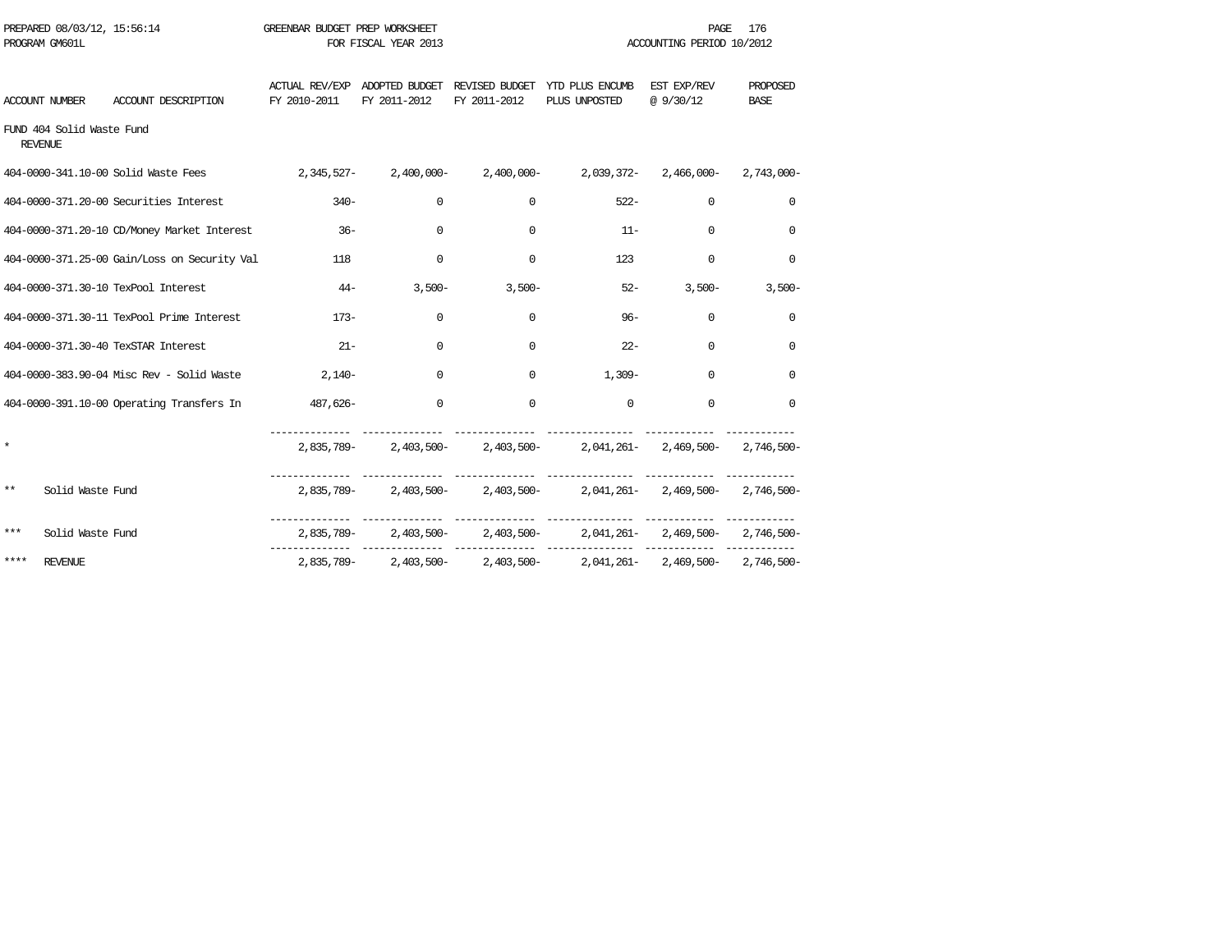PREPARED 08/03/12, 15:56:14 GREENBAR BUDGET PREP WORKSHEET
PROGRAM GM601L FOR FISCAL YEAR 2013 ACCOUNTING PERIOD 10/2012

| ACCOUNT NUMBER | ACCOUNT DESCRIPTION | ACTUAL REV/EXP FY 2010-2011 | ADOPTED BUDGET FY 2011-2012 | REVISED BUDGET FY 2011-2012 | YTD PLUS ENCUMB PLUS UNPOSTED | EST EXP/REV @ 9/30/12 | PROPOSED BASE |
|---|---|---|---|---|---|---|---|
| FUND 404 Solid Waste Fund | | | | | | | |
| REVENUE | | | | | | | |
| 404-0000-341.10-00 | Solid Waste Fees | 2,345,527- | 2,400,000- | 2,400,000- | 2,039,372- | 2,466,000- | 2,743,000- |
| 404-0000-371.20-00 | Securities Interest | 340- | 0 | 0 | 522- | 0 | 0 |
| 404-0000-371.20-10 | CD/Money Market Interest | 36- | 0 | 0 | 11- | 0 | 0 |
| 404-0000-371.25-00 | Gain/Loss on Security Val | 118 | 0 | 0 | 123 | 0 | 0 |
| 404-0000-371.30-10 | TexPool Interest | 44- | 3,500- | 3,500- | 52- | 3,500- | 3,500- |
| 404-0000-371.30-11 | TexPool Prime Interest | 173- | 0 | 0 | 96- | 0 | 0 |
| 404-0000-371.30-40 | TexSTAR Interest | 21- | 0 | 0 | 22- | 0 | 0 |
| 404-0000-383.90-04 | Misc Rev - Solid Waste | 2,140- | 0 | 0 | 1,309- | 0 | 0 |
| 404-0000-391.10-00 | Operating Transfers In | 487,626- | 0 | 0 | 0 | 0 | 0 |
| * | | 2,835,789- | 2,403,500- | 2,403,500- | 2,041,261- | 2,469,500- | 2,746,500- |
| ** | Solid Waste Fund | 2,835,789- | 2,403,500- | 2,403,500- | 2,041,261- | 2,469,500- | 2,746,500- |
| *** | Solid Waste Fund | 2,835,789- | 2,403,500- | 2,403,500- | 2,041,261- | 2,469,500- | 2,746,500- |
| **** | REVENUE | 2,835,789- | 2,403,500- | 2,403,500- | 2,041,261- | 2,469,500- | 2,746,500- |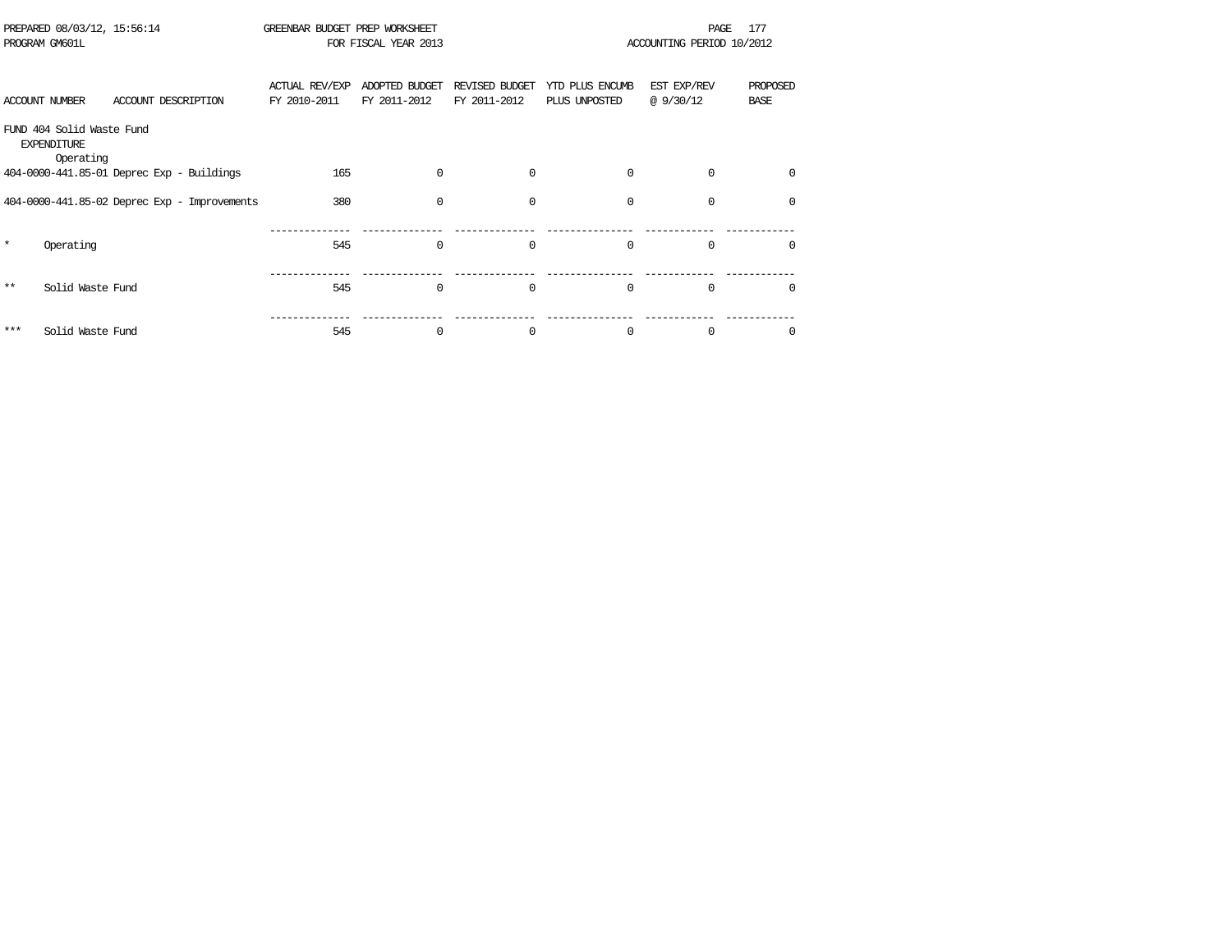PREPARED 08/03/12, 15:56:14 GREENBAR BUDGET PREP WORKSHEET
PROGRAM GM601L FOR FISCAL YEAR 2013 ACCOUNTING PERIOD 10/2012

| ACCOUNT NUMBER | ACCOUNT DESCRIPTION | ACTUAL REV/EXP FY 2010-2011 | ADOPTED BUDGET FY 2011-2012 | REVISED BUDGET FY 2011-2012 | YTD PLUS ENCUMB PLUS UNPOSTED | EST EXP/REV @ 9/30/12 | PROPOSED BASE |
|---|---|---|---|---|---|---|---|
| FUND 404 Solid Waste Fund | | | | | | | |
| EXPENDITURE | | | | | | | |
| Operating | | | | | | | |
| 404-0000-441.85-01 | Deprec Exp - Buildings | 165 | 0 | 0 | 0 | 0 | 0 |
| 404-0000-441.85-02 | Deprec Exp - Improvements | 380 | 0 | 0 | 0 | 0 | 0 |
| * | Operating | 545 | 0 | 0 | 0 | 0 | 0 |
| ** | Solid Waste Fund | 545 | 0 | 0 | 0 | 0 | 0 |
| *** | Solid Waste Fund | 545 | 0 | 0 | 0 | 0 | 0 |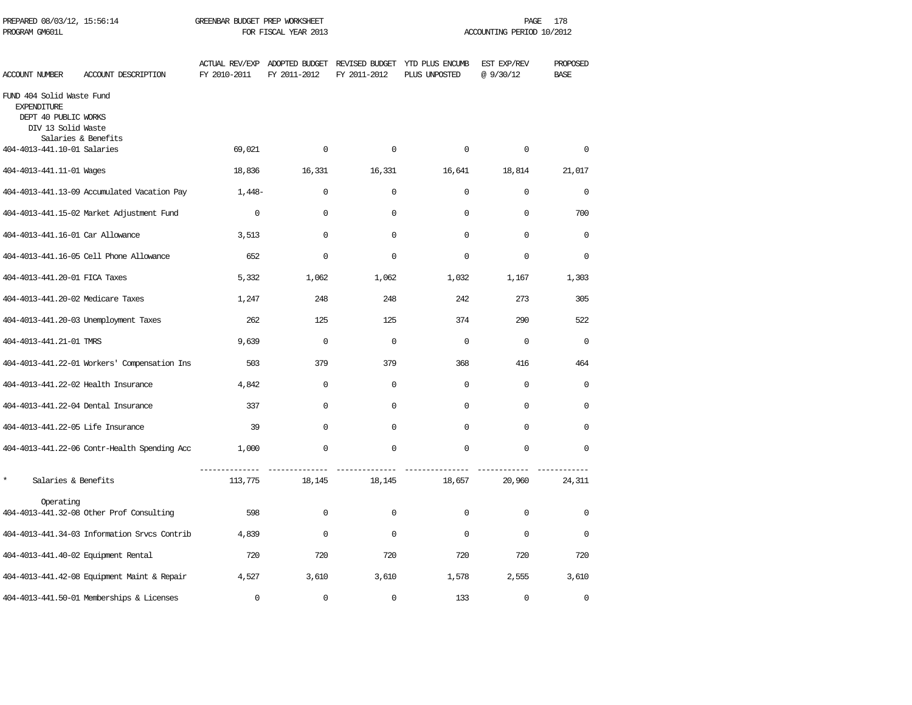PREPARED 08/03/12, 15:56:14 GREENBAR BUDGET PREP WORKSHEET
PROGRAM GM601L FOR FISCAL YEAR 2013 ACCOUNTING PERIOD 10/2012

| ACCOUNT NUMBER | ACCOUNT DESCRIPTION | ACTUAL REV/EXP FY 2010-2011 | ADOPTED BUDGET FY 2011-2012 | REVISED BUDGET FY 2011-2012 | YTD PLUS ENCUMB PLUS UNPOSTED | EST EXP/REV @ 9/30/12 | PROPOSED BASE |
|---|---|---|---|---|---|---|---|
| FUND 404 Solid Waste Fund | | | | | | | |
| EXPENDITURE | | | | | | | |
| DEPT 40 PUBLIC WORKS | | | | | | | |
| DIV 13 Solid Waste | | | | | | | |
| Salaries & Benefits | | | | | | | |
| 404-4013-441.10-01 | Salaries | 69,021 | 0 | 0 | 0 | 0 | 0 |
| 404-4013-441.11-01 | Wages | 18,836 | 16,331 | 16,331 | 16,641 | 18,814 | 21,017 |
| 404-4013-441.13-09 | Accumulated Vacation Pay | 1,448- | 0 | 0 | 0 | 0 | 0 |
| 404-4013-441.15-02 | Market Adjustment Fund | 0 | 0 | 0 | 0 | 0 | 700 |
| 404-4013-441.16-01 | Car Allowance | 3,513 | 0 | 0 | 0 | 0 | 0 |
| 404-4013-441.16-05 | Cell Phone Allowance | 652 | 0 | 0 | 0 | 0 | 0 |
| 404-4013-441.20-01 | FICA Taxes | 5,332 | 1,062 | 1,062 | 1,032 | 1,167 | 1,303 |
| 404-4013-441.20-02 | Medicare Taxes | 1,247 | 248 | 248 | 242 | 273 | 305 |
| 404-4013-441.20-03 | Unemployment Taxes | 262 | 125 | 125 | 374 | 290 | 522 |
| 404-4013-441.21-01 | TMRS | 9,639 | 0 | 0 | 0 | 0 | 0 |
| 404-4013-441.22-01 | Workers' Compensation Ins | 503 | 379 | 379 | 368 | 416 | 464 |
| 404-4013-441.22-02 | Health Insurance | 4,842 | 0 | 0 | 0 | 0 | 0 |
| 404-4013-441.22-04 | Dental Insurance | 337 | 0 | 0 | 0 | 0 | 0 |
| 404-4013-441.22-05 | Life Insurance | 39 | 0 | 0 | 0 | 0 | 0 |
| 404-4013-441.22-06 | Contr-Health Spending Acc | 1,000 | 0 | 0 | 0 | 0 | 0 |
| * | Salaries & Benefits | 113,775 | 18,145 | 18,145 | 18,657 | 20,960 | 24,311 |
| Operating | | | | | | | |
| 404-4013-441.32-08 | Other Prof Consulting | 598 | 0 | 0 | 0 | 0 | 0 |
| 404-4013-441.34-03 | Information Srvcs Contrib | 4,839 | 0 | 0 | 0 | 0 | 0 |
| 404-4013-441.40-02 | Equipment Rental | 720 | 720 | 720 | 720 | 720 | 720 |
| 404-4013-441.42-08 | Equipment Maint & Repair | 4,527 | 3,610 | 3,610 | 1,578 | 2,555 | 3,610 |
| 404-4013-441.50-01 | Memberships & Licenses | 0 | 0 | 0 | 133 | 0 | 0 |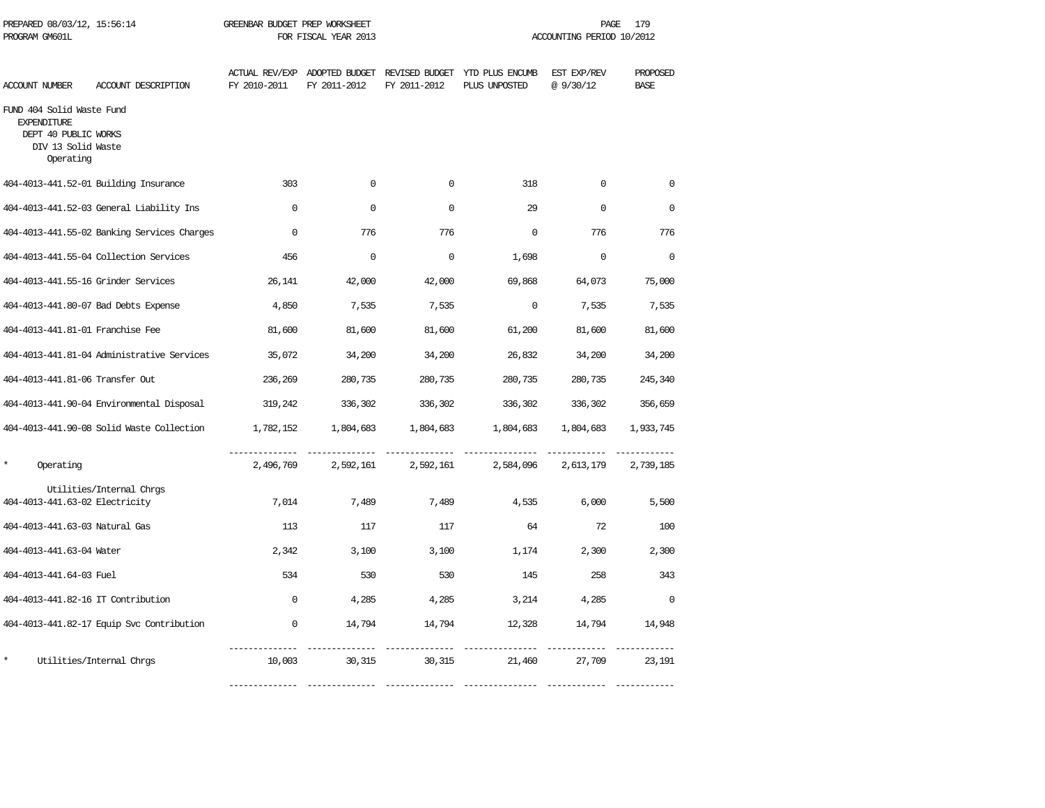PREPARED 08/03/12, 15:56:14 GREENBAR BUDGET PREP WORKSHEET
PROGRAM GM601L FOR FISCAL YEAR 2013 ACCOUNTING PERIOD 10/2012

FUND 404 Solid Waste Fund
EXPENDITURE
DEPT 40 PUBLIC WORKS
DIV 13 Solid Waste
Operating

| ACCOUNT NUMBER | ACCOUNT DESCRIPTION | ACTUAL REV/EXP FY 2010-2011 | ADOPTED BUDGET FY 2011-2012 | REVISED BUDGET FY 2011-2012 | YTD PLUS ENCUMB PLUS UNPOSTED | EST EXP/REV @ 9/30/12 | PROPOSED BASE |
|---|---|---|---|---|---|---|---|
| 404-4013-441.52-01 | Building Insurance | 303 | 0 | 0 | 318 | 0 | 0 |
| 404-4013-441.52-03 | General Liability Ins | 0 | 0 | 0 | 29 | 0 | 0 |
| 404-4013-441.55-02 | Banking Services Charges | 0 | 776 | 776 | 0 | 776 | 776 |
| 404-4013-441.55-04 | Collection Services | 456 | 0 | 0 | 1,698 | 0 | 0 |
| 404-4013-441.55-16 | Grinder Services | 26,141 | 42,000 | 42,000 | 69,868 | 64,073 | 75,000 |
| 404-4013-441.80-07 | Bad Debts Expense | 4,850 | 7,535 | 7,535 | 0 | 7,535 | 7,535 |
| 404-4013-441.81-01 | Franchise Fee | 81,600 | 81,600 | 81,600 | 61,200 | 81,600 | 81,600 |
| 404-4013-441.81-04 | Administrative Services | 35,072 | 34,200 | 34,200 | 26,832 | 34,200 | 34,200 |
| 404-4013-441.81-06 | Transfer Out | 236,269 | 280,735 | 280,735 | 280,735 | 280,735 | 245,340 |
| 404-4013-441.90-04 | Environmental Disposal | 319,242 | 336,302 | 336,302 | 336,302 | 336,302 | 356,659 |
| 404-4013-441.90-08 | Solid Waste Collection | 1,782,152 | 1,804,683 | 1,804,683 | 1,804,683 | 1,804,683 | 1,933,745 |
| * | Operating | 2,496,769 | 2,592,161 | 2,592,161 | 2,584,096 | 2,613,179 | 2,739,185 |
| | Utilities/Internal Chrgs | | | | | | |
| 404-4013-441.63-02 | Electricity | 7,014 | 7,489 | 7,489 | 4,535 | 6,000 | 5,500 |
| 404-4013-441.63-03 | Natural Gas | 113 | 117 | 117 | 64 | 72 | 100 |
| 404-4013-441.63-04 | Water | 2,342 | 3,100 | 3,100 | 1,174 | 2,300 | 2,300 |
| 404-4013-441.64-03 | Fuel | 534 | 530 | 530 | 145 | 258 | 343 |
| 404-4013-441.82-16 | IT Contribution | 0 | 4,285 | 4,285 | 3,214 | 4,285 | 0 |
| 404-4013-441.82-17 | Equip Svc Contribution | 0 | 14,794 | 14,794 | 12,328 | 14,794 | 14,948 |
| * | Utilities/Internal Chrgs | 10,003 | 30,315 | 30,315 | 21,460 | 27,709 | 23,191 |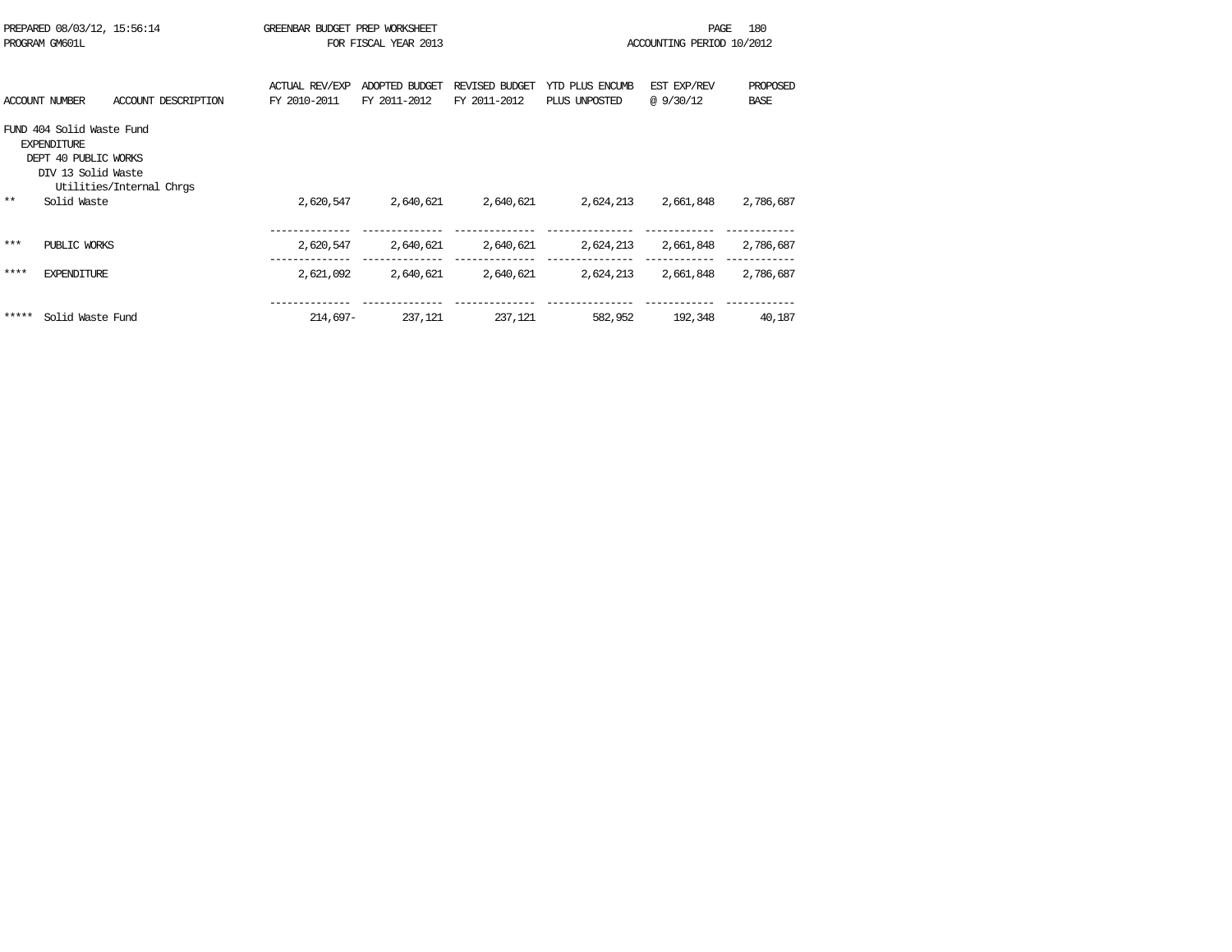PREPARED 08/03/12, 15:56:14 — GREENBAR BUDGET PREP WORKSHEET — FOR FISCAL YEAR 2013 — ACCOUNTING PERIOD 10/2012

PROGRAM GM601L

| ACCOUNT NUMBER | ACCOUNT DESCRIPTION | ACTUAL REV/EXP FY 2010-2011 | ADOPTED BUDGET FY 2011-2012 | REVISED BUDGET FY 2011-2012 | YTD PLUS ENCUMB PLUS UNPOSTED | EST EXP/REV @ 9/30/12 | PROPOSED BASE |
|---|---|---|---|---|---|---|---|
| FUND 404 Solid Waste Fund | | | | | | | |
| EXPENDITURE | | | | | | | |
| DEPT 40 PUBLIC WORKS | | | | | | | |
| DIV 13 Solid Waste | | | | | | | |
| | Utilities/Internal Chrgs | | | | | | |
| ** | Solid Waste | 2,620,547 | 2,640,621 | 2,640,621 | 2,624,213 | 2,661,848 | 2,786,687 |
| *** | PUBLIC WORKS | 2,620,547 | 2,640,621 | 2,640,621 | 2,624,213 | 2,661,848 | 2,786,687 |
| **** | EXPENDITURE | 2,621,092 | 2,640,621 | 2,640,621 | 2,624,213 | 2,661,848 | 2,786,687 |
| ***** | Solid Waste Fund | 214,697- | 237,121 | 237,121 | 582,952 | 192,348 | 40,187 |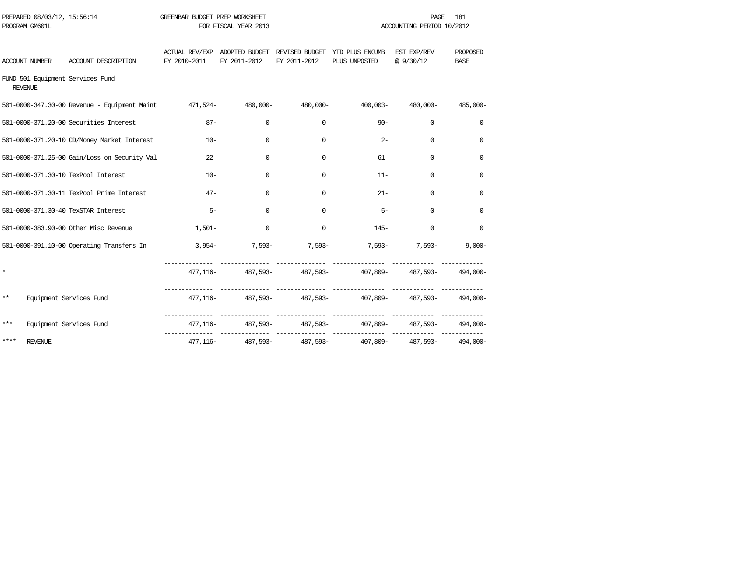PREPARED 08/03/12, 15:56:14 GREENBAR BUDGET PREP WORKSHEET
PROGRAM GM601L FOR FISCAL YEAR 2013 ACCOUNTING PERIOD 10/2012

FUND 501 Equipment Services Fund
REVENUE

| ACCOUNT NUMBER | ACCOUNT DESCRIPTION | ACTUAL REV/EXP FY 2010-2011 | ADOPTED BUDGET FY 2011-2012 | REVISED BUDGET FY 2011-2012 | YTD PLUS ENCUMB PLUS UNPOSTED | EST EXP/REV @ 9/30/12 | PROPOSED BASE |
|---|---|---|---|---|---|---|---|
| 501-0000-347.30-00 | Revenue - Equipment Maint | 471,524- | 480,000- | 480,000- | 400,003- | 480,000- | 485,000- |
| 501-0000-371.20-00 | Securities Interest | 87- | 0 | 0 | 90- | 0 | 0 |
| 501-0000-371.20-10 | CD/Money Market Interest | 10- | 0 | 0 | 2- | 0 | 0 |
| 501-0000-371.25-00 | Gain/Loss on Security Val | 22 | 0 | 0 | 61 | 0 | 0 |
| 501-0000-371.30-10 | TexPool Interest | 10- | 0 | 0 | 11- | 0 | 0 |
| 501-0000-371.30-11 | TexPool Prime Interest | 47- | 0 | 0 | 21- | 0 | 0 |
| 501-0000-371.30-40 | TexSTAR Interest | 5- | 0 | 0 | 5- | 0 | 0 |
| 501-0000-383.90-00 | Other Misc Revenue | 1,501- | 0 | 0 | 145- | 0 | 0 |
| 501-0000-391.10-00 | Operating Transfers In | 3,954- | 7,593- | 7,593- | 7,593- | 7,593- | 9,000- |
| * | | 477,116- | 487,593- | 487,593- | 407,809- | 487,593- | 494,000- |
| ** | Equipment Services Fund | 477,116- | 487,593- | 487,593- | 407,809- | 487,593- | 494,000- |
| *** | Equipment Services Fund | 477,116- | 487,593- | 487,593- | 407,809- | 487,593- | 494,000- |
| **** | REVENUE | 477,116- | 487,593- | 487,593- | 407,809- | 487,593- | 494,000- |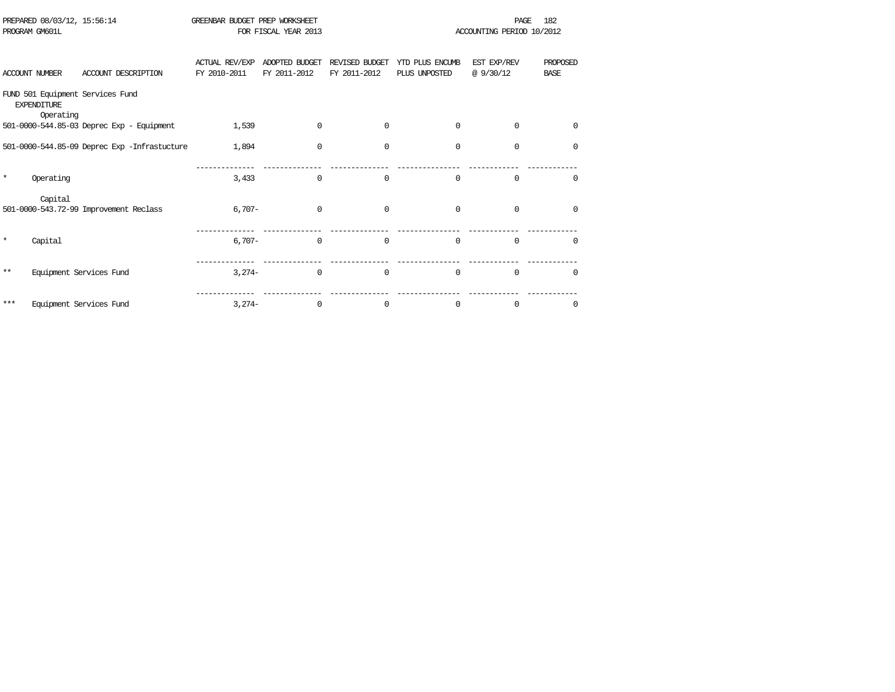PREPARED 08/03/12, 15:56:14 GREENBAR BUDGET PREP WORKSHEET
PROGRAM GM601L FOR FISCAL YEAR 2013 ACCOUNTING PERIOD 10/2012

| ACCOUNT NUMBER | ACCOUNT DESCRIPTION | ACTUAL REV/EXP FY 2010-2011 | ADOPTED BUDGET FY 2011-2012 | REVISED BUDGET FY 2011-2012 | YTD PLUS ENCUMB PLUS UNPOSTED | EST EXP/REV @ 9/30/12 | PROPOSED BASE |
|---|---|---|---|---|---|---|---|
| FUND 501 Equipment Services Fund | | | | | | | |
| EXPENDITURE | | | | | | | |
| Operating | | | | | | | |
| 501-0000-544.85-03 | Deprec Exp - Equipment | 1,539 | 0 | 0 | 0 | 0 | 0 |
| 501-0000-544.85-09 | Deprec Exp -Infrastucture | 1,894 | 0 | 0 | 0 | 0 | 0 |
| * | Operating | 3,433 | 0 | 0 | 0 | 0 | 0 |
| Capital | | | | | | | |
| 501-0000-543.72-99 | Improvement Reclass | 6,707- | 0 | 0 | 0 | 0 | 0 |
| * | Capital | 6,707- | 0 | 0 | 0 | 0 | 0 |
| ** | Equipment Services Fund | 3,274- | 0 | 0 | 0 | 0 | 0 |
| *** | Equipment Services Fund | 3,274- | 0 | 0 | 0 | 0 | 0 |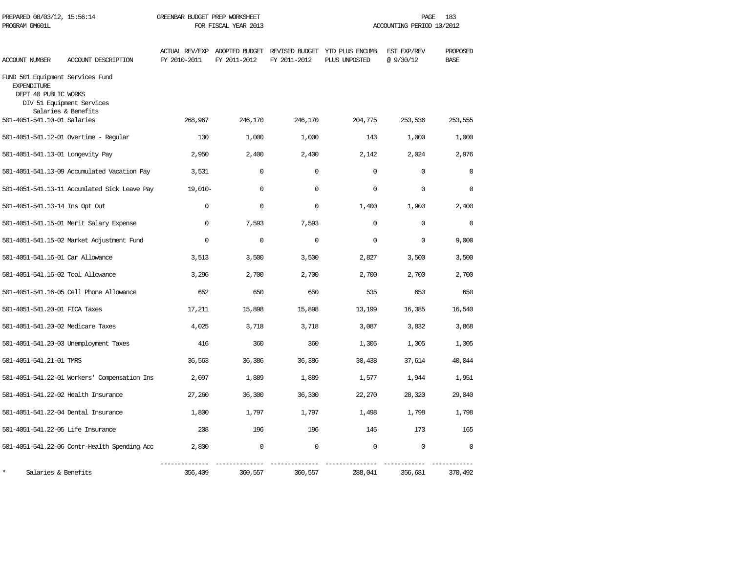PREPARED 08/03/12, 15:56:14 GREENBAR BUDGET PREP WORKSHEET
PROGRAM GM601L FOR FISCAL YEAR 2013 ACCOUNTING PERIOD 10/2012

| ACCOUNT NUMBER | ACCOUNT DESCRIPTION | ACTUAL REV/EXP FY 2010-2011 | ADOPTED BUDGET FY 2011-2012 | REVISED BUDGET FY 2011-2012 | YTD PLUS ENCUMB PLUS UNPOSTED | EST EXP/REV @ 9/30/12 | PROPOSED BASE |
|---|---|---|---|---|---|---|---|
| FUND 501 Equipment Services Fund | | | | | | | |
| EXPENDITURE | | | | | | | |
| DEPT 40 PUBLIC WORKS | | | | | | | |
| DIV 51 Equipment Services | | | | | | | |
| Salaries & Benefits | | | | | | | |
| 501-4051-541.10-01 | Salaries | 268,967 | 246,170 | 246,170 | 204,775 | 253,536 | 253,555 |
| 501-4051-541.12-01 | Overtime - Regular | 130 | 1,000 | 1,000 | 143 | 1,000 | 1,000 |
| 501-4051-541.13-01 | Longevity Pay | 2,950 | 2,400 | 2,400 | 2,142 | 2,024 | 2,976 |
| 501-4051-541.13-09 | Accumulated Vacation Pay | 3,531 | 0 | 0 | 0 | 0 | 0 |
| 501-4051-541.13-11 | Accumlated Sick Leave Pay | 19,010- | 0 | 0 | 0 | 0 | 0 |
| 501-4051-541.13-14 | Ins Opt Out | 0 | 0 | 0 | 1,400 | 1,900 | 2,400 |
| 501-4051-541.15-01 | Merit Salary Expense | 0 | 7,593 | 7,593 | 0 | 0 | 0 |
| 501-4051-541.15-02 | Market Adjustment Fund | 0 | 0 | 0 | 0 | 0 | 9,000 |
| 501-4051-541.16-01 | Car Allowance | 3,513 | 3,500 | 3,500 | 2,827 | 3,500 | 3,500 |
| 501-4051-541.16-02 | Tool Allowance | 3,296 | 2,700 | 2,700 | 2,700 | 2,700 | 2,700 |
| 501-4051-541.16-05 | Cell Phone Allowance | 652 | 650 | 650 | 535 | 650 | 650 |
| 501-4051-541.20-01 | FICA Taxes | 17,211 | 15,898 | 15,898 | 13,199 | 16,385 | 16,540 |
| 501-4051-541.20-02 | Medicare Taxes | 4,025 | 3,718 | 3,718 | 3,087 | 3,832 | 3,868 |
| 501-4051-541.20-03 | Unemployment Taxes | 416 | 360 | 360 | 1,305 | 1,305 | 1,305 |
| 501-4051-541.21-01 | TMRS | 36,563 | 36,386 | 36,386 | 30,438 | 37,614 | 40,044 |
| 501-4051-541.22-01 | Workers' Compensation Ins | 2,097 | 1,889 | 1,889 | 1,577 | 1,944 | 1,951 |
| 501-4051-541.22-02 | Health Insurance | 27,260 | 36,300 | 36,300 | 22,270 | 28,320 | 29,040 |
| 501-4051-541.22-04 | Dental Insurance | 1,800 | 1,797 | 1,797 | 1,498 | 1,798 | 1,798 |
| 501-4051-541.22-05 | Life Insurance | 208 | 196 | 196 | 145 | 173 | 165 |
| 501-4051-541.22-06 | Contr-Health Spending Acc | 2,800 | 0 | 0 | 0 | 0 | 0 |
| * | Salaries & Benefits | 356,409 | 360,557 | 360,557 | 288,041 | 356,681 | 370,492 |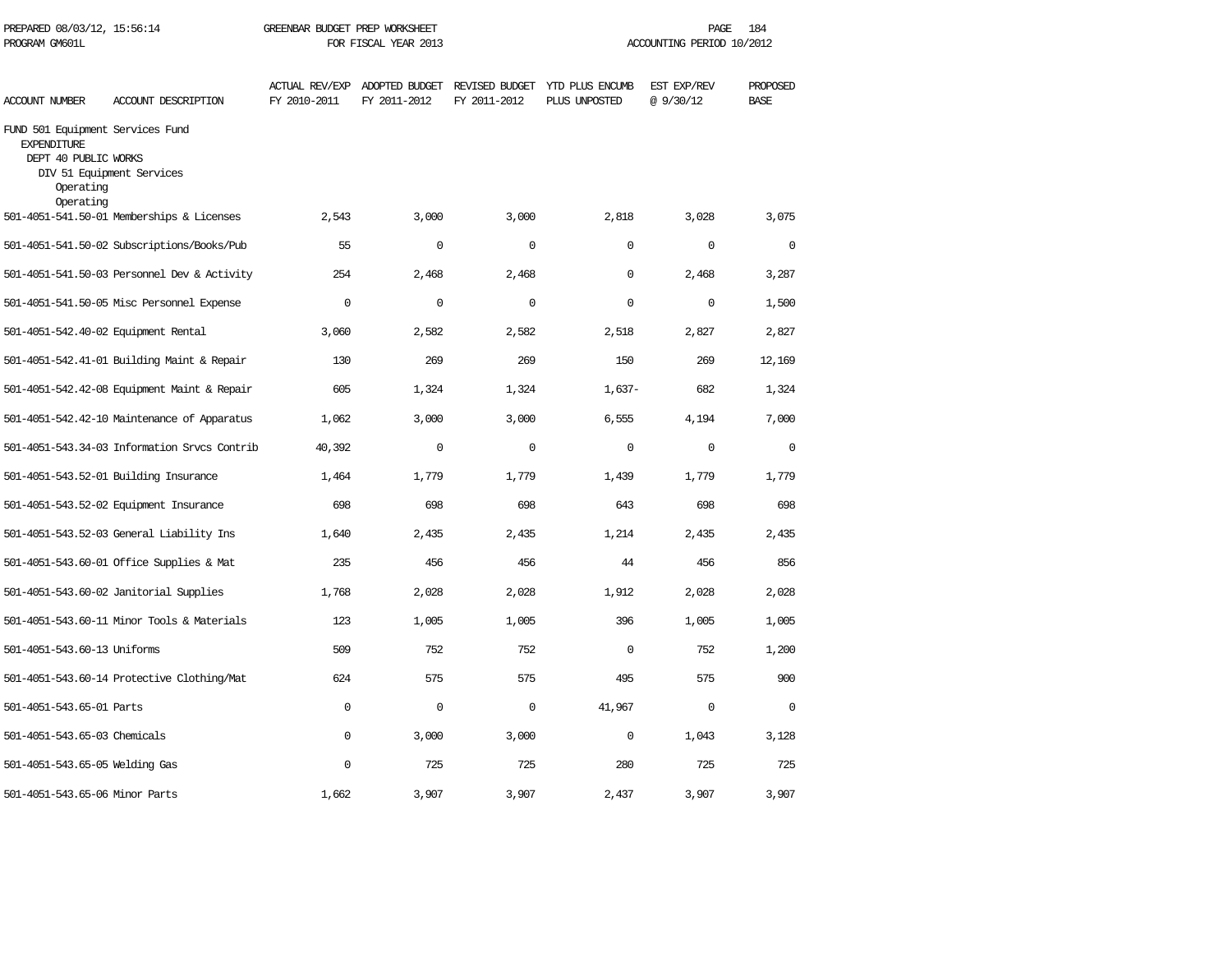PREPARED 08/03/12, 15:56:14 GREENBAR BUDGET PREP WORKSHEET
PROGRAM GM601L FOR FISCAL YEAR 2013 ACCOUNTING PERIOD 10/2012

| ACCOUNT NUMBER | ACCOUNT DESCRIPTION | ACTUAL REV/EXP FY 2010-2011 | ADOPTED BUDGET FY 2011-2012 | REVISED BUDGET FY 2011-2012 | YTD PLUS ENCUMB PLUS UNPOSTED | EST EXP/REV @ 9/30/12 | PROPOSED BASE |
|---|---|---|---|---|---|---|---|
| FUND 501 Equipment Services Fund | | | | | | | |
| EXPENDITURE | | | | | | | |
| DEPT 40 PUBLIC WORKS | | | | | | | |
| DIV 51 Equipment Services | | | | | | | |
| Operating | | | | | | | |
| Operating | | | | | | | |
| 501-4051-541.50-01 | Memberships & Licenses | 2,543 | 3,000 | 3,000 | 2,818 | 3,028 | 3,075 |
| 501-4051-541.50-02 | Subscriptions/Books/Pub | 55 | 0 | 0 | 0 | 0 | 0 |
| 501-4051-541.50-03 | Personnel Dev & Activity | 254 | 2,468 | 2,468 | 0 | 2,468 | 3,287 |
| 501-4051-541.50-05 | Misc Personnel Expense | 0 | 0 | 0 | 0 | 0 | 1,500 |
| 501-4051-542.40-02 | Equipment Rental | 3,060 | 2,582 | 2,582 | 2,518 | 2,827 | 2,827 |
| 501-4051-542.41-01 | Building Maint & Repair | 130 | 269 | 269 | 150 | 269 | 12,169 |
| 501-4051-542.42-08 | Equipment Maint & Repair | 605 | 1,324 | 1,324 | 1,637- | 682 | 1,324 |
| 501-4051-542.42-10 | Maintenance of Apparatus | 1,062 | 3,000 | 3,000 | 6,555 | 4,194 | 7,000 |
| 501-4051-543.34-03 | Information Srvcs Contrib | 40,392 | 0 | 0 | 0 | 0 | 0 |
| 501-4051-543.52-01 | Building Insurance | 1,464 | 1,779 | 1,779 | 1,439 | 1,779 | 1,779 |
| 501-4051-543.52-02 | Equipment Insurance | 698 | 698 | 698 | 643 | 698 | 698 |
| 501-4051-543.52-03 | General Liability Ins | 1,640 | 2,435 | 2,435 | 1,214 | 2,435 | 2,435 |
| 501-4051-543.60-01 | Office Supplies & Mat | 235 | 456 | 456 | 44 | 456 | 856 |
| 501-4051-543.60-02 | Janitorial Supplies | 1,768 | 2,028 | 2,028 | 1,912 | 2,028 | 2,028 |
| 501-4051-543.60-11 | Minor Tools & Materials | 123 | 1,005 | 1,005 | 396 | 1,005 | 1,005 |
| 501-4051-543.60-13 | Uniforms | 509 | 752 | 752 | 0 | 752 | 1,200 |
| 501-4051-543.60-14 | Protective Clothing/Mat | 624 | 575 | 575 | 495 | 575 | 900 |
| 501-4051-543.65-01 | Parts | 0 | 0 | 0 | 41,967 | 0 | 0 |
| 501-4051-543.65-03 | Chemicals | 0 | 3,000 | 3,000 | 0 | 1,043 | 3,128 |
| 501-4051-543.65-05 | Welding Gas | 0 | 725 | 725 | 280 | 725 | 725 |
| 501-4051-543.65-06 | Minor Parts | 1,662 | 3,907 | 3,907 | 2,437 | 3,907 | 3,907 |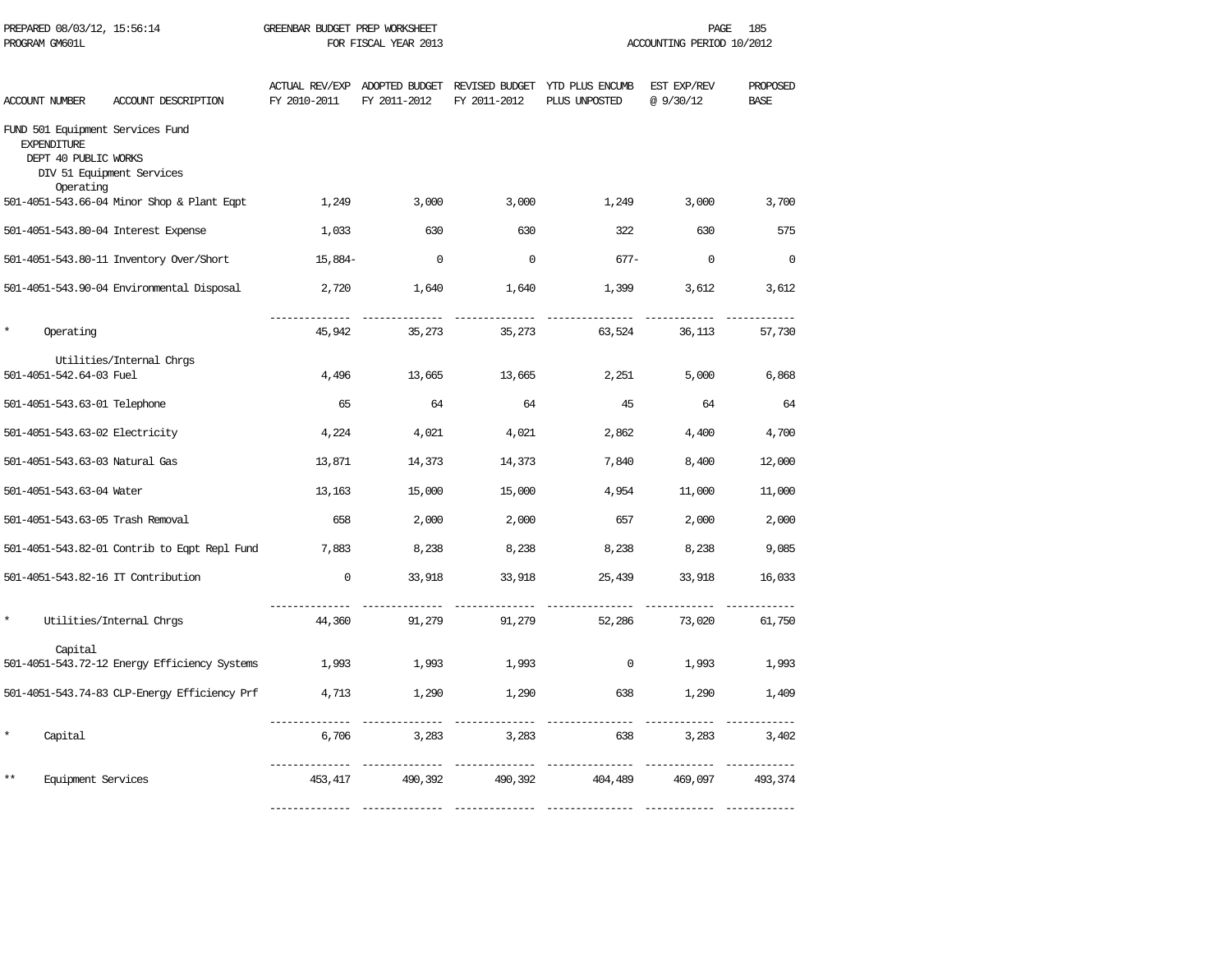PREPARED 08/03/12, 15:56:14 GREENBAR BUDGET PREP WORKSHEET
PROGRAM GM601L FOR FISCAL YEAR 2013 ACCOUNTING PERIOD 10/2012

| ACCOUNT NUMBER | ACCOUNT DESCRIPTION | ACTUAL REV/EXP FY 2010-2011 | ADOPTED BUDGET FY 2011-2012 | REVISED BUDGET FY 2011-2012 | YTD PLUS ENCUMB PLUS UNPOSTED | EST EXP/REV @ 9/30/12 | PROPOSED BASE |
|---|---|---|---|---|---|---|---|
| FUND 501 Equipment Services Fund | | | | | | | |
| EXPENDITURE | | | | | | | |
| DEPT 40 PUBLIC WORKS | | | | | | | |
| DIV 51 Equipment Services | | | | | | | |
| Operating | | | | | | | |
| 501-4051-543.66-04 | Minor Shop & Plant Eqpt | 1,249 | 3,000 | 3,000 | 1,249 | 3,000 | 3,700 |
| 501-4051-543.80-04 | Interest Expense | 1,033 | 630 | 630 | 322 | 630 | 575 |
| 501-4051-543.80-11 | Inventory Over/Short | 15,884- | 0 | 0 | 677- | 0 | 0 |
| 501-4051-543.90-04 | Environmental Disposal | 2,720 | 1,640 | 1,640 | 1,399 | 3,612 | 3,612 |
| * | Operating | 45,942 | 35,273 | 35,273 | 63,524 | 36,113 | 57,730 |
| Utilities/Internal Chrgs | | | | | | | |
| 501-4051-542.64-03 | Fuel | 4,496 | 13,665 | 13,665 | 2,251 | 5,000 | 6,868 |
| 501-4051-543.63-01 | Telephone | 65 | 64 | 64 | 45 | 64 | 64 |
| 501-4051-543.63-02 | Electricity | 4,224 | 4,021 | 4,021 | 2,862 | 4,400 | 4,700 |
| 501-4051-543.63-03 | Natural Gas | 13,871 | 14,373 | 14,373 | 7,840 | 8,400 | 12,000 |
| 501-4051-543.63-04 | Water | 13,163 | 15,000 | 15,000 | 4,954 | 11,000 | 11,000 |
| 501-4051-543.63-05 | Trash Removal | 658 | 2,000 | 2,000 | 657 | 2,000 | 2,000 |
| 501-4051-543.82-01 | Contrib to Eqpt Repl Fund | 7,883 | 8,238 | 8,238 | 8,238 | 8,238 | 9,085 |
| 501-4051-543.82-16 | IT Contribution | 0 | 33,918 | 33,918 | 25,439 | 33,918 | 16,033 |
| * | Utilities/Internal Chrgs | 44,360 | 91,279 | 91,279 | 52,286 | 73,020 | 61,750 |
| Capital | | | | | | | |
| 501-4051-543.72-12 | Energy Efficiency Systems | 1,993 | 1,993 | 1,993 | 0 | 1,993 | 1,993 |
| 501-4051-543.74-83 | CLP-Energy Efficiency Prf | 4,713 | 1,290 | 1,290 | 638 | 1,290 | 1,409 |
| * | Capital | 6,706 | 3,283 | 3,283 | 638 | 3,283 | 3,402 |
| ** | Equipment Services | 453,417 | 490,392 | 490,392 | 404,489 | 469,097 | 493,374 |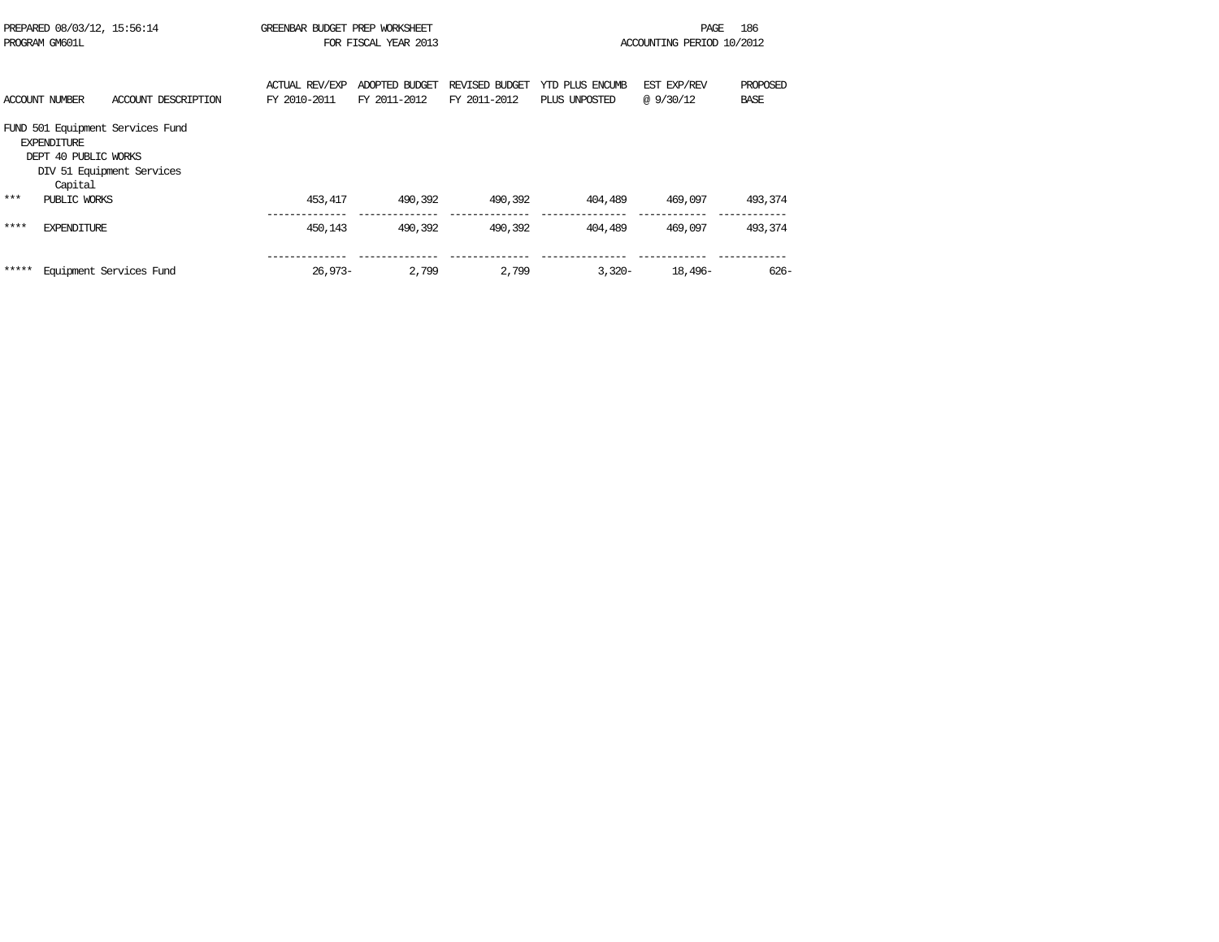PREPARED 08/03/12, 15:56:14 GREENBAR BUDGET PREP WORKSHEET
PROGRAM GM601L FOR FISCAL YEAR 2013 ACCOUNTING PERIOD 10/2012

| ACCOUNT NUMBER | ACCOUNT DESCRIPTION | ACTUAL REV/EXP FY 2010-2011 | ADOPTED BUDGET FY 2011-2012 | REVISED BUDGET FY 2011-2012 | YTD PLUS ENCUMB PLUS UNPOSTED | EST EXP/REV @ 9/30/12 | PROPOSED BASE |
|---|---|---|---|---|---|---|---|
| FUND 501 Equipment Services Fund | | | | | | | |
| EXPENDITURE | | | | | | | |
| DEPT 40 PUBLIC WORKS | | | | | | | |
| DIV 51 Equipment Services | | | | | | | |
| Capital | | | | | | | |
| *** | PUBLIC WORKS | 453,417 | 490,392 | 490,392 | 404,489 | 469,097 | 493,374 |
| **** | EXPENDITURE | 450,143 | 490,392 | 490,392 | 404,489 | 469,097 | 493,374 |
| ***** | Equipment Services Fund | 26,973- | 2,799 | 2,799 | 3,320- | 18,496- | 626- |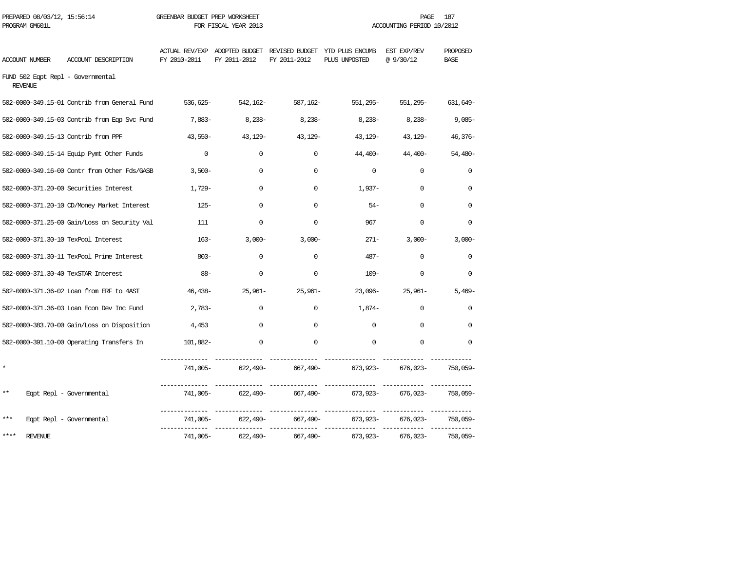PREPARED 08/03/12, 15:56:14 GREENBAR BUDGET PREP WORKSHEET
PROGRAM GM601L FOR FISCAL YEAR 2013 ACCOUNTING PERIOD 10/2012

| ACCOUNT NUMBER | ACCOUNT DESCRIPTION | ACTUAL REV/EXP FY 2010-2011 | ADOPTED BUDGET FY 2011-2012 | REVISED BUDGET FY 2011-2012 | YTD PLUS ENCUMB PLUS UNPOSTED | EST EXP/REV @ 9/30/12 | PROPOSED BASE |
|---|---|---|---|---|---|---|---|
| FUND 502 Eqpt Repl - Governmental | | | | | | | |
| REVENUE | | | | | | | |
| 502-0000-349.15-01 | Contrib from General Fund | 536,625- | 542,162- | 587,162- | 551,295- | 551,295- | 631,649- |
| 502-0000-349.15-03 | Contrib from Eqp Svc Fund | 7,883- | 8,238- | 8,238- | 8,238- | 8,238- | 9,085- |
| 502-0000-349.15-13 | Contrib from PPF | 43,550- | 43,129- | 43,129- | 43,129- | 43,129- | 46,376- |
| 502-0000-349.15-14 | Equip Pymt Other Funds | 0 | 0 | 0 | 44,400- | 44,400- | 54,480- |
| 502-0000-349.16-00 | Contr from Other Fds/GASB | 3,500- | 0 | 0 | 0 | 0 | 0 |
| 502-0000-371.20-00 | Securities Interest | 1,729- | 0 | 0 | 1,937- | 0 | 0 |
| 502-0000-371.20-10 | CD/Money Market Interest | 125- | 0 | 0 | 54- | 0 | 0 |
| 502-0000-371.25-00 | Gain/Loss on Security Val | 111 | 0 | 0 | 967 | 0 | 0 |
| 502-0000-371.30-10 | TexPool Interest | 163- | 3,000- | 3,000- | 271- | 3,000- | 3,000- |
| 502-0000-371.30-11 | TexPool Prime Interest | 803- | 0 | 0 | 487- | 0 | 0 |
| 502-0000-371.30-40 | TexSTAR Interest | 88- | 0 | 0 | 109- | 0 | 0 |
| 502-0000-371.36-02 | Loan from ERF to 4AST | 46,438- | 25,961- | 25,961- | 23,096- | 25,961- | 5,469- |
| 502-0000-371.36-03 | Loan Econ Dev Inc Fund | 2,783- | 0 | 0 | 1,874- | 0 | 0 |
| 502-0000-383.70-00 | Gain/Loss on Disposition | 4,453 | 0 | 0 | 0 | 0 | 0 |
| 502-0000-391.10-00 | Operating Transfers In | 101,882- | 0 | 0 | 0 | 0 | 0 |
| * | | 741,005- | 622,490- | 667,490- | 673,923- | 676,023- | 750,059- |
| ** | Eqpt Repl - Governmental | 741,005- | 622,490- | 667,490- | 673,923- | 676,023- | 750,059- |
| *** | Eqpt Repl - Governmental | 741,005- | 622,490- | 667,490- | 673,923- | 676,023- | 750,059- |
| **** | REVENUE | 741,005- | 622,490- | 667,490- | 673,923- | 676,023- | 750,059- |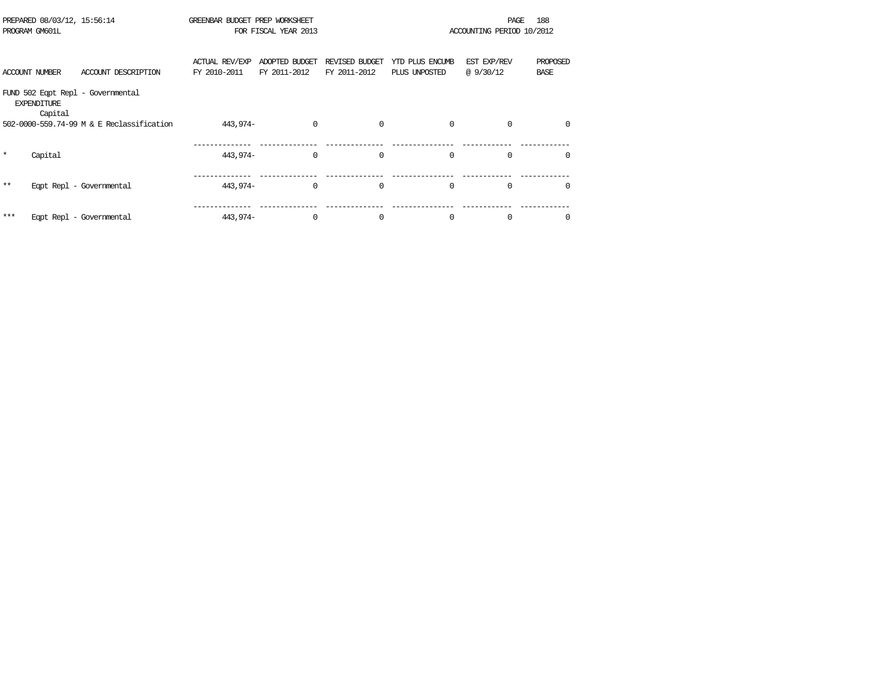PREPARED 08/03/12, 15:56:14 GREENBAR BUDGET PREP WORKSHEET
PROGRAM GM601L FOR FISCAL YEAR 2013 ACCOUNTING PERIOD 10/2012

| ACCOUNT NUMBER | ACCOUNT DESCRIPTION | ACTUAL REV/EXP FY 2010-2011 | ADOPTED BUDGET FY 2011-2012 | REVISED BUDGET FY 2011-2012 | YTD PLUS ENCUMB PLUS UNPOSTED | EST EXP/REV @ 9/30/12 | PROPOSED BASE |
|---|---|---|---|---|---|---|---|
| FUND 502 Eqpt Repl - Governmental | | | | | | | |
| EXPENDITURE | | | | | | | |
| Capital | | | | | | | |
| 502-0000-559.74-99 | M & E Reclassification | 443,974- | 0 | 0 | 0 | 0 | 0 |
| * | Capital | 443,974- | 0 | 0 | 0 | 0 | 0 |
| ** | Eqpt Repl - Governmental | 443,974- | 0 | 0 | 0 | 0 | 0 |
| *** | Eqpt Repl - Governmental | 443,974- | 0 | 0 | 0 | 0 | 0 |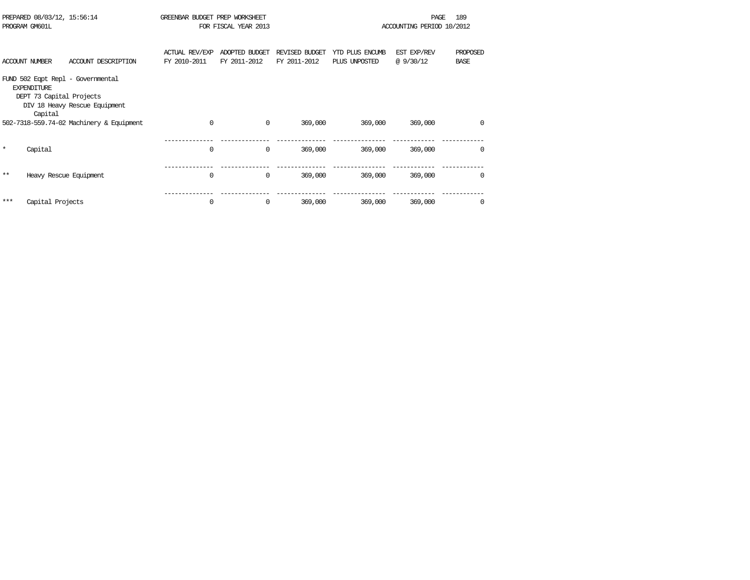PREPARED 08/03/12, 15:56:14 GREENBAR BUDGET PREP WORKSHEET
PROGRAM GM601L FOR FISCAL YEAR 2013 ACCOUNTING PERIOD 10/2012

| ACCOUNT NUMBER | ACCOUNT DESCRIPTION | ACTUAL REV/EXP FY 2010-2011 | ADOPTED BUDGET FY 2011-2012 | REVISED BUDGET FY 2011-2012 | YTD PLUS ENCUMB PLUS UNPOSTED | EST EXP/REV @ 9/30/12 | PROPOSED BASE |
|---|---|---|---|---|---|---|---|
| FUND 502 Eqpt Repl - Governmental | | | | | | | |
| EXPENDITURE | | | | | | | |
| DEPT 73 Capital Projects | | | | | | | |
| DIV 18 Heavy Rescue Equipment | | | | | | | |
| Capital | | | | | | | |
| 502-7318-559.74-02 | Machinery & Equipment | 0 | 0 | 369,000 | 369,000 | 369,000 | 0 |
| * | Capital | 0 | 0 | 369,000 | 369,000 | 369,000 | 0 |
| ** | Heavy Rescue Equipment | 0 | 0 | 369,000 | 369,000 | 369,000 | 0 |
| *** | Capital Projects | 0 | 0 | 369,000 | 369,000 | 369,000 | 0 |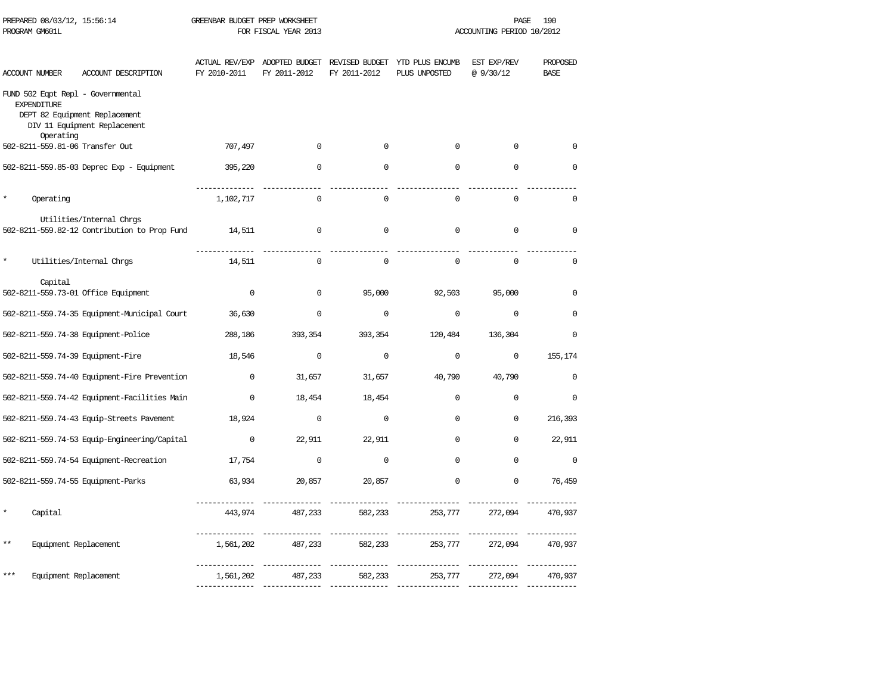PREPARED 08/03/12, 15:56:14 GREENBAR BUDGET PREP WORKSHEET
PROGRAM GM601L FOR FISCAL YEAR 2013 ACCOUNTING PERIOD 10/2012

| ACCOUNT NUMBER | ACCOUNT DESCRIPTION | ACTUAL REV/EXP FY 2010-2011 | ADOPTED BUDGET FY 2011-2012 | REVISED BUDGET FY 2011-2012 | YTD PLUS ENCUMB PLUS UNPOSTED | EST EXP/REV @ 9/30/12 | PROPOSED BASE |
|---|---|---|---|---|---|---|---|
| FUND 502 Eqpt Repl - Governmental | | | | | | | |
| EXPENDITURE | | | | | | | |
| DEPT 82 Equipment Replacement | | | | | | | |
| DIV 11 Equipment Replacement | | | | | | | |
| Operating | | | | | | | |
| 502-8211-559.81-06 | Transfer Out | 707,497 | 0 | 0 | 0 | 0 | 0 |
| 502-8211-559.85-03 | Deprec Exp - Equipment | 395,220 | 0 | 0 | 0 | 0 | 0 |
| * | Operating | 1,102,717 | 0 | 0 | 0 | 0 | 0 |
| Utilities/Internal Chrgs | | | | | | | |
| 502-8211-559.82-12 | Contribution to Prop Fund | 14,511 | 0 | 0 | 0 | 0 | 0 |
| * | Utilities/Internal Chrgs | 14,511 | 0 | 0 | 0 | 0 | 0 |
| Capital | | | | | | | |
| 502-8211-559.73-01 | Office Equipment | 0 | 0 | 95,000 | 92,503 | 95,000 | 0 |
| 502-8211-559.74-35 | Equipment-Municipal Court | 36,630 | 0 | 0 | 0 | 0 | 0 |
| 502-8211-559.74-38 | Equipment-Police | 288,186 | 393,354 | 393,354 | 120,484 | 136,304 | 0 |
| 502-8211-559.74-39 | Equipment-Fire | 18,546 | 0 | 0 | 0 | 0 | 155,174 |
| 502-8211-559.74-40 | Equipment-Fire Prevention | 0 | 31,657 | 31,657 | 40,790 | 40,790 | 0 |
| 502-8211-559.74-42 | Equipment-Facilities Main | 0 | 18,454 | 18,454 | 0 | 0 | 0 |
| 502-8211-559.74-43 | Equip-Streets Pavement | 18,924 | 0 | 0 | 0 | 0 | 216,393 |
| 502-8211-559.74-53 | Equip-Engineering/Capital | 0 | 22,911 | 22,911 | 0 | 0 | 22,911 |
| 502-8211-559.74-54 | Equipment-Recreation | 17,754 | 0 | 0 | 0 | 0 | 0 |
| 502-8211-559.74-55 | Equipment-Parks | 63,934 | 20,857 | 20,857 | 0 | 0 | 76,459 |
| * | Capital | 443,974 | 487,233 | 582,233 | 253,777 | 272,094 | 470,937 |
| ** | Equipment Replacement | 1,561,202 | 487,233 | 582,233 | 253,777 | 272,094 | 470,937 |
| *** | Equipment Replacement | 1,561,202 | 487,233 | 582,233 | 253,777 | 272,094 | 470,937 |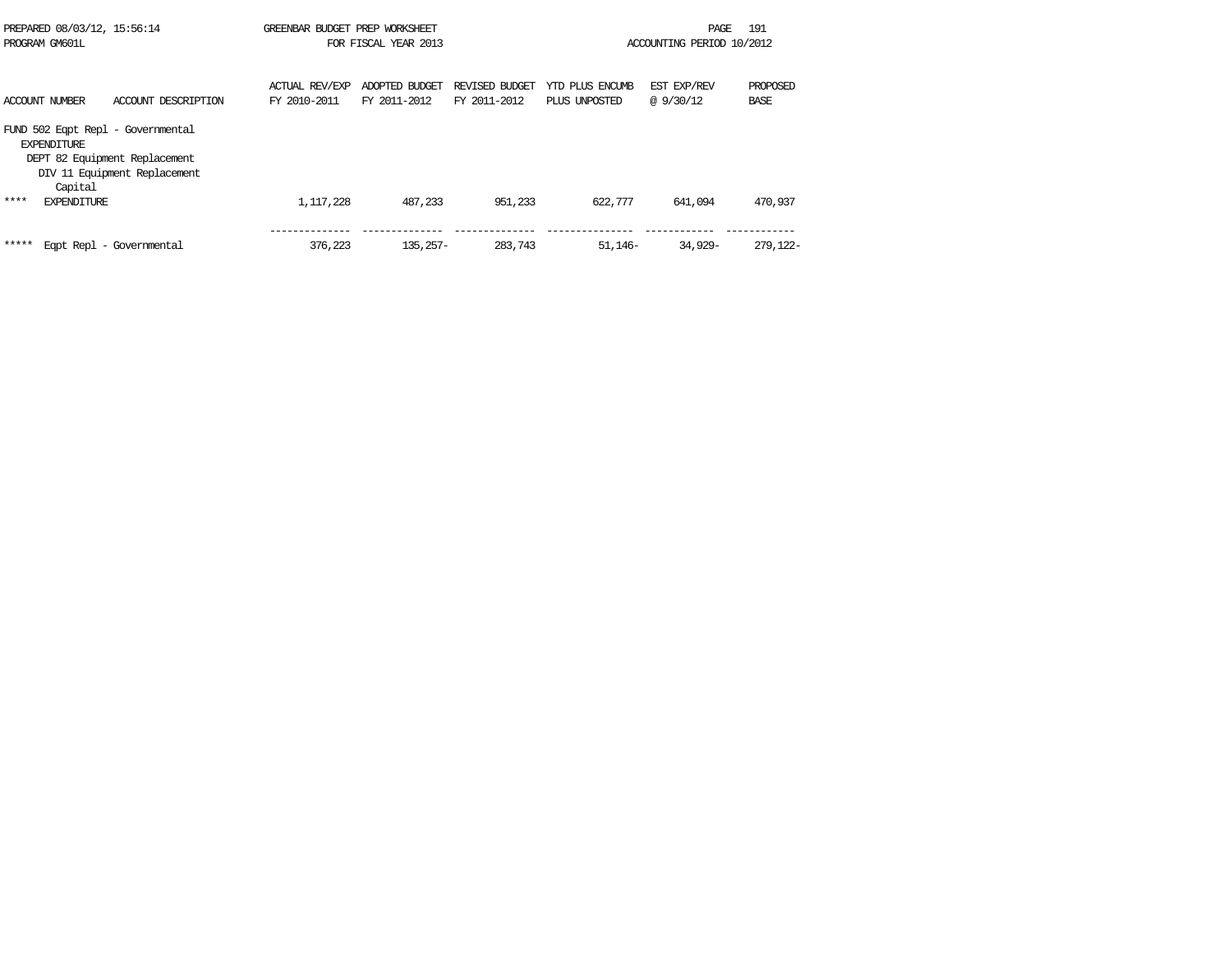GREENBAR BUDGET PREP WORKSHEET
FOR FISCAL YEAR 2013

PREPARED 08/03/12, 15:56:14
PROGRAM GM601L

ACCOUNTING PERIOD 10/2012

| ACCOUNT NUMBER | ACCOUNT DESCRIPTION | ACTUAL REV/EXP FY 2010-2011 | ADOPTED BUDGET FY 2011-2012 | REVISED BUDGET FY 2011-2012 | YTD PLUS ENCUMB PLUS UNPOSTED | EST EXP/REV @ 9/30/12 | PROPOSED BASE |
|---|---|---|---|---|---|---|---|
| FUND 502 Eqpt Repl - Governmental | | | | | | | |
| EXPENDITURE | | | | | | | |
| DEPT 82 Equipment Replacement | | | | | | | |
| DIV 11 Equipment Replacement | | | | | | | |
| Capital | | | | | | | |
| **** | EXPENDITURE | 1,117,228 | 487,233 | 951,233 | 622,777 | 641,094 | 470,937 |
| ***** | Eqpt Repl - Governmental | 376,223 | 135,257- | 283,743 | 51,146- | 34,929- | 279,122- |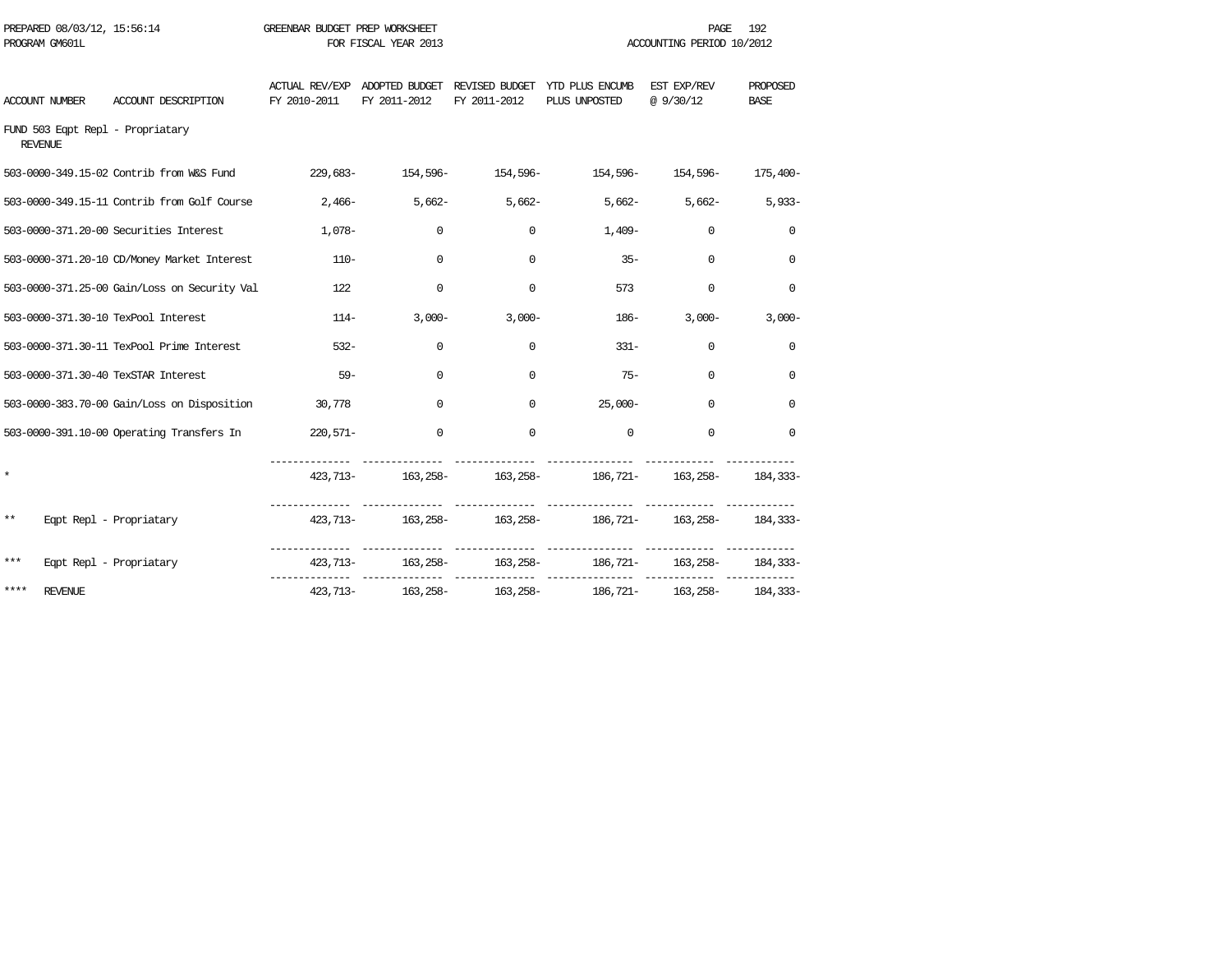GREENBAR BUDGET PREP WORKSHEET
FOR FISCAL YEAR 2013

PREPARED 08/03/12, 15:56:14
PROGRAM GM601L

ACCOUNTING PERIOD 10/2012

| ACCOUNT NUMBER | ACCOUNT DESCRIPTION | ACTUAL REV/EXP FY 2010-2011 | ADOPTED BUDGET FY 2011-2012 | REVISED BUDGET FY 2011-2012 | YTD PLUS ENCUMB PLUS UNPOSTED | EST EXP/REV @ 9/30/12 | PROPOSED BASE |
|---|---|---|---|---|---|---|---|
| FUND 503 Eqpt Repl - Propriatary | | | | | | | |
| REVENUE | | | | | | | |
| 503-0000-349.15-02 | Contrib from W&S Fund | 229,683- | 154,596- | 154,596- | 154,596- | 154,596- | 175,400- |
| 503-0000-349.15-11 | Contrib from Golf Course | 2,466- | 5,662- | 5,662- | 5,662- | 5,662- | 5,933- |
| 503-0000-371.20-00 | Securities Interest | 1,078- | 0 | 0 | 1,409- | 0 | 0 |
| 503-0000-371.20-10 | CD/Money Market Interest | 110- | 0 | 0 | 35- | 0 | 0 |
| 503-0000-371.25-00 | Gain/Loss on Security Val | 122 | 0 | 0 | 573 | 0 | 0 |
| 503-0000-371.30-10 | TexPool Interest | 114- | 3,000- | 3,000- | 186- | 3,000- | 3,000- |
| 503-0000-371.30-11 | TexPool Prime Interest | 532- | 0 | 0 | 331- | 0 | 0 |
| 503-0000-371.30-40 | TexSTAR Interest | 59- | 0 | 0 | 75- | 0 | 0 |
| 503-0000-383.70-00 | Gain/Loss on Disposition | 30,778 | 0 | 0 | 25,000- | 0 | 0 |
| 503-0000-391.10-00 | Operating Transfers In | 220,571- | 0 | 0 | 0 | 0 | 0 |
| * | | 423,713- | 163,258- | 163,258- | 186,721- | 163,258- | 184,333- |
| ** | Eqpt Repl - Propriatary | 423,713- | 163,258- | 163,258- | 186,721- | 163,258- | 184,333- |
| *** | Eqpt Repl - Propriatary | 423,713- | 163,258- | 163,258- | 186,721- | 163,258- | 184,333- |
| **** | REVENUE | 423,713- | 163,258- | 163,258- | 186,721- | 163,258- | 184,333- |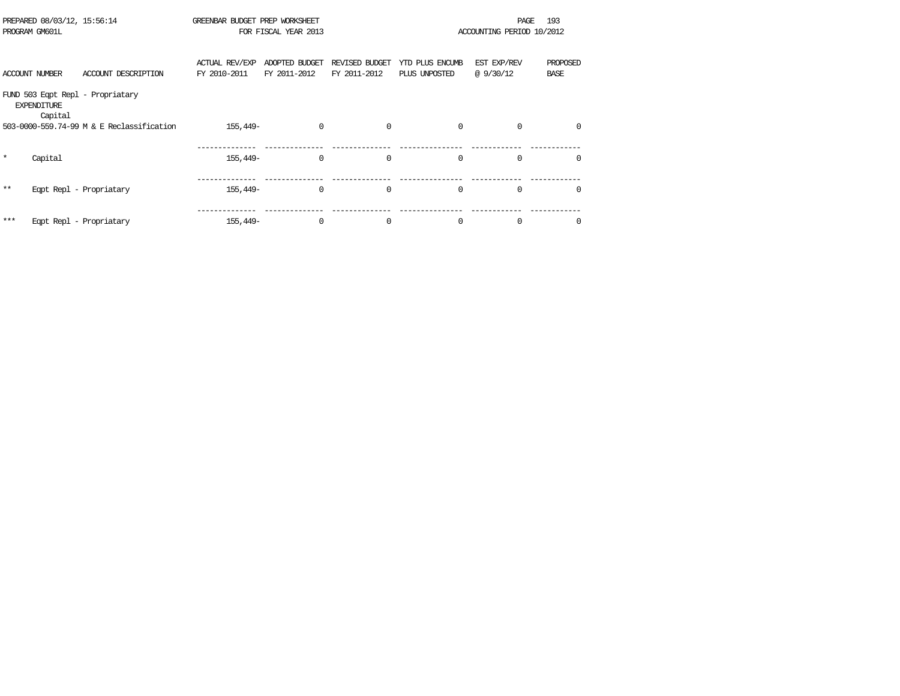PREPARED 08/03/12, 15:56:14 GREENBAR BUDGET PREP WORKSHEET
PROGRAM GM601L FOR FISCAL YEAR 2013 ACCOUNTING PERIOD 10/2012

| ACCOUNT NUMBER | ACCOUNT DESCRIPTION | ACTUAL REV/EXP FY 2010-2011 | ADOPTED BUDGET FY 2011-2012 | REVISED BUDGET FY 2011-2012 | YTD PLUS ENCUMB PLUS UNPOSTED | EST EXP/REV @ 9/30/12 | PROPOSED BASE |
|---|---|---|---|---|---|---|---|
| FUND 503 Eqpt Repl - Propriatary | | | | | | | |
| EXPENDITURE | | | | | | | |
| Capital | | | | | | | |
| 503-0000-559.74-99 | M & E Reclassification | 155,449- | 0 | 0 | 0 | 0 | 0 |
| * | Capital | 155,449- | 0 | 0 | 0 | 0 | 0 |
| ** | Eqpt Repl - Propriatary | 155,449- | 0 | 0 | 0 | 0 | 0 |
| *** | Eqpt Repl - Propriatary | 155,449- | 0 | 0 | 0 | 0 | 0 |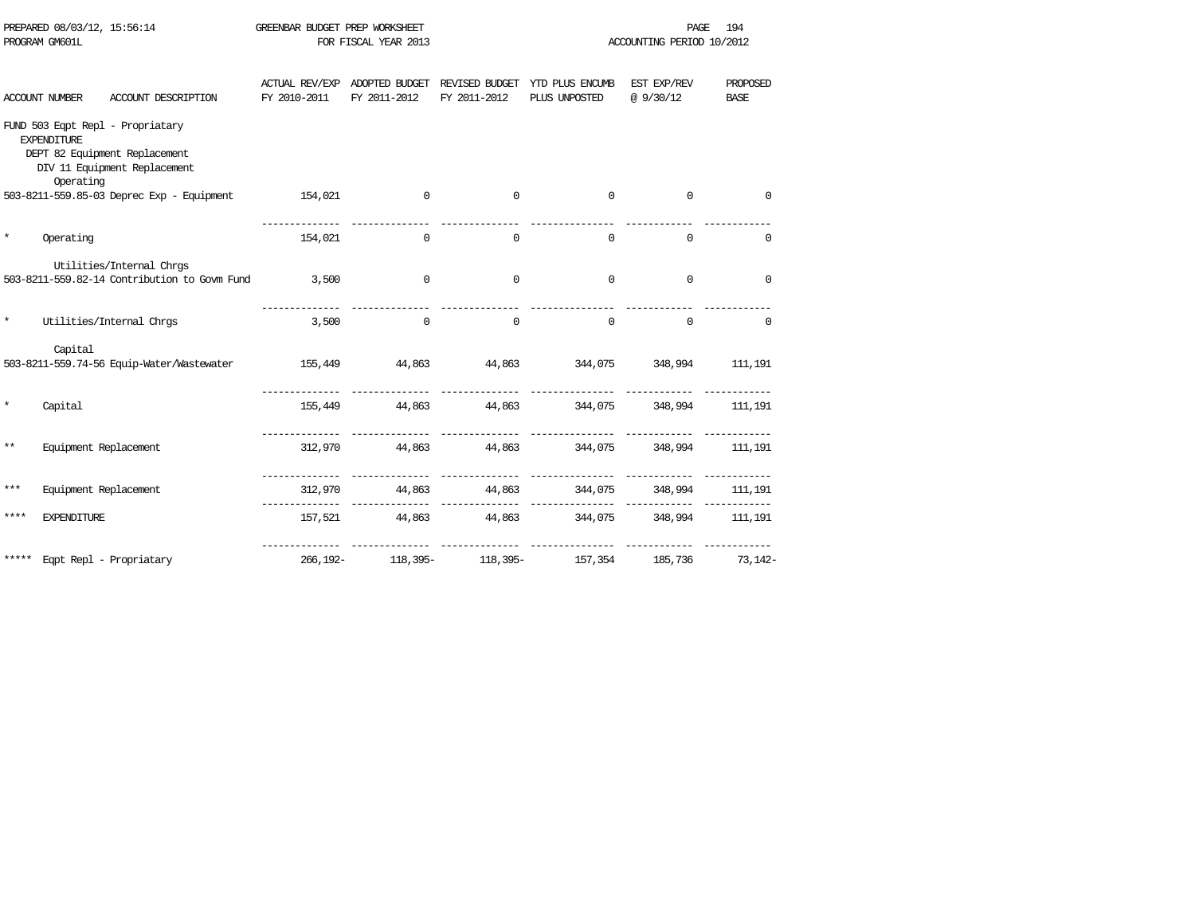PREPARED 08/03/12, 15:56:14 GREENBAR BUDGET PREP WORKSHEET
PROGRAM GM601L FOR FISCAL YEAR 2013 ACCOUNTING PERIOD 10/2012

| ACCOUNT NUMBER | ACCOUNT DESCRIPTION | ACTUAL REV/EXP FY 2010-2011 | ADOPTED BUDGET FY 2011-2012 | REVISED BUDGET FY 2011-2012 | YTD PLUS ENCUMB PLUS UNPOSTED | EST EXP/REV @ 9/30/12 | PROPOSED BASE |
|---|---|---|---|---|---|---|---|
| FUND 503 Eqpt Repl - Propriatary | | | | | | | |
| EXPENDITURE | | | | | | | |
| DEPT 82 Equipment Replacement | | | | | | | |
| DIV 11 Equipment Replacement | | | | | | | |
| Operating | | | | | | | |
| 503-8211-559.85-03 | Deprec Exp - Equipment | 154,021 | 0 | 0 | 0 | 0 | 0 |
| * | Operating | 154,021 | 0 | 0 | 0 | 0 | 0 |
| Utilities/Internal Chrgs | | | | | | | |
| 503-8211-559.82-14 | Contribution to Govm Fund | 3,500 | 0 | 0 | 0 | 0 | 0 |
| * | Utilities/Internal Chrgs | 3,500 | 0 | 0 | 0 | 0 | 0 |
| Capital | | | | | | | |
| 503-8211-559.74-56 | Equip-Water/Wastewater | 155,449 | 44,863 | 44,863 | 344,075 | 348,994 | 111,191 |
| * | Capital | 155,449 | 44,863 | 44,863 | 344,075 | 348,994 | 111,191 |
| ** | Equipment Replacement | 312,970 | 44,863 | 44,863 | 344,075 | 348,994 | 111,191 |
| *** | Equipment Replacement | 312,970 | 44,863 | 44,863 | 344,075 | 348,994 | 111,191 |
| **** | EXPENDITURE | 157,521 | 44,863 | 44,863 | 344,075 | 348,994 | 111,191 |
| ***** | Eqpt Repl - Propriatary | 266,192- | 118,395- | 118,395- | 157,354 | 185,736 | 73,142- |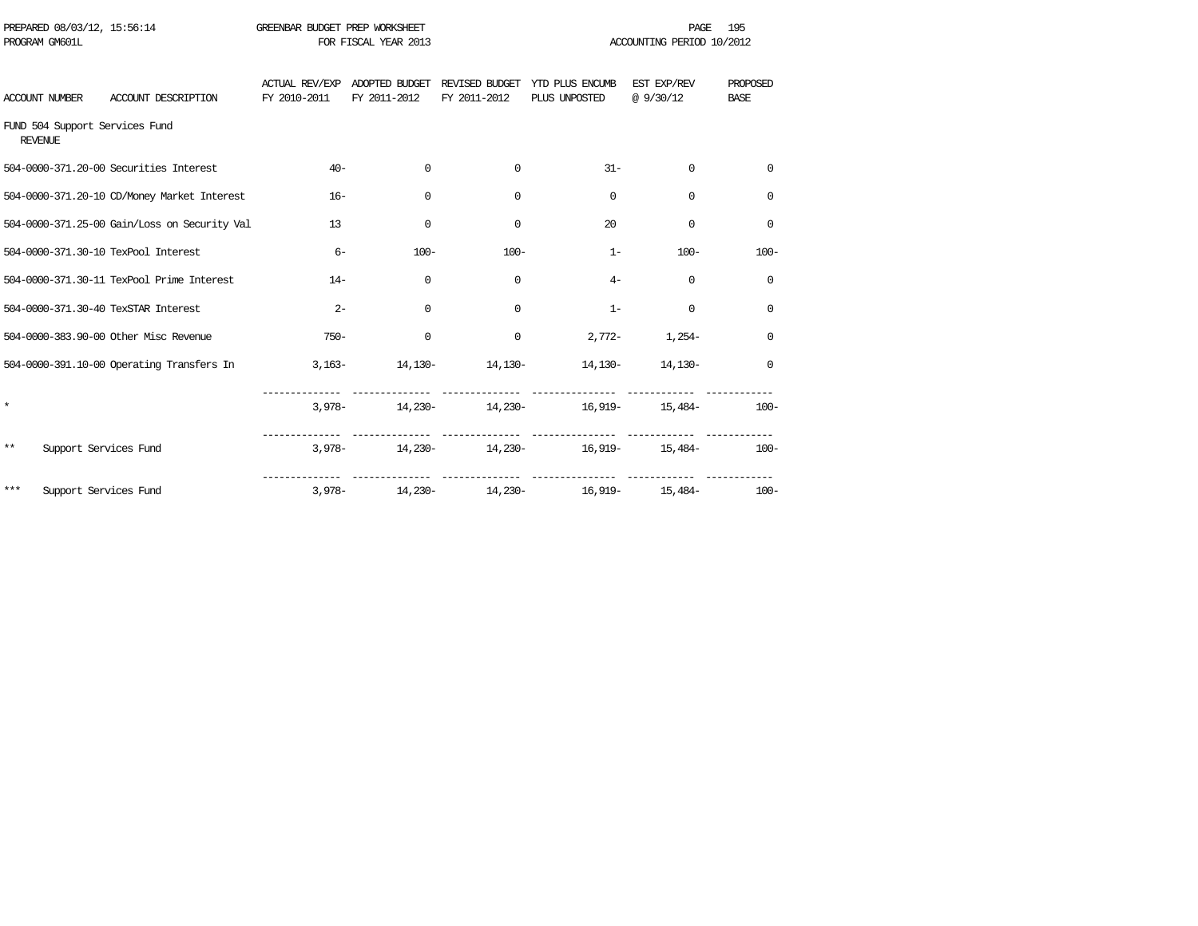PREPARED 08/03/12, 15:56:14 GREENBAR BUDGET PREP WORKSHEET
PROGRAM GM601L FOR FISCAL YEAR 2013 ACCOUNTING PERIOD 10/2012

FUND 504 Support Services Fund
REVENUE

| ACCOUNT NUMBER | ACCOUNT DESCRIPTION | ACTUAL REV/EXP FY 2010-2011 | ADOPTED BUDGET FY 2011-2012 | REVISED BUDGET FY 2011-2012 | YTD PLUS ENCUMB PLUS UNPOSTED | EST EXP/REV @ 9/30/12 | PROPOSED BASE |
|---|---|---|---|---|---|---|---|
| 504-0000-371.20-00 | Securities Interest | 40- | 0 | 0 | 31- | 0 | 0 |
| 504-0000-371.20-10 | CD/Money Market Interest | 16- | 0 | 0 | 0 | 0 | 0 |
| 504-0000-371.25-00 | Gain/Loss on Security Val | 13 | 0 | 0 | 20 | 0 | 0 |
| 504-0000-371.30-10 | TexPool Interest | 6- | 100- | 100- | 1- | 100- | 100- |
| 504-0000-371.30-11 | TexPool Prime Interest | 14- | 0 | 0 | 4- | 0 | 0 |
| 504-0000-371.30-40 | TexSTAR Interest | 2- | 0 | 0 | 1- | 0 | 0 |
| 504-0000-383.90-00 | Other Misc Revenue | 750- | 0 | 0 | 2,772- | 1,254- | 0 |
| 504-0000-391.10-00 | Operating Transfers In | 3,163- | 14,130- | 14,130- | 14,130- | 14,130- | 0 |
| * | | 3,978- | 14,230- | 14,230- | 16,919- | 15,484- | 100- |
| ** | Support Services Fund | 3,978- | 14,230- | 14,230- | 16,919- | 15,484- | 100- |
| *** | Support Services Fund | 3,978- | 14,230- | 14,230- | 16,919- | 15,484- | 100- |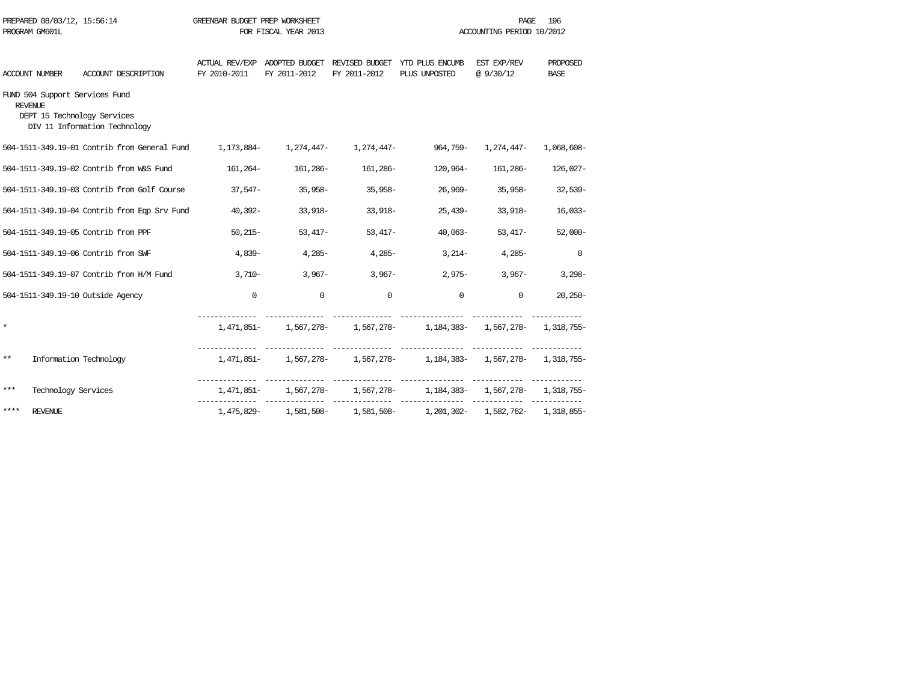PREPARED 08/03/12, 15:56:14 GREENBAR BUDGET PREP WORKSHEET
PROGRAM GM601L FOR FISCAL YEAR 2013 ACCOUNTING PERIOD 10/2012

FUND 504 Support Services Fund
REVENUE
DEPT 15 Technology Services
DIV 11 Information Technology

| ACCOUNT NUMBER | ACCOUNT DESCRIPTION | ACTUAL REV/EXP FY 2010-2011 | ADOPTED BUDGET FY 2011-2012 | REVISED BUDGET FY 2011-2012 | YTD PLUS ENCUMB PLUS UNPOSTED | EST EXP/REV @ 9/30/12 | PROPOSED BASE |
|---|---|---|---|---|---|---|---|
| 504-1511-349.19-01 | Contrib from General Fund | 1,173,884- | 1,274,447- | 1,274,447- | 964,759- | 1,274,447- | 1,068,608- |
| 504-1511-349.19-02 | Contrib from W&S Fund | 161,264- | 161,286- | 161,286- | 120,964- | 161,286- | 126,027- |
| 504-1511-349.19-03 | Contrib from Golf Course | 37,547- | 35,958- | 35,958- | 26,969- | 35,958- | 32,539- |
| 504-1511-349.19-04 | Contrib from Eqp Srv Fund | 40,392- | 33,918- | 33,918- | 25,439- | 33,918- | 16,033- |
| 504-1511-349.19-05 | Contrib from PPF | 50,215- | 53,417- | 53,417- | 40,063- | 53,417- | 52,000- |
| 504-1511-349.19-06 | Contrib from SWF | 4,839- | 4,285- | 4,285- | 3,214- | 4,285- | 0 |
| 504-1511-349.19-07 | Contrib from H/M Fund | 3,710- | 3,967- | 3,967- | 2,975- | 3,967- | 3,298- |
| 504-1511-349.19-10 | Outside Agency | 0 | 0 | 0 | 0 | 0 | 20,250- |
| * | | 1,471,851- | 1,567,278- | 1,567,278- | 1,184,383- | 1,567,278- | 1,318,755- |
| ** | Information Technology | 1,471,851- | 1,567,278- | 1,567,278- | 1,184,383- | 1,567,278- | 1,318,755- |
| *** | Technology Services | 1,471,851- | 1,567,278- | 1,567,278- | 1,184,383- | 1,567,278- | 1,318,755- |
| **** | REVENUE | 1,475,829- | 1,581,508- | 1,581,508- | 1,201,302- | 1,582,762- | 1,318,855- |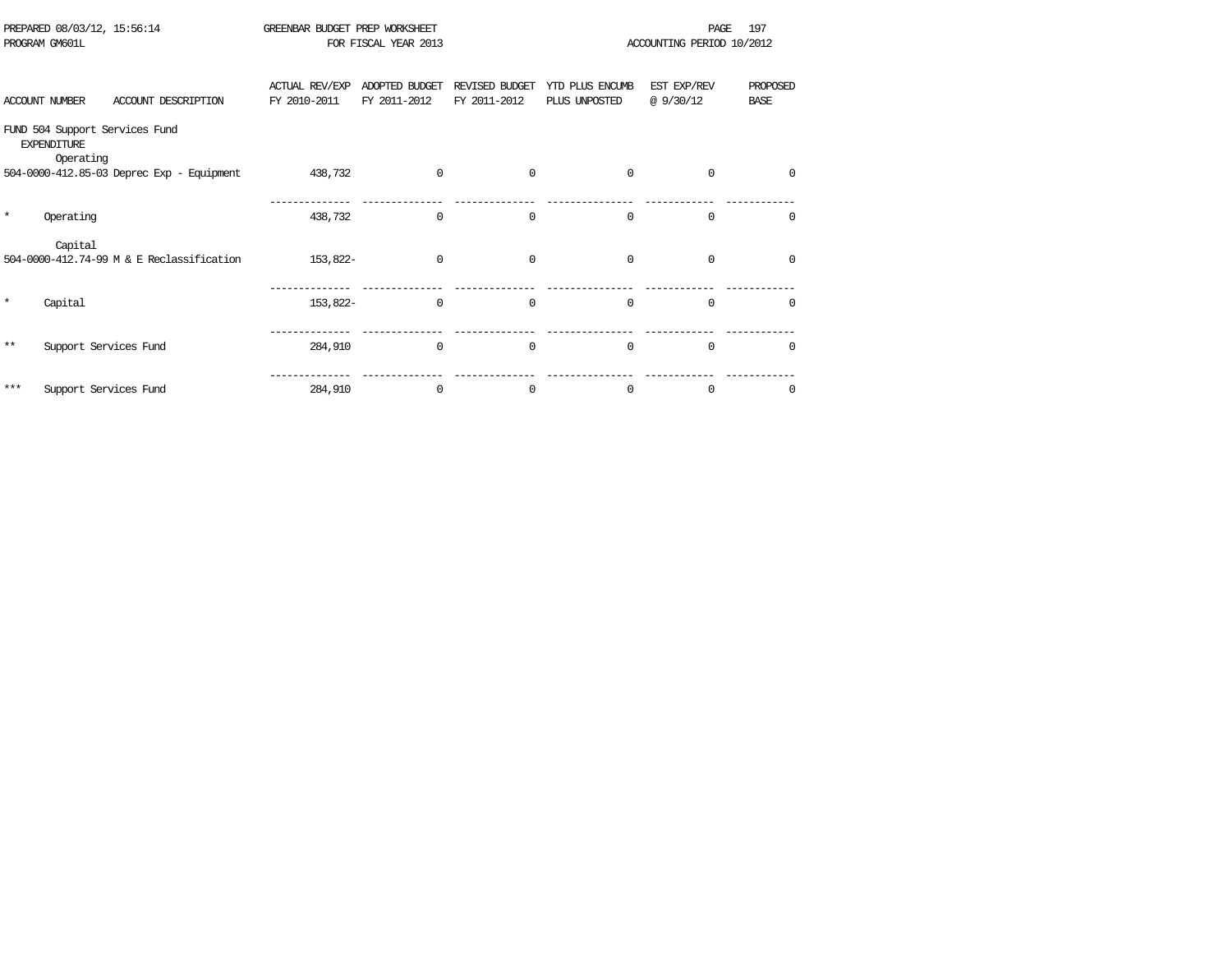PREPARED 08/03/12, 15:56:14 GREENBAR BUDGET PREP WORKSHEET
PROGRAM GM601L FOR FISCAL YEAR 2013 ACCOUNTING PERIOD 10/2012

| ACCOUNT NUMBER | ACCOUNT DESCRIPTION | ACTUAL REV/EXP FY 2010-2011 | ADOPTED BUDGET FY 2011-2012 | REVISED BUDGET FY 2011-2012 | YTD PLUS ENCUMB PLUS UNPOSTED | EST EXP/REV @ 9/30/12 | PROPOSED BASE |
|---|---|---|---|---|---|---|---|
| FUND 504 Support Services Fund | | | | | | | |
| EXPENDITURE | | | | | | | |
| Operating | | | | | | | |
| 504-0000-412.85-03 | Deprec Exp - Equipment | 438,732 | 0 | 0 | 0 | 0 | 0 |
| * | Operating | 438,732 | 0 | 0 | 0 | 0 | 0 |
| Capital | | | | | | | |
| 504-0000-412.74-99 | M & E Reclassification | 153,822- | 0 | 0 | 0 | 0 | 0 |
| * | Capital | 153,822- | 0 | 0 | 0 | 0 | 0 |
| ** | Support Services Fund | 284,910 | 0 | 0 | 0 | 0 | 0 |
| *** | Support Services Fund | 284,910 | 0 | 0 | 0 | 0 | 0 |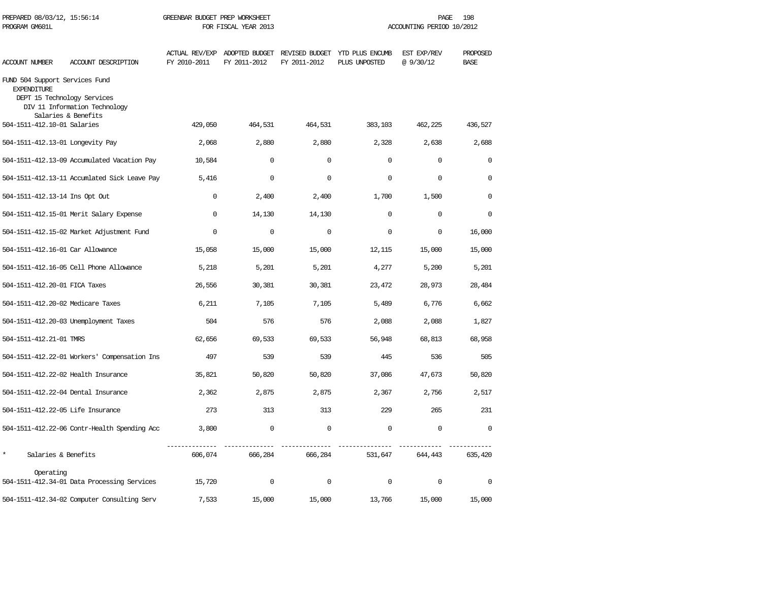PREPARED 08/03/12, 15:56:14 GREENBAR BUDGET PREP WORKSHEET
PROGRAM GM601L FOR FISCAL YEAR 2013 ACCOUNTING PERIOD 10/2012

| ACCOUNT NUMBER | ACCOUNT DESCRIPTION | ACTUAL REV/EXP FY 2010-2011 | ADOPTED BUDGET FY 2011-2012 | REVISED BUDGET FY 2011-2012 | YTD PLUS ENCUMB PLUS UNPOSTED | EST EXP/REV @ 9/30/12 | PROPOSED BASE |
|---|---|---|---|---|---|---|---|
| FUND 504 Support Services Fund | | | | | | | |
| EXPENDITURE | | | | | | | |
| DEPT 15 Technology Services | | | | | | | |
| DIV 11 Information Technology | | | | | | | |
| Salaries & Benefits | | | | | | | |
| 504-1511-412.10-01 | Salaries | 429,050 | 464,531 | 464,531 | 383,103 | 462,225 | 436,527 |
| 504-1511-412.13-01 | Longevity Pay | 2,068 | 2,880 | 2,880 | 2,328 | 2,638 | 2,688 |
| 504-1511-412.13-09 | Accumulated Vacation Pay | 10,584 | 0 | 0 | 0 | 0 | 0 |
| 504-1511-412.13-11 | Accumlated Sick Leave Pay | 5,416 | 0 | 0 | 0 | 0 | 0 |
| 504-1511-412.13-14 | Ins Opt Out | 0 | 2,400 | 2,400 | 1,700 | 1,500 | 0 |
| 504-1511-412.15-01 | Merit Salary Expense | 0 | 14,130 | 14,130 | 0 | 0 | 0 |
| 504-1511-412.15-02 | Market Adjustment Fund | 0 | 0 | 0 | 0 | 0 | 16,000 |
| 504-1511-412.16-01 | Car Allowance | 15,058 | 15,000 | 15,000 | 12,115 | 15,000 | 15,000 |
| 504-1511-412.16-05 | Cell Phone Allowance | 5,218 | 5,201 | 5,201 | 4,277 | 5,200 | 5,201 |
| 504-1511-412.20-01 | FICA Taxes | 26,556 | 30,381 | 30,381 | 23,472 | 28,973 | 28,484 |
| 504-1511-412.20-02 | Medicare Taxes | 6,211 | 7,105 | 7,105 | 5,489 | 6,776 | 6,662 |
| 504-1511-412.20-03 | Unemployment Taxes | 504 | 576 | 576 | 2,088 | 2,088 | 1,827 |
| 504-1511-412.21-01 | TMRS | 62,656 | 69,533 | 69,533 | 56,948 | 68,813 | 68,958 |
| 504-1511-412.22-01 | Workers' Compensation Ins | 497 | 539 | 539 | 445 | 536 | 505 |
| 504-1511-412.22-02 | Health Insurance | 35,821 | 50,820 | 50,820 | 37,086 | 47,673 | 50,820 |
| 504-1511-412.22-04 | Dental Insurance | 2,362 | 2,875 | 2,875 | 2,367 | 2,756 | 2,517 |
| 504-1511-412.22-05 | Life Insurance | 273 | 313 | 313 | 229 | 265 | 231 |
| 504-1511-412.22-06 | Contr-Health Spending Acc | 3,800 | 0 | 0 | 0 | 0 | 0 |
| * | Salaries & Benefits | 606,074 | 666,284 | 666,284 | 531,647 | 644,443 | 635,420 |
| Operating | | | | | | | |
| 504-1511-412.34-01 | Data Processing Services | 15,720 | 0 | 0 | 0 | 0 | 0 |
| 504-1511-412.34-02 | Computer Consulting Serv | 7,533 | 15,000 | 15,000 | 13,766 | 15,000 | 15,000 |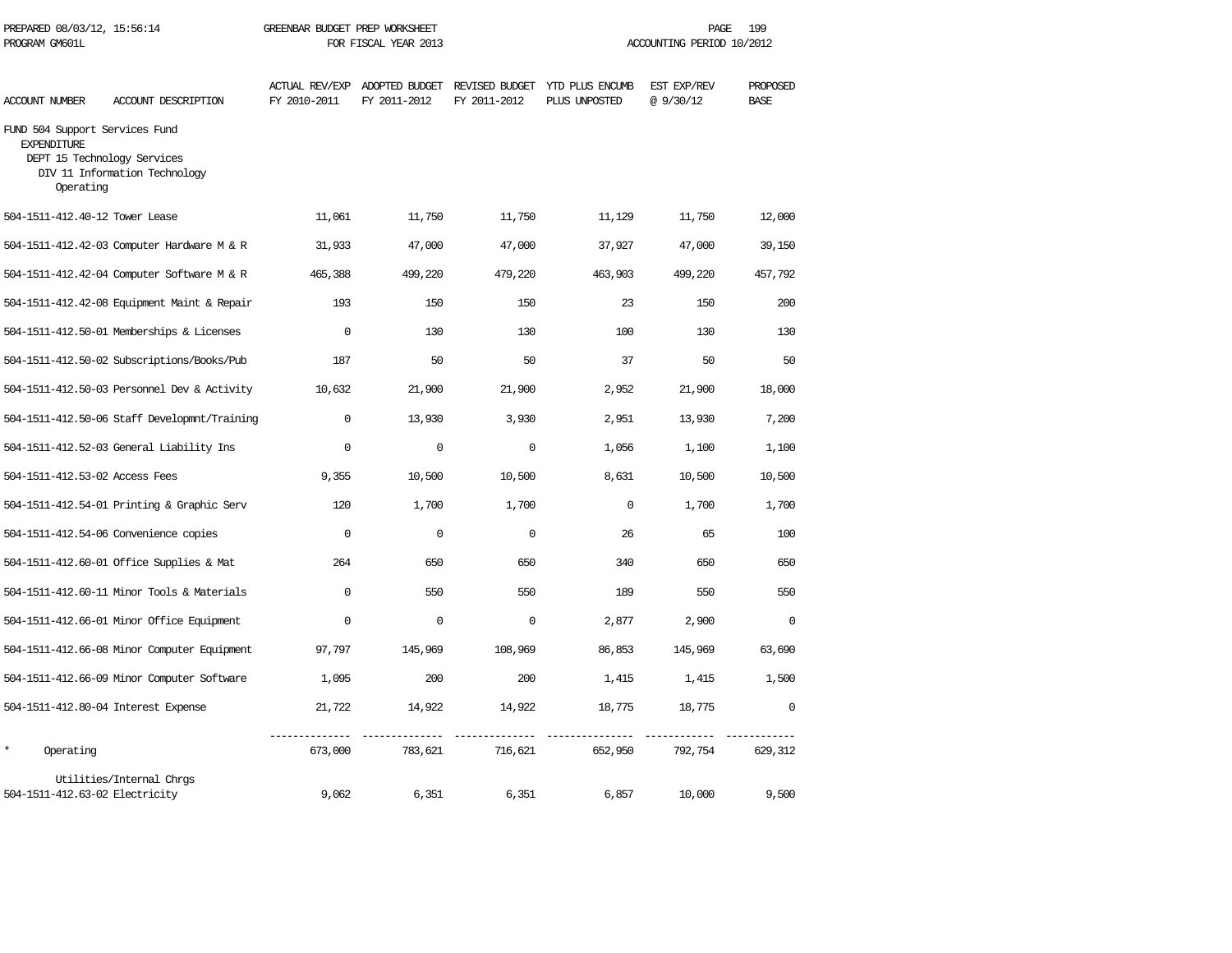| ACCOUNT NUMBER | ACCOUNT DESCRIPTION | ACTUAL REV/EXP FY 2010-2011 | ADOPTED BUDGET FY 2011-2012 | REVISED BUDGET FY 2011-2012 | YTD PLUS ENCUMB PLUS UNPOSTED | EST EXP/REV @ 9/30/12 | PROPOSED BASE |
|---|---|---|---|---|---|---|---|
| FUND 504 Support Services Fund | | | | | | | |
| EXPENDITURE | | | | | | | |
| DEPT 15 Technology Services | | | | | | | |
| DIV 11 Information Technology | | | | | | | |
| Operating | | | | | | | |
| 504-1511-412.40-12 | Tower Lease | 11,061 | 11,750 | 11,750 | 11,129 | 11,750 | 12,000 |
| 504-1511-412.42-03 | Computer Hardware M & R | 31,933 | 47,000 | 47,000 | 37,927 | 47,000 | 39,150 |
| 504-1511-412.42-04 | Computer Software M & R | 465,388 | 499,220 | 479,220 | 463,903 | 499,220 | 457,792 |
| 504-1511-412.42-08 | Equipment Maint & Repair | 193 | 150 | 150 | 23 | 150 | 200 |
| 504-1511-412.50-01 | Memberships & Licenses | 0 | 130 | 130 | 100 | 130 | 130 |
| 504-1511-412.50-02 | Subscriptions/Books/Pub | 187 | 50 | 50 | 37 | 50 | 50 |
| 504-1511-412.50-03 | Personnel Dev & Activity | 10,632 | 21,900 | 21,900 | 2,952 | 21,900 | 18,000 |
| 504-1511-412.50-06 | Staff Developmnt/Training | 0 | 13,930 | 3,930 | 2,951 | 13,930 | 7,200 |
| 504-1511-412.52-03 | General Liability Ins | 0 | 0 | 0 | 1,056 | 1,100 | 1,100 |
| 504-1511-412.53-02 | Access Fees | 9,355 | 10,500 | 10,500 | 8,631 | 10,500 | 10,500 |
| 504-1511-412.54-01 | Printing & Graphic Serv | 120 | 1,700 | 1,700 | 0 | 1,700 | 1,700 |
| 504-1511-412.54-06 | Convenience copies | 0 | 0 | 0 | 26 | 65 | 100 |
| 504-1511-412.60-01 | Office Supplies & Mat | 264 | 650 | 650 | 340 | 650 | 650 |
| 504-1511-412.60-11 | Minor Tools & Materials | 0 | 550 | 550 | 189 | 550 | 550 |
| 504-1511-412.66-01 | Minor Office Equipment | 0 | 0 | 0 | 2,877 | 2,900 | 0 |
| 504-1511-412.66-08 | Minor Computer Equipment | 97,797 | 145,969 | 108,969 | 86,853 | 145,969 | 63,690 |
| 504-1511-412.66-09 | Minor Computer Software | 1,095 | 200 | 200 | 1,415 | 1,415 | 1,500 |
| 504-1511-412.80-04 | Interest Expense | 21,722 | 14,922 | 14,922 | 18,775 | 18,775 | 0 |
| * | Operating | 673,000 | 783,621 | 716,621 | 652,950 | 792,754 | 629,312 |
| Utilities/Internal Chrgs | | | | | | | |
| 504-1511-412.63-02 | Electricity | 9,062 | 6,351 | 6,351 | 6,857 | 10,000 | 9,500 |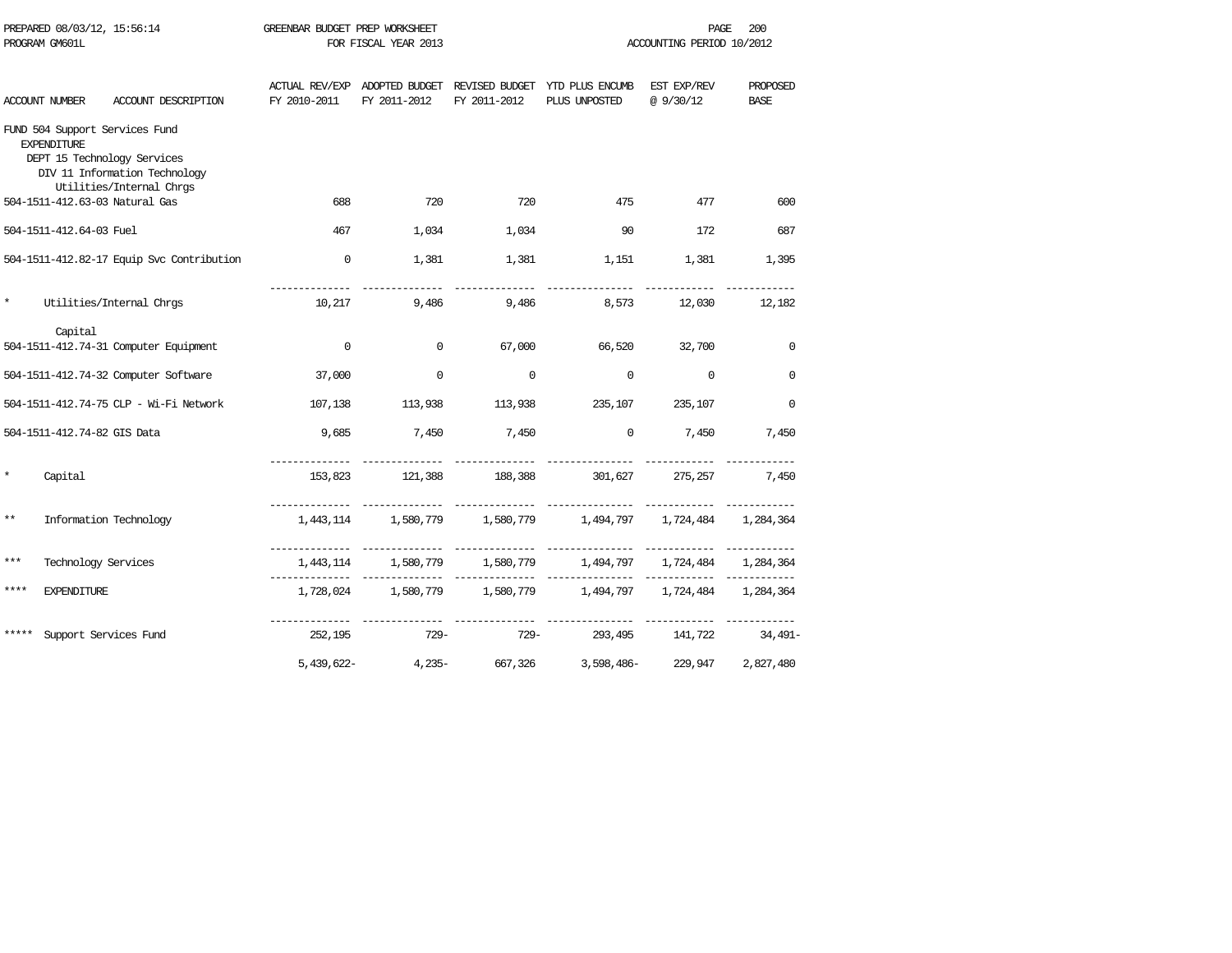PREPARED 08/03/12, 15:56:14 GREENBAR BUDGET PREP WORKSHEET
PROGRAM GM601L FOR FISCAL YEAR 2013 ACCOUNTING PERIOD 10/2012

| ACCOUNT NUMBER | ACCOUNT DESCRIPTION | ACTUAL REV/EXP FY 2010-2011 | ADOPTED BUDGET FY 2011-2012 | REVISED BUDGET FY 2011-2012 | YTD PLUS ENCUMB PLUS UNPOSTED | EST EXP/REV @ 9/30/12 | PROPOSED BASE |
|---|---|---|---|---|---|---|---|
| FUND 504 Support Services Fund | | | | | | | |
| EXPENDITURE | | | | | | | |
| DEPT 15 Technology Services | | | | | | | |
| DIV 11 Information Technology | | | | | | | |
| | Utilities/Internal Chrgs | | | | | | |
| 504-1511-412.63-03 | Natural Gas | 688 | 720 | 720 | 475 | 477 | 600 |
| 504-1511-412.64-03 | Fuel | 467 | 1,034 | 1,034 | 90 | 172 | 687 |
| 504-1511-412.82-17 | Equip Svc Contribution | 0 | 1,381 | 1,381 | 1,151 | 1,381 | 1,395 |
| * | Utilities/Internal Chrgs | 10,217 | 9,486 | 9,486 | 8,573 | 12,030 | 12,182 |
| | Capital | | | | | | |
| 504-1511-412.74-31 | Computer Equipment | 0 | 0 | 67,000 | 66,520 | 32,700 | 0 |
| 504-1511-412.74-32 | Computer Software | 37,000 | 0 | 0 | 0 | 0 | 0 |
| 504-1511-412.74-75 | CLP - Wi-Fi Network | 107,138 | 113,938 | 113,938 | 235,107 | 235,107 | 0 |
| 504-1511-412.74-82 | GIS Data | 9,685 | 7,450 | 7,450 | 0 | 7,450 | 7,450 |
| * | Capital | 153,823 | 121,388 | 188,388 | 301,627 | 275,257 | 7,450 |
| ** | Information Technology | 1,443,114 | 1,580,779 | 1,580,779 | 1,494,797 | 1,724,484 | 1,284,364 |
| *** | Technology Services | 1,443,114 | 1,580,779 | 1,580,779 | 1,494,797 | 1,724,484 | 1,284,364 |
| **** | EXPENDITURE | 1,728,024 | 1,580,779 | 1,580,779 | 1,494,797 | 1,724,484 | 1,284,364 |
| ***** | Support Services Fund | 252,195 | 729- | 729- | 293,495 | 141,722 | 34,491- |
| | | 5,439,622- | 4,235- | 667,326 | 3,598,486- | 229,947 | 2,827,480 |